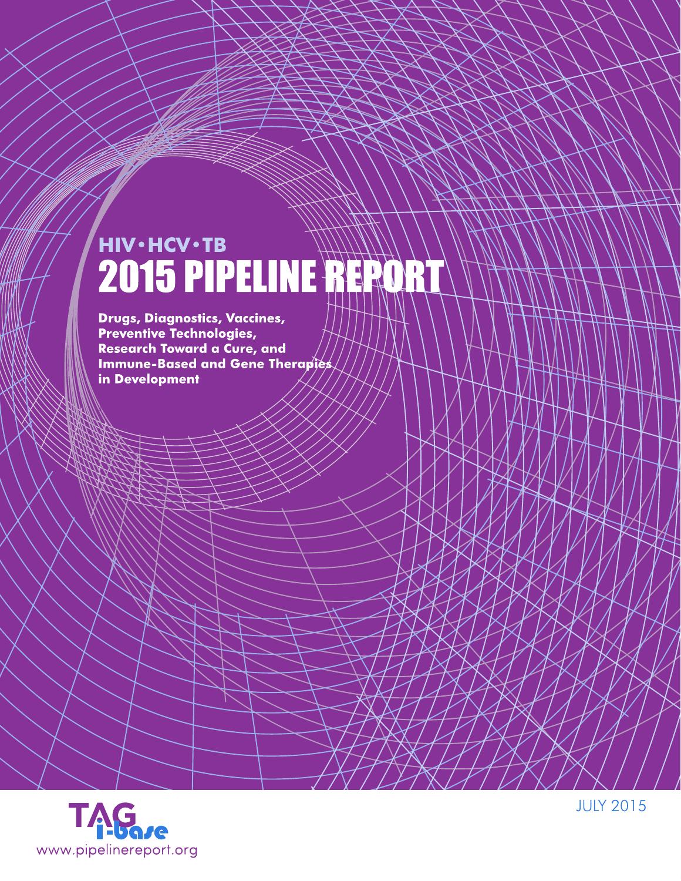HIV • HCV • TB

# 2015 PIPELINE REPORT

**Drugs, Diagnostics, Vaccines, Preventive Technologies, Research Toward a Cure, and Immune-Based and Gene Therapies in Development**

JULY 2015

TAG i-base

www.pipelinereport.org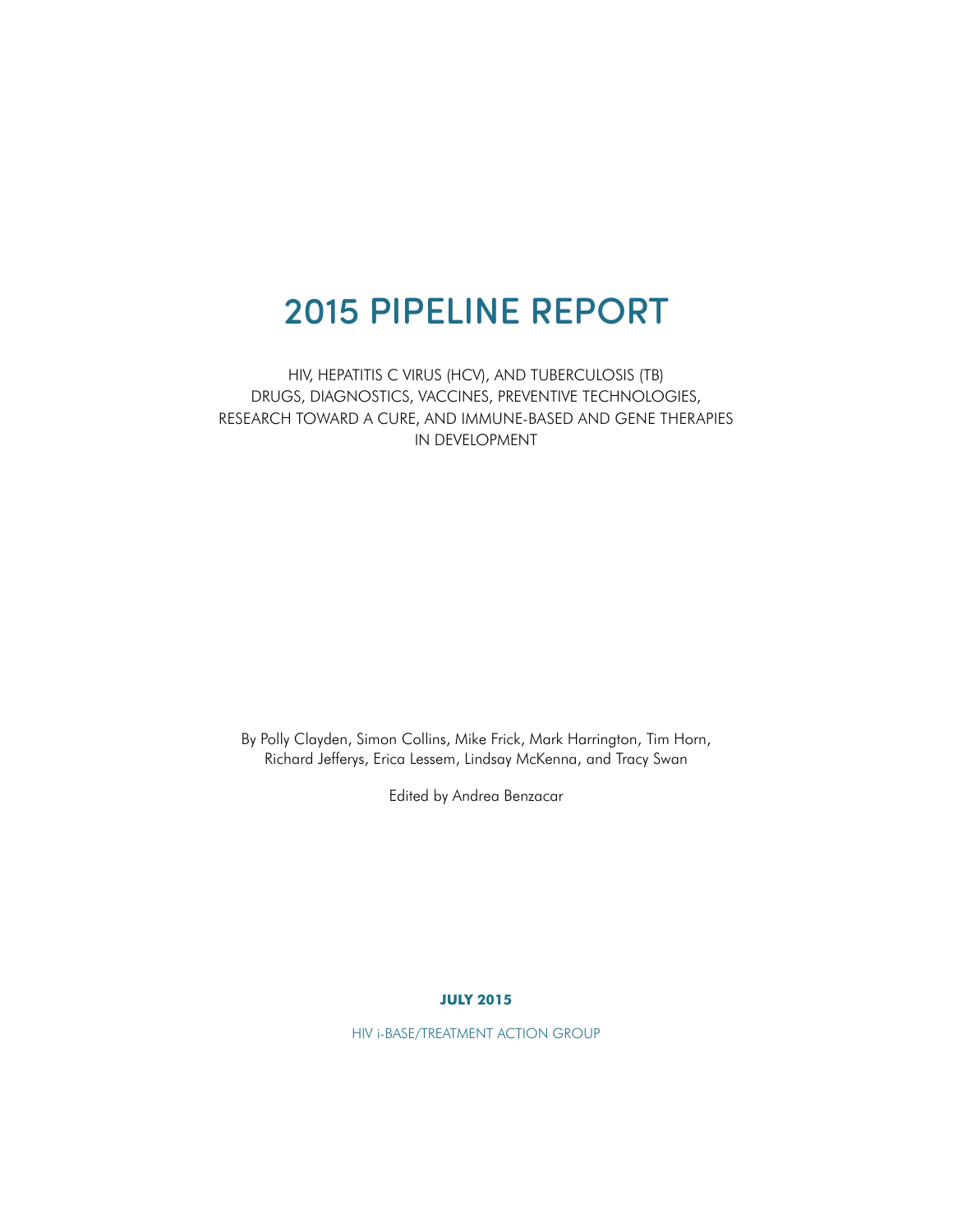# 2015 PIPELINE REPORT

HIV, HEPATITIS C VIRUS (HCV), AND TUBERCULOSIS (TB)
DRUGS, DIAGNOSTICS, VACCINES, PREVENTIVE TECHNOLOGIES,
RESEARCH TOWARD A CURE, AND IMMUNE-BASED AND GENE THERAPIES
IN DEVELOPMENT

By Polly Clayden, Simon Collins, Mike Frick, Mark Harrington, Tim Horn,
Richard Jefferys, Erica Lessem, Lindsay McKenna, and Tracy Swan

Edited by Andrea Benzacar

**JULY 2015**

HIV i-BASE/TREATMENT ACTION GROUP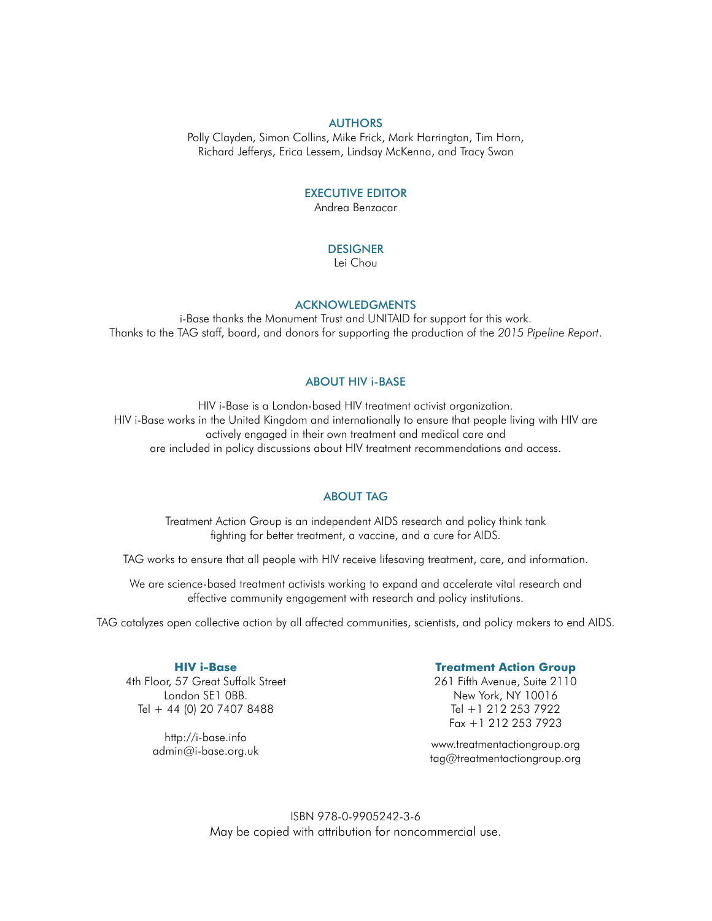## AUTHORS

Polly Clayden, Simon Collins, Mike Frick, Mark Harrington, Tim Horn, Richard Jefferys, Erica Lessem, Lindsay McKenna, and Tracy Swan

## EXECUTIVE EDITOR

Andrea Benzacar

## DESIGNER

Lei Chou

## ACKNOWLEDGMENTS

i-Base thanks the Monument Trust and UNITAID for support for this work.
Thanks to the TAG staff, board, and donors for supporting the production of the *2015 Pipeline Report*.

## ABOUT HIV i-BASE

HIV i-Base is a London-based HIV treatment activist organization.
HIV i-Base works in the United Kingdom and internationally to ensure that people living with HIV are actively engaged in their own treatment and medical care and are included in policy discussions about HIV treatment recommendations and access.

## ABOUT TAG

Treatment Action Group is an independent AIDS research and policy think tank fighting for better treatment, a vaccine, and a cure for AIDS.

TAG works to ensure that all people with HIV receive lifesaving treatment, care, and information.

We are science-based treatment activists working to expand and accelerate vital research and effective community engagement with research and policy institutions.

TAG catalyzes open collective action by all affected communities, scientists, and policy makers to end AIDS.

**HIV i-Base**
4th Floor, 57 Great Suffolk Street
London SE1 0BB.
Tel + 44 (0) 20 7407 8488

http://i-base.info
admin@i-base.org.uk

**Treatment Action Group**
261 Fifth Avenue, Suite 2110
New York, NY 10016
Tel +1 212 253 7922
Fax +1 212 253 7923

www.treatmentactiongroup.org
tag@treatmentactiongroup.org

ISBN 978-0-9905242-3-6
May be copied with attribution for noncommercial use.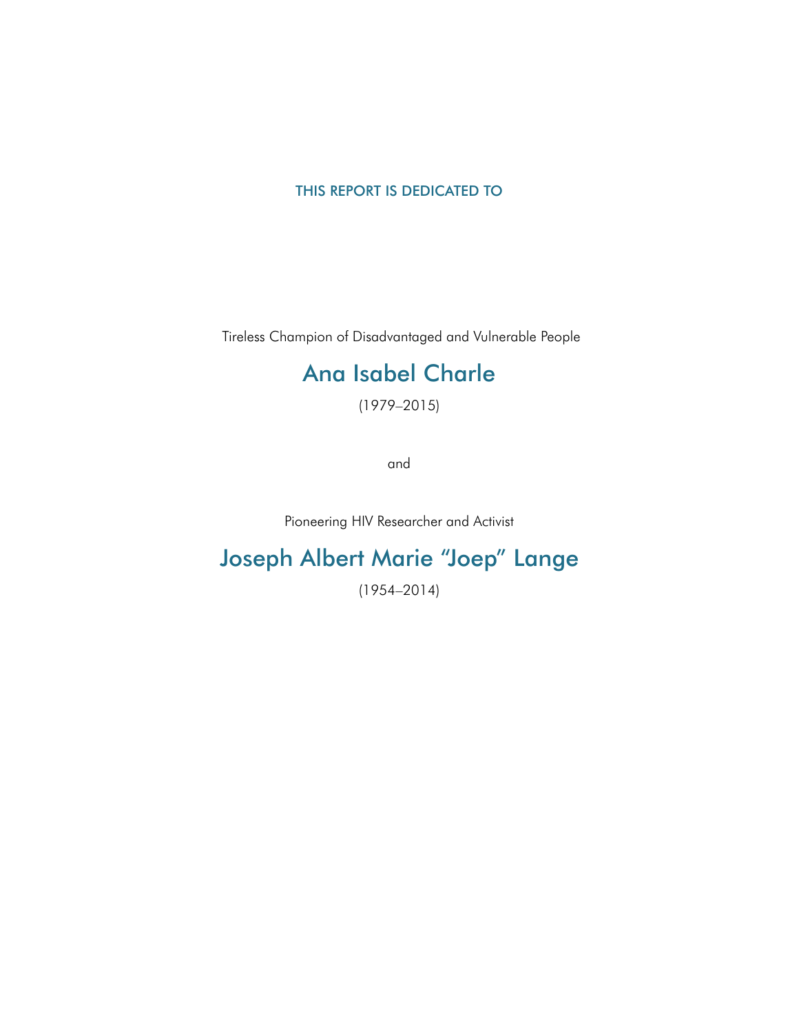THIS REPORT IS DEDICATED TO

Tireless Champion of Disadvantaged and Vulnerable People

## Ana Isabel Charle

(1979–2015)

and

Pioneering HIV Researcher and Activist

## Joseph Albert Marie "Joep" Lange

(1954–2014)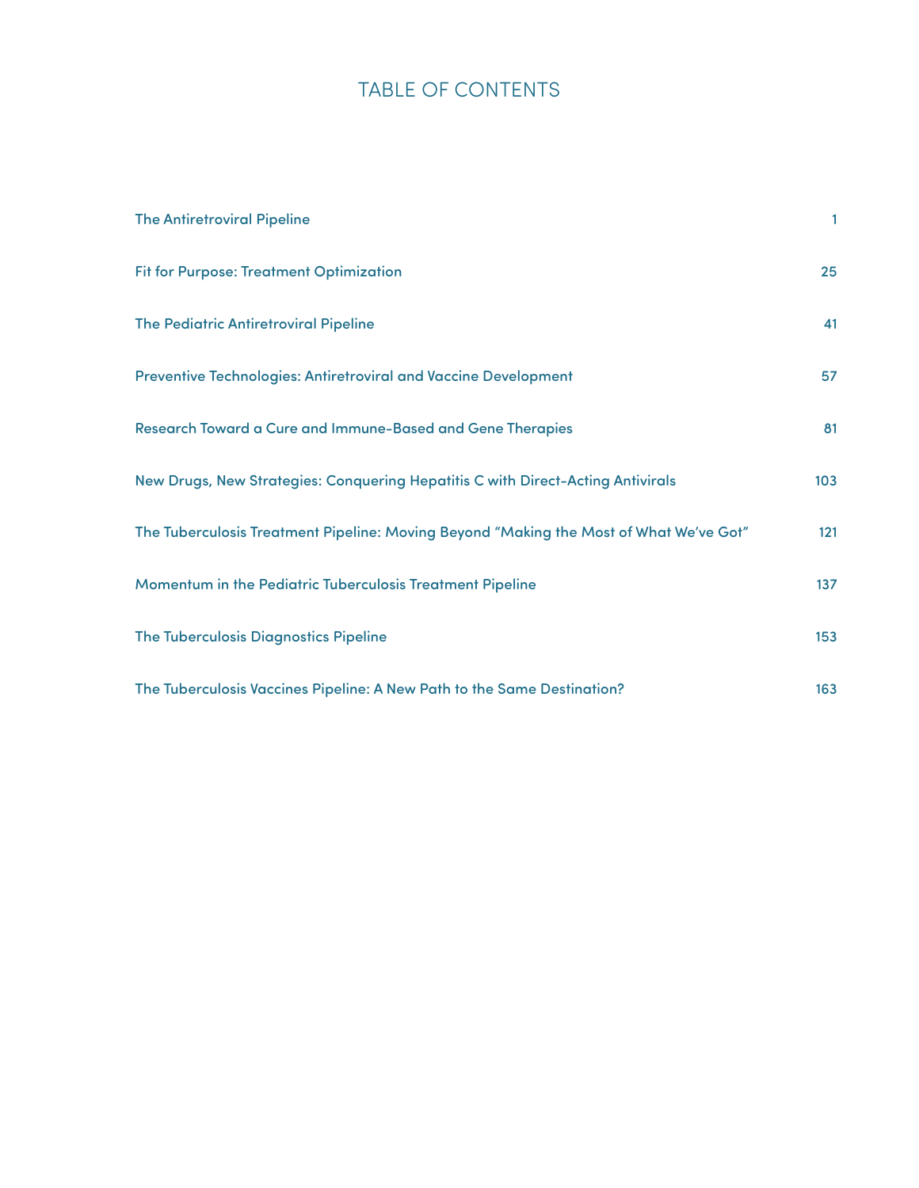# TABLE OF CONTENTS

| | |
|---|---|
| The Antiretroviral Pipeline | 1 |
| Fit for Purpose: Treatment Optimization | 25 |
| The Pediatric Antiretroviral Pipeline | 41 |
| Preventive Technologies: Antiretroviral and Vaccine Development | 57 |
| Research Toward a Cure and Immune-Based and Gene Therapies | 81 |
| New Drugs, New Strategies: Conquering Hepatitis C with Direct-Acting Antivirals | 103 |
| The Tuberculosis Treatment Pipeline: Moving Beyond "Making the Most of What We've Got" | 121 |
| Momentum in the Pediatric Tuberculosis Treatment Pipeline | 137 |
| The Tuberculosis Diagnostics Pipeline | 153 |
| The Tuberculosis Vaccines Pipeline: A New Path to the Same Destination? | 163 |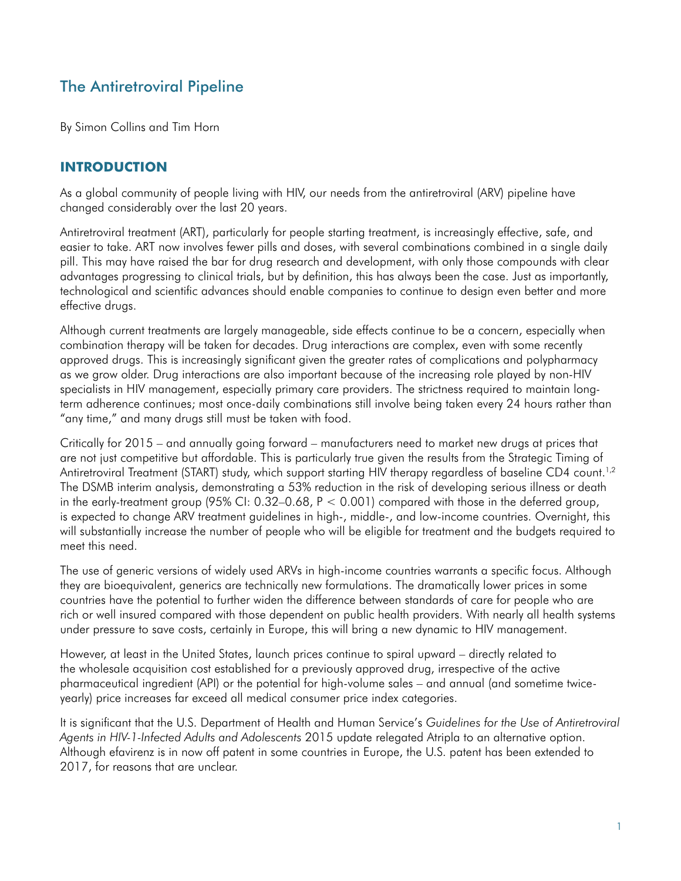# The Antiretroviral Pipeline

By Simon Collins and Tim Horn

## INTRODUCTION

As a global community of people living with HIV, our needs from the antiretroviral (ARV) pipeline have changed considerably over the last 20 years.

Antiretroviral treatment (ART), particularly for people starting treatment, is increasingly effective, safe, and easier to take. ART now involves fewer pills and doses, with several combinations combined in a single daily pill. This may have raised the bar for drug research and development, with only those compounds with clear advantages progressing to clinical trials, but by definition, this has always been the case. Just as importantly, technological and scientific advances should enable companies to continue to design even better and more effective drugs.

Although current treatments are largely manageable, side effects continue to be a concern, especially when combination therapy will be taken for decades. Drug interactions are complex, even with some recently approved drugs. This is increasingly significant given the greater rates of complications and polypharmacy as we grow older. Drug interactions are also important because of the increasing role played by non-HIV specialists in HIV management, especially primary care providers. The strictness required to maintain long-term adherence continues; most once-daily combinations still involve being taken every 24 hours rather than "any time," and many drugs still must be taken with food.

Critically for 2015 – and annually going forward – manufacturers need to market new drugs at prices that are not just competitive but affordable. This is particularly true given the results from the Strategic Timing of Antiretroviral Treatment (START) study, which support starting HIV therapy regardless of baseline CD4 count.[1,2] The DSMB interim analysis, demonstrating a 53% reduction in the risk of developing serious illness or death in the early-treatment group (95% CI: 0.32–0.68, $P < 0.001$) compared with those in the deferred group, is expected to change ARV treatment guidelines in high-, middle-, and low-income countries. Overnight, this will substantially increase the number of people who will be eligible for treatment and the budgets required to meet this need.

The use of generic versions of widely used ARVs in high-income countries warrants a specific focus. Although they are bioequivalent, generics are technically new formulations. The dramatically lower prices in some countries have the potential to further widen the difference between standards of care for people who are rich or well insured compared with those dependent on public health providers. With nearly all health systems under pressure to save costs, certainly in Europe, this will bring a new dynamic to HIV management.

However, at least in the United States, launch prices continue to spiral upward – directly related to the wholesale acquisition cost established for a previously approved drug, irrespective of the active pharmaceutical ingredient (API) or the potential for high-volume sales – and annual (and sometime twice-yearly) price increases far exceed all medical consumer price index categories.

It is significant that the U.S. Department of Health and Human Service's *Guidelines for the Use of Antiretroviral Agents in HIV-1-Infected Adults and Adolescents* 2015 update relegated Atripla to an alternative option. Although efavirenz is in now off patent in some countries in Europe, the U.S. patent has been extended to 2017, for reasons that are unclear.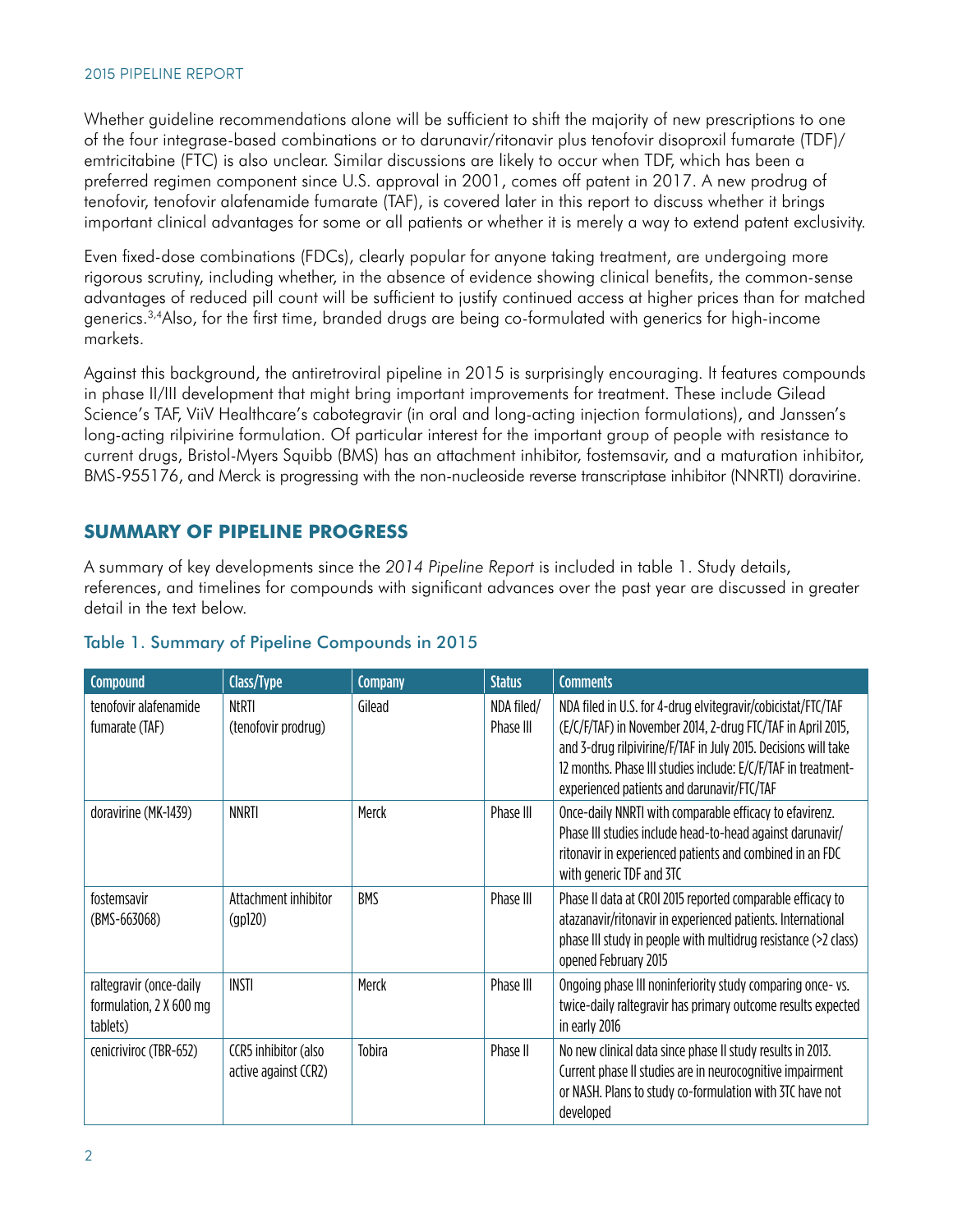Whether guideline recommendations alone will be sufficient to shift the majority of new prescriptions to one of the four integrase-based combinations or to darunavir/ritonavir plus tenofovir disoproxil fumarate (TDF)/ emtricitabine (FTC) is also unclear. Similar discussions are likely to occur when TDF, which has been a preferred regimen component since U.S. approval in 2001, comes off patent in 2017. A new prodrug of tenofovir, tenofovir alafenamide fumarate (TAF), is covered later in this report to discuss whether it brings important clinical advantages for some or all patients or whether it is merely a way to extend patent exclusivity.

Even fixed-dose combinations (FDCs), clearly popular for anyone taking treatment, are undergoing more rigorous scrutiny, including whether, in the absence of evidence showing clinical benefits, the common-sense advantages of reduced pill count will be sufficient to justify continued access at higher prices than for matched generics.[3,4] Also, for the first time, branded drugs are being co-formulated with generics for high-income markets.

Against this background, the antiretroviral pipeline in 2015 is surprisingly encouraging. It features compounds in phase II/III development that might bring important improvements for treatment. These include Gilead Science's TAF, ViiV Healthcare's cabotegravir (in oral and long-acting injection formulations), and Janssen's long-acting rilpivirine formulation. Of particular interest for the important group of people with resistance to current drugs, Bristol-Myers Squibb (BMS) has an attachment inhibitor, fostemsavir, and a maturation inhibitor, BMS-955176, and Merck is progressing with the non-nucleoside reverse transcriptase inhibitor (NNRTI) doravirine.

## SUMMARY OF PIPELINE PROGRESS

A summary of key developments since the *2014 Pipeline Report* is included in table 1. Study details, references, and timelines for compounds with significant advances over the past year are discussed in greater detail in the text below.

### Table 1. Summary of Pipeline Compounds in 2015

| Compound | Class/Type | Company | Status | Comments |
|---|---|---|---|---|
| tenofovir alafenamide fumarate (TAF) | NtRTI (tenofovir prodrug) | Gilead | NDA filed/ Phase III | NDA filed in U.S. for 4-drug elvitegravir/cobicistat/FTC/TAF (E/C/F/TAF) in November 2014, 2-drug FTC/TAF in April 2015, and 3-drug rilpivirine/F/TAF in July 2015. Decisions will take 12 months. Phase III studies include: E/C/F/TAF in treatment-experienced patients and darunavir/FTC/TAF |
| doravirine (MK-1439) | NNRTI | Merck | Phase III | Once-daily NNRTI with comparable efficacy to efavirenz. Phase III studies include head-to-head against darunavir/ ritonavir in experienced patients and combined in an FDC with generic TDF and 3TC |
| fostemsavir (BMS-663068) | Attachment inhibitor (gp120) | BMS | Phase III | Phase II data at CROI 2015 reported comparable efficacy to atazanavir/ritonavir in experienced patients. International phase III study in people with multidrug resistance (>2 class) opened February 2015 |
| raltegravir (once-daily formulation, 2 X 600 mg tablets) | INSTI | Merck | Phase III | Ongoing phase III noninferiority study comparing once- vs. twice-daily raltegravir has primary outcome results expected in early 2016 |
| cenicriviroc (TBR-652) | CCR5 inhibitor (also active against CCR2) | Tobira | Phase II | No new clinical data since phase II study results in 2013. Current phase II studies are in neurocognitive impairment or NASH. Plans to study co-formulation with 3TC have not developed |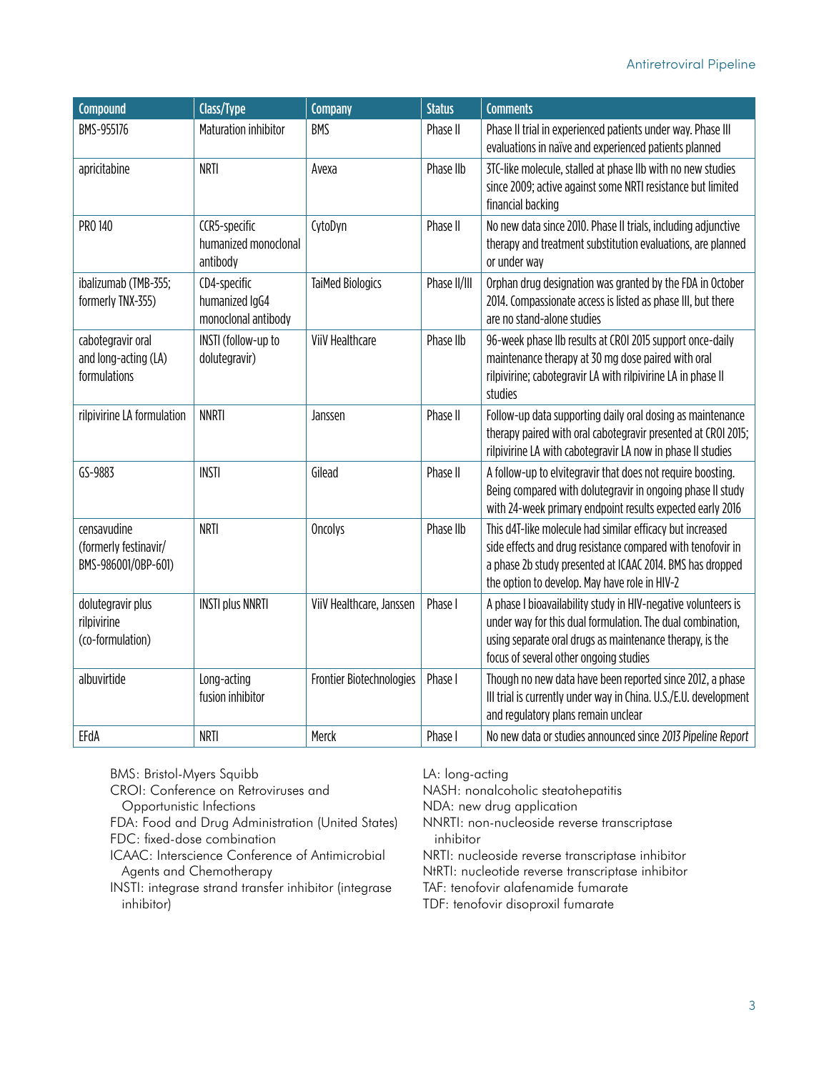| Compound | Class/Type | Company | Status | Comments |
|---|---|---|---|---|
| BMS-955176 | Maturation inhibitor | BMS | Phase II | Phase II trial in experienced patients under way. Phase III evaluations in naïve and experienced patients planned |
| apricitabine | NRTI | Avexa | Phase IIb | 3TC-like molecule, stalled at phase IIb with no new studies since 2009; active against some NRTI resistance but limited financial backing |
| PRO 140 | CCR5-specific humanized monoclonal antibody | CytoDyn | Phase II | No new data since 2010. Phase II trials, including adjunctive therapy and treatment substitution evaluations, are planned or under way |
| ibalizumab (TMB-355; formerly TNX-355) | CD4-specific humanized IgG4 monoclonal antibody | TaiMed Biologics | Phase II/III | Orphan drug designation was granted by the FDA in October 2014. Compassionate access is listed as phase III, but there are no stand-alone studies |
| cabotegravir oral and long-acting (LA) formulations | INSTI (follow-up to dolutegravir) | ViiV Healthcare | Phase IIb | 96-week phase IIb results at CROI 2015 support once-daily maintenance therapy at 30 mg dose paired with oral rilpivirine; cabotegravir LA with rilpivirine LA in phase II studies |
| rilpivirine LA formulation | NNRTI | Janssen | Phase II | Follow-up data supporting daily oral dosing as maintenance therapy paired with oral cabotegravir presented at CROI 2015; rilpivirine LA with cabotegravir LA now in phase II studies |
| GS-9883 | INSTI | Gilead | Phase II | A follow-up to elvitegravir that does not require boosting. Being compared with dolutegravir in ongoing phase II study with 24-week primary endpoint results expected early 2016 |
| censavudine (formerly festinavir/ BMS-986001/OBP-601) | NRTI | Oncolys | Phase IIb | This d4T-like molecule had similar efficacy but increased side effects and drug resistance compared with tenofovir in a phase 2b study presented at ICAAC 2014. BMS has dropped the option to develop. May have role in HIV-2 |
| dolutegravir plus rilpivirine (co-formulation) | INSTI plus NNRTI | ViiV Healthcare, Janssen | Phase I | A phase I bioavailability study in HIV-negative volunteers is under way for this dual formulation. The dual combination, using separate oral drugs as maintenance therapy, is the focus of several other ongoing studies |
| albuvirtide | Long-acting fusion inhibitor | Frontier Biotechnologies | Phase I | Though no new data have been reported since 2012, a phase III trial is currently under way in China. U.S./E.U. development and regulatory plans remain unclear |
| EFdA | NRTI | Merck | Phase I | No new data or studies announced since *2013 Pipeline Report* |

BMS: Bristol-Myers Squibb
CROI: Conference on Retroviruses and Opportunistic Infections
FDA: Food and Drug Administration (United States)
FDC: fixed-dose combination
ICAAC: Interscience Conference of Antimicrobial Agents and Chemotherapy
INSTI: integrase strand transfer inhibitor (integrase inhibitor)
LA: long-acting
NASH: nonalcoholic steatohepatitis
NDA: new drug application
NNRTI: non-nucleoside reverse transcriptase inhibitor
NRTI: nucleoside reverse transcriptase inhibitor
NtRTI: nucleotide reverse transcriptase inhibitor
TAF: tenofovir alafenamide fumarate
TDF: tenofovir disoproxil fumarate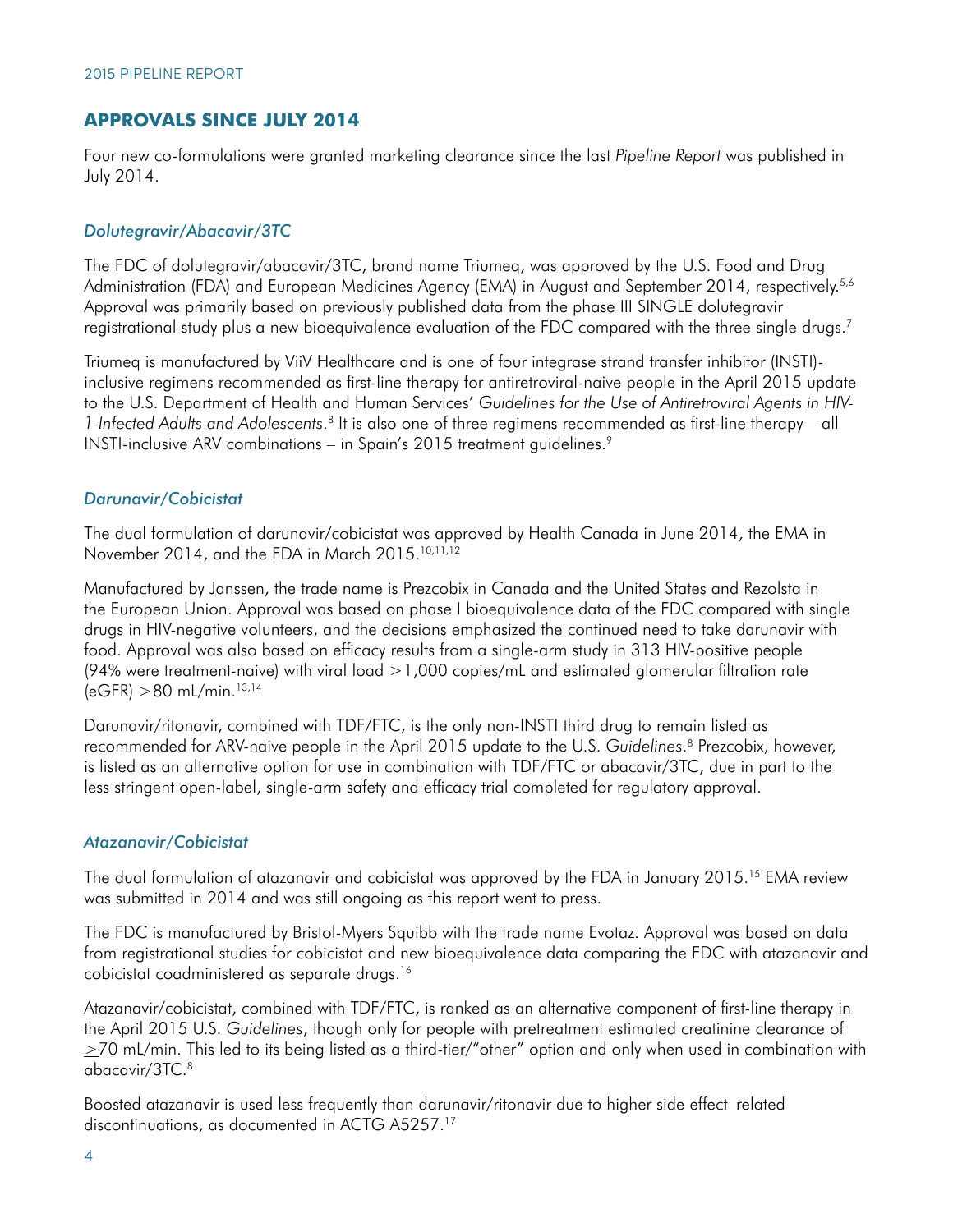## APPROVALS SINCE JULY 2014

Four new co-formulations were granted marketing clearance since the last *Pipeline Report* was published in July 2014.

### *Dolutegravir/Abacavir/3TC*

The FDC of dolutegravir/abacavir/3TC, brand name Triumeq, was approved by the U.S. Food and Drug Administration (FDA) and European Medicines Agency (EMA) in August and September 2014, respectively.[5,6] Approval was primarily based on previously published data from the phase III SINGLE dolutegravir registrational study plus a new bioequivalence evaluation of the FDC compared with the three single drugs.[7]

Triumeq is manufactured by ViiV Healthcare and is one of four integrase strand transfer inhibitor (INSTI)-inclusive regimens recommended as first-line therapy for antiretroviral-naive people in the April 2015 update to the U.S. Department of Health and Human Services' *Guidelines for the Use of Antiretroviral Agents in HIV-1-Infected Adults and Adolescents*.[8] It is also one of three regimens recommended as first-line therapy – all INSTI-inclusive ARV combinations – in Spain's 2015 treatment guidelines.[9]

### *Darunavir/Cobicistat*

The dual formulation of darunavir/cobicistat was approved by Health Canada in June 2014, the EMA in November 2014, and the FDA in March 2015.[10,11,12]

Manufactured by Janssen, the trade name is Prezcobix in Canada and the United States and Rezolsta in the European Union. Approval was based on phase I bioequivalence data of the FDC compared with single drugs in HIV-negative volunteers, and the decisions emphasized the continued need to take darunavir with food. Approval was also based on efficacy results from a single-arm study in 313 HIV-positive people (94% were treatment-naive) with viral load >1,000 copies/mL and estimated glomerular filtration rate (eGFR) >80 mL/min.[13,14]

Darunavir/ritonavir, combined with TDF/FTC, is the only non-INSTI third drug to remain listed as recommended for ARV-naive people in the April 2015 update to the U.S. *Guidelines*.[8] Prezcobix, however, is listed as an alternative option for use in combination with TDF/FTC or abacavir/3TC, due in part to the less stringent open-label, single-arm safety and efficacy trial completed for regulatory approval.

### *Atazanavir/Cobicistat*

The dual formulation of atazanavir and cobicistat was approved by the FDA in January 2015.[15] EMA review was submitted in 2014 and was still ongoing as this report went to press.

The FDC is manufactured by Bristol-Myers Squibb with the trade name Evotaz. Approval was based on data from registrational studies for cobicistat and new bioequivalence data comparing the FDC with atazanavir and cobicistat coadministered as separate drugs.[16]

Atazanavir/cobicistat, combined with TDF/FTC, is ranked as an alternative component of first-line therapy in the April 2015 U.S. *Guidelines*, though only for people with pretreatment estimated creatinine clearance of ≥70 mL/min. This led to its being listed as a third-tier/"other" option and only when used in combination with abacavir/3TC.[8]

Boosted atazanavir is used less frequently than darunavir/ritonavir due to higher side effect–related discontinuations, as documented in ACTG A5257.[17]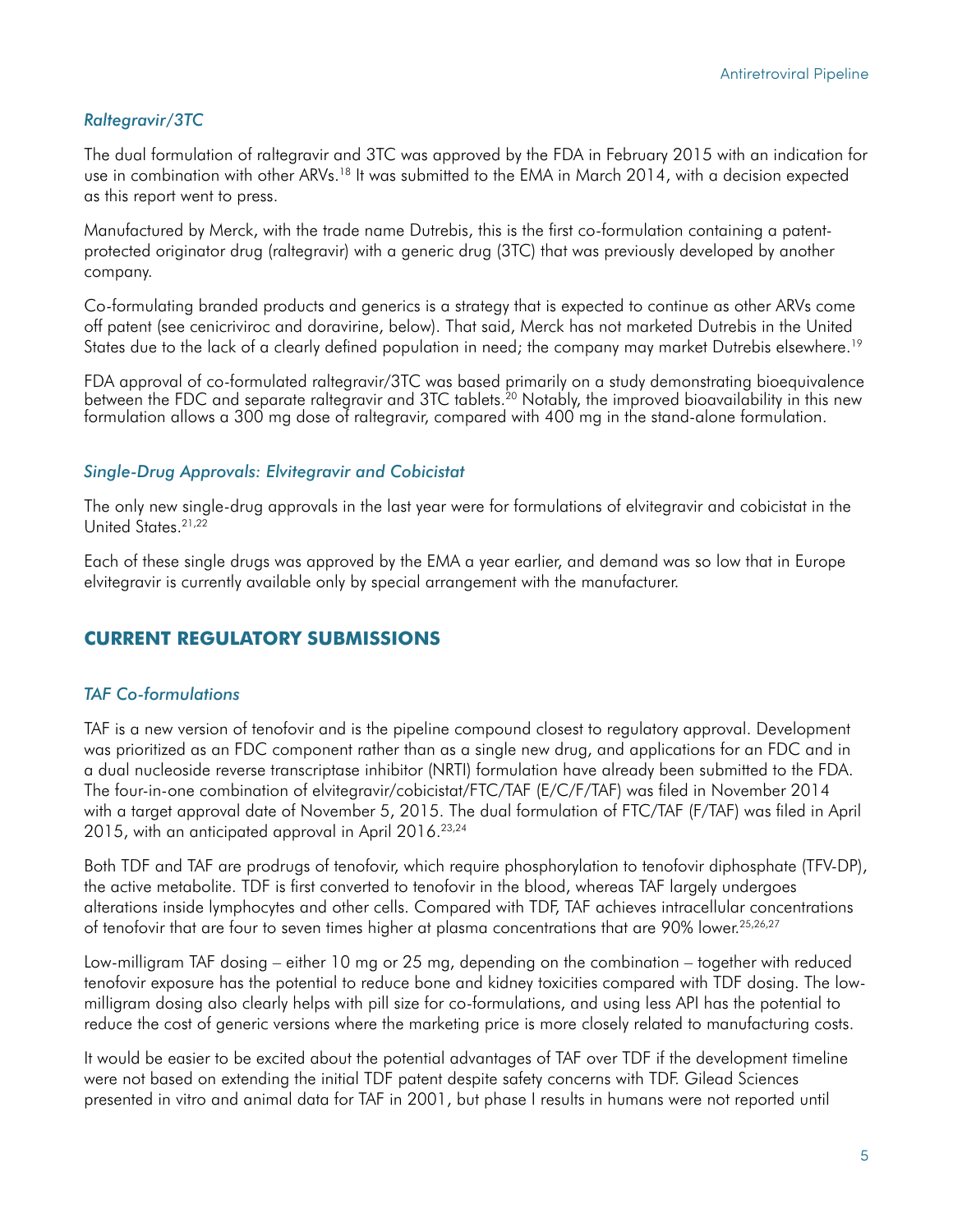### *Raltegravir/3TC*

The dual formulation of raltegravir and 3TC was approved by the FDA in February 2015 with an indication for use in combination with other ARVs.[18] It was submitted to the EMA in March 2014, with a decision expected as this report went to press.

Manufactured by Merck, with the trade name Dutrebis, this is the first co-formulation containing a patent-protected originator drug (raltegravir) with a generic drug (3TC) that was previously developed by another company.

Co-formulating branded products and generics is a strategy that is expected to continue as other ARVs come off patent (see cenicriviroc and doravirine, below). That said, Merck has not marketed Dutrebis in the United States due to the lack of a clearly defined population in need; the company may market Dutrebis elsewhere.[19]

FDA approval of co-formulated raltegravir/3TC was based primarily on a study demonstrating bioequivalence between the FDC and separate raltegravir and 3TC tablets.[20] Notably, the improved bioavailability in this new formulation allows a 300 mg dose of raltegravir, compared with 400 mg in the stand-alone formulation.

### *Single-Drug Approvals: Elvitegravir and Cobicistat*

The only new single-drug approvals in the last year were for formulations of elvitegravir and cobicistat in the United States.[21,22]

Each of these single drugs was approved by the EMA a year earlier, and demand was so low that in Europe elvitegravir is currently available only by special arrangement with the manufacturer.

## CURRENT REGULATORY SUBMISSIONS

### *TAF Co-formulations*

TAF is a new version of tenofovir and is the pipeline compound closest to regulatory approval. Development was prioritized as an FDC component rather than as a single new drug, and applications for an FDC and in a dual nucleoside reverse transcriptase inhibitor (NRTI) formulation have already been submitted to the FDA. The four-in-one combination of elvitegravir/cobicistat/FTC/TAF (E/C/F/TAF) was filed in November 2014 with a target approval date of November 5, 2015. The dual formulation of FTC/TAF (F/TAF) was filed in April 2015, with an anticipated approval in April 2016.[23,24]

Both TDF and TAF are prodrugs of tenofovir, which require phosphorylation to tenofovir diphosphate (TFV-DP), the active metabolite. TDF is first converted to tenofovir in the blood, whereas TAF largely undergoes alterations inside lymphocytes and other cells. Compared with TDF, TAF achieves intracellular concentrations of tenofovir that are four to seven times higher at plasma concentrations that are 90% lower.[25,26,27]

Low-milligram TAF dosing – either 10 mg or 25 mg, depending on the combination – together with reduced tenofovir exposure has the potential to reduce bone and kidney toxicities compared with TDF dosing. The low-milligram dosing also clearly helps with pill size for co-formulations, and using less API has the potential to reduce the cost of generic versions where the marketing price is more closely related to manufacturing costs.

It would be easier to be excited about the potential advantages of TAF over TDF if the development timeline were not based on extending the initial TDF patent despite safety concerns with TDF. Gilead Sciences presented in vitro and animal data for TAF in 2001, but phase I results in humans were not reported until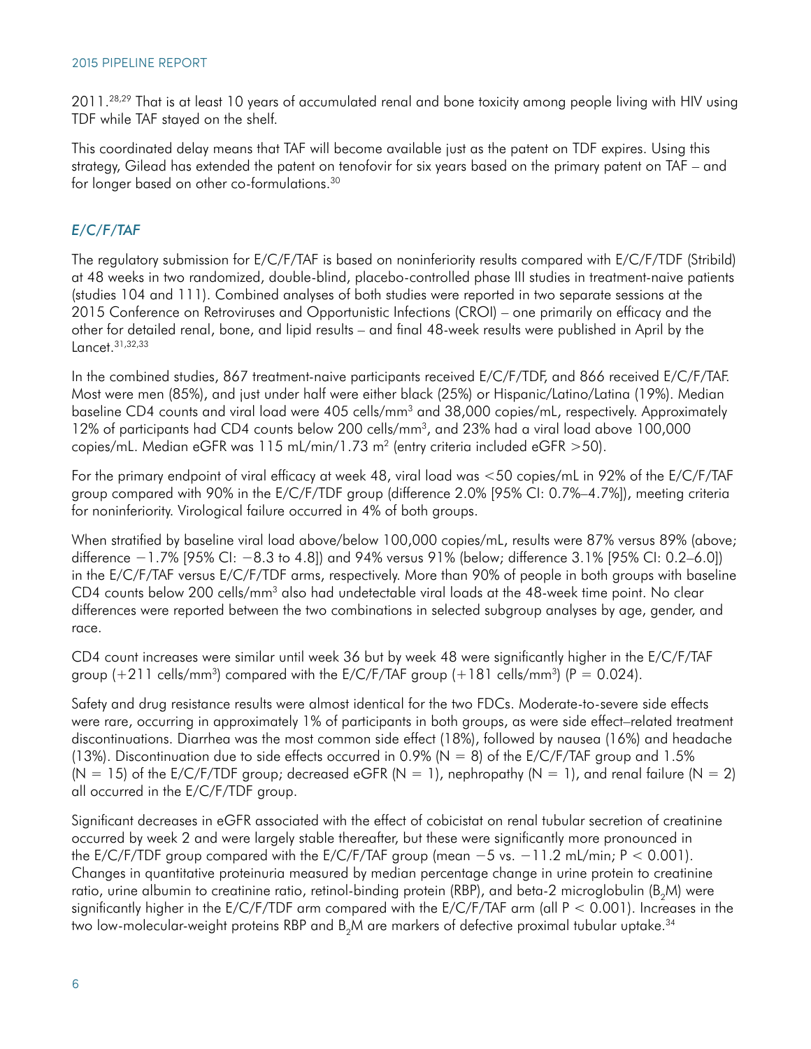2011.[28,29] That is at least 10 years of accumulated renal and bone toxicity among people living with HIV using TDF while TAF stayed on the shelf.

This coordinated delay means that TAF will become available just as the patent on TDF expires. Using this strategy, Gilead has extended the patent on tenofovir for six years based on the primary patent on TAF – and for longer based on other co-formulations.[30]

### *E/C/F/TAF*

The regulatory submission for E/C/F/TAF is based on noninferiority results compared with E/C/F/TDF (Stribild) at 48 weeks in two randomized, double-blind, placebo-controlled phase III studies in treatment-naive patients (studies 104 and 111). Combined analyses of both studies were reported in two separate sessions at the 2015 Conference on Retroviruses and Opportunistic Infections (CROI) – one primarily on efficacy and the other for detailed renal, bone, and lipid results – and final 48-week results were published in April by the Lancet.[31,32,33]

In the combined studies, 867 treatment-naive participants received E/C/F/TDF, and 866 received E/C/F/TAF. Most were men (85%), and just under half were either black (25%) or Hispanic/Latino/Latina (19%). Median baseline CD4 counts and viral load were 405 cells/mm$^3$ and 38,000 copies/mL, respectively. Approximately 12% of participants had CD4 counts below 200 cells/mm$^3$, and 23% had a viral load above 100,000 copies/mL. Median eGFR was 115 mL/min/1.73 m$^2$ (entry criteria included eGFR >50).

For the primary endpoint of viral efficacy at week 48, viral load was <50 copies/mL in 92% of the E/C/F/TAF group compared with 90% in the E/C/F/TDF group (difference 2.0% [95% CI: 0.7%–4.7%]), meeting criteria for noninferiority. Virological failure occurred in 4% of both groups.

When stratified by baseline viral load above/below 100,000 copies/mL, results were 87% versus 89% (above; difference −1.7% [95% CI: −8.3 to 4.8]) and 94% versus 91% (below; difference 3.1% [95% CI: 0.2–6.0]) in the E/C/F/TAF versus E/C/F/TDF arms, respectively. More than 90% of people in both groups with baseline CD4 counts below 200 cells/mm$^3$ also had undetectable viral loads at the 48-week time point. No clear differences were reported between the two combinations in selected subgroup analyses by age, gender, and race.

CD4 count increases were similar until week 36 but by week 48 were significantly higher in the E/C/F/TAF group (+211 cells/mm$^3$) compared with the E/C/F/TAF group (+181 cells/mm$^3$) ($P = 0.024$).

Safety and drug resistance results were almost identical for the two FDCs. Moderate-to-severe side effects were rare, occurring in approximately 1% of participants in both groups, as were side effect–related treatment discontinuations. Diarrhea was the most common side effect (18%), followed by nausea (16%) and headache (13%). Discontinuation due to side effects occurred in 0.9% (N = 8) of the E/C/F/TAF group and 1.5% (N = 15) of the E/C/F/TDF group; decreased eGFR (N = 1), nephropathy (N = 1), and renal failure (N = 2) all occurred in the E/C/F/TDF group.

Significant decreases in eGFR associated with the effect of cobicistat on renal tubular secretion of creatinine occurred by week 2 and were largely stable thereafter, but these were significantly more pronounced in the E/C/F/TDF group compared with the E/C/F/TAF group (mean −5 vs. −11.2 mL/min; $P < 0.001$). Changes in quantitative proteinuria measured by median percentage change in urine protein to creatinine ratio, urine albumin to creatinine ratio, retinol-binding protein (RBP), and beta-2 microglobulin ($B_2M$) were significantly higher in the E/C/F/TDF arm compared with the E/C/F/TAF arm (all $P < 0.001$). Increases in the two low-molecular-weight proteins RBP and $B_2M$ are markers of defective proximal tubular uptake.[34]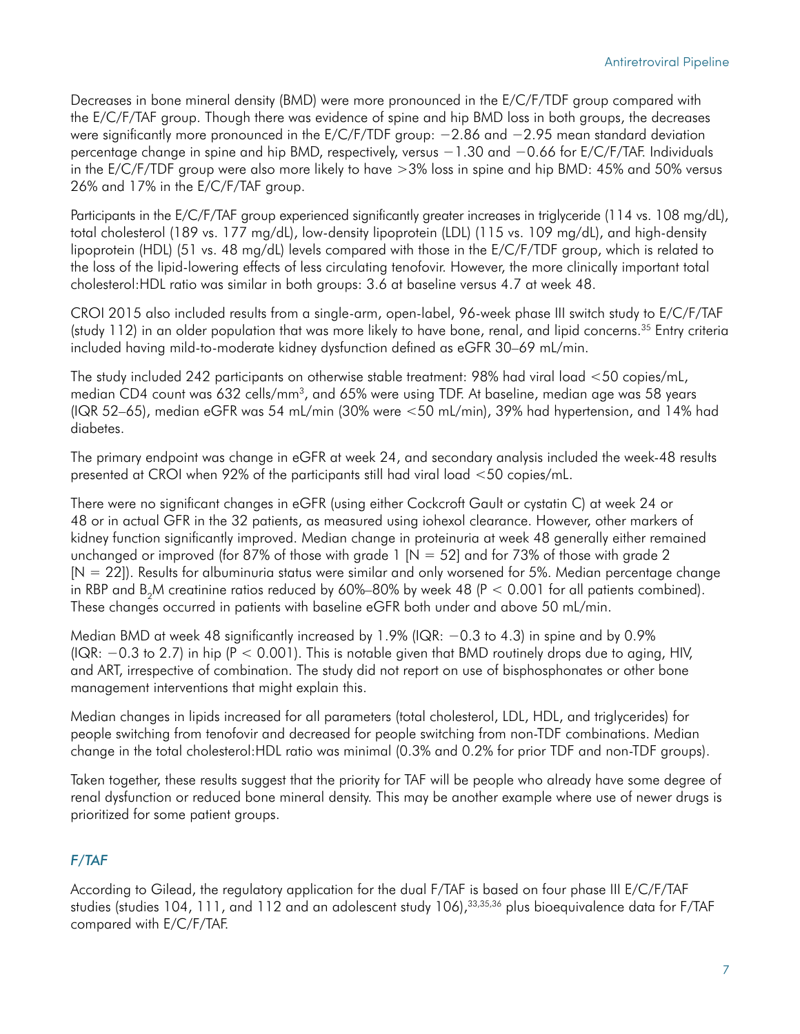Decreases in bone mineral density (BMD) were more pronounced in the E/C/F/TDF group compared with the E/C/F/TAF group. Though there was evidence of spine and hip BMD loss in both groups, the decreases were significantly more pronounced in the E/C/F/TDF group: −2.86 and −2.95 mean standard deviation percentage change in spine and hip BMD, respectively, versus −1.30 and −0.66 for E/C/F/TAF. Individuals in the E/C/F/TDF group were also more likely to have >3% loss in spine and hip BMD: 45% and 50% versus 26% and 17% in the E/C/F/TAF group.

Participants in the E/C/F/TAF group experienced significantly greater increases in triglyceride (114 vs. 108 mg/dL), total cholesterol (189 vs. 177 mg/dL), low-density lipoprotein (LDL) (115 vs. 109 mg/dL), and high-density lipoprotein (HDL) (51 vs. 48 mg/dL) levels compared with those in the E/C/F/TDF group, which is related to the loss of the lipid-lowering effects of less circulating tenofovir. However, the more clinically important total cholesterol:HDL ratio was similar in both groups: 3.6 at baseline versus 4.7 at week 48.

CROI 2015 also included results from a single-arm, open-label, 96-week phase III switch study to E/C/F/TAF (study 112) in an older population that was more likely to have bone, renal, and lipid concerns.[35] Entry criteria included having mild-to-moderate kidney dysfunction defined as eGFR 30–69 mL/min.

The study included 242 participants on otherwise stable treatment: 98% had viral load <50 copies/mL, median CD4 count was 632 cells/mm$^3$, and 65% were using TDF. At baseline, median age was 58 years (IQR 52–65), median eGFR was 54 mL/min (30% were <50 mL/min), 39% had hypertension, and 14% had diabetes.

The primary endpoint was change in eGFR at week 24, and secondary analysis included the week-48 results presented at CROI when 92% of the participants still had viral load <50 copies/mL.

There were no significant changes in eGFR (using either Cockcroft Gault or cystatin C) at week 24 or 48 or in actual GFR in the 32 patients, as measured using iohexol clearance. However, other markers of kidney function significantly improved. Median change in proteinuria at week 48 generally either remained unchanged or improved (for 87% of those with grade 1 [N = 52] and for 73% of those with grade 2 [N = 22]). Results for albuminuria status were similar and only worsened for 5%. Median percentage change in RBP and $B_2M$ creatinine ratios reduced by 60%–80% by week 48 ($P < 0.001$ for all patients combined). These changes occurred in patients with baseline eGFR both under and above 50 mL/min.

Median BMD at week 48 significantly increased by 1.9% (IQR: −0.3 to 4.3) in spine and by 0.9% (IQR: −0.3 to 2.7) in hip ($P < 0.001$). This is notable given that BMD routinely drops due to aging, HIV, and ART, irrespective of combination. The study did not report on use of bisphosphonates or other bone management interventions that might explain this.

Median changes in lipids increased for all parameters (total cholesterol, LDL, HDL, and triglycerides) for people switching from tenofovir and decreased for people switching from non-TDF combinations. Median change in the total cholesterol:HDL ratio was minimal (0.3% and 0.2% for prior TDF and non-TDF groups).

Taken together, these results suggest that the priority for TAF will be people who already have some degree of renal dysfunction or reduced bone mineral density. This may be another example where use of newer drugs is prioritized for some patient groups.

### *F/TAF*

According to Gilead, the regulatory application for the dual F/TAF is based on four phase III E/C/F/TAF studies (studies 104, 111, and 112 and an adolescent study 106),[33,35,36] plus bioequivalence data for F/TAF compared with E/C/F/TAF.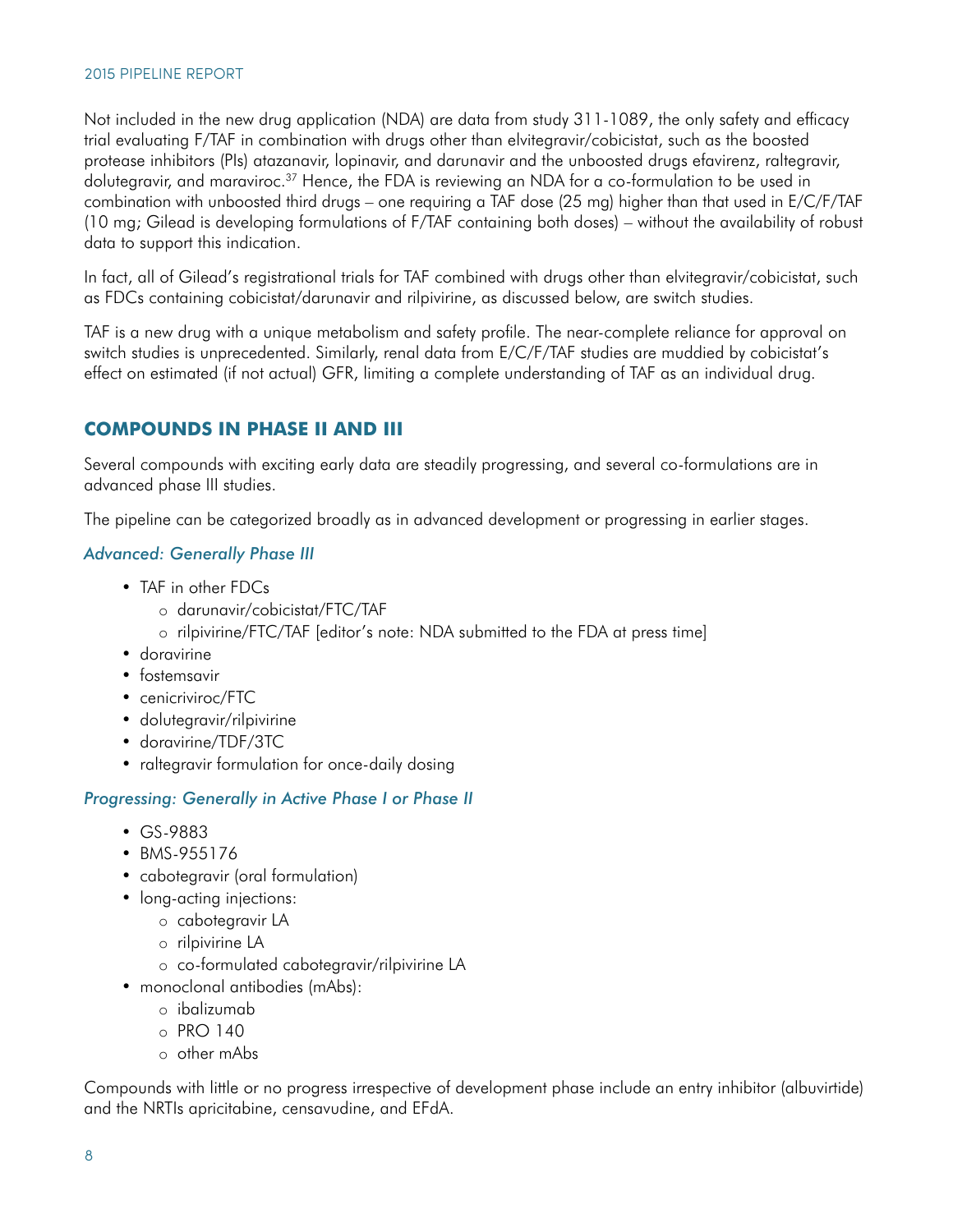Not included in the new drug application (NDA) are data from study 311-1089, the only safety and efficacy trial evaluating F/TAF in combination with drugs other than elvitegravir/cobicistat, such as the boosted protease inhibitors (PIs) atazanavir, lopinavir, and darunavir and the unboosted drugs efavirenz, raltegravir, dolutegravir, and maraviroc.[37] Hence, the FDA is reviewing an NDA for a co-formulation to be used in combination with unboosted third drugs – one requiring a TAF dose (25 mg) higher than that used in E/C/F/TAF (10 mg; Gilead is developing formulations of F/TAF containing both doses) – without the availability of robust data to support this indication.

In fact, all of Gilead's registrational trials for TAF combined with drugs other than elvitegravir/cobicistat, such as FDCs containing cobicistat/darunavir and rilpivirine, as discussed below, are switch studies.

TAF is a new drug with a unique metabolism and safety profile. The near-complete reliance for approval on switch studies is unprecedented. Similarly, renal data from E/C/F/TAF studies are muddied by cobicistat's effect on estimated (if not actual) GFR, limiting a complete understanding of TAF as an individual drug.

## COMPOUNDS IN PHASE II AND III

Several compounds with exciting early data are steadily progressing, and several co-formulations are in advanced phase III studies.

The pipeline can be categorized broadly as in advanced development or progressing in earlier stages.

### *Advanced: Generally Phase III*

- TAF in other FDCs
  - darunavir/cobicistat/FTC/TAF
  - rilpivirine/FTC/TAF [editor's note: NDA submitted to the FDA at press time]
- doravirine
- fostemsavir
- cenicriviroc/FTC
- dolutegravir/rilpivirine
- doravirine/TDF/3TC
- raltegravir formulation for once-daily dosing

### *Progressing: Generally in Active Phase I or Phase II*

- GS-9883
- BMS-955176
- cabotegravir (oral formulation)
- long-acting injections:
  - cabotegravir LA
  - rilpivirine LA
  - co-formulated cabotegravir/rilpivirine LA
- monoclonal antibodies (mAbs):
  - ibalizumab
  - PRO 140
  - other mAbs

Compounds with little or no progress irrespective of development phase include an entry inhibitor (albuvirtide) and the NRTIs apricitabine, censavudine, and EFdA.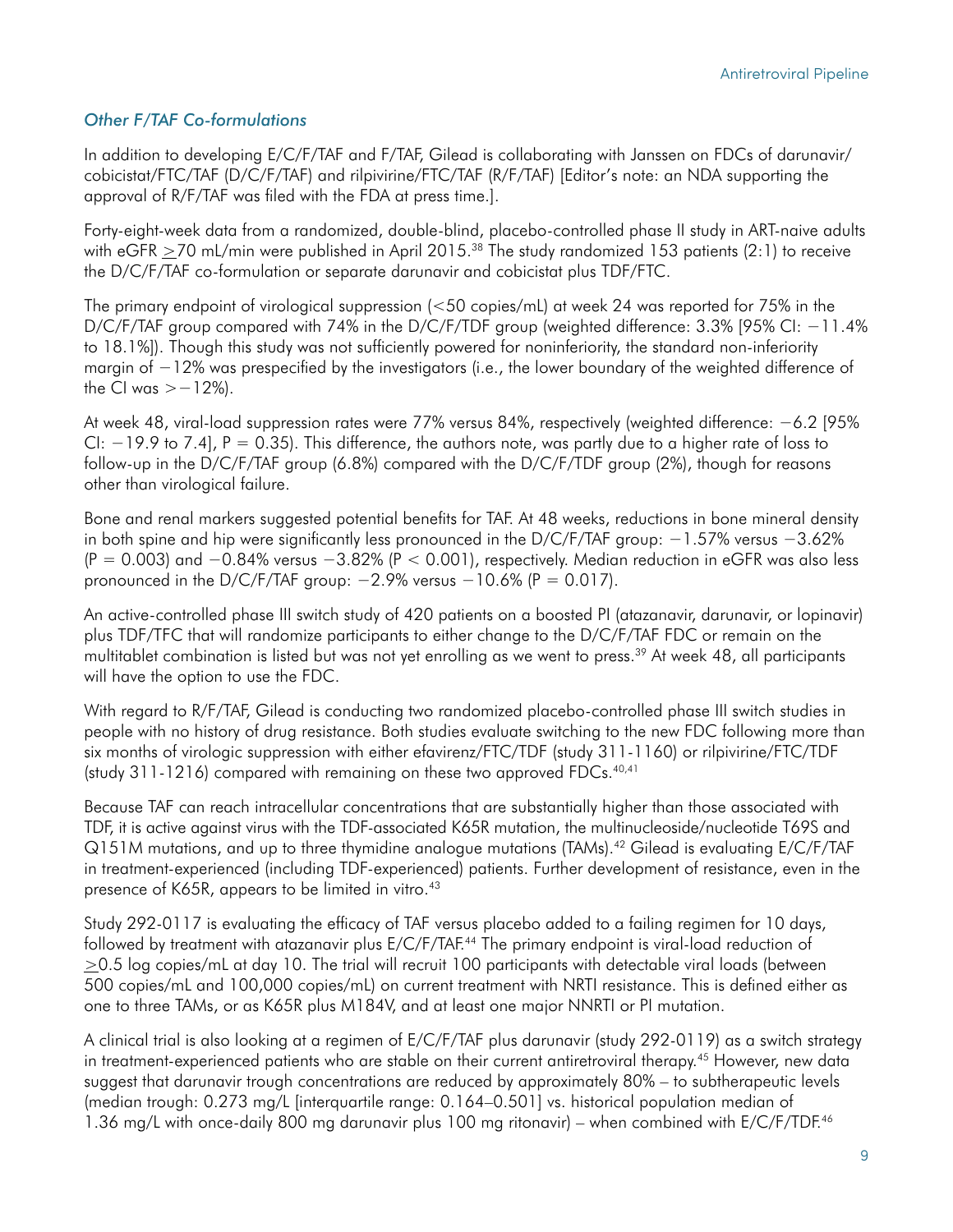### *Other F/TAF Co-formulations*

In addition to developing E/C/F/TAF and F/TAF, Gilead is collaborating with Janssen on FDCs of darunavir/cobicistat/FTC/TAF (D/C/F/TAF) and rilpivirine/FTC/TAF (R/F/TAF) [Editor's note: an NDA supporting the approval of R/F/TAF was filed with the FDA at press time.].

Forty-eight-week data from a randomized, double-blind, placebo-controlled phase II study in ART-naive adults with eGFR ≥70 mL/min were published in April 2015.[38] The study randomized 153 patients (2:1) to receive the D/C/F/TAF co-formulation or separate darunavir and cobicistat plus TDF/FTC.

The primary endpoint of virological suppression (<50 copies/mL) at week 24 was reported for 75% in the D/C/F/TAF group compared with 74% in the D/C/F/TDF group (weighted difference: 3.3% [95% CI: −11.4% to 18.1%]). Though this study was not sufficiently powered for noninferiority, the standard non-inferiority margin of −12% was prespecified by the investigators (i.e., the lower boundary of the weighted difference of the CI was >−12%).

At week 48, viral-load suppression rates were 77% versus 84%, respectively (weighted difference: −6.2 [95% CI: −19.9 to 7.4], P = 0.35). This difference, the authors note, was partly due to a higher rate of loss to follow-up in the D/C/F/TAF group (6.8%) compared with the D/C/F/TDF group (2%), though for reasons other than virological failure.

Bone and renal markers suggested potential benefits for TAF. At 48 weeks, reductions in bone mineral density in both spine and hip were significantly less pronounced in the D/C/F/TAF group: −1.57% versus −3.62% (P = 0.003) and −0.84% versus −3.82% (P < 0.001), respectively. Median reduction in eGFR was also less pronounced in the D/C/F/TAF group: −2.9% versus −10.6% (P = 0.017).

An active-controlled phase III switch study of 420 patients on a boosted PI (atazanavir, darunavir, or lopinavir) plus TDF/TFC that will randomize participants to either change to the D/C/F/TAF FDC or remain on the multitablet combination is listed but was not yet enrolling as we went to press.[39] At week 48, all participants will have the option to use the FDC.

With regard to R/F/TAF, Gilead is conducting two randomized placebo-controlled phase III switch studies in people with no history of drug resistance. Both studies evaluate switching to the new FDC following more than six months of virologic suppression with either efavirenz/FTC/TDF (study 311-1160) or rilpivirine/FTC/TDF (study 311-1216) compared with remaining on these two approved FDCs.[40,41]

Because TAF can reach intracellular concentrations that are substantially higher than those associated with TDF, it is active against virus with the TDF-associated K65R mutation, the multinucleoside/nucleotide T69S and Q151M mutations, and up to three thymidine analogue mutations (TAMs).[42] Gilead is evaluating E/C/F/TAF in treatment-experienced (including TDF-experienced) patients. Further development of resistance, even in the presence of K65R, appears to be limited in vitro.[43]

Study 292-0117 is evaluating the efficacy of TAF versus placebo added to a failing regimen for 10 days, followed by treatment with atazanavir plus E/C/F/TAF.[44] The primary endpoint is viral-load reduction of ≥0.5 log copies/mL at day 10. The trial will recruit 100 participants with detectable viral loads (between 500 copies/mL and 100,000 copies/mL) on current treatment with NRTI resistance. This is defined either as one to three TAMs, or as K65R plus M184V, and at least one major NNRTI or PI mutation.

A clinical trial is also looking at a regimen of E/C/F/TAF plus darunavir (study 292-0119) as a switch strategy in treatment-experienced patients who are stable on their current antiretroviral therapy.[45] However, new data suggest that darunavir trough concentrations are reduced by approximately 80% – to subtherapeutic levels (median trough: 0.273 mg/L [interquartile range: 0.164–0.501] vs. historical population median of 1.36 mg/L with once-daily 800 mg darunavir plus 100 mg ritonavir) – when combined with E/C/F/TDF.[46]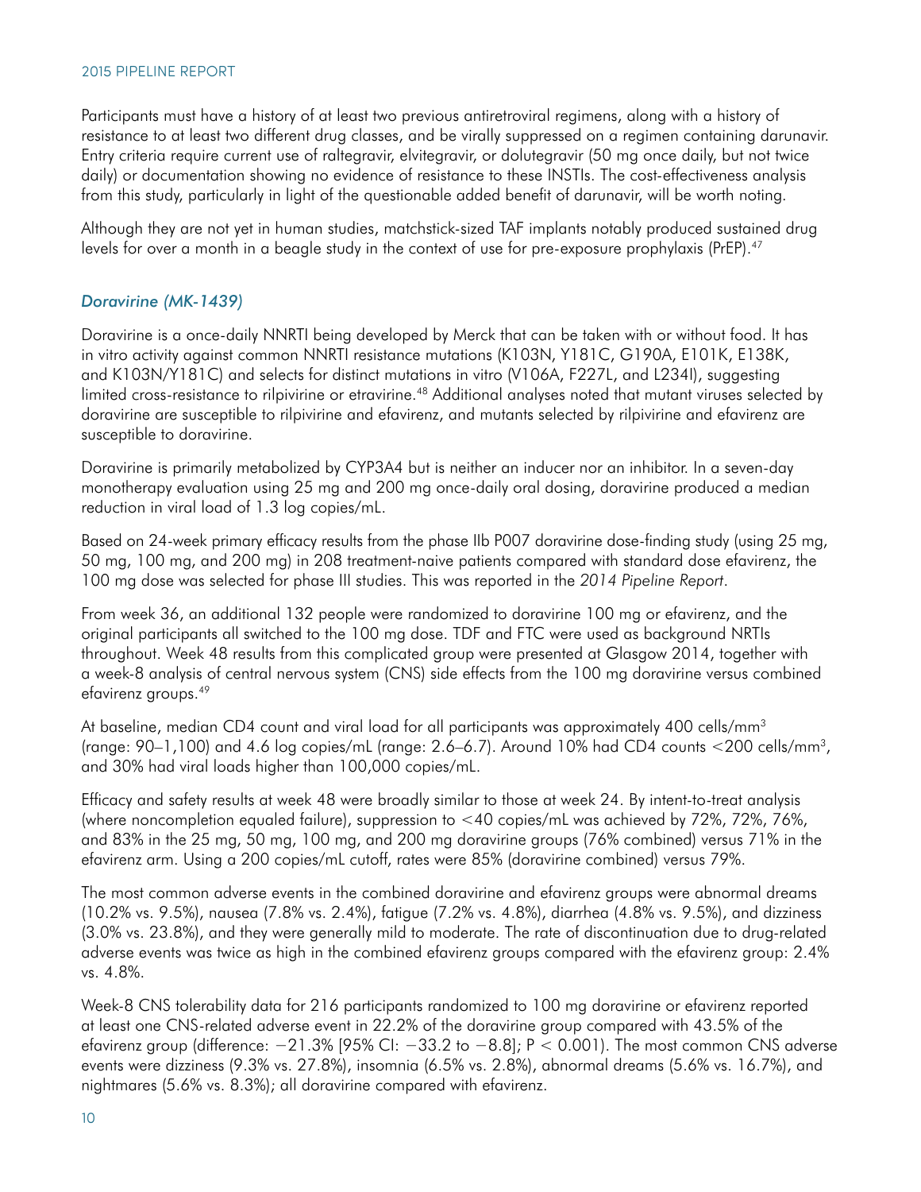Participants must have a history of at least two previous antiretroviral regimens, along with a history of resistance to at least two different drug classes, and be virally suppressed on a regimen containing darunavir. Entry criteria require current use of raltegravir, elvitegravir, or dolutegravir (50 mg once daily, but not twice daily) or documentation showing no evidence of resistance to these INSTIs. The cost-effectiveness analysis from this study, particularly in light of the questionable added benefit of darunavir, will be worth noting.

Although they are not yet in human studies, matchstick-sized TAF implants notably produced sustained drug levels for over a month in a beagle study in the context of use for pre-exposure prophylaxis (PrEP).[47]

### *Doravirine (MK-1439)*

Doravirine is a once-daily NNRTI being developed by Merck that can be taken with or without food. It has in vitro activity against common NNRTI resistance mutations (K103N, Y181C, G190A, E101K, E138K, and K103N/Y181C) and selects for distinct mutations in vitro (V106A, F227L, and L234I), suggesting limited cross-resistance to rilpivirine or etravirine.[48] Additional analyses noted that mutant viruses selected by doravirine are susceptible to rilpivirine and efavirenz, and mutants selected by rilpivirine and efavirenz are susceptible to doravirine.

Doravirine is primarily metabolized by CYP3A4 but is neither an inducer nor an inhibitor. In a seven-day monotherapy evaluation using 25 mg and 200 mg once-daily oral dosing, doravirine produced a median reduction in viral load of 1.3 log copies/mL.

Based on 24-week primary efficacy results from the phase IIb P007 doravirine dose-finding study (using 25 mg, 50 mg, 100 mg, and 200 mg) in 208 treatment-naive patients compared with standard dose efavirenz, the 100 mg dose was selected for phase III studies. This was reported in the *2014 Pipeline Report*.

From week 36, an additional 132 people were randomized to doravirine 100 mg or efavirenz, and the original participants all switched to the 100 mg dose. TDF and FTC were used as background NRTIs throughout. Week 48 results from this complicated group were presented at Glasgow 2014, together with a week-8 analysis of central nervous system (CNS) side effects from the 100 mg doravirine versus combined efavirenz groups.[49]

At baseline, median CD4 count and viral load for all participants was approximately 400 cells/mm$^3$ (range: 90–1,100) and 4.6 log copies/mL (range: 2.6–6.7). Around 10% had CD4 counts <200 cells/mm$^3$, and 30% had viral loads higher than 100,000 copies/mL.

Efficacy and safety results at week 48 were broadly similar to those at week 24. By intent-to-treat analysis (where noncompletion equaled failure), suppression to <40 copies/mL was achieved by 72%, 72%, 76%, and 83% in the 25 mg, 50 mg, 100 mg, and 200 mg doravirine groups (76% combined) versus 71% in the efavirenz arm. Using a 200 copies/mL cutoff, rates were 85% (doravirine combined) versus 79%.

The most common adverse events in the combined doravirine and efavirenz groups were abnormal dreams (10.2% vs. 9.5%), nausea (7.8% vs. 2.4%), fatigue (7.2% vs. 4.8%), diarrhea (4.8% vs. 9.5%), and dizziness (3.0% vs. 23.8%), and they were generally mild to moderate. The rate of discontinuation due to drug-related adverse events was twice as high in the combined efavirenz groups compared with the efavirenz group: 2.4% vs. 4.8%.

Week-8 CNS tolerability data for 216 participants randomized to 100 mg doravirine or efavirenz reported at least one CNS-related adverse event in 22.2% of the doravirine group compared with 43.5% of the efavirenz group (difference: −21.3% [95% CI: −33.2 to −8.8]; P < 0.001). The most common CNS adverse events were dizziness (9.3% vs. 27.8%), insomnia (6.5% vs. 2.8%), abnormal dreams (5.6% vs. 16.7%), and nightmares (5.6% vs. 8.3%); all doravirine compared with efavirenz.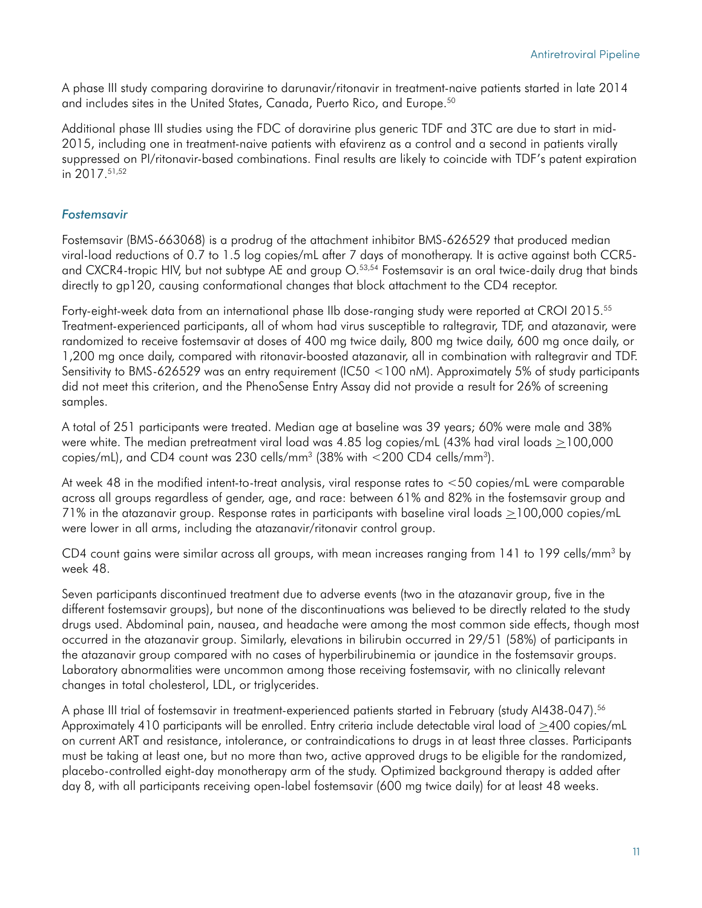A phase III study comparing doravirine to darunavir/ritonavir in treatment-naive patients started in late 2014 and includes sites in the United States, Canada, Puerto Rico, and Europe.[50]

Additional phase III studies using the FDC of doravirine plus generic TDF and 3TC are due to start in mid-2015, including one in treatment-naive patients with efavirenz as a control and a second in patients virally suppressed on PI/ritonavir-based combinations. Final results are likely to coincide with TDF's patent expiration in 2017.[51,52]

### *Fostemsavir*

Fostemsavir (BMS-663068) is a prodrug of the attachment inhibitor BMS-626529 that produced median viral-load reductions of 0.7 to 1.5 log copies/mL after 7 days of monotherapy. It is active against both CCR5- and CXCR4-tropic HIV, but not subtype AE and group O.[53,54] Fostemsavir is an oral twice-daily drug that binds directly to gp120, causing conformational changes that block attachment to the CD4 receptor.

Forty-eight-week data from an international phase IIb dose-ranging study were reported at CROI 2015.[55] Treatment-experienced participants, all of whom had virus susceptible to raltegravir, TDF, and atazanavir, were randomized to receive fostemsavir at doses of 400 mg twice daily, 800 mg twice daily, 600 mg once daily, or 1,200 mg once daily, compared with ritonavir-boosted atazanavir, all in combination with raltegravir and TDF. Sensitivity to BMS-626529 was an entry requirement (IC50 <100 nM). Approximately 5% of study participants did not meet this criterion, and the PhenoSense Entry Assay did not provide a result for 26% of screening samples.

A total of 251 participants were treated. Median age at baseline was 39 years; 60% were male and 38% were white. The median pretreatment viral load was 4.85 log copies/mL (43% had viral loads ≥100,000 copies/mL), and CD4 count was 230 cells/mm³ (38% with <200 CD4 cells/mm³).

At week 48 in the modified intent-to-treat analysis, viral response rates to <50 copies/mL were comparable across all groups regardless of gender, age, and race: between 61% and 82% in the fostemsavir group and 71% in the atazanavir group. Response rates in participants with baseline viral loads ≥100,000 copies/mL were lower in all arms, including the atazanavir/ritonavir control group.

CD4 count gains were similar across all groups, with mean increases ranging from 141 to 199 cells/mm³ by week 48.

Seven participants discontinued treatment due to adverse events (two in the atazanavir group, five in the different fostemsavir groups), but none of the discontinuations was believed to be directly related to the study drugs used. Abdominal pain, nausea, and headache were among the most common side effects, though most occurred in the atazanavir group. Similarly, elevations in bilirubin occurred in 29/51 (58%) of participants in the atazanavir group compared with no cases of hyperbilirubinemia or jaundice in the fostemsavir groups. Laboratory abnormalities were uncommon among those receiving fostemsavir, with no clinically relevant changes in total cholesterol, LDL, or triglycerides.

A phase III trial of fostemsavir in treatment-experienced patients started in February (study AI438-047).[56] Approximately 410 participants will be enrolled. Entry criteria include detectable viral load of ≥400 copies/mL on current ART and resistance, intolerance, or contraindications to drugs in at least three classes. Participants must be taking at least one, but no more than two, active approved drugs to be eligible for the randomized, placebo-controlled eight-day monotherapy arm of the study. Optimized background therapy is added after day 8, with all participants receiving open-label fostemsavir (600 mg twice daily) for at least 48 weeks.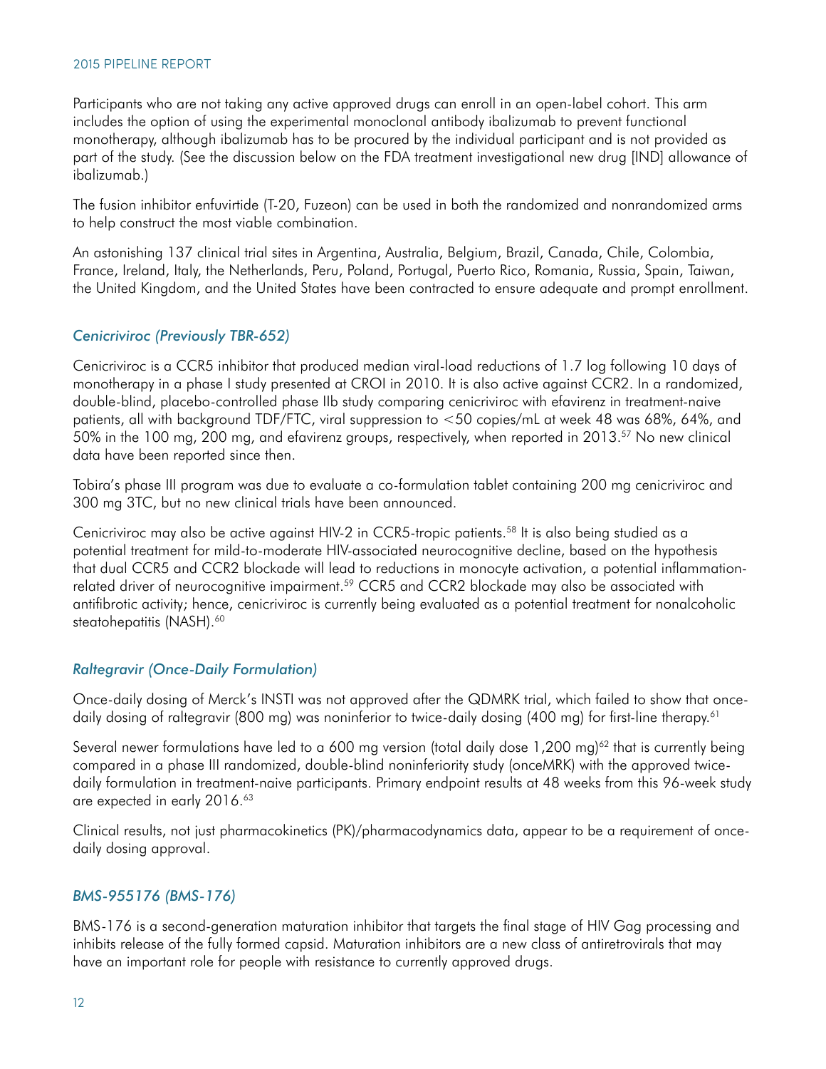Participants who are not taking any active approved drugs can enroll in an open-label cohort. This arm includes the option of using the experimental monoclonal antibody ibalizumab to prevent functional monotherapy, although ibalizumab has to be procured by the individual participant and is not provided as part of the study. (See the discussion below on the FDA treatment investigational new drug [IND] allowance of ibalizumab.)

The fusion inhibitor enfuvirtide (T-20, Fuzeon) can be used in both the randomized and nonrandomized arms to help construct the most viable combination.

An astonishing 137 clinical trial sites in Argentina, Australia, Belgium, Brazil, Canada, Chile, Colombia, France, Ireland, Italy, the Netherlands, Peru, Poland, Portugal, Puerto Rico, Romania, Russia, Spain, Taiwan, the United Kingdom, and the United States have been contracted to ensure adequate and prompt enrollment.

### *Cenicriviroc (Previously TBR-652)*

Cenicriviroc is a CCR5 inhibitor that produced median viral-load reductions of 1.7 log following 10 days of monotherapy in a phase I study presented at CROI in 2010. It is also active against CCR2. In a randomized, double-blind, placebo-controlled phase IIb study comparing cenicriviroc with efavirenz in treatment-naive patients, all with background TDF/FTC, viral suppression to <50 copies/mL at week 48 was 68%, 64%, and 50% in the 100 mg, 200 mg, and efavirenz groups, respectively, when reported in 2013.[57] No new clinical data have been reported since then.

Tobira's phase III program was due to evaluate a co-formulation tablet containing 200 mg cenicriviroc and 300 mg 3TC, but no new clinical trials have been announced.

Cenicriviroc may also be active against HIV-2 in CCR5-tropic patients.[58] It is also being studied as a potential treatment for mild-to-moderate HIV-associated neurocognitive decline, based on the hypothesis that dual CCR5 and CCR2 blockade will lead to reductions in monocyte activation, a potential inflammation-related driver of neurocognitive impairment.[59] CCR5 and CCR2 blockade may also be associated with antifibrotic activity; hence, cenicriviroc is currently being evaluated as a potential treatment for nonalcoholic steatohepatitis (NASH).[60]

### *Raltegravir (Once-Daily Formulation)*

Once-daily dosing of Merck's INSTI was not approved after the QDMRK trial, which failed to show that once-daily dosing of raltegravir (800 mg) was noninferior to twice-daily dosing (400 mg) for first-line therapy.[61]

Several newer formulations have led to a 600 mg version (total daily dose 1,200 mg)[62] that is currently being compared in a phase III randomized, double-blind noninferiority study (onceMRK) with the approved twice-daily formulation in treatment-naive participants. Primary endpoint results at 48 weeks from this 96-week study are expected in early 2016.[63]

Clinical results, not just pharmacokinetics (PK)/pharmacodynamics data, appear to be a requirement of once-daily dosing approval.

### *BMS-955176 (BMS-176)*

BMS-176 is a second-generation maturation inhibitor that targets the final stage of HIV Gag processing and inhibits release of the fully formed capsid. Maturation inhibitors are a new class of antiretrovirals that may have an important role for people with resistance to currently approved drugs.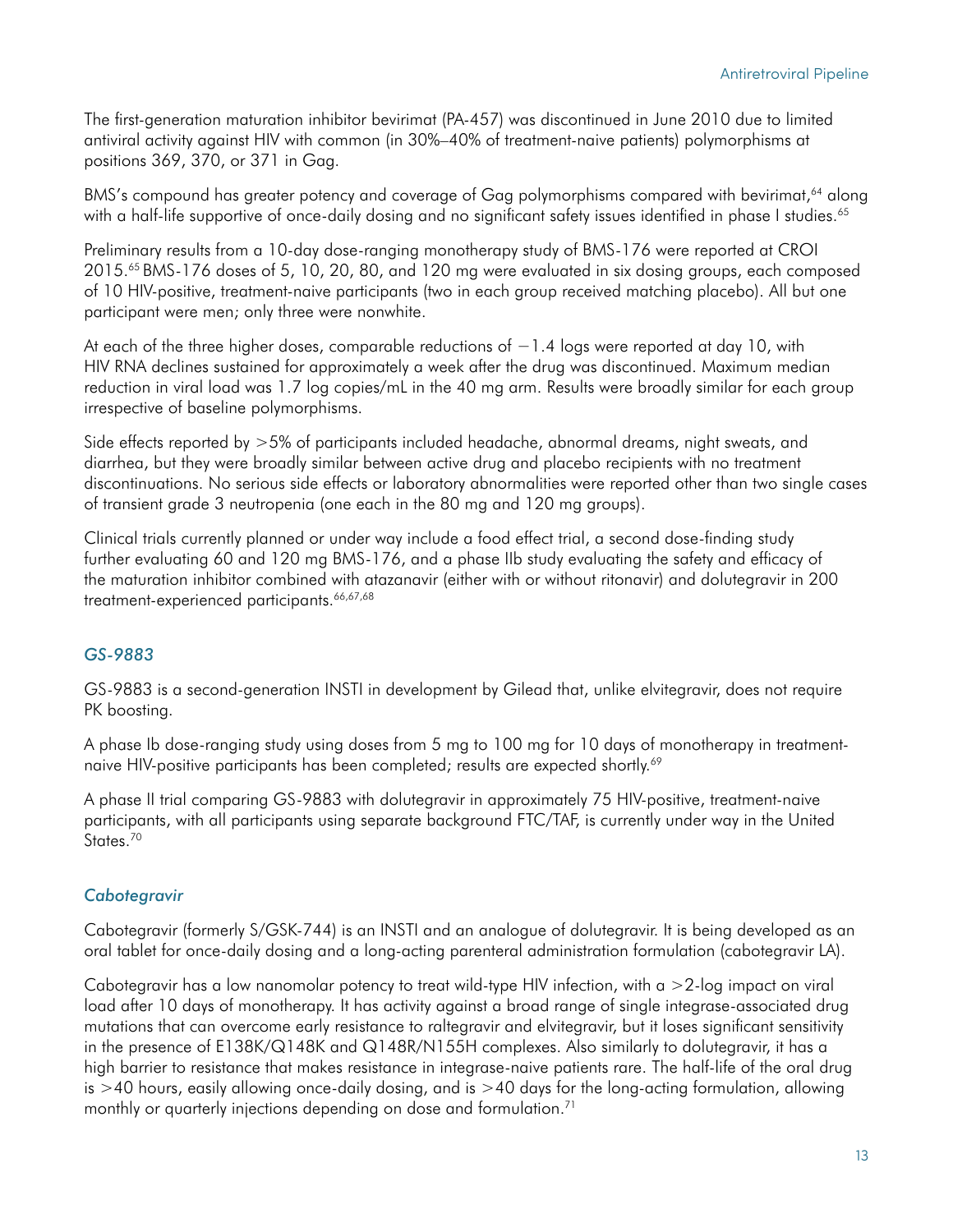The first-generation maturation inhibitor bevirimat (PA-457) was discontinued in June 2010 due to limited antiviral activity against HIV with common (in 30%–40% of treatment-naive patients) polymorphisms at positions 369, 370, or 371 in Gag.

BMS's compound has greater potency and coverage of Gag polymorphisms compared with bevirimat,[64] along with a half-life supportive of once-daily dosing and no significant safety issues identified in phase I studies.[65]

Preliminary results from a 10-day dose-ranging monotherapy study of BMS-176 were reported at CROI 2015.[65] BMS-176 doses of 5, 10, 20, 80, and 120 mg were evaluated in six dosing groups, each composed of 10 HIV-positive, treatment-naive participants (two in each group received matching placebo). All but one participant were men; only three were nonwhite.

At each of the three higher doses, comparable reductions of −1.4 logs were reported at day 10, with HIV RNA declines sustained for approximately a week after the drug was discontinued. Maximum median reduction in viral load was 1.7 log copies/mL in the 40 mg arm. Results were broadly similar for each group irrespective of baseline polymorphisms.

Side effects reported by >5% of participants included headache, abnormal dreams, night sweats, and diarrhea, but they were broadly similar between active drug and placebo recipients with no treatment discontinuations. No serious side effects or laboratory abnormalities were reported other than two single cases of transient grade 3 neutropenia (one each in the 80 mg and 120 mg groups).

Clinical trials currently planned or under way include a food effect trial, a second dose-finding study further evaluating 60 and 120 mg BMS-176, and a phase IIb study evaluating the safety and efficacy of the maturation inhibitor combined with atazanavir (either with or without ritonavir) and dolutegravir in 200 treatment-experienced participants.[66,67,68]

### *GS-9883*

GS-9883 is a second-generation INSTI in development by Gilead that, unlike elvitegravir, does not require PK boosting.

A phase Ib dose-ranging study using doses from 5 mg to 100 mg for 10 days of monotherapy in treatment-naive HIV-positive participants has been completed; results are expected shortly.[69]

A phase II trial comparing GS-9883 with dolutegravir in approximately 75 HIV-positive, treatment-naive participants, with all participants using separate background FTC/TAF, is currently under way in the United States.[70]

### *Cabotegravir*

Cabotegravir (formerly S/GSK-744) is an INSTI and an analogue of dolutegravir. It is being developed as an oral tablet for once-daily dosing and a long-acting parenteral administration formulation (cabotegravir LA).

Cabotegravir has a low nanomolar potency to treat wild-type HIV infection, with a >2-log impact on viral load after 10 days of monotherapy. It has activity against a broad range of single integrase-associated drug mutations that can overcome early resistance to raltegravir and elvitegravir, but it loses significant sensitivity in the presence of E138K/Q148K and Q148R/N155H complexes. Also similarly to dolutegravir, it has a high barrier to resistance that makes resistance in integrase-naive patients rare. The half-life of the oral drug is >40 hours, easily allowing once-daily dosing, and is >40 days for the long-acting formulation, allowing monthly or quarterly injections depending on dose and formulation.[71]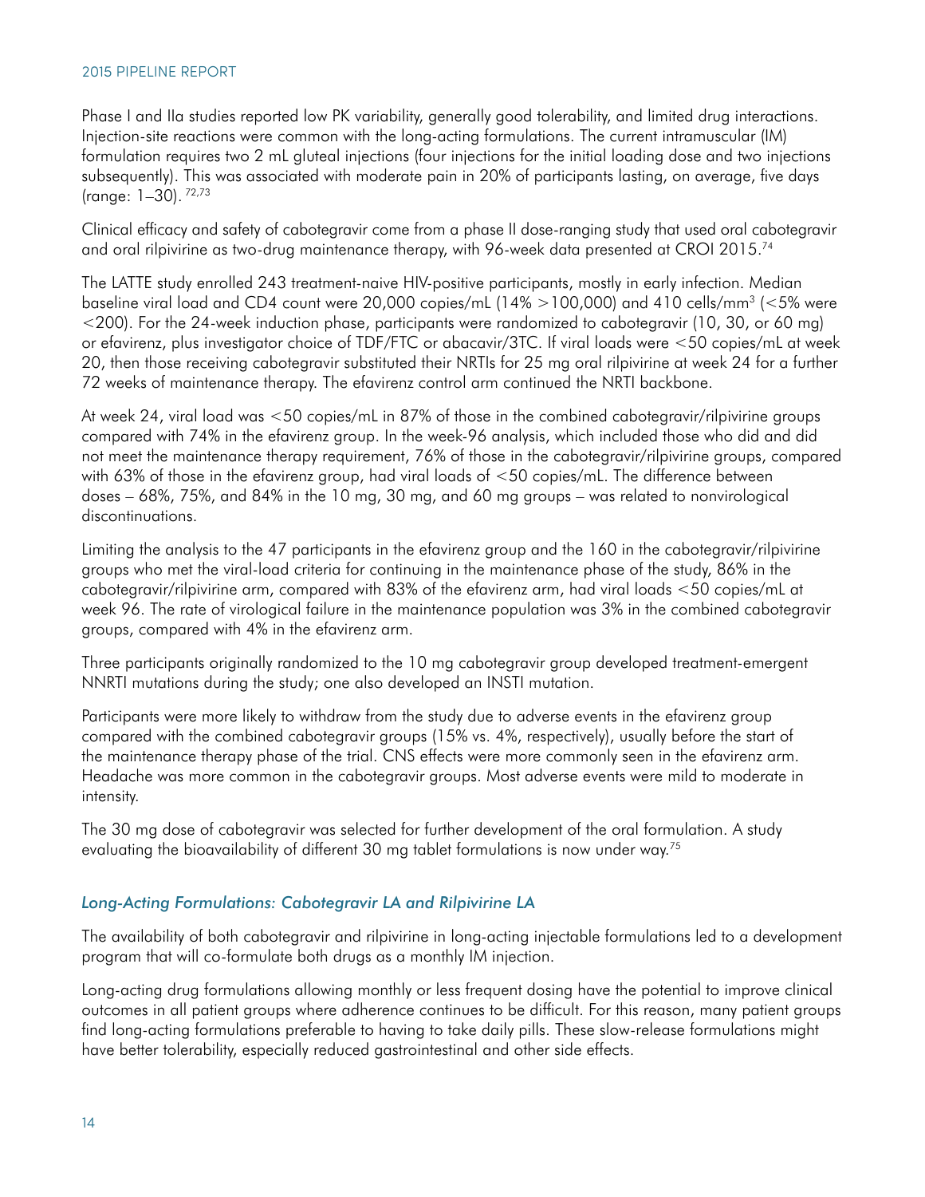Phase I and IIa studies reported low PK variability, generally good tolerability, and limited drug interactions. Injection-site reactions were common with the long-acting formulations. The current intramuscular (IM) formulation requires two 2 mL gluteal injections (four injections for the initial loading dose and two injections subsequently). This was associated with moderate pain in 20% of participants lasting, on average, five days (range: 1–30). [72,73]

Clinical efficacy and safety of cabotegravir come from a phase II dose-ranging study that used oral cabotegravir and oral rilpivirine as two-drug maintenance therapy, with 96-week data presented at CROI 2015.[74]

The LATTE study enrolled 243 treatment-naive HIV-positive participants, mostly in early infection. Median baseline viral load and CD4 count were 20,000 copies/mL (14% >100,000) and 410 cells/mm$^3$ (<5% were <200). For the 24-week induction phase, participants were randomized to cabotegravir (10, 30, or 60 mg) or efavirenz, plus investigator choice of TDF/FTC or abacavir/3TC. If viral loads were <50 copies/mL at week 20, then those receiving cabotegravir substituted their NRTIs for 25 mg oral rilpivirine at week 24 for a further 72 weeks of maintenance therapy. The efavirenz control arm continued the NRTI backbone.

At week 24, viral load was <50 copies/mL in 87% of those in the combined cabotegravir/rilpivirine groups compared with 74% in the efavirenz group. In the week-96 analysis, which included those who did and did not meet the maintenance therapy requirement, 76% of those in the cabotegravir/rilpivirine groups, compared with 63% of those in the efavirenz group, had viral loads of <50 copies/mL. The difference between doses – 68%, 75%, and 84% in the 10 mg, 30 mg, and 60 mg groups – was related to nonvirological discontinuations.

Limiting the analysis to the 47 participants in the efavirenz group and the 160 in the cabotegravir/rilpivirine groups who met the viral-load criteria for continuing in the maintenance phase of the study, 86% in the cabotegravir/rilpivirine arm, compared with 83% of the efavirenz arm, had viral loads <50 copies/mL at week 96. The rate of virological failure in the maintenance population was 3% in the combined cabotegravir groups, compared with 4% in the efavirenz arm.

Three participants originally randomized to the 10 mg cabotegravir group developed treatment-emergent NNRTI mutations during the study; one also developed an INSTI mutation.

Participants were more likely to withdraw from the study due to adverse events in the efavirenz group compared with the combined cabotegravir groups (15% vs. 4%, respectively), usually before the start of the maintenance therapy phase of the trial. CNS effects were more commonly seen in the efavirenz arm. Headache was more common in the cabotegravir groups. Most adverse events were mild to moderate in intensity.

The 30 mg dose of cabotegravir was selected for further development of the oral formulation. A study evaluating the bioavailability of different 30 mg tablet formulations is now under way.[75]

### *Long-Acting Formulations: Cabotegravir LA and Rilpivirine LA*

The availability of both cabotegravir and rilpivirine in long-acting injectable formulations led to a development program that will co-formulate both drugs as a monthly IM injection.

Long-acting drug formulations allowing monthly or less frequent dosing have the potential to improve clinical outcomes in all patient groups where adherence continues to be difficult. For this reason, many patient groups find long-acting formulations preferable to having to take daily pills. These slow-release formulations might have better tolerability, especially reduced gastrointestinal and other side effects.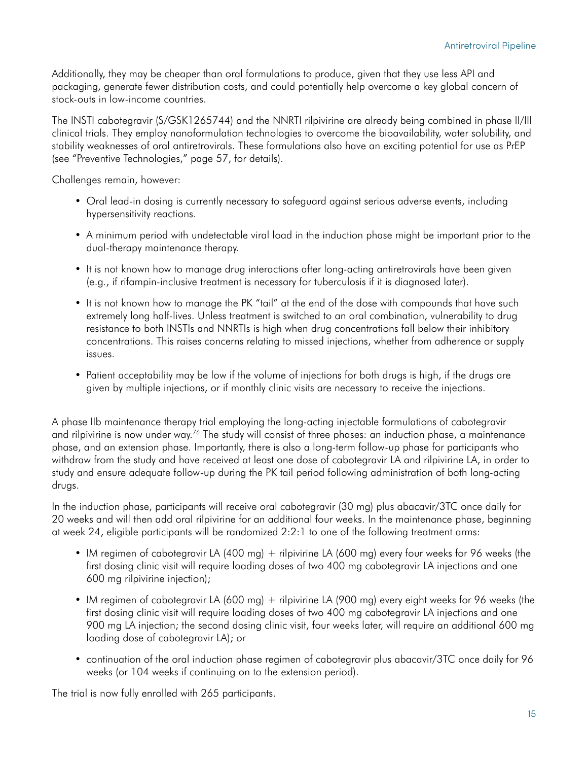Additionally, they may be cheaper than oral formulations to produce, given that they use less API and packaging, generate fewer distribution costs, and could potentially help overcome a key global concern of stock-outs in low-income countries.

The INSTI cabotegravir (S/GSK1265744) and the NNRTI rilpivirine are already being combined in phase II/III clinical trials. They employ nanoformulation technologies to overcome the bioavailability, water solubility, and stability weaknesses of oral antiretrovirals. These formulations also have an exciting potential for use as PrEP (see "Preventive Technologies," page 57, for details).

Challenges remain, however:

- Oral lead-in dosing is currently necessary to safeguard against serious adverse events, including hypersensitivity reactions.
- A minimum period with undetectable viral load in the induction phase might be important prior to the dual-therapy maintenance therapy.
- It is not known how to manage drug interactions after long-acting antiretrovirals have been given (e.g., if rifampin-inclusive treatment is necessary for tuberculosis if it is diagnosed later).
- It is not known how to manage the PK "tail" at the end of the dose with compounds that have such extremely long half-lives. Unless treatment is switched to an oral combination, vulnerability to drug resistance to both INSTIs and NNRTIs is high when drug concentrations fall below their inhibitory concentrations. This raises concerns relating to missed injections, whether from adherence or supply issues.
- Patient acceptability may be low if the volume of injections for both drugs is high, if the drugs are given by multiple injections, or if monthly clinic visits are necessary to receive the injections.

A phase IIb maintenance therapy trial employing the long-acting injectable formulations of cabotegravir and rilpivirine is now under way.[76] The study will consist of three phases: an induction phase, a maintenance phase, and an extension phase. Importantly, there is also a long-term follow-up phase for participants who withdraw from the study and have received at least one dose of cabotegravir LA and rilpivirine LA, in order to study and ensure adequate follow-up during the PK tail period following administration of both long-acting drugs.

In the induction phase, participants will receive oral cabotegravir (30 mg) plus abacavir/3TC once daily for 20 weeks and will then add oral rilpivirine for an additional four weeks. In the maintenance phase, beginning at week 24, eligible participants will be randomized 2:2:1 to one of the following treatment arms:

- IM regimen of cabotegravir LA (400 mg) + rilpivirine LA (600 mg) every four weeks for 96 weeks (the first dosing clinic visit will require loading doses of two 400 mg cabotegravir LA injections and one 600 mg rilpivirine injection);
- IM regimen of cabotegravir LA (600 mg) + rilpivirine LA (900 mg) every eight weeks for 96 weeks (the first dosing clinic visit will require loading doses of two 400 mg cabotegravir LA injections and one 900 mg LA injection; the second dosing clinic visit, four weeks later, will require an additional 600 mg loading dose of cabotegravir LA); or
- continuation of the oral induction phase regimen of cabotegravir plus abacavir/3TC once daily for 96 weeks (or 104 weeks if continuing on to the extension period).

The trial is now fully enrolled with 265 participants.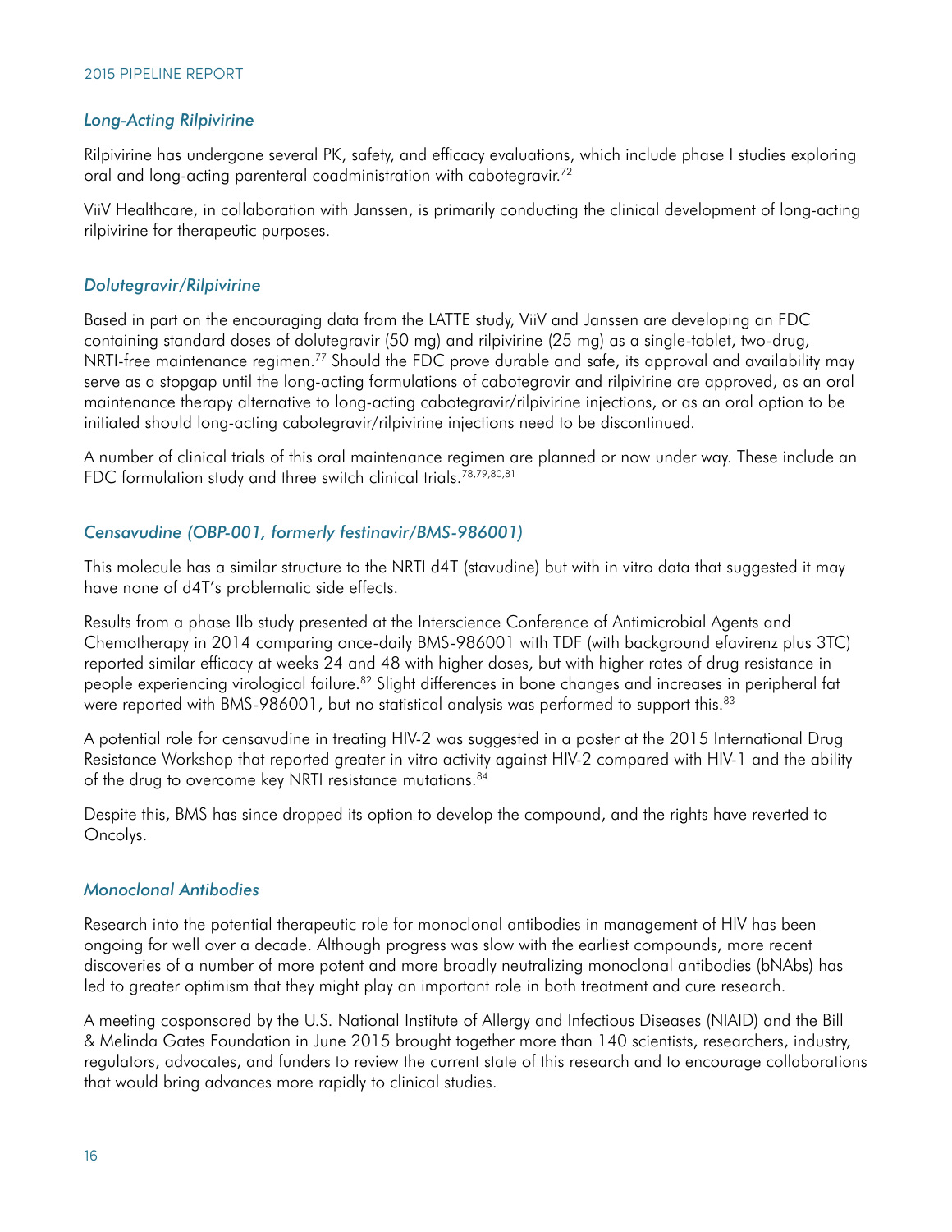### *Long-Acting Rilpivirine*

Rilpivirine has undergone several PK, safety, and efficacy evaluations, which include phase I studies exploring oral and long-acting parenteral coadministration with cabotegravir.[72]

ViiV Healthcare, in collaboration with Janssen, is primarily conducting the clinical development of long-acting rilpivirine for therapeutic purposes.

### *Dolutegravir/Rilpivirine*

Based in part on the encouraging data from the LATTE study, ViiV and Janssen are developing an FDC containing standard doses of dolutegravir (50 mg) and rilpivirine (25 mg) as a single-tablet, two-drug, NRTI-free maintenance regimen.[77] Should the FDC prove durable and safe, its approval and availability may serve as a stopgap until the long-acting formulations of cabotegravir and rilpivirine are approved, as an oral maintenance therapy alternative to long-acting cabotegravir/rilpivirine injections, or as an oral option to be initiated should long-acting cabotegravir/rilpivirine injections need to be discontinued.

A number of clinical trials of this oral maintenance regimen are planned or now under way. These include an FDC formulation study and three switch clinical trials.[78,79,80,81]

### *Censavudine (OBP-001, formerly festinavir/BMS-986001)*

This molecule has a similar structure to the NRTI d4T (stavudine) but with in vitro data that suggested it may have none of d4T's problematic side effects.

Results from a phase IIb study presented at the Interscience Conference of Antimicrobial Agents and Chemotherapy in 2014 comparing once-daily BMS-986001 with TDF (with background efavirenz plus 3TC) reported similar efficacy at weeks 24 and 48 with higher doses, but with higher rates of drug resistance in people experiencing virological failure.[82] Slight differences in bone changes and increases in peripheral fat were reported with BMS-986001, but no statistical analysis was performed to support this.[83]

A potential role for censavudine in treating HIV-2 was suggested in a poster at the 2015 International Drug Resistance Workshop that reported greater in vitro activity against HIV-2 compared with HIV-1 and the ability of the drug to overcome key NRTI resistance mutations.[84]

Despite this, BMS has since dropped its option to develop the compound, and the rights have reverted to Oncolys.

### *Monoclonal Antibodies*

Research into the potential therapeutic role for monoclonal antibodies in management of HIV has been ongoing for well over a decade. Although progress was slow with the earliest compounds, more recent discoveries of a number of more potent and more broadly neutralizing monoclonal antibodies (bNAbs) has led to greater optimism that they might play an important role in both treatment and cure research.

A meeting cosponsored by the U.S. National Institute of Allergy and Infectious Diseases (NIAID) and the Bill & Melinda Gates Foundation in June 2015 brought together more than 140 scientists, researchers, industry, regulators, advocates, and funders to review the current state of this research and to encourage collaborations that would bring advances more rapidly to clinical studies.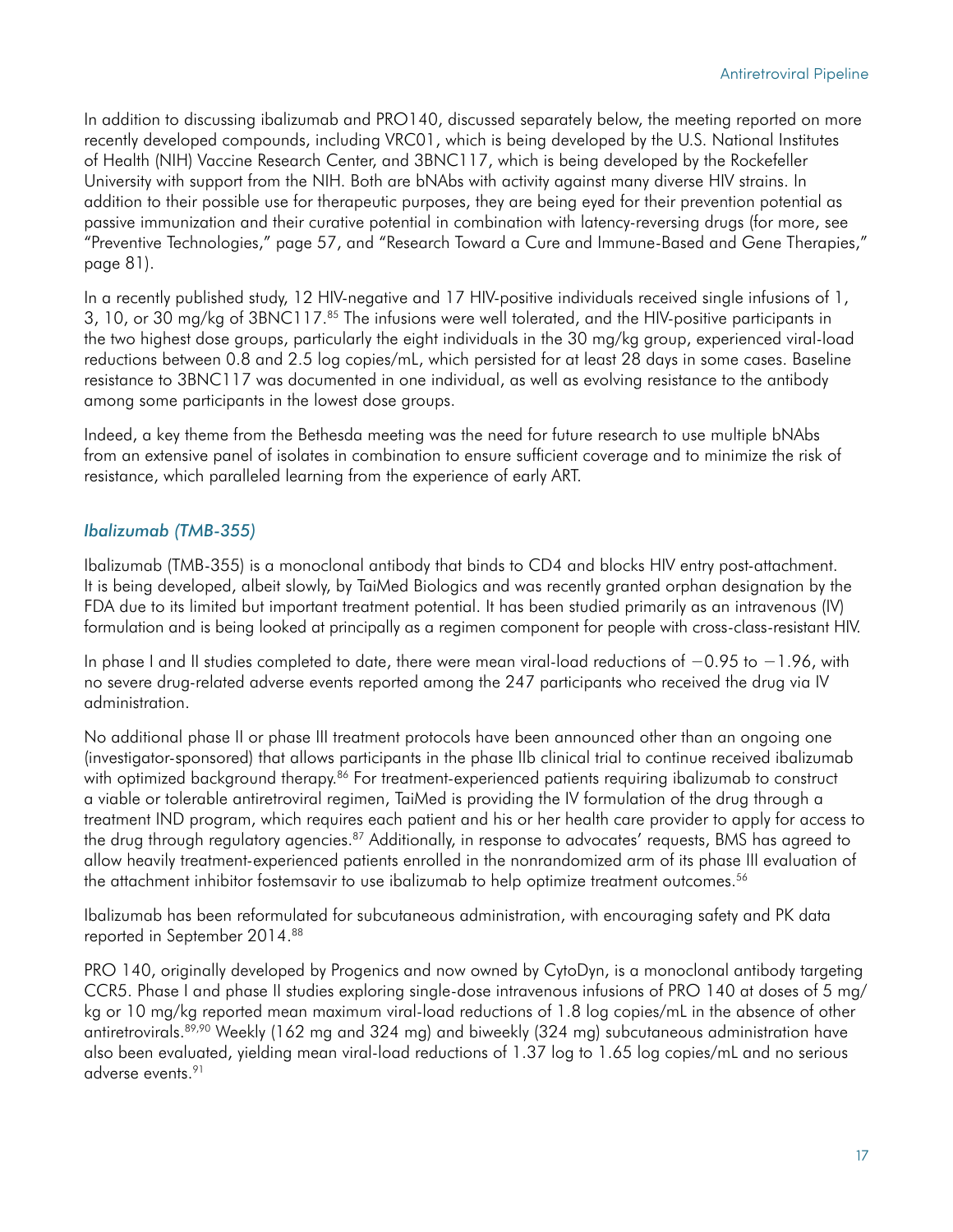In addition to discussing ibalizumab and PRO140, discussed separately below, the meeting reported on more recently developed compounds, including VRC01, which is being developed by the U.S. National Institutes of Health (NIH) Vaccine Research Center, and 3BNC117, which is being developed by the Rockefeller University with support from the NIH. Both are bNAbs with activity against many diverse HIV strains. In addition to their possible use for therapeutic purposes, they are being eyed for their prevention potential as passive immunization and their curative potential in combination with latency-reversing drugs (for more, see "Preventive Technologies," page 57, and "Research Toward a Cure and Immune-Based and Gene Therapies," page 81).

In a recently published study, 12 HIV-negative and 17 HIV-positive individuals received single infusions of 1, 3, 10, or 30 mg/kg of 3BNC117.[85] The infusions were well tolerated, and the HIV-positive participants in the two highest dose groups, particularly the eight individuals in the 30 mg/kg group, experienced viral-load reductions between 0.8 and 2.5 log copies/mL, which persisted for at least 28 days in some cases. Baseline resistance to 3BNC117 was documented in one individual, as well as evolving resistance to the antibody among some participants in the lowest dose groups.

Indeed, a key theme from the Bethesda meeting was the need for future research to use multiple bNAbs from an extensive panel of isolates in combination to ensure sufficient coverage and to minimize the risk of resistance, which paralleled learning from the experience of early ART.

### *Ibalizumab (TMB-355)*

Ibalizumab (TMB-355) is a monoclonal antibody that binds to CD4 and blocks HIV entry post-attachment. It is being developed, albeit slowly, by TaiMed Biologics and was recently granted orphan designation by the FDA due to its limited but important treatment potential. It has been studied primarily as an intravenous (IV) formulation and is being looked at principally as a regimen component for people with cross-class-resistant HIV.

In phase I and II studies completed to date, there were mean viral-load reductions of −0.95 to −1.96, with no severe drug-related adverse events reported among the 247 participants who received the drug via IV administration.

No additional phase II or phase III treatment protocols have been announced other than an ongoing one (investigator-sponsored) that allows participants in the phase IIb clinical trial to continue received ibalizumab with optimized background therapy.[86] For treatment-experienced patients requiring ibalizumab to construct a viable or tolerable antiretroviral regimen, TaiMed is providing the IV formulation of the drug through a treatment IND program, which requires each patient and his or her health care provider to apply for access to the drug through regulatory agencies.[87] Additionally, in response to advocates' requests, BMS has agreed to allow heavily treatment-experienced patients enrolled in the nonrandomized arm of its phase III evaluation of the attachment inhibitor fostemsavir to use ibalizumab to help optimize treatment outcomes.[56]

Ibalizumab has been reformulated for subcutaneous administration, with encouraging safety and PK data reported in September 2014.[88]

PRO 140, originally developed by Progenics and now owned by CytoDyn, is a monoclonal antibody targeting CCR5. Phase I and phase II studies exploring single-dose intravenous infusions of PRO 140 at doses of 5 mg/kg or 10 mg/kg reported mean maximum viral-load reductions of 1.8 log copies/mL in the absence of other antiretrovirals.[89,90] Weekly (162 mg and 324 mg) and biweekly (324 mg) subcutaneous administration have also been evaluated, yielding mean viral-load reductions of 1.37 log to 1.65 log copies/mL and no serious adverse events.[91]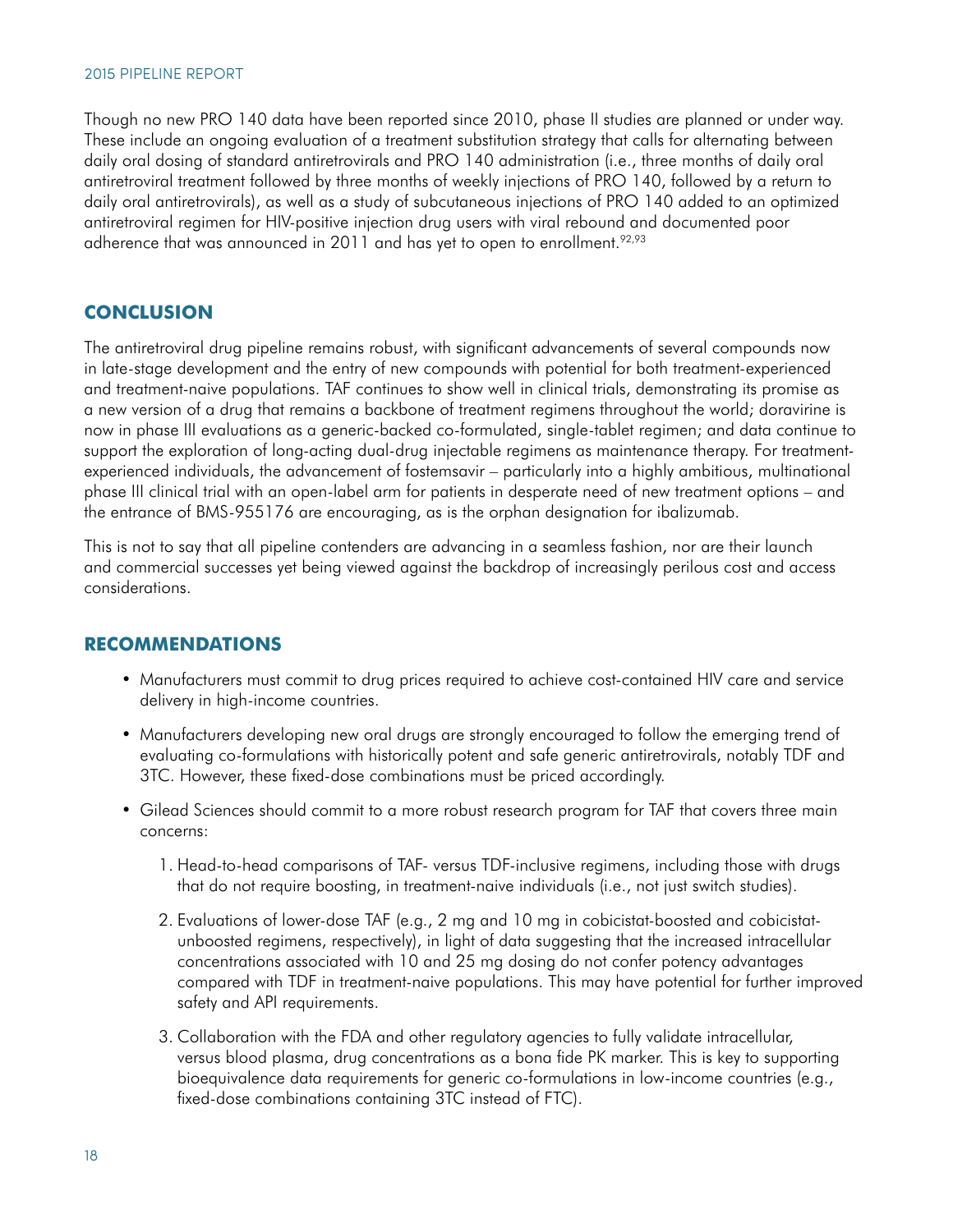Though no new PRO 140 data have been reported since 2010, phase II studies are planned or under way. These include an ongoing evaluation of a treatment substitution strategy that calls for alternating between daily oral dosing of standard antiretrovirals and PRO 140 administration (i.e., three months of daily oral antiretroviral treatment followed by three months of weekly injections of PRO 140, followed by a return to daily oral antiretrovirals), as well as a study of subcutaneous injections of PRO 140 added to an optimized antiretroviral regimen for HIV-positive injection drug users with viral rebound and documented poor adherence that was announced in 2011 and has yet to open to enrollment.[92,93]

## CONCLUSION

The antiretroviral drug pipeline remains robust, with significant advancements of several compounds now in late-stage development and the entry of new compounds with potential for both treatment-experienced and treatment-naive populations. TAF continues to show well in clinical trials, demonstrating its promise as a new version of a drug that remains a backbone of treatment regimens throughout the world; doravirine is now in phase III evaluations as a generic-backed co-formulated, single-tablet regimen; and data continue to support the exploration of long-acting dual-drug injectable regimens as maintenance therapy. For treatment-experienced individuals, the advancement of fostemsavir – particularly into a highly ambitious, multinational phase III clinical trial with an open-label arm for patients in desperate need of new treatment options – and the entrance of BMS-955176 are encouraging, as is the orphan designation for ibalizumab.

This is not to say that all pipeline contenders are advancing in a seamless fashion, nor are their launch and commercial successes yet being viewed against the backdrop of increasingly perilous cost and access considerations.

## RECOMMENDATIONS

- Manufacturers must commit to drug prices required to achieve cost-contained HIV care and service delivery in high-income countries.
- Manufacturers developing new oral drugs are strongly encouraged to follow the emerging trend of evaluating co-formulations with historically potent and safe generic antiretrovirals, notably TDF and 3TC. However, these fixed-dose combinations must be priced accordingly.
- Gilead Sciences should commit to a more robust research program for TAF that covers three main concerns:
    1. Head-to-head comparisons of TAF- versus TDF-inclusive regimens, including those with drugs that do not require boosting, in treatment-naive individuals (i.e., not just switch studies).
    2. Evaluations of lower-dose TAF (e.g., 2 mg and 10 mg in cobicistat-boosted and cobicistat-unboosted regimens, respectively), in light of data suggesting that the increased intracellular concentrations associated with 10 and 25 mg dosing do not confer potency advantages compared with TDF in treatment-naive populations. This may have potential for further improved safety and API requirements.
    3. Collaboration with the FDA and other regulatory agencies to fully validate intracellular, versus blood plasma, drug concentrations as a bona fide PK marker. This is key to supporting bioequivalence data requirements for generic co-formulations in low-income countries (e.g., fixed-dose combinations containing 3TC instead of FTC).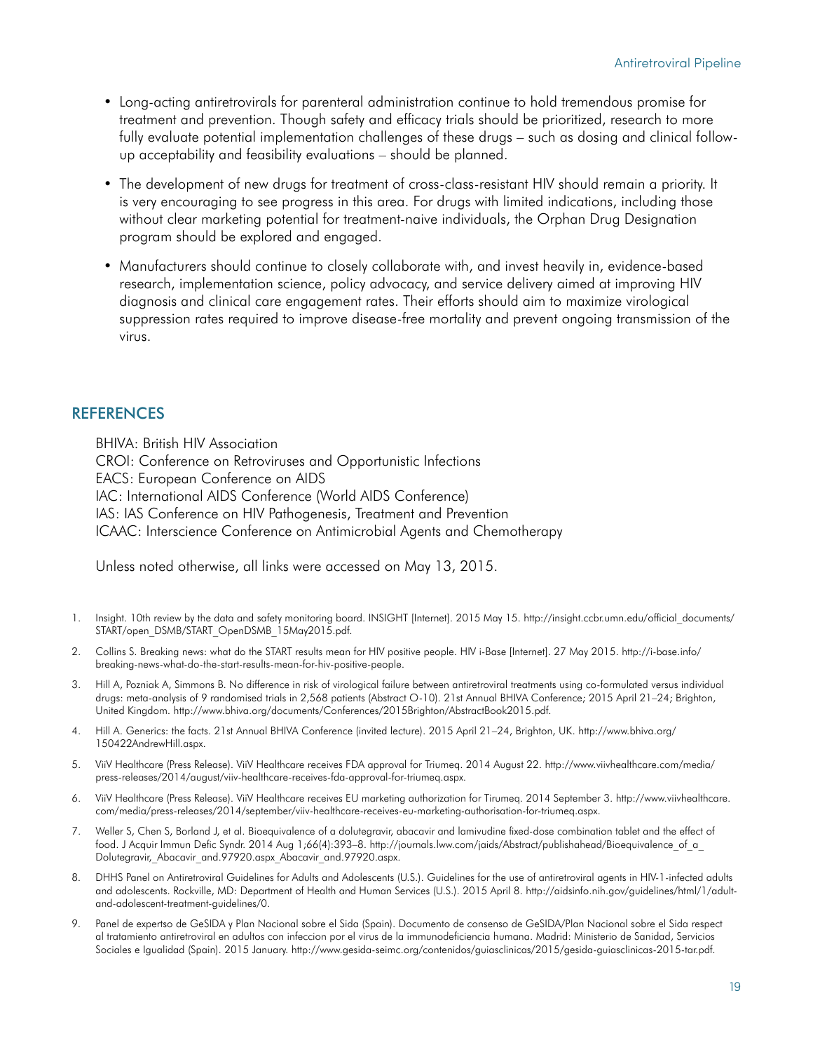- Long-acting antiretrovirals for parenteral administration continue to hold tremendous promise for treatment and prevention. Though safety and efficacy trials should be prioritized, research to more fully evaluate potential implementation challenges of these drugs – such as dosing and clinical follow-up acceptability and feasibility evaluations – should be planned.

- The development of new drugs for treatment of cross-class-resistant HIV should remain a priority. It is very encouraging to see progress in this area. For drugs with limited indications, including those without clear marketing potential for treatment-naive individuals, the Orphan Drug Designation program should be explored and engaged.

- Manufacturers should continue to closely collaborate with, and invest heavily in, evidence-based research, implementation science, policy advocacy, and service delivery aimed at improving HIV diagnosis and clinical care engagement rates. Their efforts should aim to maximize virological suppression rates required to improve disease-free mortality and prevent ongoing transmission of the virus.

## REFERENCES

BHIVA: British HIV Association
CROI: Conference on Retroviruses and Opportunistic Infections
EACS: European Conference on AIDS
IAC: International AIDS Conference (World AIDS Conference)
IAS: IAS Conference on HIV Pathogenesis, Treatment and Prevention
ICAAC: Interscience Conference on Antimicrobial Agents and Chemotherapy

Unless noted otherwise, all links were accessed on May 13, 2015.

1. Insight. 10th review by the data and safety monitoring board. INSIGHT [Internet]. 2015 May 15. http://insight.ccbr.umn.edu/official_documents/START/open_DSMB/START_OpenDSMB_15May2015.pdf.

2. Collins S. Breaking news: what do the START results mean for HIV positive people. HIV i-Base [Internet]. 27 May 2015. http://i-base.info/breaking-news-what-do-the-start-results-mean-for-hiv-positive-people.

3. Hill A, Pozniak A, Simmons B. No difference in risk of virological failure between antiretroviral treatments using co-formulated versus individual drugs: meta-analysis of 9 randomised trials in 2,568 patients (Abstract O-10). 21st Annual BHIVA Conference; 2015 April 21–24; Brighton, United Kingdom. http://www.bhiva.org/documents/Conferences/2015Brighton/AbstractBook2015.pdf.

4. Hill A. Generics: the facts. 21st Annual BHIVA Conference (invited lecture). 2015 April 21–24, Brighton, UK. http://www.bhiva.org/150422AndrewHill.aspx.

5. ViiV Healthcare (Press Release). ViiV Healthcare receives FDA approval for Triumeq. 2014 August 22. http://www.viivhealthcare.com/media/press-releases/2014/august/viiv-healthcare-receives-fda-approval-for-triumeq.aspx.

6. ViiV Healthcare (Press Release). ViiV Healthcare receives EU marketing authorization for Tirumeq. 2014 September 3. http://www.viivhealthcare.com/media/press-releases/2014/september/viiv-healthcare-receives-eu-marketing-authorisation-for-triumeq.aspx.

7. Weller S, Chen S, Borland J, et al. Bioequivalence of a dolutegravir, abacavir and lamivudine fixed-dose combination tablet and the effect of food. J Acquir Immun Defic Syndr. 2014 Aug 1;66(4):393–8. http://journals.lww.com/jaids/Abstract/publishahead/Bioequivalence_of_a_Dolutegravir,_Abacavir_and.97920.aspx_Abacavir_and.97920.aspx.

8. DHHS Panel on Antiretroviral Guidelines for Adults and Adolescents (U.S.). Guidelines for the use of antiretroviral agents in HIV-1-infected adults and adolescents. Rockville, MD: Department of Health and Human Services (U.S.). 2015 April 8. http://aidsinfo.nih.gov/guidelines/html/1/adult-and-adolescent-treatment-guidelines/0.

9. Panel de expertso de GeSIDA y Plan Nacional sobre el Sida (Spain). Documento de consenso de GeSIDA/Plan Nacional sobre el Sida respect al tratamiento antiretroviral en adultos con infeccion por el virus de la immunodeficiencia humana. Madrid: Ministerio de Sanidad, Servicios Sociales e Igualidad (Spain). 2015 January. http://www.gesida-seimc.org/contenidos/guiasclinicas/2015/gesida-guiasclinicas-2015-tar.pdf.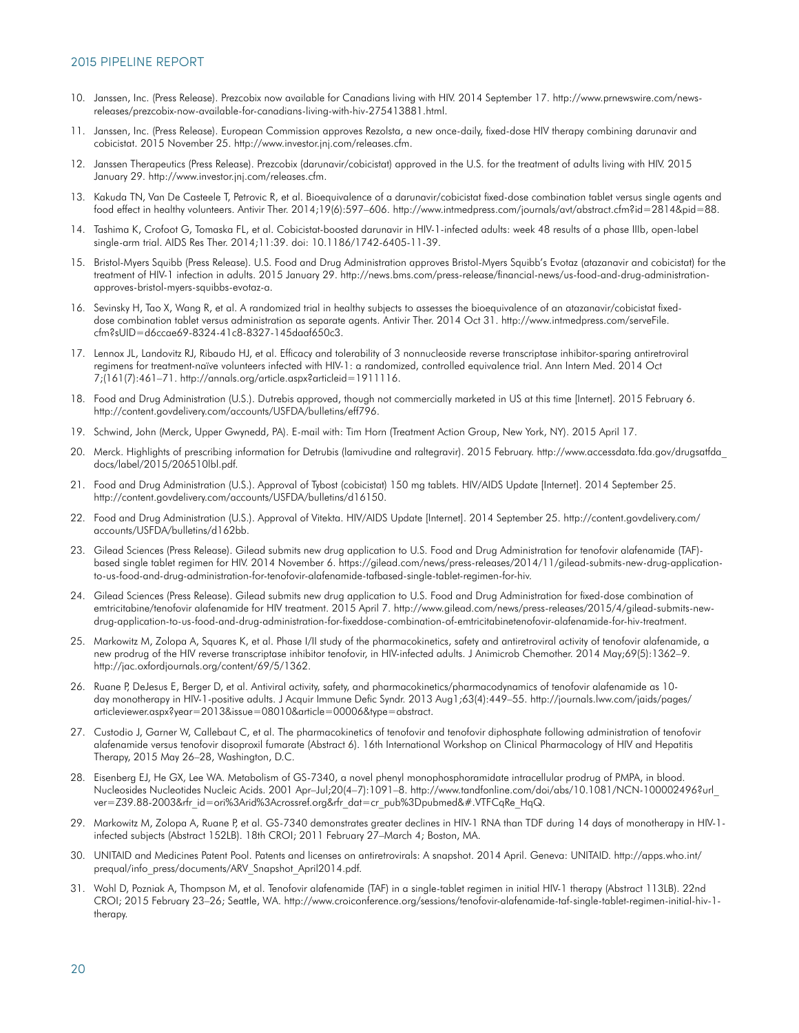10. Janssen, Inc. (Press Release). Prezcobix now available for Canadians living with HIV. 2014 September 17. http://www.prnewswire.com/news-releases/prezcobix-now-available-for-canadians-living-with-hiv-275413881.html.

11. Janssen, Inc. (Press Release). European Commission approves Rezolsta, a new once-daily, fixed-dose HIV therapy combining darunavir and cobicistat. 2015 November 25. http://www.investor.jnj.com/releases.cfm.

12. Janssen Therapeutics (Press Release). Prezcobix (darunavir/cobicistat) approved in the U.S. for the treatment of adults living with HIV. 2015 January 29. http://www.investor.jnj.com/releases.cfm.

13. Kakuda TN, Van De Casteele T, Petrovic R, et al. Bioequivalence of a darunavir/cobicistat fixed-dose combination tablet versus single agents and food effect in healthy volunteers. Antivir Ther. 2014;19(6):597–606. http://www.intmedpress.com/journals/avt/abstract.cfm?id=2814&pid=88.

14. Tashima K, Crofoot G, Tomaska FL, et al. Cobicistat-boosted darunavir in HIV-1-infected adults: week 48 results of a phase IIIb, open-label single-arm trial. AIDS Res Ther. 2014;11:39. doi: 10.1186/1742-6405-11-39.

15. Bristol-Myers Squibb (Press Release). U.S. Food and Drug Administration approves Bristol-Myers Squibb's Evotaz (atazanavir and cobicistat) for the treatment of HIV-1 infection in adults. 2015 January 29. http://news.bms.com/press-release/financial-news/us-food-and-drug-administration-approves-bristol-myers-squibbs-evotaz-a.

16. Sevinsky H, Tao X, Wang R, et al. A randomized trial in healthy subjects to assesses the bioequivalence of an atazanavir/cobicistat fixed-dose combination tablet versus administration as separate agents. Antivir Ther. 2014 Oct 31. http://www.intmedpress.com/serveFile.cfm?sUID=d6ccae69-8324-41c8-8327-145daaf650c3.

17. Lennox JL, Landovitz RJ, Ribaudo HJ, et al. Efficacy and tolerability of 3 nonnucleoside reverse transcriptase inhibitor-sparing antiretroviral regimens for treatment-naïve volunteers infected with HIV-1: a randomized, controlled equivalence trial. Ann Intern Med. 2014 Oct 7;(161(7):461–71. http://annals.org/article.aspx?articleid=1911116.

18. Food and Drug Administration (U.S.). Dutrebis approved, though not commercially marketed in US at this time [Internet]. 2015 February 6. http://content.govdelivery.com/accounts/USFDA/bulletins/eff796.

19. Schwind, John (Merck, Upper Gwynedd, PA). E-mail with: Tim Horn (Treatment Action Group, New York, NY). 2015 April 17.

20. Merck. Highlights of prescribing information for Detrubis (lamivudine and raltegravir). 2015 February. http://www.accessdata.fda.gov/drugsatfda_docs/label/2015/206510lbl.pdf.

21. Food and Drug Administration (U.S.). Approval of Tybost (cobicistat) 150 mg tablets. HIV/AIDS Update [Internet]. 2014 September 25. http://content.govdelivery.com/accounts/USFDA/bulletins/d16150.

22. Food and Drug Administration (U.S.). Approval of Vitekta. HIV/AIDS Update [Internet]. 2014 September 25. http://content.govdelivery.com/accounts/USFDA/bulletins/d162bb.

23. Gilead Sciences (Press Release). Gilead submits new drug application to U.S. Food and Drug Administration for tenofovir alafenamide (TAF)-based single tablet regimen for HIV. 2014 November 6. https://gilead.com/news/press-releases/2014/11/gilead-submits-new-drug-application-to-us-food-and-drug-administration-for-tenofovir-alafenamide-tafbased-single-tablet-regimen-for-hiv.

24. Gilead Sciences (Press Release). Gilead submits new drug application to U.S. Food and Drug Administration for fixed-dose combination of emtricitabine/tenofovir alafenamide for HIV treatment. 2015 April 7. http://www.gilead.com/news/press-releases/2015/4/gilead-submits-new-drug-application-to-us-food-and-drug-administration-for-fixeddose-combination-of-emtricitabinetenofovir-alafenamide-for-hiv-treatment.

25. Markowitz M, Zolopa A, Squares K, et al. Phase I/II study of the pharmacokinetics, safety and antiretroviral activity of tenofovir alafenamide, a new prodrug of the HIV reverse transcriptase inhibitor tenofovir, in HIV-infected adults. J Animicrob Chemother. 2014 May;69(5):1362–9. http://jac.oxfordjournals.org/content/69/5/1362.

26. Ruane P, DeJesus E, Berger D, et al. Antiviral activity, safety, and pharmacokinetics/pharmacodynamics of tenofovir alafenamide as 10-day monotherapy in HIV-1-positive adults. J Acquir Immune Defic Syndr. 2013 Aug1;63(4):449–55. http://journals.lww.com/jaids/pages/articleviewer.aspx?year=2013&issue=08010&article=00006&type=abstract.

27. Custodio J, Garner W, Callebaut C, et al. The pharmacokinetics of tenofovir and tenofovir diphosphate following administration of tenofovir alafenamide versus tenofovir disoproxil fumarate (Abstract 6). 16th International Workshop on Clinical Pharmacology of HIV and Hepatitis Therapy, 2015 May 26–28, Washington, D.C.

28. Eisenberg EJ, He GX, Lee WA. Metabolism of GS-7340, a novel phenyl monophosphoramidate intracellular prodrug of PMPA, in blood. Nucleosides Nucleotides Nucleic Acids. 2001 Apr–Jul;20(4–7):1091–8. http://www.tandfonline.com/doi/abs/10.1081/NCN-100002496?url_ver=Z39.88-2003&rfr_id=ori%3Arid%3Acrossref.org&rfr_dat=cr_pub%3Dpubmed&#.VTFCqRe_HqQ.

29. Markowitz M, Zolopa A, Ruane P, et al. GS-7340 demonstrates greater declines in HIV-1 RNA than TDF during 14 days of monotherapy in HIV-1-infected subjects (Abstract 152LB). 18th CROI; 2011 February 27–March 4; Boston, MA.

30. UNITAID and Medicines Patent Pool. Patents and licenses on antiretrovirals: A snapshot. 2014 April. Geneva: UNITAID. http://apps.who.int/prequal/info_press/documents/ARV_Snapshot_April2014.pdf.

31. Wohl D, Pozniak A, Thompson M, et al. Tenofovir alafenamide (TAF) in a single-tablet regimen in initial HIV-1 therapy (Abstract 113LB). 22nd CROI; 2015 February 23–26; Seattle, WA. http://www.croiconference.org/sessions/tenofovir-alafenamide-taf-single-tablet-regimen-initial-hiv-1-therapy.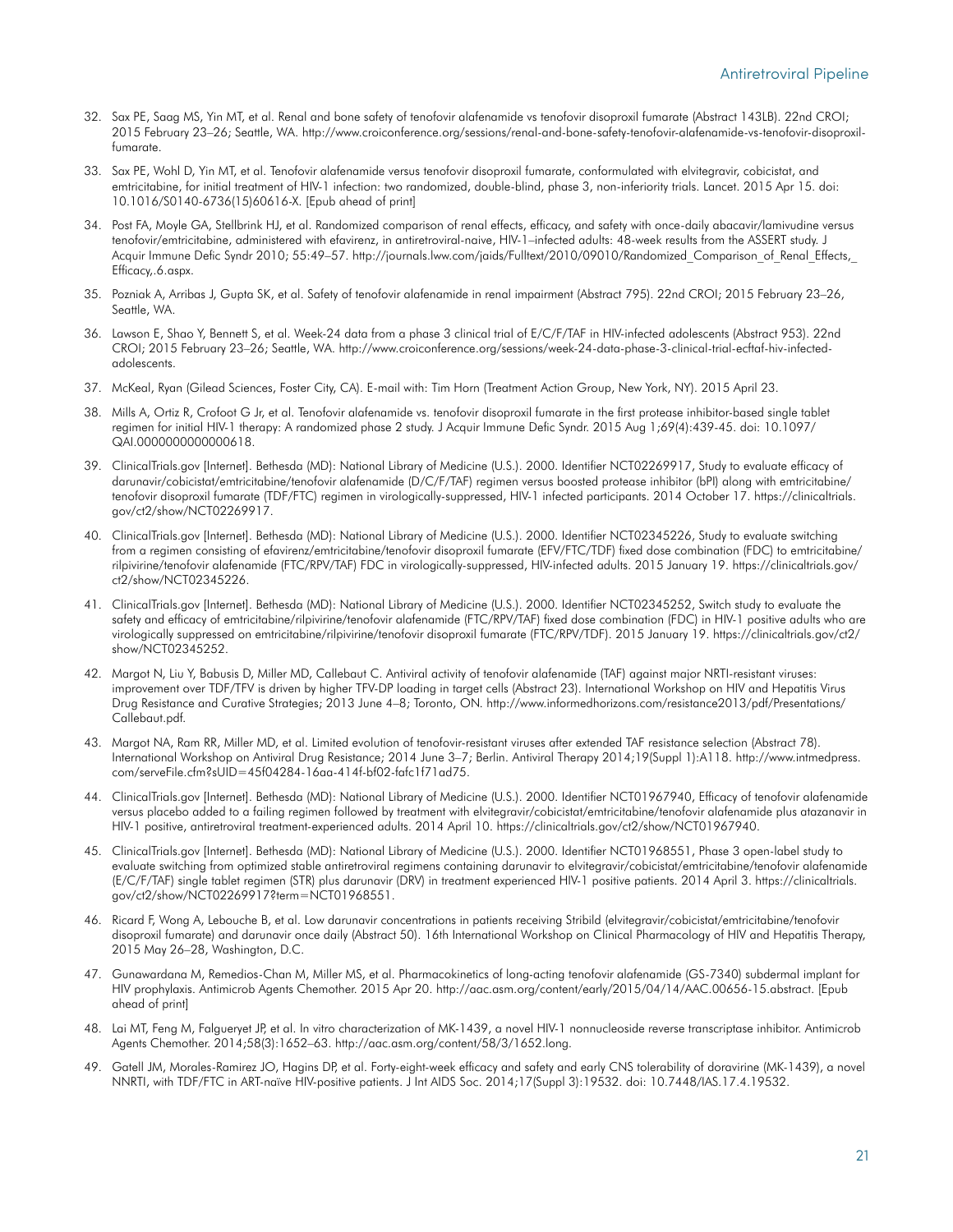32. Sax PE, Saag MS, Yin MT, et al. Renal and bone safety of tenofovir alafenamide vs tenofovir disoproxil fumarate (Abstract 143LB). 22nd CROI; 2015 February 23–26; Seattle, WA. http://www.croiconference.org/sessions/renal-and-bone-safety-tenofovir-alafenamide-vs-tenofovir-disoproxil-fumarate.

33. Sax PE, Wohl D, Yin MT, et al. Tenofovir alafenamide versus tenofovir disoproxil fumarate, conformulated with elvitegravir, cobicistat, and emtricitabine, for initial treatment of HIV-1 infection: two randomized, double-blind, phase 3, non-inferiority trials. Lancet. 2015 Apr 15. doi: 10.1016/S0140-6736(15)60616-X. [Epub ahead of print]

34. Post FA, Moyle GA, Stellbrink HJ, et al. Randomized comparison of renal effects, efficacy, and safety with once-daily abacavir/lamivudine versus tenofovir/emtricitabine, administered with efavirenz, in antiretroviral-naive, HIV-1–infected adults: 48-week results from the ASSERT study. J Acquir Immune Defic Syndr 2010; 55:49–57. http://journals.lww.com/jaids/Fulltext/2010/09010/Randomized_Comparison_of_Renal_Effects,_Efficacy,.6.aspx.

35. Pozniak A, Arribas J, Gupta SK, et al. Safety of tenofovir alafenamide in renal impairment (Abstract 795). 22nd CROI; 2015 February 23–26, Seattle, WA.

36. Lawson E, Shao Y, Bennett S, et al. Week-24 data from a phase 3 clinical trial of E/C/F/TAF in HIV-infected adolescents (Abstract 953). 22nd CROI; 2015 February 23–26; Seattle, WA. http://www.croiconference.org/sessions/week-24-data-phase-3-clinical-trial-ecftaf-hiv-infected-adolescents.

37. McKeal, Ryan (Gilead Sciences, Foster City, CA). E-mail with: Tim Horn (Treatment Action Group, New York, NY). 2015 April 23.

38. Mills A, Ortiz R, Crofoot G Jr, et al. Tenofovir alafenamide vs. tenofovir disoproxil fumarate in the first protease inhibitor-based single tablet regimen for initial HIV-1 therapy: A randomized phase 2 study. J Acquir Immune Defic Syndr. 2015 Aug 1;69(4):439-45. doi: 10.1097/QAI.0000000000000618.

39. ClinicalTrials.gov [Internet]. Bethesda (MD): National Library of Medicine (U.S.). 2000. Identifier NCT02269917, Study to evaluate efficacy of darunavir/cobicistat/emtricitabine/tenofovir alafenamide (D/C/F/TAF) regimen versus boosted protease inhibitor (bPI) along with emtricitabine/tenofovir disoproxil fumarate (TDF/FTC) regimen in virologically-suppressed, HIV-1 infected participants. 2014 October 17. https://clinicaltrials.gov/ct2/show/NCT02269917.

40. ClinicalTrials.gov [Internet]. Bethesda (MD): National Library of Medicine (U.S.). 2000. Identifier NCT02345226, Study to evaluate switching from a regimen consisting of efavirenz/emtricitabine/tenofovir disoproxil fumarate (EFV/FTC/TDF) fixed dose combination (FDC) to emtricitabine/rilpivirine/tenofovir alafenamide (FTC/RPV/TAF) FDC in virologically-suppressed, HIV-infected adults. 2015 January 19. https://clinicaltrials.gov/ct2/show/NCT02345226.

41. ClinicalTrials.gov [Internet]. Bethesda (MD): National Library of Medicine (U.S.). 2000. Identifier NCT02345252, Switch study to evaluate the safety and efficacy of emtricitabine/rilpivirine/tenofovir alafenamide (FTC/RPV/TAF) fixed dose combination (FDC) in HIV-1 positive adults who are virologically suppressed on emtricitabine/rilpivirine/tenofovir disoproxil fumarate (FTC/RPV/TDF). 2015 January 19. https://clinicaltrials.gov/ct2/show/NCT02345252.

42. Margot N, Liu Y, Babusis D, Miller MD, Callebaut C. Antiviral activity of tenofovir alafenamide (TAF) against major NRTI-resistant viruses: improvement over TDF/TFV is driven by higher TFV-DP loading in target cells (Abstract 23). International Workshop on HIV and Hepatitis Virus Drug Resistance and Curative Strategies; 2013 June 4–8; Toronto, ON. http://www.informedhorizons.com/resistance2013/pdf/Presentations/Callebaut.pdf.

43. Margot NA, Ram RR, Miller MD, et al. Limited evolution of tenofovir-resistant viruses after extended TAF resistance selection (Abstract 78). International Workshop on Antiviral Drug Resistance; 2014 June 3–7; Berlin. Antiviral Therapy 2014;19(Suppl 1):A118. http://www.intmedpress.com/serveFile.cfm?sUID=45f04284-16aa-414f-bf02-fafc1f71ad75.

44. ClinicalTrials.gov [Internet]. Bethesda (MD): National Library of Medicine (U.S.). 2000. Identifier NCT01967940, Efficacy of tenofovir alafenamide versus placebo added to a failing regimen followed by treatment with elvitegravir/cobicistat/emtricitabine/tenofovir alafenamide plus atazanavir in HIV-1 positive, antiretroviral treatment-experienced adults. 2014 April 10. https://clinicaltrials.gov/ct2/show/NCT01967940.

45. ClinicalTrials.gov [Internet]. Bethesda (MD): National Library of Medicine (U.S.). 2000. Identifier NCT01968551, Phase 3 open-label study to evaluate switching from optimized stable antiretroviral regimens containing darunavir to elvitegravir/cobicistat/emtricitabine/tenofovir alafenamide (E/C/F/TAF) single tablet regimen (STR) plus darunavir (DRV) in treatment experienced HIV-1 positive patients. 2014 April 3. https://clinicaltrials.gov/ct2/show/NCT02269917?term=NCT01968551.

46. Ricard F, Wong A, Lebouche B, et al. Low darunavir concentrations in patients receiving Stribild (elvitegravir/cobicistat/emtricitabine/tenofovir disoproxil fumarate) and darunavir once daily (Abstract 50). 16th International Workshop on Clinical Pharmacology of HIV and Hepatitis Therapy, 2015 May 26–28, Washington, D.C.

47. Gunawardana M, Remedios-Chan M, Miller MS, et al. Pharmacokinetics of long-acting tenofovir alafenamide (GS-7340) subdermal implant for HIV prophylaxis. Antimicrob Agents Chemother. 2015 Apr 20. http://aac.asm.org/content/early/2015/04/14/AAC.00656-15.abstract. [Epub ahead of print]

48. Lai MT, Feng M, Falgueryet JP, et al. In vitro characterization of MK-1439, a novel HIV-1 nonnucleoside reverse transcriptase inhibitor. Antimicrob Agents Chemother. 2014;58(3):1652–63. http://aac.asm.org/content/58/3/1652.long.

49. Gatell JM, Morales-Ramirez JO, Hagins DP, et al. Forty-eight-week efficacy and safety and early CNS tolerability of doravirine (MK-1439), a novel NNRTI, with TDF/FTC in ART-naïve HIV-positive patients. J Int AIDS Soc. 2014;17(Suppl 3):19532. doi: 10.7448/IAS.17.4.19532.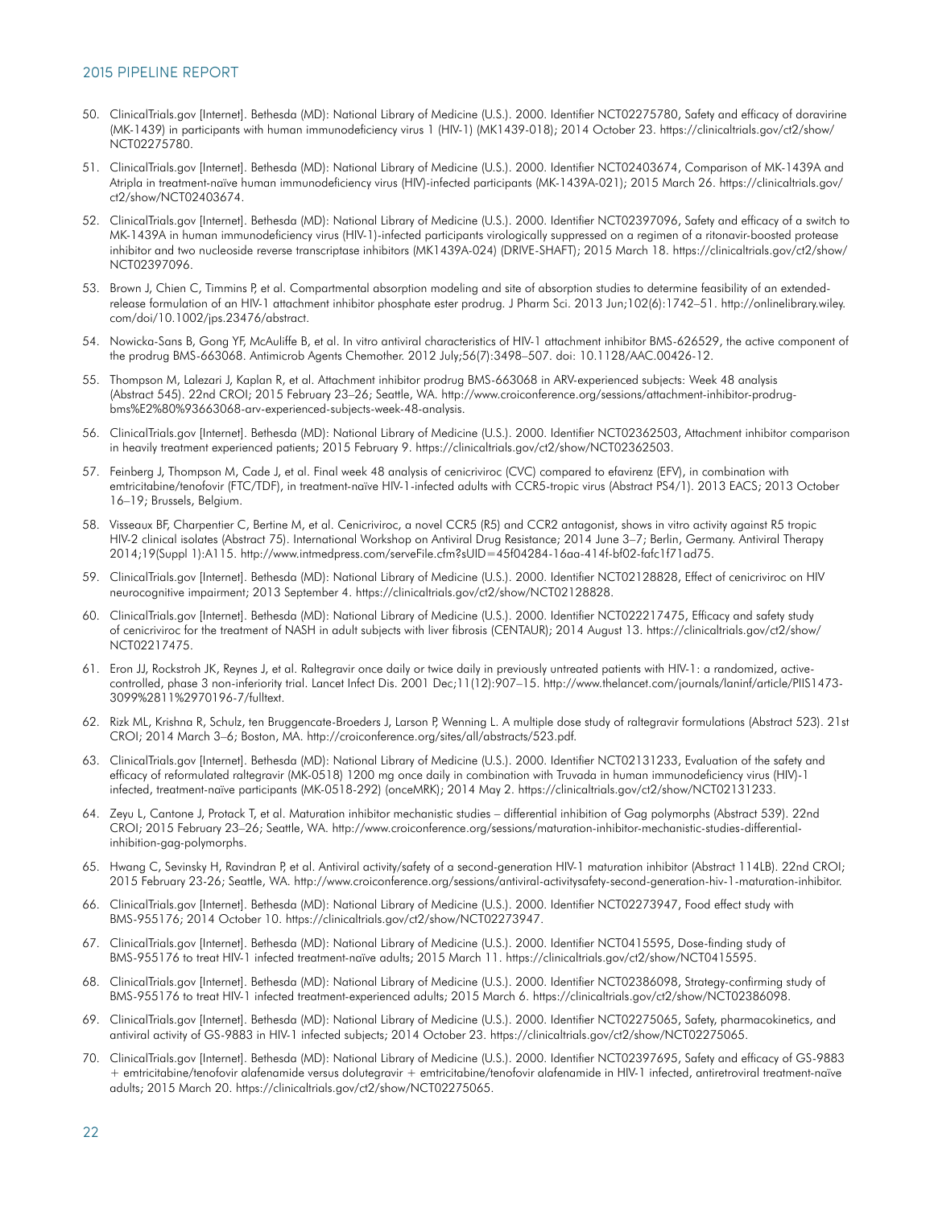50. ClinicalTrials.gov [Internet]. Bethesda (MD): National Library of Medicine (U.S.). 2000. Identifier NCT02275780, Safety and efficacy of doravirine (MK-1439) in participants with human immunodeficiency virus 1 (HIV-1) (MK1439-018); 2014 October 23. https://clinicaltrials.gov/ct2/show/NCT02275780.

51. ClinicalTrials.gov [Internet]. Bethesda (MD): National Library of Medicine (U.S.). 2000. Identifier NCT02403674, Comparison of MK-1439A and Atripla in treatment-naïve human immunodeficiency virus (HIV)-infected participants (MK-1439A-021); 2015 March 26. https://clinicaltrials.gov/ct2/show/NCT02403674.

52. ClinicalTrials.gov [Internet]. Bethesda (MD): National Library of Medicine (U.S.). 2000. Identifier NCT02397096, Safety and efficacy of a switch to MK-1439A in human immunodeficiency virus (HIV-1)-infected participants virologically suppressed on a regimen of a ritonavir-boosted protease inhibitor and two nucleoside reverse transcriptase inhibitors (MK1439A-024) (DRIVE-SHAFT); 2015 March 18. https://clinicaltrials.gov/ct2/show/NCT02397096.

53. Brown J, Chien C, Timmins P, et al. Compartmental absorption modeling and site of absorption studies to determine feasibility of an extended-release formulation of an HIV-1 attachment inhibitor phosphate ester prodrug. J Pharm Sci. 2013 Jun;102(6):1742–51. http://onlinelibrary.wiley.com/doi/10.1002/jps.23476/abstract.

54. Nowicka-Sans B, Gong YF, McAuliffe B, et al. In vitro antiviral characteristics of HIV-1 attachment inhibitor BMS-626529, the active component of the prodrug BMS-663068. Antimicrob Agents Chemother. 2012 July;56(7):3498–507. doi: 10.1128/AAC.00426-12.

55. Thompson M, Lalezari J, Kaplan R, et al. Attachment inhibitor prodrug BMS-663068 in ARV-experienced subjects: Week 48 analysis (Abstract 545). 22nd CROI; 2015 February 23–26; Seattle, WA. http://www.croiconference.org/sessions/attachment-inhibitor-prodrug-bms%E2%80%93663068-arv-experienced-subjects-week-48-analysis.

56. ClinicalTrials.gov [Internet]. Bethesda (MD): National Library of Medicine (U.S.). 2000. Identifier NCT02362503, Attachment inhibitor comparison in heavily treatment experienced patients; 2015 February 9. https://clinicaltrials.gov/ct2/show/NCT02362503.

57. Feinberg J, Thompson M, Cade J, et al. Final week 48 analysis of cenicriviroc (CVC) compared to efavirenz (EFV), in combination with emtricitabine/tenofovir (FTC/TDF), in treatment-naïve HIV-1-infected adults with CCR5-tropic virus (Abstract PS4/1). 2013 EACS; 2013 October 16–19; Brussels, Belgium.

58. Visseaux BF, Charpentier C, Bertine M, et al. Cenicriviroc, a novel CCR5 (R5) and CCR2 antagonist, shows in vitro activity against R5 tropic HIV-2 clinical isolates (Abstract 75). International Workshop on Antiviral Drug Resistance; 2014 June 3–7; Berlin, Germany. Antiviral Therapy 2014;19(Suppl 1):A115. http://www.intmedpress.com/serveFile.cfm?sUID=45f04284-16aa-414f-bf02-fafc1f71ad75.

59. ClinicalTrials.gov [Internet]. Bethesda (MD): National Library of Medicine (U.S.). 2000. Identifier NCT02128828, Effect of cenicriviroc on HIV neurocognitive impairment; 2013 September 4. https://clinicaltrials.gov/ct2/show/NCT02128828.

60. ClinicalTrials.gov [Internet]. Bethesda (MD): National Library of Medicine (U.S.). 2000. Identifier NCT022217475, Efficacy and safety study of cenicriviroc for the treatment of NASH in adult subjects with liver fibrosis (CENTAUR); 2014 August 13. https://clinicaltrials.gov/ct2/show/NCT02217475.

61. Eron JJ, Rockstroh JK, Reynes J, et al. Raltegravir once daily or twice daily in previously untreated patients with HIV-1: a randomized, active-controlled, phase 3 non-inferiority trial. Lancet Infect Dis. 2001 Dec;11(12):907–15. http://www.thelancet.com/journals/laninf/article/PIIS1473-3099%2811%2970196-7/fulltext.

62. Rizk ML, Krishna R, Schulz, ten Bruggencate-Broeders J, Larson P, Wenning L. A multiple dose study of raltegravir formulations (Abstract 523). 21st CROI; 2014 March 3–6; Boston, MA. http://croiconference.org/sites/all/abstracts/523.pdf.

63. ClinicalTrials.gov [Internet]. Bethesda (MD): National Library of Medicine (U.S.). 2000. Identifier NCT02131233, Evaluation of the safety and efficacy of reformulated raltegravir (MK-0518) 1200 mg once daily in combination with Truvada in human immunodeficiency virus (HIV)-1 infected, treatment-naïve participants (MK-0518-292) (onceMRK); 2014 May 2. https://clinicaltrials.gov/ct2/show/NCT02131233.

64. Zeyu L, Cantone J, Protack T, et al. Maturation inhibitor mechanistic studies – differential inhibition of Gag polymorphs (Abstract 539). 22nd CROI; 2015 February 23–26; Seattle, WA. http://www.croiconference.org/sessions/maturation-inhibitor-mechanistic-studies-differential-inhibition-gag-polymorphs.

65. Hwang C, Sevinsky H, Ravindran P, et al. Antiviral activity/safety of a second-generation HIV-1 maturation inhibitor (Abstract 114LB). 22nd CROI; 2015 February 23-26; Seattle, WA. http://www.croiconference.org/sessions/antiviral-activitysafety-second-generation-hiv-1-maturation-inhibitor.

66. ClinicalTrials.gov [Internet]. Bethesda (MD): National Library of Medicine (U.S.). 2000. Identifier NCT02273947, Food effect study with BMS-955176; 2014 October 10. https://clinicaltrials.gov/ct2/show/NCT02273947.

67. ClinicalTrials.gov [Internet]. Bethesda (MD): National Library of Medicine (U.S.). 2000. Identifier NCT0415595, Dose-finding study of BMS-955176 to treat HIV-1 infected treatment-naïve adults; 2015 March 11. https://clinicaltrials.gov/ct2/show/NCT0415595.

68. ClinicalTrials.gov [Internet]. Bethesda (MD): National Library of Medicine (U.S.). 2000. Identifier NCT02386098, Strategy-confirming study of BMS-955176 to treat HIV-1 infected treatment-experienced adults; 2015 March 6. https://clinicaltrials.gov/ct2/show/NCT02386098.

69. ClinicalTrials.gov [Internet]. Bethesda (MD): National Library of Medicine (U.S.). 2000. Identifier NCT02275065, Safety, pharmacokinetics, and antiviral activity of GS-9883 in HIV-1 infected subjects; 2014 October 23. https://clinicaltrials.gov/ct2/show/NCT02275065.

70. ClinicalTrials.gov [Internet]. Bethesda (MD): National Library of Medicine (U.S.). 2000. Identifier NCT02397695, Safety and efficacy of GS-9883 + emtricitabine/tenofovir alafenamide versus dolutegravir + emtricitabine/tenofovir alafenamide in HIV-1 infected, antiretroviral treatment-naïve adults; 2015 March 20. https://clinicaltrials.gov/ct2/show/NCT02275065.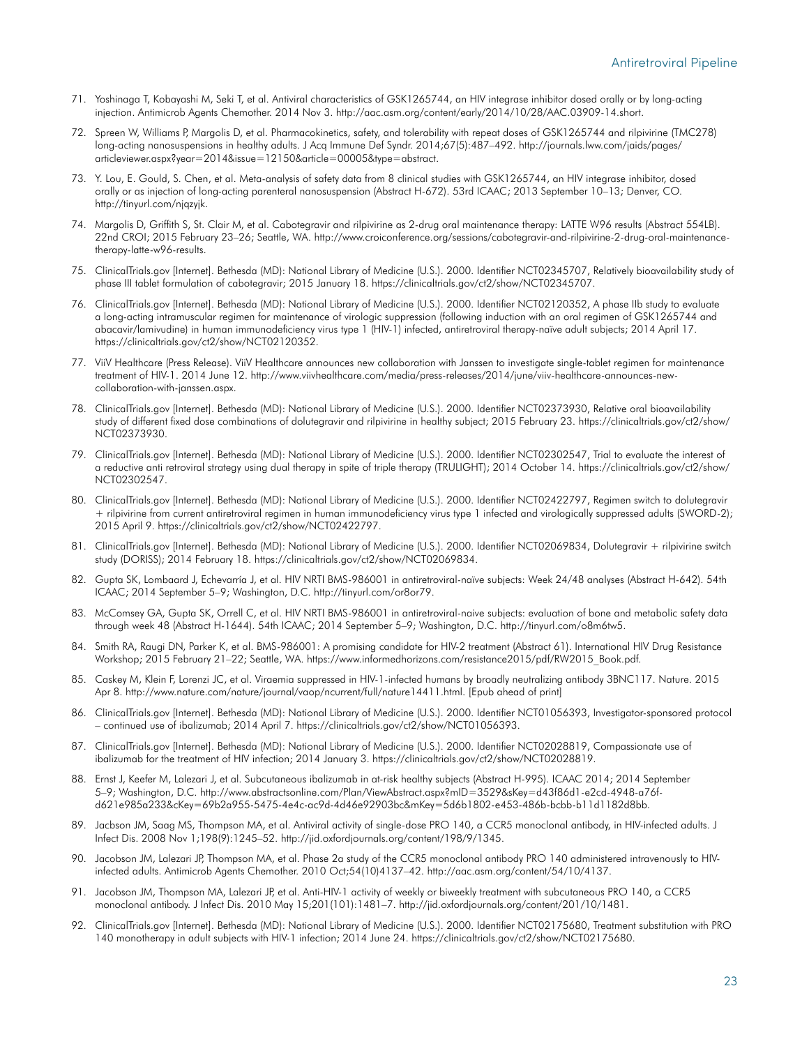71. Yoshinaga T, Kobayashi M, Seki T, et al. Antiviral characteristics of GSK1265744, an HIV integrase inhibitor dosed orally or by long-acting injection. Antimicrob Agents Chemother. 2014 Nov 3. http://aac.asm.org/content/early/2014/10/28/AAC.03909-14.short.

72. Spreen W, Williams P, Margolis D, et al. Pharmacokinetics, safety, and tolerability with repeat doses of GSK1265744 and rilpivirine (TMC278) long-acting nanosuspensions in healthy adults. J Acq Immune Def Syndr. 2014;67(5):487–492. http://journals.lww.com/jaids/pages/articleviewer.aspx?year=2014&issue=12150&article=00005&type=abstract.

73. Y. Lou, E. Gould, S. Chen, et al. Meta-analysis of safety data from 8 clinical studies with GSK1265744, an HIV integrase inhibitor, dosed orally or as injection of long-acting parenteral nanosuspension (Abstract H-672). 53rd ICAAC; 2013 September 10–13; Denver, CO. http://tinyurl.com/njqzyjk.

74. Margolis D, Griffith S, St. Clair M, et al. Cabotegravir and rilpivirine as 2-drug oral maintenance therapy: LATTE W96 results (Abstract 554LB). 22nd CROI; 2015 February 23–26; Seattle, WA. http://www.croiconference.org/sessions/cabotegravir-and-rilpivirine-2-drug-oral-maintenance-therapy-latte-w96-results.

75. ClinicalTrials.gov [Internet]. Bethesda (MD): National Library of Medicine (U.S.). 2000. Identifier NCT02345707, Relatively bioavailability study of phase III tablet formulation of cabotegravir; 2015 January 18. https://clinicaltrials.gov/ct2/show/NCT02345707.

76. ClinicalTrials.gov [Internet]. Bethesda (MD): National Library of Medicine (U.S.). 2000. Identifier NCT02120352, A phase IIb study to evaluate a long-acting intramuscular regimen for maintenance of virologic suppression (following induction with an oral regimen of GSK1265744 and abacavir/lamivudine) in human immunodeficiency virus type 1 (HIV-1) infected, antiretroviral therapy-naïve adult subjects; 2014 April 17. https://clinicaltrials.gov/ct2/show/NCT02120352.

77. ViiV Healthcare (Press Release). ViiV Healthcare announces new collaboration with Janssen to investigate single-tablet regimen for maintenance treatment of HIV-1. 2014 June 12. http://www.viivhealthcare.com/media/press-releases/2014/june/viiv-healthcare-announces-new-collaboration-with-janssen.aspx.

78. ClinicalTrials.gov [Internet]. Bethesda (MD): National Library of Medicine (U.S.). 2000. Identifier NCT02373930, Relative oral bioavailability study of different fixed dose combinations of dolutegravir and rilpivirine in healthy subject; 2015 February 23. https://clinicaltrials.gov/ct2/show/NCT02373930.

79. ClinicalTrials.gov [Internet]. Bethesda (MD): National Library of Medicine (U.S.). 2000. Identifier NCT02302547, Trial to evaluate the interest of a reductive anti retroviral strategy using dual therapy in spite of triple therapy (TRULIGHT); 2014 October 14. https://clinicaltrials.gov/ct2/show/NCT02302547.

80. ClinicalTrials.gov [Internet]. Bethesda (MD): National Library of Medicine (U.S.). 2000. Identifier NCT02422797, Regimen switch to dolutegravir + rilpivirine from current antiretroviral regimen in human immunodeficiency virus type 1 infected and virologically suppressed adults (SWORD-2); 2015 April 9. https://clinicaltrials.gov/ct2/show/NCT02422797.

81. ClinicalTrials.gov [Internet]. Bethesda (MD): National Library of Medicine (U.S.). 2000. Identifier NCT02069834, Dolutegravir + rilpivirine switch study (DORISS); 2014 February 18. https://clinicaltrials.gov/ct2/show/NCT02069834.

82. Gupta SK, Lombaard J, Echevarría J, et al. HIV NRTI BMS-986001 in antiretroviral-naïve subjects: Week 24/48 analyses (Abstract H-642). 54th ICAAC; 2014 September 5–9; Washington, D.C. http://tinyurl.com/or8or79.

83. McComsey GA, Gupta SK, Orrell C, et al. HIV NRTI BMS-986001 in antiretroviral-naive subjects: evaluation of bone and metabolic safety data through week 48 (Abstract H-1644). 54th ICAAC; 2014 September 5–9; Washington, D.C. http://tinyurl.com/o8m6tw5.

84. Smith RA, Raugi DN, Parker K, et al. BMS-986001: A promising candidate for HIV-2 treatment (Abstract 61). International HIV Drug Resistance Workshop; 2015 February 21–22; Seattle, WA. https://www.informedhorizons.com/resistance2015/pdf/RW2015_Book.pdf.

85. Caskey M, Klein F, Lorenzi JC, et al. Viraemia suppressed in HIV-1-infected humans by broadly neutralizing antibody 3BNC117. Nature. 2015 Apr 8. http://www.nature.com/nature/journal/vaop/ncurrent/full/nature14411.html. [Epub ahead of print]

86. ClinicalTrials.gov [Internet]. Bethesda (MD): National Library of Medicine (U.S.). 2000. Identifier NCT01056393, Investigator-sponsored protocol – continued use of ibalizumab; 2014 April 7. https://clinicaltrials.gov/ct2/show/NCT01056393.

87. ClinicalTrials.gov [Internet]. Bethesda (MD): National Library of Medicine (U.S.). 2000. Identifier NCT02028819, Compassionate use of ibalizumab for the treatment of HIV infection; 2014 January 3. https://clinicaltrials.gov/ct2/show/NCT02028819.

88. Ernst J, Keefer M, Lalezari J, et al. Subcutaneous ibalizumab in at-risk healthy subjects (Abstract H-995). ICAAC 2014; 2014 September 5–9; Washington, D.C. http://www.abstractsonline.com/Plan/ViewAbstract.aspx?mID=3529&sKey=d43f86d1-e2cd-4948-a76f-d621e985a233&cKey=69b2a955-5475-4e4c-ac9d-4d46e92903bc&mKey=5d6b1802-e453-486b-bcbb-b11d1182d8bb.

89. Jacbson JM, Saag MS, Thompson MA, et al. Antiviral activity of single-dose PRO 140, a CCR5 monoclonal antibody, in HIV-infected adults. J Infect Dis. 2008 Nov 1;198(9):1245–52. http://jid.oxfordjournals.org/content/198/9/1345.

90. Jacobson JM, Lalezari JP, Thompson MA, et al. Phase 2a study of the CCR5 monoclonal antibody PRO 140 administered intravenously to HIV-infected adults. Antimicrob Agents Chemother. 2010 Oct;54(10)4137–42. http://aac.asm.org/content/54/10/4137.

91. Jacobson JM, Thompson MA, Lalezari JP, et al. Anti-HIV-1 activity of weekly or biweekly treatment with subcutaneous PRO 140, a CCR5 monoclonal antibody. J Infect Dis. 2010 May 15;201(101):1481–7. http://jid.oxfordjournals.org/content/201/10/1481.

92. ClinicalTrials.gov [Internet]. Bethesda (MD): National Library of Medicine (U.S.). 2000. Identifier NCT02175680, Treatment substitution with PRO 140 monotherapy in adult subjects with HIV-1 infection; 2014 June 24. https://clinicaltrials.gov/ct2/show/NCT02175680.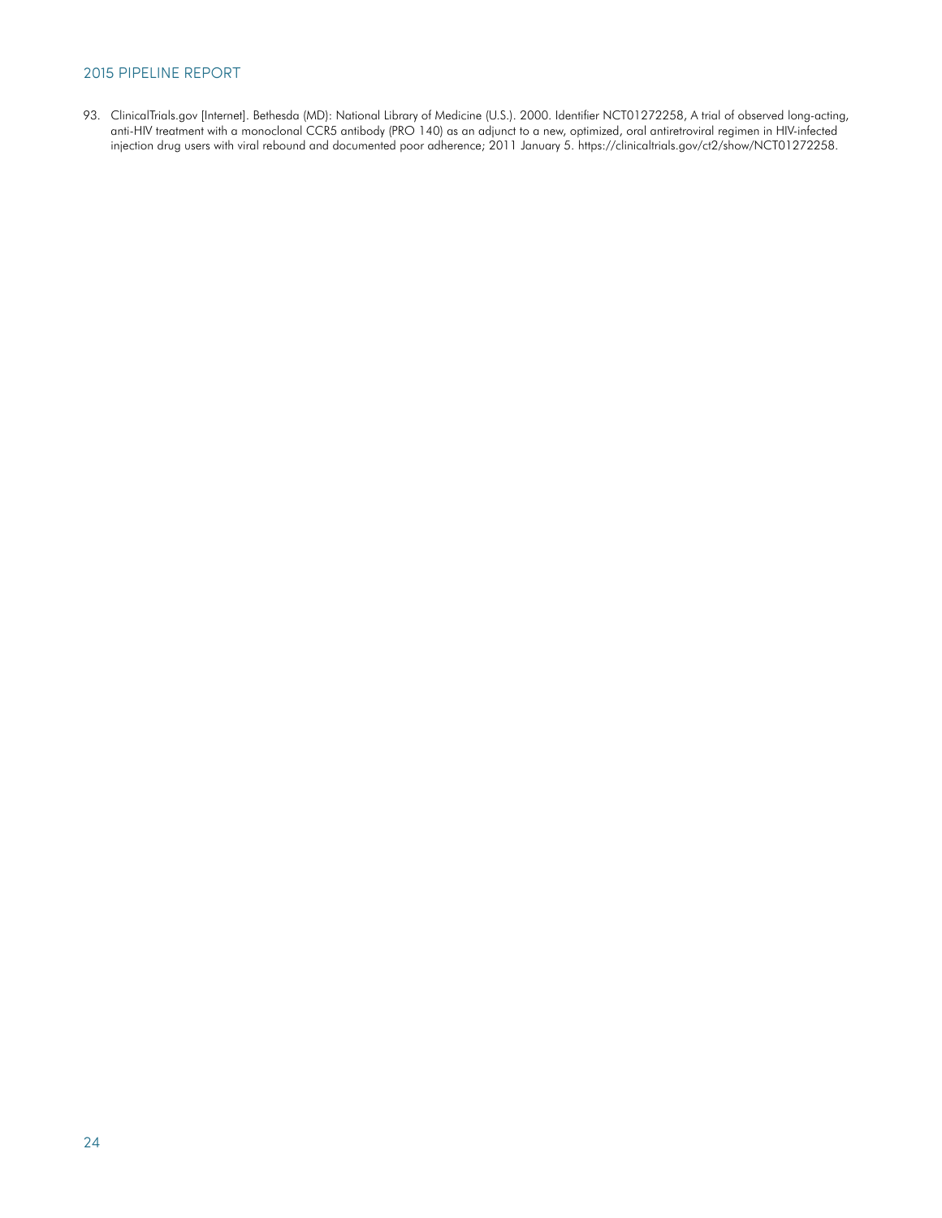93. ClinicalTrials.gov [Internet]. Bethesda (MD): National Library of Medicine (U.S.). 2000. Identifier NCT01272258, A trial of observed long-acting, anti-HIV treatment with a monoclonal CCR5 antibody (PRO 140) as an adjunct to a new, optimized, oral antiretroviral regimen in HIV-infected injection drug users with viral rebound and documented poor adherence; 2011 January 5. https://clinicaltrials.gov/ct2/show/NCT01272258.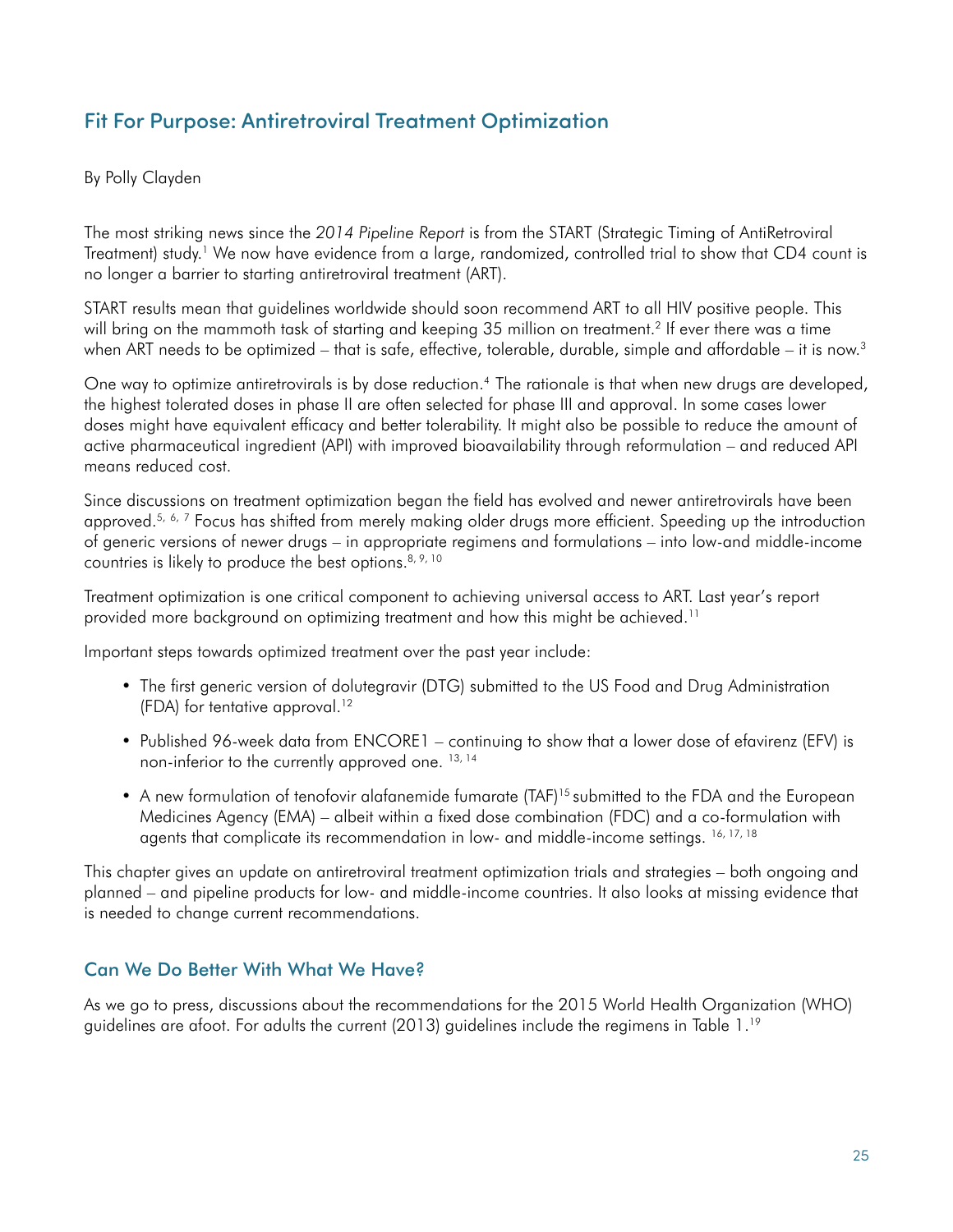## Fit For Purpose: Antiretroviral Treatment Optimization

By Polly Clayden

The most striking news since the *2014 Pipeline Report* is from the START (Strategic Timing of AntiRetroviral Treatment) study.[1] We now have evidence from a large, randomized, controlled trial to show that CD4 count is no longer a barrier to starting antiretroviral treatment (ART).

START results mean that guidelines worldwide should soon recommend ART to all HIV positive people. This will bring on the mammoth task of starting and keeping 35 million on treatment.[2] If ever there was a time when ART needs to be optimized – that is safe, effective, tolerable, durable, simple and affordable – it is now.[3]

One way to optimize antiretrovirals is by dose reduction.[4] The rationale is that when new drugs are developed, the highest tolerated doses in phase II are often selected for phase III and approval. In some cases lower doses might have equivalent efficacy and better tolerability. It might also be possible to reduce the amount of active pharmaceutical ingredient (API) with improved bioavailability through reformulation – and reduced API means reduced cost.

Since discussions on treatment optimization began the field has evolved and newer antiretrovirals have been approved.[5, 6, 7] Focus has shifted from merely making older drugs more efficient. Speeding up the introduction of generic versions of newer drugs – in appropriate regimens and formulations – into low-and middle-income countries is likely to produce the best options.[8, 9, 10]

Treatment optimization is one critical component to achieving universal access to ART. Last year's report provided more background on optimizing treatment and how this might be achieved.[11]

Important steps towards optimized treatment over the past year include:

- The first generic version of dolutegravir (DTG) submitted to the US Food and Drug Administration (FDA) for tentative approval.[12]
- Published 96-week data from ENCORE1 – continuing to show that a lower dose of efavirenz (EFV) is non-inferior to the currently approved one. [13, 14]
- A new formulation of tenofovir alafanemide fumarate (TAF)[15] submitted to the FDA and the European Medicines Agency (EMA) – albeit within a fixed dose combination (FDC) and a co-formulation with agents that complicate its recommendation in low- and middle-income settings. [16, 17, 18]

This chapter gives an update on antiretroviral treatment optimization trials and strategies – both ongoing and planned – and pipeline products for low- and middle-income countries. It also looks at missing evidence that is needed to change current recommendations.

### Can We Do Better With What We Have?

As we go to press, discussions about the recommendations for the 2015 World Health Organization (WHO) guidelines are afoot. For adults the current (2013) guidelines include the regimens in Table 1.[19]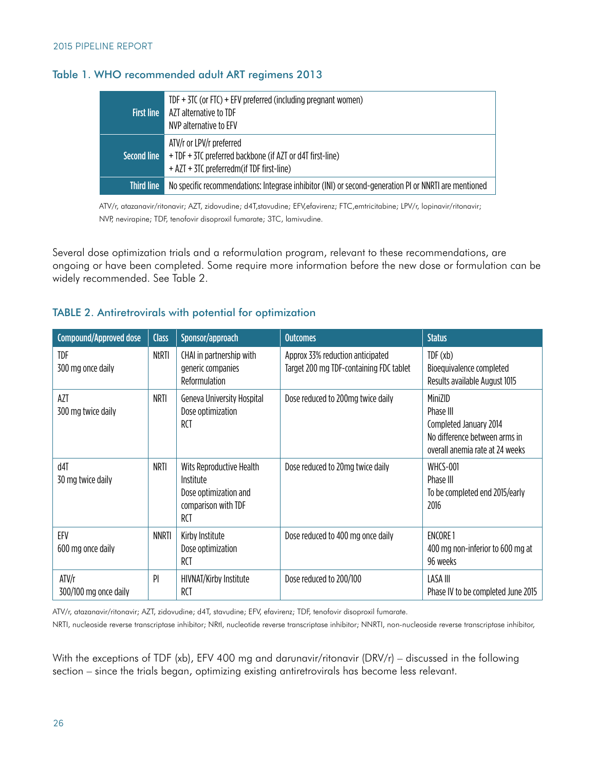## Table 1. WHO recommended adult ART regimens 2013

| | |
|---|---|
| **First line** | TDF + 3TC (or FTC) + EFV preferred (including pregnant women)<br>AZT alternative to TDF<br>NVP alternative to EFV |
| **Second line** | ATV/r or LPV/r preferred<br>+ TDF + 3TC preferred backbone (if AZT or d4T first-line)<br>+ AZT + 3TC preferredm(if TDF first-line) |
| **Third line** | No specific recommendations: Integrase inhibitor (INI) or second-generation PI or NNRTI are mentioned |

ATV/r, atazanavir/ritonavir; AZT, zidovudine; d4T,stavudine; EFV,efavirenz; FTC,emtricitabine; LPV/r, lopinavir/ritonavir; NVP, nevirapine; TDF, tenofovir disoproxil fumarate; 3TC, lamivudine.

Several dose optimization trials and a reformulation program, relevant to these recommendations, are ongoing or have been completed. Some require more information before the new dose or formulation can be widely recommended. See Table 2.

## TABLE 2. Antiretrovirals with potential for optimization

| Compound/Approved dose | Class | Sponsor/approach | Outcomes | Status |
|---|---|---|---|---|
| TDF<br>300 mg once daily | NtRTI | CHAI in partnership with generic companies<br>Reformulation | Approx 33% reduction anticipated<br>Target 200 mg TDF-containing FDC tablet | TDF (xb)<br>Bioequivalence completed<br>Results available August 1015 |
| AZT<br>300 mg twice daily | NRTI | Geneva University Hospital<br>Dose optimization<br>RCT | Dose reduced to 200mg twice daily | MiniZID<br>Phase III<br>Completed January 2014<br>No difference between arms in overall anemia rate at 24 weeks |
| d4T<br>30 mg twice daily | NRTI | Wits Reproductive Health Institute<br>Dose optimization and comparison with TDF<br>RCT | Dose reduced to 20mg twice daily | WHCS-001<br>Phase III<br>To be completed end 2015/early 2016 |
| EFV<br>600 mg once daily | NNRTI | Kirby Institute<br>Dose optimization<br>RCT | Dose reduced to 400 mg once daily | ENCORE 1<br>400 mg non-inferior to 600 mg at 96 weeks |
| ATV/r<br>300/100 mg once daily | PI | HIVNAT/Kirby Institute<br>RCT | Dose reduced to 200/100 | LASA III<br>Phase IV to be completed June 2015 |

ATV/r, atazanavir/ritonavir; AZT, zidovudine; d4T, stavudine; EFV, efavirenz; TDF, tenofovir disoproxil fumarate.

NRTI, nucleoside reverse transcriptase inhibitor; NRtI, nucleotide reverse transcriptase inhibitor; NNRTI, non-nucleoside reverse transcriptase inhibitor,

With the exceptions of TDF (xb), EFV 400 mg and darunavir/ritonavir (DRV/r) – discussed in the following section – since the trials began, optimizing existing antiretrovirals has become less relevant.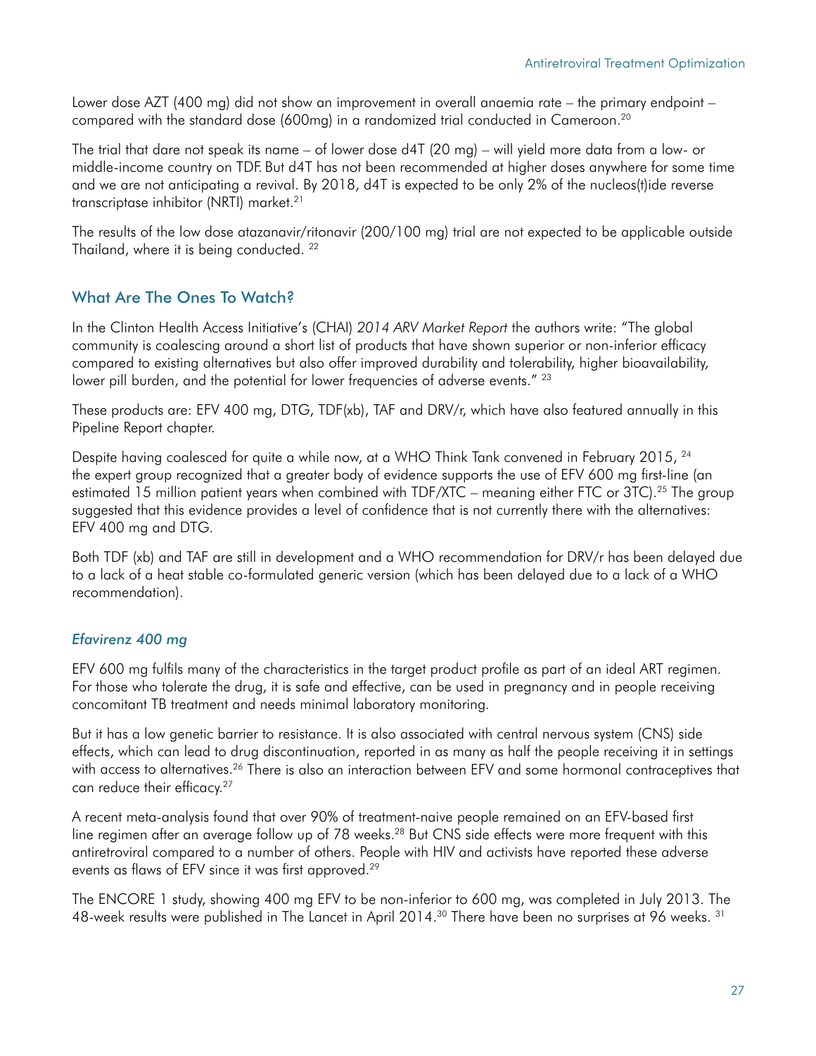Lower dose AZT (400 mg) did not show an improvement in overall anaemia rate – the primary endpoint – compared with the standard dose (600mg) in a randomized trial conducted in Cameroon.[20]

The trial that dare not speak its name – of lower dose d4T (20 mg) – will yield more data from a low- or middle-income country on TDF. But d4T has not been recommended at higher doses anywhere for some time and we are not anticipating a revival. By 2018, d4T is expected to be only 2% of the nucleos(t)ide reverse transcriptase inhibitor (NRTI) market.[21]

The results of the low dose atazanavir/ritonavir (200/100 mg) trial are not expected to be applicable outside Thailand, where it is being conducted. [22]

## What Are The Ones To Watch?

In the Clinton Health Access Initiative's (CHAI) *2014 ARV Market Report* the authors write: "The global community is coalescing around a short list of products that have shown superior or non-inferior efficacy compared to existing alternatives but also offer improved durability and tolerability, higher bioavailability, lower pill burden, and the potential for lower frequencies of adverse events." [23]

These products are: EFV 400 mg, DTG, TDF(xb), TAF and DRV/r, which have also featured annually in this Pipeline Report chapter.

Despite having coalesced for quite a while now, at a WHO Think Tank convened in February 2015, [24] the expert group recognized that a greater body of evidence supports the use of EFV 600 mg first-line (an estimated 15 million patient years when combined with TDF/XTC – meaning either FTC or 3TC).[25] The group suggested that this evidence provides a level of confidence that is not currently there with the alternatives: EFV 400 mg and DTG.

Both TDF (xb) and TAF are still in development and a WHO recommendation for DRV/r has been delayed due to a lack of a heat stable co-formulated generic version (which has been delayed due to a lack of a WHO recommendation).

### *Efavirenz 400 mg*

EFV 600 mg fulfils many of the characteristics in the target product profile as part of an ideal ART regimen. For those who tolerate the drug, it is safe and effective, can be used in pregnancy and in people receiving concomitant TB treatment and needs minimal laboratory monitoring.

But it has a low genetic barrier to resistance. It is also associated with central nervous system (CNS) side effects, which can lead to drug discontinuation, reported in as many as half the people receiving it in settings with access to alternatives.[26] There is also an interaction between EFV and some hormonal contraceptives that can reduce their efficacy.[27]

A recent meta-analysis found that over 90% of treatment-naive people remained on an EFV-based first line regimen after an average follow up of 78 weeks.[28] But CNS side effects were more frequent with this antiretroviral compared to a number of others. People with HIV and activists have reported these adverse events as flaws of EFV since it was first approved.[29]

The ENCORE 1 study, showing 400 mg EFV to be non-inferior to 600 mg, was completed in July 2013. The 48-week results were published in The Lancet in April 2014.[30] There have been no surprises at 96 weeks. [31]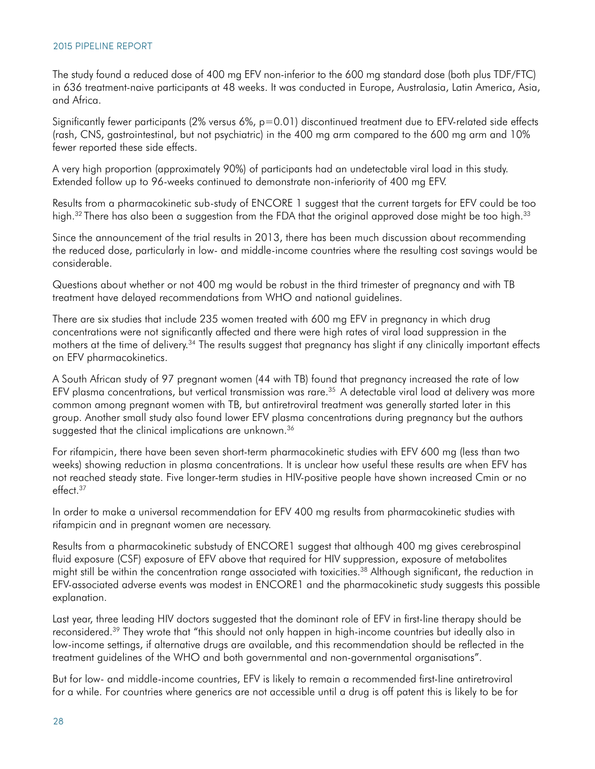The study found a reduced dose of 400 mg EFV non-inferior to the 600 mg standard dose (both plus TDF/FTC) in 636 treatment-naive participants at 48 weeks. It was conducted in Europe, Australasia, Latin America, Asia, and Africa.

Significantly fewer participants (2% versus 6%, p=0.01) discontinued treatment due to EFV-related side effects (rash, CNS, gastrointestinal, but not psychiatric) in the 400 mg arm compared to the 600 mg arm and 10% fewer reported these side effects.

A very high proportion (approximately 90%) of participants had an undetectable viral load in this study. Extended follow up to 96-weeks continued to demonstrate non-inferiority of 400 mg EFV.

Results from a pharmacokinetic sub-study of ENCORE 1 suggest that the current targets for EFV could be too high.[32] There has also been a suggestion from the FDA that the original approved dose might be too high.[33]

Since the announcement of the trial results in 2013, there has been much discussion about recommending the reduced dose, particularly in low- and middle-income countries where the resulting cost savings would be considerable.

Questions about whether or not 400 mg would be robust in the third trimester of pregnancy and with TB treatment have delayed recommendations from WHO and national guidelines.

There are six studies that include 235 women treated with 600 mg EFV in pregnancy in which drug concentrations were not significantly affected and there were high rates of viral load suppression in the mothers at the time of delivery.[34] The results suggest that pregnancy has slight if any clinically important effects on EFV pharmacokinetics.

A South African study of 97 pregnant women (44 with TB) found that pregnancy increased the rate of low EFV plasma concentrations, but vertical transmission was rare.[35] A detectable viral load at delivery was more common among pregnant women with TB, but antiretroviral treatment was generally started later in this group. Another small study also found lower EFV plasma concentrations during pregnancy but the authors suggested that the clinical implications are unknown.[36]

For rifampicin, there have been seven short-term pharmacokinetic studies with EFV 600 mg (less than two weeks) showing reduction in plasma concentrations. It is unclear how useful these results are when EFV has not reached steady state. Five longer-term studies in HIV-positive people have shown increased Cmin or no effect.[37]

In order to make a universal recommendation for EFV 400 mg results from pharmacokinetic studies with rifampicin and in pregnant women are necessary.

Results from a pharmacokinetic substudy of ENCORE1 suggest that although 400 mg gives cerebrospinal fluid exposure (CSF) exposure of EFV above that required for HIV suppression, exposure of metabolites might still be within the concentration range associated with toxicities.[38] Although significant, the reduction in EFV-associated adverse events was modest in ENCORE1 and the pharmacokinetic study suggests this possible explanation.

Last year, three leading HIV doctors suggested that the dominant role of EFV in first-line therapy should be reconsidered.[39] They wrote that "this should not only happen in high-income countries but ideally also in low-income settings, if alternative drugs are available, and this recommendation should be reflected in the treatment guidelines of the WHO and both governmental and non-governmental organisations".

But for low- and middle-income countries, EFV is likely to remain a recommended first-line antiretroviral for a while. For countries where generics are not accessible until a drug is off patent this is likely to be for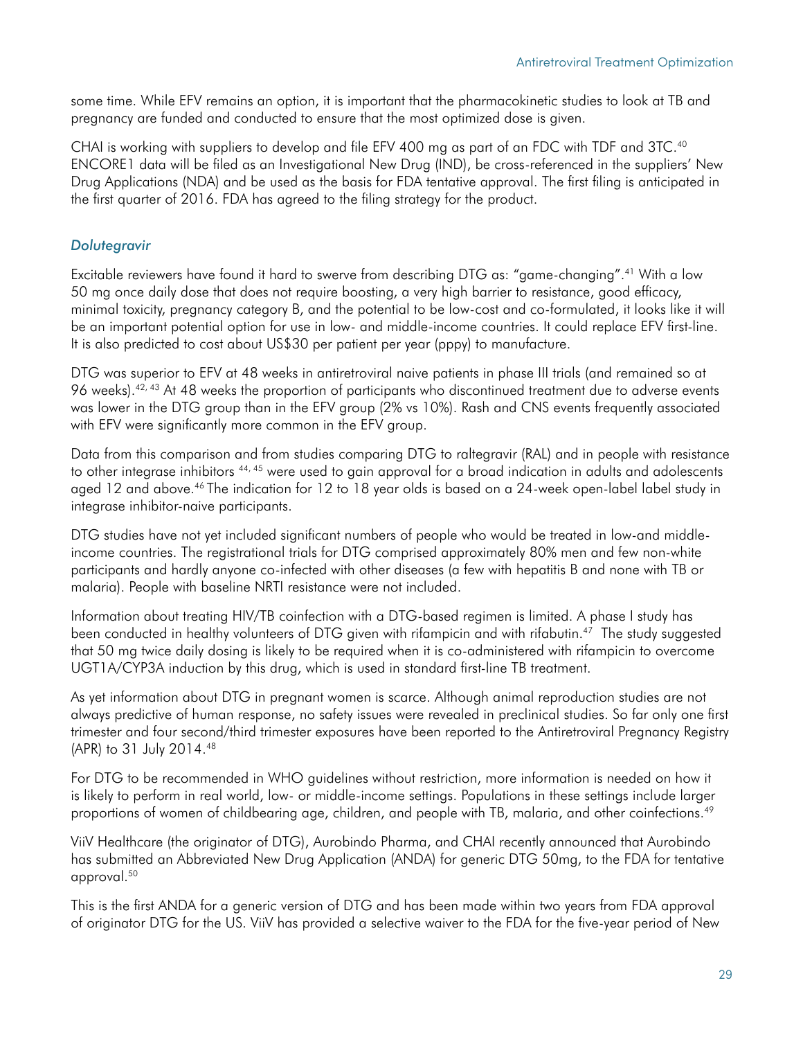some time. While EFV remains an option, it is important that the pharmacokinetic studies to look at TB and pregnancy are funded and conducted to ensure that the most optimized dose is given.

CHAI is working with suppliers to develop and file EFV 400 mg as part of an FDC with TDF and 3TC.[40] ENCORE1 data will be filed as an Investigational New Drug (IND), be cross-referenced in the suppliers' New Drug Applications (NDA) and be used as the basis for FDA tentative approval. The first filing is anticipated in the first quarter of 2016. FDA has agreed to the filing strategy for the product.

### *Dolutegravir*

Excitable reviewers have found it hard to swerve from describing DTG as: "game-changing".[41] With a low 50 mg once daily dose that does not require boosting, a very high barrier to resistance, good efficacy, minimal toxicity, pregnancy category B, and the potential to be low-cost and co-formulated, it looks like it will be an important potential option for use in low- and middle-income countries. It could replace EFV first-line. It is also predicted to cost about US$30 per patient per year (pppy) to manufacture.

DTG was superior to EFV at 48 weeks in antiretroviral naive patients in phase III trials (and remained so at 96 weeks).[42, 43] At 48 weeks the proportion of participants who discontinued treatment due to adverse events was lower in the DTG group than in the EFV group (2% vs 10%). Rash and CNS events frequently associated with EFV were significantly more common in the EFV group.

Data from this comparison and from studies comparing DTG to raltegravir (RAL) and in people with resistance to other integrase inhibitors [44, 45] were used to gain approval for a broad indication in adults and adolescents aged 12 and above.[46] The indication for 12 to 18 year olds is based on a 24-week open-label label study in integrase inhibitor-naive participants.

DTG studies have not yet included significant numbers of people who would be treated in low-and middle-income countries. The registrational trials for DTG comprised approximately 80% men and few non-white participants and hardly anyone co-infected with other diseases (a few with hepatitis B and none with TB or malaria). People with baseline NRTI resistance were not included.

Information about treating HIV/TB coinfection with a DTG-based regimen is limited. A phase I study has been conducted in healthy volunteers of DTG given with rifampicin and with rifabutin.[47] The study suggested that 50 mg twice daily dosing is likely to be required when it is co-administered with rifampicin to overcome UGT1A/CYP3A induction by this drug, which is used in standard first-line TB treatment.

As yet information about DTG in pregnant women is scarce. Although animal reproduction studies are not always predictive of human response, no safety issues were revealed in preclinical studies. So far only one first trimester and four second/third trimester exposures have been reported to the Antiretroviral Pregnancy Registry (APR) to 31 July 2014.[48]

For DTG to be recommended in WHO guidelines without restriction, more information is needed on how it is likely to perform in real world, low- or middle-income settings. Populations in these settings include larger proportions of women of childbearing age, children, and people with TB, malaria, and other coinfections.[49]

ViiV Healthcare (the originator of DTG), Aurobindo Pharma, and CHAI recently announced that Aurobindo has submitted an Abbreviated New Drug Application (ANDA) for generic DTG 50mg, to the FDA for tentative approval.[50]

This is the first ANDA for a generic version of DTG and has been made within two years from FDA approval of originator DTG for the US. ViiV has provided a selective waiver to the FDA for the five-year period of New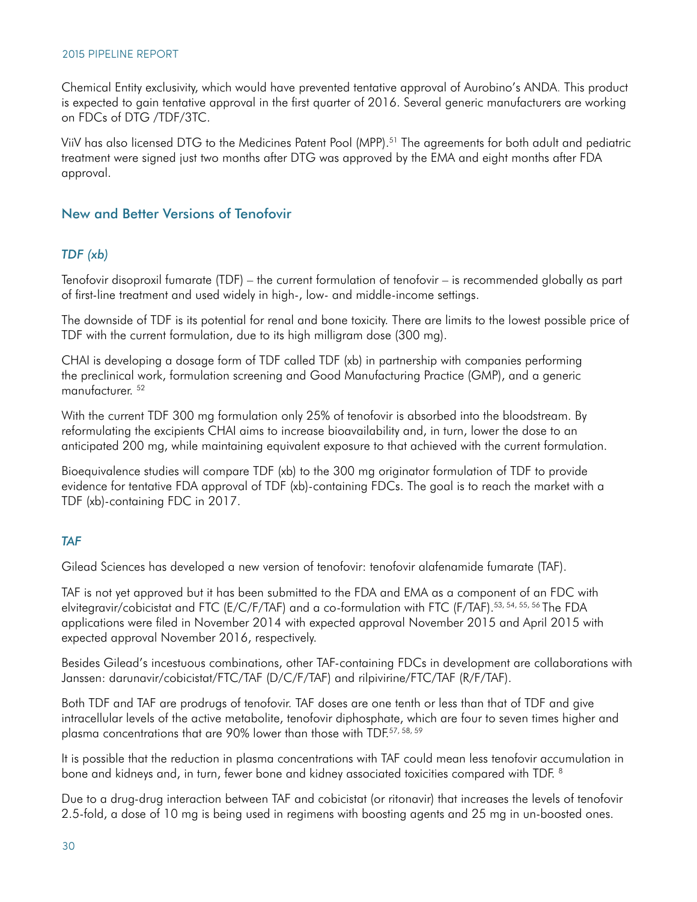Chemical Entity exclusivity, which would have prevented tentative approval of Aurobino's ANDA. This product is expected to gain tentative approval in the first quarter of 2016. Several generic manufacturers are working on FDCs of DTG /TDF/3TC.

ViiV has also licensed DTG to the Medicines Patent Pool (MPP).[51] The agreements for both adult and pediatric treatment were signed just two months after DTG was approved by the EMA and eight months after FDA approval.

## New and Better Versions of Tenofovir

### *TDF (xb)*

Tenofovir disoproxil fumarate (TDF) – the current formulation of tenofovir – is recommended globally as part of first-line treatment and used widely in high-, low- and middle-income settings.

The downside of TDF is its potential for renal and bone toxicity. There are limits to the lowest possible price of TDF with the current formulation, due to its high milligram dose (300 mg).

CHAI is developing a dosage form of TDF called TDF (xb) in partnership with companies performing the preclinical work, formulation screening and Good Manufacturing Practice (GMP), and a generic manufacturer. [52]

With the current TDF 300 mg formulation only 25% of tenofovir is absorbed into the bloodstream. By reformulating the excipients CHAI aims to increase bioavailability and, in turn, lower the dose to an anticipated 200 mg, while maintaining equivalent exposure to that achieved with the current formulation.

Bioequivalence studies will compare TDF (xb) to the 300 mg originator formulation of TDF to provide evidence for tentative FDA approval of TDF (xb)-containing FDCs. The goal is to reach the market with a TDF (xb)-containing FDC in 2017.

### *TAF*

Gilead Sciences has developed a new version of tenofovir: tenofovir alafenamide fumarate (TAF).

TAF is not yet approved but it has been submitted to the FDA and EMA as a component of an FDC with elvitegravir/cobicistat and FTC (E/C/F/TAF) and a co-formulation with FTC (F/TAF).[53, 54, 55, 56] The FDA applications were filed in November 2014 with expected approval November 2015 and April 2015 with expected approval November 2016, respectively.

Besides Gilead's incestuous combinations, other TAF-containing FDCs in development are collaborations with Janssen: darunavir/cobicistat/FTC/TAF (D/C/F/TAF) and rilpivirine/FTC/TAF (R/F/TAF).

Both TDF and TAF are prodrugs of tenofovir. TAF doses are one tenth or less than that of TDF and give intracellular levels of the active metabolite, tenofovir diphosphate, which are four to seven times higher and plasma concentrations that are 90% lower than those with TDF.[57, 58, 59]

It is possible that the reduction in plasma concentrations with TAF could mean less tenofovir accumulation in bone and kidneys and, in turn, fewer bone and kidney associated toxicities compared with TDF. [8]

Due to a drug-drug interaction between TAF and cobicistat (or ritonavir) that increases the levels of tenofovir 2.5-fold, a dose of 10 mg is being used in regimens with boosting agents and 25 mg in un-boosted ones.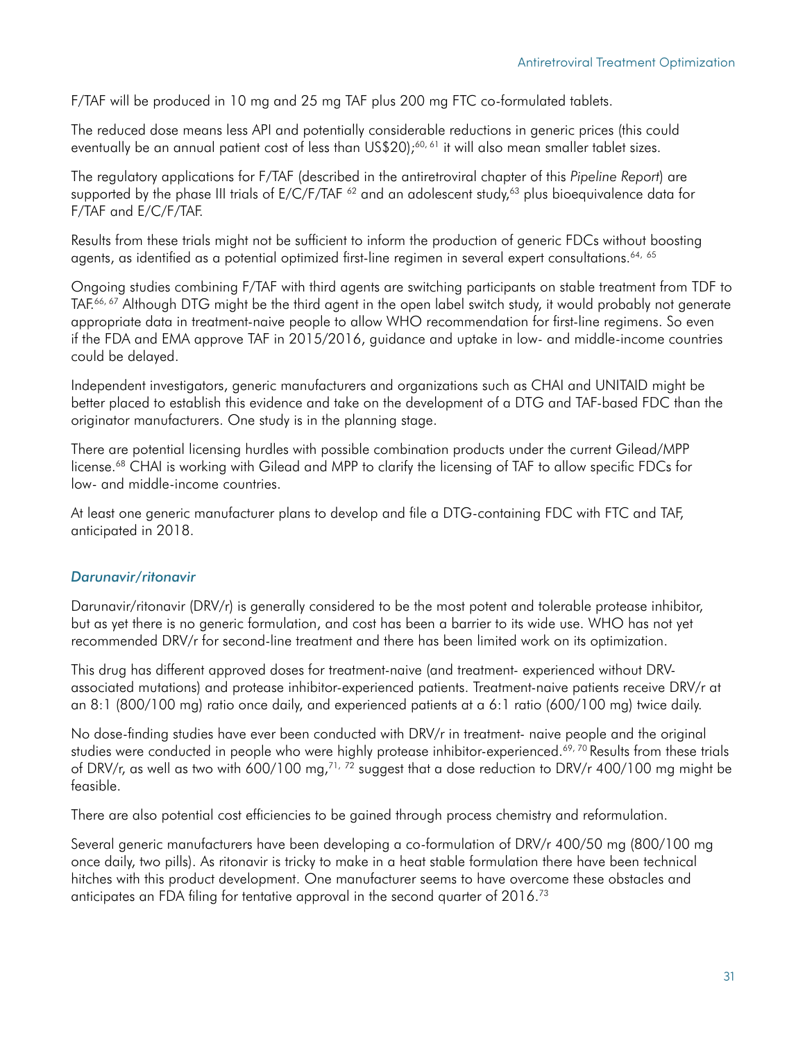F/TAF will be produced in 10 mg and 25 mg TAF plus 200 mg FTC co-formulated tablets.

The reduced dose means less API and potentially considerable reductions in generic prices (this could eventually be an annual patient cost of less than US$20);[60, 61] it will also mean smaller tablet sizes.

The regulatory applications for F/TAF (described in the antiretroviral chapter of this *Pipeline Report*) are supported by the phase III trials of E/C/F/TAF [62] and an adolescent study,[63] plus bioequivalence data for F/TAF and E/C/F/TAF.

Results from these trials might not be sufficient to inform the production of generic FDCs without boosting agents, as identified as a potential optimized first-line regimen in several expert consultations.[64, 65]

Ongoing studies combining F/TAF with third agents are switching participants on stable treatment from TDF to TAF.[66, 67] Although DTG might be the third agent in the open label switch study, it would probably not generate appropriate data in treatment-naive people to allow WHO recommendation for first-line regimens. So even if the FDA and EMA approve TAF in 2015/2016, guidance and uptake in low- and middle-income countries could be delayed.

Independent investigators, generic manufacturers and organizations such as CHAI and UNITAID might be better placed to establish this evidence and take on the development of a DTG and TAF-based FDC than the originator manufacturers. One study is in the planning stage.

There are potential licensing hurdles with possible combination products under the current Gilead/MPP license.[68] CHAI is working with Gilead and MPP to clarify the licensing of TAF to allow specific FDCs for low- and middle-income countries.

At least one generic manufacturer plans to develop and file a DTG-containing FDC with FTC and TAF, anticipated in 2018.

### *Darunavir/ritonavir*

Darunavir/ritonavir (DRV/r) is generally considered to be the most potent and tolerable protease inhibitor, but as yet there is no generic formulation, and cost has been a barrier to its wide use. WHO has not yet recommended DRV/r for second-line treatment and there has been limited work on its optimization.

This drug has different approved doses for treatment-naive (and treatment- experienced without DRV-associated mutations) and protease inhibitor-experienced patients. Treatment-naive patients receive DRV/r at an 8:1 (800/100 mg) ratio once daily, and experienced patients at a 6:1 ratio (600/100 mg) twice daily.

No dose-finding studies have ever been conducted with DRV/r in treatment- naive people and the original studies were conducted in people who were highly protease inhibitor-experienced.[69, 70] Results from these trials of DRV/r, as well as two with 600/100 mg,[71, 72] suggest that a dose reduction to DRV/r 400/100 mg might be feasible.

There are also potential cost efficiencies to be gained through process chemistry and reformulation.

Several generic manufacturers have been developing a co-formulation of DRV/r 400/50 mg (800/100 mg once daily, two pills). As ritonavir is tricky to make in a heat stable formulation there have been technical hitches with this product development. One manufacturer seems to have overcome these obstacles and anticipates an FDA filing for tentative approval in the second quarter of 2016.[73]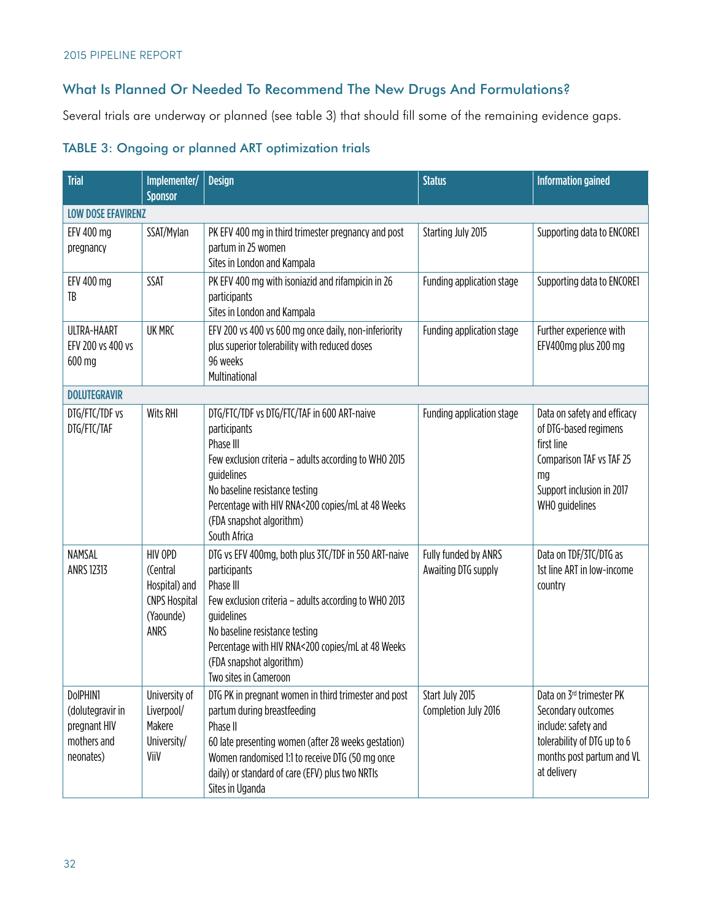## What Is Planned Or Needed To Recommend The New Drugs And Formulations?

Several trials are underway or planned (see table 3) that should fill some of the remaining evidence gaps.

### TABLE 3: Ongoing or planned ART optimization trials

| Trial | Implementer/ Sponsor | Design | Status | Information gained |
|---|---|---|---|---|
| **LOW DOSE EFAVIRENZ** | | | | |
| EFV 400 mg pregnancy | SSAT/Mylan | PK EFV 400 mg in third trimester pregnancy and post partum in 25 women<br>Sites in London and Kampala | Starting July 2015 | Supporting data to ENCORE1 |
| EFV 400 mg TB | SSAT | PK EFV 400 mg with isoniazid and rifampicin in 26 participants<br>Sites in London and Kampala | Funding application stage | Supporting data to ENCORE1 |
| ULTRA-HAART EFV 200 vs 400 vs 600 mg | UK MRC | EFV 200 vs 400 vs 600 mg once daily, non-inferiority plus superior tolerability with reduced doses<br>96 weeks<br>Multinational | Funding application stage | Further experience with EFV400mg plus 200 mg |
| **DOLUTEGRAVIR** | | | | |
| DTG/FTC/TDF vs DTG/FTC/TAF | Wits RHI | DTG/FTC/TDF vs DTG/FTC/TAF in 600 ART-naive participants<br>Phase III<br>Few exclusion criteria – adults according to WHO 2015 guidelines<br>No baseline resistance testing<br>Percentage with HIV RNA<200 copies/mL at 48 Weeks (FDA snapshot algorithm)<br>South Africa | Funding application stage | Data on safety and efficacy of DTG-based regimens first line<br>Comparison TAF vs TAF 25 mg<br>Support inclusion in 2017 WHO guidelines |
| NAMSAL ANRS 12313 | HIV OPD (Central Hospital) and CNPS Hospital (Yaounde) ANRS | DTG vs EFV 400mg, both plus 3TC/TDF in 550 ART-naive participants<br>Phase III<br>Few exclusion criteria – adults according to WHO 2013 guidelines<br>No baseline resistance testing<br>Percentage with HIV RNA<200 copies/mL at 48 Weeks (FDA snapshot algorithm)<br>Two sites in Cameroon | Fully funded by ANRS<br>Awaiting DTG supply | Data on TDF/3TC/DTG as 1st line ART in low-income country |
| DolPHIN1 (dolutegravir in pregnant HIV mothers and neonates) | University of Liverpool/ Makere University/ ViiV | DTG PK in pregnant women in third trimester and post partum during breastfeeding<br>Phase II<br>60 late presenting women (after 28 weeks gestation)<br>Women randomised 1:1 to receive DTG (50 mg once daily) or standard of care (EFV) plus two NRTIs<br>Sites in Uganda | Start July 2015<br>Completion July 2016 | Data on 3rd trimester PK<br>Secondary outcomes include: safety and tolerability of DTG up to 6 months post partum and VL at delivery |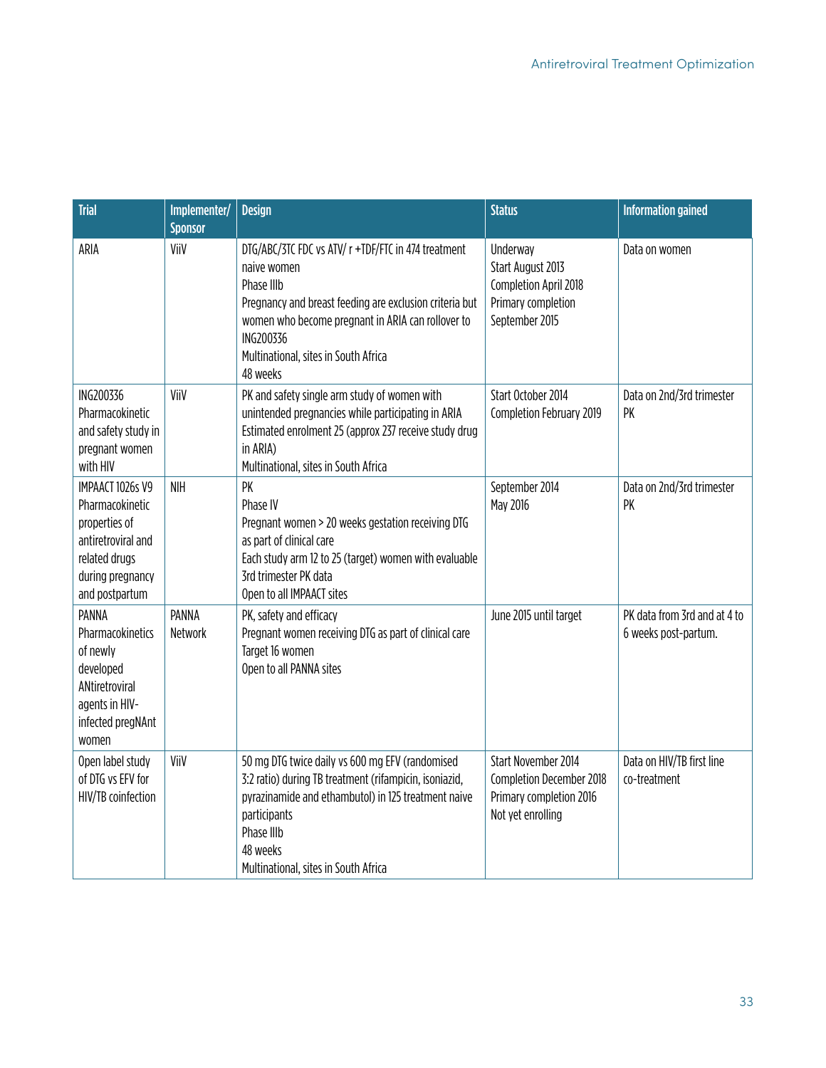| Trial | Implementer/ Sponsor | Design | Status | Information gained |
|---|---|---|---|---|
| ARIA | ViiV | DTG/ABC/3TC FDC vs ATV/ r +TDF/FTC in 474 treatment naive women<br>Phase IIIb<br>Pregnancy and breast feeding are exclusion criteria but women who become pregnant in ARIA can rollover to ING200336<br>Multinational, sites in South Africa<br>48 weeks | Underway<br>Start August 2013<br>Completion April 2018<br>Primary completion September 2015 | Data on women |
| ING200336 Pharmacokinetic and safety study in pregnant women with HIV | ViiV | PK and safety single arm study of women with unintended pregnancies while participating in ARIA<br>Estimated enrolment 25 (approx 237 receive study drug in ARIA)<br>Multinational, sites in South Africa | Start October 2014<br>Completion February 2019 | Data on 2nd/3rd trimester PK |
| IMPAACT 1026s V9 Pharmacokinetic properties of antiretroviral and related drugs during pregnancy and postpartum | NIH | PK<br>Phase IV<br>Pregnant women > 20 weeks gestation receiving DTG as part of clinical care<br>Each study arm 12 to 25 (target) women with evaluable 3rd trimester PK data<br>Open to all IMPAACT sites | September 2014<br>May 2016 | Data on 2nd/3rd trimester PK |
| PANNA Pharmacokinetics of newly developed ANtiretroviral agents in HIV-infected pregNAnt women | PANNA Network | PK, safety and efficacy<br>Pregnant women receiving DTG as part of clinical care<br>Target 16 women<br>Open to all PANNA sites | June 2015 until target | PK data from 3rd and at 4 to 6 weeks post-partum. |
| Open label study of DTG vs EFV for HIV/TB coinfection | ViiV | 50 mg DTG twice daily vs 600 mg EFV (randomised 3:2 ratio) during TB treatment (rifampicin, isoniazid, pyrazinamide and ethambutol) in 125 treatment naive participants<br>Phase IIIb<br>48 weeks<br>Multinational, sites in South Africa | Start November 2014<br>Completion December 2018<br>Primary completion 2016<br>Not yet enrolling | Data on HIV/TB first line co-treatment |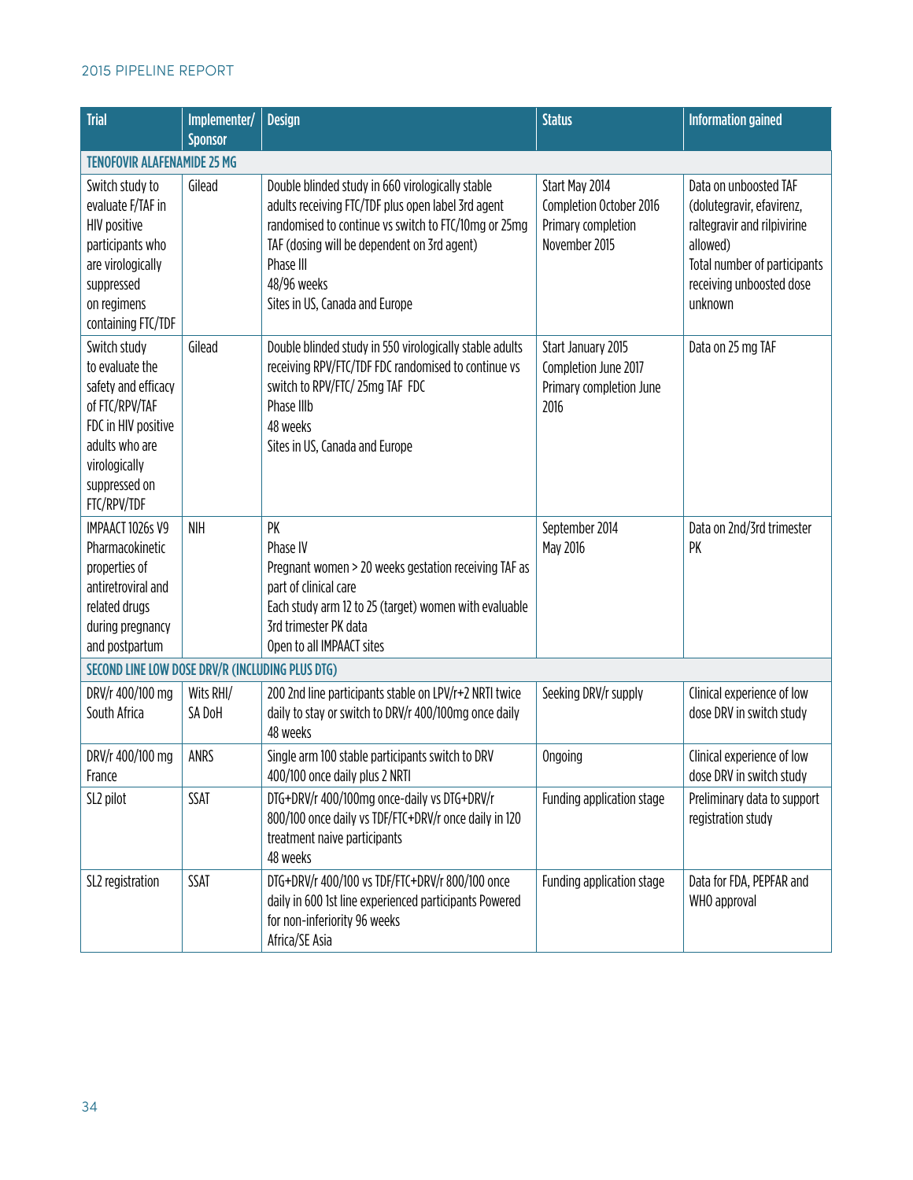| Trial | Implementer/ Sponsor | Design | Status | Information gained |
|---|---|---|---|---|
| **TENOFOVIR ALAFENAMIDE 25 MG** | | | | |
| Switch study to evaluate F/TAF in HIV positive participants who are virologically suppressed on regimens containing FTC/TDF | Gilead | Double blinded study in 660 virologically stable adults receiving FTC/TDF plus open label 3rd agent randomised to continue vs switch to FTC/10mg or 25mg TAF (dosing will be dependent on 3rd agent)<br>Phase III<br>48/96 weeks<br>Sites in US, Canada and Europe | Start May 2014<br>Completion October 2016<br>Primary completion November 2015 | Data on unboosted TAF (dolutegravir, efavirenz, raltegravir and rilpivirine allowed)<br>Total number of participants receiving unboosted dose unknown |
| Switch study to evaluate the safety and efficacy of FTC/RPV/TAF FDC in HIV positive adults who are virologically suppressed on FTC/RPV/TDF | Gilead | Double blinded study in 550 virologically stable adults receiving RPV/FTC/TDF FDC randomised to continue vs switch to RPV/FTC/ 25mg TAF FDC<br>Phase IIIb<br>48 weeks<br>Sites in US, Canada and Europe | Start January 2015<br>Completion June 2017<br>Primary completion June 2016 | Data on 25 mg TAF |
| IMPAACT 1026s V9 Pharmacokinetic properties of antiretroviral and related drugs during pregnancy and postpartum | NIH | PK<br>Phase IV<br>Pregnant women > 20 weeks gestation receiving TAF as part of clinical care<br>Each study arm 12 to 25 (target) women with evaluable 3rd trimester PK data<br>Open to all IMPAACT sites | September 2014<br>May 2016 | Data on 2nd/3rd trimester PK |
| **SECOND LINE LOW DOSE DRV/R (INCLUDING PLUS DTG)** | | | | |
| DRV/r 400/100 mg South Africa | Wits RHI/ SA DoH | 200 2nd line participants stable on LPV/r+2 NRTI twice daily to stay or switch to DRV/r 400/100mg once daily<br>48 weeks | Seeking DRV/r supply | Clinical experience of low dose DRV in switch study |
| DRV/r 400/100 mg France | ANRS | Single arm 100 stable participants switch to DRV 400/100 once daily plus 2 NRTI | Ongoing | Clinical experience of low dose DRV in switch study |
| SL2 pilot | SSAT | DTG+DRV/r 400/100mg once-daily vs DTG+DRV/r 800/100 once daily vs TDF/FTC+DRV/r once daily in 120 treatment naive participants<br>48 weeks | Funding application stage | Preliminary data to support registration study |
| SL2 registration | SSAT | DTG+DRV/r 400/100 vs TDF/FTC+DRV/r 800/100 once daily in 600 1st line experienced participants Powered for non-inferiority 96 weeks<br>Africa/SE Asia | Funding application stage | Data for FDA, PEPFAR and WHO approval |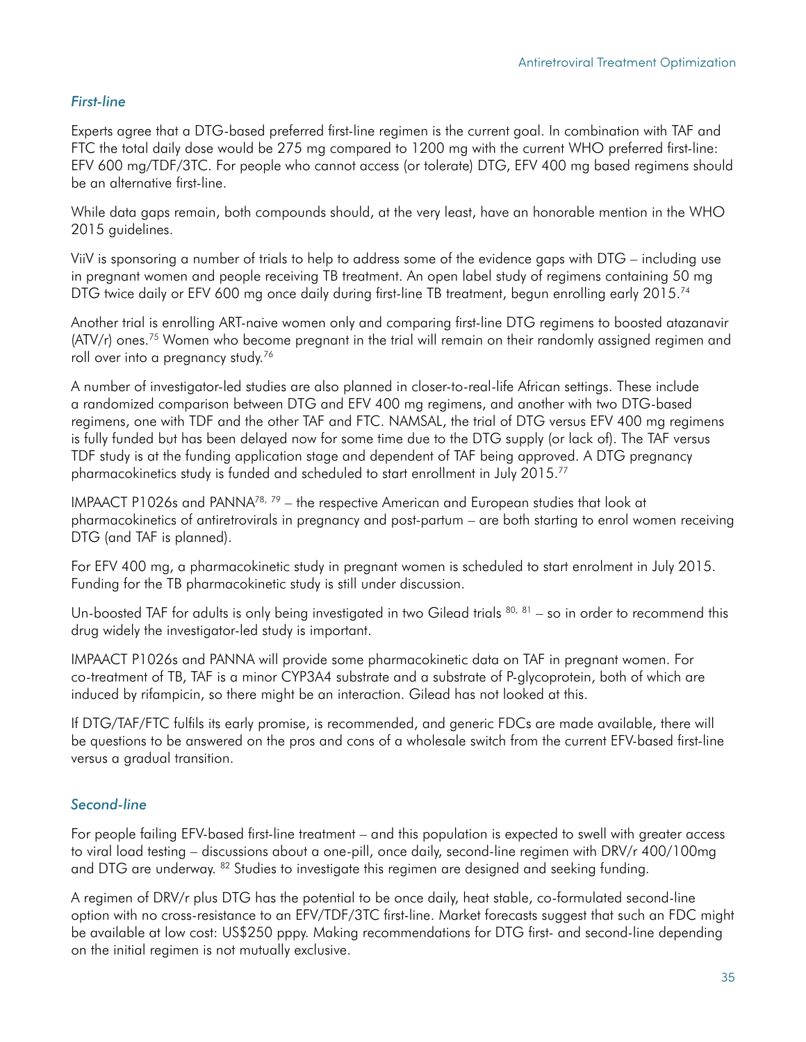### *First-line*

Experts agree that a DTG-based preferred first-line regimen is the current goal. In combination with TAF and FTC the total daily dose would be 275 mg compared to 1200 mg with the current WHO preferred first-line: EFV 600 mg/TDF/3TC. For people who cannot access (or tolerate) DTG, EFV 400 mg based regimens should be an alternative first-line.

While data gaps remain, both compounds should, at the very least, have an honorable mention in the WHO 2015 guidelines.

ViiV is sponsoring a number of trials to help to address some of the evidence gaps with DTG – including use in pregnant women and people receiving TB treatment. An open label study of regimens containing 50 mg DTG twice daily or EFV 600 mg once daily during first-line TB treatment, begun enrolling early 2015.[74]

Another trial is enrolling ART-naive women only and comparing first-line DTG regimens to boosted atazanavir (ATV/r) ones.[75] Women who become pregnant in the trial will remain on their randomly assigned regimen and roll over into a pregnancy study.[76]

A number of investigator-led studies are also planned in closer-to-real-life African settings. These include a randomized comparison between DTG and EFV 400 mg regimens, and another with two DTG-based regimens, one with TDF and the other TAF and FTC. NAMSAL, the trial of DTG versus EFV 400 mg regimens is fully funded but has been delayed now for some time due to the DTG supply (or lack of). The TAF versus TDF study is at the funding application stage and dependent of TAF being approved. A DTG pregnancy pharmacokinetics study is funded and scheduled to start enrollment in July 2015.[77]

IMPAACT P1026s and PANNA[78, 79] – the respective American and European studies that look at pharmacokinetics of antiretrovirals in pregnancy and post-partum – are both starting to enrol women receiving DTG (and TAF is planned).

For EFV 400 mg, a pharmacokinetic study in pregnant women is scheduled to start enrolment in July 2015. Funding for the TB pharmacokinetic study is still under discussion.

Un-boosted TAF for adults is only being investigated in two Gilead trials [80, 81] – so in order to recommend this drug widely the investigator-led study is important.

IMPAACT P1026s and PANNA will provide some pharmacokinetic data on TAF in pregnant women. For co-treatment of TB, TAF is a minor CYP3A4 substrate and a substrate of P-glycoprotein, both of which are induced by rifampicin, so there might be an interaction. Gilead has not looked at this.

If DTG/TAF/FTC fulfils its early promise, is recommended, and generic FDCs are made available, there will be questions to be answered on the pros and cons of a wholesale switch from the current EFV-based first-line versus a gradual transition.

### *Second-line*

For people failing EFV-based first-line treatment – and this population is expected to swell with greater access to viral load testing – discussions about a one-pill, once daily, second-line regimen with DRV/r 400/100mg and DTG are underway. [82] Studies to investigate this regimen are designed and seeking funding.

A regimen of DRV/r plus DTG has the potential to be once daily, heat stable, co-formulated second-line option with no cross-resistance to an EFV/TDF/3TC first-line. Market forecasts suggest that such an FDC might be available at low cost: US$250 pppy. Making recommendations for DTG first- and second-line depending on the initial regimen is not mutually exclusive.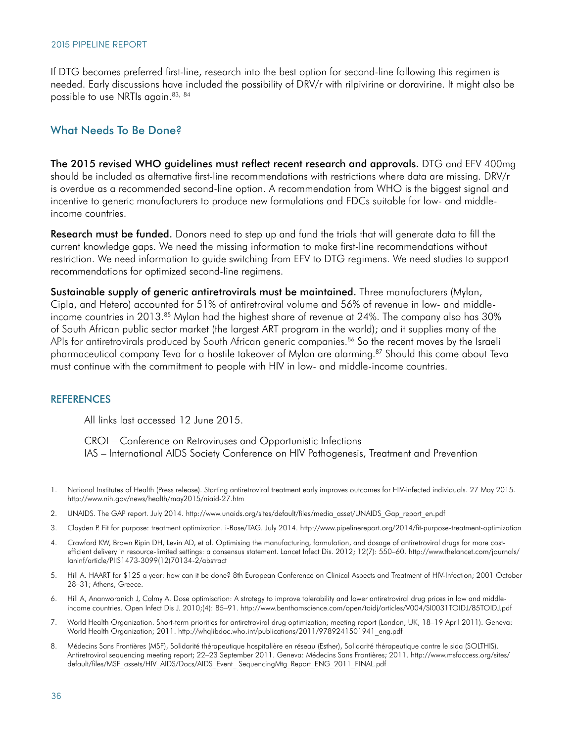If DTG becomes preferred first-line, research into the best option for second-line following this regimen is needed. Early discussions have included the possibility of DRV/r with rilpivirine or doravirine. It might also be possible to use NRTIs again.[83, 84]

## What Needs To Be Done?

**The 2015 revised WHO guidelines must reflect recent research and approvals.** DTG and EFV 400mg should be included as alternative first-line recommendations with restrictions where data are missing. DRV/r is overdue as a recommended second-line option. A recommendation from WHO is the biggest signal and incentive to generic manufacturers to produce new formulations and FDCs suitable for low- and middle-income countries.

**Research must be funded.** Donors need to step up and fund the trials that will generate data to fill the current knowledge gaps. We need the missing information to make first-line recommendations without restriction. We need information to guide switching from EFV to DTG regimens. We need studies to support recommendations for optimized second-line regimens.

**Sustainable supply of generic antiretrovirals must be maintained.** Three manufacturers (Mylan, Cipla, and Hetero) accounted for 51% of antiretroviral volume and 56% of revenue in low- and middle-income countries in 2013.[85] Mylan had the highest share of revenue at 24%. The company also has 30% of South African public sector market (the largest ART program in the world); and it supplies many of the APIs for antiretrovirals produced by South African generic companies.[86] So the recent moves by the Israeli pharmaceutical company Teva for a hostile takeover of Mylan are alarming.[87] Should this come about Teva must continue with the commitment to people with HIV in low- and middle-income countries.

## REFERENCES

All links last accessed 12 June 2015.

CROI – Conference on Retroviruses and Opportunistic Infections
IAS – International AIDS Society Conference on HIV Pathogenesis, Treatment and Prevention

1. National Institutes of Health (Press release). Starting antiretroviral treatment early improves outcomes for HIV-infected individuals. 27 May 2015. http://www.nih.gov/news/health/may2015/niaid-27.htm
2. UNAIDS. The GAP report. July 2014. http://www.unaids.org/sites/default/files/media_asset/UNAIDS_Gap_report_en.pdf
3. Clayden P. Fit for purpose: treatment optimization. i-Base/TAG. July 2014. http://www.pipelinereport.org/2014/fit-purpose-treatment-optimization
4. Crawford KW, Brown Ripin DH, Levin AD, et al. Optimising the manufacturing, formulation, and dosage of antiretroviral drugs for more cost-efficient delivery in resource-limited settings: a consensus statement. Lancet Infect Dis. 2012; 12(7): 550–60. http://www.thelancet.com/journals/laninf/article/PIIS1473-3099(12)70134-2/abstract
5. Hill A. HAART for $125 a year: how can it be done? 8th European Conference on Clinical Aspects and Treatment of HIV-Infection; 2001 October 28–31; Athens, Greece.
6. Hill A, Ananworanich J, Calmy A. Dose optimisation: A strategy to improve tolerability and lower antiretroviral drug prices in low and middle-income countries. Open Infect Dis J. 2010;(4): 85–91. http://www.benthamscience.com/open/toidj/articles/V004/SI0031TOIDJ/85TOIDJ.pdf
7. World Health Organization. Short-term priorities for antiretroviral drug optimization; meeting report (London, UK, 18–19 April 2011). Geneva: World Health Organization; 2011. http://whqlibdoc.who.int/publications/2011/9789241501941_eng.pdf
8. Médecins Sans Frontières (MSF), Solidarité thérapeutique hospitalière en réseau (Esther), Solidarité thérapeutique contre le sida (SOLTHIS). Antiretroviral sequencing meeting report; 22–23 September 2011. Geneva: Médecins Sans Frontières; 2011. http://www.msfaccess.org/sites/default/files/MSF_assets/HIV_AIDS/Docs/AIDS_Event_ SequencingMtg_Report_ENG_2011_FINAL.pdf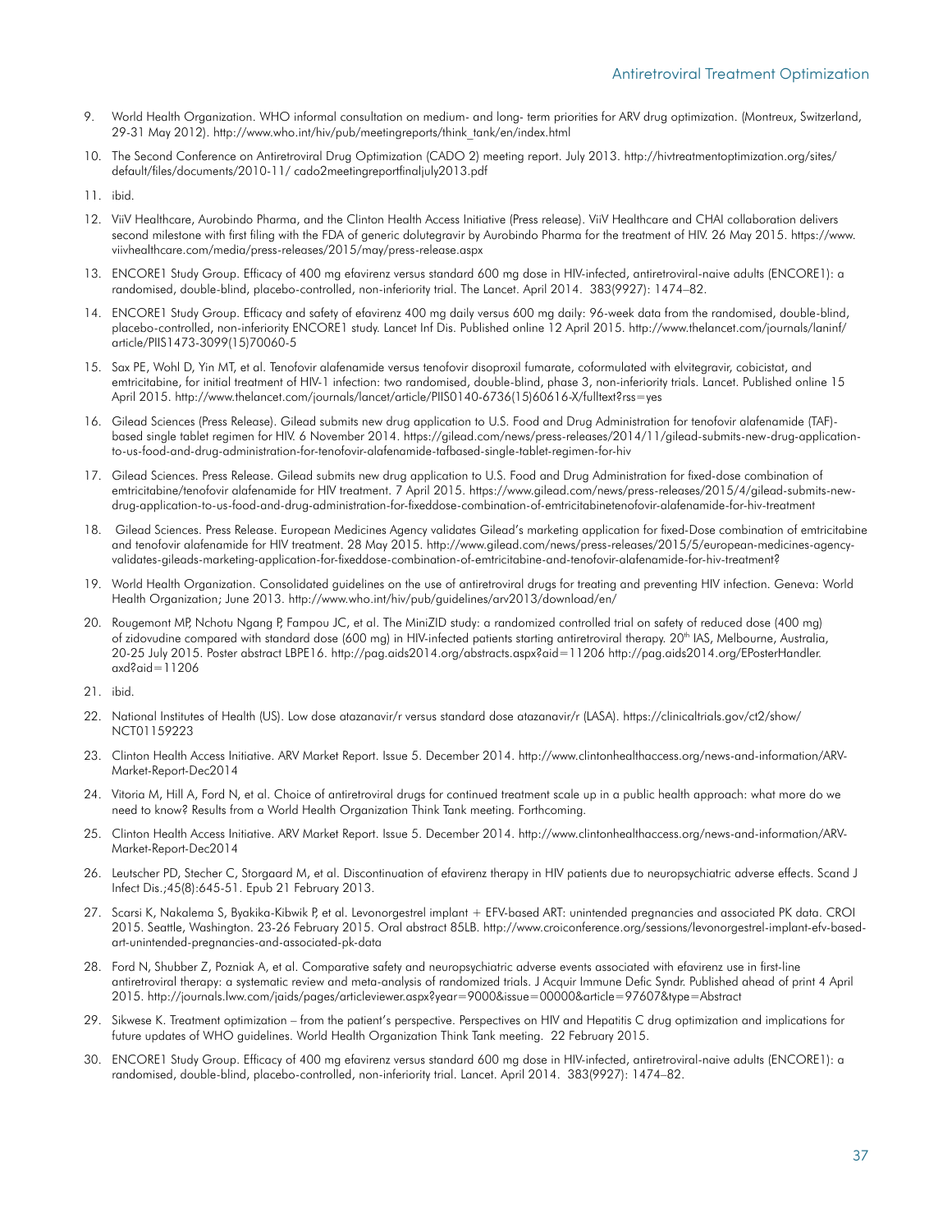9. World Health Organization. WHO informal consultation on medium- and long- term priorities for ARV drug optimization. (Montreux, Switzerland, 29-31 May 2012). http://www.who.int/hiv/pub/meetingreports/think_tank/en/index.html

10. The Second Conference on Antiretroviral Drug Optimization (CADO 2) meeting report. July 2013. http://hivtreatmentoptimization.org/sites/default/files/documents/2010-11/ cado2meetingreportfinaljuly2013.pdf

11. ibid.

12. ViiV Healthcare, Aurobindo Pharma, and the Clinton Health Access Initiative (Press release). ViiV Healthcare and CHAI collaboration delivers second milestone with first filing with the FDA of generic dolutegravir by Aurobindo Pharma for the treatment of HIV. 26 May 2015. https://www.viivhealthcare.com/media/press-releases/2015/may/press-release.aspx

13. ENCORE1 Study Group. Efficacy of 400 mg efavirenz versus standard 600 mg dose in HIV-infected, antiretroviral-naive adults (ENCORE1): a randomised, double-blind, placebo-controlled, non-inferiority trial. The Lancet. April 2014. 383(9927): 1474–82.

14. ENCORE1 Study Group. Efficacy and safety of efavirenz 400 mg daily versus 600 mg daily: 96-week data from the randomised, double-blind, placebo-controlled, non-inferiority ENCORE1 study. Lancet Inf Dis. Published online 12 April 2015. http://www.thelancet.com/journals/laninf/article/PIIS1473-3099(15)70060-5

15. Sax PE, Wohl D, Yin MT, et al. Tenofovir alafenamide versus tenofovir disoproxil fumarate, coformulated with elvitegravir, cobicistat, and emtricitabine, for initial treatment of HIV-1 infection: two randomised, double-blind, phase 3, non-inferiority trials. Lancet. Published online 15 April 2015. http://www.thelancet.com/journals/lancet/article/PIIS0140-6736(15)60616-X/fulltext?rss=yes

16. Gilead Sciences (Press Release). Gilead submits new drug application to U.S. Food and Drug Administration for tenofovir alafenamide (TAF)-based single tablet regimen for HIV. 6 November 2014. https://gilead.com/news/press-releases/2014/11/gilead-submits-new-drug-application-to-us-food-and-drug-administration-for-tenofovir-alafenamide-tafbased-single-tablet-regimen-for-hiv

17. Gilead Sciences. Press Release. Gilead submits new drug application to U.S. Food and Drug Administration for fixed-dose combination of emtricitabine/tenofovir alafenamide for HIV treatment. 7 April 2015. https://www.gilead.com/news/press-releases/2015/4/gilead-submits-new-drug-application-to-us-food-and-drug-administration-for-fixeddose-combination-of-emtricitabinetenofovir-alafenamide-for-hiv-treatment

18. Gilead Sciences. Press Release. European Medicines Agency validates Gilead's marketing application for fixed-Dose combination of emtricitabine and tenofovir alafenamide for HIV treatment. 28 May 2015. http://www.gilead.com/news/press-releases/2015/5/european-medicines-agency-validates-gileads-marketing-application-for-fixeddose-combination-of-emtricitabine-and-tenofovir-alafenamide-for-hiv-treatment?

19. World Health Organization. Consolidated guidelines on the use of antiretroviral drugs for treating and preventing HIV infection. Geneva: World Health Organization; June 2013. http://www.who.int/hiv/pub/guidelines/arv2013/download/en/

20. Rougemont MP, Nchotu Ngang P, Fampou JC, et al. The MiniZID study: a randomized controlled trial on safety of reduced dose (400 mg) of zidovudine compared with standard dose (600 mg) in HIV-infected patients starting antiretroviral therapy. 20th IAS, Melbourne, Australia, 20-25 July 2015. Poster abstract LBPE16. http://pag.aids2014.org/abstracts.aspx?aid=11206 http://pag.aids2014.org/EPosterHandler.axd?aid=11206

21. ibid.

22. National Institutes of Health (US). Low dose atazanavir/r versus standard dose atazanavir/r (LASA). https://clinicaltrials.gov/ct2/show/NCT01159223

23. Clinton Health Access Initiative. ARV Market Report. Issue 5. December 2014. http://www.clintonhealthaccess.org/news-and-information/ARV-Market-Report-Dec2014

24. Vitoria M, Hill A, Ford N, et al. Choice of antiretroviral drugs for continued treatment scale up in a public health approach: what more do we need to know? Results from a World Health Organization Think Tank meeting. Forthcoming.

25. Clinton Health Access Initiative. ARV Market Report. Issue 5. December 2014. http://www.clintonhealthaccess.org/news-and-information/ARV-Market-Report-Dec2014

26. Leutscher PD, Stecher C, Storgaard M, et al. Discontinuation of efavirenz therapy in HIV patients due to neuropsychiatric adverse effects. Scand J Infect Dis.;45(8):645-51. Epub 21 February 2013.

27. Scarsi K, Nakalema S, Byakika-Kibwik P, et al. Levonorgestrel implant + EFV-based ART: unintended pregnancies and associated PK data. CROI 2015. Seattle, Washington. 23-26 February 2015. Oral abstract 85LB. http://www.croiconference.org/sessions/levonorgestrel-implant-efv-based-art-unintended-pregnancies-and-associated-pk-data

28. Ford N, Shubber Z, Pozniak A, et al. Comparative safety and neuropsychiatric adverse events associated with efavirenz use in first-line antiretroviral therapy: a systematic review and meta-analysis of randomized trials. J Acquir Immune Defic Syndr. Published ahead of print 4 April 2015. http://journals.lww.com/jaids/pages/articleviewer.aspx?year=9000&issue=00000&article=97607&type=Abstract

29. Sikwese K. Treatment optimization – from the patient's perspective. Perspectives on HIV and Hepatitis C drug optimization and implications for future updates of WHO guidelines. World Health Organization Think Tank meeting. 22 February 2015.

30. ENCORE1 Study Group. Efficacy of 400 mg efavirenz versus standard 600 mg dose in HIV-infected, antiretroviral-naive adults (ENCORE1): a randomised, double-blind, placebo-controlled, non-inferiority trial. Lancet. April 2014. 383(9927): 1474–82.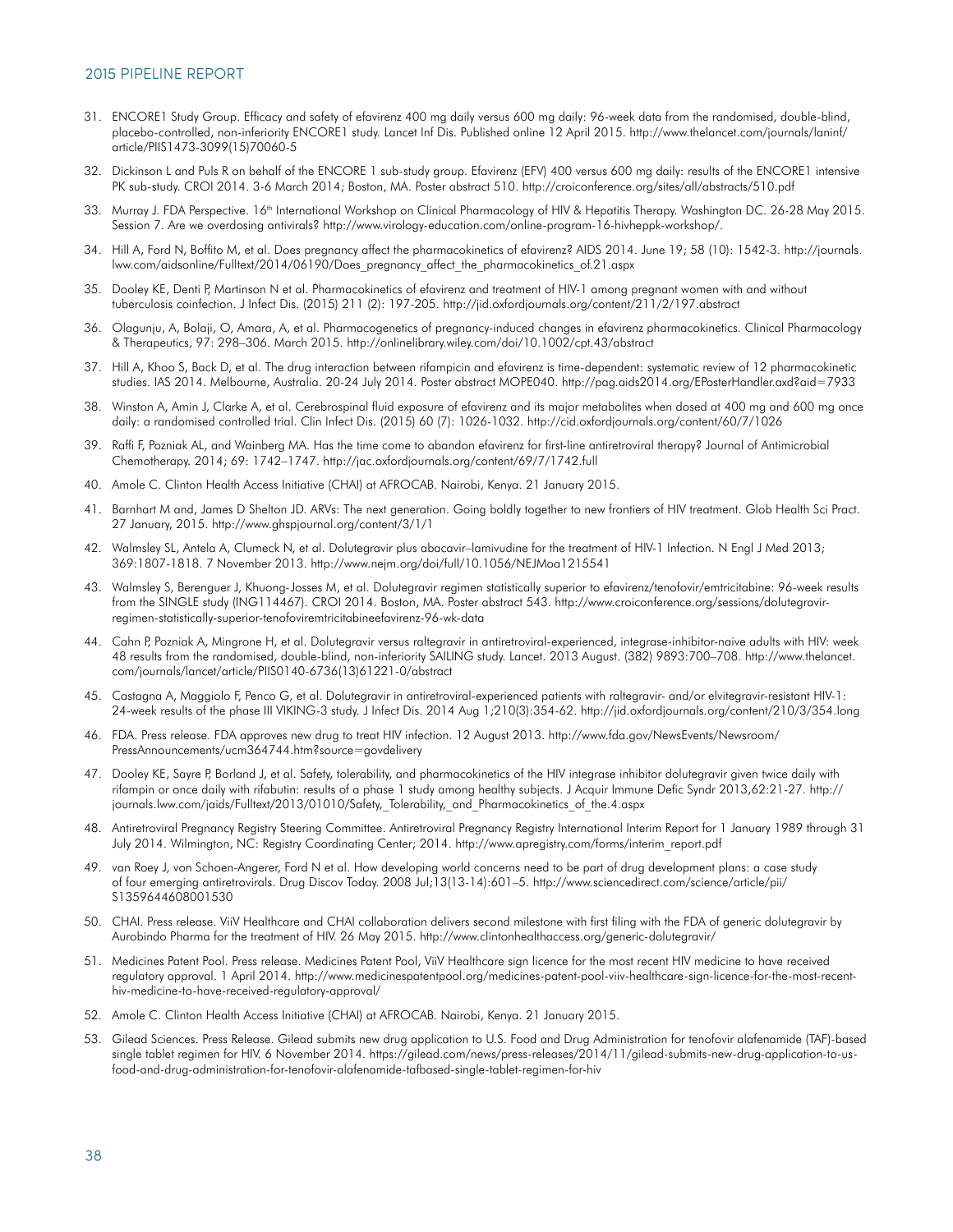31. ENCORE1 Study Group. Efficacy and safety of efavirenz 400 mg daily versus 600 mg daily: 96-week data from the randomised, double-blind, placebo-controlled, non-inferiority ENCORE1 study. Lancet Inf Dis. Published online 12 April 2015. http://www.thelancet.com/journals/laninf/article/PIIS1473-3099(15)70060-5

32. Dickinson L and Puls R on behalf of the ENCORE 1 sub-study group. Efavirenz (EFV) 400 versus 600 mg daily: results of the ENCORE1 intensive PK sub-study. CROI 2014. 3-6 March 2014; Boston, MA. Poster abstract 510. http://croiconference.org/sites/all/abstracts/510.pdf

33. Murray J. FDA Perspective. 16th International Workshop on Clinical Pharmacology of HIV & Hepatitis Therapy. Washington DC. 26-28 May 2015. Session 7. Are we overdosing antivirals? http://www.virology-education.com/online-program-16-hivheppk-workshop/.

34. Hill A, Ford N, Boffito M, et al. Does pregnancy affect the pharmacokinetics of efavirenz? AIDS 2014. June 19; 58 (10): 1542-3. http://journals.lww.com/aidsonline/Fulltext/2014/06190/Does_pregnancy_affect_the_pharmacokinetics_of.21.aspx

35. Dooley KE, Denti P, Martinson N et al. Pharmacokinetics of efavirenz and treatment of HIV-1 among pregnant women with and without tuberculosis coinfection. J Infect Dis. (2015) 211 (2): 197-205. http://jid.oxfordjournals.org/content/211/2/197.abstract

36. Olagunju, A, Bolaji, O, Amara, A, et al. Pharmacogenetics of pregnancy-induced changes in efavirenz pharmacokinetics. Clinical Pharmacology & Therapeutics, 97: 298–306. March 2015. http://onlinelibrary.wiley.com/doi/10.1002/cpt.43/abstract

37. Hill A, Khoo S, Back D, et al. The drug interaction between rifampicin and efavirenz is time-dependent: systematic review of 12 pharmacokinetic studies. IAS 2014. Melbourne, Australia. 20-24 July 2014. Poster abstract MOPE040. http://pag.aids2014.org/EPosterHandler.axd?aid=7933

38. Winston A, Amin J, Clarke A, et al. Cerebrospinal fluid exposure of efavirenz and its major metabolites when dosed at 400 mg and 600 mg once daily: a randomised controlled trial. Clin Infect Dis. (2015) 60 (7): 1026-1032. http://cid.oxfordjournals.org/content/60/7/1026

39. Raffi F, Pozniak AL, and Wainberg MA. Has the time come to abandon efavirenz for first-line antiretroviral therapy? Journal of Antimicrobial Chemotherapy. 2014; 69: 1742–1747. http://jac.oxfordjournals.org/content/69/7/1742.full

40. Amole C. Clinton Health Access Initiative (CHAI) at AFROCAB. Nairobi, Kenya. 21 January 2015.

41. Barnhart M and, James D Shelton JD. ARVs: The next generation. Going boldly together to new frontiers of HIV treatment. Glob Health Sci Pract. 27 January, 2015. http://www.ghspjournal.org/content/3/1/1

42. Walmsley SL, Antela A, Clumeck N, et al. Dolutegravir plus abacavir–lamivudine for the treatment of HIV-1 Infection. N Engl J Med 2013; 369:1807-1818. 7 November 2013. http://www.nejm.org/doi/full/10.1056/NEJMoa1215541

43. Walmsley S, Berenguer J, Khuong-Josses M, et al. Dolutegravir regimen statistically superior to efavirenz/tenofovir/emtricitabine: 96-week results from the SINGLE study (ING114467). CROI 2014. Boston, MA. Poster abstract 543. http://www.croiconference.org/sessions/dolutegravir-regimen-statistically-superior-tenofoviremtricitabineefavirenz-96-wk-data

44. Cahn P, Pozniak A, Mingrone H, et al. Dolutegravir versus raltegravir in antiretroviral-experienced, integrase-inhibitor-naive adults with HIV: week 48 results from the randomised, double-blind, non-inferiority SAILING study. Lancet. 2013 August. (382) 9893:700–708. http://www.thelancet.com/journals/lancet/article/PIIS0140-6736(13)61221-0/abstract

45. Castagna A, Maggiolo F, Penco G, et al. Dolutegravir in antiretroviral-experienced patients with raltegravir- and/or elvitegravir-resistant HIV-1: 24-week results of the phase III VIKING-3 study. J Infect Dis. 2014 Aug 1;210(3):354-62. http://jid.oxfordjournals.org/content/210/3/354.long

46. FDA. Press release. FDA approves new drug to treat HIV infection. 12 August 2013. http://www.fda.gov/NewsEvents/Newsroom/PressAnnouncements/ucm364744.htm?source=govdelivery

47. Dooley KE, Sayre P, Borland J, et al. Safety, tolerability, and pharmacokinetics of the HIV integrase inhibitor dolutegravir given twice daily with rifampin or once daily with rifabutin: results of a phase 1 study among healthy subjects. J Acquir Immune Defic Syndr 2013,62:21-27. http://journals.lww.com/jaids/Fulltext/2013/01010/Safety,_Tolerability,_and_Pharmacokinetics_of_the.4.aspx

48. Antiretroviral Pregnancy Registry Steering Committee. Antiretroviral Pregnancy Registry International Interim Report for 1 January 1989 through 31 July 2014. Wilmington, NC: Registry Coordinating Center; 2014. http://www.apregistry.com/forms/interim_report.pdf

49. van Roey J, von Schoen-Angerer, Ford N et al. How developing world concerns need to be part of drug development plans: a case study of four emerging antiretrovirals. Drug Discov Today. 2008 Jul;13(13-14):601–5. http://www.sciencedirect.com/science/article/pii/S1359644608001530

50. CHAI. Press release. ViiV Healthcare and CHAI collaboration delivers second milestone with first filing with the FDA of generic dolutegravir by Aurobindo Pharma for the treatment of HIV. 26 May 2015. http://www.clintonhealthaccess.org/generic-dolutegravir/

51. Medicines Patent Pool. Press release. Medicines Patent Pool, ViiV Healthcare sign licence for the most recent HIV medicine to have received regulatory approval. 1 April 2014. http://www.medicinespatentpool.org/medicines-patent-pool-viiv-healthcare-sign-licence-for-the-most-recent-hiv-medicine-to-have-received-regulatory-approval/

52. Amole C. Clinton Health Access Initiative (CHAI) at AFROCAB. Nairobi, Kenya. 21 January 2015.

53. Gilead Sciences. Press Release. Gilead submits new drug application to U.S. Food and Drug Administration for tenofovir alafenamide (TAF)-based single tablet regimen for HIV. 6 November 2014. https://gilead.com/news/press-releases/2014/11/gilead-submits-new-drug-application-to-us-food-and-drug-administration-for-tenofovir-alafenamide-tafbased-single-tablet-regimen-for-hiv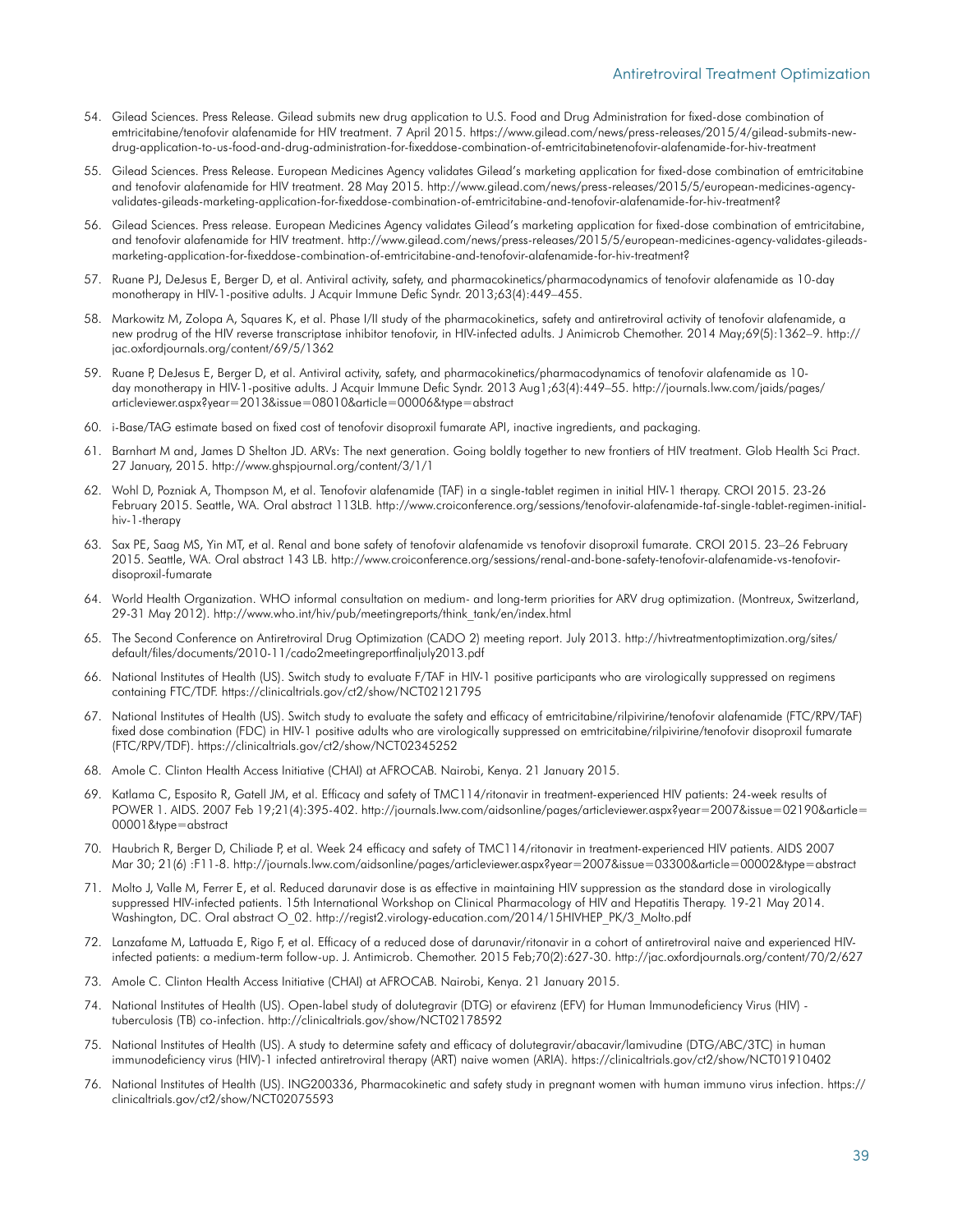54. Gilead Sciences. Press Release. Gilead submits new drug application to U.S. Food and Drug Administration for fixed-dose combination of emtricitabine/tenofovir alafenamide for HIV treatment. 7 April 2015. https://www.gilead.com/news/press-releases/2015/4/gilead-submits-new-drug-application-to-us-food-and-drug-administration-for-fixeddose-combination-of-emtricitabinetenofovir-alafenamide-for-hiv-treatment

55. Gilead Sciences. Press Release. European Medicines Agency validates Gilead's marketing application for fixed-dose combination of emtricitabine and tenofovir alafenamide for HIV treatment. 28 May 2015. http://www.gilead.com/news/press-releases/2015/5/european-medicines-agency-validates-gileads-marketing-application-for-fixeddose-combination-of-emtricitabine-and-tenofovir-alafenamide-for-hiv-treatment?

56. Gilead Sciences. Press release. European Medicines Agency validates Gilead's marketing application for fixed-dose combination of emtricitabine, and tenofovir alafenamide for HIV treatment. http://www.gilead.com/news/press-releases/2015/5/european-medicines-agency-validates-gileads-marketing-application-for-fixeddose-combination-of-emtricitabine-and-tenofovir-alafenamide-for-hiv-treatment?

57. Ruane PJ, DeJesus E, Berger D, et al. Antiviral activity, safety, and pharmacokinetics/pharmacodynamics of tenofovir alafenamide as 10-day monotherapy in HIV-1-positive adults. J Acquir Immune Defic Syndr. 2013;63(4):449–455.

58. Markowitz M, Zolopa A, Squares K, et al. Phase I/II study of the pharmacokinetics, safety and antiretroviral activity of tenofovir alafenamide, a new prodrug of the HIV reverse transcriptase inhibitor tenofovir, in HIV-infected adults. J Animicrob Chemother. 2014 May;69(5):1362–9. http://jac.oxfordjournals.org/content/69/5/1362

59. Ruane P, DeJesus E, Berger D, et al. Antiviral activity, safety, and pharmacokinetics/pharmacodynamics of tenofovir alafenamide as 10-day monotherapy in HIV-1-positive adults. J Acquir Immune Defic Syndr. 2013 Aug1;63(4):449–55. http://journals.lww.com/jaids/pages/articleviewer.aspx?year=2013&issue=08010&article=00006&type=abstract

60. i-Base/TAG estimate based on fixed cost of tenofovir disoproxil fumarate API, inactive ingredients, and packaging.

61. Barnhart M and, James D Shelton JD. ARVs: The next generation. Going boldly together to new frontiers of HIV treatment. Glob Health Sci Pract. 27 January, 2015. http://www.ghspjournal.org/content/3/1/1

62. Wohl D, Pozniak A, Thompson M, et al. Tenofovir alafenamide (TAF) in a single-tablet regimen in initial HIV-1 therapy. CROI 2015. 23-26 February 2015. Seattle, WA. Oral abstract 113LB. http://www.croiconference.org/sessions/tenofovir-alafenamide-taf-single-tablet-regimen-initial-hiv-1-therapy

63. Sax PE, Saag MS, Yin MT, et al. Renal and bone safety of tenofovir alafenamide vs tenofovir disoproxil fumarate. CROI 2015. 23–26 February 2015. Seattle, WA. Oral abstract 143 LB. http://www.croiconference.org/sessions/renal-and-bone-safety-tenofovir-alafenamide-vs-tenofovir-disoproxil-fumarate

64. World Health Organization. WHO informal consultation on medium- and long-term priorities for ARV drug optimization. (Montreux, Switzerland, 29-31 May 2012). http://www.who.int/hiv/pub/meetingreports/think_tank/en/index.html

65. The Second Conference on Antiretroviral Drug Optimization (CADO 2) meeting report. July 2013. http://hivtreatmentoptimization.org/sites/default/files/documents/2010-11/cado2meetingreportfinaljuly2013.pdf

66. National Institutes of Health (US). Switch study to evaluate F/TAF in HIV-1 positive participants who are virologically suppressed on regimens containing FTC/TDF. https://clinicaltrials.gov/ct2/show/NCT02121795

67. National Institutes of Health (US). Switch study to evaluate the safety and efficacy of emtricitabine/rilpivirine/tenofovir alafenamide (FTC/RPV/TAF) fixed dose combination (FDC) in HIV-1 positive adults who are virologically suppressed on emtricitabine/rilpivirine/tenofovir disoproxil fumarate (FTC/RPV/TDF). https://clinicaltrials.gov/ct2/show/NCT02345252

68. Amole C. Clinton Health Access Initiative (CHAI) at AFROCAB. Nairobi, Kenya. 21 January 2015.

69. Katlama C, Esposito R, Gatell JM, et al. Efficacy and safety of TMC114/ritonavir in treatment-experienced HIV patients: 24-week results of POWER 1. AIDS. 2007 Feb 19;21(4):395-402. http://journals.lww.com/aidsonline/pages/articleviewer.aspx?year=2007&issue=02190&article=00001&type=abstract

70. Haubrich R, Berger D, Chiliade P, et al. Week 24 efficacy and safety of TMC114/ritonavir in treatment-experienced HIV patients. AIDS 2007 Mar 30; 21(6) :F11-8. http://journals.lww.com/aidsonline/pages/articleviewer.aspx?year=2007&issue=03300&article=00002&type=abstract

71. Molto J, Valle M, Ferrer E, et al. Reduced darunavir dose is as effective in maintaining HIV suppression as the standard dose in virologically suppressed HIV-infected patients. 15th International Workshop on Clinical Pharmacology of HIV and Hepatitis Therapy. 19-21 May 2014. Washington, DC. Oral abstract O_02. http://regist2.virology-education.com/2014/15HIVHEP_PK/3_Molto.pdf

72. Lanzafame M, Lattuada E, Rigo F, et al. Efficacy of a reduced dose of darunavir/ritonavir in a cohort of antiretroviral naive and experienced HIV-infected patients: a medium-term follow-up. J. Antimicrob. Chemother. 2015 Feb;70(2):627-30. http://jac.oxfordjournals.org/content/70/2/627

73. Amole C. Clinton Health Access Initiative (CHAI) at AFROCAB. Nairobi, Kenya. 21 January 2015.

74. National Institutes of Health (US). Open-label study of dolutegravir (DTG) or efavirenz (EFV) for Human Immunodeficiency Virus (HIV) - tuberculosis (TB) co-infection. http://clinicaltrials.gov/show/NCT02178592

75. National Institutes of Health (US). A study to determine safety and efficacy of dolutegravir/abacavir/lamivudine (DTG/ABC/3TC) in human immunodeficiency virus (HIV)-1 infected antiretroviral therapy (ART) naive women (ARIA). https://clinicaltrials.gov/ct2/show/NCT01910402

76. National Institutes of Health (US). ING200336, Pharmacokinetic and safety study in pregnant women with human immuno virus infection. https://clinicaltrials.gov/ct2/show/NCT02075593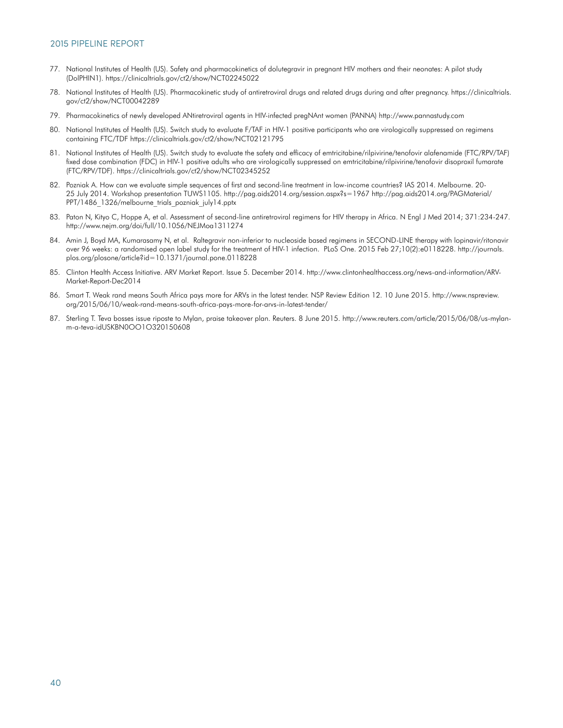77. National Institutes of Health (US). Safety and pharmacokinetics of dolutegravir in pregnant HIV mothers and their neonates: A pilot study (DolPHIN1). https://clinicaltrials.gov/ct2/show/NCT02245022

78. National Institutes of Health (US). Pharmacokinetic study of antiretroviral drugs and related drugs during and after pregnancy. https://clinicaltrials.gov/ct2/show/NCT00042289

79. Pharmacokinetics of newly developed ANtiretroviral agents in HIV-infected pregNAnt women (PANNA) http://www.pannastudy.com

80. National Institutes of Health (US). Switch study to evaluate F/TAF in HIV-1 positive participants who are virologically suppressed on regimens containing FTC/TDF https://clinicaltrials.gov/ct2/show/NCT02121795

81. National Institutes of Health (US). Switch study to evaluate the safety and efficacy of emtricitabine/rilpivirine/tenofovir alafenamide (FTC/RPV/TAF) fixed dose combination (FDC) in HIV-1 positive adults who are virologically suppressed on emtricitabine/rilpivirine/tenofovir disoproxil fumarate (FTC/RPV/TDF). https://clinicaltrials.gov/ct2/show/NCT02345252

82. Pozniak A. How can we evaluate simple sequences of first and second-line treatment in low-income countries? IAS 2014. Melbourne. 20-25 July 2014. Workshop presentation TUWS1105. http://pag.aids2014.org/session.aspx?s=1967 http://pag.aids2014.org/PAGMaterial/PPT/1486_1326/melbourne_trials_pozniak_july14.pptx

83. Paton N, Kityo C, Hoppe A, et al. Assessment of second-line antiretroviral regimens for HIV therapy in Africa. N Engl J Med 2014; 371:234-247. http://www.nejm.org/doi/full/10.1056/NEJMoa1311274

84. Amin J, Boyd MA, Kumarasamy N, et al. Raltegravir non-inferior to nucleoside based regimens in SECOND-LINE therapy with lopinavir/ritonavir over 96 weeks: a randomised open label study for the treatment of HIV-1 infection. PLoS One. 2015 Feb 27;10(2):e0118228. http://journals.plos.org/plosone/article?id=10.1371/journal.pone.0118228

85. Clinton Health Access Initiative. ARV Market Report. Issue 5. December 2014. http://www.clintonhealthaccess.org/news-and-information/ARV-Market-Report-Dec2014

86. Smart T. Weak rand means South Africa pays more for ARVs in the latest tender. NSP Review Edition 12. 10 June 2015. http://www.nspreview.org/2015/06/10/weak-rand-means-south-africa-pays-more-for-arvs-in-latest-tender/

87. Sterling T. Teva bosses issue riposte to Mylan, praise takeover plan. Reuters. 8 June 2015. http://www.reuters.com/article/2015/06/08/us-mylan-m-a-teva-idUSKBN0OO1O320150608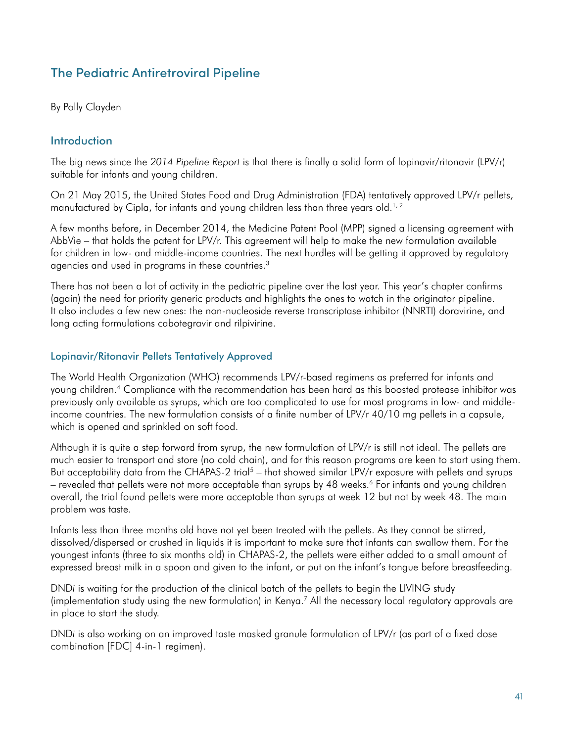# The Pediatric Antiretroviral Pipeline

By Polly Clayden

## Introduction

The big news since the *2014 Pipeline Report* is that there is finally a solid form of lopinavir/ritonavir (LPV/r) suitable for infants and young children.

On 21 May 2015, the United States Food and Drug Administration (FDA) tentatively approved LPV/r pellets, manufactured by Cipla, for infants and young children less than three years old.[1, 2]

A few months before, in December 2014, the Medicine Patent Pool (MPP) signed a licensing agreement with AbbVie – that holds the patent for LPV/r. This agreement will help to make the new formulation available for children in low- and middle-income countries. The next hurdles will be getting it approved by regulatory agencies and used in programs in these countries.[3]

There has not been a lot of activity in the pediatric pipeline over the last year. This year's chapter confirms (again) the need for priority generic products and highlights the ones to watch in the originator pipeline. It also includes a few new ones: the non-nucleoside reverse transcriptase inhibitor (NNRTI) doravirine, and long acting formulations cabotegravir and rilpivirine.

### Lopinavir/Ritonavir Pellets Tentatively Approved

The World Health Organization (WHO) recommends LPV/r-based regimens as preferred for infants and young children.[4] Compliance with the recommendation has been hard as this boosted protease inhibitor was previously only available as syrups, which are too complicated to use for most programs in low- and middle-income countries. The new formulation consists of a finite number of LPV/r 40/10 mg pellets in a capsule, which is opened and sprinkled on soft food.

Although it is quite a step forward from syrup, the new formulation of LPV/r is still not ideal. The pellets are much easier to transport and store (no cold chain), and for this reason programs are keen to start using them. But acceptability data from the CHAPAS-2 trial[5] – that showed similar LPV/r exposure with pellets and syrups – revealed that pellets were not more acceptable than syrups by 48 weeks.[6] For infants and young children overall, the trial found pellets were more acceptable than syrups at week 12 but not by week 48. The main problem was taste.

Infants less than three months old have not yet been treated with the pellets. As they cannot be stirred, dissolved/dispersed or crushed in liquids it is important to make sure that infants can swallow them. For the youngest infants (three to six months old) in CHAPAS-2, the pellets were either added to a small amount of expressed breast milk in a spoon and given to the infant, or put on the infant's tongue before breastfeeding.

DND*i* is waiting for the production of the clinical batch of the pellets to begin the LIVING study (implementation study using the new formulation) in Kenya.[7] All the necessary local regulatory approvals are in place to start the study.

DND*i* is also working on an improved taste masked granule formulation of LPV/r (as part of a fixed dose combination [FDC] 4-in-1 regimen).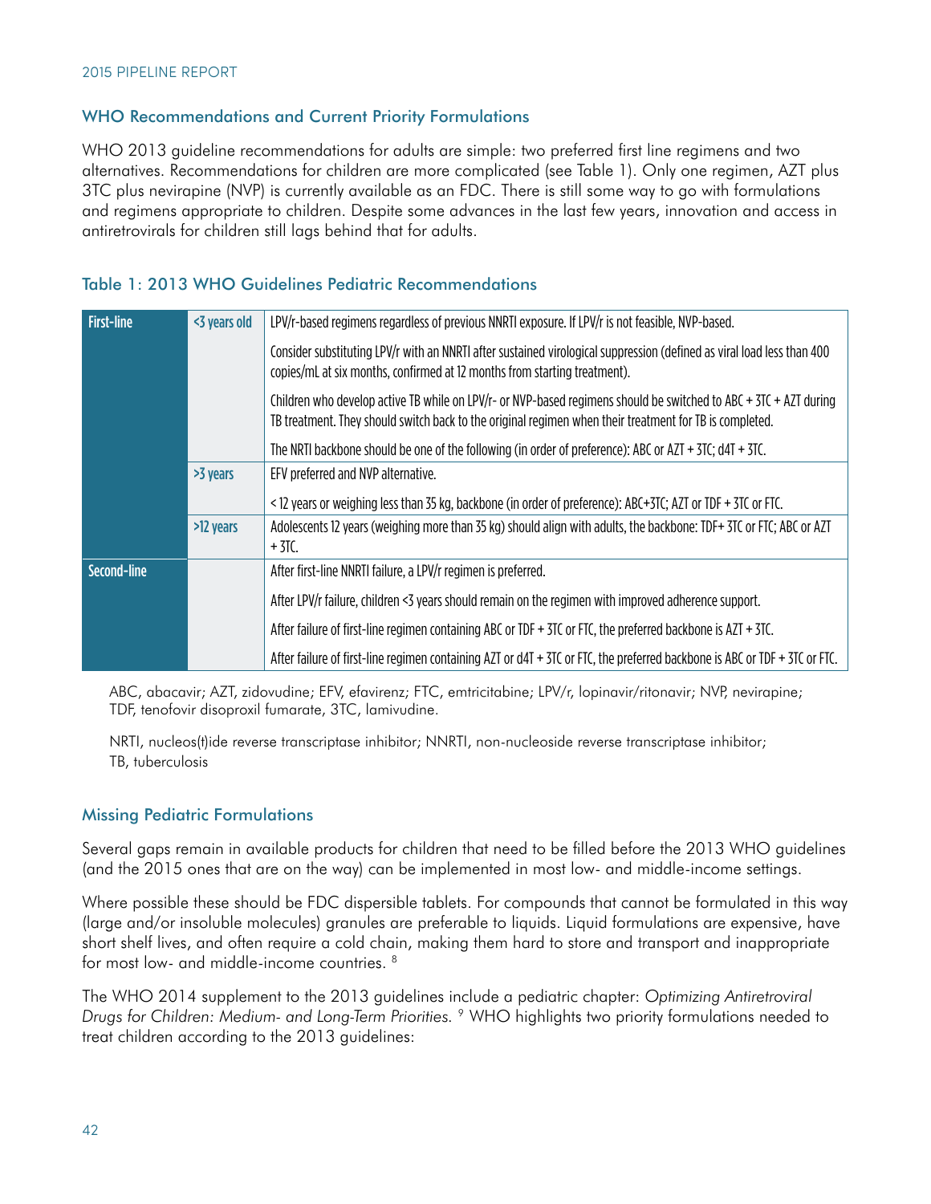## WHO Recommendations and Current Priority Formulations

WHO 2013 guideline recommendations for adults are simple: two preferred first line regimens and two alternatives. Recommendations for children are more complicated (see Table 1). Only one regimen, AZT plus 3TC plus nevirapine (NVP) is currently available as an FDC. There is still some way to go with formulations and regimens appropriate to children. Despite some advances in the last few years, innovation and access in antiretrovirals for children still lags behind that for adults.

### Table 1: 2013 WHO Guidelines Pediatric Recommendations

| | | |
|---|---|---|
| **First-line** | **<3 years old** | LPV/r-based regimens regardless of previous NNRTI exposure. If LPV/r is not feasible, NVP-based. |
| | | Consider substituting LPV/r with an NNRTI after sustained virological suppression (defined as viral load less than 400 copies/mL at six months, confirmed at 12 months from starting treatment). |
| | | Children who develop active TB while on LPV/r- or NVP-based regimens should be switched to ABC + 3TC + AZT during TB treatment. They should switch back to the original regimen when their treatment for TB is completed. |
| | | The NRTI backbone should be one of the following (in order of preference): ABC or AZT + 3TC; d4T + 3TC. |
| | **>3 years** | EFV preferred and NVP alternative. |
| | | < 12 years or weighing less than 35 kg, backbone (in order of preference): ABC+3TC; AZT or TDF + 3TC or FTC. |
| | **>12 years** | Adolescents 12 years (weighing more than 35 kg) should align with adults, the backbone: TDF+ 3TC or FTC; ABC or AZT + 3TC. |
| **Second-line** | | After first-line NNRTI failure, a LPV/r regimen is preferred. |
| | | After LPV/r failure, children <3 years should remain on the regimen with improved adherence support. |
| | | After failure of first-line regimen containing ABC or TDF + 3TC or FTC, the preferred backbone is AZT + 3TC. |
| | | After failure of first-line regimen containing AZT or d4T + 3TC or FTC, the preferred backbone is ABC or TDF + 3TC or FTC. |

ABC, abacavir; AZT, zidovudine; EFV, efavirenz; FTC, emtricitabine; LPV/r, lopinavir/ritonavir; NVP, nevirapine; TDF, tenofovir disoproxil fumarate, 3TC, lamivudine.

NRTI, nucleos(t)ide reverse transcriptase inhibitor; NNRTI, non-nucleoside reverse transcriptase inhibitor; TB, tuberculosis

## Missing Pediatric Formulations

Several gaps remain in available products for children that need to be filled before the 2013 WHO guidelines (and the 2015 ones that are on the way) can be implemented in most low- and middle-income settings.

Where possible these should be FDC dispersible tablets. For compounds that cannot be formulated in this way (large and/or insoluble molecules) granules are preferable to liquids. Liquid formulations are expensive, have short shelf lives, and often require a cold chain, making them hard to store and transport and inappropriate for most low- and middle-income countries. [8]

The WHO 2014 supplement to the 2013 guidelines include a pediatric chapter: *Optimizing Antiretroviral Drugs for Children: Medium- and Long-Term Priorities.* [9] WHO highlights two priority formulations needed to treat children according to the 2013 guidelines: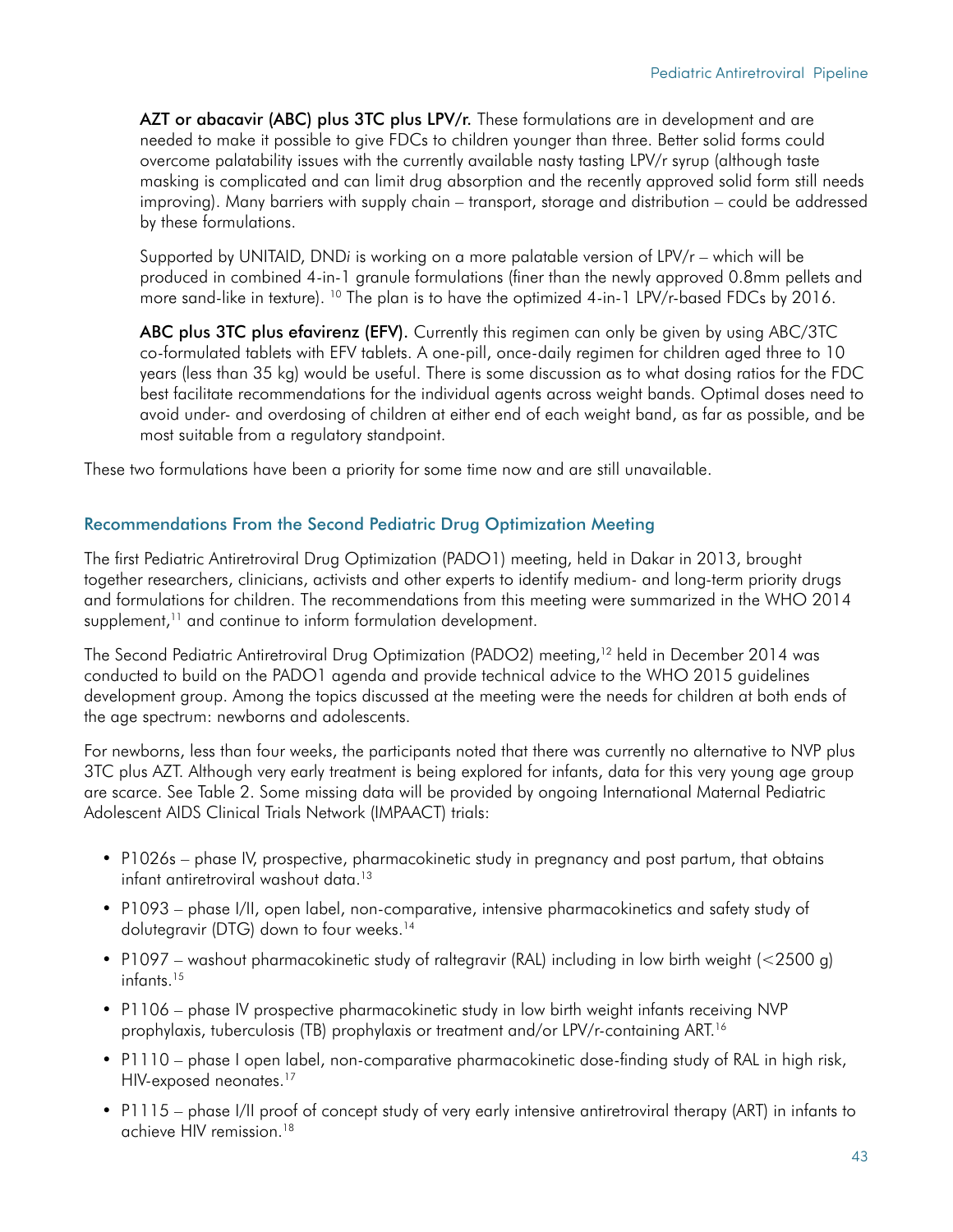**AZT or abacavir (ABC) plus 3TC plus LPV/r.** These formulations are in development and are needed to make it possible to give FDCs to children younger than three. Better solid forms could overcome palatability issues with the currently available nasty tasting LPV/r syrup (although taste masking is complicated and can limit drug absorption and the recently approved solid form still needs improving). Many barriers with supply chain – transport, storage and distribution – could be addressed by these formulations.

Supported by UNITAID, DND*i* is working on a more palatable version of LPV/r – which will be produced in combined 4-in-1 granule formulations (finer than the newly approved 0.8mm pellets and more sand-like in texture). [10] The plan is to have the optimized 4-in-1 LPV/r-based FDCs by 2016.

**ABC plus 3TC plus efavirenz (EFV).** Currently this regimen can only be given by using ABC/3TC co-formulated tablets with EFV tablets. A one-pill, once-daily regimen for children aged three to 10 years (less than 35 kg) would be useful. There is some discussion as to what dosing ratios for the FDC best facilitate recommendations for the individual agents across weight bands. Optimal doses need to avoid under- and overdosing of children at either end of each weight band, as far as possible, and be most suitable from a regulatory standpoint.

These two formulations have been a priority for some time now and are still unavailable.

### Recommendations From the Second Pediatric Drug Optimization Meeting

The first Pediatric Antiretroviral Drug Optimization (PADO1) meeting, held in Dakar in 2013, brought together researchers, clinicians, activists and other experts to identify medium- and long-term priority drugs and formulations for children. The recommendations from this meeting were summarized in the WHO 2014 supplement,[11] and continue to inform formulation development.

The Second Pediatric Antiretroviral Drug Optimization (PADO2) meeting,[12] held in December 2014 was conducted to build on the PADO1 agenda and provide technical advice to the WHO 2015 guidelines development group. Among the topics discussed at the meeting were the needs for children at both ends of the age spectrum: newborns and adolescents.

For newborns, less than four weeks, the participants noted that there was currently no alternative to NVP plus 3TC plus AZT. Although very early treatment is being explored for infants, data for this very young age group are scarce. See Table 2. Some missing data will be provided by ongoing International Maternal Pediatric Adolescent AIDS Clinical Trials Network (IMPAACT) trials:

- P1026s – phase IV, prospective, pharmacokinetic study in pregnancy and post partum, that obtains infant antiretroviral washout data.[13]
- P1093 – phase I/II, open label, non-comparative, intensive pharmacokinetics and safety study of dolutegravir (DTG) down to four weeks.[14]
- P1097 – washout pharmacokinetic study of raltegravir (RAL) including in low birth weight (<2500 g) infants.[15]
- P1106 – phase IV prospective pharmacokinetic study in low birth weight infants receiving NVP prophylaxis, tuberculosis (TB) prophylaxis or treatment and/or LPV/r-containing ART.[16]
- P1110 – phase I open label, non-comparative pharmacokinetic dose-finding study of RAL in high risk, HIV-exposed neonates.[17]
- P1115 – phase I/II proof of concept study of very early intensive antiretroviral therapy (ART) in infants to achieve HIV remission.[18]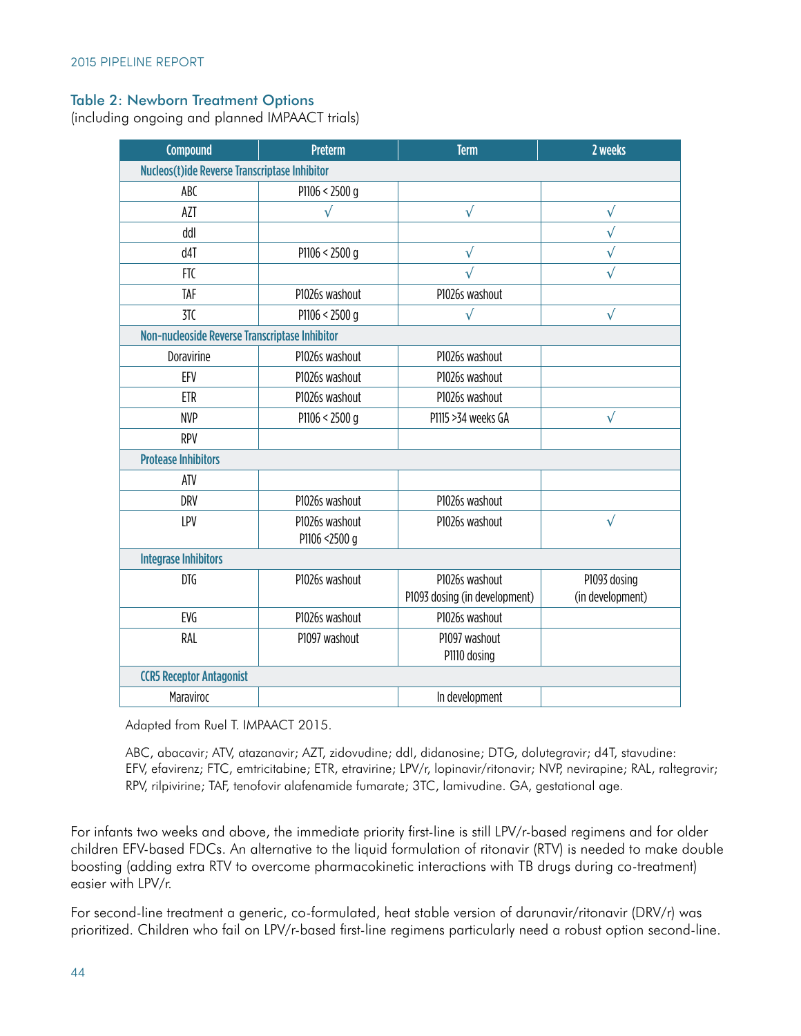### Table 2: Newborn Treatment Options

(including ongoing and planned IMPAACT trials)

| Compound | Preterm | Term | 2 weeks |
|---|---|---|---|
| **Nucleos(t)ide Reverse Transcriptase Inhibitor** | | | |
| ABC | P1106 < 2500 g | | |
| AZT | √ | √ | √ |
| ddI | | | √ |
| d4T | P1106 < 2500 g | √ | √ |
| FTC | | √ | √ |
| TAF | P1026s washout | P1026s washout | |
| 3TC | P1106 < 2500 g | √ | √ |
| **Non-nucleoside Reverse Transcriptase Inhibitor** | | | |
| Doravirine | P1026s washout | P1026s washout | |
| EFV | P1026s washout | P1026s washout | |
| ETR | P1026s washout | P1026s washout | |
| NVP | P1106 < 2500 g | P1115 >34 weeks GA | √ |
| RPV | | | |
| **Protease Inhibitors** | | | |
| ATV | | | |
| DRV | P1026s washout | P1026s washout | |
| LPV | P1026s washout<br>P1106 <2500 g | P1026s washout | √ |
| **Integrase Inhibitors** | | | |
| DTG | P1026s washout | P1026s washout<br>P1093 dosing (in development) | P1093 dosing<br>(in development) |
| EVG | P1026s washout | P1026s washout | |
| RAL | P1097 washout | P1097 washout<br>P1110 dosing | |
| **CCR5 Receptor Antagonist** | | | |
| Maraviroc | | In development | |

Adapted from Ruel T. IMPAACT 2015.

ABC, abacavir; ATV, atazanavir; AZT, zidovudine; ddI, didanosine; DTG, dolutegravir; d4T, stavudine: EFV, efavirenz; FTC, emtricitabine; ETR, etravirine; LPV/r, lopinavir/ritonavir; NVP, nevirapine; RAL, raltegravir; RPV, rilpivirine; TAF, tenofovir alafenamide fumarate; 3TC, lamivudine. GA, gestational age.

For infants two weeks and above, the immediate priority first-line is still LPV/r-based regimens and for older children EFV-based FDCs. An alternative to the liquid formulation of ritonavir (RTV) is needed to make double boosting (adding extra RTV to overcome pharmacokinetic interactions with TB drugs during co-treatment) easier with LPV/r.

For second-line treatment a generic, co-formulated, heat stable version of darunavir/ritonavir (DRV/r) was prioritized. Children who fail on LPV/r-based first-line regimens particularly need a robust option second-line.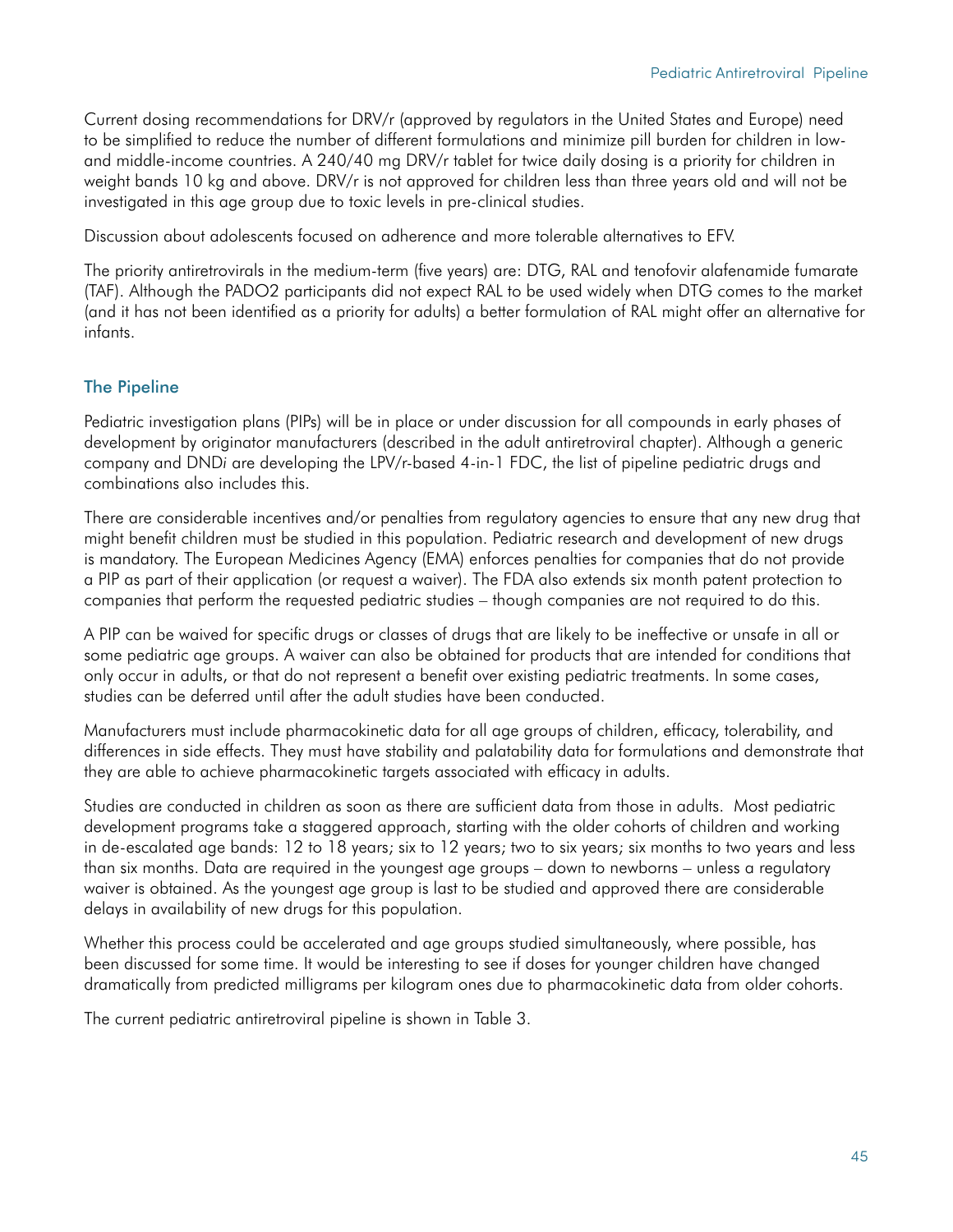Current dosing recommendations for DRV/r (approved by regulators in the United States and Europe) need to be simplified to reduce the number of different formulations and minimize pill burden for children in low- and middle-income countries. A 240/40 mg DRV/r tablet for twice daily dosing is a priority for children in weight bands 10 kg and above. DRV/r is not approved for children less than three years old and will not be investigated in this age group due to toxic levels in pre-clinical studies.

Discussion about adolescents focused on adherence and more tolerable alternatives to EFV.

The priority antiretrovirals in the medium-term (five years) are: DTG, RAL and tenofovir alafenamide fumarate (TAF). Although the PADO2 participants did not expect RAL to be used widely when DTG comes to the market (and it has not been identified as a priority for adults) a better formulation of RAL might offer an alternative for infants.

## The Pipeline

Pediatric investigation plans (PIPs) will be in place or under discussion for all compounds in early phases of development by originator manufacturers (described in the adult antiretroviral chapter). Although a generic company and DND*i* are developing the LPV/r-based 4-in-1 FDC, the list of pipeline pediatric drugs and combinations also includes this.

There are considerable incentives and/or penalties from regulatory agencies to ensure that any new drug that might benefit children must be studied in this population. Pediatric research and development of new drugs is mandatory. The European Medicines Agency (EMA) enforces penalties for companies that do not provide a PIP as part of their application (or request a waiver). The FDA also extends six month patent protection to companies that perform the requested pediatric studies – though companies are not required to do this.

A PIP can be waived for specific drugs or classes of drugs that are likely to be ineffective or unsafe in all or some pediatric age groups. A waiver can also be obtained for products that are intended for conditions that only occur in adults, or that do not represent a benefit over existing pediatric treatments. In some cases, studies can be deferred until after the adult studies have been conducted.

Manufacturers must include pharmacokinetic data for all age groups of children, efficacy, tolerability, and differences in side effects. They must have stability and palatability data for formulations and demonstrate that they are able to achieve pharmacokinetic targets associated with efficacy in adults.

Studies are conducted in children as soon as there are sufficient data from those in adults. Most pediatric development programs take a staggered approach, starting with the older cohorts of children and working in de-escalated age bands: 12 to 18 years; six to 12 years; two to six years; six months to two years and less than six months. Data are required in the youngest age groups – down to newborns – unless a regulatory waiver is obtained. As the youngest age group is last to be studied and approved there are considerable delays in availability of new drugs for this population.

Whether this process could be accelerated and age groups studied simultaneously, where possible, has been discussed for some time. It would be interesting to see if doses for younger children have changed dramatically from predicted milligrams per kilogram ones due to pharmacokinetic data from older cohorts.

The current pediatric antiretroviral pipeline is shown in Table 3.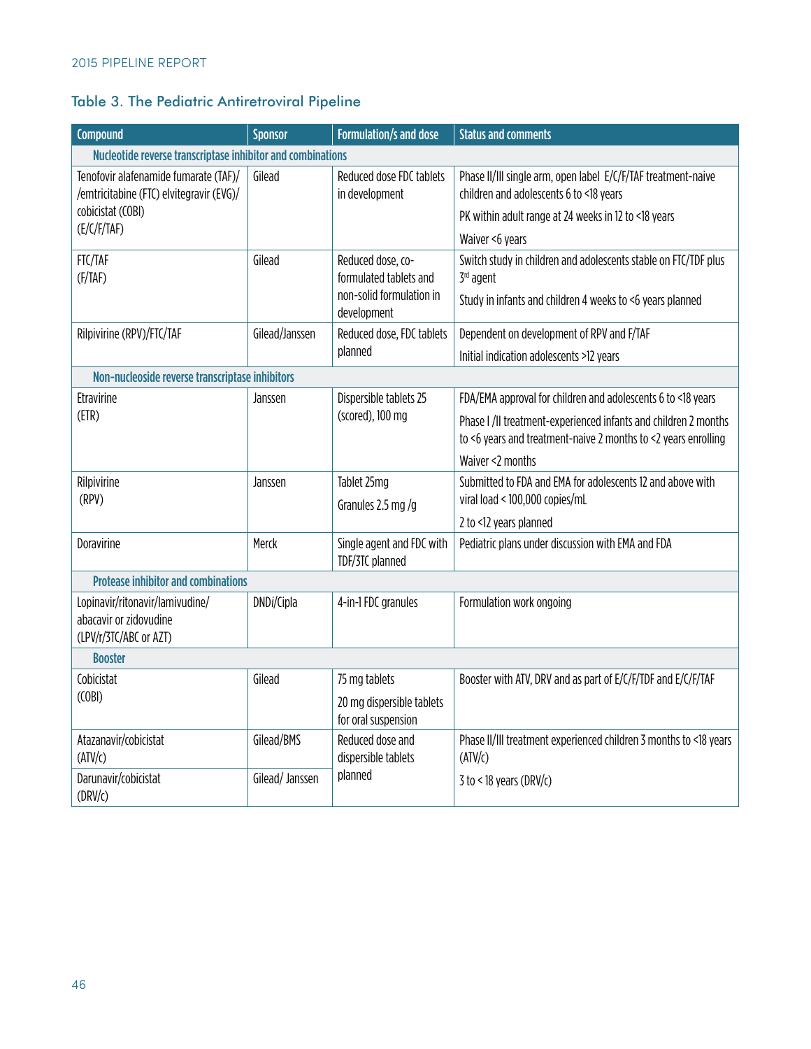## Table 3. The Pediatric Antiretroviral Pipeline

| Compound | Sponsor | Formulation/s and dose | Status and comments |
|---|---|---|---|
| **Nucleotide reverse transcriptase inhibitor and combinations** | | | |
| Tenofovir alafenamide fumarate (TAF)/ /emtricitabine (FTC) elvitegravir (EVG)/ cobicistat (COBI) (E/C/F/TAF) | Gilead | Reduced dose FDC tablets in development | Phase II/III single arm, open label E/C/F/TAF treatment-naive children and adolescents 6 to <18 years<br>PK within adult range at 24 weeks in 12 to <18 years<br>Waiver <6 years |
| FTC/TAF (F/TAF) | Gilead | Reduced dose, co-formulated tablets and non-solid formulation in development | Switch study in children and adolescents stable on FTC/TDF plus 3rd agent<br>Study in infants and children 4 weeks to <6 years planned |
| Rilpivirine (RPV)/FTC/TAF | Gilead/Janssen | Reduced dose, FDC tablets planned | Dependent on development of RPV and F/TAF<br>Initial indication adolescents >12 years |
| **Non-nucleoside reverse transcriptase inhibitors** | | | |
| Etravirine (ETR) | Janssen | Dispersible tablets 25 (scored), 100 mg | FDA/EMA approval for children and adolescents 6 to <18 years<br>Phase I /II treatment-experienced infants and children 2 months to <6 years and treatment-naive 2 months to <2 years enrolling<br>Waiver <2 months |
| Rilpivirine (RPV) | Janssen | Tablet 25mg<br>Granules 2.5 mg /g | Submitted to FDA and EMA for adolescents 12 and above with viral load < 100,000 copies/mL<br>2 to <12 years planned |
| Doravirine | Merck | Single agent and FDC with TDF/3TC planned | Pediatric plans under discussion with EMA and FDA |
| **Protease inhibitor and combinations** | | | |
| Lopinavir/ritonavir/lamivudine/ abacavir or zidovudine (LPV/r/3TC/ABC or AZT) | DNDi/Cipla | 4-in-1 FDC granules | Formulation work ongoing |
| **Booster** | | | |
| Cobicistat (COBI) | Gilead | 75 mg tablets<br>20 mg dispersible tablets for oral suspension | Booster with ATV, DRV and as part of E/C/F/TDF and E/C/F/TAF |
| Atazanavir/cobicistat (ATV/c) | Gilead/BMS | Reduced dose and dispersible tablets planned | Phase II/III treatment experienced children 3 months to <18 years (ATV/c) |
| Darunavir/cobicistat (DRV/c) | Gilead/ Janssen | | 3 to < 18 years (DRV/c) |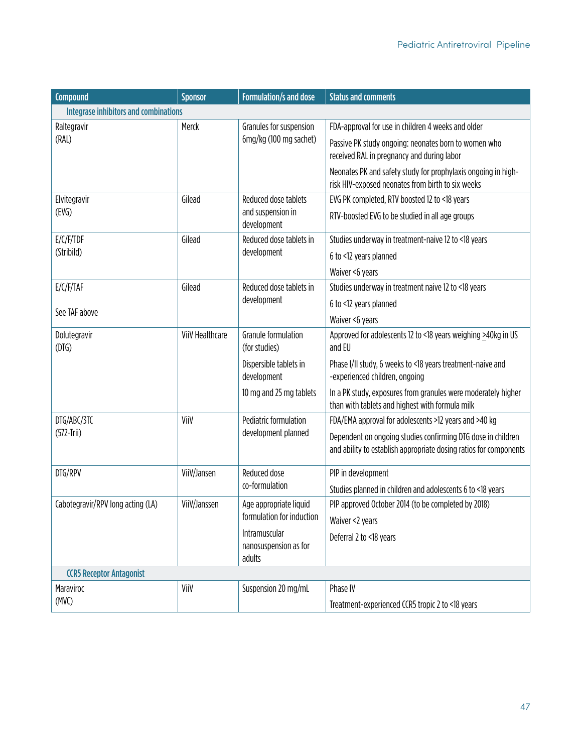| Compound | Sponsor | Formulation/s and dose | Status and comments |
|---|---|---|---|
| **Integrase inhibitors and combinations** | | | |
| Raltegravir (RAL) | Merck | Granules for suspension 6mg/kg (100 mg sachet) | FDA-approval for use in children 4 weeks and older<br>Passive PK study ongoing: neonates born to women who received RAL in pregnancy and during labor<br>Neonates PK and safety study for prophylaxis ongoing in high-risk HIV-exposed neonates from birth to six weeks |
| Elvitegravir (EVG) | Gilead | Reduced dose tablets and suspension in development | EVG PK completed, RTV boosted 12 to <18 years<br>RTV-boosted EVG to be studied in all age groups |
| E/C/F/TDF (Stribild) | Gilead | Reduced dose tablets in development | Studies underway in treatment-naive 12 to <18 years<br>6 to <12 years planned<br>Waiver <6 years |
| E/C/F/TAF<br><br>See TAF above | Gilead | Reduced dose tablets in development | Studies underway in treatment naive 12 to <18 years<br>6 to <12 years planned<br>Waiver <6 years |
| Dolutegravir (DTG) | ViiV Healthcare | Granule formulation (for studies)<br>Dispersible tablets in development<br>10 mg and 25 mg tablets | Approved for adolescents 12 to <18 years weighing ≥40kg in US and EU<br>Phase I/II study, 6 weeks to <18 years treatment-naive and -experienced children, ongoing<br>In a PK study, exposures from granules were moderately higher than with tablets and highest with formula milk |
| DTG/ABC/3TC (572-Trii) | ViiV | Pediatric formulation development planned | FDA/EMA approval for adolescents >12 years and >40 kg<br>Dependent on ongoing studies confirming DTG dose in children and ability to establish appropriate dosing ratios for components |
| DTG/RPV | ViiV/Jansen | Reduced dose co-formulation | PIP in development<br>Studies planned in children and adolescents 6 to <18 years |
| Cabotegravir/RPV long acting (LA) | ViiV/Janssen | Age appropriate liquid formulation for induction<br>Intramuscular nanosuspension as for adults | PIP approved October 2014 (to be completed by 2018)<br>Waiver <2 years<br>Deferral 2 to <18 years |
| **CCR5 Receptor Antagonist** | | | |
| Maraviroc (MVC) | ViiV | Suspension 20 mg/mL | Phase IV<br>Treatment-experienced CCR5 tropic 2 to <18 years |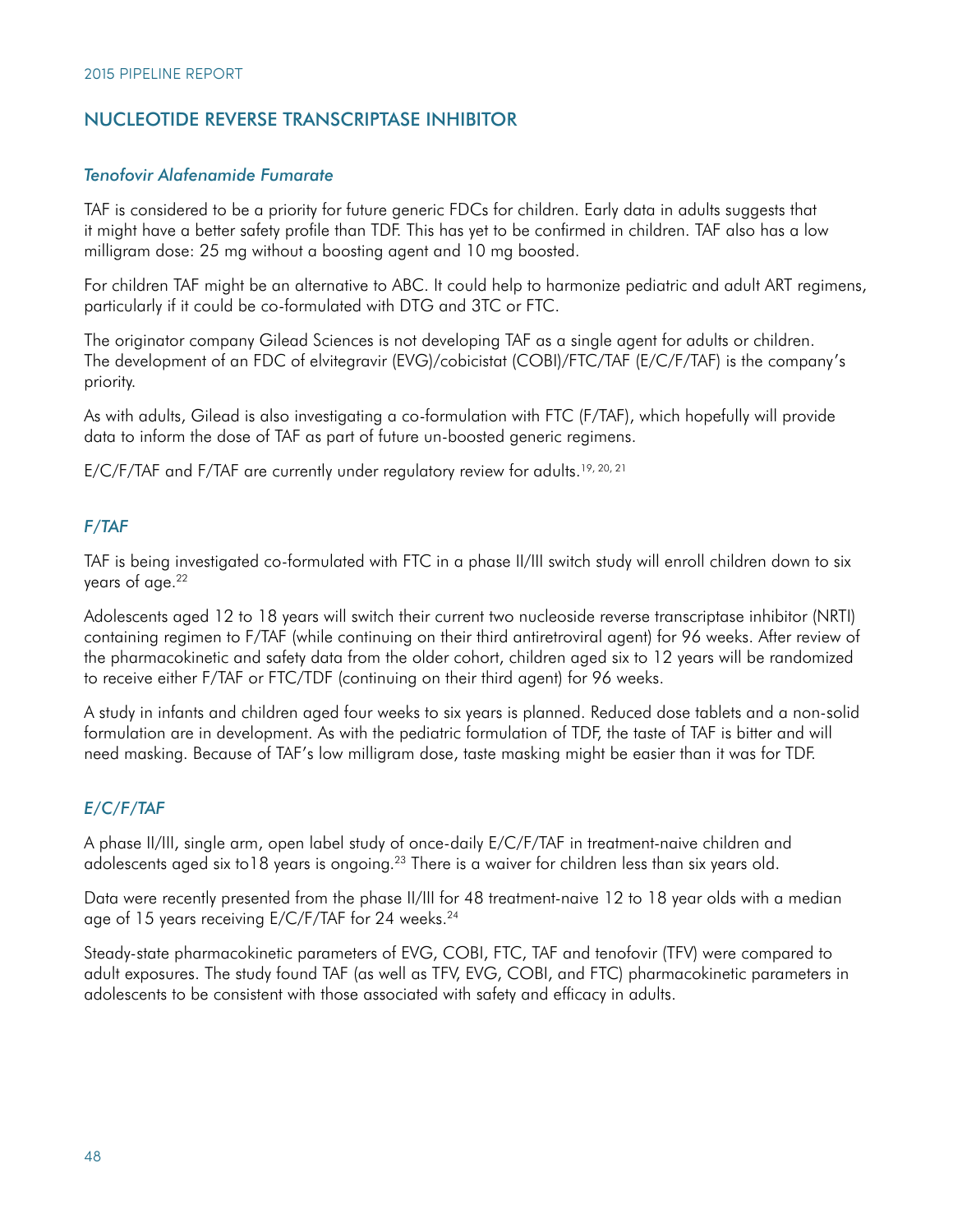## NUCLEOTIDE REVERSE TRANSCRIPTASE INHIBITOR

### *Tenofovir Alafenamide Fumarate*

TAF is considered to be a priority for future generic FDCs for children. Early data in adults suggests that it might have a better safety profile than TDF. This has yet to be confirmed in children. TAF also has a low milligram dose: 25 mg without a boosting agent and 10 mg boosted.

For children TAF might be an alternative to ABC. It could help to harmonize pediatric and adult ART regimens, particularly if it could be co-formulated with DTG and 3TC or FTC.

The originator company Gilead Sciences is not developing TAF as a single agent for adults or children. The development of an FDC of elvitegravir (EVG)/cobicistat (COBI)/FTC/TAF (E/C/F/TAF) is the company's priority.

As with adults, Gilead is also investigating a co-formulation with FTC (F/TAF), which hopefully will provide data to inform the dose of TAF as part of future un-boosted generic regimens.

E/C/F/TAF and F/TAF are currently under regulatory review for adults.[19, 20, 21]

### *F/TAF*

TAF is being investigated co-formulated with FTC in a phase II/III switch study will enroll children down to six years of age.[22]

Adolescents aged 12 to 18 years will switch their current two nucleoside reverse transcriptase inhibitor (NRTI) containing regimen to F/TAF (while continuing on their third antiretroviral agent) for 96 weeks. After review of the pharmacokinetic and safety data from the older cohort, children aged six to 12 years will be randomized to receive either F/TAF or FTC/TDF (continuing on their third agent) for 96 weeks.

A study in infants and children aged four weeks to six years is planned. Reduced dose tablets and a non-solid formulation are in development. As with the pediatric formulation of TDF, the taste of TAF is bitter and will need masking. Because of TAF's low milligram dose, taste masking might be easier than it was for TDF.

### *E/C/F/TAF*

A phase II/III, single arm, open label study of once-daily E/C/F/TAF in treatment-naive children and adolescents aged six to18 years is ongoing.[23] There is a waiver for children less than six years old.

Data were recently presented from the phase II/III for 48 treatment-naive 12 to 18 year olds with a median age of 15 years receiving E/C/F/TAF for 24 weeks.[24]

Steady-state pharmacokinetic parameters of EVG, COBI, FTC, TAF and tenofovir (TFV) were compared to adult exposures. The study found TAF (as well as TFV, EVG, COBI, and FTC) pharmacokinetic parameters in adolescents to be consistent with those associated with safety and efficacy in adults.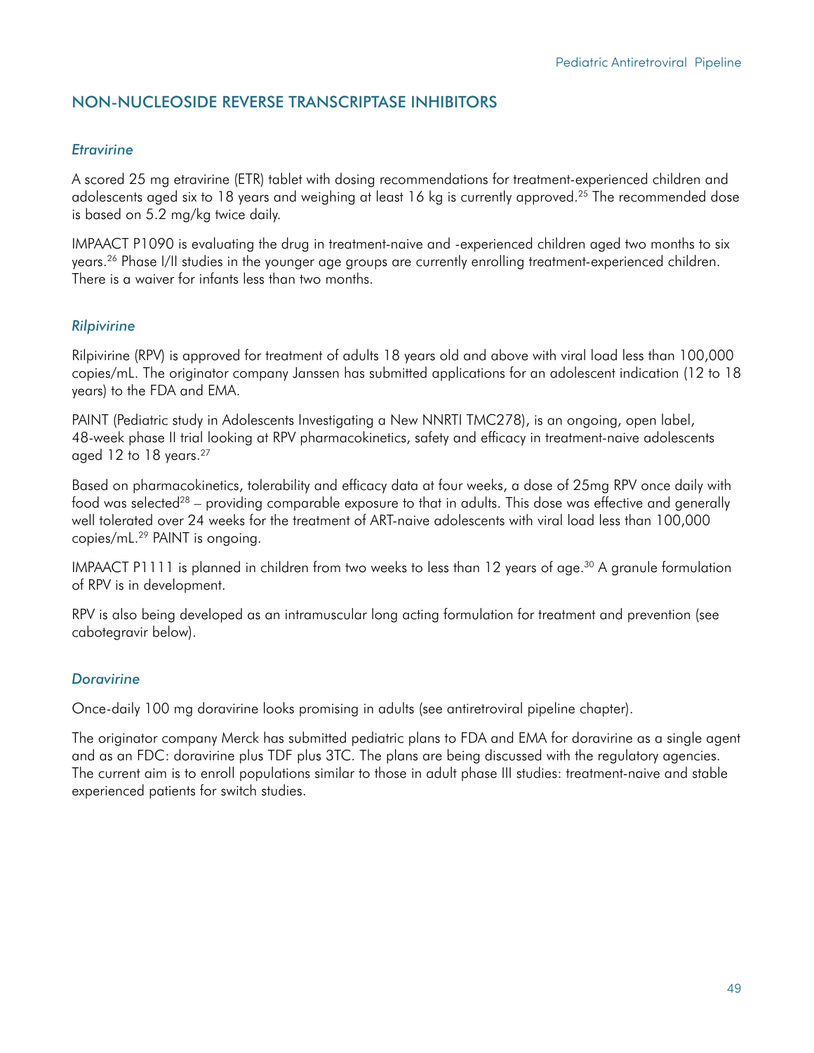## NON-NUCLEOSIDE REVERSE TRANSCRIPTASE INHIBITORS

### *Etravirine*

A scored 25 mg etravirine (ETR) tablet with dosing recommendations for treatment-experienced children and adolescents aged six to 18 years and weighing at least 16 kg is currently approved.[25] The recommended dose is based on 5.2 mg/kg twice daily.

IMPAACT P1090 is evaluating the drug in treatment-naive and -experienced children aged two months to six years.[26] Phase I/II studies in the younger age groups are currently enrolling treatment-experienced children. There is a waiver for infants less than two months.

### *Rilpivirine*

Rilpivirine (RPV) is approved for treatment of adults 18 years old and above with viral load less than 100,000 copies/mL. The originator company Janssen has submitted applications for an adolescent indication (12 to 18 years) to the FDA and EMA.

PAINT (Pediatric study in Adolescents Investigating a New NNRTI TMC278), is an ongoing, open label, 48-week phase II trial looking at RPV pharmacokinetics, safety and efficacy in treatment-naive adolescents aged 12 to 18 years.[27]

Based on pharmacokinetics, tolerability and efficacy data at four weeks, a dose of 25mg RPV once daily with food was selected[28] – providing comparable exposure to that in adults. This dose was effective and generally well tolerated over 24 weeks for the treatment of ART-naive adolescents with viral load less than 100,000 copies/mL.[29] PAINT is ongoing.

IMPAACT P1111 is planned in children from two weeks to less than 12 years of age.[30] A granule formulation of RPV is in development.

RPV is also being developed as an intramuscular long acting formulation for treatment and prevention (see cabotegravir below).

### *Doravirine*

Once-daily 100 mg doravirine looks promising in adults (see antiretroviral pipeline chapter).

The originator company Merck has submitted pediatric plans to FDA and EMA for doravirine as a single agent and as an FDC: doravirine plus TDF plus 3TC. The plans are being discussed with the regulatory agencies. The current aim is to enroll populations similar to those in adult phase III studies: treatment-naive and stable experienced patients for switch studies.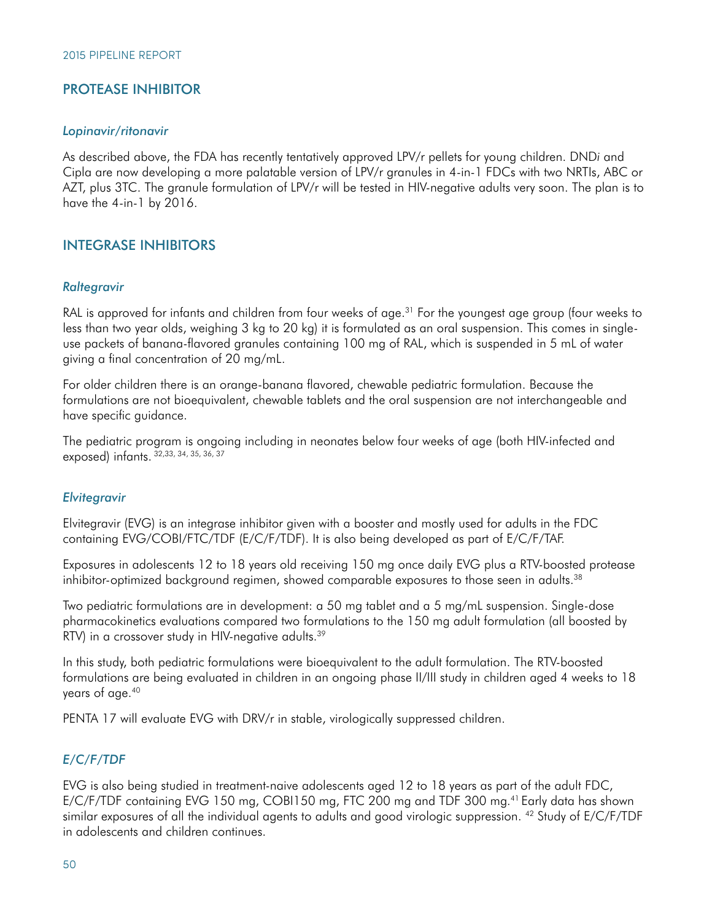## PROTEASE INHIBITOR

### *Lopinavir/ritonavir*

As described above, the FDA has recently tentatively approved LPV/r pellets for young children. DND*i* and Cipla are now developing a more palatable version of LPV/r granules in 4-in-1 FDCs with two NRTIs, ABC or AZT, plus 3TC. The granule formulation of LPV/r will be tested in HIV-negative adults very soon. The plan is to have the 4-in-1 by 2016.

## INTEGRASE INHIBITORS

### *Raltegravir*

RAL is approved for infants and children from four weeks of age.[31] For the youngest age group (four weeks to less than two year olds, weighing 3 kg to 20 kg) it is formulated as an oral suspension. This comes in single-use packets of banana-flavored granules containing 100 mg of RAL, which is suspended in 5 mL of water giving a final concentration of 20 mg/mL.

For older children there is an orange-banana flavored, chewable pediatric formulation. Because the formulations are not bioequivalent, chewable tablets and the oral suspension are not interchangeable and have specific guidance.

The pediatric program is ongoing including in neonates below four weeks of age (both HIV-infected and exposed) infants. [32,33, 34, 35, 36, 37]

### *Elvitegravir*

Elvitegravir (EVG) is an integrase inhibitor given with a booster and mostly used for adults in the FDC containing EVG/COBI/FTC/TDF (E/C/F/TDF). It is also being developed as part of E/C/F/TAF.

Exposures in adolescents 12 to 18 years old receiving 150 mg once daily EVG plus a RTV-boosted protease inhibitor-optimized background regimen, showed comparable exposures to those seen in adults.[38]

Two pediatric formulations are in development: a 50 mg tablet and a 5 mg/mL suspension. Single-dose pharmacokinetics evaluations compared two formulations to the 150 mg adult formulation (all boosted by RTV) in a crossover study in HIV-negative adults.[39]

In this study, both pediatric formulations were bioequivalent to the adult formulation. The RTV-boosted formulations are being evaluated in children in an ongoing phase II/III study in children aged 4 weeks to 18 years of age.[40]

PENTA 17 will evaluate EVG with DRV/r in stable, virologically suppressed children.

### *E/C/F/TDF*

EVG is also being studied in treatment-naive adolescents aged 12 to 18 years as part of the adult FDC, E/C/F/TDF containing EVG 150 mg, COBI150 mg, FTC 200 mg and TDF 300 mg.[41] Early data has shown similar exposures of all the individual agents to adults and good virologic suppression. [42] Study of E/C/F/TDF in adolescents and children continues.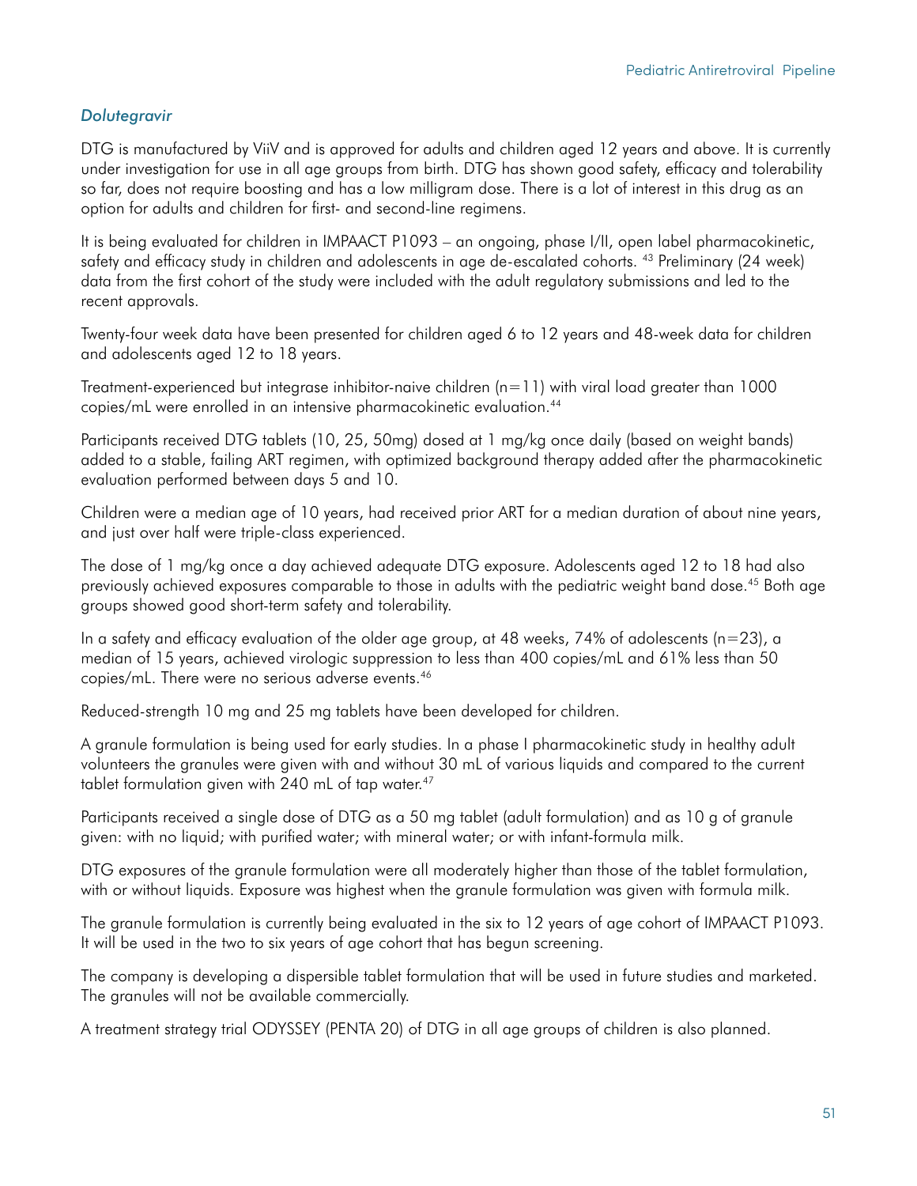### *Dolutegravir*

DTG is manufactured by ViiV and is approved for adults and children aged 12 years and above. It is currently under investigation for use in all age groups from birth. DTG has shown good safety, efficacy and tolerability so far, does not require boosting and has a low milligram dose. There is a lot of interest in this drug as an option for adults and children for first- and second-line regimens.

It is being evaluated for children in IMPAACT P1093 – an ongoing, phase I/II, open label pharmacokinetic, safety and efficacy study in children and adolescents in age de-escalated cohorts. [43] Preliminary (24 week) data from the first cohort of the study were included with the adult regulatory submissions and led to the recent approvals.

Twenty-four week data have been presented for children aged 6 to 12 years and 48-week data for children and adolescents aged 12 to 18 years.

Treatment-experienced but integrase inhibitor-naive children (n=11) with viral load greater than 1000 copies/mL were enrolled in an intensive pharmacokinetic evaluation.[44]

Participants received DTG tablets (10, 25, 50mg) dosed at 1 mg/kg once daily (based on weight bands) added to a stable, failing ART regimen, with optimized background therapy added after the pharmacokinetic evaluation performed between days 5 and 10.

Children were a median age of 10 years, had received prior ART for a median duration of about nine years, and just over half were triple-class experienced.

The dose of 1 mg/kg once a day achieved adequate DTG exposure. Adolescents aged 12 to 18 had also previously achieved exposures comparable to those in adults with the pediatric weight band dose.[45] Both age groups showed good short-term safety and tolerability.

In a safety and efficacy evaluation of the older age group, at 48 weeks, 74% of adolescents (n=23), a median of 15 years, achieved virologic suppression to less than 400 copies/mL and 61% less than 50 copies/mL. There were no serious adverse events.[46]

Reduced-strength 10 mg and 25 mg tablets have been developed for children.

A granule formulation is being used for early studies. In a phase I pharmacokinetic study in healthy adult volunteers the granules were given with and without 30 mL of various liquids and compared to the current tablet formulation given with 240 mL of tap water.[47]

Participants received a single dose of DTG as a 50 mg tablet (adult formulation) and as 10 g of granule given: with no liquid; with purified water; with mineral water; or with infant-formula milk.

DTG exposures of the granule formulation were all moderately higher than those of the tablet formulation, with or without liquids. Exposure was highest when the granule formulation was given with formula milk.

The granule formulation is currently being evaluated in the six to 12 years of age cohort of IMPAACT P1093. It will be used in the two to six years of age cohort that has begun screening.

The company is developing a dispersible tablet formulation that will be used in future studies and marketed. The granules will not be available commercially.

A treatment strategy trial ODYSSEY (PENTA 20) of DTG in all age groups of children is also planned.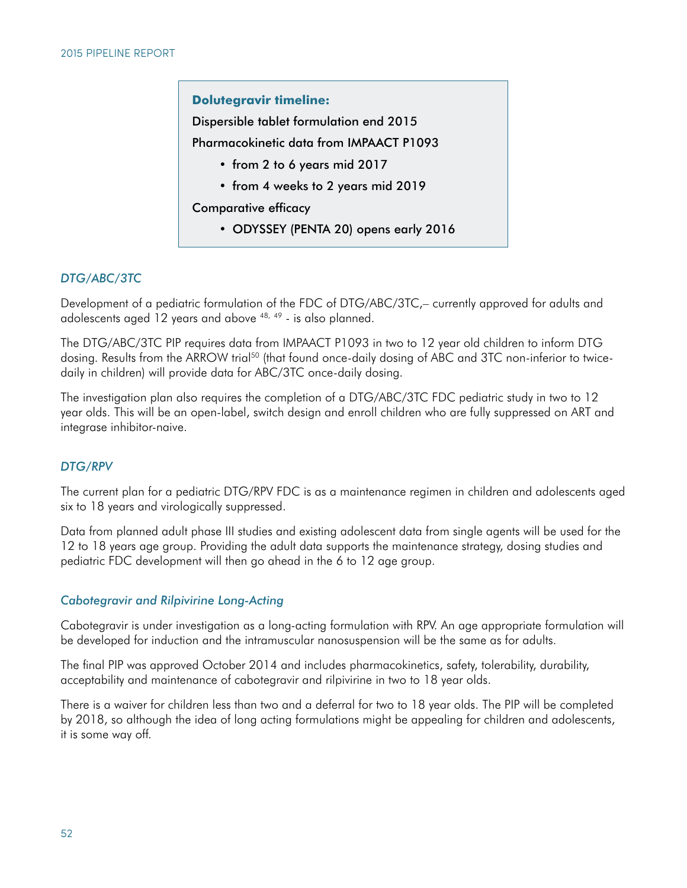**Dolutegravir timeline:**

Dispersible tablet formulation end 2015

Pharmacokinetic data from IMPAACT P1093

- from 2 to 6 years mid 2017
- from 4 weeks to 2 years mid 2019

Comparative efficacy

- ODYSSEY (PENTA 20) opens early 2016

### *DTG/ABC/3TC*

Development of a pediatric formulation of the FDC of DTG/ABC/3TC,– currently approved for adults and adolescents aged 12 years and above [48, 49] - is also planned.

The DTG/ABC/3TC PIP requires data from IMPAACT P1093 in two to 12 year old children to inform DTG dosing. Results from the ARROW trial[50] (that found once-daily dosing of ABC and 3TC non-inferior to twice-daily in children) will provide data for ABC/3TC once-daily dosing.

The investigation plan also requires the completion of a DTG/ABC/3TC FDC pediatric study in two to 12 year olds. This will be an open-label, switch design and enroll children who are fully suppressed on ART and integrase inhibitor-naive.

### *DTG/RPV*

The current plan for a pediatric DTG/RPV FDC is as a maintenance regimen in children and adolescents aged six to 18 years and virologically suppressed.

Data from planned adult phase III studies and existing adolescent data from single agents will be used for the 12 to 18 years age group. Providing the adult data supports the maintenance strategy, dosing studies and pediatric FDC development will then go ahead in the 6 to 12 age group.

### *Cabotegravir and Rilpivirine Long-Acting*

Cabotegravir is under investigation as a long-acting formulation with RPV. An age appropriate formulation will be developed for induction and the intramuscular nanosuspension will be the same as for adults.

The final PIP was approved October 2014 and includes pharmacokinetics, safety, tolerability, durability, acceptability and maintenance of cabotegravir and rilpivirine in two to 18 year olds.

There is a waiver for children less than two and a deferral for two to 18 year olds. The PIP will be completed by 2018, so although the idea of long acting formulations might be appealing for children and adolescents, it is some way off.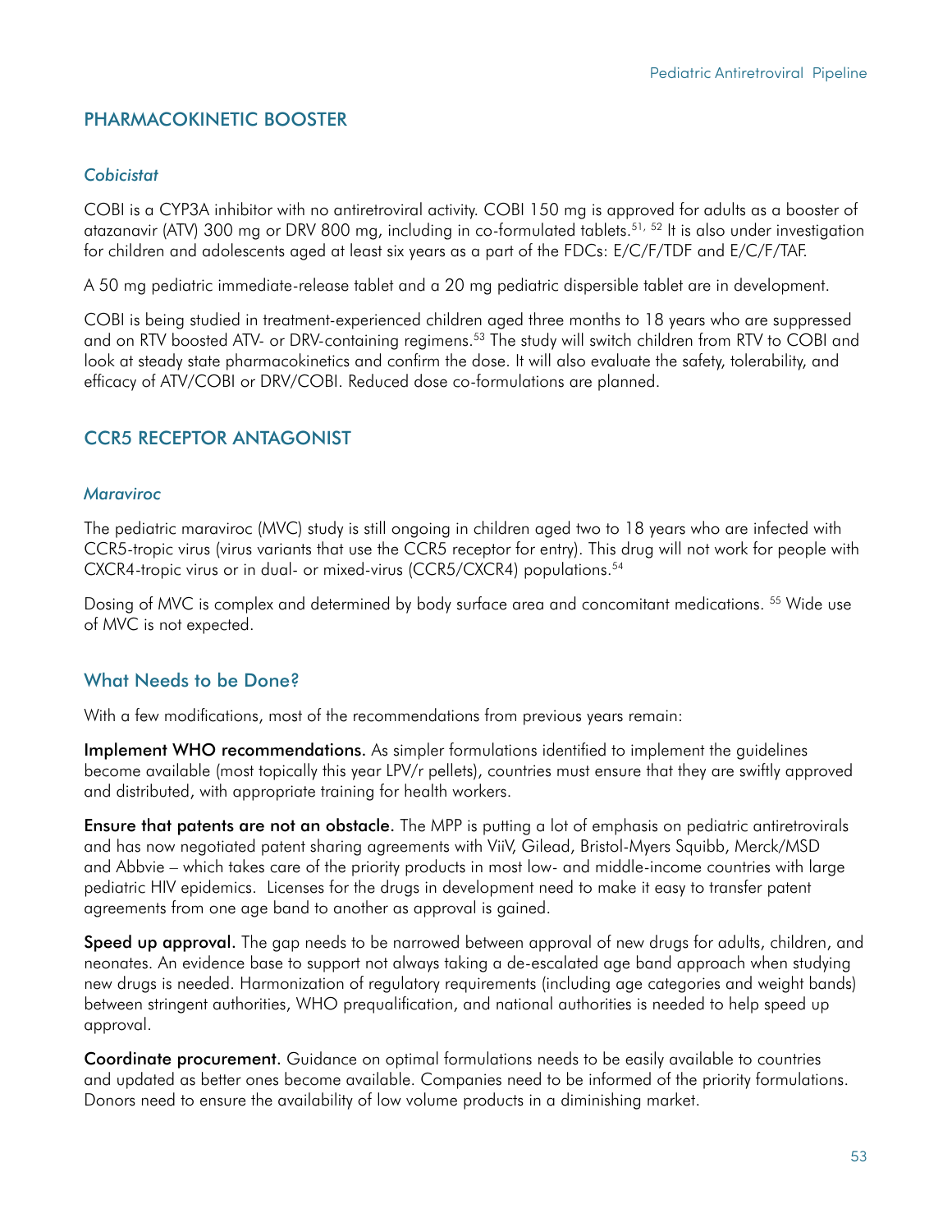## PHARMACOKINETIC BOOSTER

### *Cobicistat*

COBI is a CYP3A inhibitor with no antiretroviral activity. COBI 150 mg is approved for adults as a booster of atazanavir (ATV) 300 mg or DRV 800 mg, including in co-formulated tablets.[51, 52] It is also under investigation for children and adolescents aged at least six years as a part of the FDCs: E/C/F/TDF and E/C/F/TAF.

A 50 mg pediatric immediate-release tablet and a 20 mg pediatric dispersible tablet are in development.

COBI is being studied in treatment-experienced children aged three months to 18 years who are suppressed and on RTV boosted ATV- or DRV-containing regimens.[53] The study will switch children from RTV to COBI and look at steady state pharmacokinetics and confirm the dose. It will also evaluate the safety, tolerability, and efficacy of ATV/COBI or DRV/COBI. Reduced dose co-formulations are planned.

## CCR5 RECEPTOR ANTAGONIST

### *Maraviroc*

The pediatric maraviroc (MVC) study is still ongoing in children aged two to 18 years who are infected with CCR5-tropic virus (virus variants that use the CCR5 receptor for entry). This drug will not work for people with CXCR4-tropic virus or in dual- or mixed-virus (CCR5/CXCR4) populations.[54]

Dosing of MVC is complex and determined by body surface area and concomitant medications. [55] Wide use of MVC is not expected.

## What Needs to be Done?

With a few modifications, most of the recommendations from previous years remain:

**Implement WHO recommendations.** As simpler formulations identified to implement the guidelines become available (most topically this year LPV/r pellets), countries must ensure that they are swiftly approved and distributed, with appropriate training for health workers.

**Ensure that patents are not an obstacle.** The MPP is putting a lot of emphasis on pediatric antiretrovirals and has now negotiated patent sharing agreements with ViiV, Gilead, Bristol-Myers Squibb, Merck/MSD and Abbvie – which takes care of the priority products in most low- and middle-income countries with large pediatric HIV epidemics. Licenses for the drugs in development need to make it easy to transfer patent agreements from one age band to another as approval is gained.

**Speed up approval.** The gap needs to be narrowed between approval of new drugs for adults, children, and neonates. An evidence base to support not always taking a de-escalated age band approach when studying new drugs is needed. Harmonization of regulatory requirements (including age categories and weight bands) between stringent authorities, WHO prequalification, and national authorities is needed to help speed up approval.

**Coordinate procurement.** Guidance on optimal formulations needs to be easily available to countries and updated as better ones become available. Companies need to be informed of the priority formulations. Donors need to ensure the availability of low volume products in a diminishing market.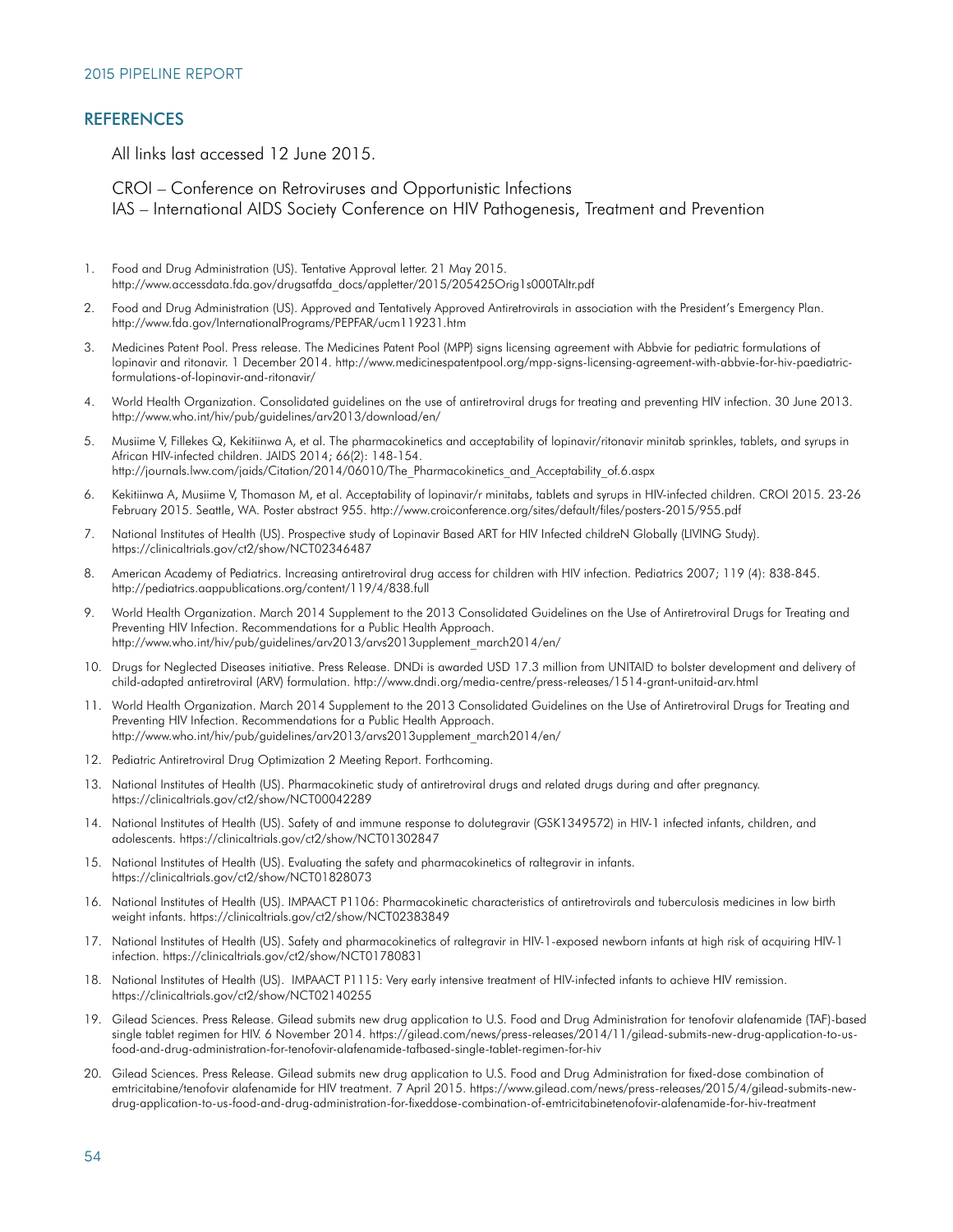## REFERENCES

All links last accessed 12 June 2015.

CROI – Conference on Retroviruses and Opportunistic Infections
IAS – International AIDS Society Conference on HIV Pathogenesis, Treatment and Prevention

1. Food and Drug Administration (US). Tentative Approval letter. 21 May 2015. http://www.accessdata.fda.gov/drugsatfda_docs/appletter/2015/205425Orig1s000TAltr.pdf
2. Food and Drug Administration (US). Approved and Tentatively Approved Antiretrovirals in association with the President's Emergency Plan. http://www.fda.gov/InternationalPrograms/PEPFAR/ucm119231.htm
3. Medicines Patent Pool. Press release. The Medicines Patent Pool (MPP) signs licensing agreement with Abbvie for pediatric formulations of lopinavir and ritonavir. 1 December 2014. http://www.medicinespatentpool.org/mpp-signs-licensing-agreement-with-abbvie-for-hiv-paediatric-formulations-of-lopinavir-and-ritonavir/
4. World Health Organization. Consolidated guidelines on the use of antiretroviral drugs for treating and preventing HIV infection. 30 June 2013. http://www.who.int/hiv/pub/guidelines/arv2013/download/en/
5. Musiime V, Fillekes Q, Kekitiinwa A, et al. The pharmacokinetics and acceptability of lopinavir/ritonavir minitab sprinkles, tablets, and syrups in African HIV-infected children. JAIDS 2014; 66(2): 148-154. http://journals.lww.com/jaids/Citation/2014/06010/The_Pharmacokinetics_and_Acceptability_of.6.aspx
6. Kekitiinwa A, Musiime V, Thomason M, et al. Acceptability of lopinavir/r minitabs, tablets and syrups in HIV-infected children. CROI 2015. 23-26 February 2015. Seattle, WA. Poster abstract 955. http://www.croiconference.org/sites/default/files/posters-2015/955.pdf
7. National Institutes of Health (US). Prospective study of Lopinavir Based ART for HIV Infected childreN Globally (LIVING Study). https://clinicaltrials.gov/ct2/show/NCT02346487
8. American Academy of Pediatrics. Increasing antiretroviral drug access for children with HIV infection. Pediatrics 2007; 119 (4): 838-845. http://pediatrics.aappublications.org/content/119/4/838.full
9. World Health Organization. March 2014 Supplement to the 2013 Consolidated Guidelines on the Use of Antiretroviral Drugs for Treating and Preventing HIV Infection. Recommendations for a Public Health Approach. http://www.who.int/hiv/pub/guidelines/arv2013/arvs2013upplement_march2014/en/
10. Drugs for Neglected Diseases initiative. Press Release. DNDi is awarded USD 17.3 million from UNITAID to bolster development and delivery of child-adapted antiretroviral (ARV) formulation. http://www.dndi.org/media-centre/press-releases/1514-grant-unitaid-arv.html
11. World Health Organization. March 2014 Supplement to the 2013 Consolidated Guidelines on the Use of Antiretroviral Drugs for Treating and Preventing HIV Infection. Recommendations for a Public Health Approach. http://www.who.int/hiv/pub/guidelines/arv2013/arvs2013upplement_march2014/en/
12. Pediatric Antiretroviral Drug Optimization 2 Meeting Report. Forthcoming.
13. National Institutes of Health (US). Pharmacokinetic study of antiretroviral drugs and related drugs during and after pregnancy. https://clinicaltrials.gov/ct2/show/NCT00042289
14. National Institutes of Health (US). Safety of and immune response to dolutegravir (GSK1349572) in HIV-1 infected infants, children, and adolescents. https://clinicaltrials.gov/ct2/show/NCT01302847
15. National Institutes of Health (US). Evaluating the safety and pharmacokinetics of raltegravir in infants. https://clinicaltrials.gov/ct2/show/NCT01828073
16. National Institutes of Health (US). IMPAACT P1106: Pharmacokinetic characteristics of antiretrovirals and tuberculosis medicines in low birth weight infants. https://clinicaltrials.gov/ct2/show/NCT02383849
17. National Institutes of Health (US). Safety and pharmacokinetics of raltegravir in HIV-1-exposed newborn infants at high risk of acquiring HIV-1 infection. https://clinicaltrials.gov/ct2/show/NCT01780831
18. National Institutes of Health (US). IMPAACT P1115: Very early intensive treatment of HIV-infected infants to achieve HIV remission. https://clinicaltrials.gov/ct2/show/NCT02140255
19. Gilead Sciences. Press Release. Gilead submits new drug application to U.S. Food and Drug Administration for tenofovir alafenamide (TAF)-based single tablet regimen for HIV. 6 November 2014. https://gilead.com/news/press-releases/2014/11/gilead-submits-new-drug-application-to-us-food-and-drug-administration-for-tenofovir-alafenamide-tafbased-single-tablet-regimen-for-hiv
20. Gilead Sciences. Press Release. Gilead submits new drug application to U.S. Food and Drug Administration for fixed-dose combination of emtricitabine/tenofovir alafenamide for HIV treatment. 7 April 2015. https://www.gilead.com/news/press-releases/2015/4/gilead-submits-new-drug-application-to-us-food-and-drug-administration-for-fixeddose-combination-of-emtricitabinetenofovir-alafenamide-for-hiv-treatment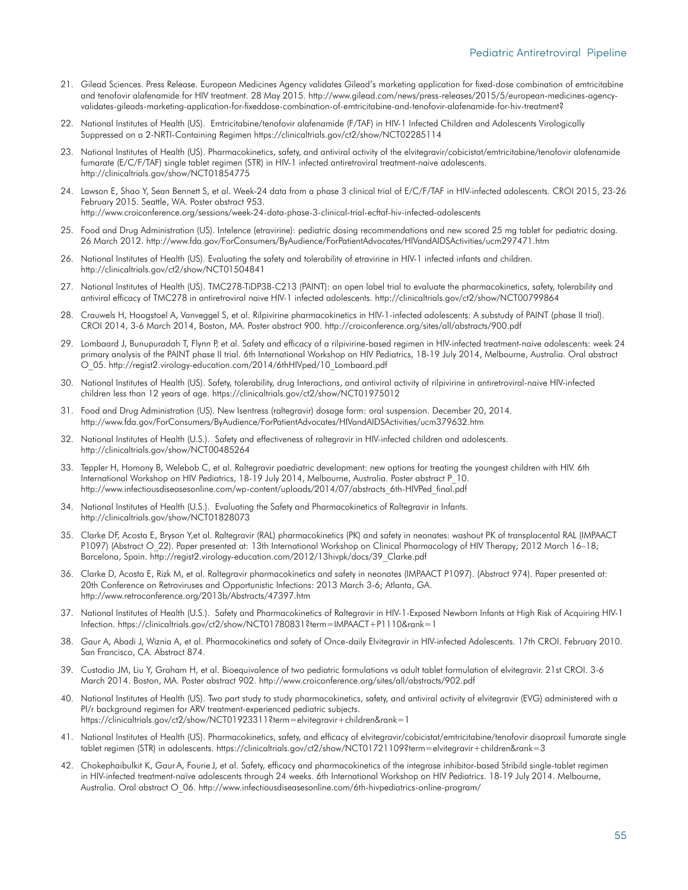21. Gilead Sciences. Press Release. European Medicines Agency validates Gilead's marketing application for fixed-dose combination of emtricitabine and tenofovir alafenamide for HIV treatment. 28 May 2015. http://www.gilead.com/news/press-releases/2015/5/european-medicines-agency-validates-gileads-marketing-application-for-fixeddose-combination-of-emtricitabine-and-tenofovir-alafenamide-for-hiv-treatment?

22. National Institutes of Health (US). Emtricitabine/tenofovir alafenamide (F/TAF) in HIV-1 Infected Children and Adolescents Virologically Suppressed on a 2-NRTI-Containing Regimen https://clinicaltrials.gov/ct2/show/NCT02285114

23. National Institutes of Health (US). Pharmacokinetics, safety, and antiviral activity of the elvitegravir/cobicistat/emtricitabine/tenofovir alafenamide fumarate (E/C/F/TAF) single tablet regimen (STR) in HIV-1 infected antiretroviral treatment-naive adolescents. http://clinicaltrials.gov/show/NCT01854775

24. Lawson E, Shao Y, Sean Bennett S, et al. Week-24 data from a phase 3 clinical trial of E/C/F/TAF in HIV-infected adolescents. CROI 2015, 23-26 February 2015. Seattle, WA. Poster abstract 953. http://www.croiconference.org/sessions/week-24-data-phase-3-clinical-trial-ecftaf-hiv-infected-adolescents

25. Food and Drug Administration (US). Intelence (etravirine): pediatric dosing recommendations and new scored 25 mg tablet for pediatric dosing. 26 March 2012. http://www.fda.gov/ForConsumers/ByAudience/ForPatientAdvocates/HIVandAIDSActivities/ucm297471.htm

26. National Institutes of Health (US). Evaluating the safety and tolerability of etravirine in HIV-1 infected infants and children. http://clinicaltrials.gov/ct2/show/NCT01504841

27. National Institutes of Health (US). TMC278-TiDP38-C213 (PAINT): an open label trial to evaluate the pharmacokinetics, safety, tolerability and antiviral efficacy of TMC278 in antiretroviral naive HIV-1 infected adolescents. http://clinicaltrials.gov/ct2/show/NCT00799864

28. Crauwels H, Hoogstoel A, Vanveggel S, et al. Rilpivirine pharmacokinetics in HIV-1-infected adolescents: A substudy of PAINT (phase II trial). CROI 2014, 3-6 March 2014, Boston, MA. Poster abstract 900. http://croiconference.org/sites/all/abstracts/900.pdf

29. Lombaard J, Bunupuradah T, Flynn P, et al. Safety and efficacy of a rilpivirine-based regimen in HIV-infected treatment-naive adolescents: week 24 primary analysis of the PAINT phase II trial. 6th International Workshop on HIV Pediatrics, 18-19 July 2014, Melbourne, Australia. Oral abstract O_05. http://regist2.virology-education.com/2014/6thHIVped/10_Lombaard.pdf

30. National Institutes of Health (US). Safety, tolerability, drug Interactions, and antiviral activity of rilpivirine in antiretroviral-naive HIV-infected children less than 12 years of age. https://clinicaltrials.gov/ct2/show/NCT01975012

31. Food and Drug Administration (US). New Isentress (raltegravir) dosage form: oral suspension. December 20, 2014. http://www.fda.gov/ForConsumers/ByAudience/ForPatientAdvocates/HIVandAIDSActivities/ucm379632.htm

32. National Institutes of Health (U.S.). Safety and effectiveness of raltegravir in HIV-infected children and adolescents. http://clinicaltrials.gov/show/NCT00485264

33. Teppler H, Homony B, Welebob C, et al. Raltegravir paediatric development: new options for treating the youngest children with HIV. 6th International Workshop on HIV Pediatrics, 18-19 July 2014, Melbourne, Australia. Poster abstract P_10. http://www.infectiousdiseasesonline.com/wp-content/uploads/2014/07/abstracts_6th-HIVPed_final.pdf

34. National Institutes of Health (U.S.). Evaluating the Safety and Pharmacokinetics of Raltegravir in Infants. http://clinicaltrials.gov/show/NCT01828073

35. Clarke DF, Acosta E, Bryson Y,et al. Raltegravir (RAL) pharmacokinetics (PK) and safety in neonates: washout PK of transplacental RAL (IMPAACT P1097) (Abstract O_22). Paper presented at: 13th International Workshop on Clinical Pharmacology of HIV Therapy; 2012 March 16–18; Barcelona, Spain. http://regist2.virology-education.com/2012/13hivpk/docs/39_Clarke.pdf

36. Clarke D, Acosta E, Rizk M, et al. Raltegravir pharmacokinetics and safety in neonates (IMPAACT P1097). (Abstract 974). Paper presented at: 20th Conference on Retroviruses and Opportunistic Infections: 2013 March 3-6; Atlanta, GA. http://www.retroconference.org/2013b/Abstracts/47397.htm

37. National Institutes of Health (U.S.). Safety and Pharmacokinetics of Raltegravir in HIV-1-Exposed Newborn Infants at High Risk of Acquiring HIV-1 Infection. https://clinicaltrials.gov/ct2/show/NCT01780831?term=IMPAACT+P1110&rank=1

38. Gaur A, Abadi J, Wiznia A, et al. Pharmacokinetics and safety of Once-daily Elvitegravir in HIV-infected Adolescents. 17th CROI. February 2010. San Francisco, CA. Abstract 874.

39. Custodio JM, Liu Y, Graham H, et al. Bioequivalence of two pediatric formulations vs adult tablet formulation of elvitegravir. 21st CROI. 3-6 March 2014. Boston, MA. Poster abstract 902. http://www.croiconference.org/sites/all/abstracts/902.pdf

40. National Institutes of Health (US). Two part study to study pharmacokinetics, safety, and antiviral activity of elvitegravir (EVG) administered with a PI/r background regimen for ARV treatment-experienced pediatric subjects. https://clinicaltrials.gov/ct2/show/NCT01923311?term=elvitegravir+children&rank=1

41. National Institutes of Health (US). Pharmacokinetics, safety, and efficacy of elvitegravir/cobicistat/emtricitabine/tenofovir disoproxil fumarate single tablet regimen (STR) in adolescents. https://clinicaltrials.gov/ct2/show/NCT01721109?term=elvitegravir+children&rank=3

42. Chokephaibulkit K, Gaur A, Fourie J, et al. Safety, efficacy and pharmacokinetics of the integrase inhibitor-based Stribild single-tablet regimen in HIV-infected treatment-naïve adolescents through 24 weeks. 6th International Workshop on HIV Pediatrics. 18-19 July 2014. Melbourne, Australia. Oral abstract O_06. http://www.infectiousdiseasesonline.com/6th-hivpediatrics-online-program/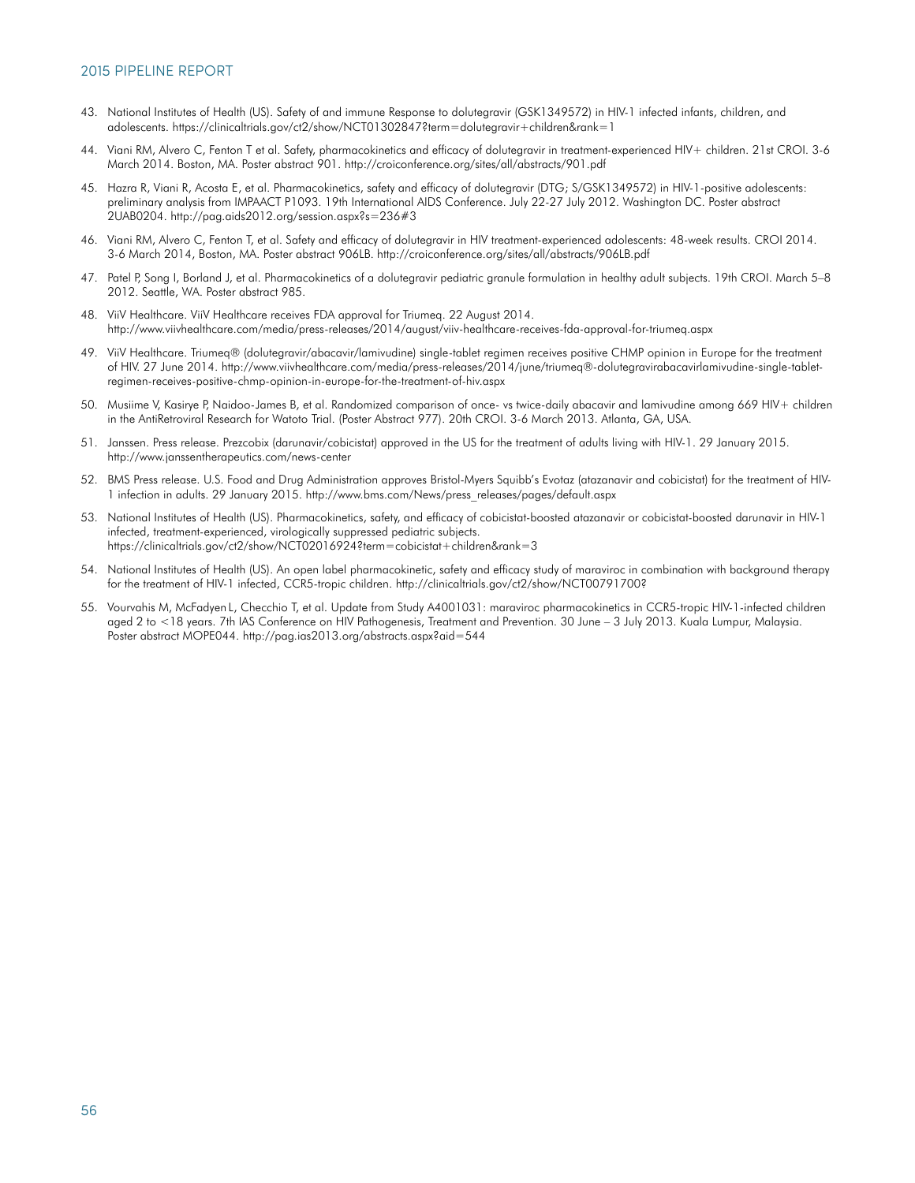43. National Institutes of Health (US). Safety of and immune Response to dolutegravir (GSK1349572) in HIV-1 infected infants, children, and adolescents. https://clinicaltrials.gov/ct2/show/NCT01302847?term=dolutegravir+children&rank=1

44. Viani RM, Alvero C, Fenton T et al. Safety, pharmacokinetics and efficacy of dolutegravir in treatment-experienced HIV+ children. 21st CROI. 3-6 March 2014. Boston, MA. Poster abstract 901. http://croiconference.org/sites/all/abstracts/901.pdf

45. Hazra R, Viani R, Acosta E, et al. Pharmacokinetics, safety and efficacy of dolutegravir (DTG; S/GSK1349572) in HIV-1-positive adolescents: preliminary analysis from IMPAACT P1093. 19th International AIDS Conference. July 22-27 July 2012. Washington DC. Poster abstract 2UAB0204. http://pag.aids2012.org/session.aspx?s=236#3

46. Viani RM, Alvero C, Fenton T, et al. Safety and efficacy of dolutegravir in HIV treatment-experienced adolescents: 48-week results. CROI 2014. 3-6 March 2014, Boston, MA. Poster abstract 906LB. http://croiconference.org/sites/all/abstracts/906LB.pdf

47. Patel P, Song I, Borland J, et al. Pharmacokinetics of a dolutegravir pediatric granule formulation in healthy adult subjects. 19th CROI. March 5–8 2012. Seattle, WA. Poster abstract 985.

48. ViiV Healthcare. ViiV Healthcare receives FDA approval for Triumeq. 22 August 2014. http://www.viivhealthcare.com/media/press-releases/2014/august/viiv-healthcare-receives-fda-approval-for-triumeq.aspx

49. ViiV Healthcare. Triumeq® (dolutegravir/abacavir/lamivudine) single-tablet regimen receives positive CHMP opinion in Europe for the treatment of HIV. 27 June 2014. http://www.viivhealthcare.com/media/press-releases/2014/june/triumeq®-dolutegravirabacavirlamivudine-single-tablet-regimen-receives-positive-chmp-opinion-in-europe-for-the-treatment-of-hiv.aspx

50. Musiime V, Kasirye P, Naidoo-James B, et al. Randomized comparison of once- vs twice-daily abacavir and lamivudine among 669 HIV+ children in the AntiRetroviral Research for Watoto Trial. (Poster Abstract 977). 20th CROI. 3-6 March 2013. Atlanta, GA, USA.

51. Janssen. Press release. Prezcobix (darunavir/cobicistat) approved in the US for the treatment of adults living with HIV-1. 29 January 2015. http://www.janssentherapeutics.com/news-center

52. BMS Press release. U.S. Food and Drug Administration approves Bristol-Myers Squibb's Evotaz (atazanavir and cobicistat) for the treatment of HIV-1 infection in adults. 29 January 2015. http://www.bms.com/News/press_releases/pages/default.aspx

53. National Institutes of Health (US). Pharmacokinetics, safety, and efficacy of cobicistat-boosted atazanavir or cobicistat-boosted darunavir in HIV-1 infected, treatment-experienced, virologically suppressed pediatric subjects. https://clinicaltrials.gov/ct2/show/NCT02016924?term=cobicistat+children&rank=3

54. National Institutes of Health (US). An open label pharmacokinetic, safety and efficacy study of maraviroc in combination with background therapy for the treatment of HIV-1 infected, CCR5-tropic children. http://clinicaltrials.gov/ct2/show/NCT00791700?

55. Vourvahis M, McFadyen L, Checchio T, et al. Update from Study A4001031: maraviroc pharmacokinetics in CCR5-tropic HIV-1-infected children aged 2 to <18 years. 7th IAS Conference on HIV Pathogenesis, Treatment and Prevention. 30 June – 3 July 2013. Kuala Lumpur, Malaysia. Poster abstract MOPE044. http://pag.ias2013.org/abstracts.aspx?aid=544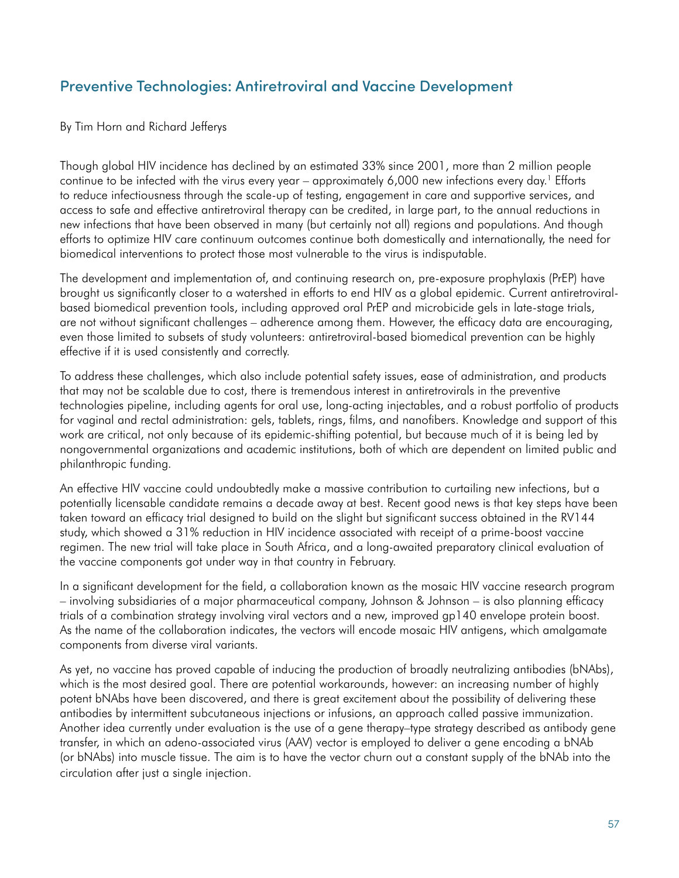## Preventive Technologies: Antiretroviral and Vaccine Development

By Tim Horn and Richard Jefferys

Though global HIV incidence has declined by an estimated 33% since 2001, more than 2 million people continue to be infected with the virus every year – approximately 6,000 new infections every day.[1] Efforts to reduce infectiousness through the scale-up of testing, engagement in care and supportive services, and access to safe and effective antiretroviral therapy can be credited, in large part, to the annual reductions in new infections that have been observed in many (but certainly not all) regions and populations. And though efforts to optimize HIV care continuum outcomes continue both domestically and internationally, the need for biomedical interventions to protect those most vulnerable to the virus is indisputable.

The development and implementation of, and continuing research on, pre-exposure prophylaxis (PrEP) have brought us significantly closer to a watershed in efforts to end HIV as a global epidemic. Current antiretroviral-based biomedical prevention tools, including approved oral PrEP and microbicide gels in late-stage trials, are not without significant challenges – adherence among them. However, the efficacy data are encouraging, even those limited to subsets of study volunteers: antiretroviral-based biomedical prevention can be highly effective if it is used consistently and correctly.

To address these challenges, which also include potential safety issues, ease of administration, and products that may not be scalable due to cost, there is tremendous interest in antiretrovirals in the preventive technologies pipeline, including agents for oral use, long-acting injectables, and a robust portfolio of products for vaginal and rectal administration: gels, tablets, rings, films, and nanofibers. Knowledge and support of this work are critical, not only because of its epidemic-shifting potential, but because much of it is being led by nongovernmental organizations and academic institutions, both of which are dependent on limited public and philanthropic funding.

An effective HIV vaccine could undoubtedly make a massive contribution to curtailing new infections, but a potentially licensable candidate remains a decade away at best. Recent good news is that key steps have been taken toward an efficacy trial designed to build on the slight but significant success obtained in the RV144 study, which showed a 31% reduction in HIV incidence associated with receipt of a prime-boost vaccine regimen. The new trial will take place in South Africa, and a long-awaited preparatory clinical evaluation of the vaccine components got under way in that country in February.

In a significant development for the field, a collaboration known as the mosaic HIV vaccine research program – involving subsidiaries of a major pharmaceutical company, Johnson & Johnson – is also planning efficacy trials of a combination strategy involving viral vectors and a new, improved gp140 envelope protein boost. As the name of the collaboration indicates, the vectors will encode mosaic HIV antigens, which amalgamate components from diverse viral variants.

As yet, no vaccine has proved capable of inducing the production of broadly neutralizing antibodies (bNAbs), which is the most desired goal. There are potential workarounds, however: an increasing number of highly potent bNAbs have been discovered, and there is great excitement about the possibility of delivering these antibodies by intermittent subcutaneous injections or infusions, an approach called passive immunization. Another idea currently under evaluation is the use of a gene therapy–type strategy described as antibody gene transfer, in which an adeno-associated virus (AAV) vector is employed to deliver a gene encoding a bNAb (or bNAbs) into muscle tissue. The aim is to have the vector churn out a constant supply of the bNAb into the circulation after just a single injection.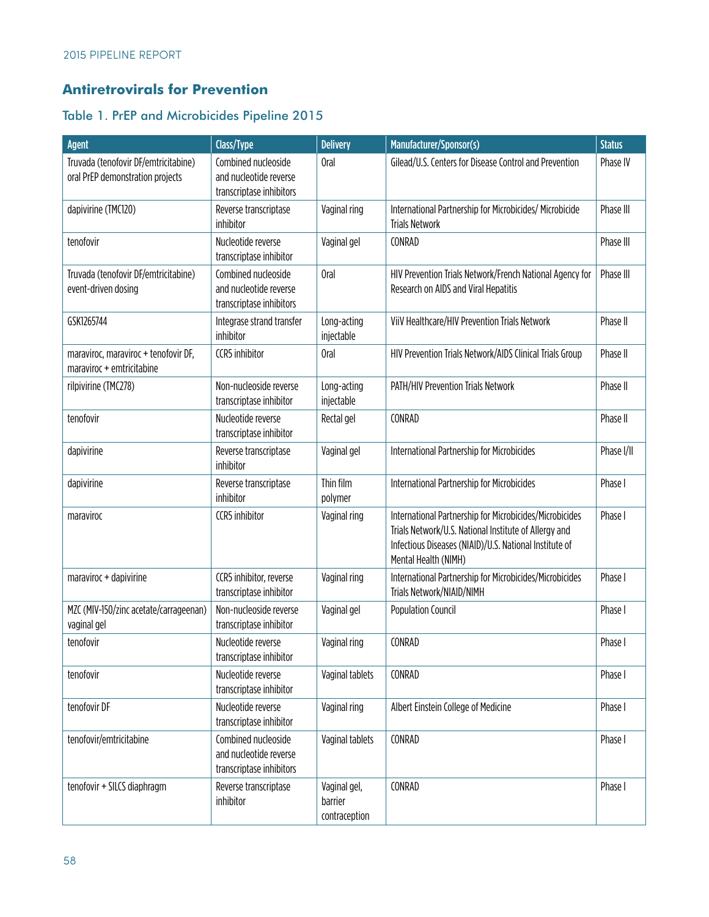## Antiretrovirals for Prevention

### Table 1. PrEP and Microbicides Pipeline 2015

| Agent | Class/Type | Delivery | Manufacturer/Sponsor(s) | Status |
|---|---|---|---|---|
| Truvada (tenofovir DF/emtricitabine) oral PrEP demonstration projects | Combined nucleoside and nucleotide reverse transcriptase inhibitors | Oral | Gilead/U.S. Centers for Disease Control and Prevention | Phase IV |
| dapivirine (TMC120) | Reverse transcriptase inhibitor | Vaginal ring | International Partnership for Microbicides/ Microbicide Trials Network | Phase III |
| tenofovir | Nucleotide reverse transcriptase inhibitor | Vaginal gel | CONRAD | Phase III |
| Truvada (tenofovir DF/emtricitabine) event-driven dosing | Combined nucleoside and nucleotide reverse transcriptase inhibitors | Oral | HIV Prevention Trials Network/French National Agency for Research on AIDS and Viral Hepatitis | Phase III |
| GSK1265744 | Integrase strand transfer inhibitor | Long-acting injectable | ViiV Healthcare/HIV Prevention Trials Network | Phase II |
| maraviroc, maraviroc + tenofovir DF, maraviroc + emtricitabine | CCR5 inhibitor | Oral | HIV Prevention Trials Network/AIDS Clinical Trials Group | Phase II |
| rilpivirine (TMC278) | Non-nucleoside reverse transcriptase inhibitor | Long-acting injectable | PATH/HIV Prevention Trials Network | Phase II |
| tenofovir | Nucleotide reverse transcriptase inhibitor | Rectal gel | CONRAD | Phase II |
| dapivirine | Reverse transcriptase inhibitor | Vaginal gel | International Partnership for Microbicides | Phase I/II |
| dapivirine | Reverse transcriptase inhibitor | Thin film polymer | International Partnership for Microbicides | Phase I |
| maraviroc | CCR5 inhibitor | Vaginal ring | International Partnership for Microbicides/Microbicides Trials Network/U.S. National Institute of Allergy and Infectious Diseases (NIAID)/U.S. National Institute of Mental Health (NIMH) | Phase I |
| maraviroc + dapivirine | CCR5 inhibitor, reverse transcriptase inhibitor | Vaginal ring | International Partnership for Microbicides/Microbicides Trials Network/NIAID/NIMH | Phase I |
| MZC (MIV-150/zinc acetate/carrageenan) vaginal gel | Non-nucleoside reverse transcriptase inhibitor | Vaginal gel | Population Council | Phase I |
| tenofovir | Nucleotide reverse transcriptase inhibitor | Vaginal ring | CONRAD | Phase I |
| tenofovir | Nucleotide reverse transcriptase inhibitor | Vaginal tablets | CONRAD | Phase I |
| tenofovir DF | Nucleotide reverse transcriptase inhibitor | Vaginal ring | Albert Einstein College of Medicine | Phase I |
| tenofovir/emtricitabine | Combined nucleoside and nucleotide reverse transcriptase inhibitors | Vaginal tablets | CONRAD | Phase I |
| tenofovir + SILCS diaphragm | Reverse transcriptase inhibitor | Vaginal gel, barrier contraception | CONRAD | Phase I |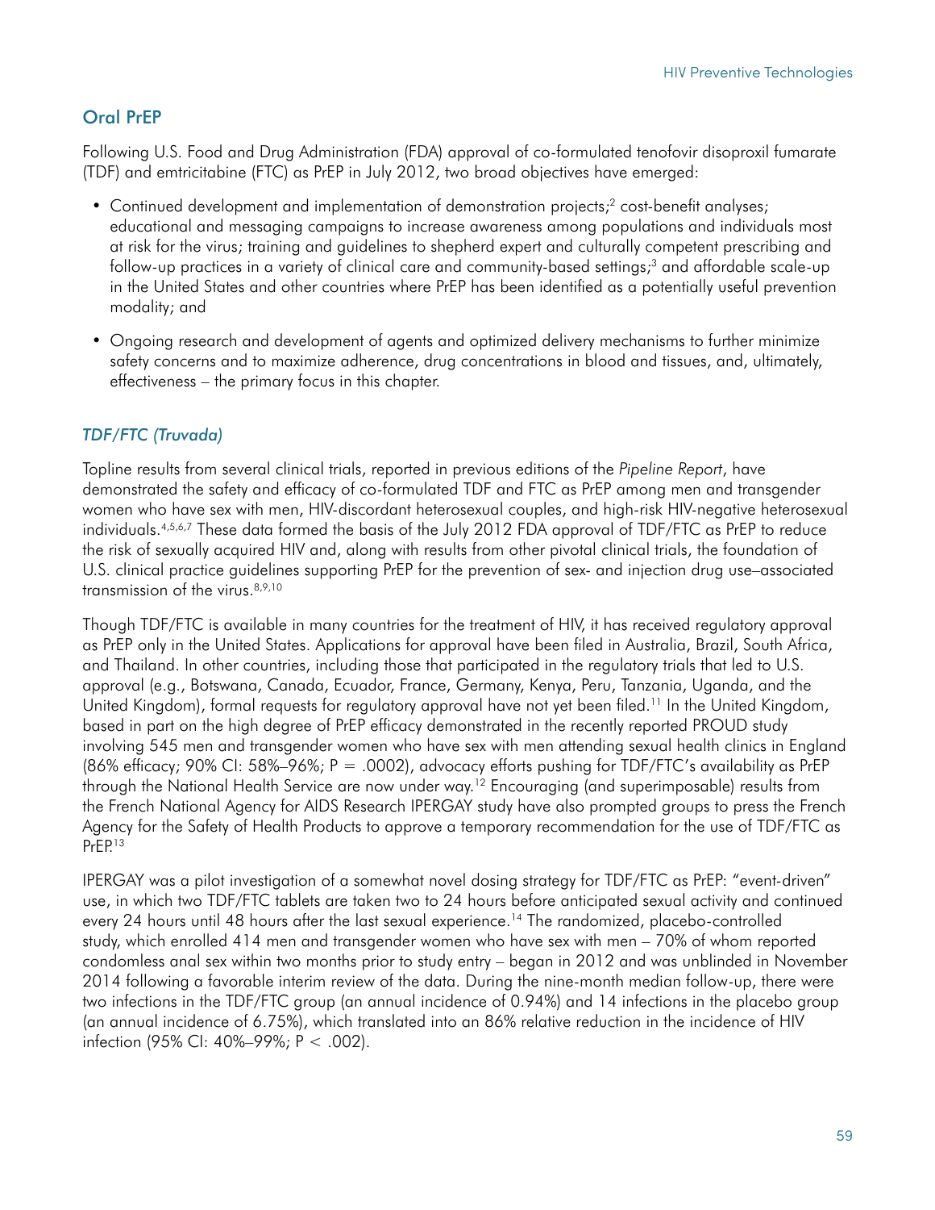## Oral PrEP

Following U.S. Food and Drug Administration (FDA) approval of co-formulated tenofovir disoproxil fumarate (TDF) and emtricitabine (FTC) as PrEP in July 2012, two broad objectives have emerged:

- Continued development and implementation of demonstration projects;[2] cost-benefit analyses; educational and messaging campaigns to increase awareness among populations and individuals most at risk for the virus; training and guidelines to shepherd expert and culturally competent prescribing and follow-up practices in a variety of clinical care and community-based settings;[3] and affordable scale-up in the United States and other countries where PrEP has been identified as a potentially useful prevention modality; and
- Ongoing research and development of agents and optimized delivery mechanisms to further minimize safety concerns and to maximize adherence, drug concentrations in blood and tissues, and, ultimately, effectiveness – the primary focus in this chapter.

### *TDF/FTC (Truvada)*

Topline results from several clinical trials, reported in previous editions of the *Pipeline Report*, have demonstrated the safety and efficacy of co-formulated TDF and FTC as PrEP among men and transgender women who have sex with men, HIV-discordant heterosexual couples, and high-risk HIV-negative heterosexual individuals.[4,5,6,7] These data formed the basis of the July 2012 FDA approval of TDF/FTC as PrEP to reduce the risk of sexually acquired HIV and, along with results from other pivotal clinical trials, the foundation of U.S. clinical practice guidelines supporting PrEP for the prevention of sex- and injection drug use–associated transmission of the virus.[8,9,10]

Though TDF/FTC is available in many countries for the treatment of HIV, it has received regulatory approval as PrEP only in the United States. Applications for approval have been filed in Australia, Brazil, South Africa, and Thailand. In other countries, including those that participated in the regulatory trials that led to U.S. approval (e.g., Botswana, Canada, Ecuador, France, Germany, Kenya, Peru, Tanzania, Uganda, and the United Kingdom), formal requests for regulatory approval have not yet been filed.[11] In the United Kingdom, based in part on the high degree of PrEP efficacy demonstrated in the recently reported PROUD study involving 545 men and transgender women who have sex with men attending sexual health clinics in England (86% efficacy; 90% CI: 58%–96%; $P = .0002$), advocacy efforts pushing for TDF/FTC's availability as PrEP through the National Health Service are now under way.[12] Encouraging (and superimposable) results from the French National Agency for AIDS Research IPERGAY study have also prompted groups to press the French Agency for the Safety of Health Products to approve a temporary recommendation for the use of TDF/FTC as PrEP.[13]

IPERGAY was a pilot investigation of a somewhat novel dosing strategy for TDF/FTC as PrEP: "event-driven" use, in which two TDF/FTC tablets are taken two to 24 hours before anticipated sexual activity and continued every 24 hours until 48 hours after the last sexual experience.[14] The randomized, placebo-controlled study, which enrolled 414 men and transgender women who have sex with men – 70% of whom reported condomless anal sex within two months prior to study entry – began in 2012 and was unblinded in November 2014 following a favorable interim review of the data. During the nine-month median follow-up, there were two infections in the TDF/FTC group (an annual incidence of 0.94%) and 14 infections in the placebo group (an annual incidence of 6.75%), which translated into an 86% relative reduction in the incidence of HIV infection (95% CI: 40%–99%; $P < .002$).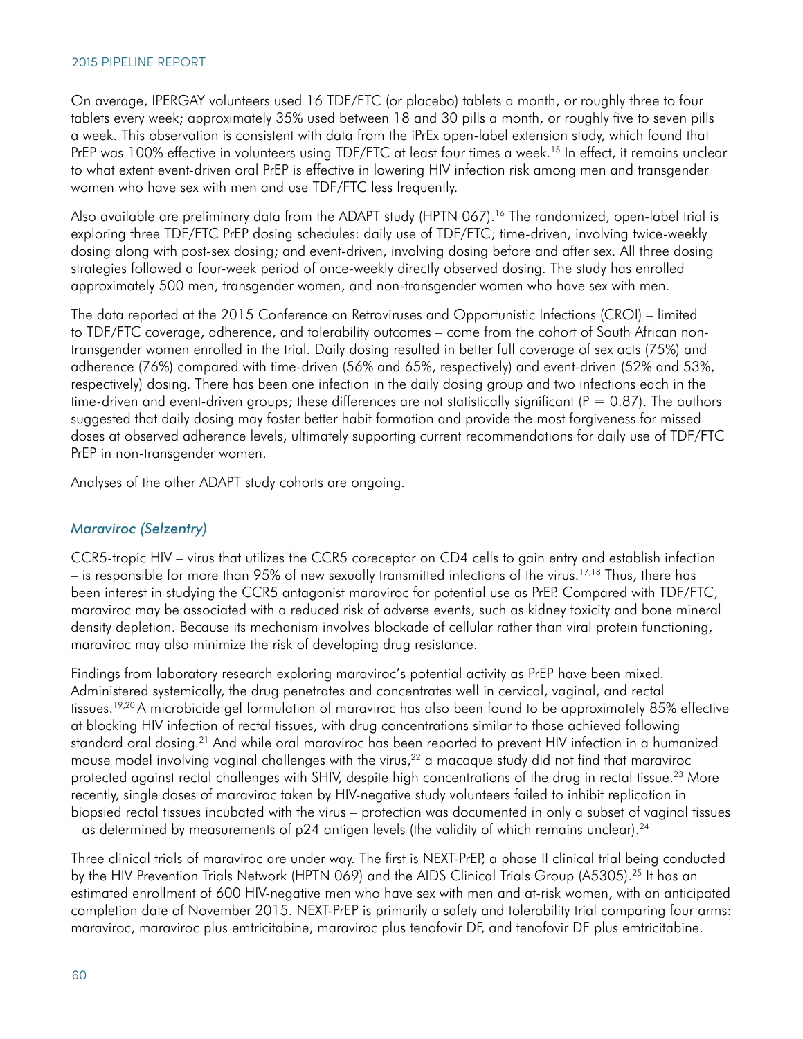On average, IPERGAY volunteers used 16 TDF/FTC (or placebo) tablets a month, or roughly three to four tablets every week; approximately 35% used between 18 and 30 pills a month, or roughly five to seven pills a week. This observation is consistent with data from the iPrEx open-label extension study, which found that PrEP was 100% effective in volunteers using TDF/FTC at least four times a week.[15] In effect, it remains unclear to what extent event-driven oral PrEP is effective in lowering HIV infection risk among men and transgender women who have sex with men and use TDF/FTC less frequently.

Also available are preliminary data from the ADAPT study (HPTN 067).[16] The randomized, open-label trial is exploring three TDF/FTC PrEP dosing schedules: daily use of TDF/FTC; time-driven, involving twice-weekly dosing along with post-sex dosing; and event-driven, involving dosing before and after sex. All three dosing strategies followed a four-week period of once-weekly directly observed dosing. The study has enrolled approximately 500 men, transgender women, and non-transgender women who have sex with men.

The data reported at the 2015 Conference on Retroviruses and Opportunistic Infections (CROI) – limited to TDF/FTC coverage, adherence, and tolerability outcomes – come from the cohort of South African non-transgender women enrolled in the trial. Daily dosing resulted in better full coverage of sex acts (75%) and adherence (76%) compared with time-driven (56% and 65%, respectively) and event-driven (52% and 53%, respectively) dosing. There has been one infection in the daily dosing group and two infections each in the time-driven and event-driven groups; these differences are not statistically significant ($P = 0.87$). The authors suggested that daily dosing may foster better habit formation and provide the most forgiveness for missed doses at observed adherence levels, ultimately supporting current recommendations for daily use of TDF/FTC PrEP in non-transgender women.

Analyses of the other ADAPT study cohorts are ongoing.

### *Maraviroc (Selzentry)*

CCR5-tropic HIV – virus that utilizes the CCR5 coreceptor on CD4 cells to gain entry and establish infection – is responsible for more than 95% of new sexually transmitted infections of the virus.[17,18] Thus, there has been interest in studying the CCR5 antagonist maraviroc for potential use as PrEP. Compared with TDF/FTC, maraviroc may be associated with a reduced risk of adverse events, such as kidney toxicity and bone mineral density depletion. Because its mechanism involves blockade of cellular rather than viral protein functioning, maraviroc may also minimize the risk of developing drug resistance.

Findings from laboratory research exploring maraviroc's potential activity as PrEP have been mixed. Administered systemically, the drug penetrates and concentrates well in cervical, vaginal, and rectal tissues.[19,20] A microbicide gel formulation of maraviroc has also been found to be approximately 85% effective at blocking HIV infection of rectal tissues, with drug concentrations similar to those achieved following standard oral dosing.[21] And while oral maraviroc has been reported to prevent HIV infection in a humanized mouse model involving vaginal challenges with the virus,[22] a macaque study did not find that maraviroc protected against rectal challenges with SHIV, despite high concentrations of the drug in rectal tissue.[23] More recently, single doses of maraviroc taken by HIV-negative study volunteers failed to inhibit replication in biopsied rectal tissues incubated with the virus – protection was documented in only a subset of vaginal tissues – as determined by measurements of p24 antigen levels (the validity of which remains unclear).[24]

Three clinical trials of maraviroc are under way. The first is NEXT-PrEP, a phase II clinical trial being conducted by the HIV Prevention Trials Network (HPTN 069) and the AIDS Clinical Trials Group (A5305).[25] It has an estimated enrollment of 600 HIV-negative men who have sex with men and at-risk women, with an anticipated completion date of November 2015. NEXT-PrEP is primarily a safety and tolerability trial comparing four arms: maraviroc, maraviroc plus emtricitabine, maraviroc plus tenofovir DF, and tenofovir DF plus emtricitabine.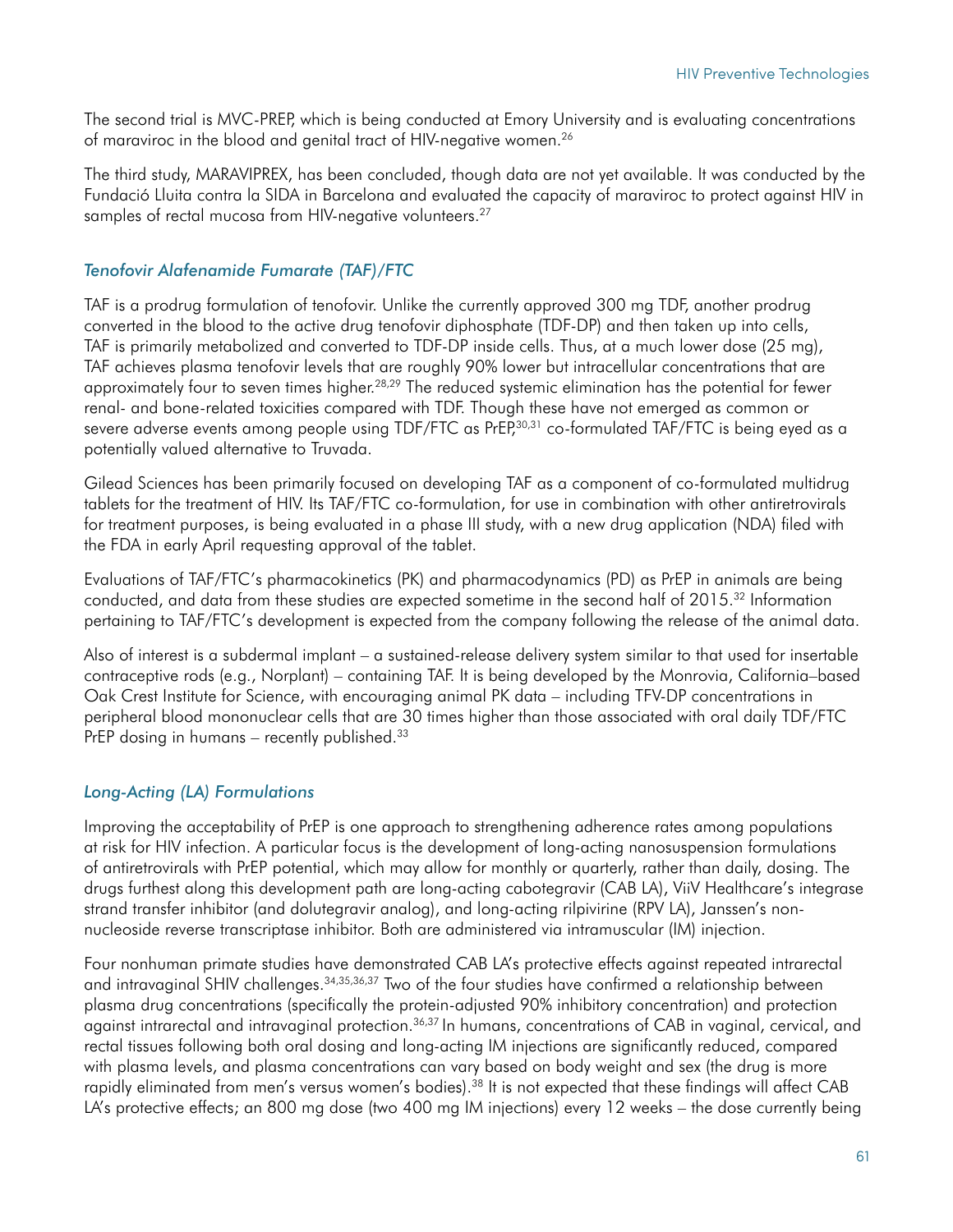The second trial is MVC-PREP, which is being conducted at Emory University and is evaluating concentrations of maraviroc in the blood and genital tract of HIV-negative women.[26]

The third study, MARAVIPREX, has been concluded, though data are not yet available. It was conducted by the Fundació Lluita contra la SIDA in Barcelona and evaluated the capacity of maraviroc to protect against HIV in samples of rectal mucosa from HIV-negative volunteers.[27]

### *Tenofovir Alafenamide Fumarate (TAF)/FTC*

TAF is a prodrug formulation of tenofovir. Unlike the currently approved 300 mg TDF, another prodrug converted in the blood to the active drug tenofovir diphosphate (TDF-DP) and then taken up into cells, TAF is primarily metabolized and converted to TDF-DP inside cells. Thus, at a much lower dose (25 mg), TAF achieves plasma tenofovir levels that are roughly 90% lower but intracellular concentrations that are approximately four to seven times higher.[28,29] The reduced systemic elimination has the potential for fewer renal- and bone-related toxicities compared with TDF. Though these have not emerged as common or severe adverse events among people using TDF/FTC as PrEP,[30,31] co-formulated TAF/FTC is being eyed as a potentially valued alternative to Truvada.

Gilead Sciences has been primarily focused on developing TAF as a component of co-formulated multidrug tablets for the treatment of HIV. Its TAF/FTC co-formulation, for use in combination with other antiretrovirals for treatment purposes, is being evaluated in a phase III study, with a new drug application (NDA) filed with the FDA in early April requesting approval of the tablet.

Evaluations of TAF/FTC's pharmacokinetics (PK) and pharmacodynamics (PD) as PrEP in animals are being conducted, and data from these studies are expected sometime in the second half of 2015.[32] Information pertaining to TAF/FTC's development is expected from the company following the release of the animal data.

Also of interest is a subdermal implant – a sustained-release delivery system similar to that used for insertable contraceptive rods (e.g., Norplant) – containing TAF. It is being developed by the Monrovia, California–based Oak Crest Institute for Science, with encouraging animal PK data – including TFV-DP concentrations in peripheral blood mononuclear cells that are 30 times higher than those associated with oral daily TDF/FTC PrEP dosing in humans – recently published.[33]

### *Long-Acting (LA) Formulations*

Improving the acceptability of PrEP is one approach to strengthening adherence rates among populations at risk for HIV infection. A particular focus is the development of long-acting nanosuspension formulations of antiretrovirals with PrEP potential, which may allow for monthly or quarterly, rather than daily, dosing. The drugs furthest along this development path are long-acting cabotegravir (CAB LA), ViiV Healthcare's integrase strand transfer inhibitor (and dolutegravir analog), and long-acting rilpivirine (RPV LA), Janssen's non-nucleoside reverse transcriptase inhibitor. Both are administered via intramuscular (IM) injection.

Four nonhuman primate studies have demonstrated CAB LA's protective effects against repeated intrarectal and intravaginal SHIV challenges.[34,35,36,37] Two of the four studies have confirmed a relationship between plasma drug concentrations (specifically the protein-adjusted 90% inhibitory concentration) and protection against intrarectal and intravaginal protection.[36,37] In humans, concentrations of CAB in vaginal, cervical, and rectal tissues following both oral dosing and long-acting IM injections are significantly reduced, compared with plasma levels, and plasma concentrations can vary based on body weight and sex (the drug is more rapidly eliminated from men's versus women's bodies).[38] It is not expected that these findings will affect CAB LA's protective effects; an 800 mg dose (two 400 mg IM injections) every 12 weeks – the dose currently being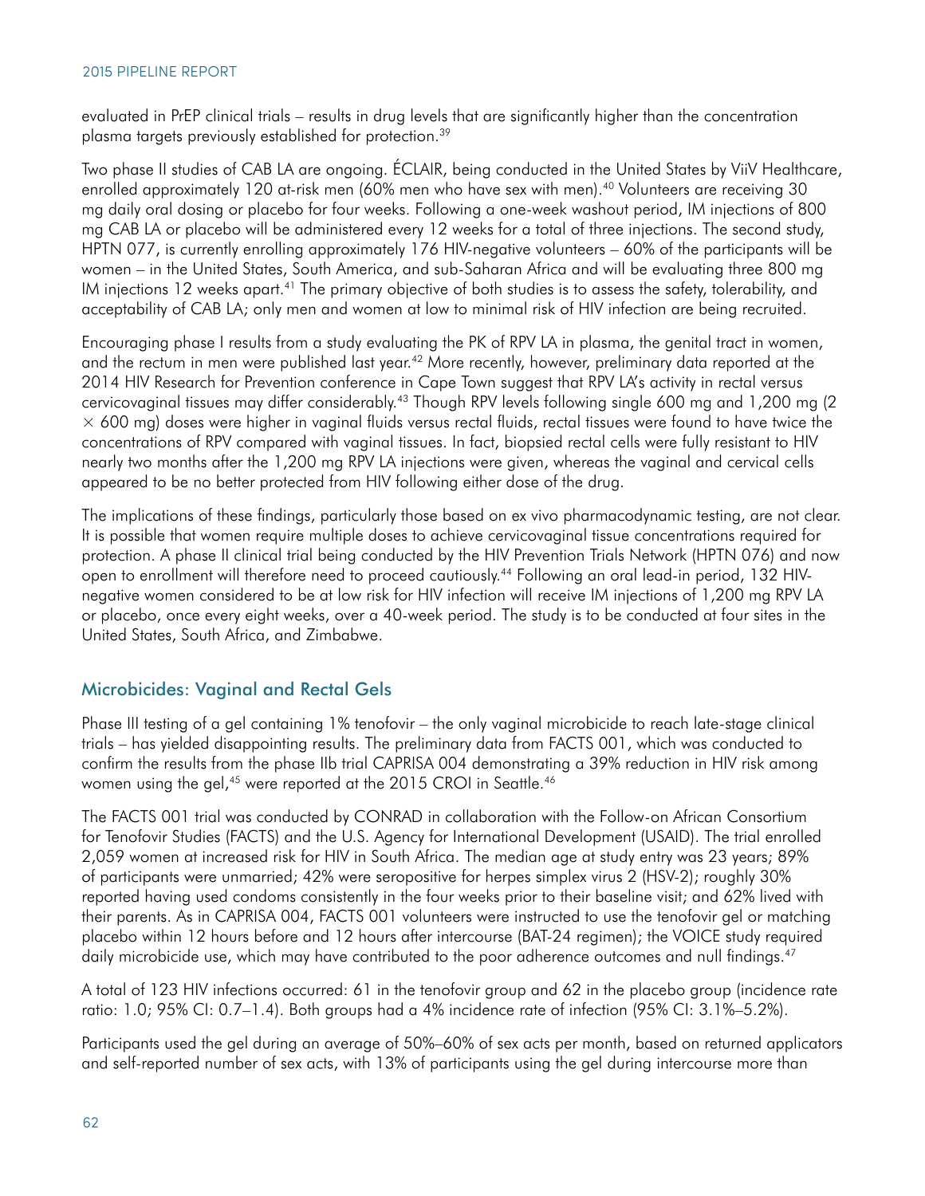evaluated in PrEP clinical trials – results in drug levels that are significantly higher than the concentration plasma targets previously established for protection.[39]

Two phase II studies of CAB LA are ongoing. ÉCLAIR, being conducted in the United States by ViiV Healthcare, enrolled approximately 120 at-risk men (60% men who have sex with men).[40] Volunteers are receiving 30 mg daily oral dosing or placebo for four weeks. Following a one-week washout period, IM injections of 800 mg CAB LA or placebo will be administered every 12 weeks for a total of three injections. The second study, HPTN 077, is currently enrolling approximately 176 HIV-negative volunteers – 60% of the participants will be women – in the United States, South America, and sub-Saharan Africa and will be evaluating three 800 mg IM injections 12 weeks apart.[41] The primary objective of both studies is to assess the safety, tolerability, and acceptability of CAB LA; only men and women at low to minimal risk of HIV infection are being recruited.

Encouraging phase I results from a study evaluating the PK of RPV LA in plasma, the genital tract in women, and the rectum in men were published last year.[42] More recently, however, preliminary data reported at the 2014 HIV Research for Prevention conference in Cape Town suggest that RPV LA's activity in rectal versus cervicovaginal tissues may differ considerably.[43] Though RPV levels following single 600 mg and 1,200 mg (2 × 600 mg) doses were higher in vaginal fluids versus rectal fluids, rectal tissues were found to have twice the concentrations of RPV compared with vaginal tissues. In fact, biopsied rectal cells were fully resistant to HIV nearly two months after the 1,200 mg RPV LA injections were given, whereas the vaginal and cervical cells appeared to be no better protected from HIV following either dose of the drug.

The implications of these findings, particularly those based on ex vivo pharmacodynamic testing, are not clear. It is possible that women require multiple doses to achieve cervicovaginal tissue concentrations required for protection. A phase II clinical trial being conducted by the HIV Prevention Trials Network (HPTN 076) and now open to enrollment will therefore need to proceed cautiously.[44] Following an oral lead-in period, 132 HIV-negative women considered to be at low risk for HIV infection will receive IM injections of 1,200 mg RPV LA or placebo, once every eight weeks, over a 40-week period. The study is to be conducted at four sites in the United States, South Africa, and Zimbabwe.

## Microbicides: Vaginal and Rectal Gels

Phase III testing of a gel containing 1% tenofovir – the only vaginal microbicide to reach late-stage clinical trials – has yielded disappointing results. The preliminary data from FACTS 001, which was conducted to confirm the results from the phase IIb trial CAPRISA 004 demonstrating a 39% reduction in HIV risk among women using the gel,[45] were reported at the 2015 CROI in Seattle.[46]

The FACTS 001 trial was conducted by CONRAD in collaboration with the Follow-on African Consortium for Tenofovir Studies (FACTS) and the U.S. Agency for International Development (USAID). The trial enrolled 2,059 women at increased risk for HIV in South Africa. The median age at study entry was 23 years; 89% of participants were unmarried; 42% were seropositive for herpes simplex virus 2 (HSV-2); roughly 30% reported having used condoms consistently in the four weeks prior to their baseline visit; and 62% lived with their parents. As in CAPRISA 004, FACTS 001 volunteers were instructed to use the tenofovir gel or matching placebo within 12 hours before and 12 hours after intercourse (BAT-24 regimen); the VOICE study required daily microbicide use, which may have contributed to the poor adherence outcomes and null findings.[47]

A total of 123 HIV infections occurred: 61 in the tenofovir group and 62 in the placebo group (incidence rate ratio: 1.0; 95% CI: 0.7–1.4). Both groups had a 4% incidence rate of infection (95% CI: 3.1%–5.2%).

Participants used the gel during an average of 50%–60% of sex acts per month, based on returned applicators and self-reported number of sex acts, with 13% of participants using the gel during intercourse more than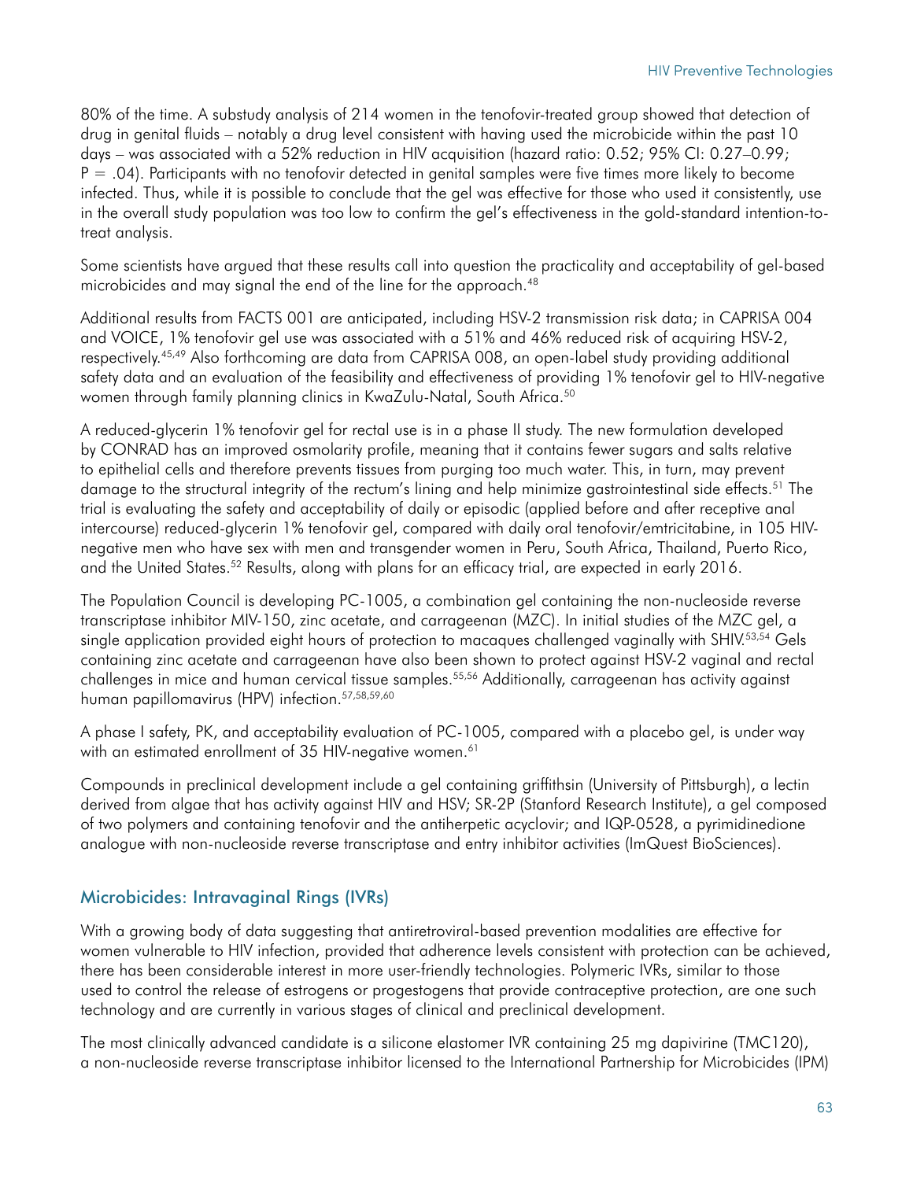80% of the time. A substudy analysis of 214 women in the tenofovir-treated group showed that detection of drug in genital fluids – notably a drug level consistent with having used the microbicide within the past 10 days – was associated with a 52% reduction in HIV acquisition (hazard ratio: 0.52; 95% CI: 0.27–0.99; P = .04). Participants with no tenofovir detected in genital samples were five times more likely to become infected. Thus, while it is possible to conclude that the gel was effective for those who used it consistently, use in the overall study population was too low to confirm the gel's effectiveness in the gold-standard intention-to-treat analysis.

Some scientists have argued that these results call into question the practicality and acceptability of gel-based microbicides and may signal the end of the line for the approach.[48]

Additional results from FACTS 001 are anticipated, including HSV-2 transmission risk data; in CAPRISA 004 and VOICE, 1% tenofovir gel use was associated with a 51% and 46% reduced risk of acquiring HSV-2, respectively.[45,49] Also forthcoming are data from CAPRISA 008, an open-label study providing additional safety data and an evaluation of the feasibility and effectiveness of providing 1% tenofovir gel to HIV-negative women through family planning clinics in KwaZulu-Natal, South Africa.[50]

A reduced-glycerin 1% tenofovir gel for rectal use is in a phase II study. The new formulation developed by CONRAD has an improved osmolarity profile, meaning that it contains fewer sugars and salts relative to epithelial cells and therefore prevents tissues from purging too much water. This, in turn, may prevent damage to the structural integrity of the rectum's lining and help minimize gastrointestinal side effects.[51] The trial is evaluating the safety and acceptability of daily or episodic (applied before and after receptive anal intercourse) reduced-glycerin 1% tenofovir gel, compared with daily oral tenofovir/emtricitabine, in 105 HIV-negative men who have sex with men and transgender women in Peru, South Africa, Thailand, Puerto Rico, and the United States.[52] Results, along with plans for an efficacy trial, are expected in early 2016.

The Population Council is developing PC-1005, a combination gel containing the non-nucleoside reverse transcriptase inhibitor MIV-150, zinc acetate, and carrageenan (MZC). In initial studies of the MZC gel, a single application provided eight hours of protection to macaques challenged vaginally with SHIV.[53,54] Gels containing zinc acetate and carrageenan have also been shown to protect against HSV-2 vaginal and rectal challenges in mice and human cervical tissue samples.[55,56] Additionally, carrageenan has activity against human papillomavirus (HPV) infection.[57,58,59,60]

A phase I safety, PK, and acceptability evaluation of PC-1005, compared with a placebo gel, is under way with an estimated enrollment of 35 HIV-negative women.[61]

Compounds in preclinical development include a gel containing griffithsin (University of Pittsburgh), a lectin derived from algae that has activity against HIV and HSV; SR-2P (Stanford Research Institute), a gel composed of two polymers and containing tenofovir and the antiherpetic acyclovir; and IQP-0528, a pyrimidinedione analogue with non-nucleoside reverse transcriptase and entry inhibitor activities (ImQuest BioSciences).

## Microbicides: Intravaginal Rings (IVRs)

With a growing body of data suggesting that antiretroviral-based prevention modalities are effective for women vulnerable to HIV infection, provided that adherence levels consistent with protection can be achieved, there has been considerable interest in more user-friendly technologies. Polymeric IVRs, similar to those used to control the release of estrogens or progestogens that provide contraceptive protection, are one such technology and are currently in various stages of clinical and preclinical development.

The most clinically advanced candidate is a silicone elastomer IVR containing 25 mg dapivirine (TMC120), a non-nucleoside reverse transcriptase inhibitor licensed to the International Partnership for Microbicides (IPM)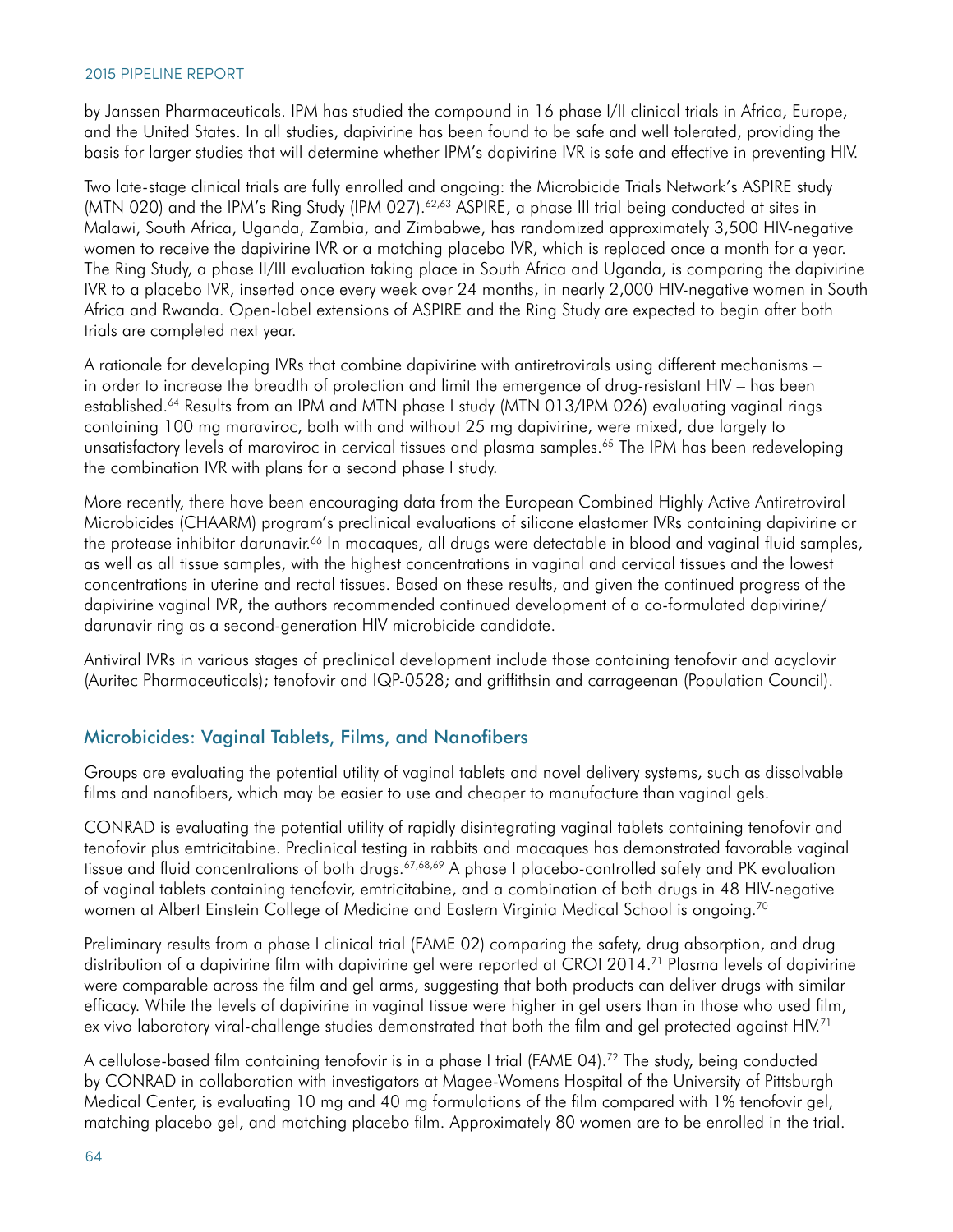by Janssen Pharmaceuticals. IPM has studied the compound in 16 phase I/II clinical trials in Africa, Europe, and the United States. In all studies, dapivirine has been found to be safe and well tolerated, providing the basis for larger studies that will determine whether IPM's dapivirine IVR is safe and effective in preventing HIV.

Two late-stage clinical trials are fully enrolled and ongoing: the Microbicide Trials Network's ASPIRE study (MTN 020) and the IPM's Ring Study (IPM 027).[62,63] ASPIRE, a phase III trial being conducted at sites in Malawi, South Africa, Uganda, Zambia, and Zimbabwe, has randomized approximately 3,500 HIV-negative women to receive the dapivirine IVR or a matching placebo IVR, which is replaced once a month for a year. The Ring Study, a phase II/III evaluation taking place in South Africa and Uganda, is comparing the dapivirine IVR to a placebo IVR, inserted once every week over 24 months, in nearly 2,000 HIV-negative women in South Africa and Rwanda. Open-label extensions of ASPIRE and the Ring Study are expected to begin after both trials are completed next year.

A rationale for developing IVRs that combine dapivirine with antiretrovirals using different mechanisms – in order to increase the breadth of protection and limit the emergence of drug-resistant HIV – has been established.[64] Results from an IPM and MTN phase I study (MTN 013/IPM 026) evaluating vaginal rings containing 100 mg maraviroc, both with and without 25 mg dapivirine, were mixed, due largely to unsatisfactory levels of maraviroc in cervical tissues and plasma samples.[65] The IPM has been redeveloping the combination IVR with plans for a second phase I study.

More recently, there have been encouraging data from the European Combined Highly Active Antiretroviral Microbicides (CHAARM) program's preclinical evaluations of silicone elastomer IVRs containing dapivirine or the protease inhibitor darunavir.[66] In macaques, all drugs were detectable in blood and vaginal fluid samples, as well as all tissue samples, with the highest concentrations in vaginal and cervical tissues and the lowest concentrations in uterine and rectal tissues. Based on these results, and given the continued progress of the dapivirine vaginal IVR, the authors recommended continued development of a co-formulated dapivirine/darunavir ring as a second-generation HIV microbicide candidate.

Antiviral IVRs in various stages of preclinical development include those containing tenofovir and acyclovir (Auritec Pharmaceuticals); tenofovir and IQP-0528; and griffithsin and carrageenan (Population Council).

## Microbicides: Vaginal Tablets, Films, and Nanofibers

Groups are evaluating the potential utility of vaginal tablets and novel delivery systems, such as dissolvable films and nanofibers, which may be easier to use and cheaper to manufacture than vaginal gels.

CONRAD is evaluating the potential utility of rapidly disintegrating vaginal tablets containing tenofovir and tenofovir plus emtricitabine. Preclinical testing in rabbits and macaques has demonstrated favorable vaginal tissue and fluid concentrations of both drugs.[67,68,69] A phase I placebo-controlled safety and PK evaluation of vaginal tablets containing tenofovir, emtricitabine, and a combination of both drugs in 48 HIV-negative women at Albert Einstein College of Medicine and Eastern Virginia Medical School is ongoing.[70]

Preliminary results from a phase I clinical trial (FAME 02) comparing the safety, drug absorption, and drug distribution of a dapivirine film with dapivirine gel were reported at CROI 2014.[71] Plasma levels of dapivirine were comparable across the film and gel arms, suggesting that both products can deliver drugs with similar efficacy. While the levels of dapivirine in vaginal tissue were higher in gel users than in those who used film, ex vivo laboratory viral-challenge studies demonstrated that both the film and gel protected against HIV.[71]

A cellulose-based film containing tenofovir is in a phase I trial (FAME 04).[72] The study, being conducted by CONRAD in collaboration with investigators at Magee-Womens Hospital of the University of Pittsburgh Medical Center, is evaluating 10 mg and 40 mg formulations of the film compared with 1% tenofovir gel, matching placebo gel, and matching placebo film. Approximately 80 women are to be enrolled in the trial.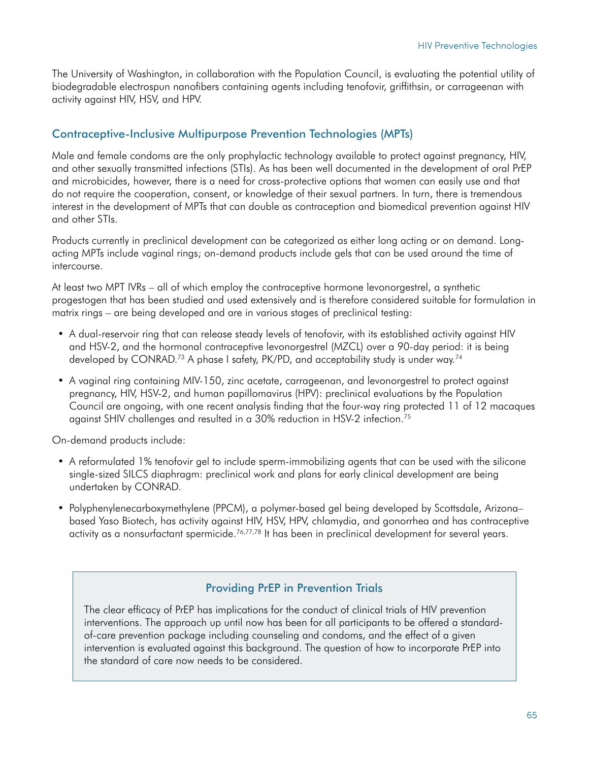The University of Washington, in collaboration with the Population Council, is evaluating the potential utility of biodegradable electrospun nanofibers containing agents including tenofovir, griffithsin, or carrageenan with activity against HIV, HSV, and HPV.

## Contraceptive-Inclusive Multipurpose Prevention Technologies (MPTs)

Male and female condoms are the only prophylactic technology available to protect against pregnancy, HIV, and other sexually transmitted infections (STIs). As has been well documented in the development of oral PrEP and microbicides, however, there is a need for cross-protective options that women can easily use and that do not require the cooperation, consent, or knowledge of their sexual partners. In turn, there is tremendous interest in the development of MPTs that can double as contraception and biomedical prevention against HIV and other STIs.

Products currently in preclinical development can be categorized as either long acting or on demand. Long-acting MPTs include vaginal rings; on-demand products include gels that can be used around the time of intercourse.

At least two MPT IVRs – all of which employ the contraceptive hormone levonorgestrel, a synthetic progestogen that has been studied and used extensively and is therefore considered suitable for formulation in matrix rings – are being developed and are in various stages of preclinical testing:

- A dual-reservoir ring that can release steady levels of tenofovir, with its established activity against HIV and HSV-2, and the hormonal contraceptive levonorgestrel (MZCL) over a 90-day period: it is being developed by CONRAD.[73] A phase I safety, PK/PD, and acceptability study is under way.[74]
- A vaginal ring containing MIV-150, zinc acetate, carrageenan, and levonorgestrel to protect against pregnancy, HIV, HSV-2, and human papillomavirus (HPV): preclinical evaluations by the Population Council are ongoing, with one recent analysis finding that the four-way ring protected 11 of 12 macaques against SHIV challenges and resulted in a 30% reduction in HSV-2 infection.[75]

On-demand products include:

- A reformulated 1% tenofovir gel to include sperm-immobilizing agents that can be used with the silicone single-sized SILCS diaphragm: preclinical work and plans for early clinical development are being undertaken by CONRAD.
- Polyphenylenecarboxymethylene (PPCM), a polymer-based gel being developed by Scottsdale, Arizona–based Yaso Biotech, has activity against HIV, HSV, HPV, chlamydia, and gonorrhea and has contraceptive activity as a nonsurfactant spermicide.[76,77,78] It has been in preclinical development for several years.

### Providing PrEP in Prevention Trials

The clear efficacy of PrEP has implications for the conduct of clinical trials of HIV prevention interventions. The approach up until now has been for all participants to be offered a standard-of-care prevention package including counseling and condoms, and the effect of a given intervention is evaluated against this background. The question of how to incorporate PrEP into the standard of care now needs to be considered.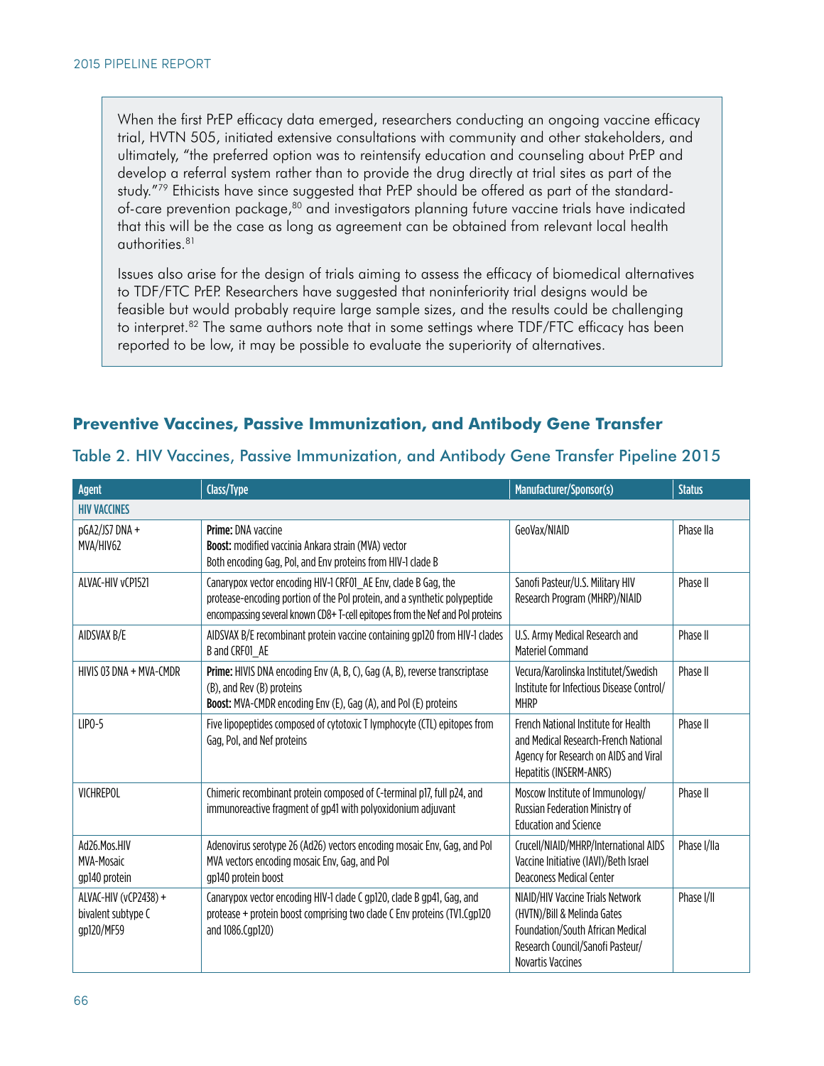When the first PrEP efficacy data emerged, researchers conducting an ongoing vaccine efficacy trial, HVTN 505, initiated extensive consultations with community and other stakeholders, and ultimately, "the preferred option was to reintensify education and counseling about PrEP and develop a referral system rather than to provide the drug directly at trial sites as part of the study."[79] Ethicists have since suggested that PrEP should be offered as part of the standard-of-care prevention package,[80] and investigators planning future vaccine trials have indicated that this will be the case as long as agreement can be obtained from relevant local health authorities.[81]

Issues also arise for the design of trials aiming to assess the efficacy of biomedical alternatives to TDF/FTC PrEP. Researchers have suggested that noninferiority trial designs would be feasible but would probably require large sample sizes, and the results could be challenging to interpret.[82] The same authors note that in some settings where TDF/FTC efficacy has been reported to be low, it may be possible to evaluate the superiority of alternatives.

## Preventive Vaccines, Passive Immunization, and Antibody Gene Transfer

### Table 2. HIV Vaccines, Passive Immunization, and Antibody Gene Transfer Pipeline 2015

| Agent | Class/Type | Manufacturer/Sponsor(s) | Status |
|---|---|---|---|
| **HIV VACCINES** | | | |
| pGA2/JS7 DNA + MVA/HIV62 | **Prime:** DNA vaccine<br>**Boost:** modified vaccinia Ankara strain (MVA) vector<br>Both encoding Gag, Pol, and Env proteins from HIV-1 clade B | GeoVax/NIAID | Phase IIa |
| ALVAC-HIV vCP1521 | Canarypox vector encoding HIV-1 CRF01_AE Env, clade B Gag, the protease-encoding portion of the Pol protein, and a synthetic polypeptide encompassing several known CD8+ T-cell epitopes from the Nef and Pol proteins | Sanofi Pasteur/U.S. Military HIV Research Program (MHRP)/NIAID | Phase II |
| AIDSVAX B/E | AIDSVAX B/E recombinant protein vaccine containing gp120 from HIV-1 clades B and CRF01_AE | U.S. Army Medical Research and Materiel Command | Phase II |
| HIVIS 03 DNA + MVA-CMDR | **Prime:** HIVIS DNA encoding Env (A, B, C), Gag (A, B), reverse transcriptase (B), and Rev (B) proteins<br>**Boost:** MVA-CMDR encoding Env (E), Gag (A), and Pol (E) proteins | Vecura/Karolinska Institutet/Swedish Institute for Infectious Disease Control/MHRP | Phase II |
| LIPO-5 | Five lipopeptides composed of cytotoxic T lymphocyte (CTL) epitopes from Gag, Pol, and Nef proteins | French National Institute for Health and Medical Research-French National Agency for Research on AIDS and Viral Hepatitis (INSERM-ANRS) | Phase II |
| VICHREPOL | Chimeric recombinant protein composed of C-terminal p17, full p24, and immunoreactive fragment of gp41 with polyoxidonium adjuvant | Moscow Institute of Immunology/Russian Federation Ministry of Education and Science | Phase II |
| Ad26.Mos.HIV<br>MVA-Mosaic<br>gp140 protein | Adenovirus serotype 26 (Ad26) vectors encoding mosaic Env, Gag, and Pol<br>MVA vectors encoding mosaic Env, Gag, and Pol<br>gp140 protein boost | Crucell/NIAID/MHRP/International AIDS Vaccine Initiative (IAVI)/Beth Israel Deaconess Medical Center | Phase I/IIa |
| ALVAC-HIV (vCP2438) + bivalent subtype C gp120/MF59 | Canarypox vector encoding HIV-1 clade C gp120, clade B gp41, Gag, and protease + protein boost comprising two clade C Env proteins (TV1.Cgp120 and 1086.Cgp120) | NIAID/HIV Vaccine Trials Network (HVTN)/Bill & Melinda Gates Foundation/South African Medical Research Council/Sanofi Pasteur/Novartis Vaccines | Phase I/II |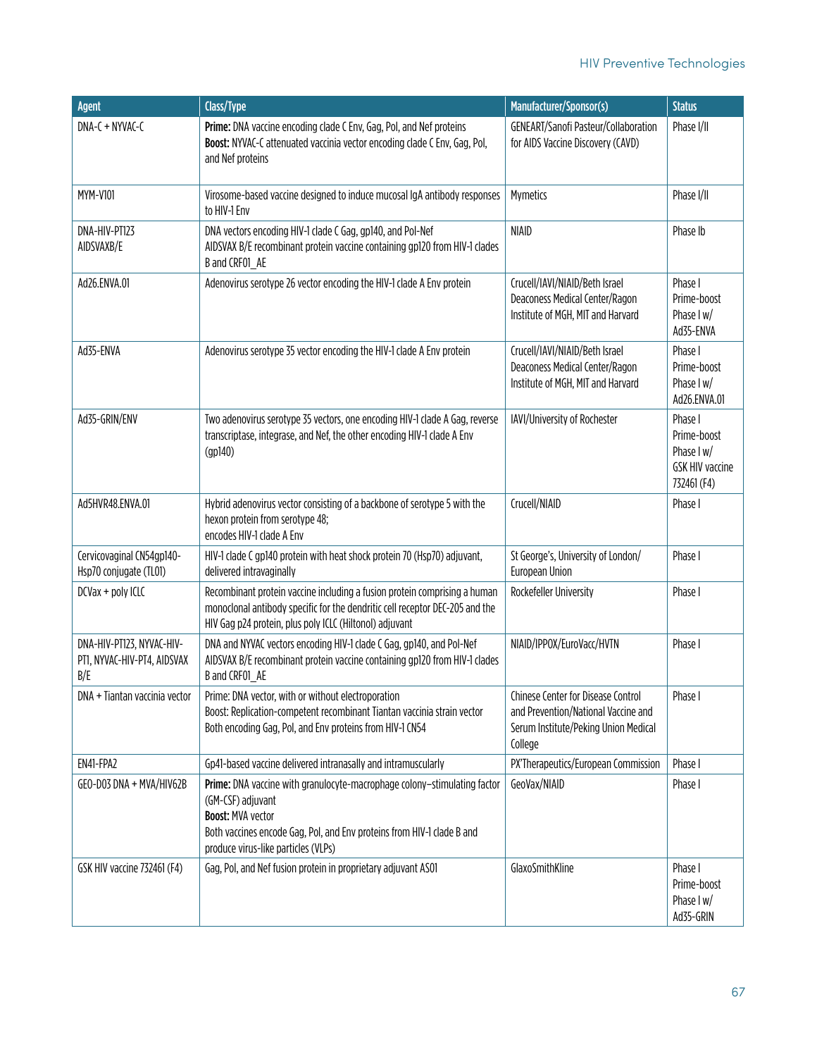| Agent | Class/Type | Manufacturer/Sponsor(s) | Status |
|---|---|---|---|
| DNA-C + NYVAC-C | **Prime:** DNA vaccine encoding clade C Env, Gag, Pol, and Nef proteins<br>**Boost:** NYVAC-C attenuated vaccinia vector encoding clade C Env, Gag, Pol, and Nef proteins | GENEART/Sanofi Pasteur/Collaboration for AIDS Vaccine Discovery (CAVD) | Phase I/II |
| MYM-V101 | Virosome-based vaccine designed to induce mucosal IgA antibody responses to HIV-1 Env | Mymetics | Phase I/II |
| DNA-HIV-PT123<br>AIDSVAXB/E | DNA vectors encoding HIV-1 clade C Gag, gp140, and Pol-Nef<br>AIDSVAX B/E recombinant protein vaccine containing gp120 from HIV-1 clades B and CRF01_AE | NIAID | Phase Ib |
| Ad26.ENVA.01 | Adenovirus serotype 26 vector encoding the HIV-1 clade A Env protein | Crucell/IAVI/NIAID/Beth Israel Deaconess Medical Center/Ragon Institute of MGH, MIT and Harvard | Phase I<br>Prime-boost Phase I w/ Ad35-ENVA |
| Ad35-ENVA | Adenovirus serotype 35 vector encoding the HIV-1 clade A Env protein | Crucell/IAVI/NIAID/Beth Israel Deaconess Medical Center/Ragon Institute of MGH, MIT and Harvard | Phase I<br>Prime-boost Phase I w/ Ad26.ENVA.01 |
| Ad35-GRIN/ENV | Two adenovirus serotype 35 vectors, one encoding HIV-1 clade A Gag, reverse transcriptase, integrase, and Nef, the other encoding HIV-1 clade A Env (gp140) | IAVI/University of Rochester | Phase I<br>Prime-boost Phase I w/ GSK HIV vaccine 732461 (F4) |
| Ad5HVR48.ENVA.01 | Hybrid adenovirus vector consisting of a backbone of serotype 5 with the hexon protein from serotype 48;<br>encodes HIV-1 clade A Env | Crucell/NIAID | Phase I |
| Cervicovaginal CN54gp140-Hsp70 conjugate (TL01) | HIV-1 clade C gp140 protein with heat shock protein 70 (Hsp70) adjuvant, delivered intravaginally | St George's, University of London/ European Union | Phase I |
| DCVax + poly ICLC | Recombinant protein vaccine including a fusion protein comprising a human monoclonal antibody specific for the dendritic cell receptor DEC-205 and the HIV Gag p24 protein, plus poly ICLC (Hiltonol) adjuvant | Rockefeller University | Phase I |
| DNA-HIV-PT123, NYVAC-HIV-PT1, NYVAC-HIV-PT4, AIDSVAX B/E | DNA and NYVAC vectors encoding HIV-1 clade C Gag, gp140, and Pol-Nef<br>AIDSVAX B/E recombinant protein vaccine containing gp120 from HIV-1 clades B and CRF01_AE | NIAID/IPPOX/EuroVacc/HVTN | Phase I |
| DNA + Tiantan vaccinia vector | Prime: DNA vector, with or without electroporation<br>Boost: Replication-competent recombinant Tiantan vaccinia strain vector<br>Both encoding Gag, Pol, and Env proteins from HIV-1 CN54 | Chinese Center for Disease Control and Prevention/National Vaccine and Serum Institute/Peking Union Medical College | Phase I |
| EN41-FPA2 | Gp41-based vaccine delivered intranasally and intramuscularly | PX'Therapeutics/European Commission | Phase I |
| GEO-D03 DNA + MVA/HIV62B | **Prime:** DNA vaccine with granulocyte-macrophage colony–stimulating factor (GM-CSF) adjuvant<br>**Boost:** MVA vector<br>Both vaccines encode Gag, Pol, and Env proteins from HIV-1 clade B and produce virus-like particles (VLPs) | GeoVax/NIAID | Phase I |
| GSK HIV vaccine 732461 (F4) | Gag, Pol, and Nef fusion protein in proprietary adjuvant AS01 | GlaxoSmithKline | Phase I<br>Prime-boost Phase I w/ Ad35-GRIN |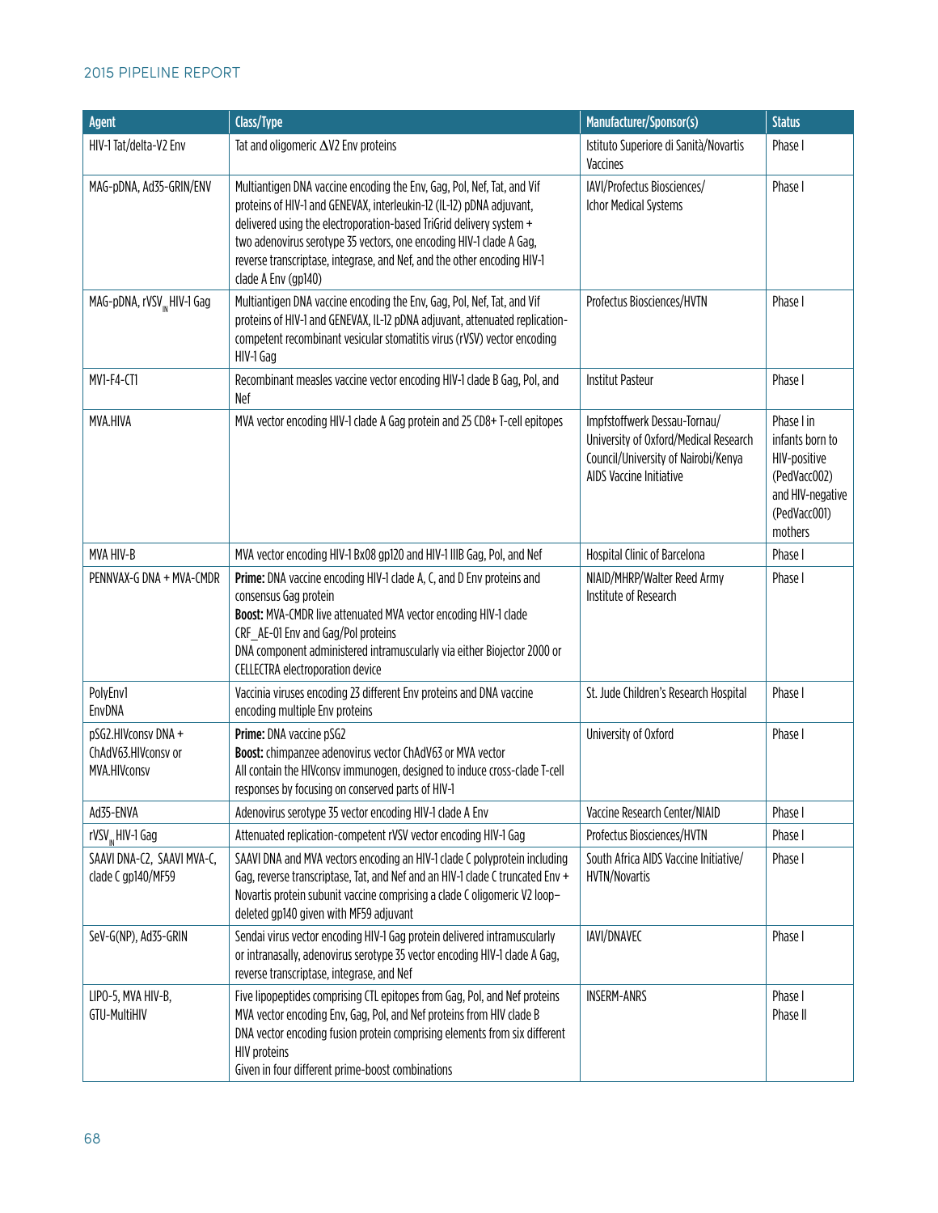| Agent | Class/Type | Manufacturer/Sponsor(s) | Status |
| --- | --- | --- | --- |
| HIV-1 Tat/delta-V2 Env | Tat and oligomeric ΔV2 Env proteins | Istituto Superiore di Sanità/Novartis Vaccines | Phase I |
| MAG-pDNA, Ad35-GRIN/ENV | Multiantigen DNA vaccine encoding the Env, Gag, Pol, Nef, Tat, and Vif proteins of HIV-1 and GENEVAX, interleukin-12 (IL-12) pDNA adjuvant, delivered using the electroporation-based TriGrid delivery system + two adenovirus serotype 35 vectors, one encoding HIV-1 clade A Gag, reverse transcriptase, integrase, and Nef, and the other encoding HIV-1 clade A Env (gp140) | IAVI/Profectus Biosciences/ Ichor Medical Systems | Phase I |
| MAG-pDNA, $rVSV_{IN}$ HIV-1 Gag | Multiantigen DNA vaccine encoding the Env, Gag, Pol, Nef, Tat, and Vif proteins of HIV-1 and GENEVAX, IL-12 pDNA adjuvant, attenuated replication-competent recombinant vesicular stomatitis virus (rVSV) vector encoding HIV-1 Gag | Profectus Biosciences/HVTN | Phase I |
| MV1-F4-CT1 | Recombinant measles vaccine vector encoding HIV-1 clade B Gag, Pol, and Nef | Institut Pasteur | Phase I |
| MVA.HIVA | MVA vector encoding HIV-1 clade A Gag protein and 25 CD8+ T-cell epitopes | Impfstoffwerk Dessau-Tornau/ University of Oxford/Medical Research Council/University of Nairobi/Kenya AIDS Vaccine Initiative | Phase I in infants born to HIV-positive (PedVacc002) and HIV-negative (PedVacc001) mothers |
| MVA HIV-B | MVA vector encoding HIV-1 Bx08 gp120 and HIV-1 IIIB Gag, Pol, and Nef | Hospital Clinic of Barcelona | Phase I |
| PENNVAX-G DNA + MVA-CMDR | **Prime:** DNA vaccine encoding HIV-1 clade A, C, and D Env proteins and consensus Gag protein<br>**Boost:** MVA-CMDR live attenuated MVA vector encoding HIV-1 clade CRF_AE-01 Env and Gag/Pol proteins<br>DNA component administered intramuscularly via either Biojector 2000 or CELLECTRA electroporation device | NIAID/MHRP/Walter Reed Army Institute of Research | Phase I |
| PolyEnv1<br>EnvDNA | Vaccinia viruses encoding 23 different Env proteins and DNA vaccine encoding multiple Env proteins | St. Jude Children's Research Hospital | Phase I |
| pSG2.HIVconsv DNA + ChAdV63.HIVconsv or MVA.HIVconsv | **Prime:** DNA vaccine pSG2<br>**Boost:** chimpanzee adenovirus vector ChAdV63 or MVA vector<br>All contain the HIVconsv immunogen, designed to induce cross-clade T-cell responses by focusing on conserved parts of HIV-1 | University of Oxford | Phase I |
| Ad35-ENVA | Adenovirus serotype 35 vector encoding HIV-1 clade A Env | Vaccine Research Center/NIAID | Phase I |
| $rVSV_{IN}$ HIV-1 Gag | Attenuated replication-competent rVSV vector encoding HIV-1 Gag | Profectus Biosciences/HVTN | Phase I |
| SAAVI DNA-C2, SAAVI MVA-C, clade C gp140/MF59 | SAAVI DNA and MVA vectors encoding an HIV-1 clade C polyprotein including Gag, reverse transcriptase, Tat, and Nef and an HIV-1 clade C truncated Env + Novartis protein subunit vaccine comprising a clade C oligomeric V2 loop–deleted gp140 given with MF59 adjuvant | South Africa AIDS Vaccine Initiative/ HVTN/Novartis | Phase I |
| SeV-G(NP), Ad35-GRIN | Sendai virus vector encoding HIV-1 Gag protein delivered intramuscularly or intranasally, adenovirus serotype 35 vector encoding HIV-1 clade A Gag, reverse transcriptase, integrase, and Nef | IAVI/DNAVEC | Phase I |
| LIPO-5, MVA HIV-B, GTU-MultiHIV | Five lipopeptides comprising CTL epitopes from Gag, Pol, and Nef proteins<br>MVA vector encoding Env, Gag, Pol, and Nef proteins from HIV clade B<br>DNA vector encoding fusion protein comprising elements from six different HIV proteins<br>Given in four different prime-boost combinations | INSERM-ANRS | Phase I<br>Phase II |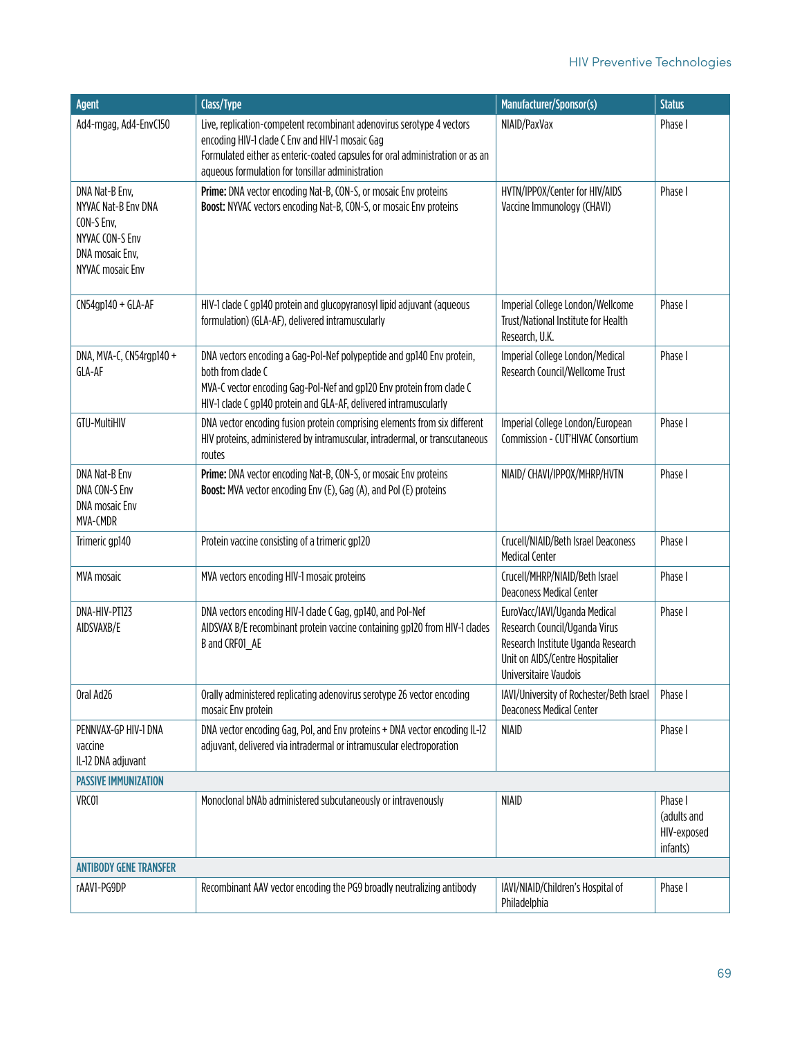| Agent | Class/Type | Manufacturer/Sponsor(s) | Status |
|---|---|---|---|
| Ad4-mgag, Ad4-EnvC150 | Live, replication-competent recombinant adenovirus serotype 4 vectors encoding HIV-1 clade C Env and HIV-1 mosaic Gag<br>Formulated either as enteric-coated capsules for oral administration or as an aqueous formulation for tonsillar administration | NIAID/PaxVax | Phase I |
| DNA Nat-B Env,<br>NYVAC Nat-B Env DNA<br>CON-S Env,<br>NYVAC CON-S Env<br>DNA mosaic Env,<br>NYVAC mosaic Env | **Prime:** DNA vector encoding Nat-B, CON-S, or mosaic Env proteins<br>**Boost:** NYVAC vectors encoding Nat-B, CON-S, or mosaic Env proteins | HVTN/IPPOX/Center for HIV/AIDS Vaccine Immunology (CHAVI) | Phase I |
| CN54gp140 + GLA-AF | HIV-1 clade C gp140 protein and glucopyranosyl lipid adjuvant (aqueous formulation) (GLA-AF), delivered intramuscularly | Imperial College London/Wellcome Trust/National Institute for Health Research, U.K. | Phase I |
| DNA, MVA-C, CN54rgp140 + GLA-AF | DNA vectors encoding a Gag-Pol-Nef polypeptide and gp140 Env protein, both from clade C<br>MVA-C vector encoding Gag-Pol-Nef and gp120 Env protein from clade C<br>HIV-1 clade C gp140 protein and GLA-AF, delivered intramuscularly | Imperial College London/Medical Research Council/Wellcome Trust | Phase I |
| GTU-MultiHIV | DNA vector encoding fusion protein comprising elements from six different HIV proteins, administered by intramuscular, intradermal, or transcutaneous routes | Imperial College London/European Commission - CUT'HIVAC Consortium | Phase I |
| DNA Nat-B Env<br>DNA CON-S Env<br>DNA mosaic Env<br>MVA-CMDR | **Prime:** DNA vector encoding Nat-B, CON-S, or mosaic Env proteins<br>**Boost:** MVA vector encoding Env (E), Gag (A), and Pol (E) proteins | NIAID/ CHAVI/IPPOX/MHRP/HVTN | Phase I |
| Trimeric gp140 | Protein vaccine consisting of a trimeric gp120 | Crucell/NIAID/Beth Israel Deaconess Medical Center | Phase I |
| MVA mosaic | MVA vectors encoding HIV-1 mosaic proteins | Crucell/MHRP/NIAID/Beth Israel Deaconess Medical Center | Phase I |
| DNA-HIV-PT123<br>AIDSVAXB/E | DNA vectors encoding HIV-1 clade C Gag, gp140, and Pol-Nef<br>AIDSVAX B/E recombinant protein vaccine containing gp120 from HIV-1 clades B and CRF01_AE | EuroVacc/IAVI/Uganda Medical Research Council/Uganda Virus Research Institute Uganda Research Unit on AIDS/Centre Hospitalier Universitaire Vaudois | Phase I |
| Oral Ad26 | Orally administered replicating adenovirus serotype 26 vector encoding mosaic Env protein | IAVI/University of Rochester/Beth Israel Deaconess Medical Center | Phase I |
| PENNVAX-GP HIV-1 DNA vaccine<br>IL-12 DNA adjuvant | DNA vector encoding Gag, Pol, and Env proteins + DNA vector encoding IL-12 adjuvant, delivered via intradermal or intramuscular electroporation | NIAID | Phase I |
| **PASSIVE IMMUNIZATION** | | | |
| VRC01 | Monoclonal bNAb administered subcutaneously or intravenously | NIAID | Phase I (adults and HIV-exposed infants) |
| **ANTIBODY GENE TRANSFER** | | | |
| rAAV1-PG9DP | Recombinant AAV vector encoding the PG9 broadly neutralizing antibody | IAVI/NIAID/Children's Hospital of Philadelphia | Phase I |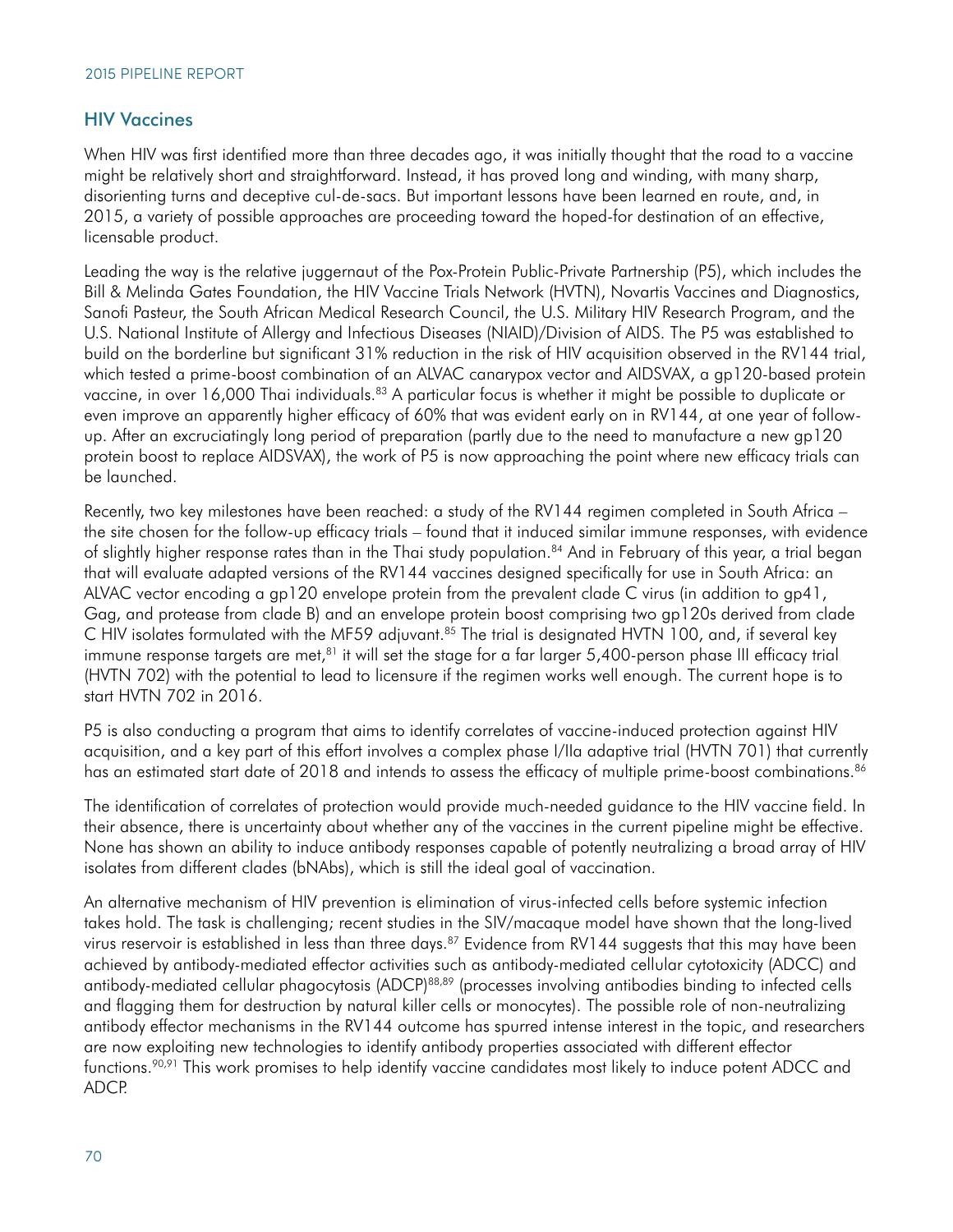## HIV Vaccines

When HIV was first identified more than three decades ago, it was initially thought that the road to a vaccine might be relatively short and straightforward. Instead, it has proved long and winding, with many sharp, disorienting turns and deceptive cul-de-sacs. But important lessons have been learned en route, and, in 2015, a variety of possible approaches are proceeding toward the hoped-for destination of an effective, licensable product.

Leading the way is the relative juggernaut of the Pox-Protein Public-Private Partnership (P5), which includes the Bill & Melinda Gates Foundation, the HIV Vaccine Trials Network (HVTN), Novartis Vaccines and Diagnostics, Sanofi Pasteur, the South African Medical Research Council, the U.S. Military HIV Research Program, and the U.S. National Institute of Allergy and Infectious Diseases (NIAID)/Division of AIDS. The P5 was established to build on the borderline but significant 31% reduction in the risk of HIV acquisition observed in the RV144 trial, which tested a prime-boost combination of an ALVAC canarypox vector and AIDSVAX, a gp120-based protein vaccine, in over 16,000 Thai individuals.[83] A particular focus is whether it might be possible to duplicate or even improve an apparently higher efficacy of 60% that was evident early on in RV144, at one year of follow-up. After an excruciatingly long period of preparation (partly due to the need to manufacture a new gp120 protein boost to replace AIDSVAX), the work of P5 is now approaching the point where new efficacy trials can be launched.

Recently, two key milestones have been reached: a study of the RV144 regimen completed in South Africa – the site chosen for the follow-up efficacy trials – found that it induced similar immune responses, with evidence of slightly higher response rates than in the Thai study population.[84] And in February of this year, a trial began that will evaluate adapted versions of the RV144 vaccines designed specifically for use in South Africa: an ALVAC vector encoding a gp120 envelope protein from the prevalent clade C virus (in addition to gp41, Gag, and protease from clade B) and an envelope protein boost comprising two gp120s derived from clade C HIV isolates formulated with the MF59 adjuvant.[85] The trial is designated HVTN 100, and, if several key immune response targets are met,[81] it will set the stage for a far larger 5,400-person phase III efficacy trial (HVTN 702) with the potential to lead to licensure if the regimen works well enough. The current hope is to start HVTN 702 in 2016.

P5 is also conducting a program that aims to identify correlates of vaccine-induced protection against HIV acquisition, and a key part of this effort involves a complex phase I/IIa adaptive trial (HVTN 701) that currently has an estimated start date of 2018 and intends to assess the efficacy of multiple prime-boost combinations.[86]

The identification of correlates of protection would provide much-needed guidance to the HIV vaccine field. In their absence, there is uncertainty about whether any of the vaccines in the current pipeline might be effective. None has shown an ability to induce antibody responses capable of potently neutralizing a broad array of HIV isolates from different clades (bNAbs), which is still the ideal goal of vaccination.

An alternative mechanism of HIV prevention is elimination of virus-infected cells before systemic infection takes hold. The task is challenging; recent studies in the SIV/macaque model have shown that the long-lived virus reservoir is established in less than three days.[87] Evidence from RV144 suggests that this may have been achieved by antibody-mediated effector activities such as antibody-mediated cellular cytotoxicity (ADCC) and antibody-mediated cellular phagocytosis (ADCP)[88,89] (processes involving antibodies binding to infected cells and flagging them for destruction by natural killer cells or monocytes). The possible role of non-neutralizing antibody effector mechanisms in the RV144 outcome has spurred intense interest in the topic, and researchers are now exploiting new technologies to identify antibody properties associated with different effector functions.[90,91] This work promises to help identify vaccine candidates most likely to induce potent ADCC and ADCP.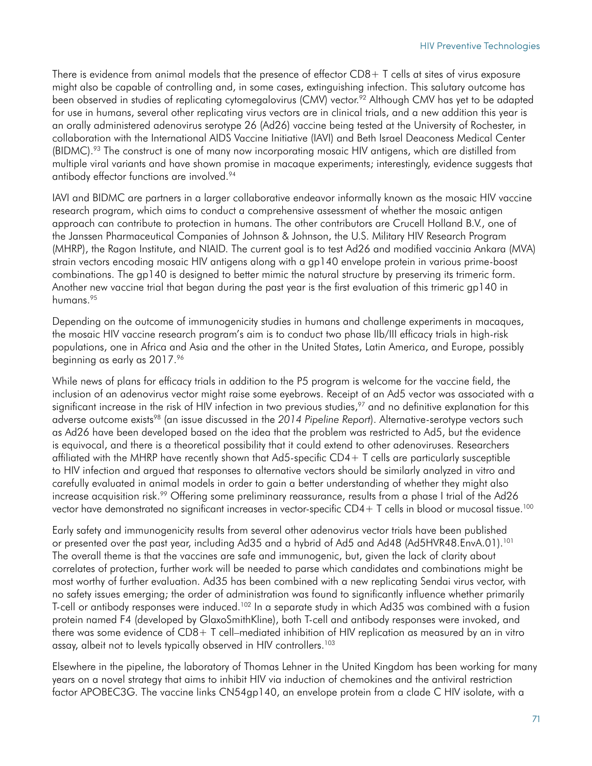There is evidence from animal models that the presence of effector CD8+ T cells at sites of virus exposure might also be capable of controlling and, in some cases, extinguishing infection. This salutary outcome has been observed in studies of replicating cytomegalovirus (CMV) vector.[92] Although CMV has yet to be adapted for use in humans, several other replicating virus vectors are in clinical trials, and a new addition this year is an orally administered adenovirus serotype 26 (Ad26) vaccine being tested at the University of Rochester, in collaboration with the International AIDS Vaccine Initiative (IAVI) and Beth Israel Deaconess Medical Center (BIDMC).[93] The construct is one of many now incorporating mosaic HIV antigens, which are distilled from multiple viral variants and have shown promise in macaque experiments; interestingly, evidence suggests that antibody effector functions are involved.[94]

IAVI and BIDMC are partners in a larger collaborative endeavor informally known as the mosaic HIV vaccine research program, which aims to conduct a comprehensive assessment of whether the mosaic antigen approach can contribute to protection in humans. The other contributors are Crucell Holland B.V., one of the Janssen Pharmaceutical Companies of Johnson & Johnson, the U.S. Military HIV Research Program (MHRP), the Ragon Institute, and NIAID. The current goal is to test Ad26 and modified vaccinia Ankara (MVA) strain vectors encoding mosaic HIV antigens along with a gp140 envelope protein in various prime-boost combinations. The gp140 is designed to better mimic the natural structure by preserving its trimeric form. Another new vaccine trial that began during the past year is the first evaluation of this trimeric gp140 in humans.[95]

Depending on the outcome of immunogenicity studies in humans and challenge experiments in macaques, the mosaic HIV vaccine research program's aim is to conduct two phase IIb/III efficacy trials in high-risk populations, one in Africa and Asia and the other in the United States, Latin America, and Europe, possibly beginning as early as 2017.[96]

While news of plans for efficacy trials in addition to the P5 program is welcome for the vaccine field, the inclusion of an adenovirus vector might raise some eyebrows. Receipt of an Ad5 vector was associated with a significant increase in the risk of HIV infection in two previous studies,[97] and no definitive explanation for this adverse outcome exists[98] (an issue discussed in the *2014 Pipeline Report*). Alternative-serotype vectors such as Ad26 have been developed based on the idea that the problem was restricted to Ad5, but the evidence is equivocal, and there is a theoretical possibility that it could extend to other adenoviruses. Researchers affiliated with the MHRP have recently shown that Ad5-specific CD4+ T cells are particularly susceptible to HIV infection and argued that responses to alternative vectors should be similarly analyzed in vitro and carefully evaluated in animal models in order to gain a better understanding of whether they might also increase acquisition risk.[99] Offering some preliminary reassurance, results from a phase I trial of the Ad26 vector have demonstrated no significant increases in vector-specific CD4+ T cells in blood or mucosal tissue.[100]

Early safety and immunogenicity results from several other adenovirus vector trials have been published or presented over the past year, including Ad35 and a hybrid of Ad5 and Ad48 (Ad5HVR48.EnvA.01).[101] The overall theme is that the vaccines are safe and immunogenic, but, given the lack of clarity about correlates of protection, further work will be needed to parse which candidates and combinations might be most worthy of further evaluation. Ad35 has been combined with a new replicating Sendai virus vector, with no safety issues emerging; the order of administration was found to significantly influence whether primarily T-cell or antibody responses were induced.[102] In a separate study in which Ad35 was combined with a fusion protein named F4 (developed by GlaxoSmithKline), both T-cell and antibody responses were invoked, and there was some evidence of CD8+ T cell–mediated inhibition of HIV replication as measured by an in vitro assay, albeit not to levels typically observed in HIV controllers.[103]

Elsewhere in the pipeline, the laboratory of Thomas Lehner in the United Kingdom has been working for many years on a novel strategy that aims to inhibit HIV via induction of chemokines and the antiviral restriction factor APOBEC3G. The vaccine links CN54gp140, an envelope protein from a clade C HIV isolate, with a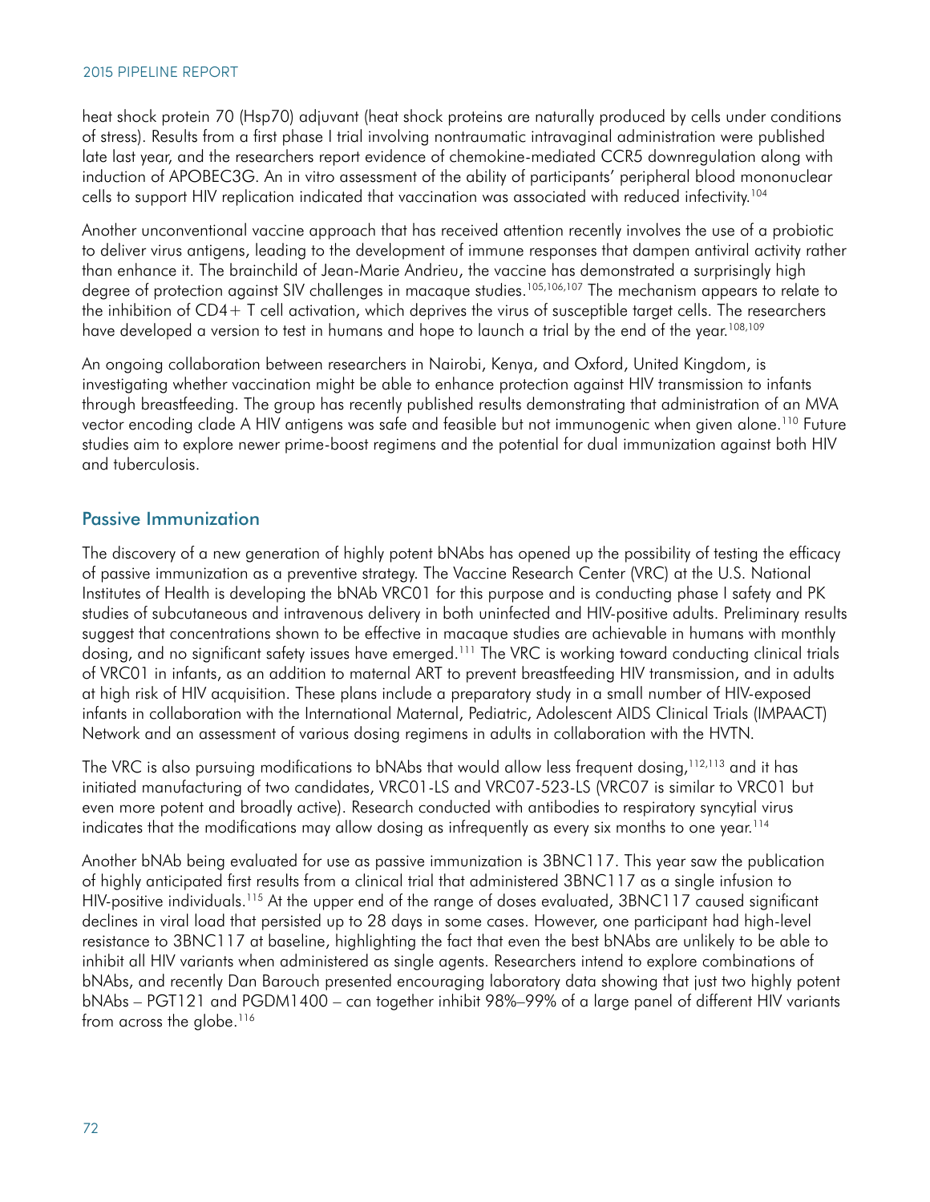heat shock protein 70 (Hsp70) adjuvant (heat shock proteins are naturally produced by cells under conditions of stress). Results from a first phase I trial involving nontraumatic intravaginal administration were published late last year, and the researchers report evidence of chemokine-mediated CCR5 downregulation along with induction of APOBEC3G. An in vitro assessment of the ability of participants' peripheral blood mononuclear cells to support HIV replication indicated that vaccination was associated with reduced infectivity.[104]

Another unconventional vaccine approach that has received attention recently involves the use of a probiotic to deliver virus antigens, leading to the development of immune responses that dampen antiviral activity rather than enhance it. The brainchild of Jean-Marie Andrieu, the vaccine has demonstrated a surprisingly high degree of protection against SIV challenges in macaque studies.[105,106,107] The mechanism appears to relate to the inhibition of CD4+ T cell activation, which deprives the virus of susceptible target cells. The researchers have developed a version to test in humans and hope to launch a trial by the end of the year.[108,109]

An ongoing collaboration between researchers in Nairobi, Kenya, and Oxford, United Kingdom, is investigating whether vaccination might be able to enhance protection against HIV transmission to infants through breastfeeding. The group has recently published results demonstrating that administration of an MVA vector encoding clade A HIV antigens was safe and feasible but not immunogenic when given alone.[110] Future studies aim to explore newer prime-boost regimens and the potential for dual immunization against both HIV and tuberculosis.

## Passive Immunization

The discovery of a new generation of highly potent bNAbs has opened up the possibility of testing the efficacy of passive immunization as a preventive strategy. The Vaccine Research Center (VRC) at the U.S. National Institutes of Health is developing the bNAb VRC01 for this purpose and is conducting phase I safety and PK studies of subcutaneous and intravenous delivery in both uninfected and HIV-positive adults. Preliminary results suggest that concentrations shown to be effective in macaque studies are achievable in humans with monthly dosing, and no significant safety issues have emerged.[111] The VRC is working toward conducting clinical trials of VRC01 in infants, as an addition to maternal ART to prevent breastfeeding HIV transmission, and in adults at high risk of HIV acquisition. These plans include a preparatory study in a small number of HIV-exposed infants in collaboration with the International Maternal, Pediatric, Adolescent AIDS Clinical Trials (IMPAACT) Network and an assessment of various dosing regimens in adults in collaboration with the HVTN.

The VRC is also pursuing modifications to bNAbs that would allow less frequent dosing,[112,113] and it has initiated manufacturing of two candidates, VRC01-LS and VRC07-523-LS (VRC07 is similar to VRC01 but even more potent and broadly active). Research conducted with antibodies to respiratory syncytial virus indicates that the modifications may allow dosing as infrequently as every six months to one year.[114]

Another bNAb being evaluated for use as passive immunization is 3BNC117. This year saw the publication of highly anticipated first results from a clinical trial that administered 3BNC117 as a single infusion to HIV-positive individuals.[115] At the upper end of the range of doses evaluated, 3BNC117 caused significant declines in viral load that persisted up to 28 days in some cases. However, one participant had high-level resistance to 3BNC117 at baseline, highlighting the fact that even the best bNAbs are unlikely to be able to inhibit all HIV variants when administered as single agents. Researchers intend to explore combinations of bNAbs, and recently Dan Barouch presented encouraging laboratory data showing that just two highly potent bNAbs – PGT121 and PGDM1400 – can together inhibit 98%–99% of a large panel of different HIV variants from across the globe.[116]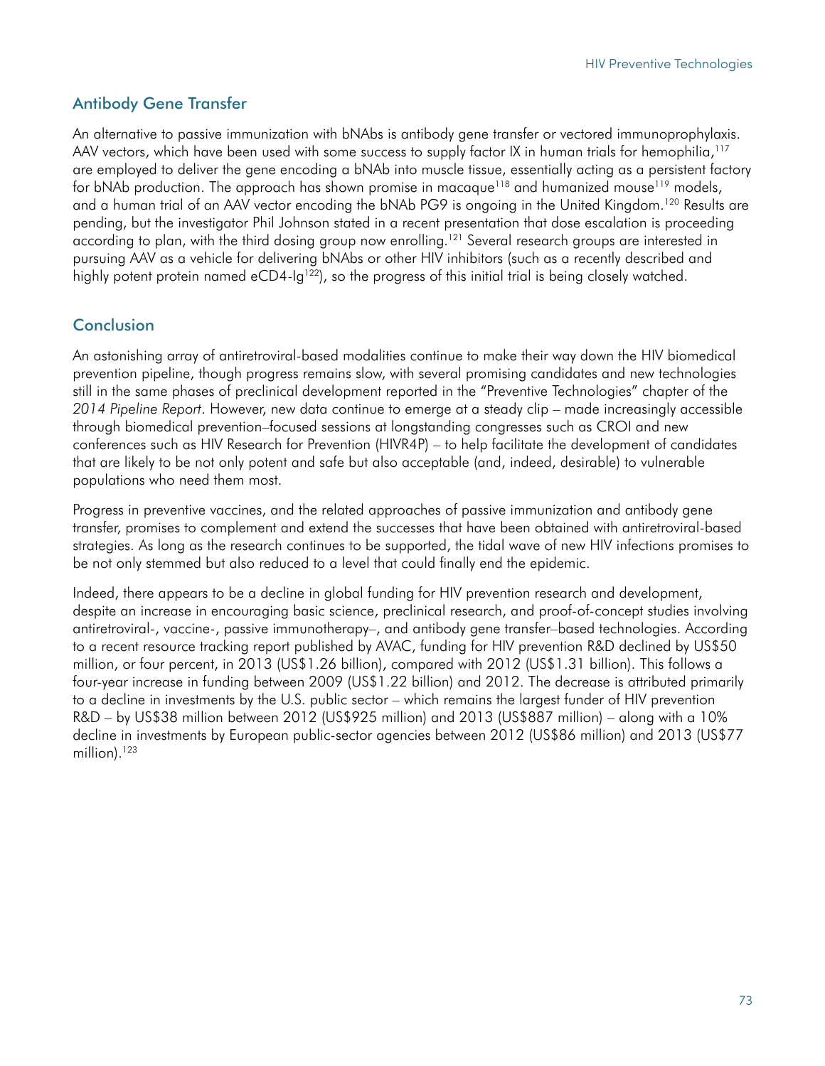## Antibody Gene Transfer

An alternative to passive immunization with bNAbs is antibody gene transfer or vectored immunoprophylaxis. AAV vectors, which have been used with some success to supply factor IX in human trials for hemophilia,[117] are employed to deliver the gene encoding a bNAb into muscle tissue, essentially acting as a persistent factory for bNAb production. The approach has shown promise in macaque[118] and humanized mouse[119] models, and a human trial of an AAV vector encoding the bNAb PG9 is ongoing in the United Kingdom.[120] Results are pending, but the investigator Phil Johnson stated in a recent presentation that dose escalation is proceeding according to plan, with the third dosing group now enrolling.[121] Several research groups are interested in pursuing AAV as a vehicle for delivering bNAbs or other HIV inhibitors (such as a recently described and highly potent protein named eCD4-Ig[122]), so the progress of this initial trial is being closely watched.

## Conclusion

An astonishing array of antiretroviral-based modalities continue to make their way down the HIV biomedical prevention pipeline, though progress remains slow, with several promising candidates and new technologies still in the same phases of preclinical development reported in the "Preventive Technologies" chapter of the *2014 Pipeline Report*. However, new data continue to emerge at a steady clip – made increasingly accessible through biomedical prevention–focused sessions at longstanding congresses such as CROI and new conferences such as HIV Research for Prevention (HIVR4P) – to help facilitate the development of candidates that are likely to be not only potent and safe but also acceptable (and, indeed, desirable) to vulnerable populations who need them most.

Progress in preventive vaccines, and the related approaches of passive immunization and antibody gene transfer, promises to complement and extend the successes that have been obtained with antiretroviral-based strategies. As long as the research continues to be supported, the tidal wave of new HIV infections promises to be not only stemmed but also reduced to a level that could finally end the epidemic.

Indeed, there appears to be a decline in global funding for HIV prevention research and development, despite an increase in encouraging basic science, preclinical research, and proof-of-concept studies involving antiretroviral-, vaccine-, passive immunotherapy–, and antibody gene transfer–based technologies. According to a recent resource tracking report published by AVAC, funding for HIV prevention R&D declined by US$50 million, or four percent, in 2013 (US$1.26 billion), compared with 2012 (US$1.31 billion). This follows a four-year increase in funding between 2009 (US$1.22 billion) and 2012. The decrease is attributed primarily to a decline in investments by the U.S. public sector – which remains the largest funder of HIV prevention R&D – by US$38 million between 2012 (US$925 million) and 2013 (US$887 million) – along with a 10% decline in investments by European public-sector agencies between 2012 (US$86 million) and 2013 (US$77 million).[123]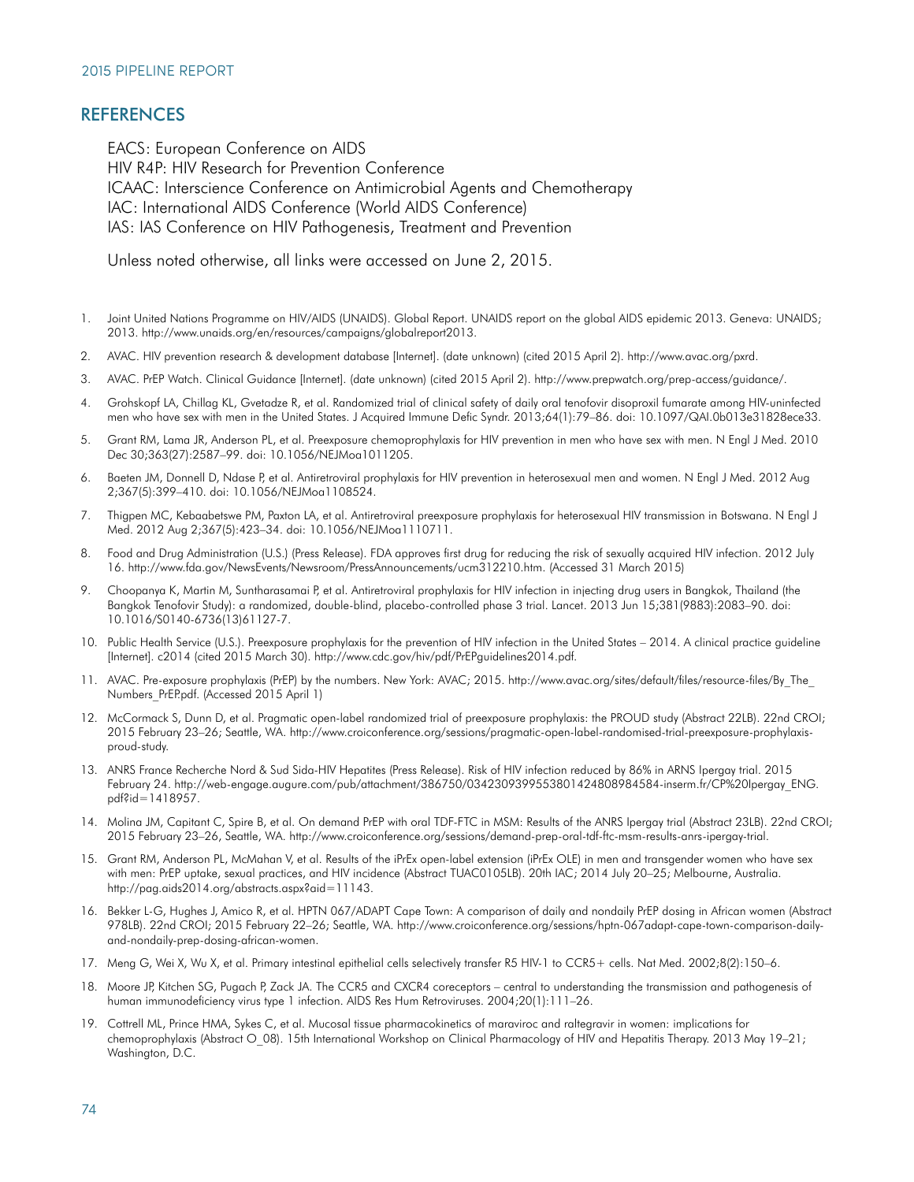## REFERENCES

EACS: European Conference on AIDS
HIV R4P: HIV Research for Prevention Conference
ICAAC: Interscience Conference on Antimicrobial Agents and Chemotherapy
IAC: International AIDS Conference (World AIDS Conference)
IAS: IAS Conference on HIV Pathogenesis, Treatment and Prevention

Unless noted otherwise, all links were accessed on June 2, 2015.

1. Joint United Nations Programme on HIV/AIDS (UNAIDS). Global Report. UNAIDS report on the global AIDS epidemic 2013. Geneva: UNAIDS; 2013. http://www.unaids.org/en/resources/campaigns/globalreport2013.
2. AVAC. HIV prevention research & development database [Internet]. (date unknown) (cited 2015 April 2). http://www.avac.org/pxrd.
3. AVAC. PrEP Watch. Clinical Guidance [Internet]. (date unknown) (cited 2015 April 2). http://www.prepwatch.org/prep-access/guidance/.
4. Grohskopf LA, Chillag KL, Gvetadze R, et al. Randomized trial of clinical safety of daily oral tenofovir disoproxil fumarate among HIV-uninfected men who have sex with men in the United States. J Acquired Immune Defic Syndr. 2013;64(1):79–86. doi: 10.1097/QAI.0b013e31828ece33.
5. Grant RM, Lama JR, Anderson PL, et al. Preexposure chemoprophylaxis for HIV prevention in men who have sex with men. N Engl J Med. 2010 Dec 30;363(27):2587–99. doi: 10.1056/NEJMoa1011205.
6. Baeten JM, Donnell D, Ndase P, et al. Antiretroviral prophylaxis for HIV prevention in heterosexual men and women. N Engl J Med. 2012 Aug 2;367(5):399–410. doi: 10.1056/NEJMoa1108524.
7. Thigpen MC, Kebaabetswe PM, Paxton LA, et al. Antiretroviral preexposure prophylaxis for heterosexual HIV transmission in Botswana. N Engl J Med. 2012 Aug 2;367(5):423–34. doi: 10.1056/NEJMoa1110711.
8. Food and Drug Administration (U.S.) (Press Release). FDA approves first drug for reducing the risk of sexually acquired HIV infection. 2012 July 16. http://www.fda.gov/NewsEvents/Newsroom/PressAnnouncements/ucm312210.htm. (Accessed 31 March 2015)
9. Choopanya K, Martin M, Suntharasamai P, et al. Antiretroviral prophylaxis for HIV infection in injecting drug users in Bangkok, Thailand (the Bangkok Tenofovir Study): a randomized, double-blind, placebo-controlled phase 3 trial. Lancet. 2013 Jun 15;381(9883):2083–90. doi: 10.1016/S0140-6736(13)61127-7.
10. Public Health Service (U.S.). Preexposure prophylaxis for the prevention of HIV infection in the United States – 2014. A clinical practice guideline [Internet]. c2014 (cited 2015 March 30). http://www.cdc.gov/hiv/pdf/PrEPguidelines2014.pdf.
11. AVAC. Pre-exposure prophylaxis (PrEP) by the numbers. New York: AVAC; 2015. http://www.avac.org/sites/default/files/resource-files/By_The_Numbers_PrEP.pdf. (Accessed 2015 April 1)
12. McCormack S, Dunn D, et al. Pragmatic open-label randomized trial of preexposure prophylaxis: the PROUD study (Abstract 22LB). 22nd CROI; 2015 February 23–26; Seattle, WA. http://www.croiconference.org/sessions/pragmatic-open-label-randomised-trial-preexposure-prophylaxis-proud-study.
13. ANRS France Recherche Nord & Sud Sida-HIV Hepatites (Press Release). Risk of HIV infection reduced by 86% in ARNS Ipergay trial. 2015 February 24. http://web-engage.augure.com/pub/attachment/386750/034230939955380142480898 4584-inserm.fr/CP%20Ipergay_ENG.pdf?id=1418957.
14. Molina JM, Capitant C, Spire B, et al. On demand PrEP with oral TDF-FTC in MSM: Results of the ANRS Ipergay trial (Abstract 23LB). 22nd CROI; 2015 February 23–26, Seattle, WA. http://www.croiconference.org/sessions/demand-prep-oral-tdf-ftc-msm-results-anrs-ipergay-trial.
15. Grant RM, Anderson PL, McMahan V, et al. Results of the iPrEx open-label extension (iPrEx OLE) in men and transgender women who have sex with men: PrEP uptake, sexual practices, and HIV incidence (Abstract TUAC0105LB). 20th IAC; 2014 July 20–25; Melbourne, Australia. http://pag.aids2014.org/abstracts.aspx?aid=11143.
16. Bekker L-G, Hughes J, Amico R, et al. HPTN 067/ADAPT Cape Town: A comparison of daily and nondaily PrEP dosing in African women (Abstract 978LB). 22nd CROI; 2015 February 22–26; Seattle, WA. http://www.croiconference.org/sessions/hptn-067adapt-cape-town-comparison-daily-and-nondaily-prep-dosing-african-women.
17. Meng G, Wei X, Wu X, et al. Primary intestinal epithelial cells selectively transfer R5 HIV-1 to CCR5+ cells. Nat Med. 2002;8(2):150–6.
18. Moore JP, Kitchen SG, Pugach P, Zack JA. The CCR5 and CXCR4 coreceptors – central to understanding the transmission and pathogenesis of human immunodeficiency virus type 1 infection. AIDS Res Hum Retroviruses. 2004;20(1):111–26.
19. Cottrell ML, Prince HMA, Sykes C, et al. Mucosal tissue pharmacokinetics of maraviroc and raltegravir in women: implications for chemoprophylaxis (Abstract O_08). 15th International Workshop on Clinical Pharmacology of HIV and Hepatitis Therapy. 2013 May 19–21; Washington, D.C.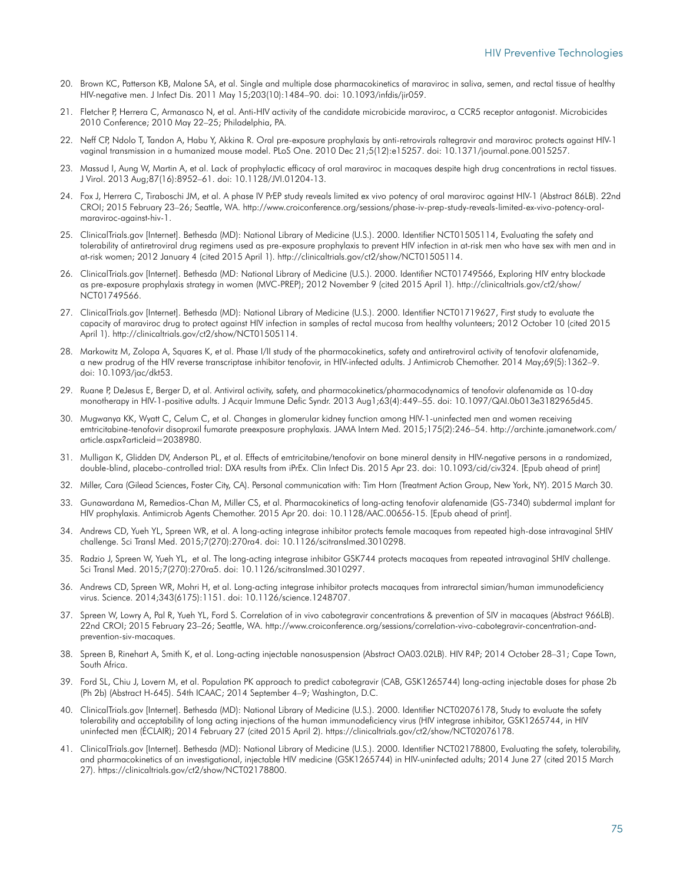20. Brown KC, Patterson KB, Malone SA, et al. Single and multiple dose pharmacokinetics of maraviroc in saliva, semen, and rectal tissue of healthy HIV-negative men. J Infect Dis. 2011 May 15;203(10):1484–90. doi: 10.1093/infdis/jir059.

21. Fletcher P, Herrera C, Armanasco N, et al. Anti-HIV activity of the candidate microbicide maraviroc, a CCR5 receptor antagonist. Microbicides 2010 Conference; 2010 May 22–25; Philadelphia, PA.

22. Neff CP, Ndolo T, Tandon A, Habu Y, Akkina R. Oral pre-exposure prophylaxis by anti-retrovirals raltegravir and maraviroc protects against HIV-1 vaginal transmission in a humanized mouse model. PLoS One. 2010 Dec 21;5(12):e15257. doi: 10.1371/journal.pone.0015257.

23. Massud I, Aung W, Martin A, et al. Lack of prophylactic efficacy of oral maraviroc in macaques despite high drug concentrations in rectal tissues. J Virol. 2013 Aug;87(16):8952–61. doi: 10.1128/JVI.01204-13.

24. Fox J, Herrera C, Tiraboschi JM, et al. A phase IV PrEP study reveals limited ex vivo potency of oral maraviroc against HIV-1 (Abstract 86LB). 22nd CROI; 2015 February 23–26; Seattle, WA. http://www.croiconference.org/sessions/phase-iv-prep-study-reveals-limited-ex-vivo-potency-oral-maraviroc-against-hiv-1.

25. ClinicalTrials.gov [Internet]. Bethesda (MD): National Library of Medicine (U.S.). 2000. Identifier NCT01505114, Evaluating the safety and tolerability of antiretroviral drug regimens used as pre-exposure prophylaxis to prevent HIV infection in at-risk men who have sex with men and in at-risk women; 2012 January 4 (cited 2015 April 1). http://clinicaltrials.gov/ct2/show/NCT01505114.

26. ClinicalTrials.gov [Internet]. Bethesda (MD: National Library of Medicine (U.S.). 2000. Identifier NCT01749566, Exploring HIV entry blockade as pre-exposure prophylaxis strategy in women (MVC-PREP); 2012 November 9 (cited 2015 April 1). http://clinicaltrials.gov/ct2/show/NCT01749566.

27. ClinicalTrials.gov [Internet]. Bethesda (MD): National Library of Medicine (U.S.). 2000. Identifier NCT01719627, First study to evaluate the capacity of maraviroc drug to protect against HIV infection in samples of rectal mucosa from healthy volunteers; 2012 October 10 (cited 2015 April 1). http://clinicaltrials.gov/ct2/show/NCT01505114.

28. Markowitz M, Zolopa A, Squares K, et al. Phase I/II study of the pharmacokinetics, safety and antiretroviral activity of tenofovir alafenamide, a new prodrug of the HIV reverse transcriptase inhibitor tenofovir, in HIV-infected adults. J Antimicrob Chemother. 2014 May;69(5):1362–9. doi: 10.1093/jac/dkt53.

29. Ruane P, DeJesus E, Berger D, et al. Antiviral activity, safety, and pharmacokinetics/pharmacodynamics of tenofovir alafenamide as 10-day monotherapy in HIV-1-positive adults. J Acquir Immune Defic Syndr. 2013 Aug1;63(4):449–55. doi: 10.1097/QAI.0b013e3182965d45.

30. Mugwanya KK, Wyatt C, Celum C, et al. Changes in glomerular kidney function among HIV-1-uninfected men and women receiving emtricitabine-tenofovir disoproxil fumarate preexposure prophylaxis. JAMA Intern Med. 2015;175(2):246–54. http://archinte.jamanetwork.com/article.aspx?articleid=2038980.

31. Mulligan K, Glidden DV, Anderson PL, et al. Effects of emtricitabine/tenofovir on bone mineral density in HIV-negative persons in a randomized, double-blind, placebo-controlled trial: DXA results from iPrEx. Clin Infect Dis. 2015 Apr 23. doi: 10.1093/cid/civ324. [Epub ahead of print]

32. Miller, Cara (Gilead Sciences, Foster City, CA). Personal communication with: Tim Horn (Treatment Action Group, New York, NY). 2015 March 30.

33. Gunawardana M, Remedios-Chan M, Miller CS, et al. Pharmacokinetics of long-acting tenofovir alafenamide (GS-7340) subdermal implant for HIV prophylaxis. Antimicrob Agents Chemother. 2015 Apr 20. doi: 10.1128/AAC.00656-15. [Epub ahead of print].

34. Andrews CD, Yueh YL, Spreen WR, et al. A long-acting integrase inhibitor protects female macaques from repeated high-dose intravaginal SHIV challenge. Sci Transl Med. 2015;7(270):270ra4. doi: 10.1126/scitranslmed.3010298.

35. Radzio J, Spreen W, Yueh YL, et al. The long-acting integrase inhibitor GSK744 protects macaques from repeated intravaginal SHIV challenge. Sci Transl Med. 2015;7(270):270ra5. doi: 10.1126/scitranslmed.3010297.

36. Andrews CD, Spreen WR, Mohri H, et al. Long-acting integrase inhibitor protects macaques from intrarectal simian/human immunodeficiency virus. Science. 2014;343(6175):1151. doi: 10.1126/science.1248707.

37. Spreen W, Lowry A, Pal R, Yueh YL, Ford S. Correlation of in vivo cabotegravir concentrations & prevention of SIV in macaques (Abstract 966LB). 22nd CROI; 2015 February 23–26; Seattle, WA. http://www.croiconference.org/sessions/correlation-vivo-cabotegravir-concentration-and-prevention-siv-macaques.

38. Spreen B, Rinehart A, Smith K, et al. Long-acting injectable nanosuspension (Abstract OA03.02LB). HIV R4P; 2014 October 28–31; Cape Town, South Africa.

39. Ford SL, Chiu J, Lovern M, et al. Population PK approach to predict cabotegravir (CAB, GSK1265744) long-acting injectable doses for phase 2b (Ph 2b) (Abstract H-645). 54th ICAAC; 2014 September 4–9; Washington, D.C.

40. ClinicalTrials.gov [Internet]. Bethesda (MD): National Library of Medicine (U.S.). 2000. Identifier NCT02076178, Study to evaluate the safety tolerability and acceptability of long acting injections of the human immunodeficiency virus (HIV integrase inhibitor, GSK1265744, in HIV uninfected men (ÉCLAIR); 2014 February 27 (cited 2015 April 2). https://clinicaltrials.gov/ct2/show/NCT02076178.

41. ClinicalTrials.gov [Internet]. Bethesda (MD): National Library of Medicine (U.S.). 2000. Identifier NCT02178800, Evaluating the safety, tolerability, and pharmacokinetics of an investigational, injectable HIV medicine (GSK1265744) in HIV-uninfected adults; 2014 June 27 (cited 2015 March 27). https://clinicaltrials.gov/ct2/show/NCT02178800.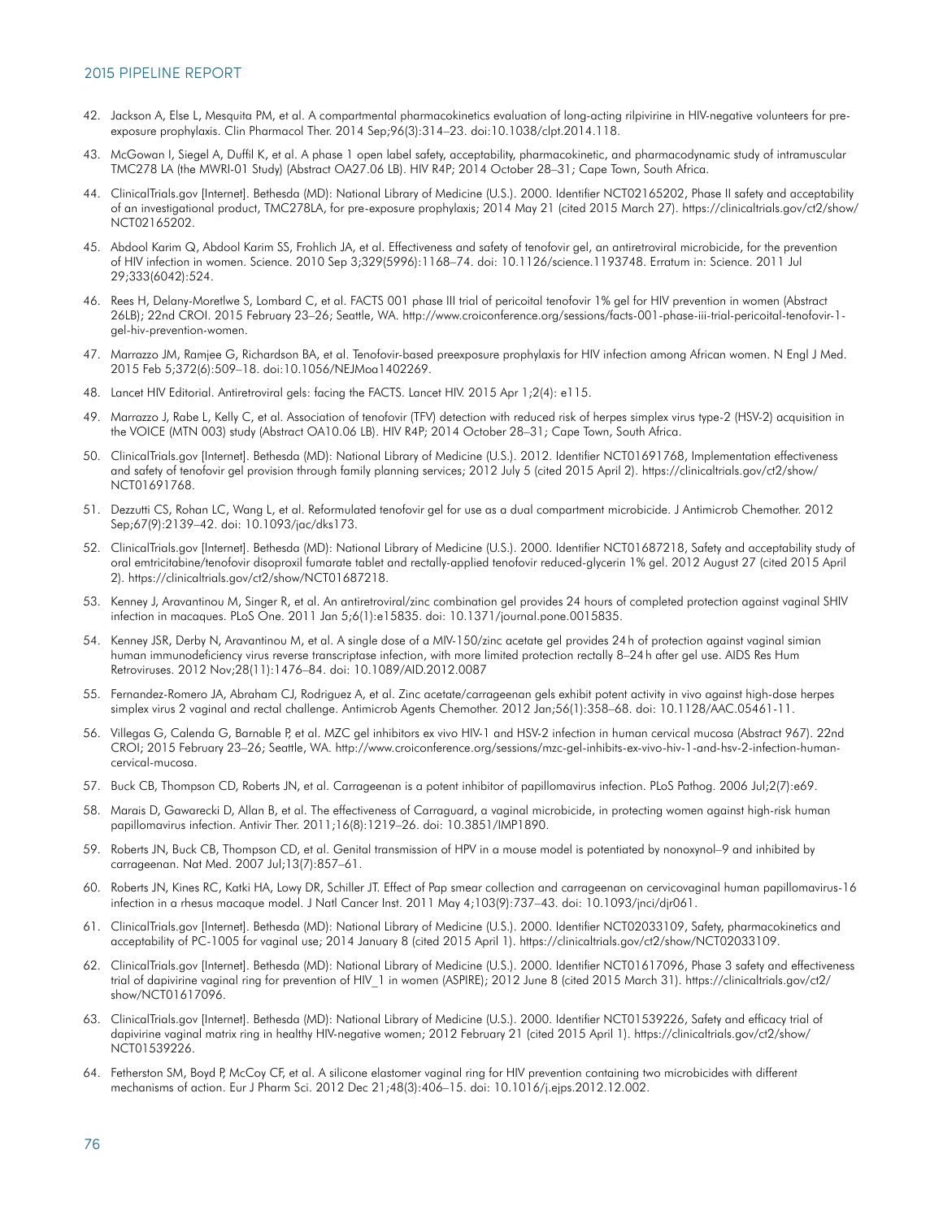42. Jackson A, Else L, Mesquita PM, et al. A compartmental pharmacokinetics evaluation of long-acting rilpivirine in HIV-negative volunteers for pre-exposure prophylaxis. Clin Pharmacol Ther. 2014 Sep;96(3):314–23. doi:10.1038/clpt.2014.118.

43. McGowan I, Siegel A, Duffil K, et al. A phase 1 open label safety, acceptability, pharmacokinetic, and pharmacodynamic study of intramuscular TMC278 LA (the MWRI-01 Study) (Abstract OA27.06 LB). HIV R4P; 2014 October 28–31; Cape Town, South Africa.

44. ClinicalTrials.gov [Internet]. Bethesda (MD): National Library of Medicine (U.S.). 2000. Identifier NCT02165202, Phase II safety and acceptability of an investigational product, TMC278LA, for pre-exposure prophylaxis; 2014 May 21 (cited 2015 March 27). https://clinicaltrials.gov/ct2/show/NCT02165202.

45. Abdool Karim Q, Abdool Karim SS, Frohlich JA, et al. Effectiveness and safety of tenofovir gel, an antiretroviral microbicide, for the prevention of HIV infection in women. Science. 2010 Sep 3;329(5996):1168–74. doi: 10.1126/science.1193748. Erratum in: Science. 2011 Jul 29;333(6042):524.

46. Rees H, Delany-Moretlwe S, Lombard C, et al. FACTS 001 phase III trial of pericoital tenofovir 1% gel for HIV prevention in women (Abstract 26LB); 22nd CROI. 2015 February 23–26; Seattle, WA. http://www.croiconference.org/sessions/facts-001-phase-iii-trial-pericoital-tenofovir-1-gel-hiv-prevention-women.

47. Marrazzo JM, Ramjee G, Richardson BA, et al. Tenofovir-based preexposure prophylaxis for HIV infection among African women. N Engl J Med. 2015 Feb 5;372(6):509–18. doi:10.1056/NEJMoa1402269.

48. Lancet HIV Editorial. Antiretroviral gels: facing the FACTS. Lancet HIV. 2015 Apr 1;2(4): e115.

49. Marrazzo J, Rabe L, Kelly C, et al. Association of tenofovir (TFV) detection with reduced risk of herpes simplex virus type-2 (HSV-2) acquisition in the VOICE (MTN 003) study (Abstract OA10.06 LB). HIV R4P; 2014 October 28–31; Cape Town, South Africa.

50. ClinicalTrials.gov [Internet]. Bethesda (MD): National Library of Medicine (U.S.). 2012. Identifier NCT01691768, Implementation effectiveness and safety of tenofovir gel provision through family planning services; 2012 July 5 (cited 2015 April 2). https://clinicaltrials.gov/ct2/show/NCT01691768.

51. Dezzutti CS, Rohan LC, Wang L, et al. Reformulated tenofovir gel for use as a dual compartment microbicide. J Antimicrob Chemother. 2012 Sep;67(9):2139–42. doi: 10.1093/jac/dks173.

52. ClinicalTrials.gov [Internet]. Bethesda (MD): National Library of Medicine (U.S.). 2000. Identifier NCT01687218, Safety and acceptability study of oral emtricitabine/tenofovir disoproxil fumarate tablet and rectally-applied tenofovir reduced-glycerin 1% gel. 2012 August 27 (cited 2015 April 2). https://clinicaltrials.gov/ct2/show/NCT01687218.

53. Kenney J, Aravantinou M, Singer R, et al. An antiretroviral/zinc combination gel provides 24 hours of completed protection against vaginal SHIV infection in macaques. PLoS One. 2011 Jan 5;6(1):e15835. doi: 10.1371/journal.pone.0015835.

54. Kenney JSR, Derby N, Aravantinou M, et al. A single dose of a MIV-150/zinc acetate gel provides 24 h of protection against vaginal simian human immunodeficiency virus reverse transcriptase infection, with more limited protection rectally 8–24 h after gel use. AIDS Res Hum Retroviruses. 2012 Nov;28(11):1476–84. doi: 10.1089/AID.2012.0087

55. Fernandez-Romero JA, Abraham CJ, Rodriguez A, et al. Zinc acetate/carrageenan gels exhibit potent activity in vivo against high-dose herpes simplex virus 2 vaginal and rectal challenge. Antimicrob Agents Chemother. 2012 Jan;56(1):358–68. doi: 10.1128/AAC.05461-11.

56. Villegas G, Calenda G, Barnable P, et al. MZC gel inhibitors ex vivo HIV-1 and HSV-2 infection in human cervical mucosa (Abstract 967). 22nd CROI; 2015 February 23–26; Seattle, WA. http://www.croiconference.org/sessions/mzc-gel-inhibits-ex-vivo-hiv-1-and-hsv-2-infection-human-cervical-mucosa.

57. Buck CB, Thompson CD, Roberts JN, et al. Carrageenan is a potent inhibitor of papillomavirus infection. PLoS Pathog. 2006 Jul;2(7):e69.

58. Marais D, Gawarecki D, Allan B, et al. The effectiveness of Carraguard, a vaginal microbicide, in protecting women against high-risk human papillomavirus infection. Antivir Ther. 2011;16(8):1219–26. doi: 10.3851/IMP1890.

59. Roberts JN, Buck CB, Thompson CD, et al. Genital transmission of HPV in a mouse model is potentiated by nonoxynol–9 and inhibited by carrageenan. Nat Med. 2007 Jul;13(7):857–61.

60. Roberts JN, Kines RC, Katki HA, Lowy DR, Schiller JT. Effect of Pap smear collection and carrageenan on cervicovaginal human papillomavirus-16 infection in a rhesus macaque model. J Natl Cancer Inst. 2011 May 4;103(9):737–43. doi: 10.1093/jnci/djr061.

61. ClinicalTrials.gov [Internet]. Bethesda (MD): National Library of Medicine (U.S.). 2000. Identifier NCT02033109, Safety, pharmacokinetics and acceptability of PC-1005 for vaginal use; 2014 January 8 (cited 2015 April 1). https://clinicaltrials.gov/ct2/show/NCT02033109.

62. ClinicalTrials.gov [Internet]. Bethesda (MD): National Library of Medicine (U.S.). 2000. Identifier NCT01617096, Phase 3 safety and effectiveness trial of dapivirine vaginal ring for prevention of HIV_1 in women (ASPIRE); 2012 June 8 (cited 2015 March 31). https://clinicaltrials.gov/ct2/show/NCT01617096.

63. ClinicalTrials.gov [Internet]. Bethesda (MD): National Library of Medicine (U.S.). 2000. Identifier NCT01539226, Safety and efficacy trial of dapivirine vaginal matrix ring in healthy HIV-negative women; 2012 February 21 (cited 2015 April 1). https://clinicaltrials.gov/ct2/show/NCT01539226.

64. Fetherston SM, Boyd P, McCoy CF, et al. A silicone elastomer vaginal ring for HIV prevention containing two microbicides with different mechanisms of action. Eur J Pharm Sci. 2012 Dec 21;48(3):406–15. doi: 10.1016/j.ejps.2012.12.002.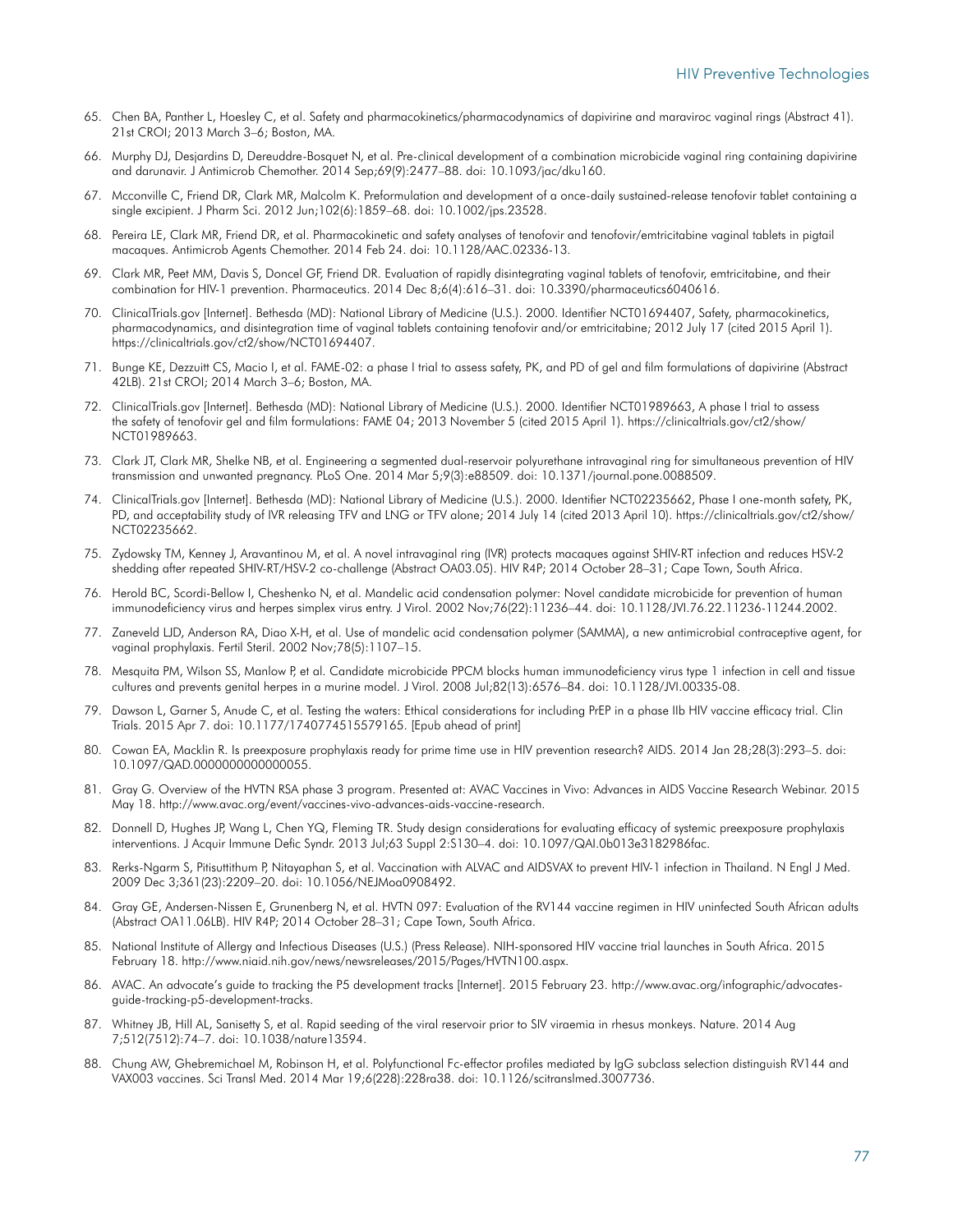65. Chen BA, Panther L, Hoesley C, et al. Safety and pharmacokinetics/pharmacodynamics of dapivirine and maraviroc vaginal rings (Abstract 41). 21st CROI; 2013 March 3–6; Boston, MA.

66. Murphy DJ, Desjardins D, Dereuddre-Bosquet N, et al. Pre-clinical development of a combination microbicide vaginal ring containing dapivirine and darunavir. J Antimicrob Chemother. 2014 Sep;69(9):2477–88. doi: 10.1093/jac/dku160.

67. Mcconville C, Friend DR, Clark MR, Malcolm K. Preformulation and development of a once-daily sustained-release tenofovir tablet containing a single excipient. J Pharm Sci. 2012 Jun;102(6):1859–68. doi: 10.1002/jps.23528.

68. Pereira LE, Clark MR, Friend DR, et al. Pharmacokinetic and safety analyses of tenofovir and tenofovir/emtricitabine vaginal tablets in pigtail macaques. Antimicrob Agents Chemother. 2014 Feb 24. doi: 10.1128/AAC.02336-13.

69. Clark MR, Peet MM, Davis S, Doncel GF, Friend DR. Evaluation of rapidly disintegrating vaginal tablets of tenofovir, emtricitabine, and their combination for HIV-1 prevention. Pharmaceutics. 2014 Dec 8;6(4):616–31. doi: 10.3390/pharmaceutics6040616.

70. ClinicalTrials.gov [Internet]. Bethesda (MD): National Library of Medicine (U.S.). 2000. Identifier NCT01694407, Safety, pharmacokinetics, pharmacodynamics, and disintegration time of vaginal tablets containing tenofovir and/or emtricitabine; 2012 July 17 (cited 2015 April 1). https://clinicaltrials.gov/ct2/show/NCT01694407.

71. Bunge KE, Dezzuitt CS, Macio I, et al. FAME-02: a phase I trial to assess safety, PK, and PD of gel and film formulations of dapivirine (Abstract 42LB). 21st CROI; 2014 March 3–6; Boston, MA.

72. ClinicalTrials.gov [Internet]. Bethesda (MD): National Library of Medicine (U.S.). 2000. Identifier NCT01989663, A phase I trial to assess the safety of tenofovir gel and film formulations: FAME 04; 2013 November 5 (cited 2015 April 1). https://clinicaltrials.gov/ct2/show/NCT01989663.

73. Clark JT, Clark MR, Shelke NB, et al. Engineering a segmented dual-reservoir polyurethane intravaginal ring for simultaneous prevention of HIV transmission and unwanted pregnancy. PLoS One. 2014 Mar 5;9(3):e88509. doi: 10.1371/journal.pone.0088509.

74. ClinicalTrials.gov [Internet]. Bethesda (MD): National Library of Medicine (U.S.). 2000. Identifier NCT02235662, Phase I one-month safety, PK, PD, and acceptability study of IVR releasing TFV and LNG or TFV alone; 2014 July 14 (cited 2013 April 10). https://clinicaltrials.gov/ct2/show/NCT02235662.

75. Zydowsky TM, Kenney J, Aravantinou M, et al. A novel intravaginal ring (IVR) protects macaques against SHIV-RT infection and reduces HSV-2 shedding after repeated SHIV-RT/HSV-2 co-challenge (Abstract OA03.05). HIV R4P; 2014 October 28–31; Cape Town, South Africa.

76. Herold BC, Scordi-Bellow I, Cheshenko N, et al. Mandelic acid condensation polymer: Novel candidate microbicide for prevention of human immunodeficiency virus and herpes simplex virus entry. J Virol. 2002 Nov;76(22):11236–44. doi: 10.1128/JVI.76.22.11236-11244.2002.

77. Zaneveld LJD, Anderson RA, Diao X-H, et al. Use of mandelic acid condensation polymer (SAMMA), a new antimicrobial contraceptive agent, for vaginal prophylaxis. Fertil Steril. 2002 Nov;78(5):1107–15.

78. Mesquita PM, Wilson SS, Manlow P, et al. Candidate microbicide PPCM blocks human immunodeficiency virus type 1 infection in cell and tissue cultures and prevents genital herpes in a murine model. J Virol. 2008 Jul;82(13):6576–84. doi: 10.1128/JVI.00335-08.

79. Dawson L, Garner S, Anude C, et al. Testing the waters: Ethical considerations for including PrEP in a phase IIb HIV vaccine efficacy trial. Clin Trials. 2015 Apr 7. doi: 10.1177/1740774515579165. [Epub ahead of print]

80. Cowan EA, Macklin R. Is preexposure prophylaxis ready for prime time use in HIV prevention research? AIDS. 2014 Jan 28;28(3):293–5. doi: 10.1097/QAD.0000000000000055.

81. Gray G. Overview of the HVTN RSA phase 3 program. Presented at: AVAC Vaccines in Vivo: Advances in AIDS Vaccine Research Webinar. 2015 May 18. http://www.avac.org/event/vaccines-vivo-advances-aids-vaccine-research.

82. Donnell D, Hughes JP, Wang L, Chen YQ, Fleming TR. Study design considerations for evaluating efficacy of systemic preexposure prophylaxis interventions. J Acquir Immune Defic Syndr. 2013 Jul;63 Suppl 2:S130–4. doi: 10.1097/QAI.0b013e3182986fac.

83. Rerks-Ngarm S, Pitisuttithum P, Nitayaphan S, et al. Vaccination with ALVAC and AIDSVAX to prevent HIV-1 infection in Thailand. N Engl J Med. 2009 Dec 3;361(23):2209–20. doi: 10.1056/NEJMoa0908492.

84. Gray GE, Andersen-Nissen E, Grunenberg N, et al. HVTN 097: Evaluation of the RV144 vaccine regimen in HIV uninfected South African adults (Abstract OA11.06LB). HIV R4P; 2014 October 28–31; Cape Town, South Africa.

85. National Institute of Allergy and Infectious Diseases (U.S.) (Press Release). NIH-sponsored HIV vaccine trial launches in South Africa. 2015 February 18. http://www.niaid.nih.gov/news/newsreleases/2015/Pages/HVTN100.aspx.

86. AVAC. An advocate's guide to tracking the P5 development tracks [Internet]. 2015 February 23. http://www.avac.org/infographic/advocates-guide-tracking-p5-development-tracks.

87. Whitney JB, Hill AL, Sanisetty S, et al. Rapid seeding of the viral reservoir prior to SIV viraemia in rhesus monkeys. Nature. 2014 Aug 7;512(7512):74–7. doi: 10.1038/nature13594.

88. Chung AW, Ghebremichael M, Robinson H, et al. Polyfunctional Fc-effector profiles mediated by IgG subclass selection distinguish RV144 and VAX003 vaccines. Sci Transl Med. 2014 Mar 19;6(228):228ra38. doi: 10.1126/scitranslmed.3007736.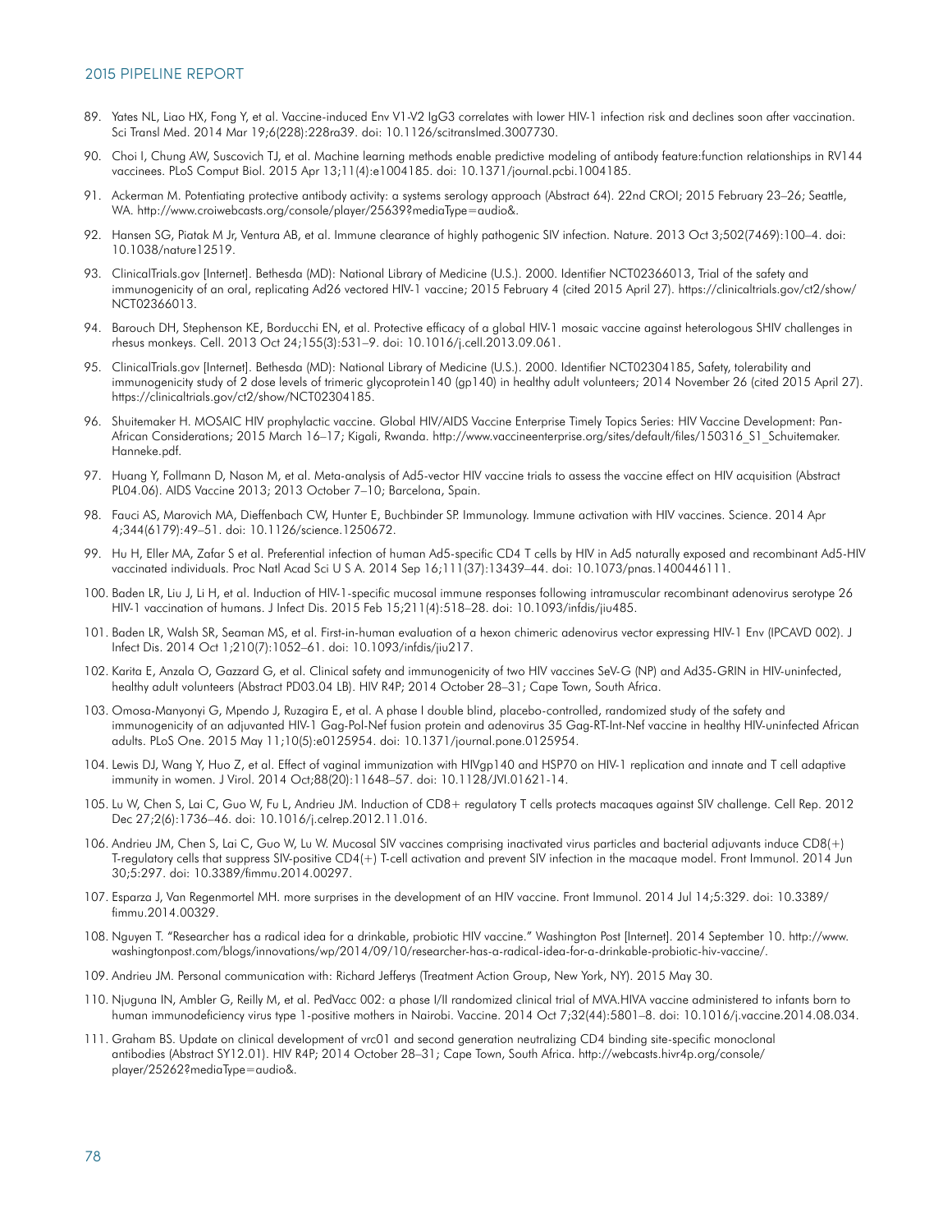89. Yates NL, Liao HX, Fong Y, et al. Vaccine-induced Env V1-V2 IgG3 correlates with lower HIV-1 infection risk and declines soon after vaccination. Sci Transl Med. 2014 Mar 19;6(228):228ra39. doi: 10.1126/scitranslmed.3007730.

90. Choi I, Chung AW, Suscovich TJ, et al. Machine learning methods enable predictive modeling of antibody feature:function relationships in RV144 vaccinees. PLoS Comput Biol. 2015 Apr 13;11(4):e1004185. doi: 10.1371/journal.pcbi.1004185.

91. Ackerman M. Potentiating protective antibody activity: a systems serology approach (Abstract 64). 22nd CROI; 2015 February 23–26; Seattle, WA. http://www.croiwebcasts.org/console/player/25639?mediaType=audio&.

92. Hansen SG, Piatak M Jr, Ventura AB, et al. Immune clearance of highly pathogenic SIV infection. Nature. 2013 Oct 3;502(7469):100–4. doi: 10.1038/nature12519.

93. ClinicalTrials.gov [Internet]. Bethesda (MD): National Library of Medicine (U.S.). 2000. Identifier NCT02366013, Trial of the safety and immunogenicity of an oral, replicating Ad26 vectored HIV-1 vaccine; 2015 February 4 (cited 2015 April 27). https://clinicaltrials.gov/ct2/show/NCT02366013.

94. Barouch DH, Stephenson KE, Borducchi EN, et al. Protective efficacy of a global HIV-1 mosaic vaccine against heterologous SHIV challenges in rhesus monkeys. Cell. 2013 Oct 24;155(3):531–9. doi: 10.1016/j.cell.2013.09.061.

95. ClinicalTrials.gov [Internet]. Bethesda (MD): National Library of Medicine (U.S.). 2000. Identifier NCT02304185, Safety, tolerability and immunogenicity study of 2 dose levels of trimeric glycoprotein140 (gp140) in healthy adult volunteers; 2014 November 26 (cited 2015 April 27). https://clinicaltrials.gov/ct2/show/NCT02304185.

96. Shuitemaker H. MOSAIC HIV prophylactic vaccine. Global HIV/AIDS Vaccine Enterprise Timely Topics Series: HIV Vaccine Development: Pan-African Considerations; 2015 March 16–17; Kigali, Rwanda. http://www.vaccineenterprise.org/sites/default/files/150316_S1_Schuitemaker.Hanneke.pdf.

97. Huang Y, Follmann D, Nason M, et al. Meta-analysis of Ad5-vector HIV vaccine trials to assess the vaccine effect on HIV acquisition (Abstract PL04.06). AIDS Vaccine 2013; 2013 October 7–10; Barcelona, Spain.

98. Fauci AS, Marovich MA, Dieffenbach CW, Hunter E, Buchbinder SP. Immunology. Immune activation with HIV vaccines. Science. 2014 Apr 4;344(6179):49–51. doi: 10.1126/science.1250672.

99. Hu H, Eller MA, Zafar S et al. Preferential infection of human Ad5-specific CD4 T cells by HIV in Ad5 naturally exposed and recombinant Ad5-HIV vaccinated individuals. Proc Natl Acad Sci U S A. 2014 Sep 16;111(37):13439–44. doi: 10.1073/pnas.1400446111.

100. Baden LR, Liu J, Li H, et al. Induction of HIV-1-specific mucosal immune responses following intramuscular recombinant adenovirus serotype 26 HIV-1 vaccination of humans. J Infect Dis. 2015 Feb 15;211(4):518–28. doi: 10.1093/infdis/jiu485.

101. Baden LR, Walsh SR, Seaman MS, et al. First-in-human evaluation of a hexon chimeric adenovirus vector expressing HIV-1 Env (IPCAVD 002). J Infect Dis. 2014 Oct 1;210(7):1052–61. doi: 10.1093/infdis/jiu217.

102. Karita E, Anzala O, Gazzard G, et al. Clinical safety and immunogenicity of two HIV vaccines SeV-G (NP) and Ad35-GRIN in HIV-uninfected, healthy adult volunteers (Abstract PD03.04 LB). HIV R4P; 2014 October 28–31; Cape Town, South Africa.

103. Omosa-Manyonyi G, Mpendo J, Ruzagira E, et al. A phase I double blind, placebo-controlled, randomized study of the safety and immunogenicity of an adjuvanted HIV-1 Gag-Pol-Nef fusion protein and adenovirus 35 Gag-RT-Int-Nef vaccine in healthy HIV-uninfected African adults. PLoS One. 2015 May 11;10(5):e0125954. doi: 10.1371/journal.pone.0125954.

104. Lewis DJ, Wang Y, Huo Z, et al. Effect of vaginal immunization with HIVgp140 and HSP70 on HIV-1 replication and innate and T cell adaptive immunity in women. J Virol. 2014 Oct;88(20):11648–57. doi: 10.1128/JVI.01621-14.

105. Lu W, Chen S, Lai C, Guo W, Fu L, Andrieu JM. Induction of CD8+ regulatory T cells protects macaques against SIV challenge. Cell Rep. 2012 Dec 27;2(6):1736–46. doi: 10.1016/j.celrep.2012.11.016.

106. Andrieu JM, Chen S, Lai C, Guo W, Lu W. Mucosal SIV vaccines comprising inactivated virus particles and bacterial adjuvants induce CD8(+) T-regulatory cells that suppress SIV-positive CD4(+) T-cell activation and prevent SIV infection in the macaque model. Front Immunol. 2014 Jun 30;5:297. doi: 10.3389/fimmu.2014.00297.

107. Esparza J, Van Regenmortel MH. more surprises in the development of an HIV vaccine. Front Immunol. 2014 Jul 14;5:329. doi: 10.3389/fimmu.2014.00329.

108. Nguyen T. "Researcher has a radical idea for a drinkable, probiotic HIV vaccine." Washington Post [Internet]. 2014 September 10. http://www.washingtonpost.com/blogs/innovations/wp/2014/09/10/researcher-has-a-radical-idea-for-a-drinkable-probiotic-hiv-vaccine/.

109. Andrieu JM. Personal communication with: Richard Jefferys (Treatment Action Group, New York, NY). 2015 May 30.

110. Njuguna IN, Ambler G, Reilly M, et al. PedVacc 002: a phase I/II randomized clinical trial of MVA.HIVA vaccine administered to infants born to human immunodeficiency virus type 1-positive mothers in Nairobi. Vaccine. 2014 Oct 7;32(44):5801–8. doi: 10.1016/j.vaccine.2014.08.034.

111. Graham BS. Update on clinical development of vrc01 and second generation neutralizing CD4 binding site-specific monoclonal antibodies (Abstract SY12.01). HIV R4P; 2014 October 28–31; Cape Town, South Africa. http://webcasts.hivr4p.org/console/player/25262?mediaType=audio&.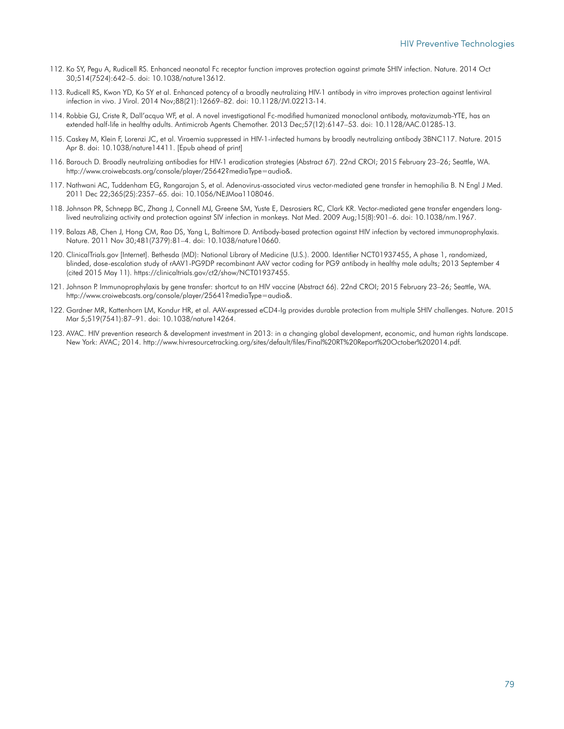112. Ko SY, Pegu A, Rudicell RS. Enhanced neonatal Fc receptor function improves protection against primate SHIV infection. Nature. 2014 Oct 30;514(7524):642–5. doi: 10.1038/nature13612.

113. Rudicell RS, Kwon YD, Ko SY et al. Enhanced potency of a broadly neutralizing HIV-1 antibody in vitro improves protection against lentiviral infection in vivo. J Virol. 2014 Nov;88(21):12669–82. doi: 10.1128/JVI.02213-14.

114. Robbie GJ, Criste R, Dall'acqua WF, et al. A novel investigational Fc-modified humanized monoclonal antibody, motavizumab-YTE, has an extended half-life in healthy adults. Antimicrob Agents Chemother. 2013 Dec;57(12):6147–53. doi: 10.1128/AAC.01285-13.

115. Caskey M, Klein F, Lorenzi JC, et al. Viraemia suppressed in HIV-1-infected humans by broadly neutralizing antibody 3BNC117. Nature. 2015 Apr 8. doi: 10.1038/nature14411. [Epub ahead of print]

116. Barouch D. Broadly neutralizing antibodies for HIV-1 eradication strategies (Abstract 67). 22nd CROI; 2015 February 23–26; Seattle, WA. http://www.croiwebcasts.org/console/player/25642?mediaType=audio&.

117. Nathwani AC, Tuddenham EG, Rangarajan S, et al. Adenovirus-associated virus vector-mediated gene transfer in hemophilia B. N Engl J Med. 2011 Dec 22;365(25):2357–65. doi: 10.1056/NEJMoa1108046.

118. Johnson PR, Schnepp BC, Zhang J, Connell MJ, Greene SM, Yuste E, Desrosiers RC, Clark KR. Vector-mediated gene transfer engenders long-lived neutralizing activity and protection against SIV infection in monkeys. Nat Med. 2009 Aug;15(8):901–6. doi: 10.1038/nm.1967.

119. Balazs AB, Chen J, Hong CM, Rao DS, Yang L, Baltimore D. Antibody-based protection against HIV infection by vectored immunoprophylaxis. Nature. 2011 Nov 30;481(7379):81–4. doi: 10.1038/nature10660.

120. ClinicalTrials.gov [Internet]. Bethesda (MD): National Library of Medicine (U.S.). 2000. Identifier NCT01937455, A phase 1, randomized, blinded, dose-escalation study of rAAV1-PG9DP recombinant AAV vector coding for PG9 antibody in healthy male adults; 2013 September 4 (cited 2015 May 11). https://clinicaltrials.gov/ct2/show/NCT01937455.

121. Johnson P. Immunoprophylaxis by gene transfer: shortcut to an HIV vaccine (Abstract 66). 22nd CROI; 2015 February 23–26; Seattle, WA. http://www.croiwebcasts.org/console/player/25641?mediaType=audio&.

122. Gardner MR, Kattenhorn LM, Kondur HR, et al. AAV-expressed eCD4-Ig provides durable protection from multiple SHIV challenges. Nature. 2015 Mar 5;519(7541):87–91. doi: 10.1038/nature14264.

123. AVAC. HIV prevention research & development investment in 2013: in a changing global development, economic, and human rights landscape. New York: AVAC; 2014. http://www.hivresourcetracking.org/sites/default/files/Final%20RT%20Report%20October%202014.pdf.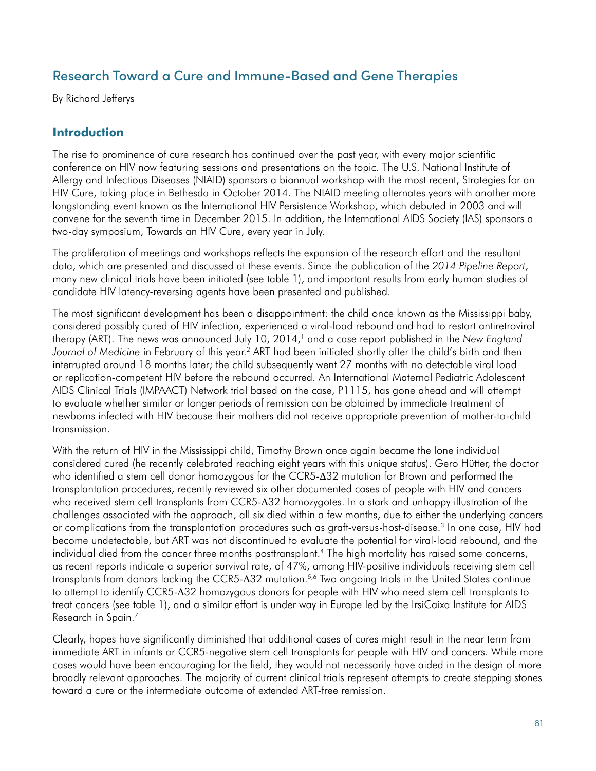# Research Toward a Cure and Immune-Based and Gene Therapies

By Richard Jefferys

## Introduction

The rise to prominence of cure research has continued over the past year, with every major scientific conference on HIV now featuring sessions and presentations on the topic. The U.S. National Institute of Allergy and Infectious Diseases (NIAID) sponsors a biannual workshop with the most recent, Strategies for an HIV Cure, taking place in Bethesda in October 2014. The NIAID meeting alternates years with another more longstanding event known as the International HIV Persistence Workshop, which debuted in 2003 and will convene for the seventh time in December 2015. In addition, the International AIDS Society (IAS) sponsors a two-day symposium, Towards an HIV Cure, every year in July.

The proliferation of meetings and workshops reflects the expansion of the research effort and the resultant data, which are presented and discussed at these events. Since the publication of the *2014 Pipeline Report*, many new clinical trials have been initiated (see table 1), and important results from early human studies of candidate HIV latency-reversing agents have been presented and published.

The most significant development has been a disappointment: the child once known as the Mississippi baby, considered possibly cured of HIV infection, experienced a viral-load rebound and had to restart antiretroviral therapy (ART). The news was announced July 10, 2014,[1] and a case report published in the *New England Journal of Medicine* in February of this year.[2] ART had been initiated shortly after the child's birth and then interrupted around 18 months later; the child subsequently went 27 months with no detectable viral load or replication-competent HIV before the rebound occurred. An International Maternal Pediatric Adolescent AIDS Clinical Trials (IMPAACT) Network trial based on the case, P1115, has gone ahead and will attempt to evaluate whether similar or longer periods of remission can be obtained by immediate treatment of newborns infected with HIV because their mothers did not receive appropriate prevention of mother-to-child transmission.

With the return of HIV in the Mississippi child, Timothy Brown once again became the lone individual considered cured (he recently celebrated reaching eight years with this unique status). Gero Hütter, the doctor who identified a stem cell donor homozygous for the CCR5-Δ32 mutation for Brown and performed the transplantation procedures, recently reviewed six other documented cases of people with HIV and cancers who received stem cell transplants from CCR5-Δ32 homozygotes. In a stark and unhappy illustration of the challenges associated with the approach, all six died within a few months, due to either the underlying cancers or complications from the transplantation procedures such as graft-versus-host-disease.[3] In one case, HIV had become undetectable, but ART was not discontinued to evaluate the potential for viral-load rebound, and the individual died from the cancer three months posttransplant.[4] The high mortality has raised some concerns, as recent reports indicate a superior survival rate, of 47%, among HIV-positive individuals receiving stem cell transplants from donors lacking the CCR5-Δ32 mutation.[5,6] Two ongoing trials in the United States continue to attempt to identify CCR5-Δ32 homozygous donors for people with HIV who need stem cell transplants to treat cancers (see table 1), and a similar effort is under way in Europe led by the IrsiCaixa Institute for AIDS Research in Spain.[7]

Clearly, hopes have significantly diminished that additional cases of cures might result in the near term from immediate ART in infants or CCR5-negative stem cell transplants for people with HIV and cancers. While more cases would have been encouraging for the field, they would not necessarily have aided in the design of more broadly relevant approaches. The majority of current clinical trials represent attempts to create stepping stones toward a cure or the intermediate outcome of extended ART-free remission.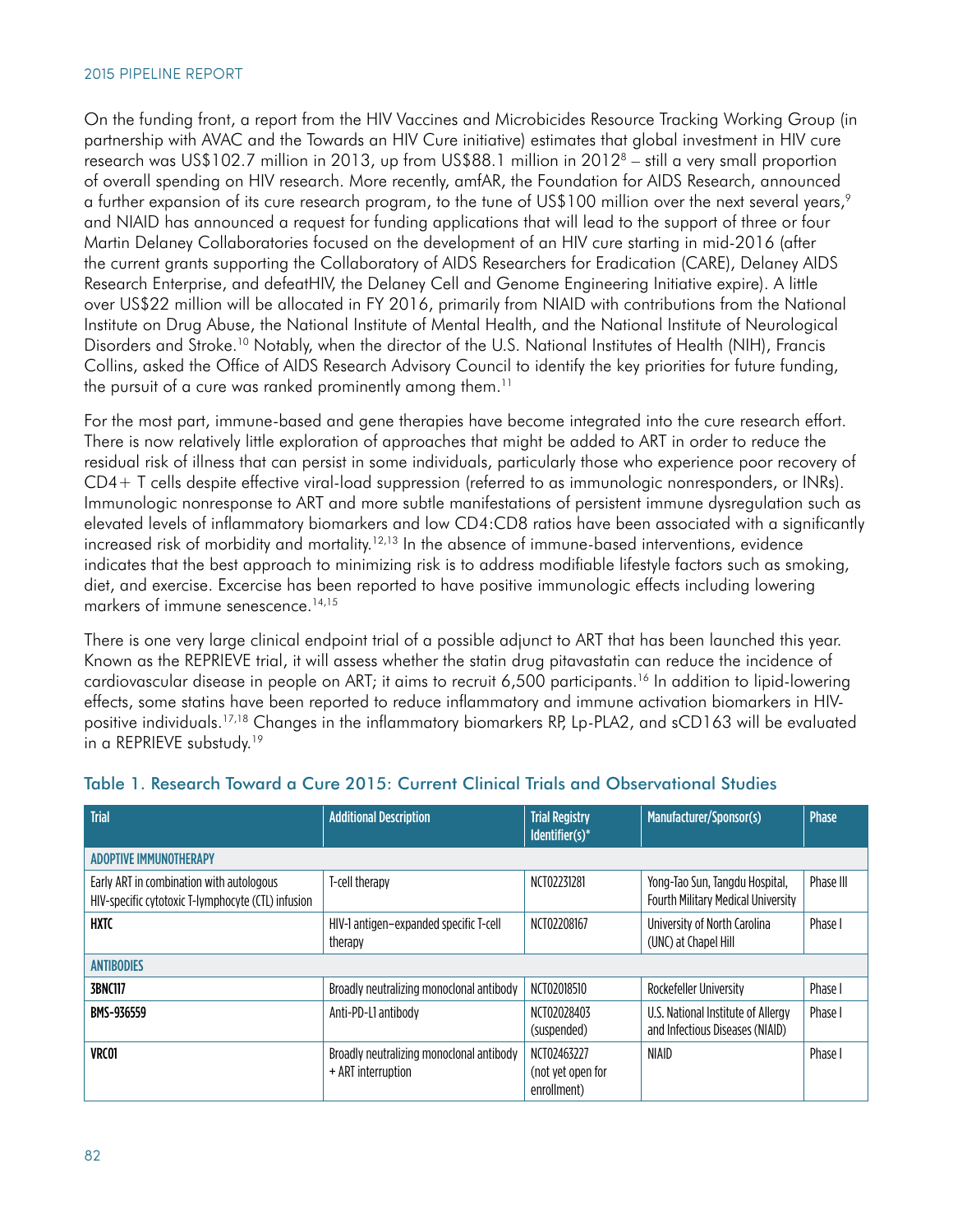On the funding front, a report from the HIV Vaccines and Microbicides Resource Tracking Working Group (in partnership with AVAC and the Towards an HIV Cure initiative) estimates that global investment in HIV cure research was US$102.7 million in 2013, up from US$88.1 million in 2012[8] – still a very small proportion of overall spending on HIV research. More recently, amfAR, the Foundation for AIDS Research, announced a further expansion of its cure research program, to the tune of US$100 million over the next several years,[9] and NIAID has announced a request for funding applications that will lead to the support of three or four Martin Delaney Collaboratories focused on the development of an HIV cure starting in mid-2016 (after the current grants supporting the Collaboratory of AIDS Researchers for Eradication (CARE), Delaney AIDS Research Enterprise, and defeatHIV, the Delaney Cell and Genome Engineering Initiative expire). A little over US$22 million will be allocated in FY 2016, primarily from NIAID with contributions from the National Institute on Drug Abuse, the National Institute of Mental Health, and the National Institute of Neurological Disorders and Stroke.[10] Notably, when the director of the U.S. National Institutes of Health (NIH), Francis Collins, asked the Office of AIDS Research Advisory Council to identify the key priorities for future funding, the pursuit of a cure was ranked prominently among them.[11]

For the most part, immune-based and gene therapies have become integrated into the cure research effort. There is now relatively little exploration of approaches that might be added to ART in order to reduce the residual risk of illness that can persist in some individuals, particularly those who experience poor recovery of CD4+ T cells despite effective viral-load suppression (referred to as immunologic nonresponders, or INRs). Immunologic nonresponse to ART and more subtle manifestations of persistent immune dysregulation such as elevated levels of inflammatory biomarkers and low CD4:CD8 ratios have been associated with a significantly increased risk of morbidity and mortality.[12,13] In the absence of immune-based interventions, evidence indicates that the best approach to minimizing risk is to address modifiable lifestyle factors such as smoking, diet, and exercise. Excercise has been reported to have positive immunologic effects including lowering markers of immune senescence.[14,15]

There is one very large clinical endpoint trial of a possible adjunct to ART that has been launched this year. Known as the REPRIEVE trial, it will assess whether the statin drug pitavastatin can reduce the incidence of cardiovascular disease in people on ART; it aims to recruit 6,500 participants.[16] In addition to lipid-lowering effects, some statins have been reported to reduce inflammatory and immune activation biomarkers in HIV-positive individuals.[17,18] Changes in the inflammatory biomarkers RP, Lp-PLA2, and sCD163 will be evaluated in a REPRIEVE substudy.[19]

## Table 1. Research Toward a Cure 2015: Current Clinical Trials and Observational Studies

| Trial | Additional Description | Trial Registry Identifier(s)* | Manufacturer/Sponsor(s) | Phase |
|---|---|---|---|---|
| **ADOPTIVE IMMUNOTHERAPY** | | | | |
| Early ART in combination with autologous HIV-specific cytotoxic T-lymphocyte (CTL) infusion | T-cell therapy | NCT02231281 | Yong-Tao Sun, Tangdu Hospital, Fourth Military Medical University | Phase III |
| **HXTC** | HIV-1 antigen–expanded specific T-cell therapy | NCT02208167 | University of North Carolina (UNC) at Chapel Hill | Phase I |
| **ANTIBODIES** | | | | |
| **3BNC117** | Broadly neutralizing monoclonal antibody | NCT02018510 | Rockefeller University | Phase I |
| **BMS-936559** | Anti-PD-L1 antibody | NCT02028403 (suspended) | U.S. National Institute of Allergy and Infectious Diseases (NIAID) | Phase I |
| **VRC01** | Broadly neutralizing monoclonal antibody + ART interruption | NCT02463227 (not yet open for enrollment) | NIAID | Phase I |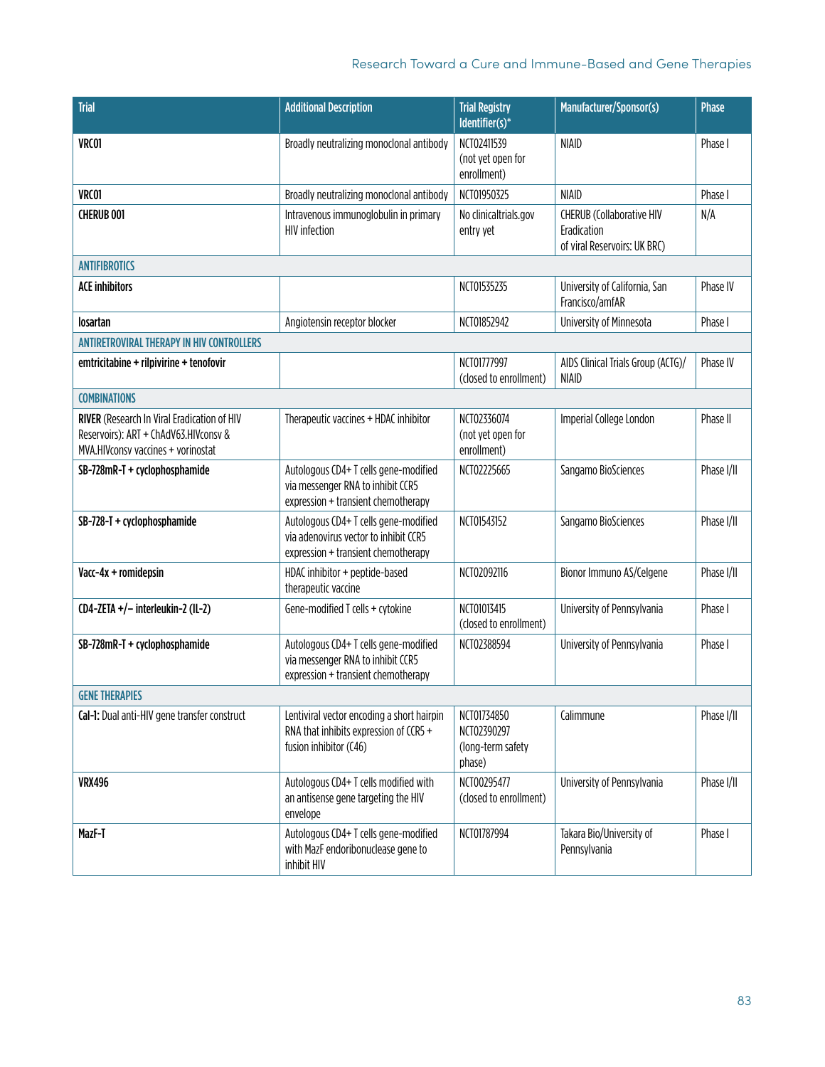| Trial | Additional Description | Trial Registry Identifier(s)* | Manufacturer/Sponsor(s) | Phase |
|---|---|---|---|---|
| **VRC01** | Broadly neutralizing monoclonal antibody | NCT02411539 (not yet open for enrollment) | NIAID | Phase I |
| **VRC01** | Broadly neutralizing monoclonal antibody | NCT01950325 | NIAID | Phase I |
| **CHERUB 001** | Intravenous immunoglobulin in primary HIV infection | No clinicaltrials.gov entry yet | CHERUB (Collaborative HIV Eradication of viral Reservoirs: UK BRC) | N/A |
| **ANTIFIBROTICS** | | | | |
| **ACE inhibitors** | | NCT01535235 | University of California, San Francisco/amfAR | Phase IV |
| **losartan** | Angiotensin receptor blocker | NCT01852942 | University of Minnesota | Phase I |
| **ANTIRETROVIRAL THERAPY IN HIV CONTROLLERS** | | | | |
| **emtricitabine + rilpivirine + tenofovir** | | NCT01777997 (closed to enrollment) | AIDS Clinical Trials Group (ACTG)/ NIAID | Phase IV |
| **COMBINATIONS** | | | | |
| **RIVER** (Research In Viral Eradication of HIV Reservoirs): ART + ChAdV63.HIVconsv & MVA.HIVconsv vaccines + vorinostat | Therapeutic vaccines + HDAC inhibitor | NCT02336074 (not yet open for enrollment) | Imperial College London | Phase II |
| **SB-728mR-T + cyclophosphamide** | Autologous CD4+ T cells gene-modified via messenger RNA to inhibit CCR5 expression + transient chemotherapy | NCT02225665 | Sangamo BioSciences | Phase I/II |
| **SB-728-T + cyclophosphamide** | Autologous CD4+ T cells gene-modified via adenovirus vector to inhibit CCR5 expression + transient chemotherapy | NCT01543152 | Sangamo BioSciences | Phase I/II |
| **Vacc-4x + romidepsin** | HDAC inhibitor + peptide-based therapeutic vaccine | NCT02092116 | Bionor Immuno AS/Celgene | Phase I/II |
| **CD4-ZETA +/– interleukin-2 (IL-2)** | Gene-modified T cells + cytokine | NCT01013415 (closed to enrollment) | University of Pennsylvania | Phase I |
| **SB-728mR-T + cyclophosphamide** | Autologous CD4+ T cells gene-modified via messenger RNA to inhibit CCR5 expression + transient chemotherapy | NCT02388594 | University of Pennsylvania | Phase I |
| **GENE THERAPIES** | | | | |
| **Cal-1:** Dual anti-HIV gene transfer construct | Lentiviral vector encoding a short hairpin RNA that inhibits expression of CCR5 + fusion inhibitor (C46) | NCT01734850 NCT02390297 (long-term safety phase) | Calimmune | Phase I/II |
| **VRX496** | Autologous CD4+ T cells modified with an antisense gene targeting the HIV envelope | NCT00295477 (closed to enrollment) | University of Pennsylvania | Phase I/II |
| **MazF-T** | Autologous CD4+ T cells gene-modified with MazF endoribonuclease gene to inhibit HIV | NCT01787994 | Takara Bio/University of Pennsylvania | Phase I |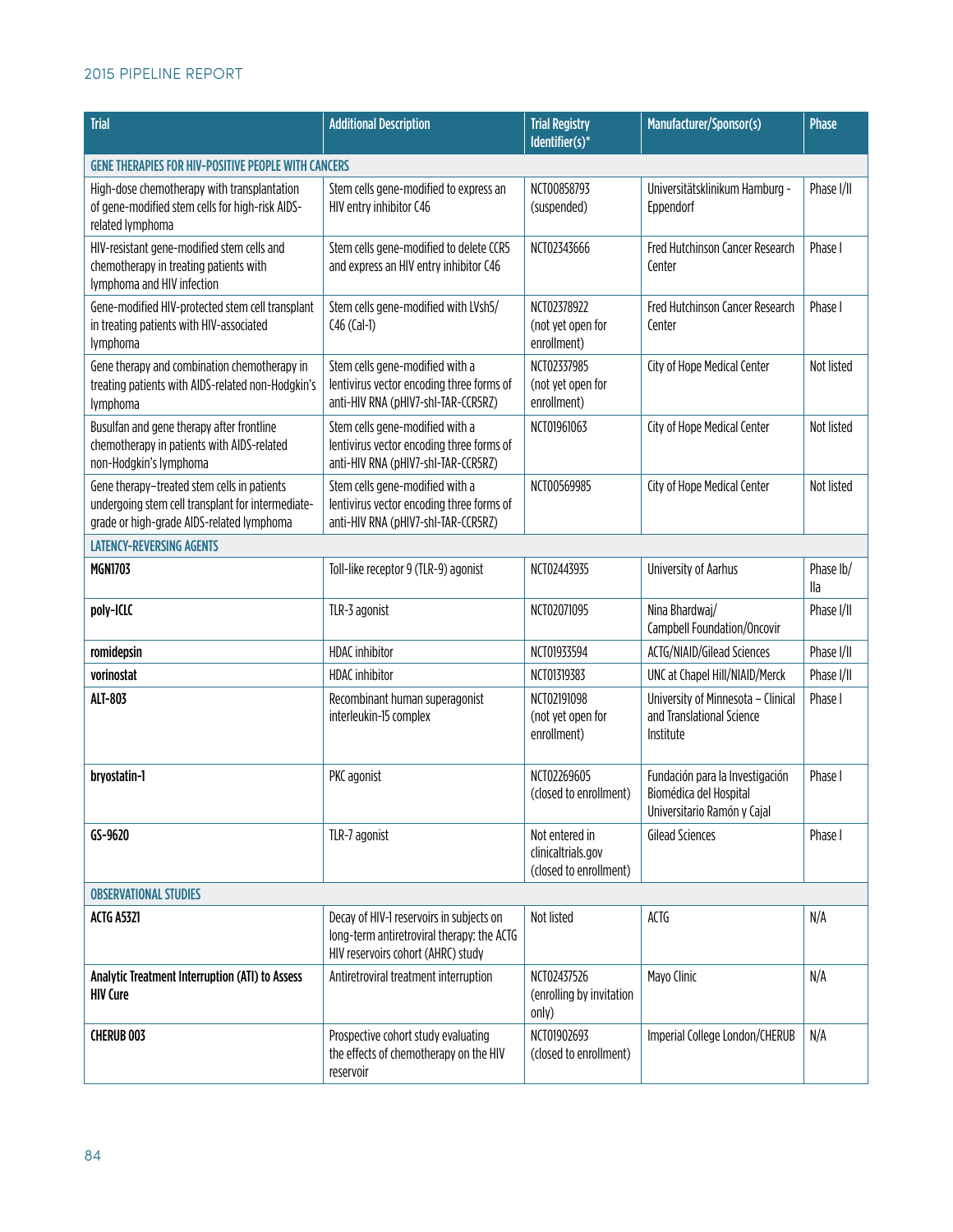| Trial | Additional Description | Trial Registry Identifier(s)* | Manufacturer/Sponsor(s) | Phase |
|---|---|---|---|---|
| **GENE THERAPIES FOR HIV-POSITIVE PEOPLE WITH CANCERS** | | | | |
| High-dose chemotherapy with transplantation of gene-modified stem cells for high-risk AIDS-related lymphoma | Stem cells gene-modified to express an HIV entry inhibitor C46 | NCT00858793 (suspended) | Universitätsklinikum Hamburg - Eppendorf | Phase I/II |
| HIV-resistant gene-modified stem cells and chemotherapy in treating patients with lymphoma and HIV infection | Stem cells gene-modified to delete CCR5 and express an HIV entry inhibitor C46 | NCT02343666 | Fred Hutchinson Cancer Research Center | Phase I |
| Gene-modified HIV-protected stem cell transplant in treating patients with HIV-associated lymphoma | Stem cells gene-modified with LVsh5/C46 (Cal-1) | NCT02378922 (not yet open for enrollment) | Fred Hutchinson Cancer Research Center | Phase I |
| Gene therapy and combination chemotherapy in treating patients with AIDS-related non-Hodgkin's lymphoma | Stem cells gene-modified with a lentivirus vector encoding three forms of anti-HIV RNA (pHIV7-shI-TAR-CCR5RZ) | NCT02337985 (not yet open for enrollment) | City of Hope Medical Center | Not listed |
| Busulfan and gene therapy after frontline chemotherapy in patients with AIDS-related non-Hodgkin's lymphoma | Stem cells gene-modified with a lentivirus vector encoding three forms of anti-HIV RNA (pHIV7-shI-TAR-CCR5RZ) | NCT01961063 | City of Hope Medical Center | Not listed |
| Gene therapy–treated stem cells in patients undergoing stem cell transplant for intermediate-grade or high-grade AIDS-related lymphoma | Stem cells gene-modified with a lentivirus vector encoding three forms of anti-HIV RNA (pHIV7-shI-TAR-CCR5RZ) | NCT00569985 | City of Hope Medical Center | Not listed |
| **LATENCY-REVERSING AGENTS** | | | | |
| **MGN1703** | Toll-like receptor 9 (TLR-9) agonist | NCT02443935 | University of Aarhus | Phase Ib/IIa |
| **poly-ICLC** | TLR-3 agonist | NCT02071095 | Nina Bhardwaj/Campbell Foundation/Oncovir | Phase I/II |
| **romidepsin** | HDAC inhibitor | NCT01933594 | ACTG/NIAID/Gilead Sciences | Phase I/II |
| **vorinostat** | HDAC inhibitor | NCT01319383 | UNC at Chapel Hill/NIAID/Merck | Phase I/II |
| **ALT-803** | Recombinant human superagonist interleukin-15 complex | NCT02191098 (not yet open for enrollment) | University of Minnesota – Clinical and Translational Science Institute | Phase I |
| **bryostatin-1** | PKC agonist | NCT02269605 (closed to enrollment) | Fundación para la Investigación Biomédica del Hospital Universitario Ramón y Cajal | Phase I |
| **GS-9620** | TLR-7 agonist | Not entered in clinicaltrials.gov (closed to enrollment) | Gilead Sciences | Phase I |
| **OBSERVATIONAL STUDIES** | | | | |
| **ACTG A5321** | Decay of HIV-1 reservoirs in subjects on long-term antiretroviral therapy: the ACTG HIV reservoirs cohort (AHRC) study | Not listed | ACTG | N/A |
| **Analytic Treatment Interruption (ATI) to Assess HIV Cure** | Antiretroviral treatment interruption | NCT02437526 (enrolling by invitation only) | Mayo Clinic | N/A |
| **CHERUB 003** | Prospective cohort study evaluating the effects of chemotherapy on the HIV reservoir | NCT01902693 (closed to enrollment) | Imperial College London/CHERUB | N/A |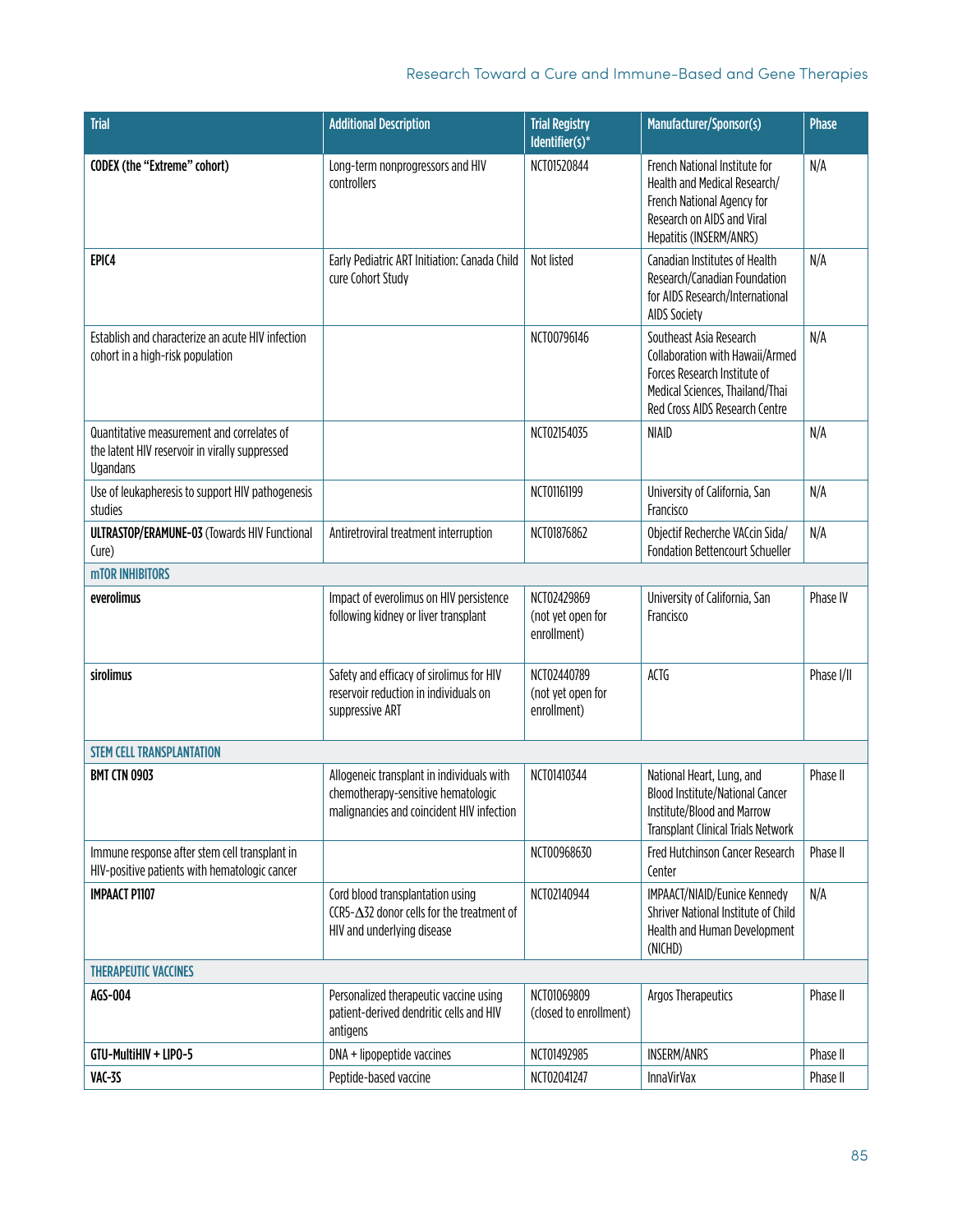| Trial | Additional Description | Trial Registry Identifier(s)* | Manufacturer/Sponsor(s) | Phase |
|---|---|---|---|---|
| **CODEX (the "Extreme" cohort)** | Long-term nonprogressors and HIV controllers | NCT01520844 | French National Institute for Health and Medical Research/ French National Agency for Research on AIDS and Viral Hepatitis (INSERM/ANRS) | N/A |
| **EPIC4** | Early Pediatric ART Initiation: Canada Child cure Cohort Study | Not listed | Canadian Institutes of Health Research/Canadian Foundation for AIDS Research/International AIDS Society | N/A |
| Establish and characterize an acute HIV infection cohort in a high-risk population | | NCT00796146 | Southeast Asia Research Collaboration with Hawaii/Armed Forces Research Institute of Medical Sciences, Thailand/Thai Red Cross AIDS Research Centre | N/A |
| Quantitative measurement and correlates of the latent HIV reservoir in virally suppressed Ugandans | | NCT02154035 | NIAID | N/A |
| Use of leukapheresis to support HIV pathogenesis studies | | NCT01161199 | University of California, San Francisco | N/A |
| **ULTRASTOP/ERAMUNE-03** (Towards HIV Functional Cure) | Antiretroviral treatment interruption | NCT01876862 | Objectif Recherche VACcin Sida/ Fondation Bettencourt Schueller | N/A |
| **mTOR INHIBITORS** | | | | |
| **everolimus** | Impact of everolimus on HIV persistence following kidney or liver transplant | NCT02429869 (not yet open for enrollment) | University of California, San Francisco | Phase IV |
| **sirolimus** | Safety and efficacy of sirolimus for HIV reservoir reduction in individuals on suppressive ART | NCT02440789 (not yet open for enrollment) | ACTG | Phase I/II |
| **STEM CELL TRANSPLANTATION** | | | | |
| **BMT CTN 0903** | Allogeneic transplant in individuals with chemotherapy-sensitive hematologic malignancies and coincident HIV infection | NCT01410344 | National Heart, Lung, and Blood Institute/National Cancer Institute/Blood and Marrow Transplant Clinical Trials Network | Phase II |
| Immune response after stem cell transplant in HIV-positive patients with hematologic cancer | | NCT00968630 | Fred Hutchinson Cancer Research Center | Phase II |
| **IMPAACT P1107** | Cord blood transplantation using CCR5-Δ32 donor cells for the treatment of HIV and underlying disease | NCT02140944 | IMPAACT/NIAID/Eunice Kennedy Shriver National Institute of Child Health and Human Development (NICHD) | N/A |
| **THERAPEUTIC VACCINES** | | | | |
| **AGS-004** | Personalized therapeutic vaccine using patient-derived dendritic cells and HIV antigens | NCT01069809 (closed to enrollment) | Argos Therapeutics | Phase II |
| **GTU-MultiHIV + LIPO-5** | DNA + lipopeptide vaccines | NCT01492985 | INSERM/ANRS | Phase II |
| **VAC-3S** | Peptide-based vaccine | NCT02041247 | InnaVirVax | Phase II |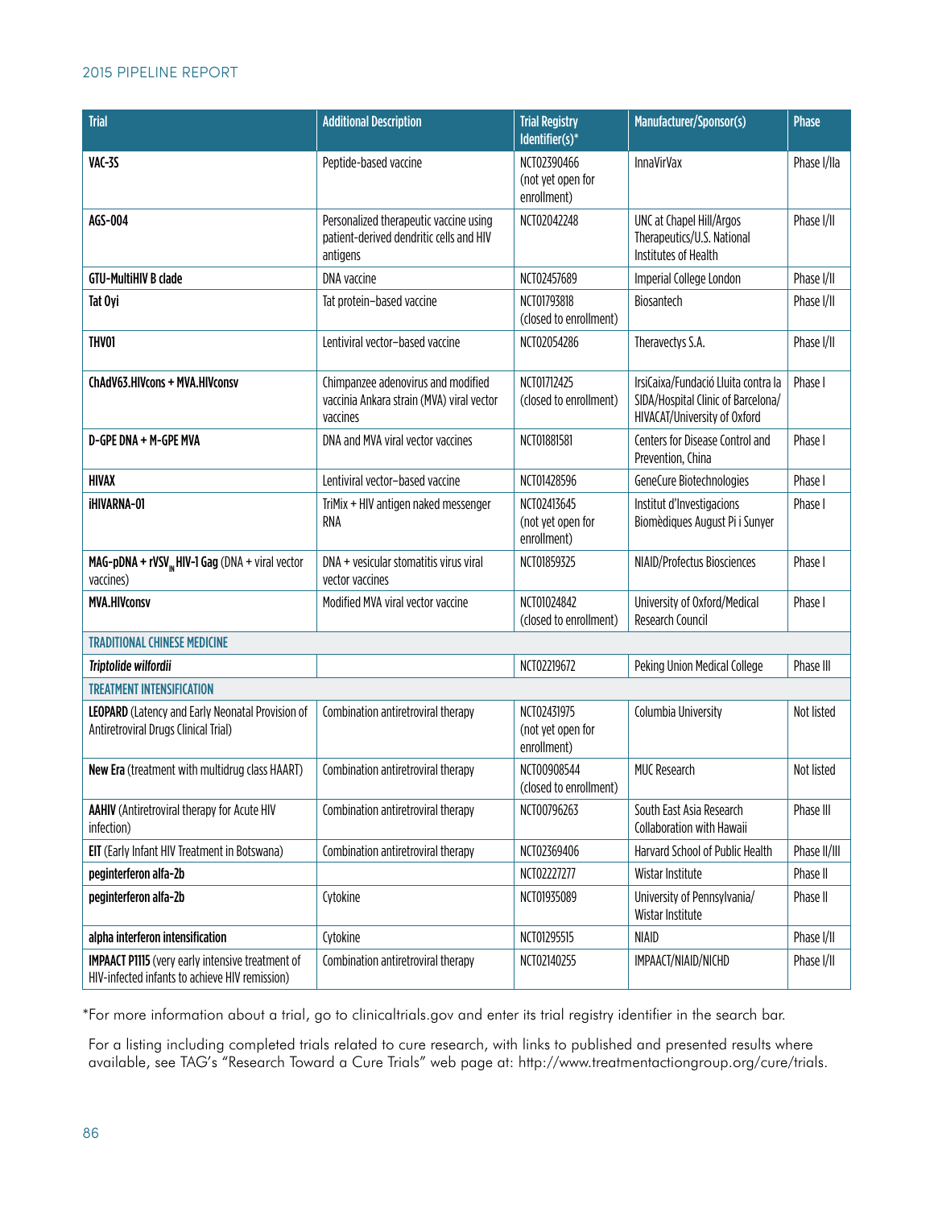| Trial | Additional Description | Trial Registry Identifier(s)* | Manufacturer/Sponsor(s) | Phase |
|---|---|---|---|---|
| **VAC-3S** | Peptide-based vaccine | NCT02390466 (not yet open for enrollment) | InnaVirVax | Phase I/IIa |
| **AGS-004** | Personalized therapeutic vaccine using patient-derived dendritic cells and HIV antigens | NCT02042248 | UNC at Chapel Hill/Argos Therapeutics/U.S. National Institutes of Health | Phase I/II |
| **GTU-MultiHIV B clade** | DNA vaccine | NCT02457689 | Imperial College London | Phase I/II |
| **Tat Oyi** | Tat protein–based vaccine | NCT01793818 (closed to enrollment) | Biosantech | Phase I/II |
| **THV01** | Lentiviral vector–based vaccine | NCT02054286 | Theravectys S.A. | Phase I/II |
| **ChAdV63.HIVcons + MVA.HIVconsv** | Chimpanzee adenovirus and modified vaccinia Ankara strain (MVA) viral vector vaccines | NCT01712425 (closed to enrollment) | IrsiCaixa/Fundació Lluita contra la SIDA/Hospital Clinic of Barcelona/HIVACAT/University of Oxford | Phase I |
| **D-GPE DNA + M-GPE MVA** | DNA and MVA viral vector vaccines | NCT01881581 | Centers for Disease Control and Prevention, China | Phase I |
| **HIVAX** | Lentiviral vector–based vaccine | NCT01428596 | GeneCure Biotechnologies | Phase I |
| **iHIVARNA-01** | TriMix + HIV antigen naked messenger RNA | NCT02413645 (not yet open for enrollment) | Institut d'Investigacions Biomèdiques August Pi i Sunyer | Phase I |
| **MAG-pDNA + $rVSV_{IN}$ HIV-1 Gag** (DNA + viral vector vaccines) | DNA + vesicular stomatitis virus viral vector vaccines | NCT01859325 | NIAID/Profectus Biosciences | Phase I |
| **MVA.HIVconsv** | Modified MVA viral vector vaccine | NCT01024842 (closed to enrollment) | University of Oxford/Medical Research Council | Phase I |
| **TRADITIONAL CHINESE MEDICINE** | | | | |
| ***Triptolide wilfordii*** | | NCT02219672 | Peking Union Medical College | Phase III |
| **TREATMENT INTENSIFICATION** | | | | |
| **LEOPARD** (Latency and Early Neonatal Provision of Antiretroviral Drugs Clinical Trial) | Combination antiretroviral therapy | NCT02431975 (not yet open for enrollment) | Columbia University | Not listed |
| **New Era** (treatment with multidrug class HAART) | Combination antiretroviral therapy | NCT00908544 (closed to enrollment) | MUC Research | Not listed |
| **AAHIV** (Antiretroviral therapy for Acute HIV infection) | Combination antiretroviral therapy | NCT00796263 | South East Asia Research Collaboration with Hawaii | Phase III |
| **EIT** (Early Infant HIV Treatment in Botswana) | Combination antiretroviral therapy | NCT02369406 | Harvard School of Public Health | Phase II/III |
| **peginterferon alfa-2b** | | NCT02227277 | Wistar Institute | Phase II |
| **peginterferon alfa-2b** | Cytokine | NCT01935089 | University of Pennsylvania/Wistar Institute | Phase II |
| **alpha interferon intensification** | Cytokine | NCT01295515 | NIAID | Phase I/II |
| **IMPAACT P1115** (very early intensive treatment of HIV-infected infants to achieve HIV remission) | Combination antiretroviral therapy | NCT02140255 | IMPAACT/NIAID/NICHD | Phase I/II |

*For more information about a trial, go to clinicaltrials.gov and enter its trial registry identifier in the search bar.

For a listing including completed trials related to cure research, with links to published and presented results where available, see TAG's "Research Toward a Cure Trials" web page at: http://www.treatmentactiongroup.org/cure/trials.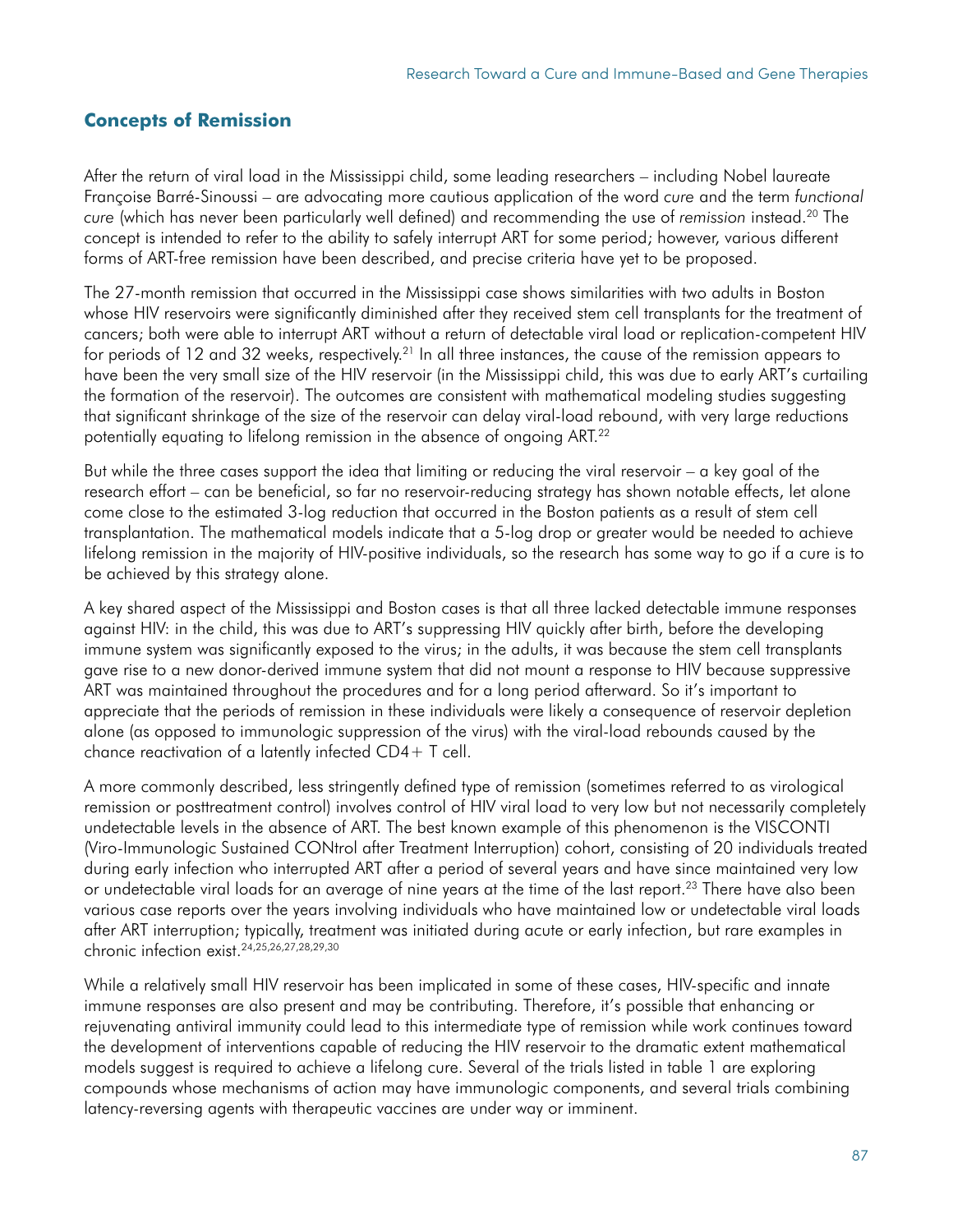## Concepts of Remission

After the return of viral load in the Mississippi child, some leading researchers – including Nobel laureate Françoise Barré-Sinoussi – are advocating more cautious application of the word *cure* and the term *functional cure* (which has never been particularly well defined) and recommending the use of *remission* instead.[20] The concept is intended to refer to the ability to safely interrupt ART for some period; however, various different forms of ART-free remission have been described, and precise criteria have yet to be proposed.

The 27-month remission that occurred in the Mississippi case shows similarities with two adults in Boston whose HIV reservoirs were significantly diminished after they received stem cell transplants for the treatment of cancers; both were able to interrupt ART without a return of detectable viral load or replication-competent HIV for periods of 12 and 32 weeks, respectively.[21] In all three instances, the cause of the remission appears to have been the very small size of the HIV reservoir (in the Mississippi child, this was due to early ART's curtailing the formation of the reservoir). The outcomes are consistent with mathematical modeling studies suggesting that significant shrinkage of the size of the reservoir can delay viral-load rebound, with very large reductions potentially equating to lifelong remission in the absence of ongoing ART.[22]

But while the three cases support the idea that limiting or reducing the viral reservoir – a key goal of the research effort – can be beneficial, so far no reservoir-reducing strategy has shown notable effects, let alone come close to the estimated 3-log reduction that occurred in the Boston patients as a result of stem cell transplantation. The mathematical models indicate that a 5-log drop or greater would be needed to achieve lifelong remission in the majority of HIV-positive individuals, so the research has some way to go if a cure is to be achieved by this strategy alone.

A key shared aspect of the Mississippi and Boston cases is that all three lacked detectable immune responses against HIV: in the child, this was due to ART's suppressing HIV quickly after birth, before the developing immune system was significantly exposed to the virus; in the adults, it was because the stem cell transplants gave rise to a new donor-derived immune system that did not mount a response to HIV because suppressive ART was maintained throughout the procedures and for a long period afterward. So it's important to appreciate that the periods of remission in these individuals were likely a consequence of reservoir depletion alone (as opposed to immunologic suppression of the virus) with the viral-load rebounds caused by the chance reactivation of a latently infected CD4+ T cell.

A more commonly described, less stringently defined type of remission (sometimes referred to as virological remission or posttreatment control) involves control of HIV viral load to very low but not necessarily completely undetectable levels in the absence of ART. The best known example of this phenomenon is the VISCONTI (Viro-Immunologic Sustained CONtrol after Treatment Interruption) cohort, consisting of 20 individuals treated during early infection who interrupted ART after a period of several years and have since maintained very low or undetectable viral loads for an average of nine years at the time of the last report.[23] There have also been various case reports over the years involving individuals who have maintained low or undetectable viral loads after ART interruption; typically, treatment was initiated during acute or early infection, but rare examples in chronic infection exist.[24,25,26,27,28,29,30]

While a relatively small HIV reservoir has been implicated in some of these cases, HIV-specific and innate immune responses are also present and may be contributing. Therefore, it's possible that enhancing or rejuvenating antiviral immunity could lead to this intermediate type of remission while work continues toward the development of interventions capable of reducing the HIV reservoir to the dramatic extent mathematical models suggest is required to achieve a lifelong cure. Several of the trials listed in table 1 are exploring compounds whose mechanisms of action may have immunologic components, and several trials combining latency-reversing agents with therapeutic vaccines are under way or imminent.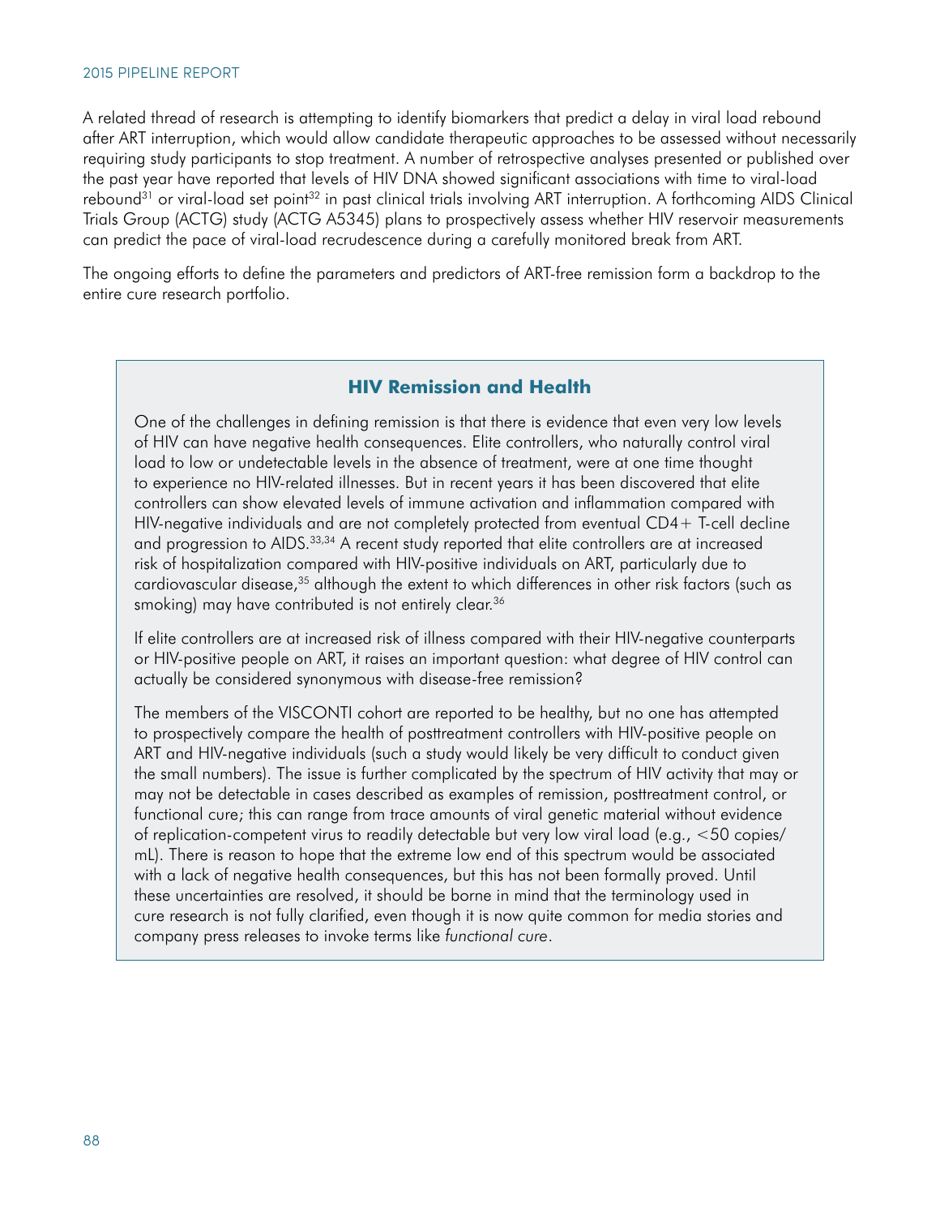A related thread of research is attempting to identify biomarkers that predict a delay in viral load rebound after ART interruption, which would allow candidate therapeutic approaches to be assessed without necessarily requiring study participants to stop treatment. A number of retrospective analyses presented or published over the past year have reported that levels of HIV DNA showed significant associations with time to viral-load rebound[31] or viral-load set point[32] in past clinical trials involving ART interruption. A forthcoming AIDS Clinical Trials Group (ACTG) study (ACTG A5345) plans to prospectively assess whether HIV reservoir measurements can predict the pace of viral-load recrudescence during a carefully monitored break from ART.

The ongoing efforts to define the parameters and predictors of ART-free remission form a backdrop to the entire cure research portfolio.

## HIV Remission and Health

One of the challenges in defining remission is that there is evidence that even very low levels of HIV can have negative health consequences. Elite controllers, who naturally control viral load to low or undetectable levels in the absence of treatment, were at one time thought to experience no HIV-related illnesses. But in recent years it has been discovered that elite controllers can show elevated levels of immune activation and inflammation compared with HIV-negative individuals and are not completely protected from eventual CD4+ T-cell decline and progression to AIDS.[33,34] A recent study reported that elite controllers are at increased risk of hospitalization compared with HIV-positive individuals on ART, particularly due to cardiovascular disease,[35] although the extent to which differences in other risk factors (such as smoking) may have contributed is not entirely clear.[36]

If elite controllers are at increased risk of illness compared with their HIV-negative counterparts or HIV-positive people on ART, it raises an important question: what degree of HIV control can actually be considered synonymous with disease-free remission?

The members of the VISCONTI cohort are reported to be healthy, but no one has attempted to prospectively compare the health of posttreatment controllers with HIV-positive people on ART and HIV-negative individuals (such a study would likely be very difficult to conduct given the small numbers). The issue is further complicated by the spectrum of HIV activity that may or may not be detectable in cases described as examples of remission, posttreatment control, or functional cure; this can range from trace amounts of viral genetic material without evidence of replication-competent virus to readily detectable but very low viral load (e.g., <50 copies/mL). There is reason to hope that the extreme low end of this spectrum would be associated with a lack of negative health consequences, but this has not been formally proved. Until these uncertainties are resolved, it should be borne in mind that the terminology used in cure research is not fully clarified, even though it is now quite common for media stories and company press releases to invoke terms like *functional cure*.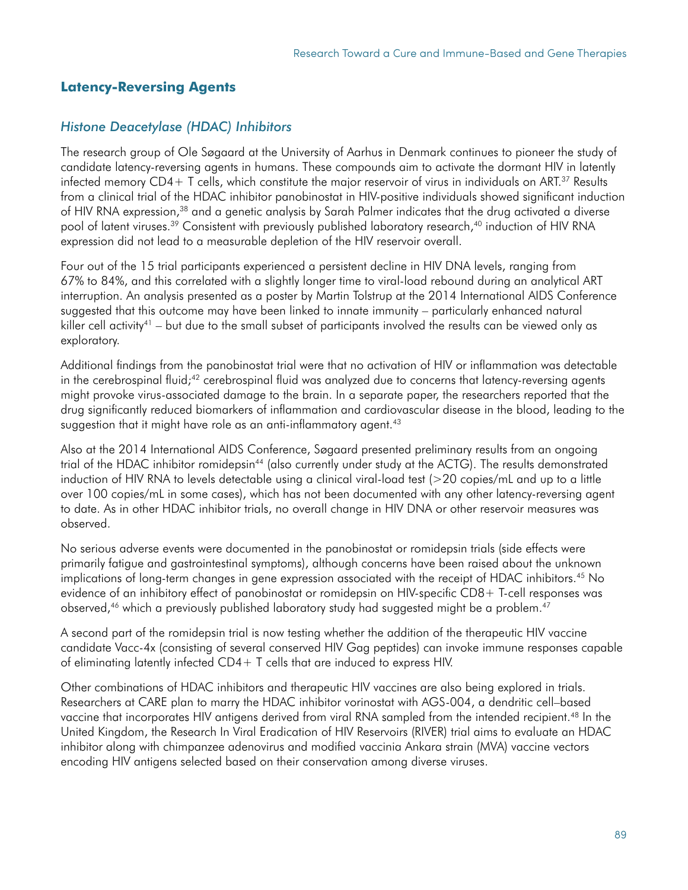## Latency-Reversing Agents

### *Histone Deacetylase (HDAC) Inhibitors*

The research group of Ole Søgaard at the University of Aarhus in Denmark continues to pioneer the study of candidate latency-reversing agents in humans. These compounds aim to activate the dormant HIV in latently infected memory CD4+ T cells, which constitute the major reservoir of virus in individuals on ART.[37] Results from a clinical trial of the HDAC inhibitor panobinostat in HIV-positive individuals showed significant induction of HIV RNA expression,[38] and a genetic analysis by Sarah Palmer indicates that the drug activated a diverse pool of latent viruses.[39] Consistent with previously published laboratory research,[40] induction of HIV RNA expression did not lead to a measurable depletion of the HIV reservoir overall.

Four out of the 15 trial participants experienced a persistent decline in HIV DNA levels, ranging from 67% to 84%, and this correlated with a slightly longer time to viral-load rebound during an analytical ART interruption. An analysis presented as a poster by Martin Tolstrup at the 2014 International AIDS Conference suggested that this outcome may have been linked to innate immunity – particularly enhanced natural killer cell activity[41] – but due to the small subset of participants involved the results can be viewed only as exploratory.

Additional findings from the panobinostat trial were that no activation of HIV or inflammation was detectable in the cerebrospinal fluid;[42] cerebrospinal fluid was analyzed due to concerns that latency-reversing agents might provoke virus-associated damage to the brain. In a separate paper, the researchers reported that the drug significantly reduced biomarkers of inflammation and cardiovascular disease in the blood, leading to the suggestion that it might have role as an anti-inflammatory agent.[43]

Also at the 2014 International AIDS Conference, Søgaard presented preliminary results from an ongoing trial of the HDAC inhibitor romidepsin[44] (also currently under study at the ACTG). The results demonstrated induction of HIV RNA to levels detectable using a clinical viral-load test (>20 copies/mL and up to a little over 100 copies/mL in some cases), which has not been documented with any other latency-reversing agent to date. As in other HDAC inhibitor trials, no overall change in HIV DNA or other reservoir measures was observed.

No serious adverse events were documented in the panobinostat or romidepsin trials (side effects were primarily fatigue and gastrointestinal symptoms), although concerns have been raised about the unknown implications of long-term changes in gene expression associated with the receipt of HDAC inhibitors.[45] No evidence of an inhibitory effect of panobinostat or romidepsin on HIV-specific CD8+ T-cell responses was observed,[46] which a previously published laboratory study had suggested might be a problem.[47]

A second part of the romidepsin trial is now testing whether the addition of the therapeutic HIV vaccine candidate Vacc-4x (consisting of several conserved HIV Gag peptides) can invoke immune responses capable of eliminating latently infected CD4+ T cells that are induced to express HIV.

Other combinations of HDAC inhibitors and therapeutic HIV vaccines are also being explored in trials. Researchers at CARE plan to marry the HDAC inhibitor vorinostat with AGS-004, a dendritic cell–based vaccine that incorporates HIV antigens derived from viral RNA sampled from the intended recipient.[48] In the United Kingdom, the Research In Viral Eradication of HIV Reservoirs (RIVER) trial aims to evaluate an HDAC inhibitor along with chimpanzee adenovirus and modified vaccinia Ankara strain (MVA) vaccine vectors encoding HIV antigens selected based on their conservation among diverse viruses.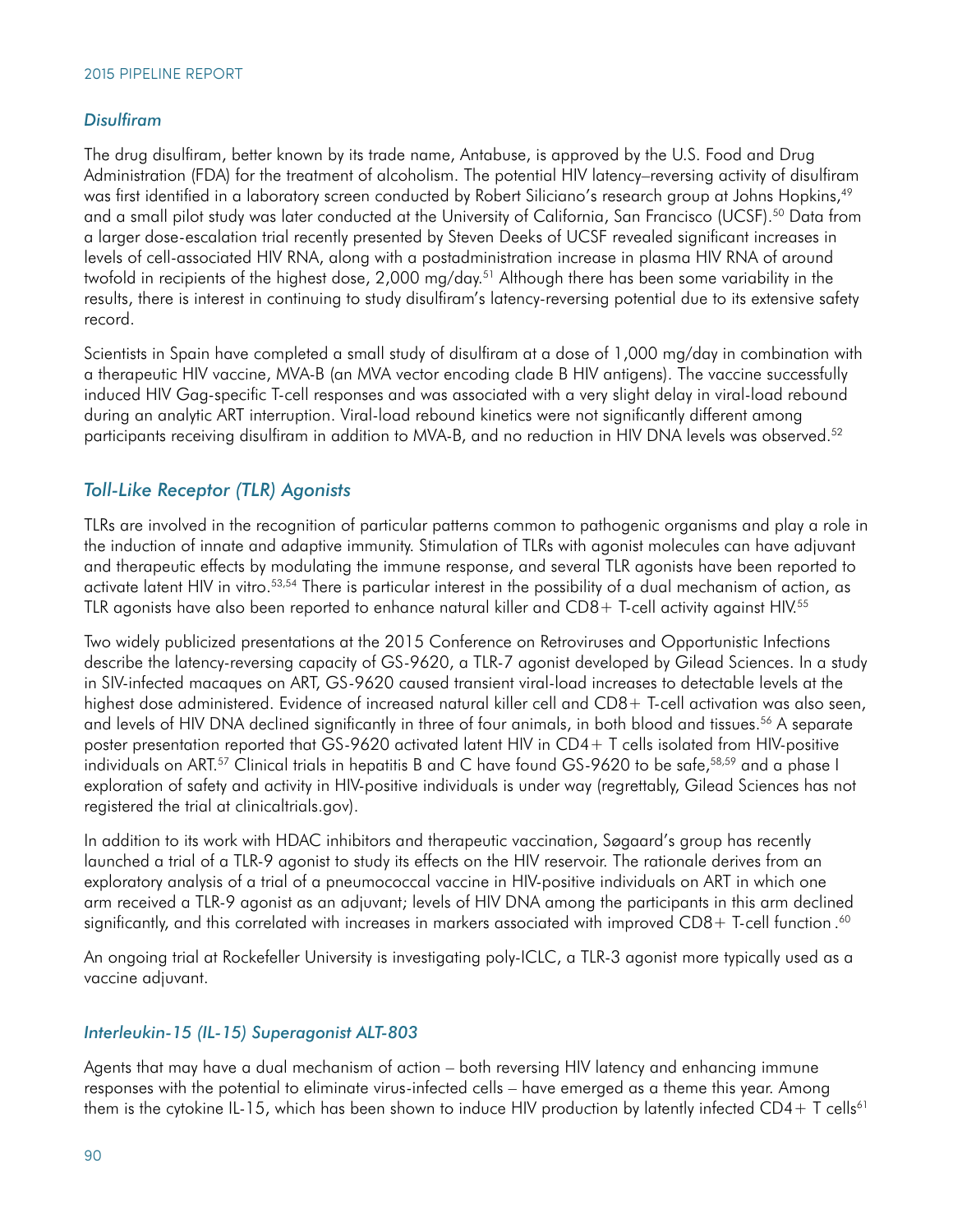### *Disulfiram*

The drug disulfiram, better known by its trade name, Antabuse, is approved by the U.S. Food and Drug Administration (FDA) for the treatment of alcoholism. The potential HIV latency–reversing activity of disulfiram was first identified in a laboratory screen conducted by Robert Siliciano's research group at Johns Hopkins,[49] and a small pilot study was later conducted at the University of California, San Francisco (UCSF).[50] Data from a larger dose-escalation trial recently presented by Steven Deeks of UCSF revealed significant increases in levels of cell-associated HIV RNA, along with a postadministration increase in plasma HIV RNA of around twofold in recipients of the highest dose, 2,000 mg/day.[51] Although there has been some variability in the results, there is interest in continuing to study disulfiram's latency-reversing potential due to its extensive safety record.

Scientists in Spain have completed a small study of disulfiram at a dose of 1,000 mg/day in combination with a therapeutic HIV vaccine, MVA-B (an MVA vector encoding clade B HIV antigens). The vaccine successfully induced HIV Gag-specific T-cell responses and was associated with a very slight delay in viral-load rebound during an analytic ART interruption. Viral-load rebound kinetics were not significantly different among participants receiving disulfiram in addition to MVA-B, and no reduction in HIV DNA levels was observed.[52]

### *Toll-Like Receptor (TLR) Agonists*

TLRs are involved in the recognition of particular patterns common to pathogenic organisms and play a role in the induction of innate and adaptive immunity. Stimulation of TLRs with agonist molecules can have adjuvant and therapeutic effects by modulating the immune response, and several TLR agonists have been reported to activate latent HIV in vitro.[53,54] There is particular interest in the possibility of a dual mechanism of action, as TLR agonists have also been reported to enhance natural killer and CD8+ T-cell activity against HIV.[55]

Two widely publicized presentations at the 2015 Conference on Retroviruses and Opportunistic Infections describe the latency-reversing capacity of GS-9620, a TLR-7 agonist developed by Gilead Sciences. In a study in SIV-infected macaques on ART, GS-9620 caused transient viral-load increases to detectable levels at the highest dose administered. Evidence of increased natural killer cell and CD8+ T-cell activation was also seen, and levels of HIV DNA declined significantly in three of four animals, in both blood and tissues.[56] A separate poster presentation reported that GS-9620 activated latent HIV in CD4+ T cells isolated from HIV-positive individuals on ART.[57] Clinical trials in hepatitis B and C have found GS-9620 to be safe,[58,59] and a phase I exploration of safety and activity in HIV-positive individuals is under way (regrettably, Gilead Sciences has not registered the trial at clinicaltrials.gov).

In addition to its work with HDAC inhibitors and therapeutic vaccination, Søgaard's group has recently launched a trial of a TLR-9 agonist to study its effects on the HIV reservoir. The rationale derives from an exploratory analysis of a trial of a pneumococcal vaccine in HIV-positive individuals on ART in which one arm received a TLR-9 agonist as an adjuvant; levels of HIV DNA among the participants in this arm declined significantly, and this correlated with increases in markers associated with improved CD8+ T-cell function.[60]

An ongoing trial at Rockefeller University is investigating poly-ICLC, a TLR-3 agonist more typically used as a vaccine adjuvant.

### *Interleukin-15 (IL-15) Superagonist ALT-803*

Agents that may have a dual mechanism of action – both reversing HIV latency and enhancing immune responses with the potential to eliminate virus-infected cells – have emerged as a theme this year. Among them is the cytokine IL-15, which has been shown to induce HIV production by latently infected CD4+ T cells[61]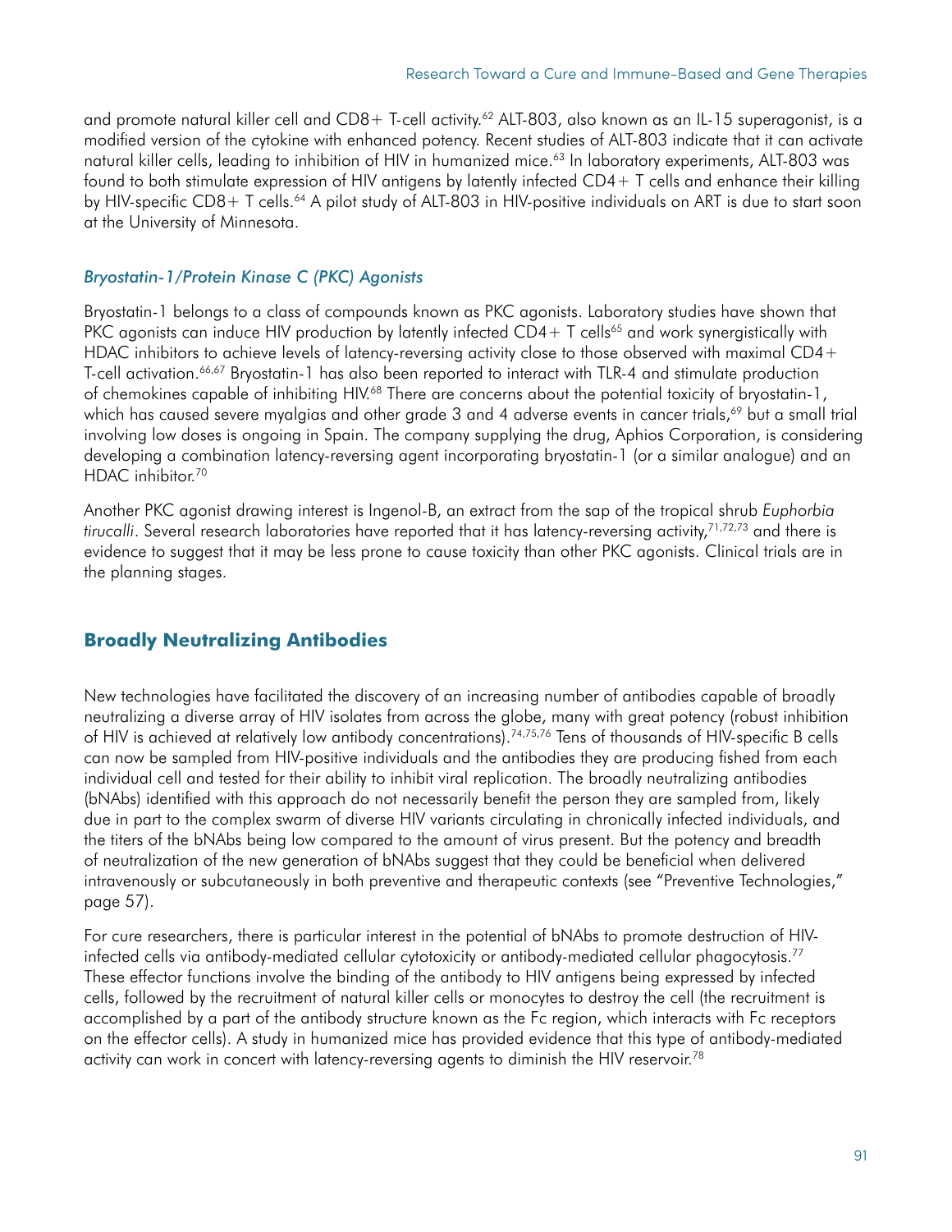and promote natural killer cell and CD8+ T-cell activity.[62] ALT-803, also known as an IL-15 superagonist, is a modified version of the cytokine with enhanced potency. Recent studies of ALT-803 indicate that it can activate natural killer cells, leading to inhibition of HIV in humanized mice.[63] In laboratory experiments, ALT-803 was found to both stimulate expression of HIV antigens by latently infected CD4+ T cells and enhance their killing by HIV-specific CD8+ T cells.[64] A pilot study of ALT-803 in HIV-positive individuals on ART is due to start soon at the University of Minnesota.

### *Bryostatin-1/Protein Kinase C (PKC) Agonists*

Bryostatin-1 belongs to a class of compounds known as PKC agonists. Laboratory studies have shown that PKC agonists can induce HIV production by latently infected CD4+ T cells[65] and work synergistically with HDAC inhibitors to achieve levels of latency-reversing activity close to those observed with maximal CD4+ T-cell activation.[66,67] Bryostatin-1 has also been reported to interact with TLR-4 and stimulate production of chemokines capable of inhibiting HIV.[68] There are concerns about the potential toxicity of bryostatin-1, which has caused severe myalgias and other grade 3 and 4 adverse events in cancer trials,[69] but a small trial involving low doses is ongoing in Spain. The company supplying the drug, Aphios Corporation, is considering developing a combination latency-reversing agent incorporating bryostatin-1 (or a similar analogue) and an HDAC inhibitor.[70]

Another PKC agonist drawing interest is Ingenol-B, an extract from the sap of the tropical shrub *Euphorbia tirucalli*. Several research laboratories have reported that it has latency-reversing activity,[71,72,73] and there is evidence to suggest that it may be less prone to cause toxicity than other PKC agonists. Clinical trials are in the planning stages.

## Broadly Neutralizing Antibodies

New technologies have facilitated the discovery of an increasing number of antibodies capable of broadly neutralizing a diverse array of HIV isolates from across the globe, many with great potency (robust inhibition of HIV is achieved at relatively low antibody concentrations).[74,75,76] Tens of thousands of HIV-specific B cells can now be sampled from HIV-positive individuals and the antibodies they are producing fished from each individual cell and tested for their ability to inhibit viral replication. The broadly neutralizing antibodies (bNAbs) identified with this approach do not necessarily benefit the person they are sampled from, likely due in part to the complex swarm of diverse HIV variants circulating in chronically infected individuals, and the titers of the bNAbs being low compared to the amount of virus present. But the potency and breadth of neutralization of the new generation of bNAbs suggest that they could be beneficial when delivered intravenously or subcutaneously in both preventive and therapeutic contexts (see "Preventive Technologies," page 57).

For cure researchers, there is particular interest in the potential of bNAbs to promote destruction of HIV-infected cells via antibody-mediated cellular cytotoxicity or antibody-mediated cellular phagocytosis.[77] These effector functions involve the binding of the antibody to HIV antigens being expressed by infected cells, followed by the recruitment of natural killer cells or monocytes to destroy the cell (the recruitment is accomplished by a part of the antibody structure known as the Fc region, which interacts with Fc receptors on the effector cells). A study in humanized mice has provided evidence that this type of antibody-mediated activity can work in concert with latency-reversing agents to diminish the HIV reservoir.[78]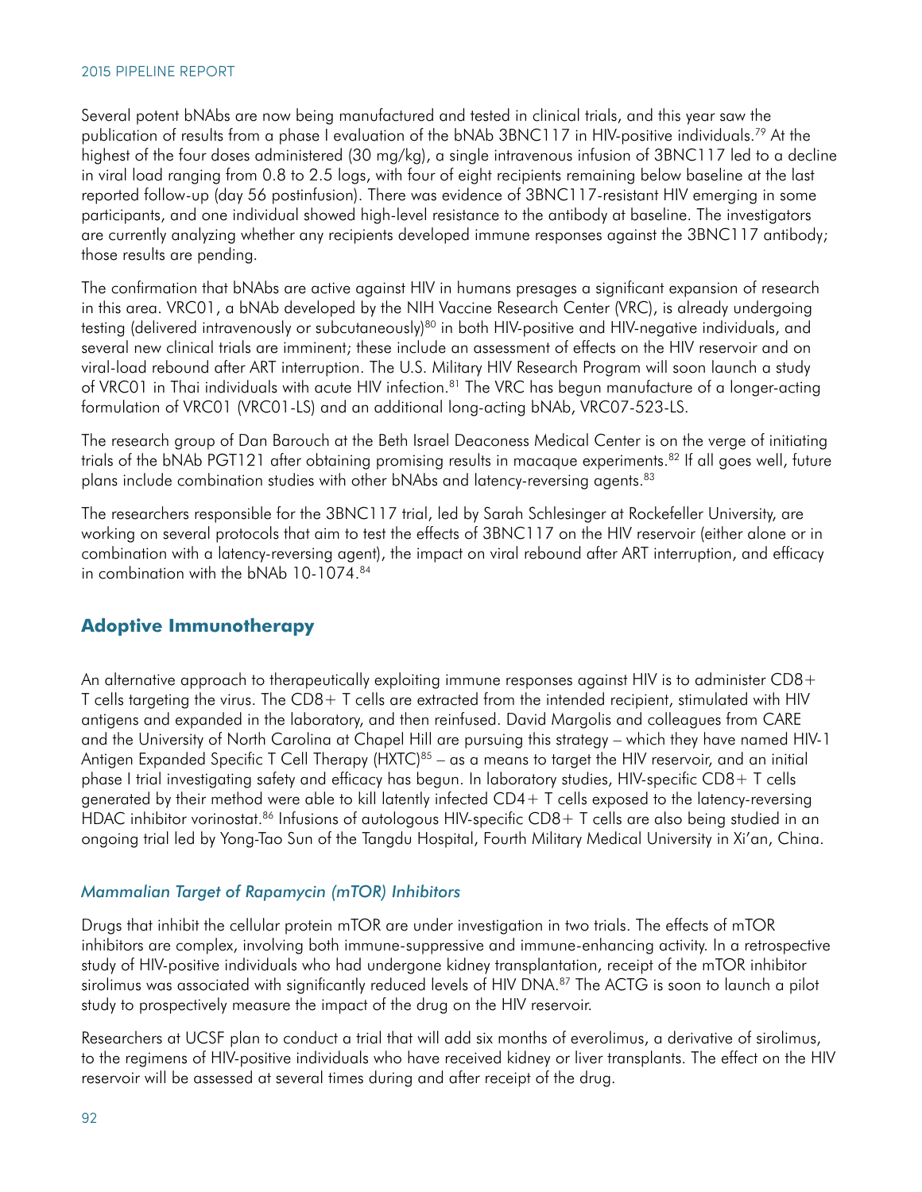Several potent bNAbs are now being manufactured and tested in clinical trials, and this year saw the publication of results from a phase I evaluation of the bNAb 3BNC117 in HIV-positive individuals.[79] At the highest of the four doses administered (30 mg/kg), a single intravenous infusion of 3BNC117 led to a decline in viral load ranging from 0.8 to 2.5 logs, with four of eight recipients remaining below baseline at the last reported follow-up (day 56 postinfusion). There was evidence of 3BNC117-resistant HIV emerging in some participants, and one individual showed high-level resistance to the antibody at baseline. The investigators are currently analyzing whether any recipients developed immune responses against the 3BNC117 antibody; those results are pending.

The confirmation that bNAbs are active against HIV in humans presages a significant expansion of research in this area. VRC01, a bNAb developed by the NIH Vaccine Research Center (VRC), is already undergoing testing (delivered intravenously or subcutaneously)[80] in both HIV-positive and HIV-negative individuals, and several new clinical trials are imminent; these include an assessment of effects on the HIV reservoir and on viral-load rebound after ART interruption. The U.S. Military HIV Research Program will soon launch a study of VRC01 in Thai individuals with acute HIV infection.[81] The VRC has begun manufacture of a longer-acting formulation of VRC01 (VRC01-LS) and an additional long-acting bNAb, VRC07-523-LS.

The research group of Dan Barouch at the Beth Israel Deaconess Medical Center is on the verge of initiating trials of the bNAb PGT121 after obtaining promising results in macaque experiments.[82] If all goes well, future plans include combination studies with other bNAbs and latency-reversing agents.[83]

The researchers responsible for the 3BNC117 trial, led by Sarah Schlesinger at Rockefeller University, are working on several protocols that aim to test the effects of 3BNC117 on the HIV reservoir (either alone or in combination with a latency-reversing agent), the impact on viral rebound after ART interruption, and efficacy in combination with the bNAb 10-1074.[84]

## Adoptive Immunotherapy

An alternative approach to therapeutically exploiting immune responses against HIV is to administer CD8+ T cells targeting the virus. The CD8+ T cells are extracted from the intended recipient, stimulated with HIV antigens and expanded in the laboratory, and then reinfused. David Margolis and colleagues from CARE and the University of North Carolina at Chapel Hill are pursuing this strategy – which they have named HIV-1 Antigen Expanded Specific T Cell Therapy (HXTC)[85] – as a means to target the HIV reservoir, and an initial phase I trial investigating safety and efficacy has begun. In laboratory studies, HIV-specific CD8+ T cells generated by their method were able to kill latently infected CD4+ T cells exposed to the latency-reversing HDAC inhibitor vorinostat.[86] Infusions of autologous HIV-specific CD8+ T cells are also being studied in an ongoing trial led by Yong-Tao Sun of the Tangdu Hospital, Fourth Military Medical University in Xi'an, China.

### *Mammalian Target of Rapamycin (mTOR) Inhibitors*

Drugs that inhibit the cellular protein mTOR are under investigation in two trials. The effects of mTOR inhibitors are complex, involving both immune-suppressive and immune-enhancing activity. In a retrospective study of HIV-positive individuals who had undergone kidney transplantation, receipt of the mTOR inhibitor sirolimus was associated with significantly reduced levels of HIV DNA.[87] The ACTG is soon to launch a pilot study to prospectively measure the impact of the drug on the HIV reservoir.

Researchers at UCSF plan to conduct a trial that will add six months of everolimus, a derivative of sirolimus, to the regimens of HIV-positive individuals who have received kidney or liver transplants. The effect on the HIV reservoir will be assessed at several times during and after receipt of the drug.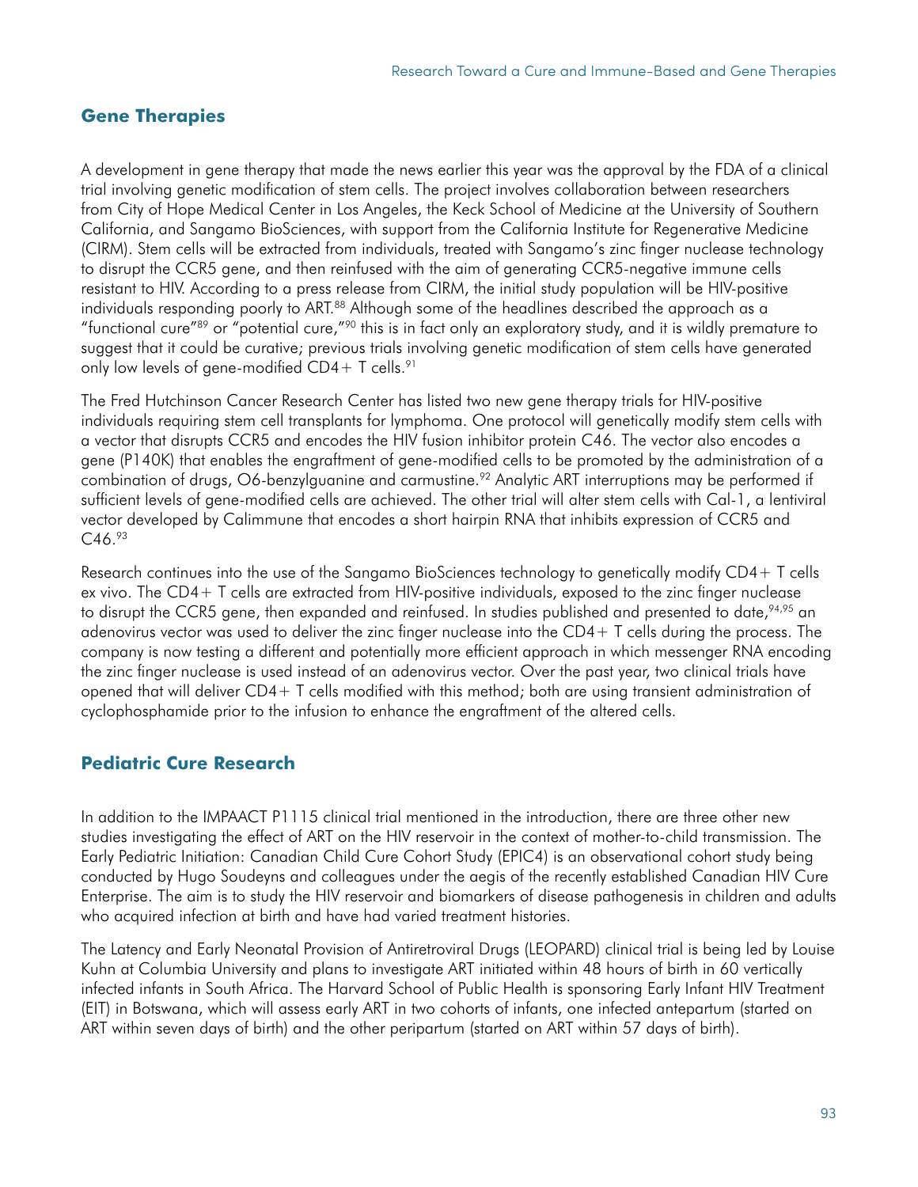## Gene Therapies

A development in gene therapy that made the news earlier this year was the approval by the FDA of a clinical trial involving genetic modification of stem cells. The project involves collaboration between researchers from City of Hope Medical Center in Los Angeles, the Keck School of Medicine at the University of Southern California, and Sangamo BioSciences, with support from the California Institute for Regenerative Medicine (CIRM). Stem cells will be extracted from individuals, treated with Sangamo's zinc finger nuclease technology to disrupt the CCR5 gene, and then reinfused with the aim of generating CCR5-negative immune cells resistant to HIV. According to a press release from CIRM, the initial study population will be HIV-positive individuals responding poorly to ART.[88] Although some of the headlines described the approach as a "functional cure"[89] or "potential cure,"[90] this is in fact only an exploratory study, and it is wildly premature to suggest that it could be curative; previous trials involving genetic modification of stem cells have generated only low levels of gene-modified CD4+ T cells.[91]

The Fred Hutchinson Cancer Research Center has listed two new gene therapy trials for HIV-positive individuals requiring stem cell transplants for lymphoma. One protocol will genetically modify stem cells with a vector that disrupts CCR5 and encodes the HIV fusion inhibitor protein C46. The vector also encodes a gene (P140K) that enables the engraftment of gene-modified cells to be promoted by the administration of a combination of drugs, O6-benzylguanine and carmustine.[92] Analytic ART interruptions may be performed if sufficient levels of gene-modified cells are achieved. The other trial will alter stem cells with Cal-1, a lentiviral vector developed by Calimmune that encodes a short hairpin RNA that inhibits expression of CCR5 and C46.[93]

Research continues into the use of the Sangamo BioSciences technology to genetically modify CD4+ T cells ex vivo. The CD4+ T cells are extracted from HIV-positive individuals, exposed to the zinc finger nuclease to disrupt the CCR5 gene, then expanded and reinfused. In studies published and presented to date,[94,95] an adenovirus vector was used to deliver the zinc finger nuclease into the CD4+ T cells during the process. The company is now testing a different and potentially more efficient approach in which messenger RNA encoding the zinc finger nuclease is used instead of an adenovirus vector. Over the past year, two clinical trials have opened that will deliver CD4+ T cells modified with this method; both are using transient administration of cyclophosphamide prior to the infusion to enhance the engraftment of the altered cells.

## Pediatric Cure Research

In addition to the IMPAACT P1115 clinical trial mentioned in the introduction, there are three other new studies investigating the effect of ART on the HIV reservoir in the context of mother-to-child transmission. The Early Pediatric Initiation: Canadian Child Cure Cohort Study (EPIC4) is an observational cohort study being conducted by Hugo Soudeyns and colleagues under the aegis of the recently established Canadian HIV Cure Enterprise. The aim is to study the HIV reservoir and biomarkers of disease pathogenesis in children and adults who acquired infection at birth and have had varied treatment histories.

The Latency and Early Neonatal Provision of Antiretroviral Drugs (LEOPARD) clinical trial is being led by Louise Kuhn at Columbia University and plans to investigate ART initiated within 48 hours of birth in 60 vertically infected infants in South Africa. The Harvard School of Public Health is sponsoring Early Infant HIV Treatment (EIT) in Botswana, which will assess early ART in two cohorts of infants, one infected antepartum (started on ART within seven days of birth) and the other peripartum (started on ART within 57 days of birth).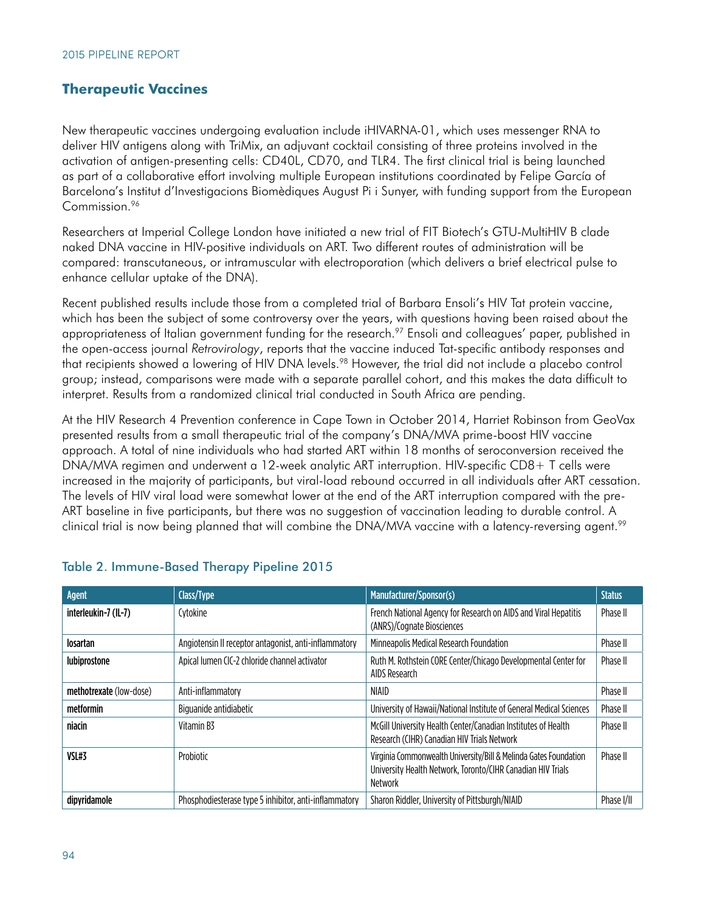## Therapeutic Vaccines

New therapeutic vaccines undergoing evaluation include iHIVARNA-01, which uses messenger RNA to deliver HIV antigens along with TriMix, an adjuvant cocktail consisting of three proteins involved in the activation of antigen-presenting cells: CD40L, CD70, and TLR4. The first clinical trial is being launched as part of a collaborative effort involving multiple European institutions coordinated by Felipe García of Barcelona's Institut d'Investigacions Biomèdiques August Pi i Sunyer, with funding support from the European Commission.[96]

Researchers at Imperial College London have initiated a new trial of FIT Biotech's GTU-MultiHIV B clade naked DNA vaccine in HIV-positive individuals on ART. Two different routes of administration will be compared: transcutaneous, or intramuscular with electroporation (which delivers a brief electrical pulse to enhance cellular uptake of the DNA).

Recent published results include those from a completed trial of Barbara Ensoli's HIV Tat protein vaccine, which has been the subject of some controversy over the years, with questions having been raised about the appropriateness of Italian government funding for the research.[97] Ensoli and colleagues' paper, published in the open-access journal *Retrovirology*, reports that the vaccine induced Tat-specific antibody responses and that recipients showed a lowering of HIV DNA levels.[98] However, the trial did not include a placebo control group; instead, comparisons were made with a separate parallel cohort, and this makes the data difficult to interpret. Results from a randomized clinical trial conducted in South Africa are pending.

At the HIV Research 4 Prevention conference in Cape Town in October 2014, Harriet Robinson from GeoVax presented results from a small therapeutic trial of the company's DNA/MVA prime-boost HIV vaccine approach. A total of nine individuals who had started ART within 18 months of seroconversion received the DNA/MVA regimen and underwent a 12-week analytic ART interruption. HIV-specific CD8+ T cells were increased in the majority of participants, but viral-load rebound occurred in all individuals after ART cessation. The levels of HIV viral load were somewhat lower at the end of the ART interruption compared with the pre-ART baseline in five participants, but there was no suggestion of vaccination leading to durable control. A clinical trial is now being planned that will combine the DNA/MVA vaccine with a latency-reversing agent.[99]

### Table 2. Immune-Based Therapy Pipeline 2015

| Agent | Class/Type | Manufacturer/Sponsor(s) | Status |
|---|---|---|---|
| **interleukin-7 (IL-7)** | Cytokine | French National Agency for Research on AIDS and Viral Hepatitis (ANRS)/Cognate Biosciences | Phase II |
| **losartan** | Angiotensin II receptor antagonist, anti-inflammatory | Minneapolis Medical Research Foundation | Phase II |
| **lubiprostone** | Apical lumen ClC-2 chloride channel activator | Ruth M. Rothstein CORE Center/Chicago Developmental Center for AIDS Research | Phase II |
| **methotrexate** (low-dose) | Anti-inflammatory | NIAID | Phase II |
| **metformin** | Biguanide antidiabetic | University of Hawaii/National Institute of General Medical Sciences | Phase II |
| **niacin** | Vitamin B3 | McGill University Health Center/Canadian Institutes of Health Research (CIHR) Canadian HIV Trials Network | Phase II |
| **VSL#3** | Probiotic | Virginia Commonwealth University/Bill & Melinda Gates Foundation University Health Network, Toronto/CIHR Canadian HIV Trials Network | Phase II |
| **dipyridamole** | Phosphodiesterase type 5 inhibitor, anti-inflammatory | Sharon Riddler, University of Pittsburgh/NIAID | Phase I/II |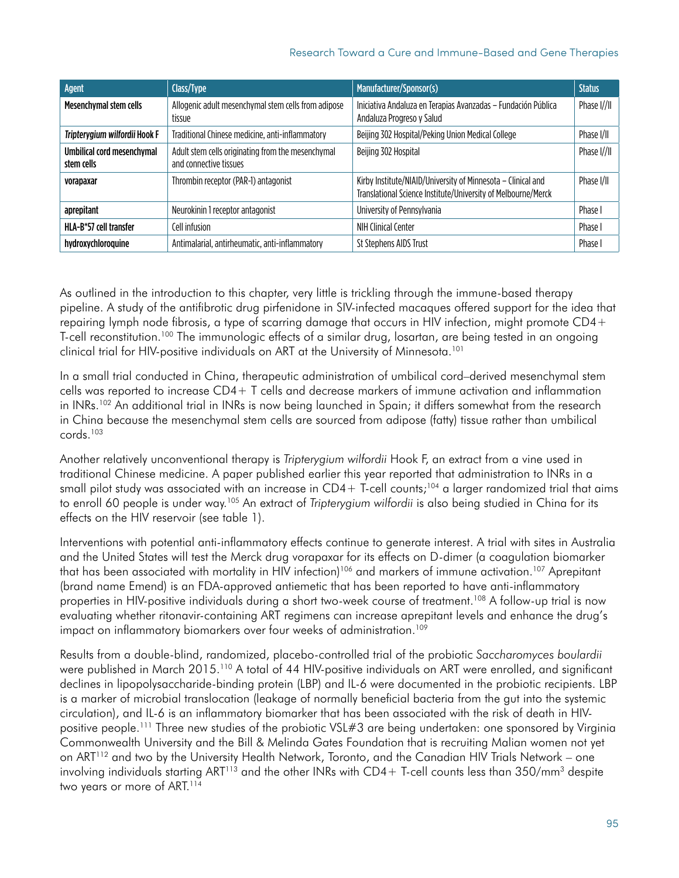| Agent | Class/Type | Manufacturer/Sponsor(s) | Status |
|---|---|---|---|
| **Mesenchymal stem cells** | Allogenic adult mesenchymal stem cells from adipose tissue | Iniciativa Andaluza en Terapias Avanzadas – Fundación Pública Andaluza Progreso y Salud | Phase I//II |
| ***Tripterygium wilfordii* Hook F** | Traditional Chinese medicine, anti-inflammatory | Beijing 302 Hospital/Peking Union Medical College | Phase I/II |
| **Umbilical cord mesenchymal stem cells** | Adult stem cells originating from the mesenchymal and connective tissues | Beijing 302 Hospital | Phase I//II |
| **vorapaxar** | Thrombin receptor (PAR-1) antagonist | Kirby Institute/NIAID/University of Minnesota – Clinical and Translational Science Institute/University of Melbourne/Merck | Phase I/II |
| **aprepitant** | Neurokinin 1 receptor antagonist | University of Pennsylvania | Phase I |
| **HLA-B*57 cell transfer** | Cell infusion | NIH Clinical Center | Phase I |
| **hydroxychloroquine** | Antimalarial, antirheumatic, anti-inflammatory | St Stephens AIDS Trust | Phase I |

As outlined in the introduction to this chapter, very little is trickling through the immune-based therapy pipeline. A study of the antifibrotic drug pirfenidone in SIV-infected macaques offered support for the idea that repairing lymph node fibrosis, a type of scarring damage that occurs in HIV infection, might promote CD4+ T-cell reconstitution.[100] The immunologic effects of a similar drug, losartan, are being tested in an ongoing clinical trial for HIV-positive individuals on ART at the University of Minnesota.[101]

In a small trial conducted in China, therapeutic administration of umbilical cord–derived mesenchymal stem cells was reported to increase CD4+ T cells and decrease markers of immune activation and inflammation in INRs.[102] An additional trial in INRs is now being launched in Spain; it differs somewhat from the research in China because the mesenchymal stem cells are sourced from adipose (fatty) tissue rather than umbilical cords.[103]

Another relatively unconventional therapy is *Tripterygium wilfordii* Hook F, an extract from a vine used in traditional Chinese medicine. A paper published earlier this year reported that administration to INRs in a small pilot study was associated with an increase in CD4+ T-cell counts;[104] a larger randomized trial that aims to enroll 60 people is under way.[105] An extract of *Tripterygium wilfordii* is also being studied in China for its effects on the HIV reservoir (see table 1).

Interventions with potential anti-inflammatory effects continue to generate interest. A trial with sites in Australia and the United States will test the Merck drug vorapaxar for its effects on D-dimer (a coagulation biomarker that has been associated with mortality in HIV infection)[106] and markers of immune activation.[107] Aprepitant (brand name Emend) is an FDA-approved antiemetic that has been reported to have anti-inflammatory properties in HIV-positive individuals during a short two-week course of treatment.[108] A follow-up trial is now evaluating whether ritonavir-containing ART regimens can increase aprepitant levels and enhance the drug's impact on inflammatory biomarkers over four weeks of administration.[109]

Results from a double-blind, randomized, placebo-controlled trial of the probiotic *Saccharomyces boulardii* were published in March 2015.[110] A total of 44 HIV-positive individuals on ART were enrolled, and significant declines in lipopolysaccharide-binding protein (LBP) and IL-6 were documented in the probiotic recipients. LBP is a marker of microbial translocation (leakage of normally beneficial bacteria from the gut into the systemic circulation), and IL-6 is an inflammatory biomarker that has been associated with the risk of death in HIV-positive people.[111] Three new studies of the probiotic VSL#3 are being undertaken: one sponsored by Virginia Commonwealth University and the Bill & Melinda Gates Foundation that is recruiting Malian women not yet on ART[112] and two by the University Health Network, Toronto, and the Canadian HIV Trials Network – one involving individuals starting ART[113] and the other INRs with CD4+ T-cell counts less than 350/mm$^3$ despite two years or more of ART.[114]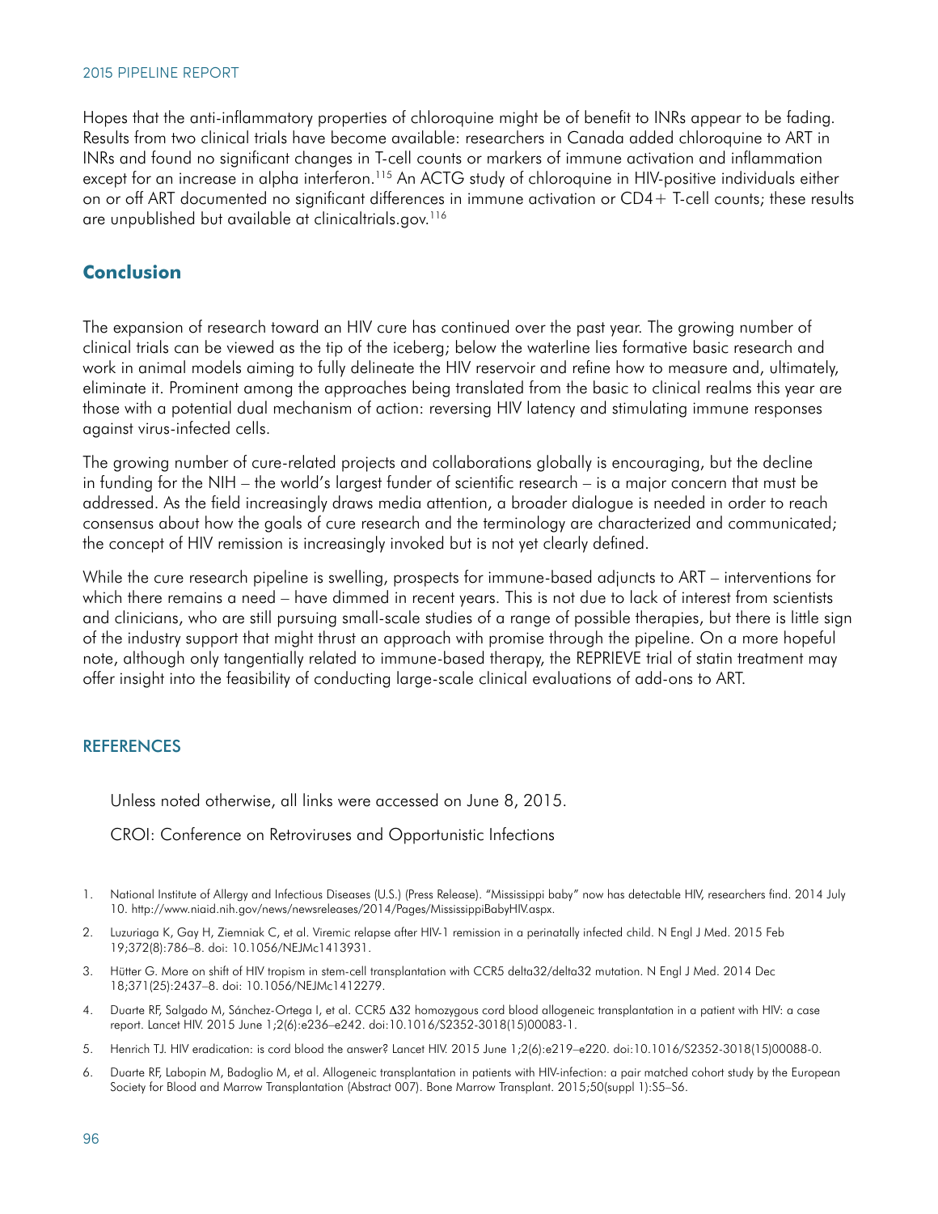Hopes that the anti-inflammatory properties of chloroquine might be of benefit to INRs appear to be fading. Results from two clinical trials have become available: researchers in Canada added chloroquine to ART in INRs and found no significant changes in T-cell counts or markers of immune activation and inflammation except for an increase in alpha interferon.[115] An ACTG study of chloroquine in HIV-positive individuals either on or off ART documented no significant differences in immune activation or CD4+ T-cell counts; these results are unpublished but available at clinicaltrials.gov.[116]

## Conclusion

The expansion of research toward an HIV cure has continued over the past year. The growing number of clinical trials can be viewed as the tip of the iceberg; below the waterline lies formative basic research and work in animal models aiming to fully delineate the HIV reservoir and refine how to measure and, ultimately, eliminate it. Prominent among the approaches being translated from the basic to clinical realms this year are those with a potential dual mechanism of action: reversing HIV latency and stimulating immune responses against virus-infected cells.

The growing number of cure-related projects and collaborations globally is encouraging, but the decline in funding for the NIH – the world's largest funder of scientific research – is a major concern that must be addressed. As the field increasingly draws media attention, a broader dialogue is needed in order to reach consensus about how the goals of cure research and the terminology are characterized and communicated; the concept of HIV remission is increasingly invoked but is not yet clearly defined.

While the cure research pipeline is swelling, prospects for immune-based adjuncts to ART – interventions for which there remains a need – have dimmed in recent years. This is not due to lack of interest from scientists and clinicians, who are still pursuing small-scale studies of a range of possible therapies, but there is little sign of the industry support that might thrust an approach with promise through the pipeline. On a more hopeful note, although only tangentially related to immune-based therapy, the REPRIEVE trial of statin treatment may offer insight into the feasibility of conducting large-scale clinical evaluations of add-ons to ART.

## REFERENCES

Unless noted otherwise, all links were accessed on June 8, 2015.

CROI: Conference on Retroviruses and Opportunistic Infections

1. National Institute of Allergy and Infectious Diseases (U.S.) (Press Release). "Mississippi baby" now has detectable HIV, researchers find. 2014 July 10. http://www.niaid.nih.gov/news/newsreleases/2014/Pages/MississippiBabyHIV.aspx.
2. Luzuriaga K, Gay H, Ziemniak C, et al. Viremic relapse after HIV-1 remission in a perinatally infected child. N Engl J Med. 2015 Feb 19;372(8):786–8. doi: 10.1056/NEJMc1413931.
3. Hütter G. More on shift of HIV tropism in stem-cell transplantation with CCR5 delta32/delta32 mutation. N Engl J Med. 2014 Dec 18;371(25):2437–8. doi: 10.1056/NEJMc1412279.
4. Duarte RF, Salgado M, Sánchez-Ortega I, et al. CCR5 Δ32 homozygous cord blood allogeneic transplantation in a patient with HIV: a case report. Lancet HIV. 2015 June 1;2(6):e236–e242. doi:10.1016/S2352-3018(15)00083-1.
5. Henrich TJ. HIV eradication: is cord blood the answer? Lancet HIV. 2015 June 1;2(6):e219–e220. doi:10.1016/S2352-3018(15)00088-0.
6. Duarte RF, Labopin M, Badoglio M, et al. Allogeneic transplantation in patients with HIV-infection: a pair matched cohort study by the European Society for Blood and Marrow Transplantation (Abstract 007). Bone Marrow Transplant. 2015;50(suppl 1):S5–S6.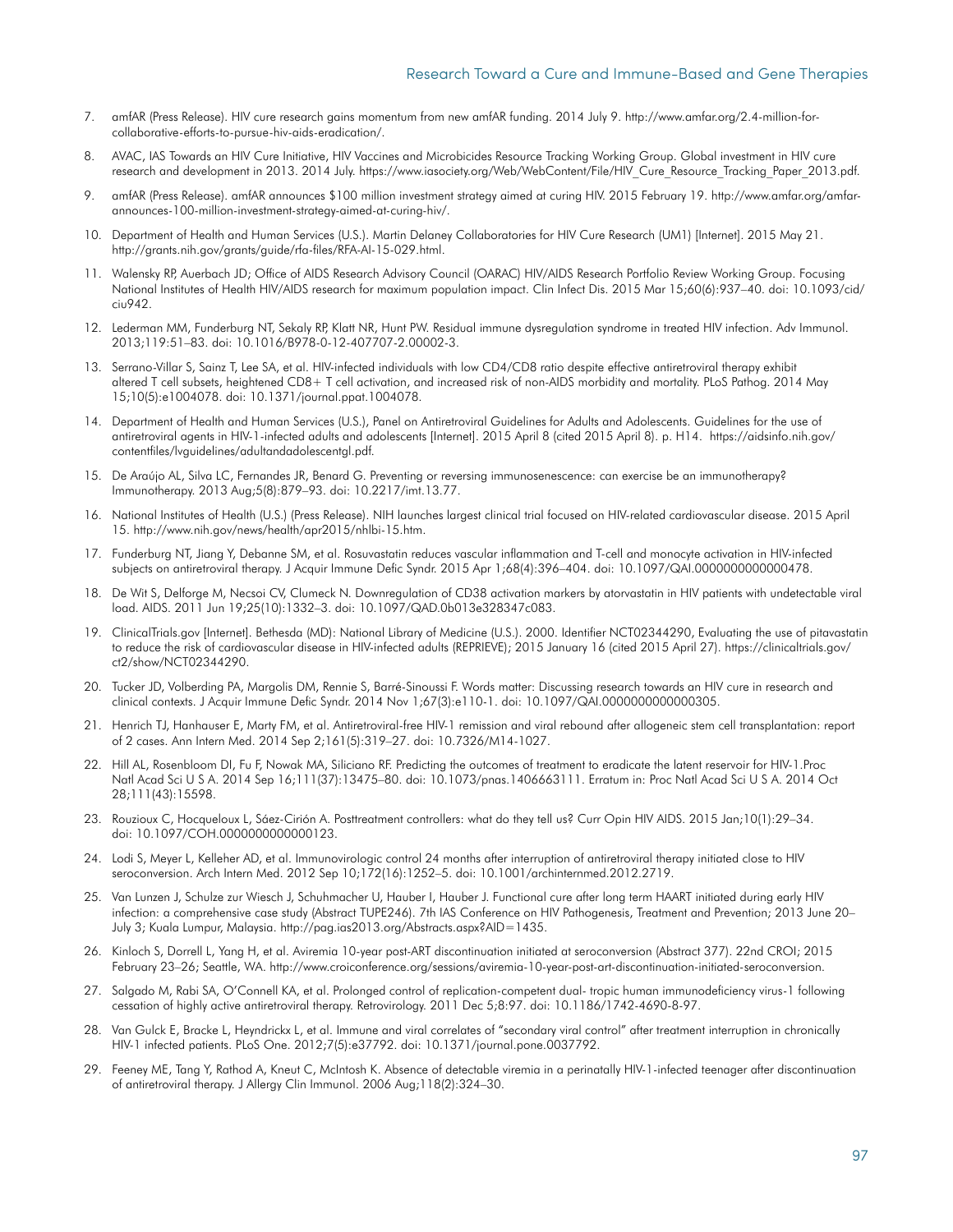7. amfAR (Press Release). HIV cure research gains momentum from new amfAR funding. 2014 July 9. http://www.amfar.org/2.4-million-for-collaborative-efforts-to-pursue-hiv-aids-eradication/.

8. AVAC, IAS Towards an HIV Cure Initiative, HIV Vaccines and Microbicides Resource Tracking Working Group. Global investment in HIV cure research and development in 2013. 2014 July. https://www.iasociety.org/Web/WebContent/File/HIV_Cure_Resource_Tracking_Paper_2013.pdf.

9. amfAR (Press Release). amfAR announces $100 million investment strategy aimed at curing HIV. 2015 February 19. http://www.amfar.org/amfar-announces-100-million-investment-strategy-aimed-at-curing-hiv/.

10. Department of Health and Human Services (U.S.). Martin Delaney Collaboratories for HIV Cure Research (UM1) [Internet]. 2015 May 21. http://grants.nih.gov/grants/guide/rfa-files/RFA-AI-15-029.html.

11. Walensky RP, Auerbach JD; Office of AIDS Research Advisory Council (OARAC) HIV/AIDS Research Portfolio Review Working Group. Focusing National Institutes of Health HIV/AIDS research for maximum population impact. Clin Infect Dis. 2015 Mar 15;60(6):937–40. doi: 10.1093/cid/ciu942.

12. Lederman MM, Funderburg NT, Sekaly RP, Klatt NR, Hunt PW. Residual immune dysregulation syndrome in treated HIV infection. Adv Immunol. 2013;119:51–83. doi: 10.1016/B978-0-12-407707-2.00002-3.

13. Serrano-Villar S, Sainz T, Lee SA, et al. HIV-infected individuals with low CD4/CD8 ratio despite effective antiretroviral therapy exhibit altered T cell subsets, heightened CD8+ T cell activation, and increased risk of non-AIDS morbidity and mortality. PLoS Pathog. 2014 May 15;10(5):e1004078. doi: 10.1371/journal.ppat.1004078.

14. Department of Health and Human Services (U.S.), Panel on Antiretroviral Guidelines for Adults and Adolescents. Guidelines for the use of antiretroviral agents in HIV-1-infected adults and adolescents [Internet]. 2015 April 8 (cited 2015 April 8). p. H14. https://aidsinfo.nih.gov/contentfiles/lvguidelines/adultandadolescentgl.pdf.

15. De Araújo AL, Silva LC, Fernandes JR, Benard G. Preventing or reversing immunosenescence: can exercise be an immunotherapy? Immunotherapy. 2013 Aug;5(8):879–93. doi: 10.2217/imt.13.77.

16. National Institutes of Health (U.S.) (Press Release). NIH launches largest clinical trial focused on HIV-related cardiovascular disease. 2015 April 15. http://www.nih.gov/news/health/apr2015/nhlbi-15.htm.

17. Funderburg NT, Jiang Y, Debanne SM, et al. Rosuvastatin reduces vascular inflammation and T-cell and monocyte activation in HIV-infected subjects on antiretroviral therapy. J Acquir Immune Defic Syndr. 2015 Apr 1;68(4):396–404. doi: 10.1097/QAI.0000000000000478.

18. De Wit S, Delforge M, Necsoi CV, Clumeck N. Downregulation of CD38 activation markers by atorvastatin in HIV patients with undetectable viral load. AIDS. 2011 Jun 19;25(10):1332–3. doi: 10.1097/QAD.0b013e328347c083.

19. ClinicalTrials.gov [Internet]. Bethesda (MD): National Library of Medicine (U.S.). 2000. Identifier NCT02344290, Evaluating the use of pitavastatin to reduce the risk of cardiovascular disease in HIV-infected adults (REPRIEVE); 2015 January 16 (cited 2015 April 27). https://clinicaltrials.gov/ct2/show/NCT02344290.

20. Tucker JD, Volberding PA, Margolis DM, Rennie S, Barré-Sinoussi F. Words matter: Discussing research towards an HIV cure in research and clinical contexts. J Acquir Immune Defic Syndr. 2014 Nov 1;67(3):e110-1. doi: 10.1097/QAI.0000000000000305.

21. Henrich TJ, Hanhauser E, Marty FM, et al. Antiretroviral-free HIV-1 remission and viral rebound after allogeneic stem cell transplantation: report of 2 cases. Ann Intern Med. 2014 Sep 2;161(5):319–27. doi: 10.7326/M14-1027.

22. Hill AL, Rosenbloom DI, Fu F, Nowak MA, Siliciano RF. Predicting the outcomes of treatment to eradicate the latent reservoir for HIV-1.Proc Natl Acad Sci U S A. 2014 Sep 16;111(37):13475–80. doi: 10.1073/pnas.1406663111. Erratum in: Proc Natl Acad Sci U S A. 2014 Oct 28;111(43):15598.

23. Rouzioux C, Hocqueloux L, Sáez-Cirión A. Posttreatment controllers: what do they tell us? Curr Opin HIV AIDS. 2015 Jan;10(1):29–34. doi: 10.1097/COH.0000000000000123.

24. Lodi S, Meyer L, Kelleher AD, et al. Immunovirologic control 24 months after interruption of antiretroviral therapy initiated close to HIV seroconversion. Arch Intern Med. 2012 Sep 10;172(16):1252–5. doi: 10.1001/archinternmed.2012.2719.

25. Van Lunzen J, Schulze zur Wiesch J, Schuhmacher U, Hauber I, Hauber J. Functional cure after long term HAART initiated during early HIV infection: a comprehensive case study (Abstract TUPE246). 7th IAS Conference on HIV Pathogenesis, Treatment and Prevention; 2013 June 20–July 3; Kuala Lumpur, Malaysia. http://pag.ias2013.org/Abstracts.aspx?AID=1435.

26. Kinloch S, Dorrell L, Yang H, et al. Aviremia 10-year post-ART discontinuation initiated at seroconversion (Abstract 377). 22nd CROI; 2015 February 23–26; Seattle, WA. http://www.croiconference.org/sessions/aviremia-10-year-post-art-discontinuation-initiated-seroconversion.

27. Salgado M, Rabi SA, O'Connell KA, et al. Prolonged control of replication-competent dual- tropic human immunodeficiency virus-1 following cessation of highly active antiretroviral therapy. Retrovirology. 2011 Dec 5;8:97. doi: 10.1186/1742-4690-8-97.

28. Van Gulck E, Bracke L, Heyndrickx L, et al. Immune and viral correlates of "secondary viral control" after treatment interruption in chronically HIV-1 infected patients. PLoS One. 2012;7(5):e37792. doi: 10.1371/journal.pone.0037792.

29. Feeney ME, Tang Y, Rathod A, Kneut C, McIntosh K. Absence of detectable viremia in a perinatally HIV-1-infected teenager after discontinuation of antiretroviral therapy. J Allergy Clin Immunol. 2006 Aug;118(2):324–30.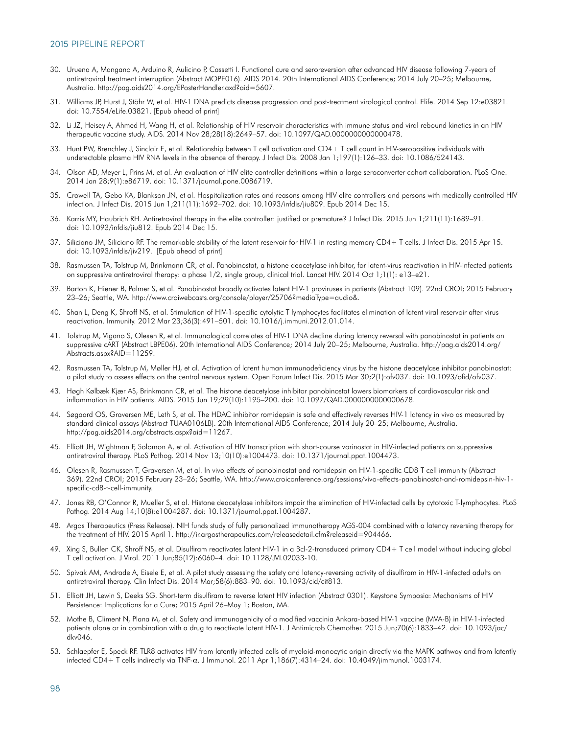30. Urueña A, Mangano A, Arduino R, Aulicino P, Cassetti I. Functional cure and seroreversion after advanced HIV disease following 7-years of antiretroviral treatment interruption (Abstract MOPE016). AIDS 2014. 20th International AIDS Conference; 2014 July 20–25; Melbourne, Australia. http://pag.aids2014.org/EPosterHandler.axd?aid=5607.

31. Williams JP, Hurst J, Stöhr W, et al. HIV-1 DNA predicts disease progression and post-treatment virological control. Elife. 2014 Sep 12:e03821. doi: 10.7554/eLife.03821. [Epub ahead of print]

32. Li JZ, Heisey A, Ahmed H, Wang H, et al. Relationship of HIV reservoir characteristics with immune status and viral rebound kinetics in an HIV therapeutic vaccine study. AIDS. 2014 Nov 28;28(18):2649–57. doi: 10.1097/QAD.0000000000000478.

33. Hunt PW, Brenchley J, Sinclair E, et al. Relationship between T cell activation and CD4+ T cell count in HIV-seropositive individuals with undetectable plasma HIV RNA levels in the absence of therapy. J Infect Dis. 2008 Jan 1;197(1):126–33. doi: 10.1086/524143.

34. Olson AD, Meyer L, Prins M, et al. An evaluation of HIV elite controller definitions within a large seroconverter cohort collaboration. PLoS One. 2014 Jan 28;9(1):e86719. doi: 10.1371/journal.pone.0086719.

35. Crowell TA, Gebo KA, Blankson JN, et al. Hospitalization rates and reasons among HIV elite controllers and persons with medically controlled HIV infection. J Infect Dis. 2015 Jun 1;211(11):1692–702. doi: 10.1093/infdis/jiu809. Epub 2014 Dec 15.

36. Karris MY, Haubrich RH. Antiretroviral therapy in the elite controller: justified or premature? J Infect Dis. 2015 Jun 1;211(11):1689–91. doi: 10.1093/infdis/jiu812. Epub 2014 Dec 15.

37. Siliciano JM, Siliciano RF. The remarkable stability of the latent reservoir for HIV-1 in resting memory CD4+ T cells. J Infect Dis. 2015 Apr 15. doi: 10.1093/infdis/jiv219. [Epub ahead of print]

38. Rasmussen TA, Tolstrup M, Brinkmann CR, et al. Panobinostat, a histone deacetylase inhibitor, for latent-virus reactivation in HIV-infected patients on suppressive antiretroviral therapy: a phase 1/2, single group, clinical trial. Lancet HIV. 2014 Oct 1;1(1): e13–e21.

39. Barton K, Hiener B, Palmer S, et al. Panobinostat broadly activates latent HIV-1 proviruses in patients (Abstract 109). 22nd CROI; 2015 February 23–26; Seattle, WA. http://www.croiwebcasts.org/console/player/25706?mediaType=audio&.

40. Shan L, Deng K, Shroff NS, et al. Stimulation of HIV-1-specific cytolytic T lymphocytes facilitates elimination of latent viral reservoir after virus reactivation. Immunity. 2012 Mar 23;36(3):491–501. doi: 10.1016/j.immuni.2012.01.014.

41. Tolstrup M, Vigano S, Olesen R, et al. Immunological correlates of HIV-1 DNA decline during latency reversal with panobinostat in patients on suppressive cART (Abstract LBPE06). 20th International AIDS Conference; 2014 July 20–25; Melbourne, Australia. http://pag.aids2014.org/Abstracts.aspx?AID=11259.

42. Rasmussen TA, Tolstrup M, Møller HJ, et al. Activation of latent human immunodeficiency virus by the histone deacetylase inhibitor panobinostat: a pilot study to assess effects on the central nervous system. Open Forum Infect Dis. 2015 Mar 30;2(1):ofv037. doi: 10.1093/ofid/ofv037.

43. Høgh Kølbæk Kjær AS, Brinkmann CR, et al. The histone deacetylase inhibitor panobinostat lowers biomarkers of cardiovascular risk and inflammation in HIV patients. AIDS. 2015 Jun 19;29(10):1195–200. doi: 10.1097/QAD.0000000000000678.

44. Søgaard OS, Graversen ME, Leth S, et al. The HDAC inhibitor romidepsin is safe and effectively reverses HIV-1 latency in vivo as measured by standard clinical assays (Abstract TUAA0106LB). 20th International AIDS Conference; 2014 July 20–25; Melbourne, Australia. http://pag.aids2014.org/abstracts.aspx?aid=11267.

45. Elliott JH, Wightman F, Solomon A, et al. Activation of HIV transcription with short-course vorinostat in HIV-infected patients on suppressive antiretroviral therapy. PLoS Pathog. 2014 Nov 13;10(10):e1004473. doi: 10.1371/journal.ppat.1004473.

46. Olesen R, Rasmussen T, Graversen M, et al. In vivo effects of panobinostat and romidepsin on HIV-1-specific CD8 T cell immunity (Abstract 369). 22nd CROI; 2015 February 23–26; Seattle, WA. http://www.croiconference.org/sessions/vivo-effects-panobinostat-and-romidepsin-hiv-1-specific-cd8-t-cell-immunity.

47. Jones RB, O'Connor R, Mueller S, et al. Histone deacetylase inhibitors impair the elimination of HIV-infected cells by cytotoxic T-lymphocytes. PLoS Pathog. 2014 Aug 14;10(8):e1004287. doi: 10.1371/journal.ppat.1004287.

48. Argos Therapeutics (Press Release). NIH funds study of fully personalized immunotherapy AGS-004 combined with a latency reversing therapy for the treatment of HIV. 2015 April 1. http://ir.argostherapeutics.com/releasedetail.cfm?releaseid=904466.

49. Xing S, Bullen CK, Shroff NS, et al. Disulfiram reactivates latent HIV-1 in a Bcl-2-transduced primary CD4+ T cell model without inducing global T cell activation. J Virol. 2011 Jun;85(12):6060–4. doi: 10.1128/JVI.02033-10.

50. Spivak AM, Andrade A, Eisele E, et al. A pilot study assessing the safety and latency-reversing activity of disulfiram in HIV-1-infected adults on antiretroviral therapy. Clin Infect Dis. 2014 Mar;58(6):883–90. doi: 10.1093/cid/cit813.

51. Elliott JH, Lewin S, Deeks SG. Short-term disulfiram to reverse latent HIV infection (Abstract 0301). Keystone Symposia: Mechanisms of HIV Persistence: Implications for a Cure; 2015 April 26–May 1; Boston, MA.

52. Mothe B, Climent N, Plana M, et al. Safety and immunogenicity of a modified vaccinia Ankara-based HIV-1 vaccine (MVA-B) in HIV-1-infected patients alone or in combination with a drug to reactivate latent HIV-1. J Antimicrob Chemother. 2015 Jun;70(6):1833–42. doi: 10.1093/jac/dkv046.

53. Schlaepfer E, Speck RF. TLR8 activates HIV from latently infected cells of myeloid-monocytic origin directly via the MAPK pathway and from latently infected CD4+ T cells indirectly via TNF-$\alpha$. J Immunol. 2011 Apr 1;186(7):4314–24. doi: 10.4049/jimmunol.1003174.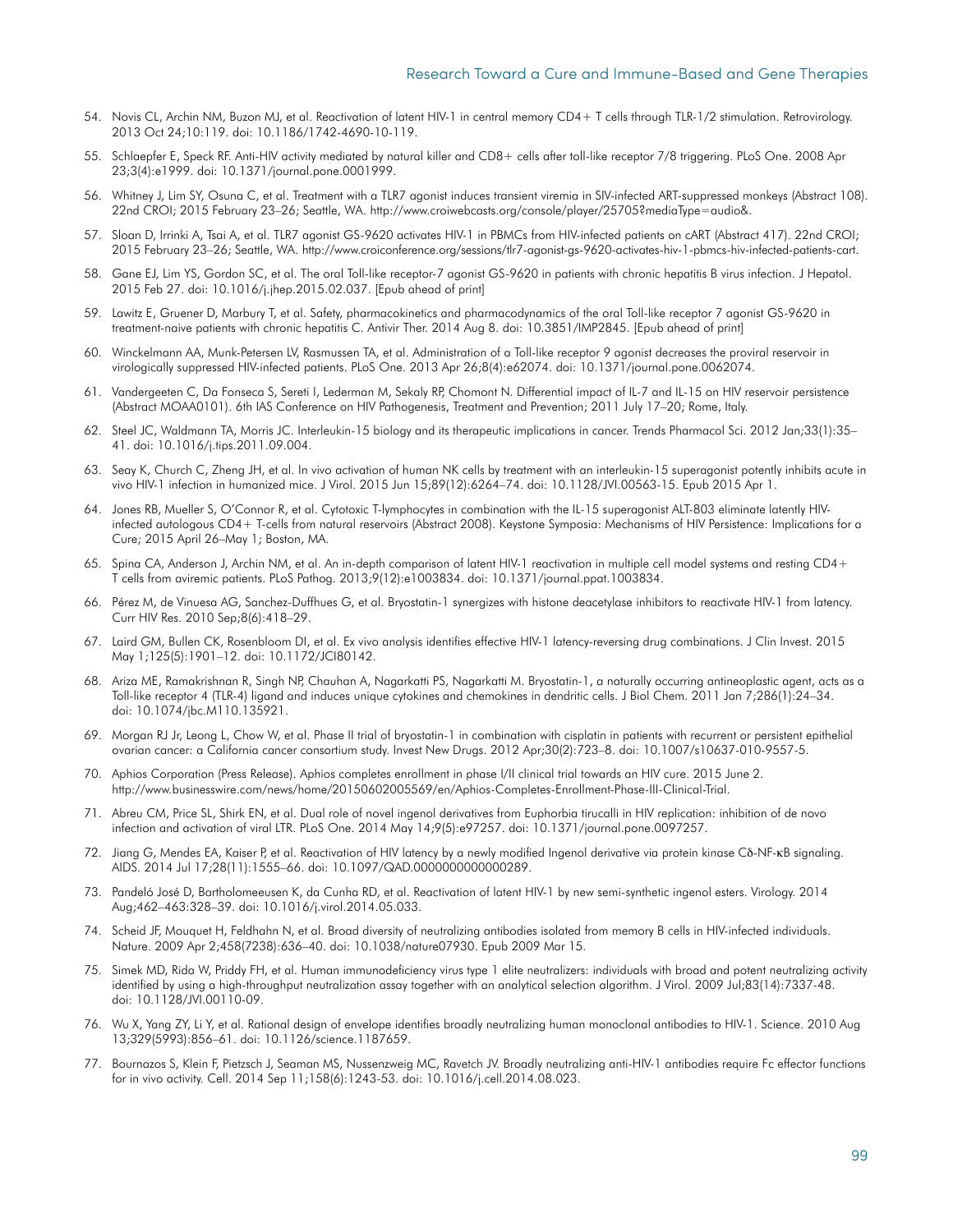54. Novis CL, Archin NM, Buzon MJ, et al. Reactivation of latent HIV-1 in central memory CD4+ T cells through TLR-1/2 stimulation. Retrovirology. 2013 Oct 24;10:119. doi: 10.1186/1742-4690-10-119.

55. Schlaepfer E, Speck RF. Anti-HIV activity mediated by natural killer and CD8+ cells after toll-like receptor 7/8 triggering. PLoS One. 2008 Apr 23;3(4):e1999. doi: 10.1371/journal.pone.0001999.

56. Whitney J, Lim SY, Osuna C, et al. Treatment with a TLR7 agonist induces transient viremia in SIV-infected ART-suppressed monkeys (Abstract 108). 22nd CROI; 2015 February 23–26; Seattle, WA. http://www.croiwebcasts.org/console/player/25705?mediaType=audio&.

57. Sloan D, Irrinki A, Tsai A, et al. TLR7 agonist GS-9620 activates HIV-1 in PBMCs from HIV-infected patients on cART (Abstract 417). 22nd CROI; 2015 February 23–26; Seattle, WA. http://www.croiconference.org/sessions/tlr7-agonist-gs-9620-activates-hiv-1-pbmcs-hiv-infected-patients-cart.

58. Gane EJ, Lim YS, Gordon SC, et al. The oral Toll-like receptor-7 agonist GS-9620 in patients with chronic hepatitis B virus infection. J Hepatol. 2015 Feb 27. doi: 10.1016/j.jhep.2015.02.037. [Epub ahead of print]

59. Lawitz E, Gruener D, Marbury T, et al. Safety, pharmacokinetics and pharmacodynamics of the oral Toll-like receptor 7 agonist GS-9620 in treatment-naive patients with chronic hepatitis C. Antivir Ther. 2014 Aug 8. doi: 10.3851/IMP2845. [Epub ahead of print]

60. Winckelmann AA, Munk-Petersen LV, Rasmussen TA, et al. Administration of a Toll-like receptor 9 agonist decreases the proviral reservoir in virologically suppressed HIV-infected patients. PLoS One. 2013 Apr 26;8(4):e62074. doi: 10.1371/journal.pone.0062074.

61. Vandergeeten C, Da Fonseca S, Sereti I, Lederman M, Sekaly RP, Chomont N. Differential impact of IL-7 and IL-15 on HIV reservoir persistence (Abstract MOAA0101). 6th IAS Conference on HIV Pathogenesis, Treatment and Prevention; 2011 July 17–20; Rome, Italy.

62. Steel JC, Waldmann TA, Morris JC. Interleukin-15 biology and its therapeutic implications in cancer. Trends Pharmacol Sci. 2012 Jan;33(1):35–41. doi: 10.1016/j.tips.2011.09.004.

63. Seay K, Church C, Zheng JH, et al. In vivo activation of human NK cells by treatment with an interleukin-15 superagonist potently inhibits acute in vivo HIV-1 infection in humanized mice. J Virol. 2015 Jun 15;89(12):6264–74. doi: 10.1128/JVI.00563-15. Epub 2015 Apr 1.

64. Jones RB, Mueller S, O'Connor R, et al. Cytotoxic T-lymphocytes in combination with the IL-15 superagonist ALT-803 eliminate latently HIV-infected autologous CD4+ T-cells from natural reservoirs (Abstract 2008). Keystone Symposia: Mechanisms of HIV Persistence: Implications for a Cure; 2015 April 26–May 1; Boston, MA.

65. Spina CA, Anderson J, Archin NM, et al. An in-depth comparison of latent HIV-1 reactivation in multiple cell model systems and resting CD4+ T cells from aviremic patients. PLoS Pathog. 2013;9(12):e1003834. doi: 10.1371/journal.ppat.1003834.

66. Pérez M, de Vinuesa AG, Sanchez-Duffhues G, et al. Bryostatin-1 synergizes with histone deacetylase inhibitors to reactivate HIV-1 from latency. Curr HIV Res. 2010 Sep;8(6):418–29.

67. Laird GM, Bullen CK, Rosenbloom DI, et al. Ex vivo analysis identifies effective HIV-1 latency-reversing drug combinations. J Clin Invest. 2015 May 1;125(5):1901–12. doi: 10.1172/JCI80142.

68. Ariza ME, Ramakrishnan R, Singh NP, Chauhan A, Nagarkatti PS, Nagarkatti M. Bryostatin-1, a naturally occurring antineoplastic agent, acts as a Toll-like receptor 4 (TLR-4) ligand and induces unique cytokines and chemokines in dendritic cells. J Biol Chem. 2011 Jan 7;286(1):24–34. doi: 10.1074/jbc.M110.135921.

69. Morgan RJ Jr, Leong L, Chow W, et al. Phase II trial of bryostatin-1 in combination with cisplatin in patients with recurrent or persistent epithelial ovarian cancer: a California cancer consortium study. Invest New Drugs. 2012 Apr;30(2):723–8. doi: 10.1007/s10637-010-9557-5.

70. Aphios Corporation (Press Release). Aphios completes enrollment in phase I/II clinical trial towards an HIV cure. 2015 June 2. http://www.businesswire.com/news/home/20150602005569/en/Aphios-Completes-Enrollment-Phase-III-Clinical-Trial.

71. Abreu CM, Price SL, Shirk EN, et al. Dual role of novel ingenol derivatives from Euphorbia tirucalli in HIV replication: inhibition of de novo infection and activation of viral LTR. PLoS One. 2014 May 14;9(5):e97257. doi: 10.1371/journal.pone.0097257.

72. Jiang G, Mendes EA, Kaiser P, et al. Reactivation of HIV latency by a newly modified Ingenol derivative via protein kinase Cδ-NF-κB signaling. AIDS. 2014 Jul 17;28(11):1555–66. doi: 10.1097/QAD.0000000000000289.

73. Pandeló José D, Bartholomeeusen K, da Cunha RD, et al. Reactivation of latent HIV-1 by new semi-synthetic ingenol esters. Virology. 2014 Aug;462–463:328–39. doi: 10.1016/j.virol.2014.05.033.

74. Scheid JF, Mouquet H, Feldhahn N, et al. Broad diversity of neutralizing antibodies isolated from memory B cells in HIV-infected individuals. Nature. 2009 Apr 2;458(7238):636–40. doi: 10.1038/nature07930. Epub 2009 Mar 15.

75. Simek MD, Rida W, Priddy FH, et al. Human immunodeficiency virus type 1 elite neutralizers: individuals with broad and potent neutralizing activity identified by using a high-throughput neutralization assay together with an analytical selection algorithm. J Virol. 2009 Jul;83(14):7337-48. doi: 10.1128/JVI.00110-09.

76. Wu X, Yang ZY, Li Y, et al. Rational design of envelope identifies broadly neutralizing human monoclonal antibodies to HIV-1. Science. 2010 Aug 13;329(5993):856–61. doi: 10.1126/science.1187659.

77. Bournazos S, Klein F, Pietzsch J, Seaman MS, Nussenzweig MC, Ravetch JV. Broadly neutralizing anti-HIV-1 antibodies require Fc effector functions for in vivo activity. Cell. 2014 Sep 11;158(6):1243-53. doi: 10.1016/j.cell.2014.08.023.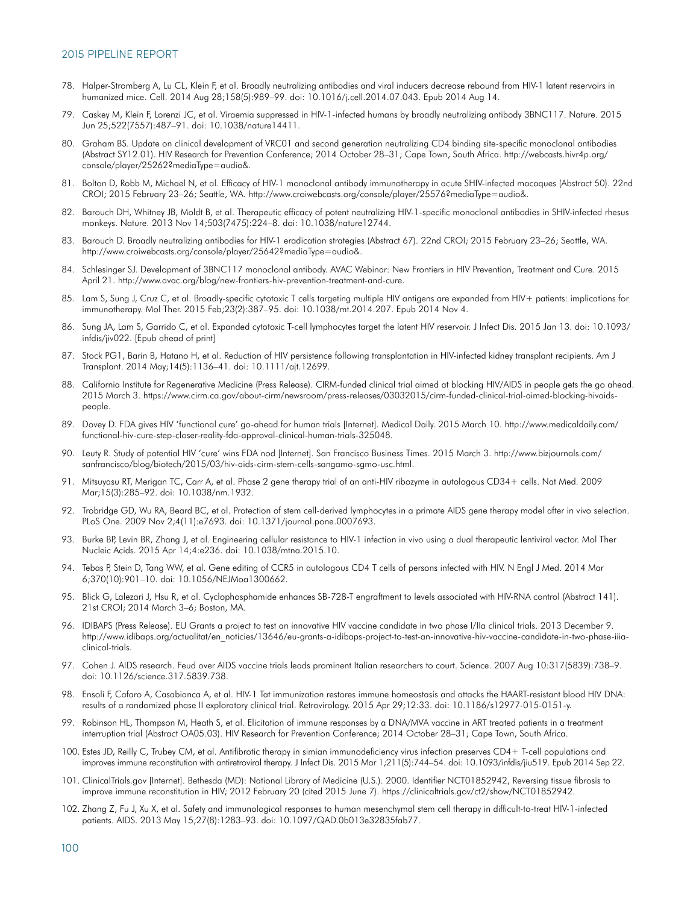78. Halper-Stromberg A, Lu CL, Klein F, et al. Broadly neutralizing antibodies and viral inducers decrease rebound from HIV-1 latent reservoirs in humanized mice. Cell. 2014 Aug 28;158(5):989–99. doi: 10.1016/j.cell.2014.07.043. Epub 2014 Aug 14.

79. Caskey M, Klein F, Lorenzi JC, et al. Viraemia suppressed in HIV-1-infected humans by broadly neutralizing antibody 3BNC117. Nature. 2015 Jun 25;522(7557):487–91. doi: 10.1038/nature14411.

80. Graham BS. Update on clinical development of VRC01 and second generation neutralizing CD4 binding site-specific monoclonal antibodies (Abstract SY12.01). HIV Research for Prevention Conference; 2014 October 28–31; Cape Town, South Africa. http://webcasts.hivr4p.org/console/player/25262?mediaType=audio&.

81. Bolton D, Robb M, Michael N, et al. Efficacy of HIV-1 monoclonal antibody immunotherapy in acute SHIV-infected macaques (Abstract 50). 22nd CROI; 2015 February 23–26; Seattle, WA. http://www.croiwebcasts.org/console/player/25576?mediaType=audio&.

82. Barouch DH, Whitney JB, Moldt B, et al. Therapeutic efficacy of potent neutralizing HIV-1-specific monoclonal antibodies in SHIV-infected rhesus monkeys. Nature. 2013 Nov 14;503(7475):224–8. doi: 10.1038/nature12744.

83. Barouch D. Broadly neutralizing antibodies for HIV-1 eradication strategies (Abstract 67). 22nd CROI; 2015 February 23–26; Seattle, WA. http://www.croiwebcasts.org/console/player/25642?mediaType=audio&.

84. Schlesinger SJ. Development of 3BNC117 monoclonal antibody. AVAC Webinar: New Frontiers in HIV Prevention, Treatment and Cure. 2015 April 21. http://www.avac.org/blog/new-frontiers-hiv-prevention-treatment-and-cure.

85. Lam S, Sung J, Cruz C, et al. Broadly-specific cytotoxic T cells targeting multiple HIV antigens are expanded from HIV+ patients: implications for immunotherapy. Mol Ther. 2015 Feb;23(2):387–95. doi: 10.1038/mt.2014.207. Epub 2014 Nov 4.

86. Sung JA, Lam S, Garrido C, et al. Expanded cytotoxic T-cell lymphocytes target the latent HIV reservoir. J Infect Dis. 2015 Jan 13. doi: 10.1093/infdis/jiv022. [Epub ahead of print]

87. Stock PG1, Barin B, Hatano H, et al. Reduction of HIV persistence following transplantation in HIV-infected kidney transplant recipients. Am J Transplant. 2014 May;14(5):1136–41. doi: 10.1111/ajt.12699.

88. California Institute for Regenerative Medicine (Press Release). CIRM-funded clinical trial aimed at blocking HIV/AIDS in people gets the go ahead. 2015 March 3. https://www.cirm.ca.gov/about-cirm/newsroom/press-releases/03032015/cirm-funded-clinical-trial-aimed-blocking-hivaids-people.

89. Dovey D. FDA gives HIV 'functional cure' go-ahead for human trials [Internet]. Medical Daily. 2015 March 10. http://www.medicaldaily.com/functional-hiv-cure-step-closer-reality-fda-approval-clinical-human-trials-325048.

90. Leuty R. Study of potential HIV 'cure' wins FDA nod [Internet]. San Francisco Business Times. 2015 March 3. http://www.bizjournals.com/sanfrancisco/blog/biotech/2015/03/hiv-aids-cirm-stem-cells-sangamo-sgmo-usc.html.

91. Mitsuyasu RT, Merigan TC, Carr A, et al. Phase 2 gene therapy trial of an anti-HIV ribozyme in autologous CD34+ cells. Nat Med. 2009 Mar;15(3):285–92. doi: 10.1038/nm.1932.

92. Trobridge GD, Wu RA, Beard BC, et al. Protection of stem cell-derived lymphocytes in a primate AIDS gene therapy model after in vivo selection. PLoS One. 2009 Nov 2;4(11):e7693. doi: 10.1371/journal.pone.0007693.

93. Burke BP, Levin BR, Zhang J, et al. Engineering cellular resistance to HIV-1 infection in vivo using a dual therapeutic lentiviral vector. Mol Ther Nucleic Acids. 2015 Apr 14;4:e236. doi: 10.1038/mtna.2015.10.

94. Tebas P, Stein D, Tang WW, et al. Gene editing of CCR5 in autologous CD4 T cells of persons infected with HIV. N Engl J Med. 2014 Mar 6;370(10):901–10. doi: 10.1056/NEJMoa1300662.

95. Blick G, Lalezari J, Hsu R, et al. Cyclophosphamide enhances SB-728-T engraftment to levels associated with HIV-RNA control (Abstract 141). 21st CROI; 2014 March 3–6; Boston, MA.

96. IDIBAPS (Press Release). EU Grants a project to test an innovative HIV vaccine candidate in two phase I/IIa clinical trials. 2013 December 9. http://www.idibaps.org/actualitat/en_noticies/13646/eu-grants-a-idibaps-project-to-test-an-innovative-hiv-vaccine-candidate-in-two-phase-iiia-clinical-trials.

97. Cohen J. AIDS research. Feud over AIDS vaccine trials leads prominent Italian researchers to court. Science. 2007 Aug 10:317(5839):738–9. doi: 10.1126/science.317.5839.738.

98. Ensoli F, Cafaro A, Casabianca A, et al. HIV-1 Tat immunization restores immune homeostasis and attacks the HAART-resistant blood HIV DNA: results of a randomized phase II exploratory clinical trial. Retrovirology. 2015 Apr 29;12:33. doi: 10.1186/s12977-015-0151-y.

99. Robinson HL, Thompson M, Heath S, et al. Elicitation of immune responses by a DNA/MVA vaccine in ART treated patients in a treatment interruption trial (Abstract OA05.03). HIV Research for Prevention Conference; 2014 October 28–31; Cape Town, South Africa.

100. Estes JD, Reilly C, Trubey CM, et al. Antifibrotic therapy in simian immunodeficiency virus infection preserves CD4+ T-cell populations and improves immune reconstitution with antiretroviral therapy. J Infect Dis. 2015 Mar 1;211(5):744–54. doi: 10.1093/infdis/jiu519. Epub 2014 Sep 22.

101. ClinicalTrials.gov [Internet]. Bethesda (MD): National Library of Medicine (U.S.). 2000. Identifier NCT01852942, Reversing tissue fibrosis to improve immune reconstitution in HIV; 2012 February 20 (cited 2015 June 7). https://clinicaltrials.gov/ct2/show/NCT01852942.

102. Zhang Z, Fu J, Xu X, et al. Safety and immunological responses to human mesenchymal stem cell therapy in difficult-to-treat HIV-1-infected patients. AIDS. 2013 May 15;27(8):1283–93. doi: 10.1097/QAD.0b013e32835fab77.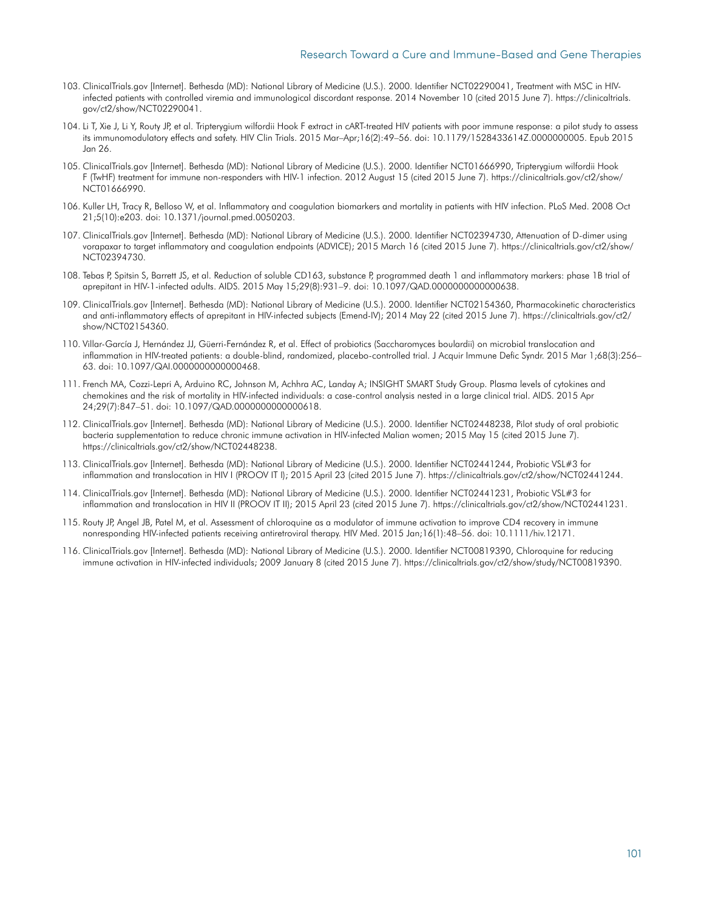103. ClinicalTrials.gov [Internet]. Bethesda (MD): National Library of Medicine (U.S.). 2000. Identifier NCT02290041, Treatment with MSC in HIV-infected patients with controlled viremia and immunological discordant response. 2014 November 10 (cited 2015 June 7). https://clinicaltrials.gov/ct2/show/NCT02290041.

104. Li T, Xie J, Li Y, Routy JP, et al. Tripterygium wilfordii Hook F extract in cART-treated HIV patients with poor immune response: a pilot study to assess its immunomodulatory effects and safety. HIV Clin Trials. 2015 Mar–Apr;16(2):49–56. doi: 10.1179/1528433614Z.0000000005. Epub 2015 Jan 26.

105. ClinicalTrials.gov [Internet]. Bethesda (MD): National Library of Medicine (U.S.). 2000. Identifier NCT01666990, Tripterygium wilfordii Hook F (TwHF) treatment for immune non-responders with HIV-1 infection. 2012 August 15 (cited 2015 June 7). https://clinicaltrials.gov/ct2/show/NCT01666990.

106. Kuller LH, Tracy R, Belloso W, et al. Inflammatory and coagulation biomarkers and mortality in patients with HIV infection. PLoS Med. 2008 Oct 21;5(10):e203. doi: 10.1371/journal.pmed.0050203.

107. ClinicalTrials.gov [Internet]. Bethesda (MD): National Library of Medicine (U.S.). 2000. Identifier NCT02394730, Attenuation of D-dimer using vorapaxar to target inflammatory and coagulation endpoints (ADVICE); 2015 March 16 (cited 2015 June 7). https://clinicaltrials.gov/ct2/show/NCT02394730.

108. Tebas P, Spitsin S, Barrett JS, et al. Reduction of soluble CD163, substance P, programmed death 1 and inflammatory markers: phase 1B trial of aprepitant in HIV-1-infected adults. AIDS. 2015 May 15;29(8):931–9. doi: 10.1097/QAD.0000000000000638.

109. ClinicalTrials.gov [Internet]. Bethesda (MD): National Library of Medicine (U.S.). 2000. Identifier NCT02154360, Pharmacokinetic characteristics and anti-inflammatory effects of aprepitant in HIV-infected subjects (Emend-IV); 2014 May 22 (cited 2015 June 7). https://clinicaltrials.gov/ct2/show/NCT02154360.

110. Villar-García J, Hernández JJ, Güerri-Fernández R, et al. Effect of probiotics (Saccharomyces boulardii) on microbial translocation and inflammation in HIV-treated patients: a double-blind, randomized, placebo-controlled trial. J Acquir Immune Defic Syndr. 2015 Mar 1;68(3):256–63. doi: 10.1097/QAI.0000000000000468.

111. French MA, Cozzi-Lepri A, Arduino RC, Johnson M, Achhra AC, Landay A; INSIGHT SMART Study Group. Plasma levels of cytokines and chemokines and the risk of mortality in HIV-infected individuals: a case-control analysis nested in a large clinical trial. AIDS. 2015 Apr 24;29(7):847–51. doi: 10.1097/QAD.0000000000000618.

112. ClinicalTrials.gov [Internet]. Bethesda (MD): National Library of Medicine (U.S.). 2000. Identifier NCT02448238, Pilot study of oral probiotic bacteria supplementation to reduce chronic immune activation in HIV-infected Malian women; 2015 May 15 (cited 2015 June 7). https://clinicaltrials.gov/ct2/show/NCT02448238.

113. ClinicalTrials.gov [Internet]. Bethesda (MD): National Library of Medicine (U.S.). 2000. Identifier NCT02441244, Probiotic VSL#3 for inflammation and translocation in HIV I (PROOV IT I); 2015 April 23 (cited 2015 June 7). https://clinicaltrials.gov/ct2/show/NCT02441244.

114. ClinicalTrials.gov [Internet]. Bethesda (MD): National Library of Medicine (U.S.). 2000. Identifier NCT02441231, Probiotic VSL#3 for inflammation and translocation in HIV II (PROOV IT II); 2015 April 23 (cited 2015 June 7). https://clinicaltrials.gov/ct2/show/NCT02441231.

115. Routy JP, Angel JB, Patel M, et al. Assessment of chloroquine as a modulator of immune activation to improve CD4 recovery in immune nonresponding HIV-infected patients receiving antiretroviral therapy. HIV Med. 2015 Jan;16(1):48–56. doi: 10.1111/hiv.12171.

116. ClinicalTrials.gov [Internet]. Bethesda (MD): National Library of Medicine (U.S.). 2000. Identifier NCT00819390, Chloroquine for reducing immune activation in HIV-infected individuals; 2009 January 8 (cited 2015 June 7). https://clinicaltrials.gov/ct2/show/study/NCT00819390.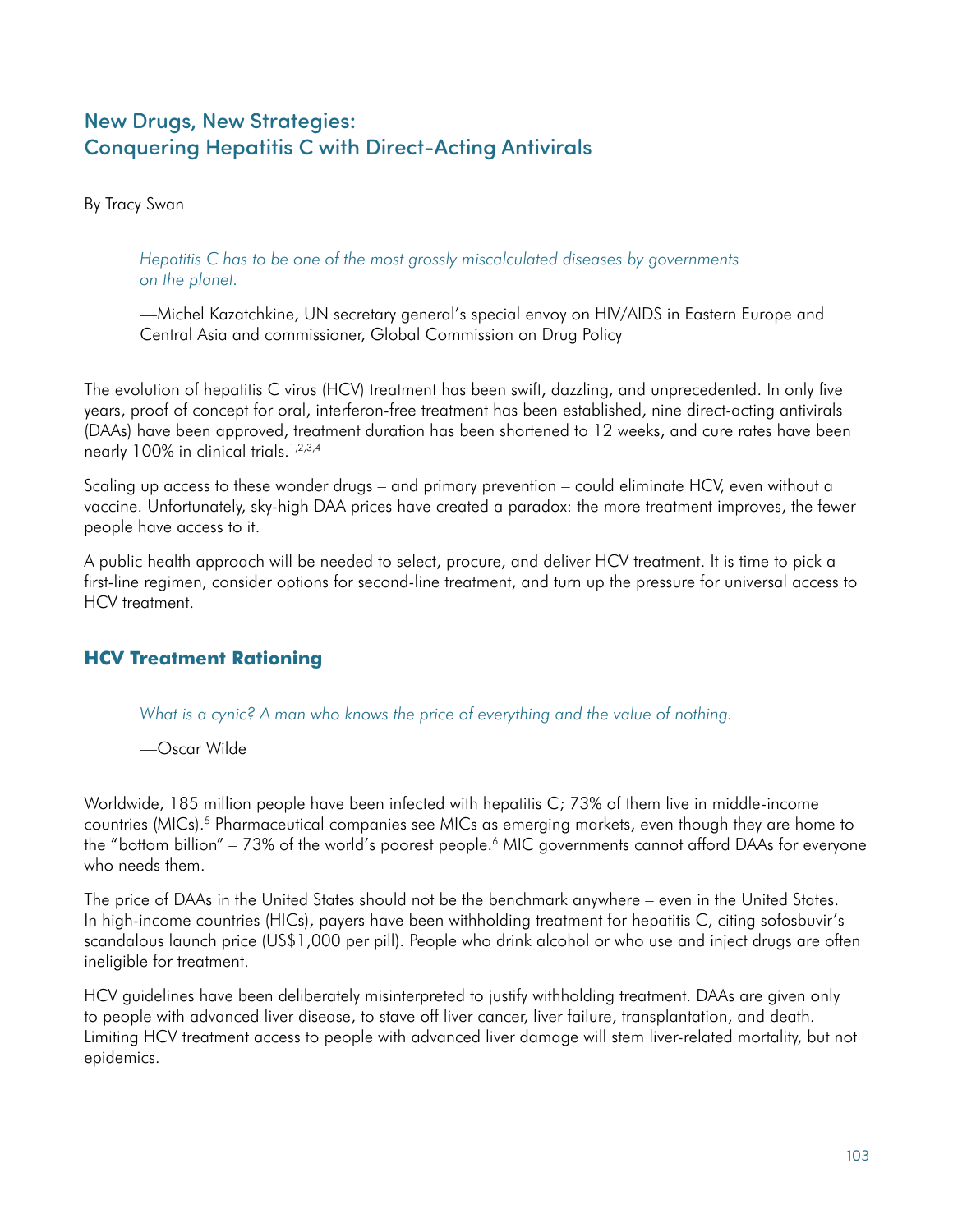## New Drugs, New Strategies: Conquering Hepatitis C with Direct-Acting Antivirals

By Tracy Swan

> *Hepatitis C has to be one of the most grossly miscalculated diseases by governments on the planet.*
>
> —Michel Kazatchkine, UN secretary general's special envoy on HIV/AIDS in Eastern Europe and Central Asia and commissioner, Global Commission on Drug Policy

The evolution of hepatitis C virus (HCV) treatment has been swift, dazzling, and unprecedented. In only five years, proof of concept for oral, interferon-free treatment has been established, nine direct-acting antivirals (DAAs) have been approved, treatment duration has been shortened to 12 weeks, and cure rates have been nearly 100% in clinical trials.[1,2,3,4]

Scaling up access to these wonder drugs – and primary prevention – could eliminate HCV, even without a vaccine. Unfortunately, sky-high DAA prices have created a paradox: the more treatment improves, the fewer people have access to it.

A public health approach will be needed to select, procure, and deliver HCV treatment. It is time to pick a first-line regimen, consider options for second-line treatment, and turn up the pressure for universal access to HCV treatment.

### HCV Treatment Rationing

> *What is a cynic? A man who knows the price of everything and the value of nothing.*
>
> —Oscar Wilde

Worldwide, 185 million people have been infected with hepatitis C; 73% of them live in middle-income countries (MICs).[5] Pharmaceutical companies see MICs as emerging markets, even though they are home to the "bottom billion" – 73% of the world's poorest people.[6] MIC governments cannot afford DAAs for everyone who needs them.

The price of DAAs in the United States should not be the benchmark anywhere – even in the United States. In high-income countries (HICs), payers have been withholding treatment for hepatitis C, citing sofosbuvir's scandalous launch price (US$1,000 per pill). People who drink alcohol or who use and inject drugs are often ineligible for treatment.

HCV guidelines have been deliberately misinterpreted to justify withholding treatment. DAAs are given only to people with advanced liver disease, to stave off liver cancer, liver failure, transplantation, and death. Limiting HCV treatment access to people with advanced liver damage will stem liver-related mortality, but not epidemics.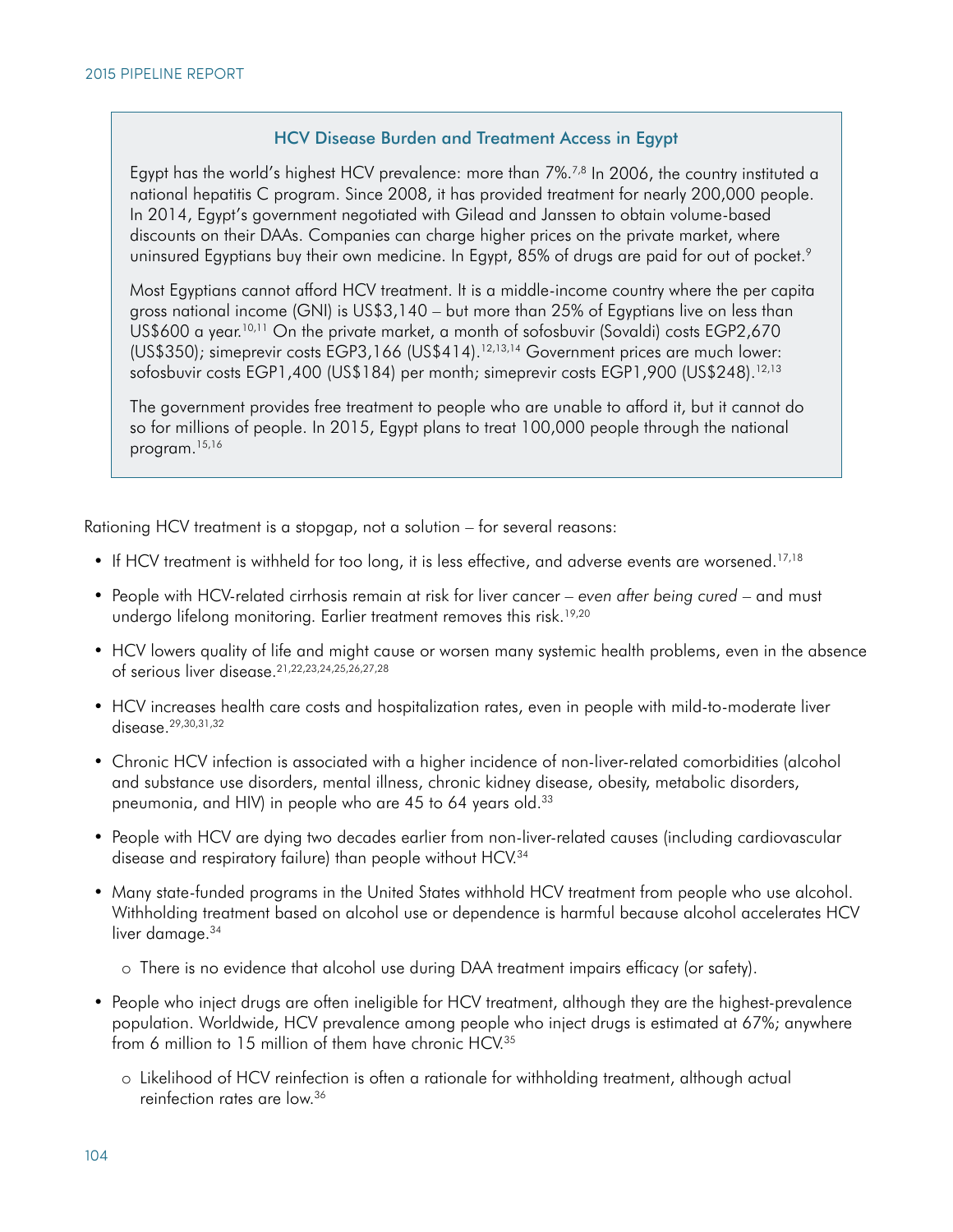### HCV Disease Burden and Treatment Access in Egypt

Egypt has the world's highest HCV prevalence: more than 7%.[7,8] In 2006, the country instituted a national hepatitis C program. Since 2008, it has provided treatment for nearly 200,000 people. In 2014, Egypt's government negotiated with Gilead and Janssen to obtain volume-based discounts on their DAAs. Companies can charge higher prices on the private market, where uninsured Egyptians buy their own medicine. In Egypt, 85% of drugs are paid for out of pocket.[9]

Most Egyptians cannot afford HCV treatment. It is a middle-income country where the per capita gross national income (GNI) is US$3,140 – but more than 25% of Egyptians live on less than US$600 a year.[10,11] On the private market, a month of sofosbuvir (Sovaldi) costs EGP2,670 (US$350); simeprevir costs EGP3,166 (US$414).[12,13,14] Government prices are much lower: sofosbuvir costs EGP1,400 (US$184) per month; simeprevir costs EGP1,900 (US$248).[12,13]

The government provides free treatment to people who are unable to afford it, but it cannot do so for millions of people. In 2015, Egypt plans to treat 100,000 people through the national program.[15,16]

Rationing HCV treatment is a stopgap, not a solution – for several reasons:

- If HCV treatment is withheld for too long, it is less effective, and adverse events are worsened.[17,18]
- People with HCV-related cirrhosis remain at risk for liver cancer – *even after being cured* – and must undergo lifelong monitoring. Earlier treatment removes this risk.[19,20]
- HCV lowers quality of life and might cause or worsen many systemic health problems, even in the absence of serious liver disease.[21,22,23,24,25,26,27,28]
- HCV increases health care costs and hospitalization rates, even in people with mild-to-moderate liver disease.[29,30,31,32]
- Chronic HCV infection is associated with a higher incidence of non-liver-related comorbidities (alcohol and substance use disorders, mental illness, chronic kidney disease, obesity, metabolic disorders, pneumonia, and HIV) in people who are 45 to 64 years old.[33]
- People with HCV are dying two decades earlier from non-liver-related causes (including cardiovascular disease and respiratory failure) than people without HCV.[34]
- Many state-funded programs in the United States withhold HCV treatment from people who use alcohol. Withholding treatment based on alcohol use or dependence is harmful because alcohol accelerates HCV liver damage.[34]
  - There is no evidence that alcohol use during DAA treatment impairs efficacy (or safety).
- People who inject drugs are often ineligible for HCV treatment, although they are the highest-prevalence population. Worldwide, HCV prevalence among people who inject drugs is estimated at 67%; anywhere from 6 million to 15 million of them have chronic HCV.[35]
  - Likelihood of HCV reinfection is often a rationale for withholding treatment, although actual reinfection rates are low.[36]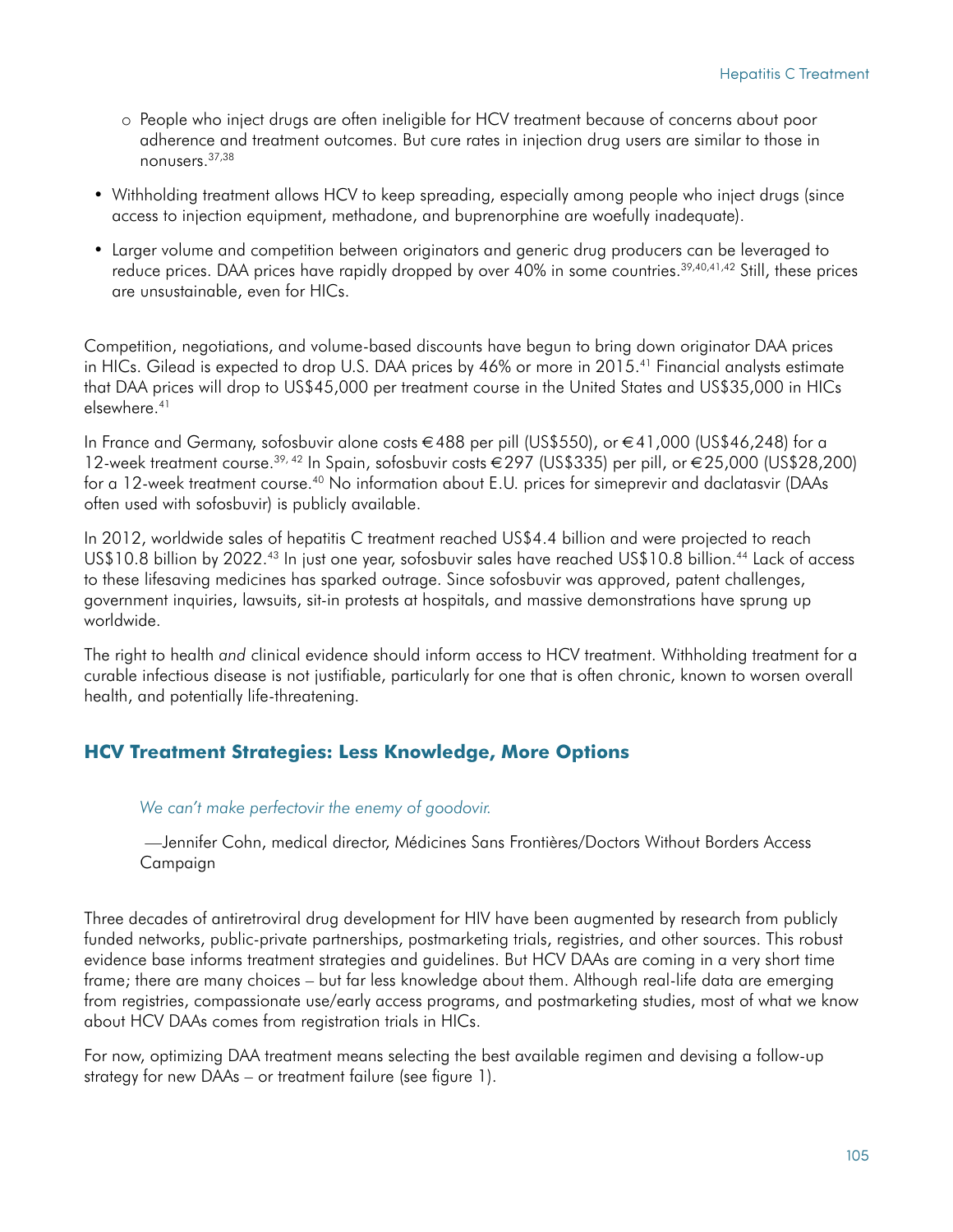- People who inject drugs are often ineligible for HCV treatment because of concerns about poor adherence and treatment outcomes. But cure rates in injection drug users are similar to those in nonusers.[37,38]

- Withholding treatment allows HCV to keep spreading, especially among people who inject drugs (since access to injection equipment, methadone, and buprenorphine are woefully inadequate).

- Larger volume and competition between originators and generic drug producers can be leveraged to reduce prices. DAA prices have rapidly dropped by over 40% in some countries.[39,40,41,42] Still, these prices are unsustainable, even for HICs.

Competition, negotiations, and volume-based discounts have begun to bring down originator DAA prices in HICs. Gilead is expected to drop U.S. DAA prices by 46% or more in 2015.[41] Financial analysts estimate that DAA prices will drop to US$45,000 per treatment course in the United States and US$35,000 in HICs elsewhere.[41]

In France and Germany, sofosbuvir alone costs €488 per pill (US$550), or €41,000 (US$46,248) for a 12-week treatment course.[39, 42] In Spain, sofosbuvir costs €297 (US$335) per pill, or €25,000 (US$28,200) for a 12-week treatment course.[40] No information about E.U. prices for simeprevir and daclatasvir (DAAs often used with sofosbuvir) is publicly available.

In 2012, worldwide sales of hepatitis C treatment reached US$4.4 billion and were projected to reach US$10.8 billion by 2022.[43] In just one year, sofosbuvir sales have reached US$10.8 billion.[44] Lack of access to these lifesaving medicines has sparked outrage. Since sofosbuvir was approved, patent challenges, government inquiries, lawsuits, sit-in protests at hospitals, and massive demonstrations have sprung up worldwide.

The right to health *and* clinical evidence should inform access to HCV treatment. Withholding treatment for a curable infectious disease is not justifiable, particularly for one that is often chronic, known to worsen overall health, and potentially life-threatening.

## HCV Treatment Strategies: Less Knowledge, More Options

*We can't make perfectovir the enemy of goodovir.*

—Jennifer Cohn, medical director, Médicines Sans Frontières/Doctors Without Borders Access Campaign

Three decades of antiretroviral drug development for HIV have been augmented by research from publicly funded networks, public-private partnerships, postmarketing trials, registries, and other sources. This robust evidence base informs treatment strategies and guidelines. But HCV DAAs are coming in a very short time frame; there are many choices – but far less knowledge about them. Although real-life data are emerging from registries, compassionate use/early access programs, and postmarketing studies, most of what we know about HCV DAAs comes from registration trials in HICs.

For now, optimizing DAA treatment means selecting the best available regimen and devising a follow-up strategy for new DAAs – or treatment failure (see figure 1).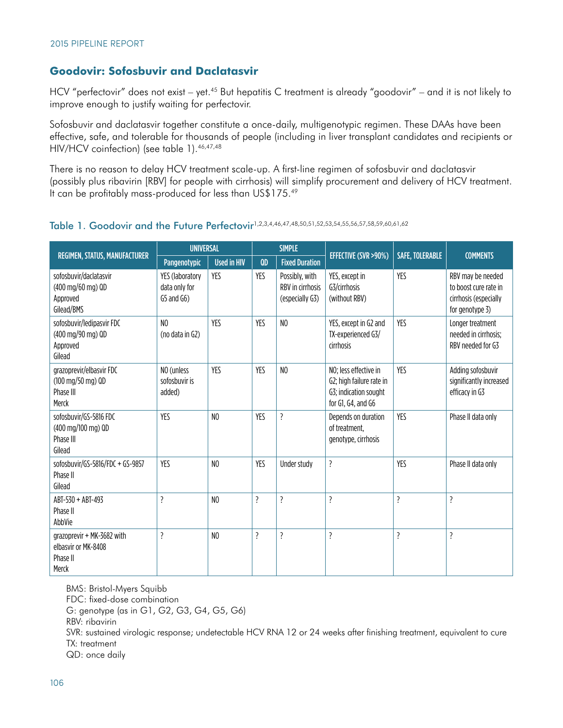## Goodovir: Sofosbuvir and Daclatasvir

HCV "perfectovir" does not exist – yet.[45] But hepatitis C treatment is already "goodovir" – and it is not likely to improve enough to justify waiting for perfectovir.

Sofosbuvir and daclatasvir together constitute a once-daily, multigenotypic regimen. These DAAs have been effective, safe, and tolerable for thousands of people (including in liver transplant candidates and recipients or HIV/HCV coinfection) (see table 1).[46,47,48]

There is no reason to delay HCV treatment scale-up. A first-line regimen of sofosbuvir and daclatasvir (possibly plus ribavirin [RBV] for people with cirrhosis) will simplify procurement and delivery of HCV treatment. It can be profitably mass-produced for less than US$175.[49]

### Table 1. Goodovir and the Future Perfectovir[1,2,3,4,46,47,48,50,51,52,53,54,55,56,57,58,59,60,61,62]

| REGIMEN, STATUS, MANUFACTURER | UNIVERSAL | | SIMPLE | | EFFECTIVE (SVR >90%) | SAFE, TOLERABLE | COMMENTS |
|---|---|---|---|---|---|---|---|
| | Pangenotypic | Used in HIV | QD | Fixed Duration | | | |
| sofosbuvir/daclatasvir (400 mg/60 mg) QD Approved Gilead/BMS | YES (laboratory data only for G5 and G6) | YES | YES | Possibly, with RBV in cirrhosis (especially G3) | YES, except in G3/cirrhosis (without RBV) | YES | RBV may be needed to boost cure rate in cirrhosis (especially for genotype 3) |
| sofosbuvir/ledipasvir FDC (400 mg/90 mg) QD Approved Gilead | NO (no data in G2) | YES | YES | NO | YES, except in G2 and TX-experienced G3/ cirrhosis | YES | Longer treatment needed in cirrhosis; RBV needed for G3 |
| grazoprevir/elbasvir FDC (100 mg/50 mg) QD Phase III Merck | NO (unless sofosbuvir is added) | YES | YES | NO | NO; less effective in G2; high failure rate in G3; indication sought for G1, G4, and G6 | YES | Adding sofosbuvir significantly increased efficacy in G3 |
| sofosbuvir/GS-5816 FDC (400 mg/100 mg) QD Phase III Gilead | YES | NO | YES | ? | Depends on duration of treatment, genotype, cirrhosis | YES | Phase II data only |
| sofosbuvir/GS-5816/FDC + GS-9857 Phase II Gilead | YES | NO | YES | Under study | ? | YES | Phase II data only |
| ABT-530 + ABT-493 Phase II AbbVie | ? | NO | ? | ? | ? | ? | ? |
| grazoprevir + MK-3682 with elbasvir or MK-8408 Phase II Merck | ? | NO | ? | ? | ? | ? | ? |

BMS: Bristol-Myers Squibb
FDC: fixed-dose combination
G: genotype (as in G1, G2, G3, G4, G5, G6)
RBV: ribavirin
SVR: sustained virologic response; undetectable HCV RNA 12 or 24 weeks after finishing treatment, equivalent to cure
TX: treatment
QD: once daily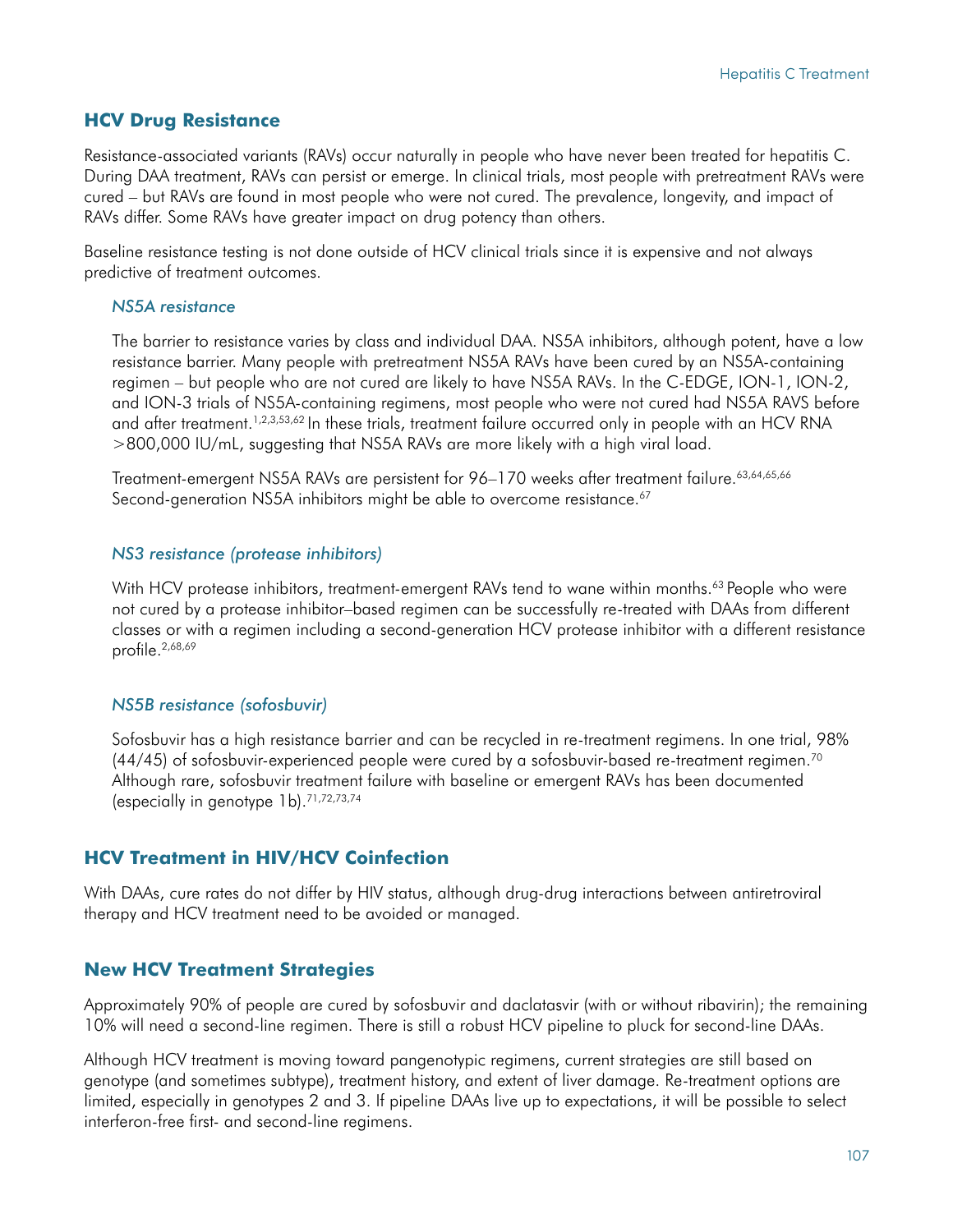## HCV Drug Resistance

Resistance-associated variants (RAVs) occur naturally in people who have never been treated for hepatitis C. During DAA treatment, RAVs can persist or emerge. In clinical trials, most people with pretreatment RAVs were cured – but RAVs are found in most people who were not cured. The prevalence, longevity, and impact of RAVs differ. Some RAVs have greater impact on drug potency than others.

Baseline resistance testing is not done outside of HCV clinical trials since it is expensive and not always predictive of treatment outcomes.

### *NS5A resistance*

The barrier to resistance varies by class and individual DAA. NS5A inhibitors, although potent, have a low resistance barrier. Many people with pretreatment NS5A RAVs have been cured by an NS5A-containing regimen – but people who are not cured are likely to have NS5A RAVs. In the C-EDGE, ION-1, ION-2, and ION-3 trials of NS5A-containing regimens, most people who were not cured had NS5A RAVS before and after treatment.[1,2,3,53,62] In these trials, treatment failure occurred only in people with an HCV RNA >800,000 IU/mL, suggesting that NS5A RAVs are more likely with a high viral load.

Treatment-emergent NS5A RAVs are persistent for 96–170 weeks after treatment failure.[63,64,65,66] Second-generation NS5A inhibitors might be able to overcome resistance.[67]

### *NS3 resistance (protease inhibitors)*

With HCV protease inhibitors, treatment-emergent RAVs tend to wane within months.[63] People who were not cured by a protease inhibitor–based regimen can be successfully re-treated with DAAs from different classes or with a regimen including a second-generation HCV protease inhibitor with a different resistance profile.[2,68,69]

### *NS5B resistance (sofosbuvir)*

Sofosbuvir has a high resistance barrier and can be recycled in re-treatment regimens. In one trial, 98% (44/45) of sofosbuvir-experienced people were cured by a sofosbuvir-based re-treatment regimen.[70] Although rare, sofosbuvir treatment failure with baseline or emergent RAVs has been documented (especially in genotype 1b).[71,72,73,74]

## HCV Treatment in HIV/HCV Coinfection

With DAAs, cure rates do not differ by HIV status, although drug-drug interactions between antiretroviral therapy and HCV treatment need to be avoided or managed.

## New HCV Treatment Strategies

Approximately 90% of people are cured by sofosbuvir and daclatasvir (with or without ribavirin); the remaining 10% will need a second-line regimen. There is still a robust HCV pipeline to pluck for second-line DAAs.

Although HCV treatment is moving toward pangenotypic regimens, current strategies are still based on genotype (and sometimes subtype), treatment history, and extent of liver damage. Re-treatment options are limited, especially in genotypes 2 and 3. If pipeline DAAs live up to expectations, it will be possible to select interferon-free first- and second-line regimens.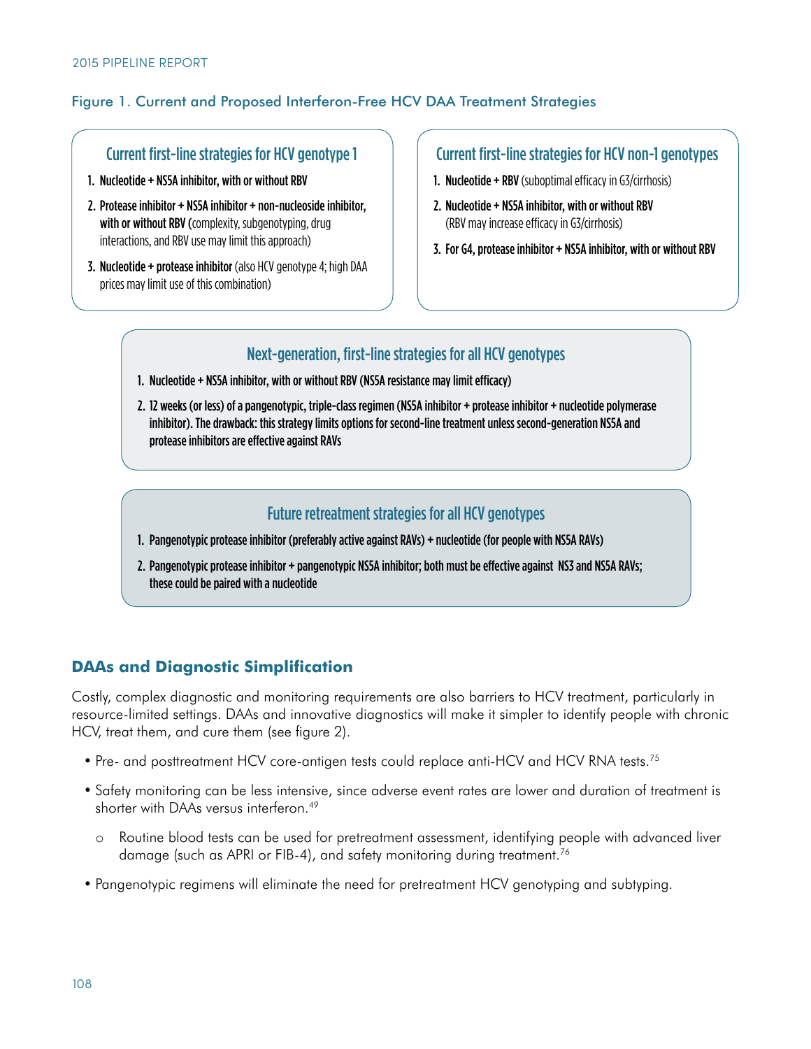Figure 1. Current and Proposed Interferon-Free HCV DAA Treatment Strategies

### Current first-line strategies for HCV genotype 1

1. **Nucleotide + NS5A inhibitor, with or without RBV**
2. **Protease inhibitor + NS5A inhibitor + non-nucleoside inhibitor, with or without RBV (**complexity, subgenotyping, drug interactions, and RBV use may limit this approach)
3. **Nucleotide + protease inhibitor** (also HCV genotype 4; high DAA prices may limit use of this combination)

### Current first-line strategies for HCV non-1 genotypes

1. **Nucleotide + RBV** (suboptimal efficacy in G3/cirrhosis)
2. **Nucleotide + NS5A inhibitor, with or without RBV** (RBV may increase efficacy in G3/cirrhosis)
3. **For G4, protease inhibitor + NS5A inhibitor, with or without RBV**

### Next-generation, first-line strategies for all HCV genotypes

1. **Nucleotide + NS5A inhibitor, with or without RBV (NS5A resistance may limit efficacy)**
2. **12 weeks (or less) of a pangenotypic, triple-class regimen (NS5A inhibitor + protease inhibitor + nucleotide polymerase inhibitor). The drawback: this strategy limits options for second-line treatment unless second-generation NS5A and protease inhibitors are effective against RAVs**

### Future retreatment strategies for all HCV genotypes

1. **Pangenotypic protease inhibitor (preferably active against RAVs) + nucleotide (for people with NS5A RAVs)**
2. **Pangenotypic protease inhibitor + pangenotypic NS5A inhibitor; both must be effective against NS3 and NS5A RAVs; these could be paired with a nucleotide**

## DAAs and Diagnostic Simplification

Costly, complex diagnostic and monitoring requirements are also barriers to HCV treatment, particularly in resource-limited settings. DAAs and innovative diagnostics will make it simpler to identify people with chronic HCV, treat them, and cure them (see figure 2).

- Pre- and posttreatment HCV core-antigen tests could replace anti-HCV and HCV RNA tests.[75]
- Safety monitoring can be less intensive, since adverse event rates are lower and duration of treatment is shorter with DAAs versus interferon.[49]
    - Routine blood tests can be used for pretreatment assessment, identifying people with advanced liver damage (such as APRI or FIB-4), and safety monitoring during treatment.[76]
- Pangenotypic regimens will eliminate the need for pretreatment HCV genotyping and subtyping.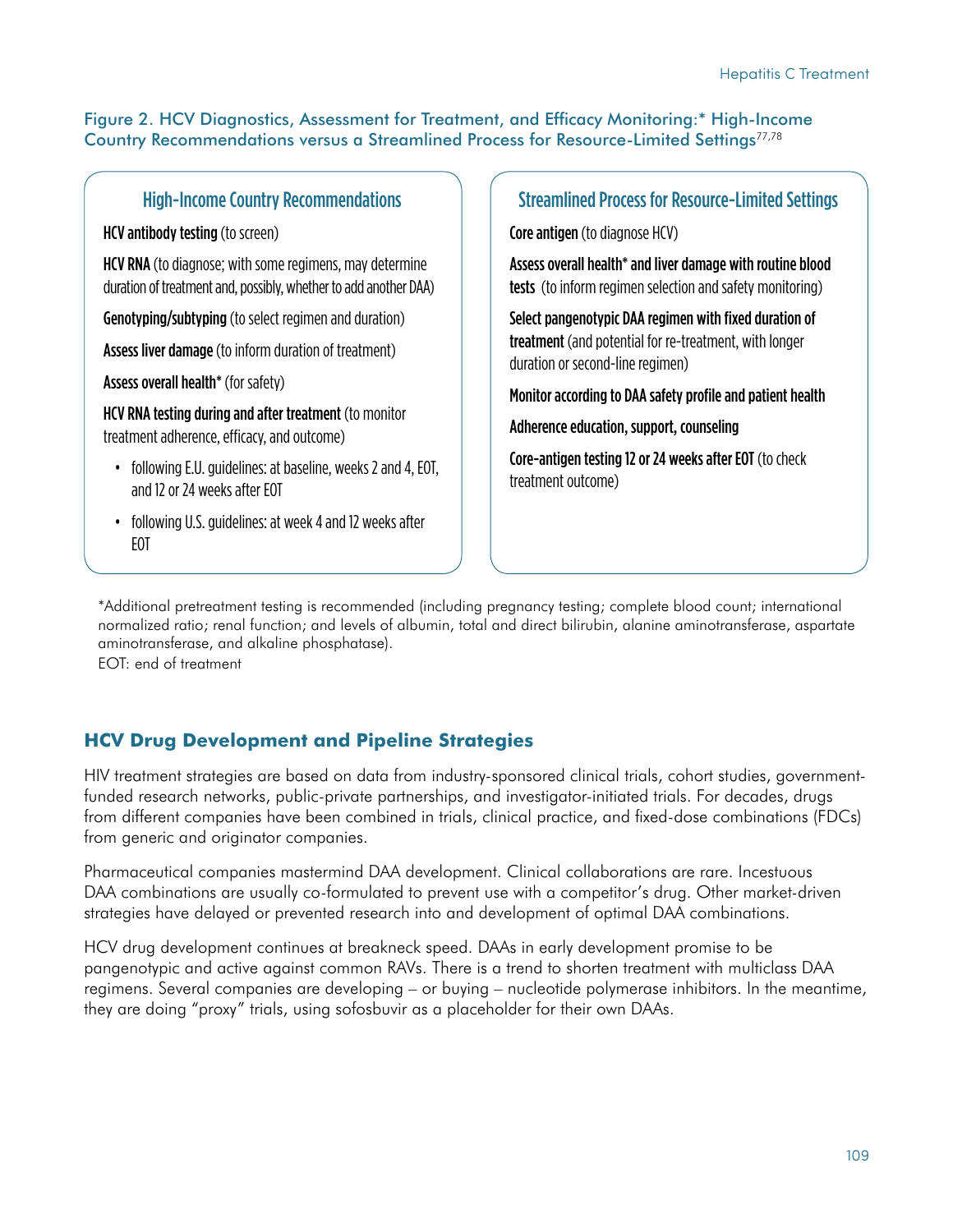Figure 2. HCV Diagnostics, Assessment for Treatment, and Efficacy Monitoring:* High-Income Country Recommendations versus a Streamlined Process for Resource-Limited Settings[77,78]

**High-Income Country Recommendations**

**HCV antibody testing** (to screen)

**HCV RNA** (to diagnose; with some regimens, may determine duration of treatment and, possibly, whether to add another DAA)

**Genotyping/subtyping** (to select regimen and duration)

**Assess liver damage** (to inform duration of treatment)

**Assess overall health*** (for safety)

**HCV RNA testing during and after treatment** (to monitor treatment adherence, efficacy, and outcome)

- following E.U. guidelines: at baseline, weeks 2 and 4, EOT, and 12 or 24 weeks after EOT
- following U.S. guidelines: at week 4 and 12 weeks after EOT

**Streamlined Process for Resource-Limited Settings**

**Core antigen** (to diagnose HCV)

**Assess overall health* and liver damage with routine blood tests** (to inform regimen selection and safety monitoring)

**Select pangenotypic DAA regimen with fixed duration of treatment** (and potential for re-treatment, with longer duration or second-line regimen)

**Monitor according to DAA safety profile and patient health**

**Adherence education, support, counseling**

**Core-antigen testing 12 or 24 weeks after EOT** (to check treatment outcome)

*Additional pretreatment testing is recommended (including pregnancy testing; complete blood count; international normalized ratio; renal function; and levels of albumin, total and direct bilirubin, alanine aminotransferase, aspartate aminotransferase, and alkaline phosphatase).

EOT: end of treatment

## HCV Drug Development and Pipeline Strategies

HIV treatment strategies are based on data from industry-sponsored clinical trials, cohort studies, government-funded research networks, public-private partnerships, and investigator-initiated trials. For decades, drugs from different companies have been combined in trials, clinical practice, and fixed-dose combinations (FDCs) from generic and originator companies.

Pharmaceutical companies mastermind DAA development. Clinical collaborations are rare. Incestuous DAA combinations are usually co-formulated to prevent use with a competitor's drug. Other market-driven strategies have delayed or prevented research into and development of optimal DAA combinations.

HCV drug development continues at breakneck speed. DAAs in early development promise to be pangenotypic and active against common RAVs. There is a trend to shorten treatment with multiclass DAA regimens. Several companies are developing – or buying – nucleotide polymerase inhibitors. In the meantime, they are doing "proxy" trials, using sofosbuvir as a placeholder for their own DAAs.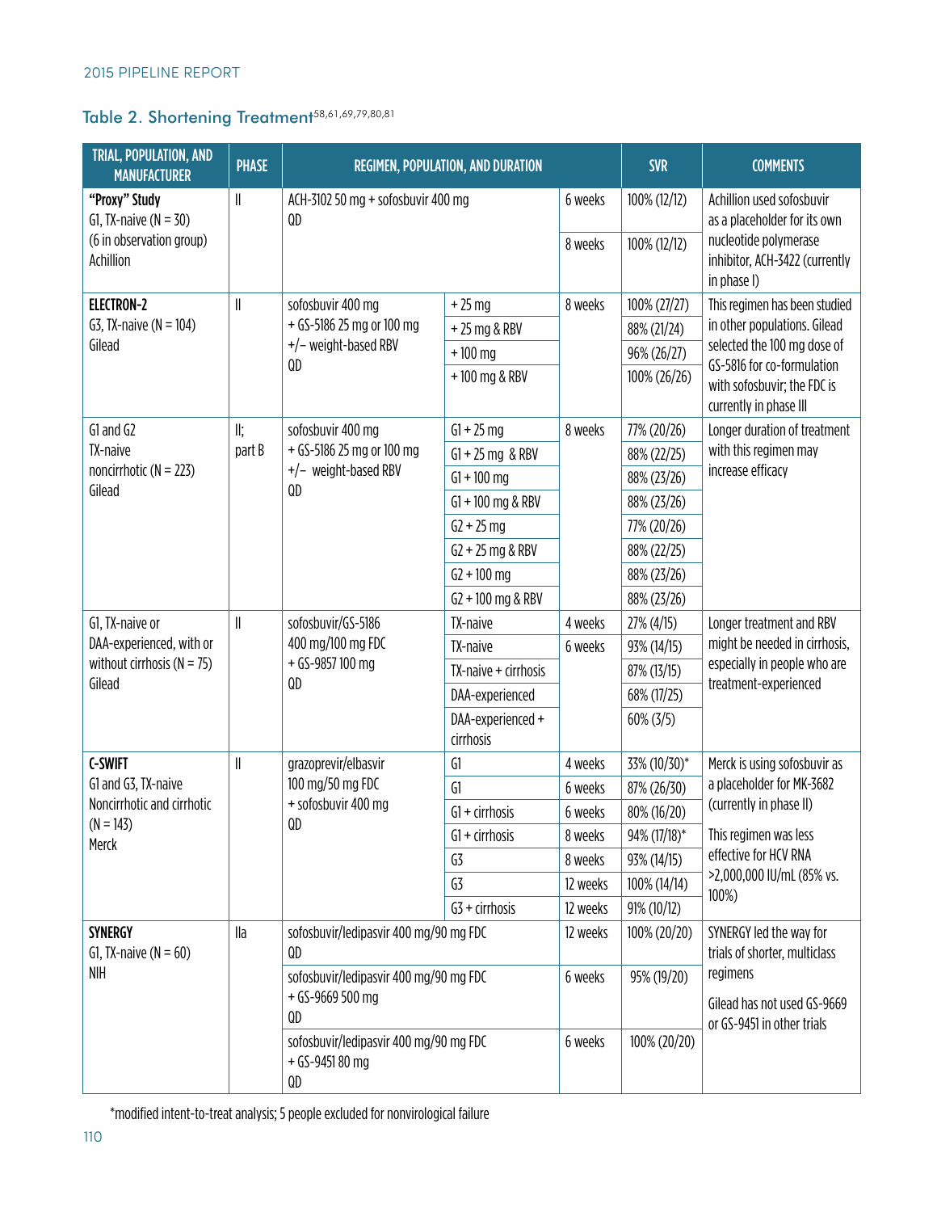## Table 2. Shortening Treatment[58,61,69,79,80,81]

| TRIAL, POPULATION, AND MANUFACTURER | PHASE | REGIMEN, POPULATION, AND DURATION | | | SVR | COMMENTS |
|---|---|---|---|---|---|---|
| **"Proxy" Study** G1, TX-naive (N = 30) (6 in observation group) Achillion | II | ACH-3102 50 mg + sofosbuvir 400 mg QD | | 6 weeks | 100% (12/12) | Achillion used sofosbuvir as a placeholder for its own nucleotide polymerase inhibitor, ACH-3422 (currently in phase I) |
| | | | | 8 weeks | 100% (12/12) | |
| **ELECTRON-2** G3, TX-naive (N = 104) Gilead | II | sofosbuvir 400 mg + GS-5186 25 mg or 100 mg +/– weight-based RBV QD | + 25 mg | 8 weeks | 100% (27/27) | This regimen has been studied in other populations. Gilead selected the 100 mg dose of GS-5816 for co-formulation with sofosbuvir; the FDC is currently in phase III |
| | | | + 25 mg & RBV | | 88% (21/24) | |
| | | | + 100 mg | | 96% (26/27) | |
| | | | + 100 mg & RBV | | 100% (26/26) | |
| G1 and G2 TX-naive noncirrhotic (N = 223) Gilead | II; part B | sofosbuvir 400 mg + GS-5186 25 mg or 100 mg +/– weight-based RBV QD | G1 + 25 mg | 8 weeks | 77% (20/26) | Longer duration of treatment with this regimen may increase efficacy |
| | | | G1 + 25 mg & RBV | | 88% (22/25) | |
| | | | G1 + 100 mg | | 88% (23/26) | |
| | | | G1 + 100 mg & RBV | | 88% (23/26) | |
| | | | G2 + 25 mg | | 77% (20/26) | |
| | | | G2 + 25 mg & RBV | | 88% (22/25) | |
| | | | G2 + 100 mg | | 88% (23/26) | |
| | | | G2 + 100 mg & RBV | | 88% (23/26) | |
| G1, TX-naive or DAA-experienced, with or without cirrhosis (N = 75) Gilead | II | sofosbuvir/GS-5186 400 mg/100 mg FDC + GS-9857 100 mg QD | TX-naive | 4 weeks | 27% (4/15) | Longer treatment and RBV might be needed in cirrhosis, especially in people who are treatment-experienced |
| | | | TX-naive | 6 weeks | 93% (14/15) | |
| | | | TX-naive + cirrhosis | | 87% (13/15) | |
| | | | DAA-experienced | | 68% (17/25) | |
| | | | DAA-experienced + cirrhosis | | 60% (3/5) | |
| **C-SWIFT** G1 and G3, TX-naive Noncirrhotic and cirrhotic (N = 143) Merck | II | grazoprevir/elbasvir 100 mg/50 mg FDC + sofosbuvir 400 mg QD | G1 | 4 weeks | 33% (10/30)* | Merck is using sofosbuvir as a placeholder for MK-3682 (currently in phase II) This regimen was less effective for HCV RNA >2,000,000 IU/mL (85% vs. 100%) |
| | | | G1 | 6 weeks | 87% (26/30) | |
| | | | G1 + cirrhosis | 6 weeks | 80% (16/20) | |
| | | | G1 + cirrhosis | 8 weeks | 94% (17/18)* | |
| | | | G3 | 8 weeks | 93% (14/15) | |
| | | | G3 | 12 weeks | 100% (14/14) | |
| | | | G3 + cirrhosis | 12 weeks | 91% (10/12) | |
| **SYNERGY** G1, TX-naive (N = 60) NIH | IIa | sofosbuvir/ledipasvir 400 mg/90 mg FDC QD | | 12 weeks | 100% (20/20) | SYNERGY led the way for trials of shorter, multiclass regimens Gilead has not used GS-9669 or GS-9451 in other trials |
| | | sofosbuvir/ledipasvir 400 mg/90 mg FDC + GS-9669 500 mg QD | | 6 weeks | 95% (19/20) | |
| | | sofosbuvir/ledipasvir 400 mg/90 mg FDC + GS-9451 80 mg QD | | 6 weeks | 100% (20/20) | |

*modified intent-to-treat analysis; 5 people excluded for nonvirological failure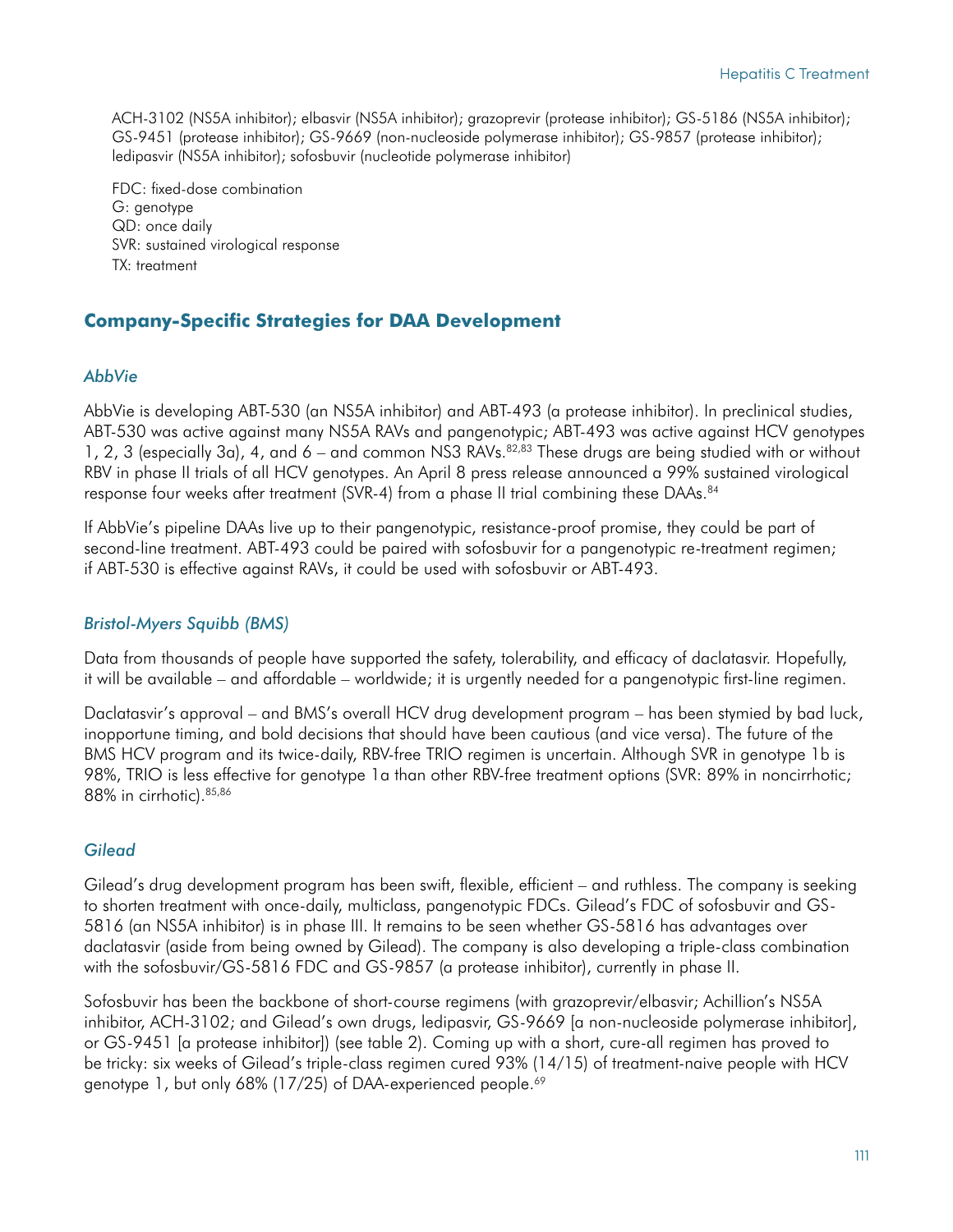ACH-3102 (NS5A inhibitor); elbasvir (NS5A inhibitor); grazoprevir (protease inhibitor); GS-5186 (NS5A inhibitor); GS-9451 (protease inhibitor); GS-9669 (non-nucleoside polymerase inhibitor); GS-9857 (protease inhibitor); ledipasvir (NS5A inhibitor); sofosbuvir (nucleotide polymerase inhibitor)

FDC: fixed-dose combination
G: genotype
QD: once daily
SVR: sustained virological response
TX: treatment

## Company-Specific Strategies for DAA Development

### *AbbVie*

AbbVie is developing ABT-530 (an NS5A inhibitor) and ABT-493 (a protease inhibitor). In preclinical studies, ABT-530 was active against many NS5A RAVs and pangenotypic; ABT-493 was active against HCV genotypes 1, 2, 3 (especially 3a), 4, and 6 – and common NS3 RAVs.[82,83] These drugs are being studied with or without RBV in phase II trials of all HCV genotypes. An April 8 press release announced a 99% sustained virological response four weeks after treatment (SVR-4) from a phase II trial combining these DAAs.[84]

If AbbVie's pipeline DAAs live up to their pangenotypic, resistance-proof promise, they could be part of second-line treatment. ABT-493 could be paired with sofosbuvir for a pangenotypic re-treatment regimen; if ABT-530 is effective against RAVs, it could be used with sofosbuvir or ABT-493.

### *Bristol-Myers Squibb (BMS)*

Data from thousands of people have supported the safety, tolerability, and efficacy of daclatasvir. Hopefully, it will be available – and affordable – worldwide; it is urgently needed for a pangenotypic first-line regimen.

Daclatasvir's approval – and BMS's overall HCV drug development program – has been stymied by bad luck, inopportune timing, and bold decisions that should have been cautious (and vice versa). The future of the BMS HCV program and its twice-daily, RBV-free TRIO regimen is uncertain. Although SVR in genotype 1b is 98%, TRIO is less effective for genotype 1a than other RBV-free treatment options (SVR: 89% in noncirrhotic; 88% in cirrhotic).[85,86]

### *Gilead*

Gilead's drug development program has been swift, flexible, efficient – and ruthless. The company is seeking to shorten treatment with once-daily, multiclass, pangenotypic FDCs. Gilead's FDC of sofosbuvir and GS-5816 (an NS5A inhibitor) is in phase III. It remains to be seen whether GS-5816 has advantages over daclatasvir (aside from being owned by Gilead). The company is also developing a triple-class combination with the sofosbuvir/GS-5816 FDC and GS-9857 (a protease inhibitor), currently in phase II.

Sofosbuvir has been the backbone of short-course regimens (with grazoprevir/elbasvir; Achillion's NS5A inhibitor, ACH-3102; and Gilead's own drugs, ledipasvir, GS-9669 [a non-nucleoside polymerase inhibitor], or GS-9451 [a protease inhibitor]) (see table 2). Coming up with a short, cure-all regimen has proved to be tricky: six weeks of Gilead's triple-class regimen cured 93% (14/15) of treatment-naive people with HCV genotype 1, but only 68% (17/25) of DAA-experienced people.[69]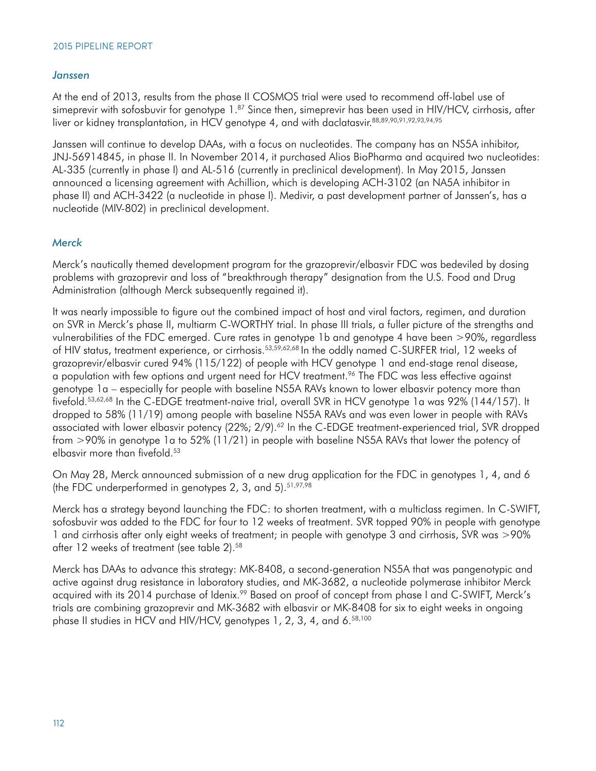### *Janssen*

At the end of 2013, results from the phase II COSMOS trial were used to recommend off-label use of simeprevir with sofosbuvir for genotype 1.[87] Since then, simeprevir has been used in HIV/HCV, cirrhosis, after liver or kidney transplantation, in HCV genotype 4, and with daclatasvir.[88,89,90,91,92,93,94,95]

Janssen will continue to develop DAAs, with a focus on nucleotides. The company has an NS5A inhibitor, JNJ-56914845, in phase II. In November 2014, it purchased Alios BioPharma and acquired two nucleotides: AL-335 (currently in phase I) and AL-516 (currently in preclinical development). In May 2015, Janssen announced a licensing agreement with Achillion, which is developing ACH-3102 (an NA5A inhibitor in phase II) and ACH-3422 (a nucleotide in phase I). Medivir, a past development partner of Janssen's, has a nucleotide (MIV-802) in preclinical development.

### *Merck*

Merck's nautically themed development program for the grazoprevir/elbasvir FDC was bedeviled by dosing problems with grazoprevir and loss of "breakthrough therapy" designation from the U.S. Food and Drug Administration (although Merck subsequently regained it).

It was nearly impossible to figure out the combined impact of host and viral factors, regimen, and duration on SVR in Merck's phase II, multiarm C-WORTHY trial. In phase III trials, a fuller picture of the strengths and vulnerabilities of the FDC emerged. Cure rates in genotype 1b and genotype 4 have been >90%, regardless of HIV status, treatment experience, or cirrhosis.[53,59,62,68] In the oddly named C-SURFER trial, 12 weeks of grazoprevir/elbasvir cured 94% (115/122) of people with HCV genotype 1 and end-stage renal disease, a population with few options and urgent need for HCV treatment.[96] The FDC was less effective against genotype 1a – especially for people with baseline NS5A RAVs known to lower elbasvir potency more than fivefold.[53,62,68] In the C-EDGE treatment-naive trial, overall SVR in HCV genotype 1a was 92% (144/157). It dropped to 58% (11/19) among people with baseline NS5A RAVs and was even lower in people with RAVs associated with lower elbasvir potency (22%; 2/9).[62] In the C-EDGE treatment-experienced trial, SVR dropped from >90% in genotype 1a to 52% (11/21) in people with baseline NS5A RAVs that lower the potency of elbasvir more than fivefold.[53]

On May 28, Merck announced submission of a new drug application for the FDC in genotypes 1, 4, and 6 (the FDC underperformed in genotypes 2, 3, and 5).[51,97,98]

Merck has a strategy beyond launching the FDC: to shorten treatment, with a multiclass regimen. In C-SWIFT, sofosbuvir was added to the FDC for four to 12 weeks of treatment. SVR topped 90% in people with genotype 1 and cirrhosis after only eight weeks of treatment; in people with genotype 3 and cirrhosis, SVR was >90% after 12 weeks of treatment (see table 2).[58]

Merck has DAAs to advance this strategy: MK-8408, a second-generation NS5A that was pangenotypic and active against drug resistance in laboratory studies, and MK-3682, a nucleotide polymerase inhibitor Merck acquired with its 2014 purchase of Idenix.[99] Based on proof of concept from phase I and C-SWIFT, Merck's trials are combining grazoprevir and MK-3682 with elbasvir or MK-8408 for six to eight weeks in ongoing phase II studies in HCV and HIV/HCV, genotypes 1, 2, 3, 4, and 6.[58,100]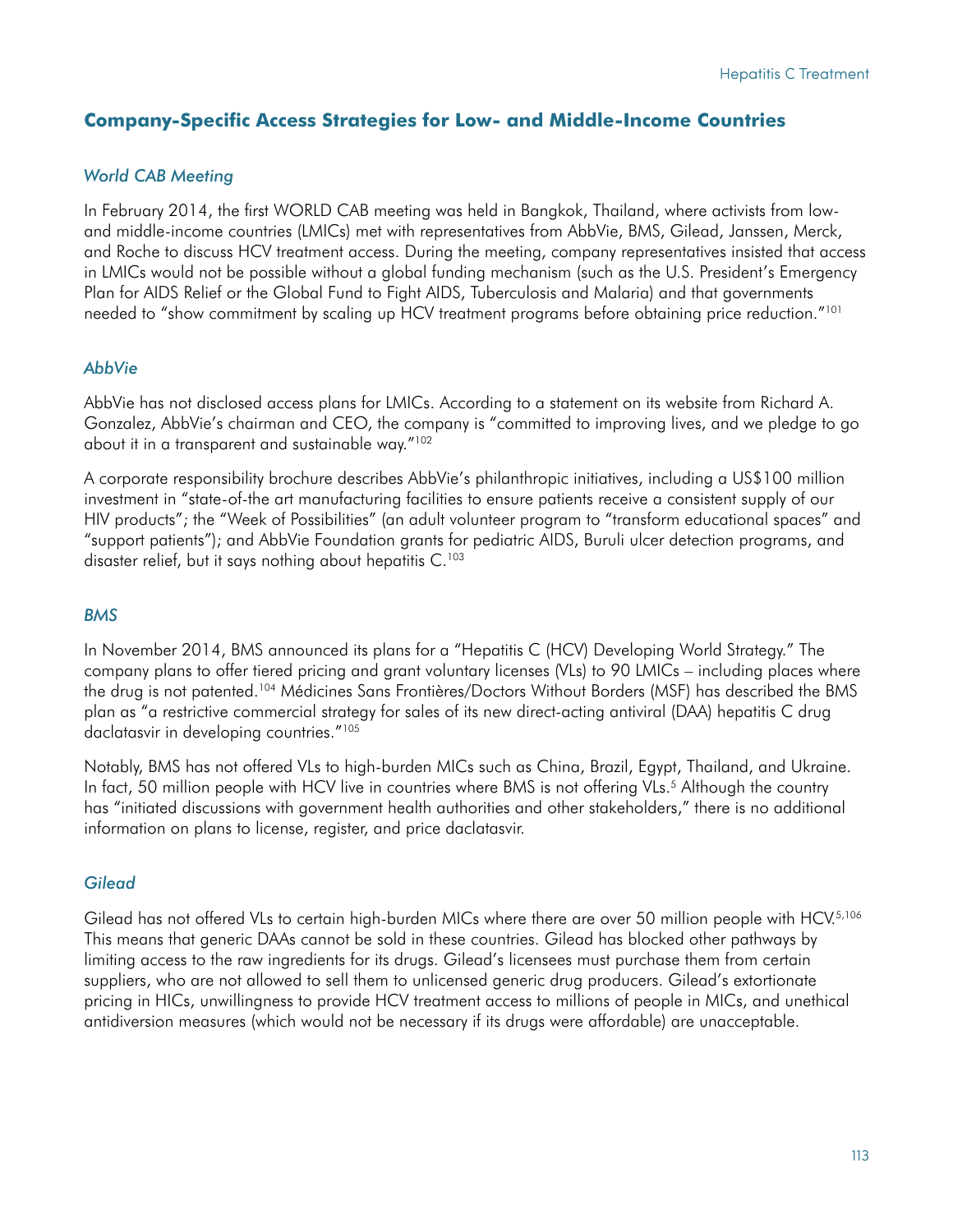## Company-Specific Access Strategies for Low- and Middle-Income Countries

### *World CAB Meeting*

In February 2014, the first WORLD CAB meeting was held in Bangkok, Thailand, where activists from low- and middle-income countries (LMICs) met with representatives from AbbVie, BMS, Gilead, Janssen, Merck, and Roche to discuss HCV treatment access. During the meeting, company representatives insisted that access in LMICs would not be possible without a global funding mechanism (such as the U.S. President's Emergency Plan for AIDS Relief or the Global Fund to Fight AIDS, Tuberculosis and Malaria) and that governments needed to "show commitment by scaling up HCV treatment programs before obtaining price reduction."[101]

### *AbbVie*

AbbVie has not disclosed access plans for LMICs. According to a statement on its website from Richard A. Gonzalez, AbbVie's chairman and CEO, the company is "committed to improving lives, and we pledge to go about it in a transparent and sustainable way."[102]

A corporate responsibility brochure describes AbbVie's philanthropic initiatives, including a US$100 million investment in "state-of-the art manufacturing facilities to ensure patients receive a consistent supply of our HIV products"; the "Week of Possibilities" (an adult volunteer program to "transform educational spaces" and "support patients"); and AbbVie Foundation grants for pediatric AIDS, Buruli ulcer detection programs, and disaster relief, but it says nothing about hepatitis C.[103]

### *BMS*

In November 2014, BMS announced its plans for a "Hepatitis C (HCV) Developing World Strategy." The company plans to offer tiered pricing and grant voluntary licenses (VLs) to 90 LMICs – including places where the drug is not patented.[104] Médicines Sans Frontières/Doctors Without Borders (MSF) has described the BMS plan as "a restrictive commercial strategy for sales of its new direct-acting antiviral (DAA) hepatitis C drug daclatasvir in developing countries."[105]

Notably, BMS has not offered VLs to high-burden MICs such as China, Brazil, Egypt, Thailand, and Ukraine. In fact, 50 million people with HCV live in countries where BMS is not offering VLs.[5] Although the country has "initiated discussions with government health authorities and other stakeholders," there is no additional information on plans to license, register, and price daclatasvir.

### *Gilead*

Gilead has not offered VLs to certain high-burden MICs where there are over 50 million people with HCV.[5,106] This means that generic DAAs cannot be sold in these countries. Gilead has blocked other pathways by limiting access to the raw ingredients for its drugs. Gilead's licensees must purchase them from certain suppliers, who are not allowed to sell them to unlicensed generic drug producers. Gilead's extortionate pricing in HICs, unwillingness to provide HCV treatment access to millions of people in MICs, and unethical antidiversion measures (which would not be necessary if its drugs were affordable) are unacceptable.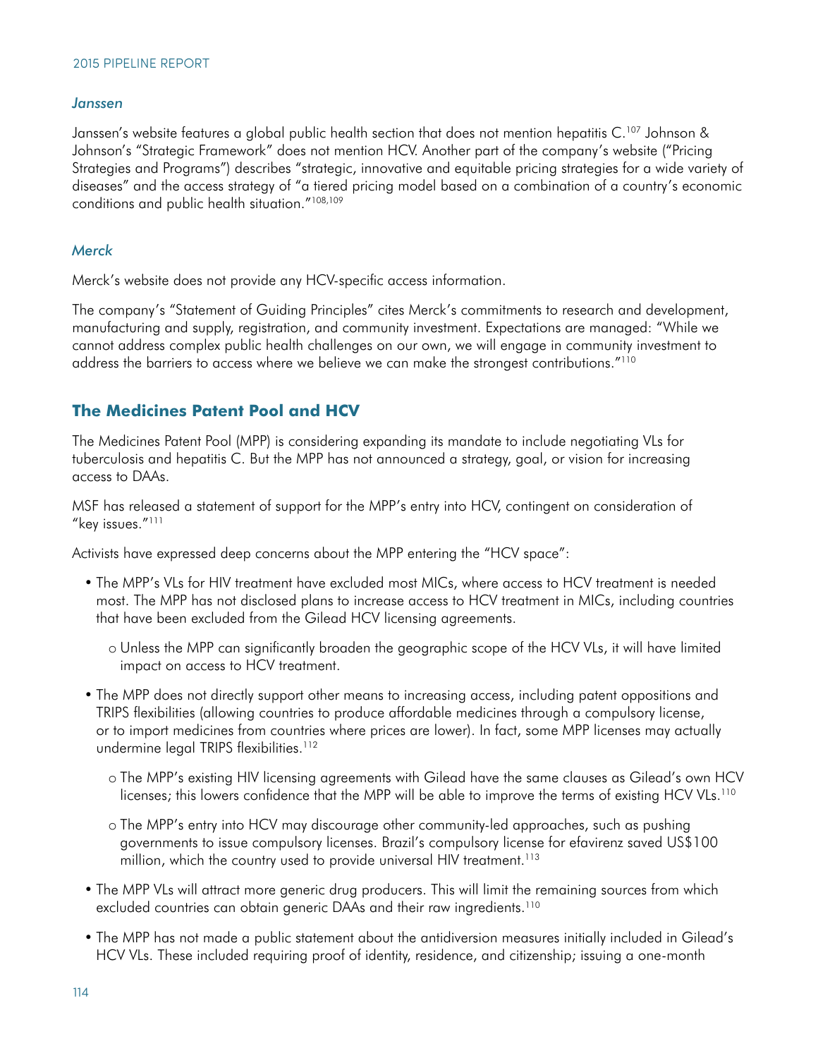### *Janssen*

Janssen's website features a global public health section that does not mention hepatitis C.[107] Johnson & Johnson's "Strategic Framework" does not mention HCV. Another part of the company's website ("Pricing Strategies and Programs") describes "strategic, innovative and equitable pricing strategies for a wide variety of diseases" and the access strategy of "a tiered pricing model based on a combination of a country's economic conditions and public health situation."[108,109]

### *Merck*

Merck's website does not provide any HCV-specific access information.

The company's "Statement of Guiding Principles" cites Merck's commitments to research and development, manufacturing and supply, registration, and community investment. Expectations are managed: "While we cannot address complex public health challenges on our own, we will engage in community investment to address the barriers to access where we believe we can make the strongest contributions."[110]

## **The Medicines Patent Pool and HCV**

The Medicines Patent Pool (MPP) is considering expanding its mandate to include negotiating VLs for tuberculosis and hepatitis C. But the MPP has not announced a strategy, goal, or vision for increasing access to DAAs.

MSF has released a statement of support for the MPP's entry into HCV, contingent on consideration of "key issues."[111]

Activists have expressed deep concerns about the MPP entering the "HCV space":

- The MPP's VLs for HIV treatment have excluded most MICs, where access to HCV treatment is needed most. The MPP has not disclosed plans to increase access to HCV treatment in MICs, including countries that have been excluded from the Gilead HCV licensing agreements.
  - Unless the MPP can significantly broaden the geographic scope of the HCV VLs, it will have limited impact on access to HCV treatment.
- The MPP does not directly support other means to increasing access, including patent oppositions and TRIPS flexibilities (allowing countries to produce affordable medicines through a compulsory license, or to import medicines from countries where prices are lower). In fact, some MPP licenses may actually undermine legal TRIPS flexibilities.[112]
  - The MPP's existing HIV licensing agreements with Gilead have the same clauses as Gilead's own HCV licenses; this lowers confidence that the MPP will be able to improve the terms of existing HCV VLs.[110]
  - The MPP's entry into HCV may discourage other community-led approaches, such as pushing governments to issue compulsory licenses. Brazil's compulsory license for efavirenz saved US$100 million, which the country used to provide universal HIV treatment.[113]
- The MPP VLs will attract more generic drug producers. This will limit the remaining sources from which excluded countries can obtain generic DAAs and their raw ingredients.[110]
- The MPP has not made a public statement about the antidiversion measures initially included in Gilead's HCV VLs. These included requiring proof of identity, residence, and citizenship; issuing a one-month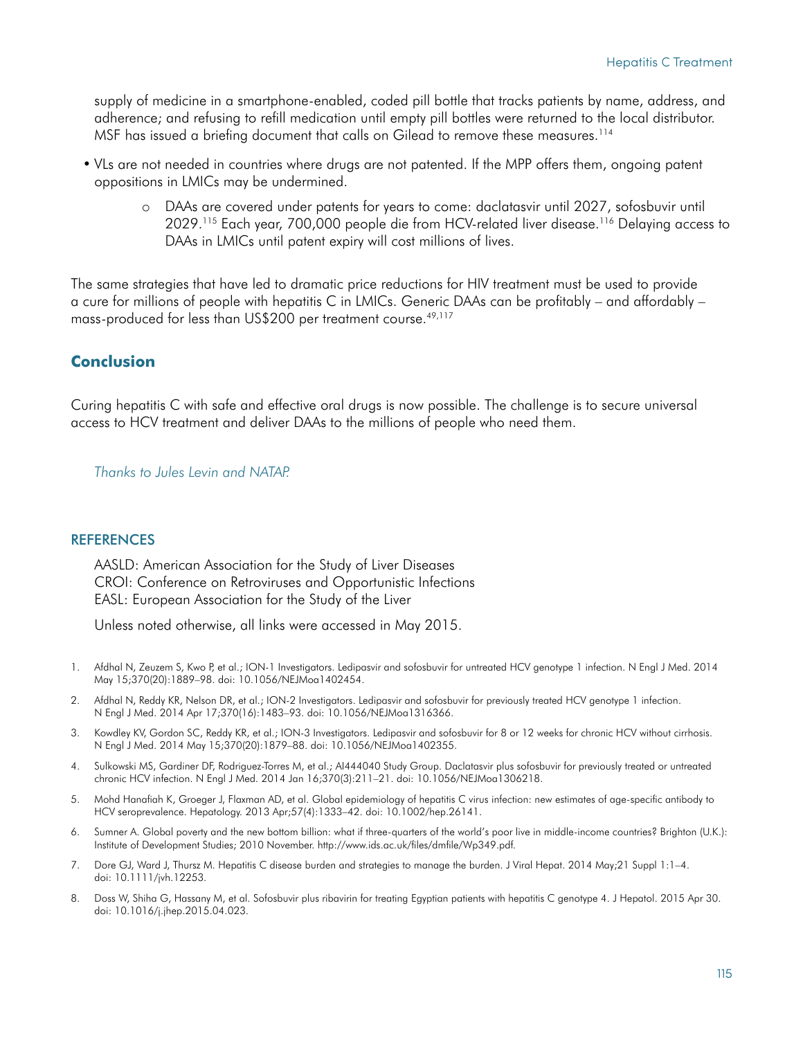supply of medicine in a smartphone-enabled, coded pill bottle that tracks patients by name, address, and adherence; and refusing to refill medication until empty pill bottles were returned to the local distributor. MSF has issued a briefing document that calls on Gilead to remove these measures.[114]

- VLs are not needed in countries where drugs are not patented. If the MPP offers them, ongoing patent oppositions in LMICs may be undermined.
    - DAAs are covered under patents for years to come: daclatasvir until 2027, sofosbuvir until 2029.[115] Each year, 700,000 people die from HCV-related liver disease.[116] Delaying access to DAAs in LMICs until patent expiry will cost millions of lives.

The same strategies that have led to dramatic price reductions for HIV treatment must be used to provide a cure for millions of people with hepatitis C in LMICs. Generic DAAs can be profitably – and affordably – mass-produced for less than US$200 per treatment course.[49,117]

## Conclusion

Curing hepatitis C with safe and effective oral drugs is now possible. The challenge is to secure universal access to HCV treatment and deliver DAAs to the millions of people who need them.

*Thanks to Jules Levin and NATAP.*

## REFERENCES

AASLD: American Association for the Study of Liver Diseases
CROI: Conference on Retroviruses and Opportunistic Infections
EASL: European Association for the Study of the Liver

Unless noted otherwise, all links were accessed in May 2015.

1. Afdhal N, Zeuzem S, Kwo P, et al.; ION-1 Investigators. Ledipasvir and sofosbuvir for untreated HCV genotype 1 infection. N Engl J Med. 2014 May 15;370(20):1889–98. doi: 10.1056/NEJMoa1402454.
2. Afdhal N, Reddy KR, Nelson DR, et al.; ION-2 Investigators. Ledipasvir and sofosbuvir for previously treated HCV genotype 1 infection. N Engl J Med. 2014 Apr 17;370(16):1483–93. doi: 10.1056/NEJMoa1316366.
3. Kowdley KV, Gordon SC, Reddy KR, et al.; ION-3 Investigators. Ledipasvir and sofosbuvir for 8 or 12 weeks for chronic HCV without cirrhosis. N Engl J Med. 2014 May 15;370(20):1879–88. doi: 10.1056/NEJMoa1402355.
4. Sulkowski MS, Gardiner DF, Rodriguez-Torres M, et al.; AI444040 Study Group. Daclatasvir plus sofosbuvir for previously treated or untreated chronic HCV infection. N Engl J Med. 2014 Jan 16;370(3):211–21. doi: 10.1056/NEJMoa1306218.
5. Mohd Hanafiah K, Groeger J, Flaxman AD, et al. Global epidemiology of hepatitis C virus infection: new estimates of age-specific antibody to HCV seroprevalence. Hepatology. 2013 Apr;57(4):1333–42. doi: 10.1002/hep.26141.
6. Sumner A. Global poverty and the new bottom billion: what if three-quarters of the world's poor live in middle-income countries? Brighton (U.K.): Institute of Development Studies; 2010 November. http://www.ids.ac.uk/files/dmfile/Wp349.pdf.
7. Dore GJ, Ward J, Thursz M. Hepatitis C disease burden and strategies to manage the burden. J Viral Hepat. 2014 May;21 Suppl 1:1–4. doi: 10.1111/jvh.12253.
8. Doss W, Shiha G, Hassany M, et al. Sofosbuvir plus ribavirin for treating Egyptian patients with hepatitis C genotype 4. J Hepatol. 2015 Apr 30. doi: 10.1016/j.jhep.2015.04.023.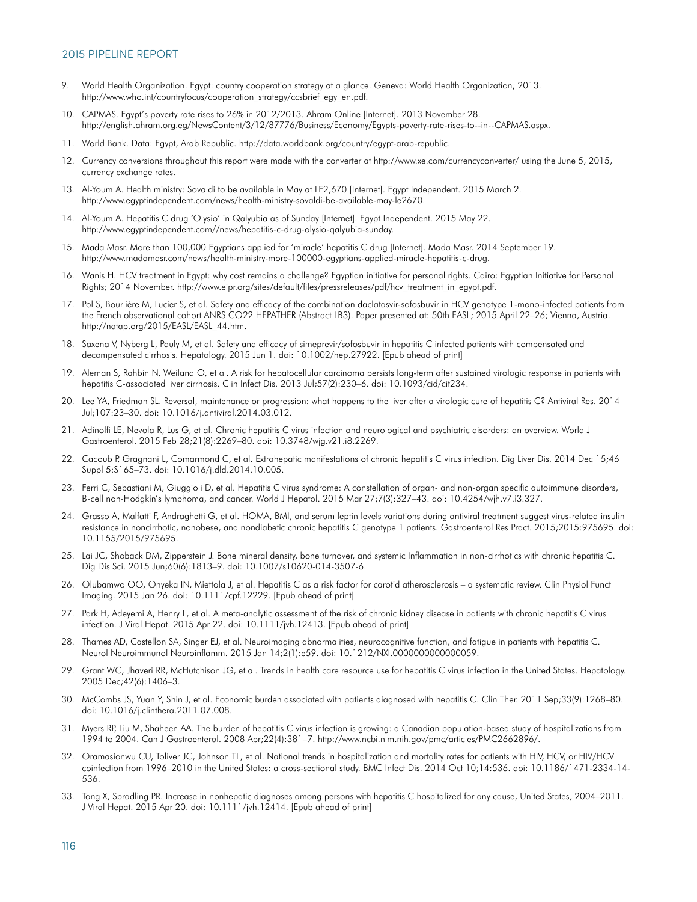9. World Health Organization. Egypt: country cooperation strategy at a glance. Geneva: World Health Organization; 2013. http://www.who.int/countryfocus/cooperation_strategy/ccsbrief_egy_en.pdf.

10. CAPMAS. Egypt's poverty rate rises to 26% in 2012/2013. Ahram Online [Internet]. 2013 November 28. http://english.ahram.org.eg/NewsContent/3/12/87776/Business/Economy/Egypts-poverty-rate-rises-to--in--CAPMAS.aspx.

11. World Bank. Data: Egypt, Arab Republic. http://data.worldbank.org/country/egypt-arab-republic.

12. Currency conversions throughout this report were made with the converter at http://www.xe.com/currencyconverter/ using the June 5, 2015, currency exchange rates.

13. Al-Youm A. Health ministry: Sovaldi to be available in May at LE2,670 [Internet]. Egypt Independent. 2015 March 2. http://www.egyptindependent.com/news/health-ministry-sovaldi-be-available-may-le2670.

14. Al-Youm A. Hepatitis C drug 'Olysio' in Qalyubia as of Sunday [Internet]. Egypt Independent. 2015 May 22. http://www.egyptindependent.com//news/hepatitis-c-drug-olysio-qalyubia-sunday.

15. Mada Masr. More than 100,000 Egyptians applied for 'miracle' hepatitis C drug [Internet]. Mada Masr. 2014 September 19. http://www.madamasr.com/news/health-ministry-more-100000-egyptians-applied-miracle-hepatitis-c-drug.

16. Wanis H. HCV treatment in Egypt: why cost remains a challenge? Egyptian initiative for personal rights. Cairo: Egyptian Initiative for Personal Rights; 2014 November. http://www.eipr.org/sites/default/files/pressreleases/pdf/hcv_treatment_in_egypt.pdf.

17. Pol S, Bourlière M, Lucier S, et al. Safety and efficacy of the combination daclatasvir-sofosbuvir in HCV genotype 1-mono-infected patients from the French observational cohort ANRS CO22 HEPATHER (Abstract LB3). Paper presented at: 50th EASL; 2015 April 22–26; Vienna, Austria. http://natap.org/2015/EASL/EASL_44.htm.

18. Saxena V, Nyberg L, Pauly M, et al. Safety and efficacy of simeprevir/sofosbuvir in hepatitis C infected patients with compensated and decompensated cirrhosis. Hepatology. 2015 Jun 1. doi: 10.1002/hep.27922. [Epub ahead of print]

19. Aleman S, Rahbin N, Weiland O, et al. A risk for hepatocellular carcinoma persists long-term after sustained virologic response in patients with hepatitis C-associated liver cirrhosis. Clin Infect Dis. 2013 Jul;57(2):230–6. doi: 10.1093/cid/cit234.

20. Lee YA, Friedman SL. Reversal, maintenance or progression: what happens to the liver after a virologic cure of hepatitis C? Antiviral Res. 2014 Jul;107:23–30. doi: 10.1016/j.antiviral.2014.03.012.

21. Adinolfi LE, Nevola R, Lus G, et al. Chronic hepatitis C virus infection and neurological and psychiatric disorders: an overview. World J Gastroenterol. 2015 Feb 28;21(8):2269–80. doi: 10.3748/wjg.v21.i8.2269.

22. Cacoub P, Gragnani L, Comarmond C, et al. Extrahepatic manifestations of chronic hepatitis C virus infection. Dig Liver Dis. 2014 Dec 15;46 Suppl 5:S165–73. doi: 10.1016/j.dld.2014.10.005.

23. Ferri C, Sebastiani M, Giuggioli D, et al. Hepatitis C virus syndrome: A constellation of organ- and non-organ specific autoimmune disorders, B-cell non-Hodgkin's lymphoma, and cancer. World J Hepatol. 2015 Mar 27;7(3):327–43. doi: 10.4254/wjh.v7.i3.327.

24. Grasso A, Malfatti F, Andraghetti G, et al. HOMA, BMI, and serum leptin levels variations during antiviral treatment suggest virus-related insulin resistance in noncirrhotic, nonobese, and nondiabetic chronic hepatitis C genotype 1 patients. Gastroenterol Res Pract. 2015;2015:975695. doi: 10.1155/2015/975695.

25. Lai JC, Shoback DM, Zipperstein J. Bone mineral density, bone turnover, and systemic Inflammation in non-cirrhotics with chronic hepatitis C. Dig Dis Sci. 2015 Jun;60(6):1813–9. doi: 10.1007/s10620-014-3507-6.

26. Olubamwo OO, Onyeka IN, Miettola J, et al. Hepatitis C as a risk factor for carotid atherosclerosis – a systematic review. Clin Physiol Funct Imaging. 2015 Jan 26. doi: 10.1111/cpf.12229. [Epub ahead of print]

27. Park H, Adeyemi A, Henry L, et al. A meta-analytic assessment of the risk of chronic kidney disease in patients with chronic hepatitis C virus infection. J Viral Hepat. 2015 Apr 22. doi: 10.1111/jvh.12413. [Epub ahead of print]

28. Thames AD, Castellon SA, Singer EJ, et al. Neuroimaging abnormalities, neurocognitive function, and fatigue in patients with hepatitis C. Neurol Neuroimmunol Neuroinflamm. 2015 Jan 14;2(1):e59. doi: 10.1212/NXI.0000000000000059.

29. Grant WC, Jhaveri RR, McHutchison JG, et al. Trends in health care resource use for hepatitis C virus infection in the United States. Hepatology. 2005 Dec;42(6):1406–3.

30. McCombs JS, Yuan Y, Shin J, et al. Economic burden associated with patients diagnosed with hepatitis C. Clin Ther. 2011 Sep;33(9):1268–80. doi: 10.1016/j.clinthera.2011.07.008.

31. Myers RP, Liu M, Shaheen AA. The burden of hepatitis C virus infection is growing: a Canadian population-based study of hospitalizations from 1994 to 2004. Can J Gastroenterol. 2008 Apr;22(4):381–7. http://www.ncbi.nlm.nih.gov/pmc/articles/PMC2662896/.

32. Oramasionwu CU, Toliver JC, Johnson TL, et al. National trends in hospitalization and mortality rates for patients with HIV, HCV, or HIV/HCV coinfection from 1996–2010 in the United States: a cross-sectional study. BMC Infect Dis. 2014 Oct 10;14:536. doi: 10.1186/1471-2334-14-536.

33. Tong X, Spradling PR. Increase in nonhepatic diagnoses among persons with hepatitis C hospitalized for any cause, United States, 2004–2011. J Viral Hepat. 2015 Apr 20. doi: 10.1111/jvh.12414. [Epub ahead of print]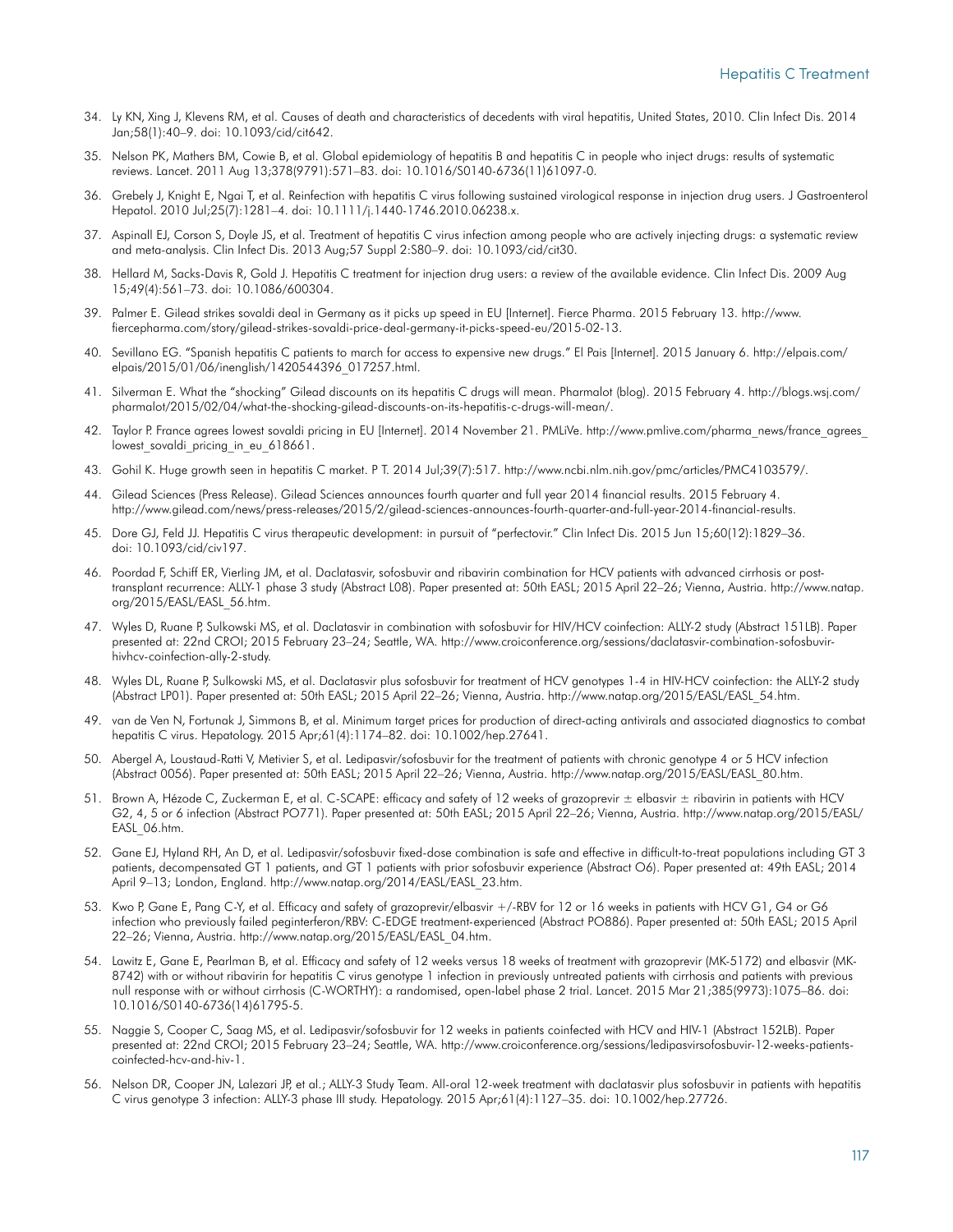34. Ly KN, Xing J, Klevens RM, et al. Causes of death and characteristics of decedents with viral hepatitis, United States, 2010. Clin Infect Dis. 2014 Jan;58(1):40–9. doi: 10.1093/cid/cit642.
35. Nelson PK, Mathers BM, Cowie B, et al. Global epidemiology of hepatitis B and hepatitis C in people who inject drugs: results of systematic reviews. Lancet. 2011 Aug 13;378(9791):571–83. doi: 10.1016/S0140-6736(11)61097-0.
36. Grebely J, Knight E, Ngai T, et al. Reinfection with hepatitis C virus following sustained virological response in injection drug users. J Gastroenterol Hepatol. 2010 Jul;25(7):1281–4. doi: 10.1111/j.1440-1746.2010.06238.x.
37. Aspinall EJ, Corson S, Doyle JS, et al. Treatment of hepatitis C virus infection among people who are actively injecting drugs: a systematic review and meta-analysis. Clin Infect Dis. 2013 Aug;57 Suppl 2:S80–9. doi: 10.1093/cid/cit30.
38. Hellard M, Sacks-Davis R, Gold J. Hepatitis C treatment for injection drug users: a review of the available evidence. Clin Infect Dis. 2009 Aug 15;49(4):561–73. doi: 10.1086/600304.
39. Palmer E. Gilead strikes sovaldi deal in Germany as it picks up speed in EU [Internet]. Fierce Pharma. 2015 February 13. http://www.fiercepharma.com/story/gilead-strikes-sovaldi-price-deal-germany-it-picks-speed-eu/2015-02-13.
40. Sevillano EG. "Spanish hepatitis C patients to march for access to expensive new drugs." El Pais [Internet]. 2015 January 6. http://elpais.com/elpais/2015/01/06/inenglish/1420544396_017257.html.
41. Silverman E. What the "shocking" Gilead discounts on its hepatitis C drugs will mean. Pharmalot (blog). 2015 February 4. http://blogs.wsj.com/pharmalot/2015/02/04/what-the-shocking-gilead-discounts-on-its-hepatitis-c-drugs-will-mean/.
42. Taylor P. France agrees lowest sovaldi pricing in EU [Internet]. 2014 November 21. PMLiVe. http://www.pmlive.com/pharma_news/france_agrees_lowest_sovaldi_pricing_in_eu_618661.
43. Gohil K. Huge growth seen in hepatitis C market. P T. 2014 Jul;39(7):517. http://www.ncbi.nlm.nih.gov/pmc/articles/PMC4103579/.
44. Gilead Sciences (Press Release). Gilead Sciences announces fourth quarter and full year 2014 financial results. 2015 February 4. http://www.gilead.com/news/press-releases/2015/2/gilead-sciences-announces-fourth-quarter-and-full-year-2014-financial-results.
45. Dore GJ, Feld JJ. Hepatitis C virus therapeutic development: in pursuit of "perfectovir." Clin Infect Dis. 2015 Jun 15;60(12):1829–36. doi: 10.1093/cid/civ197.
46. Poordad F, Schiff ER, Vierling JM, et al. Daclatasvir, sofosbuvir and ribavirin combination for HCV patients with advanced cirrhosis or post-transplant recurrence: ALLY-1 phase 3 study (Abstract L08). Paper presented at: 50th EASL; 2015 April 22–26; Vienna, Austria. http://www.natap.org/2015/EASL/EASL_56.htm.
47. Wyles D, Ruane P, Sulkowski MS, et al. Daclatasvir in combination with sofosbuvir for HIV/HCV coinfection: ALLY-2 study (Abstract 151LB). Paper presented at: 22nd CROI; 2015 February 23–24; Seattle, WA. http://www.croiconference.org/sessions/daclatasvir-combination-sofosbuvir-hivhcv-coinfection-ally-2-study.
48. Wyles DL, Ruane P, Sulkowski MS, et al. Daclatasvir plus sofosbuvir for treatment of HCV genotypes 1-4 in HIV-HCV coinfection: the ALLY-2 study (Abstract LP01). Paper presented at: 50th EASL; 2015 April 22–26; Vienna, Austria. http://www.natap.org/2015/EASL/EASL_54.htm.
49. van de Ven N, Fortunak J, Simmons B, et al. Minimum target prices for production of direct-acting antivirals and associated diagnostics to combat hepatitis C virus. Hepatology. 2015 Apr;61(4):1174–82. doi: 10.1002/hep.27641.
50. Abergel A, Loustaud-Ratti V, Metivier S, et al. Ledipasvir/sofosbuvir for the treatment of patients with chronic genotype 4 or 5 HCV infection (Abstract 0056). Paper presented at: 50th EASL; 2015 April 22–26; Vienna, Austria. http://www.natap.org/2015/EASL/EASL_80.htm.
51. Brown A, Hézode C, Zuckerman E, et al. C-SCAPE: efficacy and safety of 12 weeks of grazoprevir ± elbasvir ± ribavirin in patients with HCV G2, 4, 5 or 6 infection (Abstract PO771). Paper presented at: 50th EASL; 2015 April 22–26; Vienna, Austria. http://www.natap.org/2015/EASL/EASL_06.htm.
52. Gane EJ, Hyland RH, An D, et al. Ledipasvir/sofosbuvir fixed-dose combination is safe and effective in difficult-to-treat populations including GT 3 patients, decompensated GT 1 patients, and GT 1 patients with prior sofosbuvir experience (Abstract O6). Paper presented at: 49th EASL; 2014 April 9–13; London, England. http://www.natap.org/2014/EASL/EASL_23.htm.
53. Kwo P, Gane E, Pang C-Y, et al. Efficacy and safety of grazoprevir/elbasvir +/-RBV for 12 or 16 weeks in patients with HCV G1, G4 or G6 infection who previously failed peginterferon/RBV: C-EDGE treatment-experienced (Abstract PO886). Paper presented at: 50th EASL; 2015 April 22–26; Vienna, Austria. http://www.natap.org/2015/EASL/EASL_04.htm.
54. Lawitz E, Gane E, Pearlman B, et al. Efficacy and safety of 12 weeks versus 18 weeks of treatment with grazoprevir (MK-5172) and elbasvir (MK-8742) with or without ribavirin for hepatitis C virus genotype 1 infection in previously untreated patients with cirrhosis and patients with previous null response with or without cirrhosis (C-WORTHY): a randomised, open-label phase 2 trial. Lancet. 2015 Mar 21;385(9973):1075–86. doi: 10.1016/S0140-6736(14)61795-5.
55. Naggie S, Cooper C, Saag MS, et al. Ledipasvir/sofosbuvir for 12 weeks in patients coinfected with HCV and HIV-1 (Abstract 152LB). Paper presented at: 22nd CROI; 2015 February 23–24; Seattle, WA. http://www.croiconference.org/sessions/ledipasvirsofosbuvir-12-weeks-patients-coinfected-hcv-and-hiv-1.
56. Nelson DR, Cooper JN, Lalezari JP, et al.; ALLY-3 Study Team. All-oral 12-week treatment with daclatasvir plus sofosbuvir in patients with hepatitis C virus genotype 3 infection: ALLY-3 phase III study. Hepatology. 2015 Apr;61(4):1127–35. doi: 10.1002/hep.27726.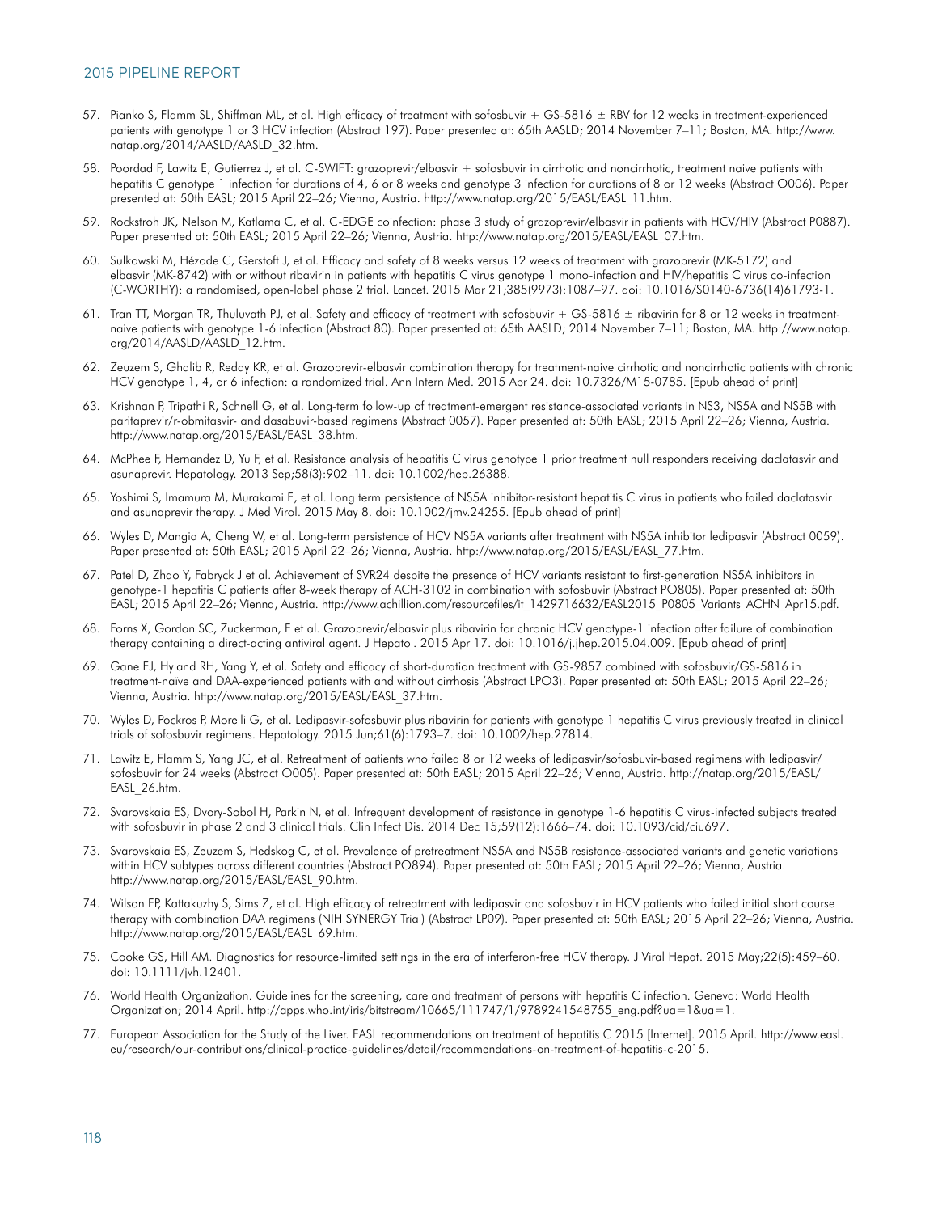57. Pianko S, Flamm SL, Shiffman ML, et al. High efficacy of treatment with sofosbuvir + GS-5816 ± RBV for 12 weeks in treatment-experienced patients with genotype 1 or 3 HCV infection (Abstract 197). Paper presented at: 65th AASLD; 2014 November 7–11; Boston, MA. http://www.natap.org/2014/AASLD/AASLD_32.htm.

58. Poordad F, Lawitz E, Gutierrez J, et al. C-SWIFT: grazoprevir/elbasvir + sofosbuvir in cirrhotic and noncirrhotic, treatment naive patients with hepatitis C genotype 1 infection for durations of 4, 6 or 8 weeks and genotype 3 infection for durations of 8 or 12 weeks (Abstract O006). Paper presented at: 50th EASL; 2015 April 22–26; Vienna, Austria. http://www.natap.org/2015/EASL/EASL_11.htm.

59. Rockstroh JK, Nelson M, Katlama C, et al. C-EDGE coinfection: phase 3 study of grazoprevir/elbasvir in patients with HCV/HIV (Abstract P0887). Paper presented at: 50th EASL; 2015 April 22–26; Vienna, Austria. http://www.natap.org/2015/EASL/EASL_07.htm.

60. Sulkowski M, Hézode C, Gerstoft J, et al. Efficacy and safety of 8 weeks versus 12 weeks of treatment with grazoprevir (MK-5172) and elbasvir (MK-8742) with or without ribavirin in patients with hepatitis C virus genotype 1 mono-infection and HIV/hepatitis C virus co-infection (C-WORTHY): a randomised, open-label phase 2 trial. Lancet. 2015 Mar 21;385(9973):1087–97. doi: 10.1016/S0140-6736(14)61793-1.

61. Tran TT, Morgan TR, Thuluvath PJ, et al. Safety and efficacy of treatment with sofosbuvir + GS-5816 ± ribavirin for 8 or 12 weeks in treatment-naive patients with genotype 1-6 infection (Abstract 80). Paper presented at: 65th AASLD; 2014 November 7–11; Boston, MA. http://www.natap.org/2014/AASLD/AASLD_12.htm.

62. Zeuzem S, Ghalib R, Reddy KR, et al. Grazoprevir-elbasvir combination therapy for treatment-naive cirrhotic and noncirrhotic patients with chronic HCV genotype 1, 4, or 6 infection: a randomized trial. Ann Intern Med. 2015 Apr 24. doi: 10.7326/M15-0785. [Epub ahead of print]

63. Krishnan P, Tripathi R, Schnell G, et al. Long-term follow-up of treatment-emergent resistance-associated variants in NS3, NS5A and NS5B with paritaprevir/r-ombitasvir- and dasabuvir-based regimens (Abstract 0057). Paper presented at: 50th EASL; 2015 April 22–26; Vienna, Austria. http://www.natap.org/2015/EASL/EASL_38.htm.

64. McPhee F, Hernandez D, Yu F, et al. Resistance analysis of hepatitis C virus genotype 1 prior treatment null responders receiving daclatasvir and asunaprevir. Hepatology. 2013 Sep;58(3):902–11. doi: 10.1002/hep.26388.

65. Yoshimi S, Imamura M, Murakami E, et al. Long term persistence of NS5A inhibitor-resistant hepatitis C virus in patients who failed daclatasvir and asunaprevir therapy. J Med Virol. 2015 May 8. doi: 10.1002/jmv.24255. [Epub ahead of print]

66. Wyles D, Mangia A, Cheng W, et al. Long-term persistence of HCV NS5A variants after treatment with NS5A inhibitor ledipasvir (Abstract 0059). Paper presented at: 50th EASL; 2015 April 22–26; Vienna, Austria. http://www.natap.org/2015/EASL/EASL_77.htm.

67. Patel D, Zhao Y, Fabryck J et al. Achievement of SVR24 despite the presence of HCV variants resistant to first-generation NS5A inhibitors in genotype-1 hepatitis C patients after 8-week therapy of ACH-3102 in combination with sofosbuvir (Abstract PO805). Paper presented at: 50th EASL; 2015 April 22–26; Vienna, Austria. http://www.achillion.com/resourcefiles/it_1429716632/EASL2015_P0805_Variants_ACHN_Apr15.pdf.

68. Forns X, Gordon SC, Zuckerman, E et al. Grazoprevir/elbasvir plus ribavirin for chronic HCV genotype-1 infection after failure of combination therapy containing a direct-acting antiviral agent. J Hepatol. 2015 Apr 17. doi: 10.1016/j.jhep.2015.04.009. [Epub ahead of print]

69. Gane EJ, Hyland RH, Yang Y, et al. Safety and efficacy of short-duration treatment with GS-9857 combined with sofosbuvir/GS-5816 in treatment-naïve and DAA-experienced patients with and without cirrhosis (Abstract LPO3). Paper presented at: 50th EASL; 2015 April 22–26; Vienna, Austria. http://www.natap.org/2015/EASL/EASL_37.htm.

70. Wyles D, Pockros P, Morelli G, et al. Ledipasvir-sofosbuvir plus ribavirin for patients with genotype 1 hepatitis C virus previously treated in clinical trials of sofosbuvir regimens. Hepatology. 2015 Jun;61(6):1793–7. doi: 10.1002/hep.27814.

71. Lawitz E, Flamm S, Yang JC, et al. Retreatment of patients who failed 8 or 12 weeks of ledipasvir/sofosbuvir-based regimens with ledipasvir/sofosbuvir for 24 weeks (Abstract O005). Paper presented at: 50th EASL; 2015 April 22–26; Vienna, Austria. http://natap.org/2015/EASL/EASL_26.htm.

72. Svarovskaia ES, Dvory-Sobol H, Parkin N, et al. Infrequent development of resistance in genotype 1-6 hepatitis C virus-infected subjects treated with sofosbuvir in phase 2 and 3 clinical trials. Clin Infect Dis. 2014 Dec 15;59(12):1666–74. doi: 10.1093/cid/ciu697.

73. Svarovskaia ES, Zeuzem S, Hedskog C, et al. Prevalence of pretreatment NS5A and NS5B resistance-associated variants and genetic variations within HCV subtypes across different countries (Abstract PO894). Paper presented at: 50th EASL; 2015 April 22–26; Vienna, Austria. http://www.natap.org/2015/EASL/EASL_90.htm.

74. Wilson EP, Kattakuzhy S, Sims Z, et al. High efficacy of retreatment with ledipasvir and sofosbuvir in HCV patients who failed initial short course therapy with combination DAA regimens (NIH SYNERGY Trial) (Abstract LP09). Paper presented at: 50th EASL; 2015 April 22–26; Vienna, Austria. http://www.natap.org/2015/EASL/EASL_69.htm.

75. Cooke GS, Hill AM. Diagnostics for resource-limited settings in the era of interferon-free HCV therapy. J Viral Hepat. 2015 May;22(5):459–60. doi: 10.1111/jvh.12401.

76. World Health Organization. Guidelines for the screening, care and treatment of persons with hepatitis C infection. Geneva: World Health Organization; 2014 April. http://apps.who.int/iris/bitstream/10665/111747/1/9789241548755_eng.pdf?ua=1&ua=1.

77. European Association for the Study of the Liver. EASL recommendations on treatment of hepatitis C 2015 [Internet]. 2015 April. http://www.easl.eu/research/our-contributions/clinical-practice-guidelines/detail/recommendations-on-treatment-of-hepatitis-c-2015.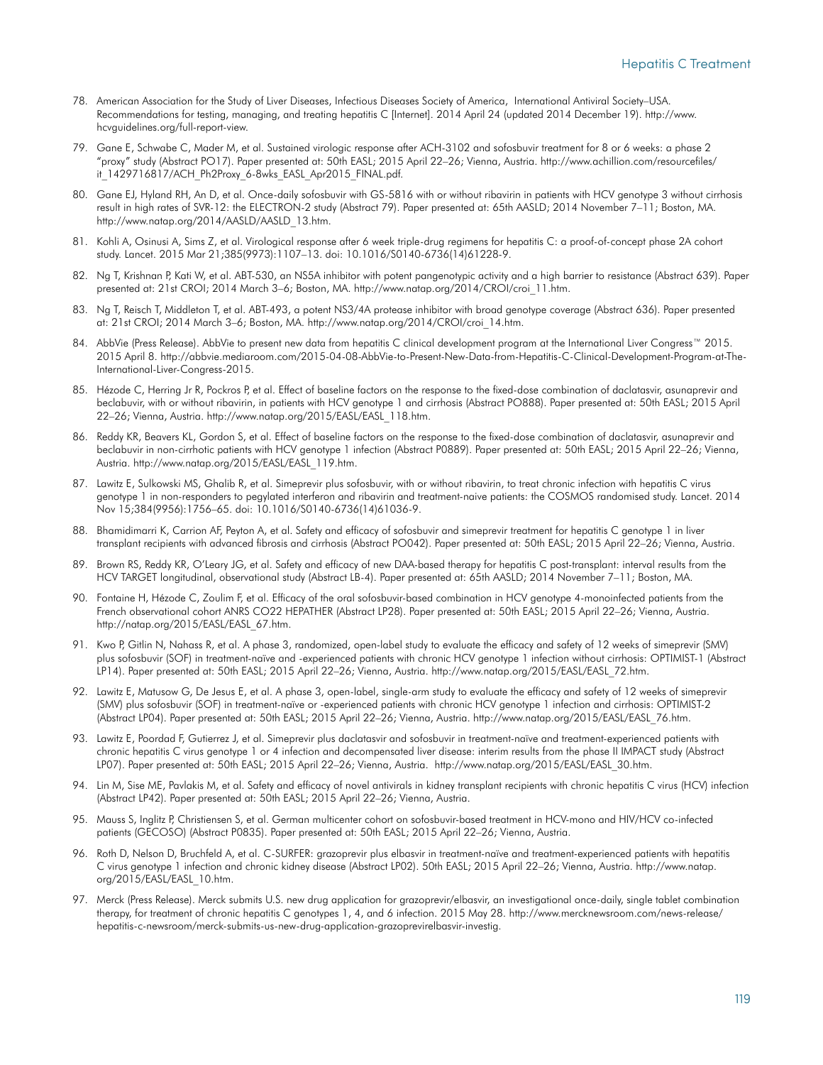78. American Association for the Study of Liver Diseases, Infectious Diseases Society of America, International Antiviral Society–USA. Recommendations for testing, managing, and treating hepatitis C [Internet]. 2014 April 24 (updated 2014 December 19). http://www.hcvguidelines.org/full-report-view.

79. Gane E, Schwabe C, Mader M, et al. Sustained virologic response after ACH-3102 and sofosbuvir treatment for 8 or 6 weeks: a phase 2 "proxy" study (Abstract PO17). Paper presented at: 50th EASL; 2015 April 22–26; Vienna, Austria. http://www.achillion.com/resourcefiles/it_1429716817/ACH_Ph2Proxy_6-8wks_EASL_Apr2015_FINAL.pdf.

80. Gane EJ, Hyland RH, An D, et al. Once-daily sofosbuvir with GS-5816 with or without ribavirin in patients with HCV genotype 3 without cirrhosis result in high rates of SVR-12: the ELECTRON-2 study (Abstract 79). Paper presented at: 65th AASLD; 2014 November 7–11; Boston, MA. http://www.natap.org/2014/AASLD/AASLD_13.htm.

81. Kohli A, Osinusi A, Sims Z, et al. Virological response after 6 week triple-drug regimens for hepatitis C: a proof-of-concept phase 2A cohort study. Lancet. 2015 Mar 21;385(9973):1107–13. doi: 10.1016/S0140-6736(14)61228-9.

82. Ng T, Krishnan P, Kati W, et al. ABT-530, an NS5A inhibitor with potent pangenotypic activity and a high barrier to resistance (Abstract 639). Paper presented at: 21st CROI; 2014 March 3–6; Boston, MA. http://www.natap.org/2014/CROI/croi_11.htm.

83. Ng T, Reisch T, Middleton T, et al. ABT-493, a potent NS3/4A protease inhibitor with broad genotype coverage (Abstract 636). Paper presented at: 21st CROI; 2014 March 3–6; Boston, MA. http://www.natap.org/2014/CROI/croi_14.htm.

84. AbbVie (Press Release). AbbVie to present new data from hepatitis C clinical development program at the International Liver Congress™ 2015. 2015 April 8. http://abbvie.mediaroom.com/2015-04-08-AbbVie-to-Present-New-Data-from-Hepatitis-C-Clinical-Development-Program-at-The-International-Liver-Congress-2015.

85. Hézode C, Herring Jr R, Pockros P, et al. Effect of baseline factors on the response to the fixed-dose combination of daclatasvir, asunaprevir and beclabuvir, with or without ribavirin, in patients with HCV genotype 1 and cirrhosis (Abstract PO888). Paper presented at: 50th EASL; 2015 April 22–26; Vienna, Austria. http://www.natap.org/2015/EASL/EASL_118.htm.

86. Reddy KR, Beavers KL, Gordon S, et al. Effect of baseline factors on the response to the fixed-dose combination of daclatasvir, asunaprevir and beclabuvir in non-cirrhotic patients with HCV genotype 1 infection (Abstract P0889). Paper presented at: 50th EASL; 2015 April 22–26; Vienna, Austria. http://www.natap.org/2015/EASL/EASL_119.htm.

87. Lawitz E, Sulkowski MS, Ghalib R, et al. Simeprevir plus sofosbuvir, with or without ribavirin, to treat chronic infection with hepatitis C virus genotype 1 in non-responders to pegylated interferon and ribavirin and treatment-naive patients: the COSMOS randomised study. Lancet. 2014 Nov 15;384(9956):1756–65. doi: 10.1016/S0140-6736(14)61036-9.

88. Bhamidimarri K, Carrion AF, Peyton A, et al. Safety and efficacy of sofosbuvir and simeprevir treatment for hepatitis C genotype 1 in liver transplant recipients with advanced fibrosis and cirrhosis (Abstract PO042). Paper presented at: 50th EASL; 2015 April 22–26; Vienna, Austria.

89. Brown RS, Reddy KR, O'Leary JG, et al. Safety and efficacy of new DAA-based therapy for hepatitis C post-transplant: interval results from the HCV TARGET longitudinal, observational study (Abstract LB-4). Paper presented at: 65th AASLD; 2014 November 7–11; Boston, MA.

90. Fontaine H, Hézode C, Zoulim F, et al. Efficacy of the oral sofosbuvir-based combination in HCV genotype 4-monoinfected patients from the French observational cohort ANRS CO22 HEPATHER (Abstract LP28). Paper presented at: 50th EASL; 2015 April 22–26; Vienna, Austria. http://natap.org/2015/EASL/EASL_67.htm.

91. Kwo P, Gitlin N, Nahass R, et al. A phase 3, randomized, open-label study to evaluate the efficacy and safety of 12 weeks of simeprevir (SMV) plus sofosbuvir (SOF) in treatment-naïve and -experienced patients with chronic HCV genotype 1 infection without cirrhosis: OPTIMIST-1 (Abstract LP14). Paper presented at: 50th EASL; 2015 April 22–26; Vienna, Austria. http://www.natap.org/2015/EASL/EASL_72.htm.

92. Lawitz E, Matusow G, De Jesus E, et al. A phase 3, open-label, single-arm study to evaluate the efficacy and safety of 12 weeks of simeprevir (SMV) plus sofosbuvir (SOF) in treatment-naïve or -experienced patients with chronic HCV genotype 1 infection and cirrhosis: OPTIMIST-2 (Abstract LP04). Paper presented at: 50th EASL; 2015 April 22–26; Vienna, Austria. http://www.natap.org/2015/EASL/EASL_76.htm.

93. Lawitz E, Poordad F, Gutierrez J, et al. Simeprevir plus daclatasvir and sofosbuvir in treatment-naïve and treatment-experienced patients with chronic hepatitis C virus genotype 1 or 4 infection and decompensated liver disease: interim results from the phase II IMPACT study (Abstract LP07). Paper presented at: 50th EASL; 2015 April 22–26; Vienna, Austria. http://www.natap.org/2015/EASL/EASL_30.htm.

94. Lin M, Sise ME, Pavlakis M, et al. Safety and efficacy of novel antivirals in kidney transplant recipients with chronic hepatitis C virus (HCV) infection (Abstract LP42). Paper presented at: 50th EASL; 2015 April 22–26; Vienna, Austria.

95. Mauss S, Inglitz P, Christiensen S, et al. German multicenter cohort on sofosbuvir-based treatment in HCV-mono and HIV/HCV co-infected patients (GECOSO) (Abstract P0835). Paper presented at: 50th EASL; 2015 April 22–26; Vienna, Austria.

96. Roth D, Nelson D, Bruchfeld A, et al. C-SURFER: grazoprevir plus elbasvir in treatment-naïve and treatment-experienced patients with hepatitis C virus genotype 1 infection and chronic kidney disease (Abstract LP02). 50th EASL; 2015 April 22–26; Vienna, Austria. http://www.natap.org/2015/EASL/EASL_10.htm.

97. Merck (Press Release). Merck submits U.S. new drug application for grazoprevir/elbasvir, an investigational once-daily, single tablet combination therapy, for treatment of chronic hepatitis C genotypes 1, 4, and 6 infection. 2015 May 28. http://www.mercknewsroom.com/news-release/hepatitis-c-newsroom/merck-submits-us-new-drug-application-grazoprevirelbasvir-investig.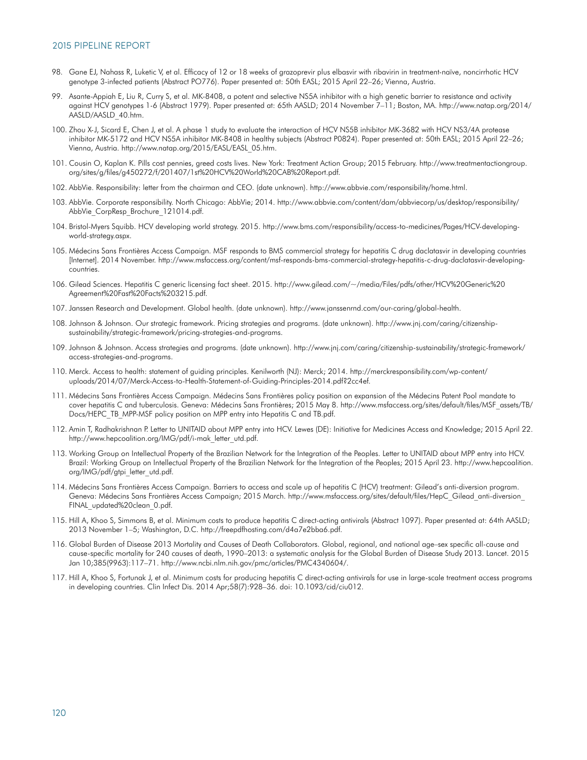98. Gane EJ, Nahass R, Luketic V, et al. Efficacy of 12 or 18 weeks of grazoprevir plus elbasvir with ribavirin in treatment-naïve, noncirrhotic HCV genotype 3-infected patients (Abstract PO776). Paper presented at: 50th EASL; 2015 April 22–26; Vienna, Austria.

99. Asante-Appiah E, Liu R, Curry S, et al. MK-8408, a potent and selective NS5A inhibitor with a high genetic barrier to resistance and activity against HCV genotypes 1-6 (Abstract 1979). Paper presented at: 65th AASLD; 2014 November 7–11; Boston, MA. http://www.natap.org/2014/AASLD/AASLD_40.htm.

100. Zhou X-J, Sicard E, Chen J, et al. A phase 1 study to evaluate the interaction of HCV NS5B inhibitor MK-3682 with HCV NS3/4A protease inhibitor MK-5172 and HCV NS5A inhibitor MK-8408 in healthy subjects (Abstract P0824). Paper presented at: 50th EASL; 2015 April 22–26; Vienna, Austria. http://www.natap.org/2015/EASL/EASL_05.htm.

101. Cousin O, Kaplan K. Pills cost pennies, greed costs lives. New York: Treatment Action Group; 2015 February. http://www.treatmentactiongroup.org/sites/g/files/g450272/f/201407/1st%20HCV%20World%20CAB%20Report.pdf.

102. AbbVie. Responsibility: letter from the chairman and CEO. (date unknown). http://www.abbvie.com/responsibility/home.html.

103. AbbVie. Corporate responsibility. North Chicago: AbbVie; 2014. http://www.abbvie.com/content/dam/abbviecorp/us/desktop/responsibility/AbbVie_CorpResp_Brochure_121014.pdf.

104. Bristol-Myers Squibb. HCV developing world strategy. 2015. http://www.bms.com/responsibility/access-to-medicines/Pages/HCV-developing-world-strategy.aspx.

105. Médecins Sans Frontières Access Campaign. MSF responds to BMS commercial strategy for hepatitis C drug daclatasvir in developing countries [Internet]. 2014 November. http://www.msfaccess.org/content/msf-responds-bms-commercial-strategy-hepatitis-c-drug-daclatasvir-developing-countries.

106. Gilead Sciences. Hepatitis C generic licensing fact sheet. 2015. http://www.gilead.com/~/media/Files/pdfs/other/HCV%20Generic%20Agreement%20Fast%20Facts%203215.pdf.

107. Janssen Research and Development. Global health. (date unknown). http://www.janssenrnd.com/our-caring/global-health.

108. Johnson & Johnson. Our strategic framework. Pricing strategies and programs. (date unknown). http://www.jnj.com/caring/citizenship-sustainability/strategic-framework/pricing-strategies-and-programs.

109. Johnson & Johnson. Access strategies and programs. (date unknown). http://www.jnj.com/caring/citizenship-sustainability/strategic-framework/access-strategies-and-programs.

110. Merck. Access to health: statement of guiding principles. Kenilworth (NJ): Merck; 2014. http://merckresponsibility.com/wp-content/uploads/2014/07/Merck-Access-to-Health-Statement-of-Guiding-Principles-2014.pdf?2cc4ef.

111. Médecins Sans Frontières Access Campaign. Médecins Sans Frontières policy position on expansion of the Médecins Patent Pool mandate to cover hepatitis C and tuberculosis. Geneva: Médecins Sans Frontières; 2015 May 8. http://www.msfaccess.org/sites/default/files/MSF_assets/TB/Docs/HEPC_TB_MPP-MSF policy position on MPP entry into Hepatitis C and TB.pdf.

112. Amin T, Radhakrishnan P. Letter to UNITAID about MPP entry into HCV. Lewes (DE): Initiative for Medicines Access and Knowledge; 2015 April 22. http://www.hepcoalition.org/IMG/pdf/i-mak_letter_utd.pdf.

113. Working Group on Intellectual Property of the Brazilian Network for the Integration of the Peoples. Letter to UNITAID about MPP entry into HCV. Brazil: Working Group on Intellectual Property of the Brazilian Network for the Integration of the Peoples; 2015 April 23. http://www.hepcoalition.org/IMG/pdf/gtpi_letter_utd.pdf.

114. Médecins Sans Frontières Access Campaign. Barriers to access and scale up of hepatitis C (HCV) treatment: Gilead's anti-diversion program. Geneva: Médecins Sans Frontières Access Campaign; 2015 March. http://www.msfaccess.org/sites/default/files/HepC_Gilead_anti-diversion_FINAL_updated%20clean_0.pdf.

115. Hill A, Khoo S, Simmons B, et al. Minimum costs to produce hepatitis C direct-acting antivirals (Abstract 1097). Paper presented at: 64th AASLD; 2013 November 1–5; Washington, D.C. http://freepdfhosting.com/d4a7e2bba6.pdf.

116. Global Burden of Disease 2013 Mortality and Causes of Death Collaborators. Global, regional, and national age–sex specific all-cause and cause-specific mortality for 240 causes of death, 1990–2013: a systematic analysis for the Global Burden of Disease Study 2013. Lancet. 2015 Jan 10;385(9963):117–71. http://www.ncbi.nlm.nih.gov/pmc/articles/PMC4340604/.

117. Hill A, Khoo S, Fortunak J, et al. Minimum costs for producing hepatitis C direct-acting antivirals for use in large-scale treatment access programs in developing countries. Clin Infect Dis. 2014 Apr;58(7):928–36. doi: 10.1093/cid/ciu012.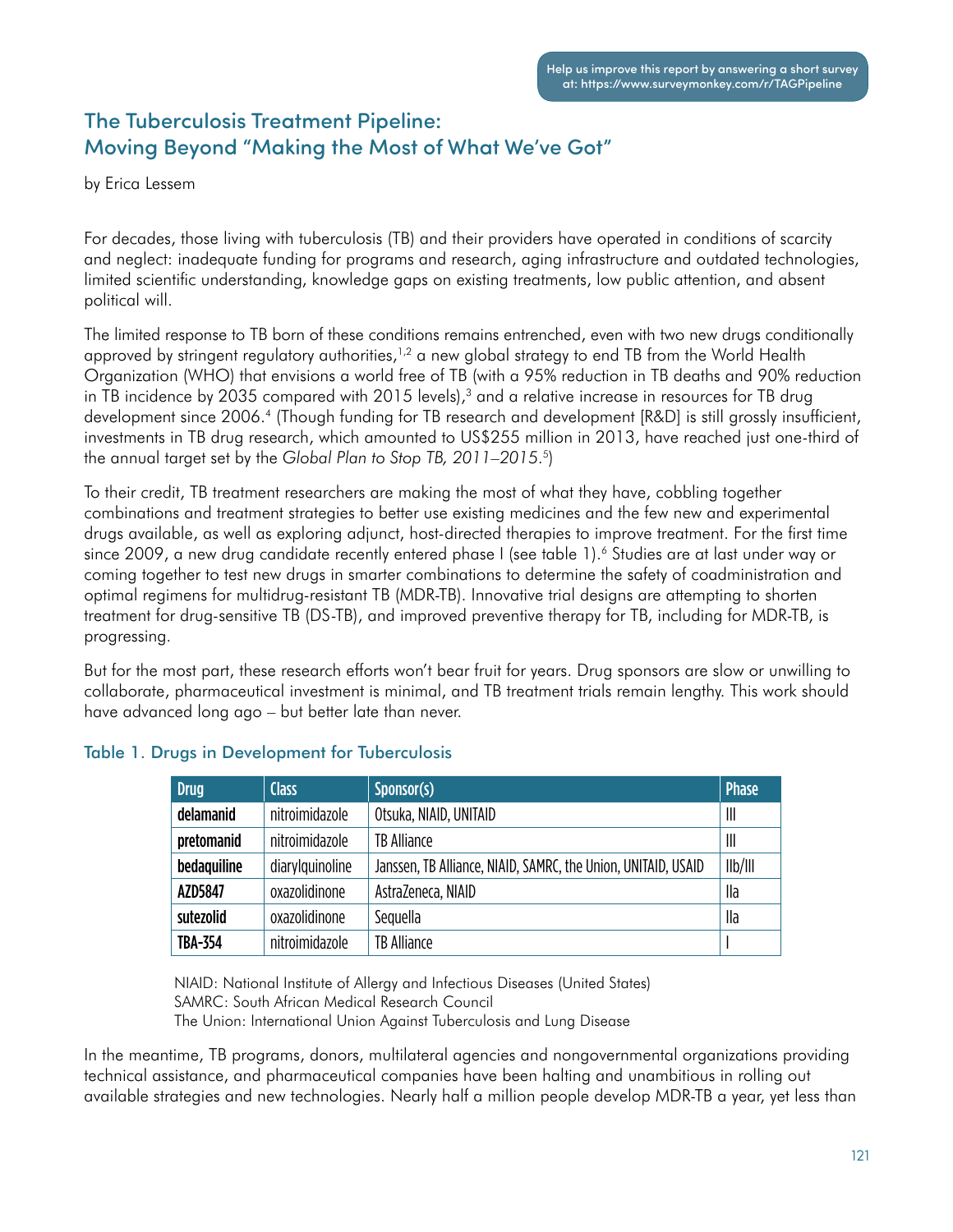Help us improve this report by answering a short survey at: https://www.surveymonkey.com/r/TAGPipeline

## The Tuberculosis Treatment Pipeline: Moving Beyond "Making the Most of What We've Got"

by Erica Lessem

For decades, those living with tuberculosis (TB) and their providers have operated in conditions of scarcity and neglect: inadequate funding for programs and research, aging infrastructure and outdated technologies, limited scientific understanding, knowledge gaps on existing treatments, low public attention, and absent political will.

The limited response to TB born of these conditions remains entrenched, even with two new drugs conditionally approved by stringent regulatory authorities,[1,2] a new global strategy to end TB from the World Health Organization (WHO) that envisions a world free of TB (with a 95% reduction in TB deaths and 90% reduction in TB incidence by 2035 compared with 2015 levels),[3] and a relative increase in resources for TB drug development since 2006.[4] (Though funding for TB research and development [R&D] is still grossly insufficient, investments in TB drug research, which amounted to US$255 million in 2013, have reached just one-third of the annual target set by the *Global Plan to Stop TB, 2011–2015*.[5])

To their credit, TB treatment researchers are making the most of what they have, cobbling together combinations and treatment strategies to better use existing medicines and the few new and experimental drugs available, as well as exploring adjunct, host-directed therapies to improve treatment. For the first time since 2009, a new drug candidate recently entered phase I (see table 1).[6] Studies are at last under way or coming together to test new drugs in smarter combinations to determine the safety of coadministration and optimal regimens for multidrug-resistant TB (MDR-TB). Innovative trial designs are attempting to shorten treatment for drug-sensitive TB (DS-TB), and improved preventive therapy for TB, including for MDR-TB, is progressing.

But for the most part, these research efforts won't bear fruit for years. Drug sponsors are slow or unwilling to collaborate, pharmaceutical investment is minimal, and TB treatment trials remain lengthy. This work should have advanced long ago – but better late than never.

### Table 1. Drugs in Development for Tuberculosis

| Drug | Class | Sponsor(s) | Phase |
|---|---|---|---|
| **delamanid** | nitroimidazole | Otsuka, NIAID, UNITAID | III |
| **pretomanid** | nitroimidazole | TB Alliance | III |
| **bedaquiline** | diarylquinoline | Janssen, TB Alliance, NIAID, SAMRC, the Union, UNITAID, USAID | IIb/III |
| **AZD5847** | oxazolidinone | AstraZeneca, NIAID | IIa |
| **sutezolid** | oxazolidinone | Sequella | IIa |
| **TBA-354** | nitroimidazole | TB Alliance | I |

NIAID: National Institute of Allergy and Infectious Diseases (United States)
SAMRC: South African Medical Research Council
The Union: International Union Against Tuberculosis and Lung Disease

In the meantime, TB programs, donors, multilateral agencies and nongovernmental organizations providing technical assistance, and pharmaceutical companies have been halting and unambitious in rolling out available strategies and new technologies. Nearly half a million people develop MDR-TB a year, yet less than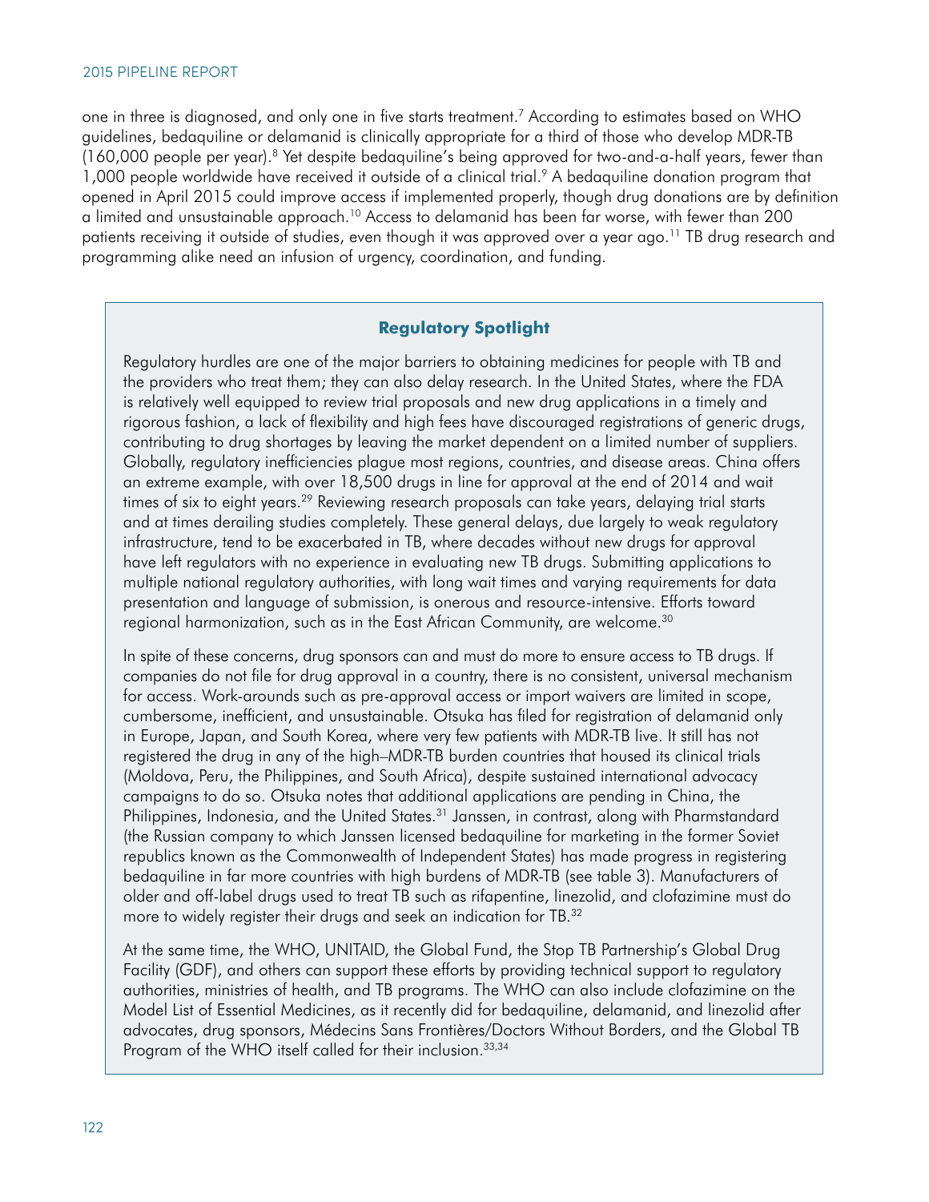one in three is diagnosed, and only one in five starts treatment.[7] According to estimates based on WHO guidelines, bedaquiline or delamanid is clinically appropriate for a third of those who develop MDR-TB (160,000 people per year).[8] Yet despite bedaquiline's being approved for two-and-a-half years, fewer than 1,000 people worldwide have received it outside of a clinical trial.[9] A bedaquiline donation program that opened in April 2015 could improve access if implemented properly, though drug donations are by definition a limited and unsustainable approach.[10] Access to delamanid has been far worse, with fewer than 200 patients receiving it outside of studies, even though it was approved over a year ago.[11] TB drug research and programming alike need an infusion of urgency, coordination, and funding.

## Regulatory Spotlight

Regulatory hurdles are one of the major barriers to obtaining medicines for people with TB and the providers who treat them; they can also delay research. In the United States, where the FDA is relatively well equipped to review trial proposals and new drug applications in a timely and rigorous fashion, a lack of flexibility and high fees have discouraged registrations of generic drugs, contributing to drug shortages by leaving the market dependent on a limited number of suppliers. Globally, regulatory inefficiencies plague most regions, countries, and disease areas. China offers an extreme example, with over 18,500 drugs in line for approval at the end of 2014 and wait times of six to eight years.[29] Reviewing research proposals can take years, delaying trial starts and at times derailing studies completely. These general delays, due largely to weak regulatory infrastructure, tend to be exacerbated in TB, where decades without new drugs for approval have left regulators with no experience in evaluating new TB drugs. Submitting applications to multiple national regulatory authorities, with long wait times and varying requirements for data presentation and language of submission, is onerous and resource-intensive. Efforts toward regional harmonization, such as in the East African Community, are welcome.[30]

In spite of these concerns, drug sponsors can and must do more to ensure access to TB drugs. If companies do not file for drug approval in a country, there is no consistent, universal mechanism for access. Work-arounds such as pre-approval access or import waivers are limited in scope, cumbersome, inefficient, and unsustainable. Otsuka has filed for registration of delamanid only in Europe, Japan, and South Korea, where very few patients with MDR-TB live. It still has not registered the drug in any of the high–MDR-TB burden countries that housed its clinical trials (Moldova, Peru, the Philippines, and South Africa), despite sustained international advocacy campaigns to do so. Otsuka notes that additional applications are pending in China, the Philippines, Indonesia, and the United States.[31] Janssen, in contrast, along with Pharmstandard (the Russian company to which Janssen licensed bedaquiline for marketing in the former Soviet republics known as the Commonwealth of Independent States) has made progress in registering bedaquiline in far more countries with high burdens of MDR-TB (see table 3). Manufacturers of older and off-label drugs used to treat TB such as rifapentine, linezolid, and clofazimine must do more to widely register their drugs and seek an indication for TB.[32]

At the same time, the WHO, UNITAID, the Global Fund, the Stop TB Partnership's Global Drug Facility (GDF), and others can support these efforts by providing technical support to regulatory authorities, ministries of health, and TB programs. The WHO can also include clofazimine on the Model List of Essential Medicines, as it recently did for bedaquiline, delamanid, and linezolid after advocates, drug sponsors, Médecins Sans Frontières/Doctors Without Borders, and the Global TB Program of the WHO itself called for their inclusion.[33,34]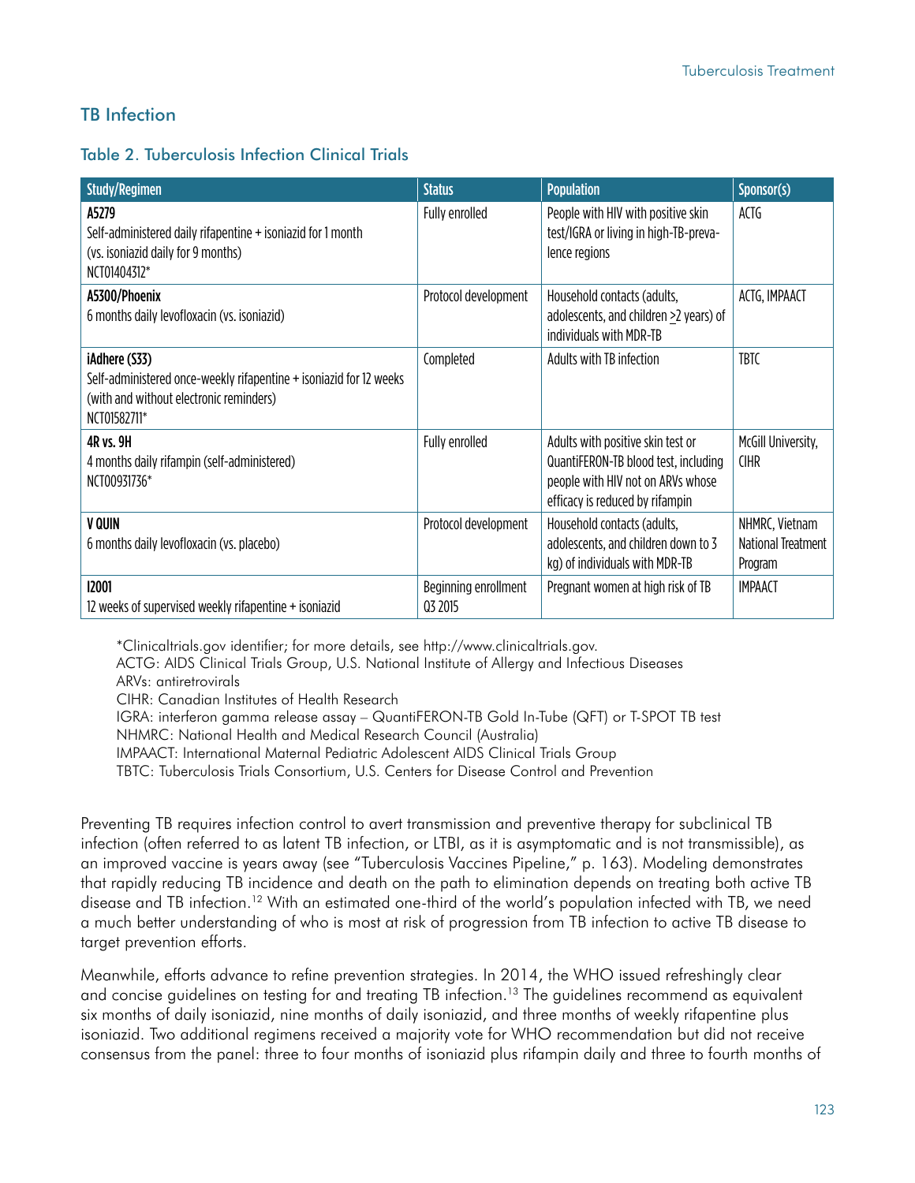## TB Infection

### Table 2. Tuberculosis Infection Clinical Trials

| Study/Regimen | Status | Population | Sponsor(s) |
|---|---|---|---|
| **A5279**<br>Self-administered daily rifapentine + isoniazid for 1 month (vs. isoniazid daily for 9 months)<br>NCT01404312* | Fully enrolled | People with HIV with positive skin test/IGRA or living in high-TB-prevalence regions | ACTG |
| **A5300/Phoenix**<br>6 months daily levofloxacin (vs. isoniazid) | Protocol development | Household contacts (adults, adolescents, and children ≥2 years) of individuals with MDR-TB | ACTG, IMPAACT |
| **iAdhere (S33)**<br>Self-administered once-weekly rifapentine + isoniazid for 12 weeks (with and without electronic reminders)<br>NCT01582711* | Completed | Adults with TB infection | TBTC |
| **4R vs. 9H**<br>4 months daily rifampin (self-administered)<br>NCT00931736* | Fully enrolled | Adults with positive skin test or QuantiFERON-TB blood test, including people with HIV not on ARVs whose efficacy is reduced by rifampin | McGill University, CIHR |
| **V QUIN**<br>6 months daily levofloxacin (vs. placebo) | Protocol development | Household contacts (adults, adolescents, and children down to 3 kg) of individuals with MDR-TB | NHMRC, Vietnam National Treatment Program |
| **I2001**<br>12 weeks of supervised weekly rifapentine + isoniazid | Beginning enrollment Q3 2015 | Pregnant women at high risk of TB | IMPAACT |

*Clinicaltrials.gov identifier; for more details, see http://www.clinicaltrials.gov.
ACTG: AIDS Clinical Trials Group, U.S. National Institute of Allergy and Infectious Diseases
ARVs: antiretrovirals
CIHR: Canadian Institutes of Health Research
IGRA: interferon gamma release assay – QuantiFERON-TB Gold In-Tube (QFT) or T-SPOT TB test
NHMRC: National Health and Medical Research Council (Australia)
IMPAACT: International Maternal Pediatric Adolescent AIDS Clinical Trials Group
TBTC: Tuberculosis Trials Consortium, U.S. Centers for Disease Control and Prevention

Preventing TB requires infection control to avert transmission and preventive therapy for subclinical TB infection (often referred to as latent TB infection, or LTBI, as it is asymptomatic and is not transmissible), as an improved vaccine is years away (see "Tuberculosis Vaccines Pipeline," p. 163). Modeling demonstrates that rapidly reducing TB incidence and death on the path to elimination depends on treating both active TB disease and TB infection.[12] With an estimated one-third of the world's population infected with TB, we need a much better understanding of who is most at risk of progression from TB infection to active TB disease to target prevention efforts.

Meanwhile, efforts advance to refine prevention strategies. In 2014, the WHO issued refreshingly clear and concise guidelines on testing for and treating TB infection.[13] The guidelines recommend as equivalent six months of daily isoniazid, nine months of daily isoniazid, and three months of weekly rifapentine plus isoniazid. Two additional regimens received a majority vote for WHO recommendation but did not receive consensus from the panel: three to four months of isoniazid plus rifampin daily and three to fourth months of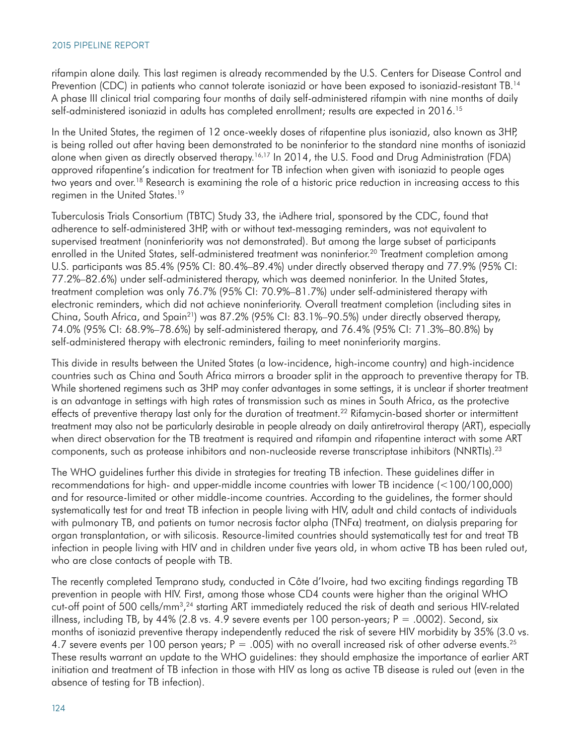rifampin alone daily. This last regimen is already recommended by the U.S. Centers for Disease Control and Prevention (CDC) in patients who cannot tolerate isoniazid or have been exposed to isoniazid-resistant TB.[14] A phase III clinical trial comparing four months of daily self-administered rifampin with nine months of daily self-administered isoniazid in adults has completed enrollment; results are expected in 2016.[15]

In the United States, the regimen of 12 once-weekly doses of rifapentine plus isoniazid, also known as 3HP, is being rolled out after having been demonstrated to be noninferior to the standard nine months of isoniazid alone when given as directly observed therapy.[16,17] In 2014, the U.S. Food and Drug Administration (FDA) approved rifapentine's indication for treatment for TB infection when given with isoniazid to people ages two years and over.[18] Research is examining the role of a historic price reduction in increasing access to this regimen in the United States.[19]

Tuberculosis Trials Consortium (TBTC) Study 33, the iAdhere trial, sponsored by the CDC, found that adherence to self-administered 3HP, with or without text-messaging reminders, was not equivalent to supervised treatment (noninferiority was not demonstrated). But among the large subset of participants enrolled in the United States, self-administered treatment was noninferior.[20] Treatment completion among U.S. participants was 85.4% (95% CI: 80.4%–89.4%) under directly observed therapy and 77.9% (95% CI: 77.2%–82.6%) under self-administered therapy, which was deemed noninferior. In the United States, treatment completion was only 76.7% (95% CI: 70.9%–81.7%) under self-administered therapy with electronic reminders, which did not achieve noninferiority. Overall treatment completion (including sites in China, South Africa, and Spain[21]) was 87.2% (95% CI: 83.1%–90.5%) under directly observed therapy, 74.0% (95% CI: 68.9%–78.6%) by self-administered therapy, and 76.4% (95% CI: 71.3%–80.8%) by self-administered therapy with electronic reminders, failing to meet noninferiority margins.

This divide in results between the United States (a low-incidence, high-income country) and high-incidence countries such as China and South Africa mirrors a broader split in the approach to preventive therapy for TB. While shortened regimens such as 3HP may confer advantages in some settings, it is unclear if shorter treatment is an advantage in settings with high rates of transmission such as mines in South Africa, as the protective effects of preventive therapy last only for the duration of treatment.[22] Rifamycin-based shorter or intermittent treatment may also not be particularly desirable in people already on daily antiretroviral therapy (ART), especially when direct observation for the TB treatment is required and rifampin and rifapentine interact with some ART components, such as protease inhibitors and non-nucleoside reverse transcriptase inhibitors (NNRTIs).[23]

The WHO guidelines further this divide in strategies for treating TB infection. These guidelines differ in recommendations for high- and upper-middle income countries with lower TB incidence (<100/100,000) and for resource-limited or other middle-income countries. According to the guidelines, the former should systematically test for and treat TB infection in people living with HIV, adult and child contacts of individuals with pulmonary TB, and patients on tumor necrosis factor alpha (TNF$\alpha$) treatment, on dialysis preparing for organ transplantation, or with silicosis. Resource-limited countries should systematically test for and treat TB infection in people living with HIV and in children under five years old, in whom active TB has been ruled out, who are close contacts of people with TB.

The recently completed Temprano study, conducted in Côte d'Ivoire, had two exciting findings regarding TB prevention in people with HIV. First, among those whose CD4 counts were higher than the original WHO cut-off point of 500 cells/mm$^3$,[24] starting ART immediately reduced the risk of death and serious HIV-related illness, including TB, by 44% (2.8 vs. 4.9 severe events per 100 person-years; P = .0002). Second, six months of isoniazid preventive therapy independently reduced the risk of severe HIV morbidity by 35% (3.0 vs. 4.7 severe events per 100 person years; P = .005) with no overall increased risk of other adverse events.[25] These results warrant an update to the WHO guidelines: they should emphasize the importance of earlier ART initiation and treatment of TB infection in those with HIV as long as active TB disease is ruled out (even in the absence of testing for TB infection).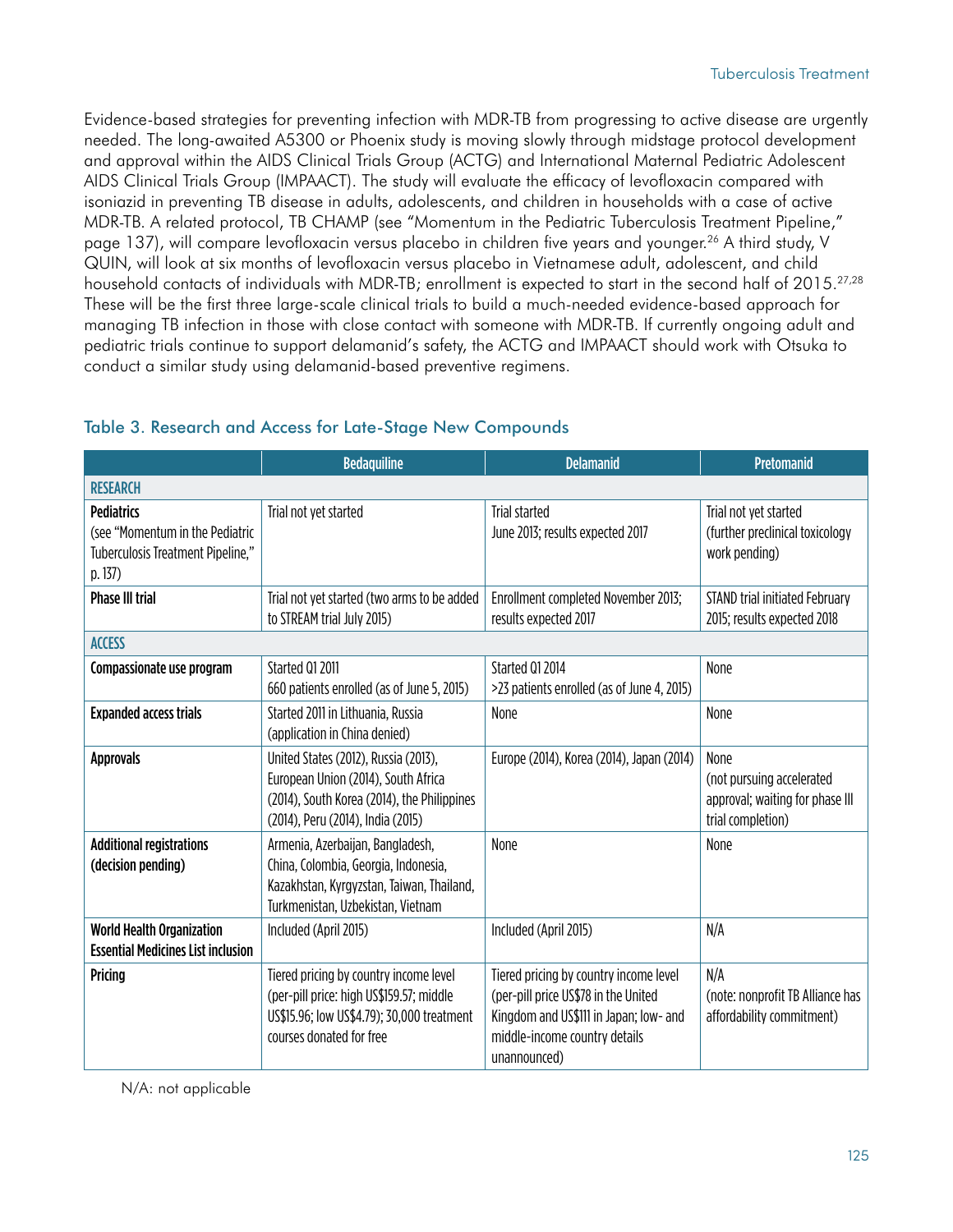Evidence-based strategies for preventing infection with MDR-TB from progressing to active disease are urgently needed. The long-awaited A5300 or Phoenix study is moving slowly through midstage protocol development and approval within the AIDS Clinical Trials Group (ACTG) and International Maternal Pediatric Adolescent AIDS Clinical Trials Group (IMPAACT). The study will evaluate the efficacy of levofloxacin compared with isoniazid in preventing TB disease in adults, adolescents, and children in households with a case of active MDR-TB. A related protocol, TB CHAMP (see "Momentum in the Pediatric Tuberculosis Treatment Pipeline," page 137), will compare levofloxacin versus placebo in children five years and younger.[26] A third study, V QUIN, will look at six months of levofloxacin versus placebo in Vietnamese adult, adolescent, and child household contacts of individuals with MDR-TB; enrollment is expected to start in the second half of 2015.[27,28] These will be the first three large-scale clinical trials to build a much-needed evidence-based approach for managing TB infection in those with close contact with someone with MDR-TB. If currently ongoing adult and pediatric trials continue to support delamanid's safety, the ACTG and IMPAACT should work with Otsuka to conduct a similar study using delamanid-based preventive regimens.

### Table 3. Research and Access for Late-Stage New Compounds

| | Bedaquiline | Delamanid | Pretomanid |
|---|---|---|---|
| **RESEARCH** | | | |
| **Pediatrics** (see "Momentum in the Pediatric Tuberculosis Treatment Pipeline," p. 137) | Trial not yet started | Trial started June 2013; results expected 2017 | Trial not yet started (further preclinical toxicology work pending) |
| **Phase III trial** | Trial not yet started (two arms to be added to STREAM trial July 2015) | Enrollment completed November 2013; results expected 2017 | STAND trial initiated February 2015; results expected 2018 |
| **ACCESS** | | | |
| **Compassionate use program** | Started Q1 2011 660 patients enrolled (as of June 5, 2015) | Started Q1 2014 >23 patients enrolled (as of June 4, 2015) | None |
| **Expanded access trials** | Started 2011 in Lithuania, Russia (application in China denied) | None | None |
| **Approvals** | United States (2012), Russia (2013), European Union (2014), South Africa (2014), South Korea (2014), the Philippines (2014), Peru (2014), India (2015) | Europe (2014), Korea (2014), Japan (2014) | None (not pursuing accelerated approval; waiting for phase III trial completion) |
| **Additional registrations (decision pending)** | Armenia, Azerbaijan, Bangladesh, China, Colombia, Georgia, Indonesia, Kazakhstan, Kyrgyzstan, Taiwan, Thailand, Turkmenistan, Uzbekistan, Vietnam | None | None |
| **World Health Organization Essential Medicines List inclusion** | Included (April 2015) | Included (April 2015) | N/A |
| **Pricing** | Tiered pricing by country income level (per-pill price: high US$159.57; middle US$15.96; low US$4.79); 30,000 treatment courses donated for free | Tiered pricing by country income level (per-pill price US$78 in the United Kingdom and US$111 in Japan; low- and middle-income country details unannounced) | N/A (note: nonprofit TB Alliance has affordability commitment) |

N/A: not applicable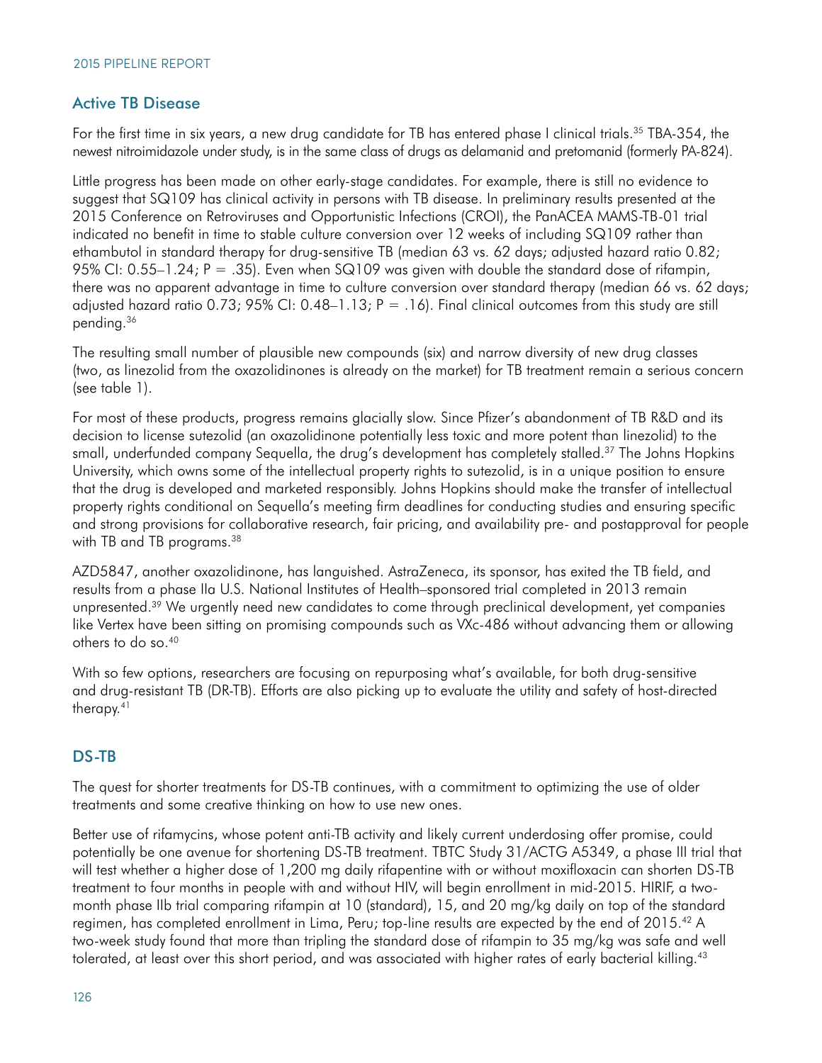## Active TB Disease

For the first time in six years, a new drug candidate for TB has entered phase I clinical trials.[35] TBA-354, the newest nitroimidazole under study, is in the same class of drugs as delamanid and pretomanid (formerly PA-824).

Little progress has been made on other early-stage candidates. For example, there is still no evidence to suggest that SQ109 has clinical activity in persons with TB disease. In preliminary results presented at the 2015 Conference on Retroviruses and Opportunistic Infections (CROI), the PanACEA MAMS-TB-01 trial indicated no benefit in time to stable culture conversion over 12 weeks of including SQ109 rather than ethambutol in standard therapy for drug-sensitive TB (median 63 vs. 62 days; adjusted hazard ratio 0.82; 95% CI: 0.55–1.24; P = .35). Even when SQ109 was given with double the standard dose of rifampin, there was no apparent advantage in time to culture conversion over standard therapy (median 66 vs. 62 days; adjusted hazard ratio 0.73; 95% CI: 0.48–1.13; P = .16). Final clinical outcomes from this study are still pending.[36]

The resulting small number of plausible new compounds (six) and narrow diversity of new drug classes (two, as linezolid from the oxazolidinones is already on the market) for TB treatment remain a serious concern (see table 1).

For most of these products, progress remains glacially slow. Since Pfizer's abandonment of TB R&D and its decision to license sutezolid (an oxazolidinone potentially less toxic and more potent than linezolid) to the small, underfunded company Sequella, the drug's development has completely stalled.[37] The Johns Hopkins University, which owns some of the intellectual property rights to sutezolid, is in a unique position to ensure that the drug is developed and marketed responsibly. Johns Hopkins should make the transfer of intellectual property rights conditional on Sequella's meeting firm deadlines for conducting studies and ensuring specific and strong provisions for collaborative research, fair pricing, and availability pre- and postapproval for people with TB and TB programs.[38]

AZD5847, another oxazolidinone, has languished. AstraZeneca, its sponsor, has exited the TB field, and results from a phase IIa U.S. National Institutes of Health–sponsored trial completed in 2013 remain unpresented.[39] We urgently need new candidates to come through preclinical development, yet companies like Vertex have been sitting on promising compounds such as VXc-486 without advancing them or allowing others to do so.[40]

With so few options, researchers are focusing on repurposing what's available, for both drug-sensitive and drug-resistant TB (DR-TB). Efforts are also picking up to evaluate the utility and safety of host-directed therapy.[41]

## DS-TB

The quest for shorter treatments for DS-TB continues, with a commitment to optimizing the use of older treatments and some creative thinking on how to use new ones.

Better use of rifamycins, whose potent anti-TB activity and likely current underdosing offer promise, could potentially be one avenue for shortening DS-TB treatment. TBTC Study 31/ACTG A5349, a phase III trial that will test whether a higher dose of 1,200 mg daily rifapentine with or without moxifloxacin can shorten DS-TB treatment to four months in people with and without HIV, will begin enrollment in mid-2015. HIRIF, a two-month phase IIb trial comparing rifampin at 10 (standard), 15, and 20 mg/kg daily on top of the standard regimen, has completed enrollment in Lima, Peru; top-line results are expected by the end of 2015.[42] A two-week study found that more than tripling the standard dose of rifampin to 35 mg/kg was safe and well tolerated, at least over this short period, and was associated with higher rates of early bacterial killing.[43]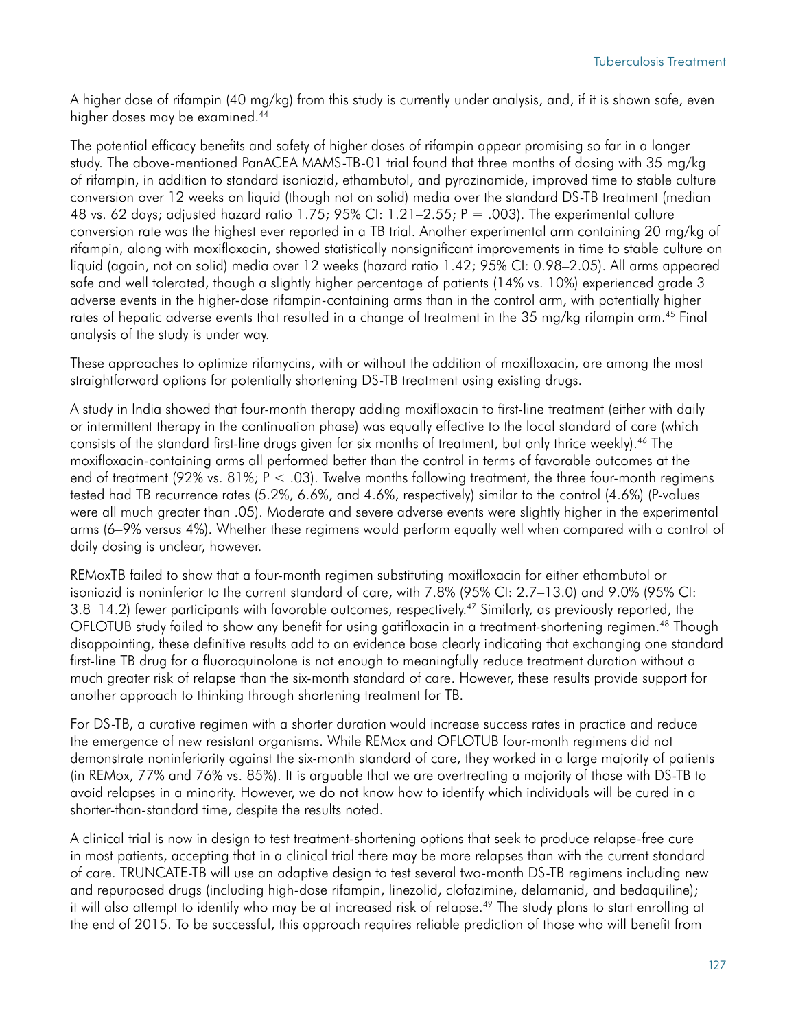A higher dose of rifampin (40 mg/kg) from this study is currently under analysis, and, if it is shown safe, even higher doses may be examined.[44]

The potential efficacy benefits and safety of higher doses of rifampin appear promising so far in a longer study. The above-mentioned PanACEA MAMS-TB-01 trial found that three months of dosing with 35 mg/kg of rifampin, in addition to standard isoniazid, ethambutol, and pyrazinamide, improved time to stable culture conversion over 12 weeks on liquid (though not on solid) media over the standard DS-TB treatment (median 48 vs. 62 days; adjusted hazard ratio 1.75; 95% CI: 1.21–2.55; $P = .003$). The experimental culture conversion rate was the highest ever reported in a TB trial. Another experimental arm containing 20 mg/kg of rifampin, along with moxifloxacin, showed statistically nonsignificant improvements in time to stable culture on liquid (again, not on solid) media over 12 weeks (hazard ratio 1.42; 95% CI: 0.98–2.05). All arms appeared safe and well tolerated, though a slightly higher percentage of patients (14% vs. 10%) experienced grade 3 adverse events in the higher-dose rifampin-containing arms than in the control arm, with potentially higher rates of hepatic adverse events that resulted in a change of treatment in the 35 mg/kg rifampin arm.[45] Final analysis of the study is under way.

These approaches to optimize rifamycins, with or without the addition of moxifloxacin, are among the most straightforward options for potentially shortening DS-TB treatment using existing drugs.

A study in India showed that four-month therapy adding moxifloxacin to first-line treatment (either with daily or intermittent therapy in the continuation phase) was equally effective to the local standard of care (which consists of the standard first-line drugs given for six months of treatment, but only thrice weekly).[46] The moxifloxacin-containing arms all performed better than the control in terms of favorable outcomes at the end of treatment (92% vs. 81%; $P < .03$). Twelve months following treatment, the three four-month regimens tested had TB recurrence rates (5.2%, 6.6%, and 4.6%, respectively) similar to the control (4.6%) (P-values were all much greater than .05). Moderate and severe adverse events were slightly higher in the experimental arms (6–9% versus 4%). Whether these regimens would perform equally well when compared with a control of daily dosing is unclear, however.

REMoxTB failed to show that a four-month regimen substituting moxifloxacin for either ethambutol or isoniazid is noninferior to the current standard of care, with 7.8% (95% CI: 2.7–13.0) and 9.0% (95% CI: 3.8–14.2) fewer participants with favorable outcomes, respectively.[47] Similarly, as previously reported, the OFLOTUB study failed to show any benefit for using gatifloxacin in a treatment-shortening regimen.[48] Though disappointing, these definitive results add to an evidence base clearly indicating that exchanging one standard first-line TB drug for a fluoroquinolone is not enough to meaningfully reduce treatment duration without a much greater risk of relapse than the six-month standard of care. However, these results provide support for another approach to thinking through shortening treatment for TB.

For DS-TB, a curative regimen with a shorter duration would increase success rates in practice and reduce the emergence of new resistant organisms. While REMox and OFLOTUB four-month regimens did not demonstrate noninferiority against the six-month standard of care, they worked in a large majority of patients (in REMox, 77% and 76% vs. 85%). It is arguable that we are overtreating a majority of those with DS-TB to avoid relapses in a minority. However, we do not know how to identify which individuals will be cured in a shorter-than-standard time, despite the results noted.

A clinical trial is now in design to test treatment-shortening options that seek to produce relapse-free cure in most patients, accepting that in a clinical trial there may be more relapses than with the current standard of care. TRUNCATE-TB will use an adaptive design to test several two-month DS-TB regimens including new and repurposed drugs (including high-dose rifampin, linezolid, clofazimine, delamanid, and bedaquiline); it will also attempt to identify who may be at increased risk of relapse.[49] The study plans to start enrolling at the end of 2015. To be successful, this approach requires reliable prediction of those who will benefit from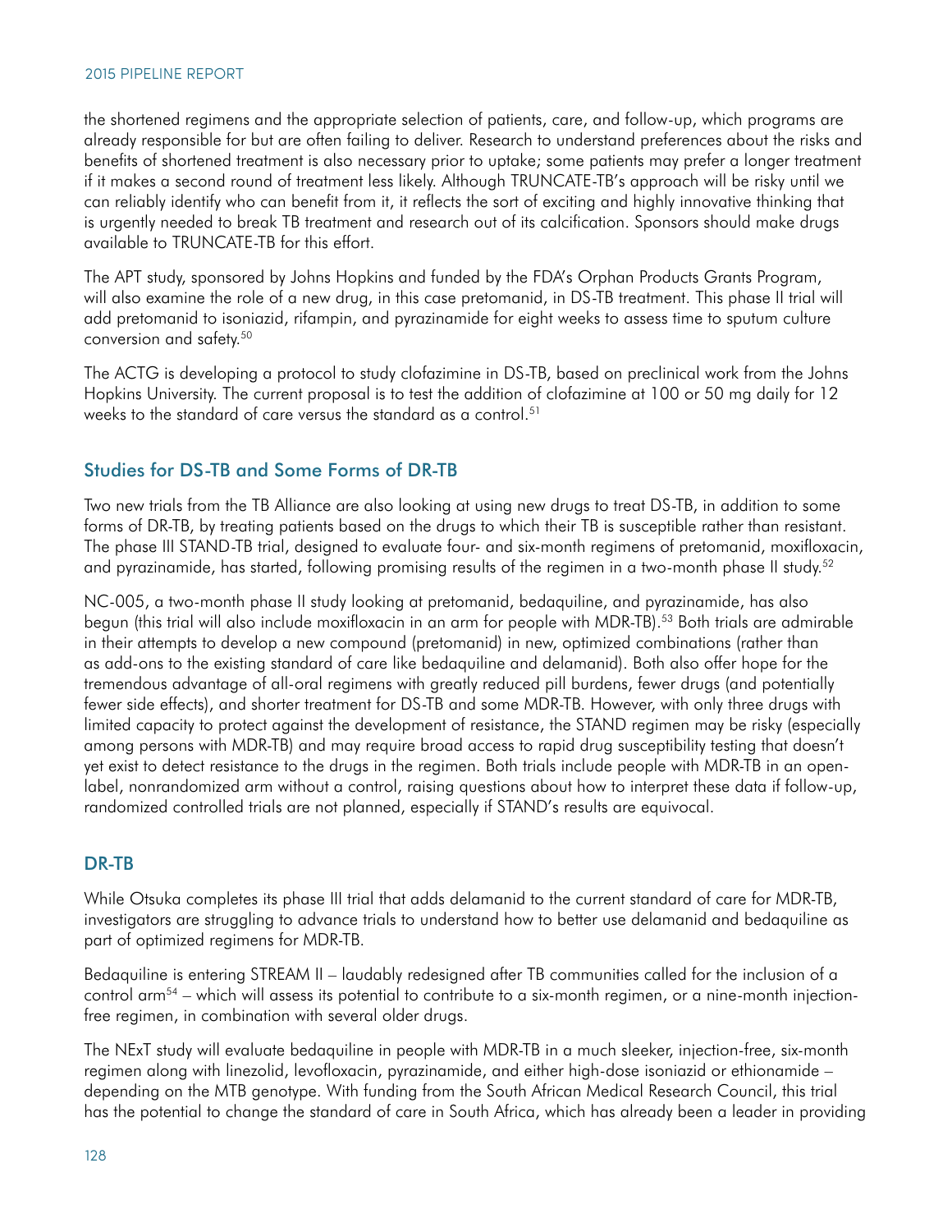the shortened regimens and the appropriate selection of patients, care, and follow-up, which programs are already responsible for but are often failing to deliver. Research to understand preferences about the risks and benefits of shortened treatment is also necessary prior to uptake; some patients may prefer a longer treatment if it makes a second round of treatment less likely. Although TRUNCATE-TB's approach will be risky until we can reliably identify who can benefit from it, it reflects the sort of exciting and highly innovative thinking that is urgently needed to break TB treatment and research out of its calcification. Sponsors should make drugs available to TRUNCATE-TB for this effort.

The APT study, sponsored by Johns Hopkins and funded by the FDA's Orphan Products Grants Program, will also examine the role of a new drug, in this case pretomanid, in DS-TB treatment. This phase II trial will add pretomanid to isoniazid, rifampin, and pyrazinamide for eight weeks to assess time to sputum culture conversion and safety.[50]

The ACTG is developing a protocol to study clofazimine in DS-TB, based on preclinical work from the Johns Hopkins University. The current proposal is to test the addition of clofazimine at 100 or 50 mg daily for 12 weeks to the standard of care versus the standard as a control.[51]

## Studies for DS-TB and Some Forms of DR-TB

Two new trials from the TB Alliance are also looking at using new drugs to treat DS-TB, in addition to some forms of DR-TB, by treating patients based on the drugs to which their TB is susceptible rather than resistant. The phase III STAND-TB trial, designed to evaluate four- and six-month regimens of pretomanid, moxifloxacin, and pyrazinamide, has started, following promising results of the regimen in a two-month phase II study.[52]

NC-005, a two-month phase II study looking at pretomanid, bedaquiline, and pyrazinamide, has also begun (this trial will also include moxifloxacin in an arm for people with MDR-TB).[53] Both trials are admirable in their attempts to develop a new compound (pretomanid) in new, optimized combinations (rather than as add-ons to the existing standard of care like bedaquiline and delamanid). Both also offer hope for the tremendous advantage of all-oral regimens with greatly reduced pill burdens, fewer drugs (and potentially fewer side effects), and shorter treatment for DS-TB and some MDR-TB. However, with only three drugs with limited capacity to protect against the development of resistance, the STAND regimen may be risky (especially among persons with MDR-TB) and may require broad access to rapid drug susceptibility testing that doesn't yet exist to detect resistance to the drugs in the regimen. Both trials include people with MDR-TB in an open-label, nonrandomized arm without a control, raising questions about how to interpret these data if follow-up, randomized controlled trials are not planned, especially if STAND's results are equivocal.

## DR-TB

While Otsuka completes its phase III trial that adds delamanid to the current standard of care for MDR-TB, investigators are struggling to advance trials to understand how to better use delamanid and bedaquiline as part of optimized regimens for MDR-TB.

Bedaquiline is entering STREAM II – laudably redesigned after TB communities called for the inclusion of a control arm[54] – which will assess its potential to contribute to a six-month regimen, or a nine-month injection-free regimen, in combination with several older drugs.

The NExT study will evaluate bedaquiline in people with MDR-TB in a much sleeker, injection-free, six-month regimen along with linezolid, levofloxacin, pyrazinamide, and either high-dose isoniazid or ethionamide – depending on the MTB genotype. With funding from the South African Medical Research Council, this trial has the potential to change the standard of care in South Africa, which has already been a leader in providing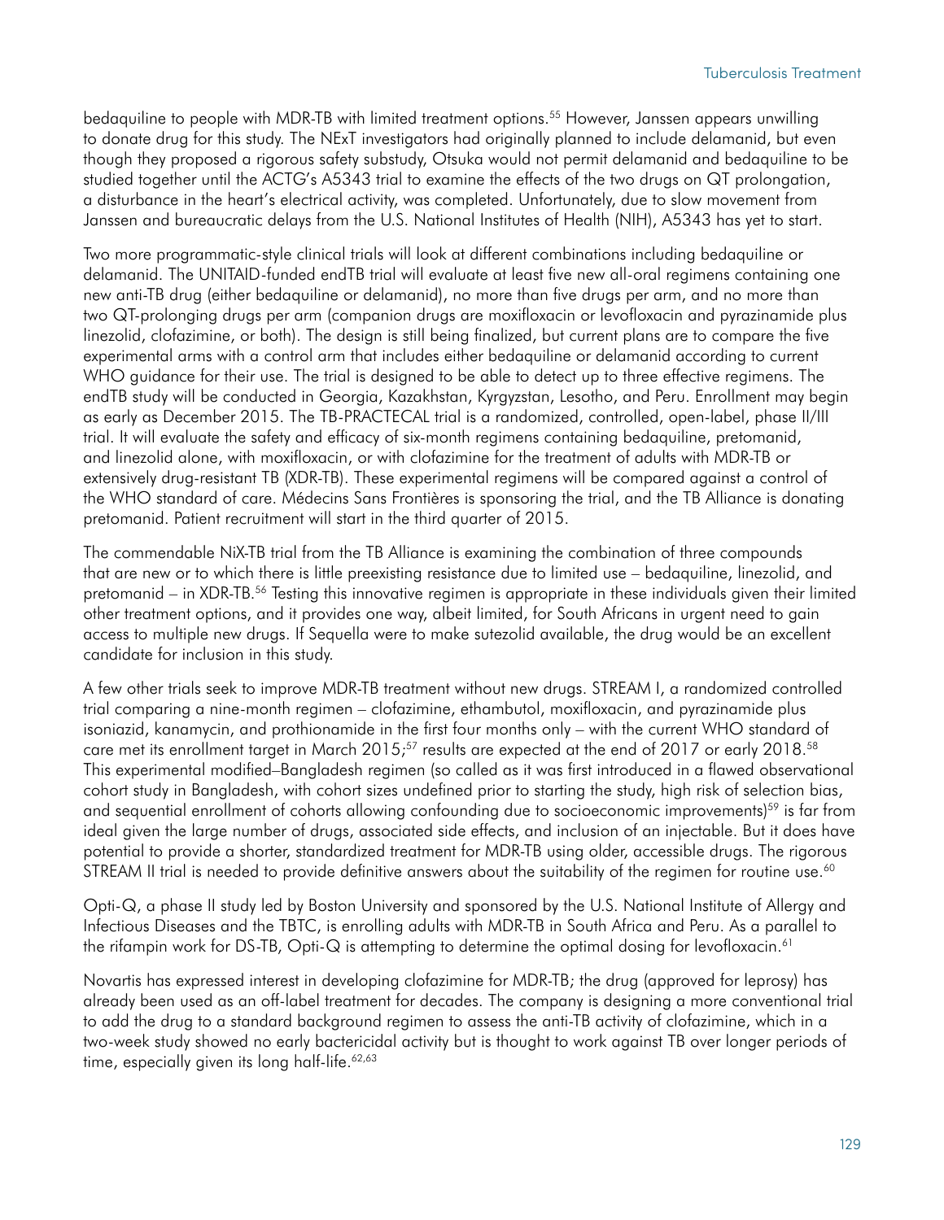bedaquiline to people with MDR-TB with limited treatment options.[55] However, Janssen appears unwilling to donate drug for this study. The NExT investigators had originally planned to include delamanid, but even though they proposed a rigorous safety substudy, Otsuka would not permit delamanid and bedaquiline to be studied together until the ACTG's A5343 trial to examine the effects of the two drugs on QT prolongation, a disturbance in the heart's electrical activity, was completed. Unfortunately, due to slow movement from Janssen and bureaucratic delays from the U.S. National Institutes of Health (NIH), A5343 has yet to start.

Two more programmatic-style clinical trials will look at different combinations including bedaquiline or delamanid. The UNITAID-funded endTB trial will evaluate at least five new all-oral regimens containing one new anti-TB drug (either bedaquiline or delamanid), no more than five drugs per arm, and no more than two QT-prolonging drugs per arm (companion drugs are moxifloxacin or levofloxacin and pyrazinamide plus linezolid, clofazimine, or both). The design is still being finalized, but current plans are to compare the five experimental arms with a control arm that includes either bedaquiline or delamanid according to current WHO guidance for their use. The trial is designed to be able to detect up to three effective regimens. The endTB study will be conducted in Georgia, Kazakhstan, Kyrgyzstan, Lesotho, and Peru. Enrollment may begin as early as December 2015. The TB-PRACTECAL trial is a randomized, controlled, open-label, phase II/III trial. It will evaluate the safety and efficacy of six-month regimens containing bedaquiline, pretomanid, and linezolid alone, with moxifloxacin, or with clofazimine for the treatment of adults with MDR-TB or extensively drug-resistant TB (XDR-TB). These experimental regimens will be compared against a control of the WHO standard of care. Médecins Sans Frontières is sponsoring the trial, and the TB Alliance is donating pretomanid. Patient recruitment will start in the third quarter of 2015.

The commendable NiX-TB trial from the TB Alliance is examining the combination of three compounds that are new or to which there is little preexisting resistance due to limited use – bedaquiline, linezolid, and pretomanid – in XDR-TB.[56] Testing this innovative regimen is appropriate in these individuals given their limited other treatment options, and it provides one way, albeit limited, for South Africans in urgent need to gain access to multiple new drugs. If Sequella were to make sutezolid available, the drug would be an excellent candidate for inclusion in this study.

A few other trials seek to improve MDR-TB treatment without new drugs. STREAM I, a randomized controlled trial comparing a nine-month regimen – clofazimine, ethambutol, moxifloxacin, and pyrazinamide plus isoniazid, kanamycin, and prothionamide in the first four months only – with the current WHO standard of care met its enrollment target in March 2015;[57] results are expected at the end of 2017 or early 2018.[58] This experimental modified–Bangladesh regimen (so called as it was first introduced in a flawed observational cohort study in Bangladesh, with cohort sizes undefined prior to starting the study, high risk of selection bias, and sequential enrollment of cohorts allowing confounding due to socioeconomic improvements)[59] is far from ideal given the large number of drugs, associated side effects, and inclusion of an injectable. But it does have potential to provide a shorter, standardized treatment for MDR-TB using older, accessible drugs. The rigorous STREAM II trial is needed to provide definitive answers about the suitability of the regimen for routine use.[60]

Opti-Q, a phase II study led by Boston University and sponsored by the U.S. National Institute of Allergy and Infectious Diseases and the TBTC, is enrolling adults with MDR-TB in South Africa and Peru. As a parallel to the rifampin work for DS-TB, Opti-Q is attempting to determine the optimal dosing for levofloxacin.[61]

Novartis has expressed interest in developing clofazimine for MDR-TB; the drug (approved for leprosy) has already been used as an off-label treatment for decades. The company is designing a more conventional trial to add the drug to a standard background regimen to assess the anti-TB activity of clofazimine, which in a two-week study showed no early bactericidal activity but is thought to work against TB over longer periods of time, especially given its long half-life.[62,63]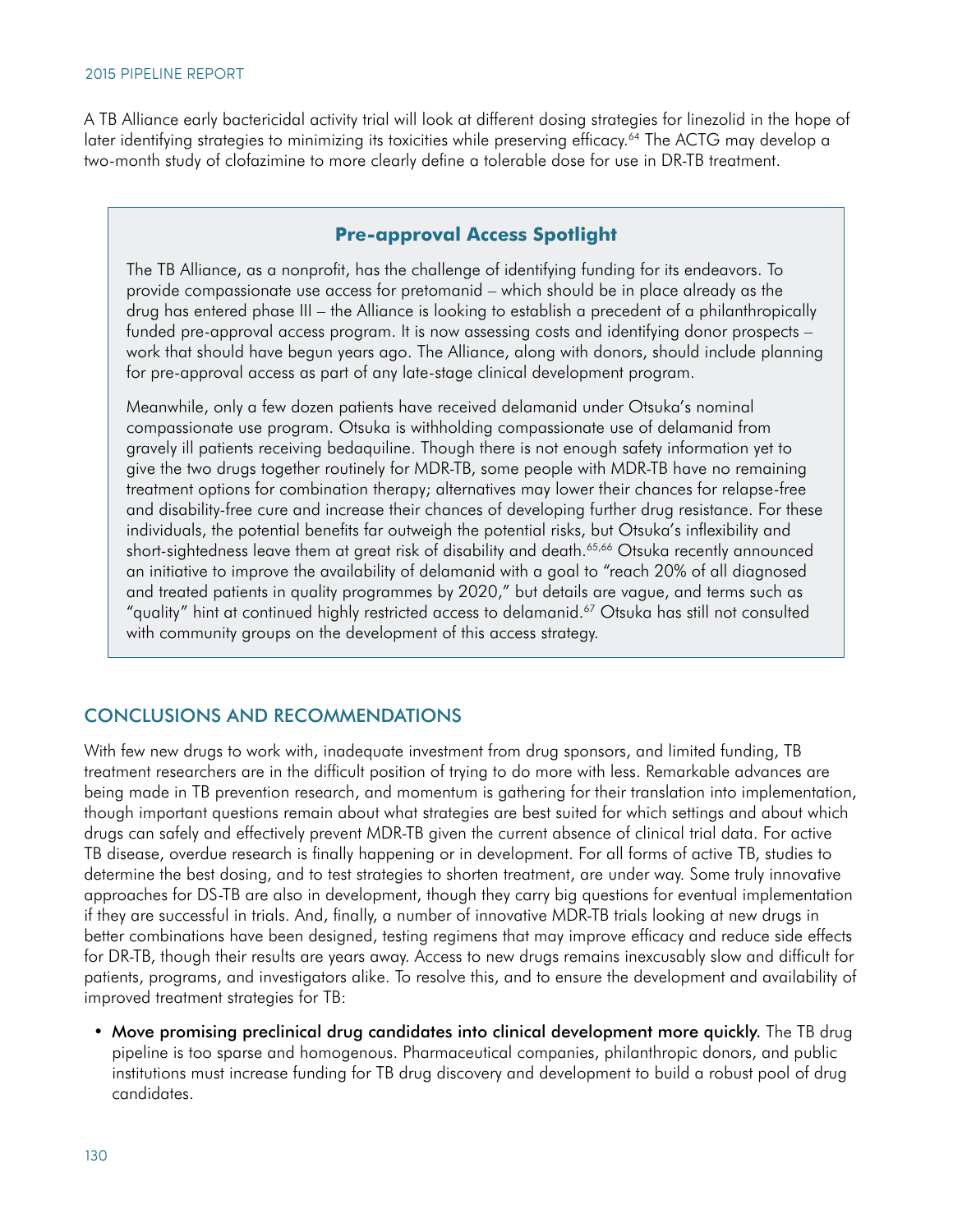A TB Alliance early bactericidal activity trial will look at different dosing strategies for linezolid in the hope of later identifying strategies to minimizing its toxicities while preserving efficacy.[64] The ACTG may develop a two-month study of clofazimine to more clearly define a tolerable dose for use in DR-TB treatment.

### Pre-approval Access Spotlight

The TB Alliance, as a nonprofit, has the challenge of identifying funding for its endeavors. To provide compassionate use access for pretomanid – which should be in place already as the drug has entered phase III – the Alliance is looking to establish a precedent of a philanthropically funded pre-approval access program. It is now assessing costs and identifying donor prospects – work that should have begun years ago. The Alliance, along with donors, should include planning for pre-approval access as part of any late-stage clinical development program.

Meanwhile, only a few dozen patients have received delamanid under Otsuka's nominal compassionate use program. Otsuka is withholding compassionate use of delamanid from gravely ill patients receiving bedaquiline. Though there is not enough safety information yet to give the two drugs together routinely for MDR-TB, some people with MDR-TB have no remaining treatment options for combination therapy; alternatives may lower their chances for relapse-free and disability-free cure and increase their chances of developing further drug resistance. For these individuals, the potential benefits far outweigh the potential risks, but Otsuka's inflexibility and short-sightedness leave them at great risk of disability and death.[65,66] Otsuka recently announced an initiative to improve the availability of delamanid with a goal to "reach 20% of all diagnosed and treated patients in quality programmes by 2020," but details are vague, and terms such as "quality" hint at continued highly restricted access to delamanid.[67] Otsuka has still not consulted with community groups on the development of this access strategy.

## CONCLUSIONS AND RECOMMENDATIONS

With few new drugs to work with, inadequate investment from drug sponsors, and limited funding, TB treatment researchers are in the difficult position of trying to do more with less. Remarkable advances are being made in TB prevention research, and momentum is gathering for their translation into implementation, though important questions remain about what strategies are best suited for which settings and about which drugs can safely and effectively prevent MDR-TB given the current absence of clinical trial data. For active TB disease, overdue research is finally happening or in development. For all forms of active TB, studies to determine the best dosing, and to test strategies to shorten treatment, are under way. Some truly innovative approaches for DS-TB are also in development, though they carry big questions for eventual implementation if they are successful in trials. And, finally, a number of innovative MDR-TB trials looking at new drugs in better combinations have been designed, testing regimens that may improve efficacy and reduce side effects for DR-TB, though their results are years away. Access to new drugs remains inexcusably slow and difficult for patients, programs, and investigators alike. To resolve this, and to ensure the development and availability of improved treatment strategies for TB:

- **Move promising preclinical drug candidates into clinical development more quickly.** The TB drug pipeline is too sparse and homogenous. Pharmaceutical companies, philanthropic donors, and public institutions must increase funding for TB drug discovery and development to build a robust pool of drug candidates.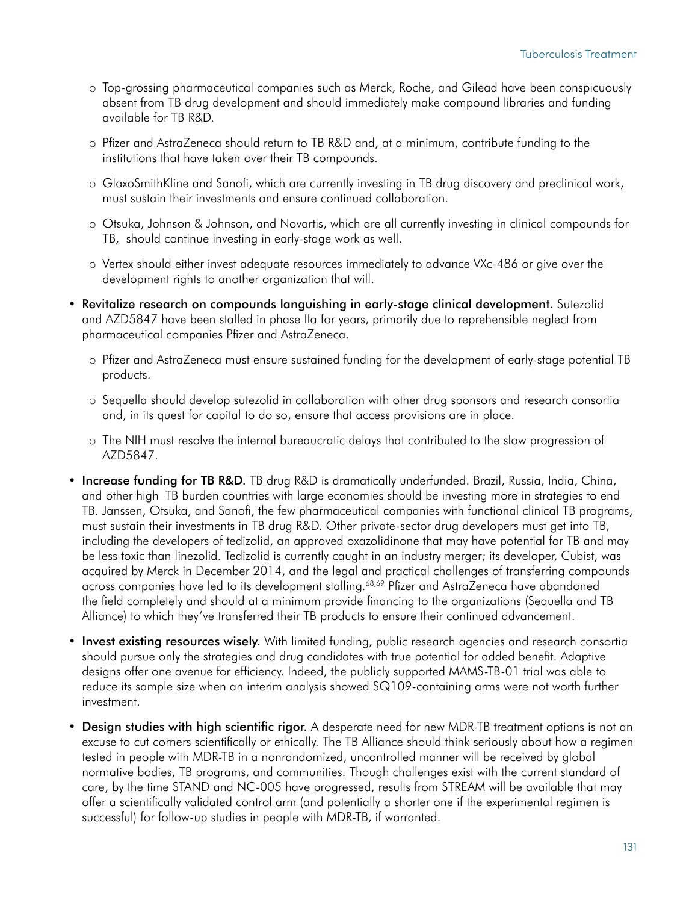- Top-grossing pharmaceutical companies such as Merck, Roche, and Gilead have been conspicuously absent from TB drug development and should immediately make compound libraries and funding available for TB R&D.
- Pfizer and AstraZeneca should return to TB R&D and, at a minimum, contribute funding to the institutions that have taken over their TB compounds.
- GlaxoSmithKline and Sanofi, which are currently investing in TB drug discovery and preclinical work, must sustain their investments and ensure continued collaboration.
- Otsuka, Johnson & Johnson, and Novartis, which are all currently investing in clinical compounds for TB, should continue investing in early-stage work as well.
- Vertex should either invest adequate resources immediately to advance VXc-486 or give over the development rights to another organization that will.

- **Revitalize research on compounds languishing in early-stage clinical development.** Sutezolid and AZD5847 have been stalled in phase IIa for years, primarily due to reprehensible neglect from pharmaceutical companies Pfizer and AstraZeneca.
  - Pfizer and AstraZeneca must ensure sustained funding for the development of early-stage potential TB products.
  - Sequella should develop sutezolid in collaboration with other drug sponsors and research consortia and, in its quest for capital to do so, ensure that access provisions are in place.
  - The NIH must resolve the internal bureaucratic delays that contributed to the slow progression of AZD5847.

- **Increase funding for TB R&D.** TB drug R&D is dramatically underfunded. Brazil, Russia, India, China, and other high–TB burden countries with large economies should be investing more in strategies to end TB. Janssen, Otsuka, and Sanofi, the few pharmaceutical companies with functional clinical TB programs, must sustain their investments in TB drug R&D. Other private-sector drug developers must get into TB, including the developers of tedizolid, an approved oxazolidinone that may have potential for TB and may be less toxic than linezolid. Tedizolid is currently caught in an industry merger; its developer, Cubist, was acquired by Merck in December 2014, and the legal and practical challenges of transferring compounds across companies have led to its development stalling.[68,69] Pfizer and AstraZeneca have abandoned the field completely and should at a minimum provide financing to the organizations (Sequella and TB Alliance) to which they've transferred their TB products to ensure their continued advancement.

- **Invest existing resources wisely.** With limited funding, public research agencies and research consortia should pursue only the strategies and drug candidates with true potential for added benefit. Adaptive designs offer one avenue for efficiency. Indeed, the publicly supported MAMS-TB-01 trial was able to reduce its sample size when an interim analysis showed SQ109-containing arms were not worth further investment.

- **Design studies with high scientific rigor.** A desperate need for new MDR-TB treatment options is not an excuse to cut corners scientifically or ethically. The TB Alliance should think seriously about how a regimen tested in people with MDR-TB in a nonrandomized, uncontrolled manner will be received by global normative bodies, TB programs, and communities. Though challenges exist with the current standard of care, by the time STAND and NC-005 have progressed, results from STREAM will be available that may offer a scientifically validated control arm (and potentially a shorter one if the experimental regimen is successful) for follow-up studies in people with MDR-TB, if warranted.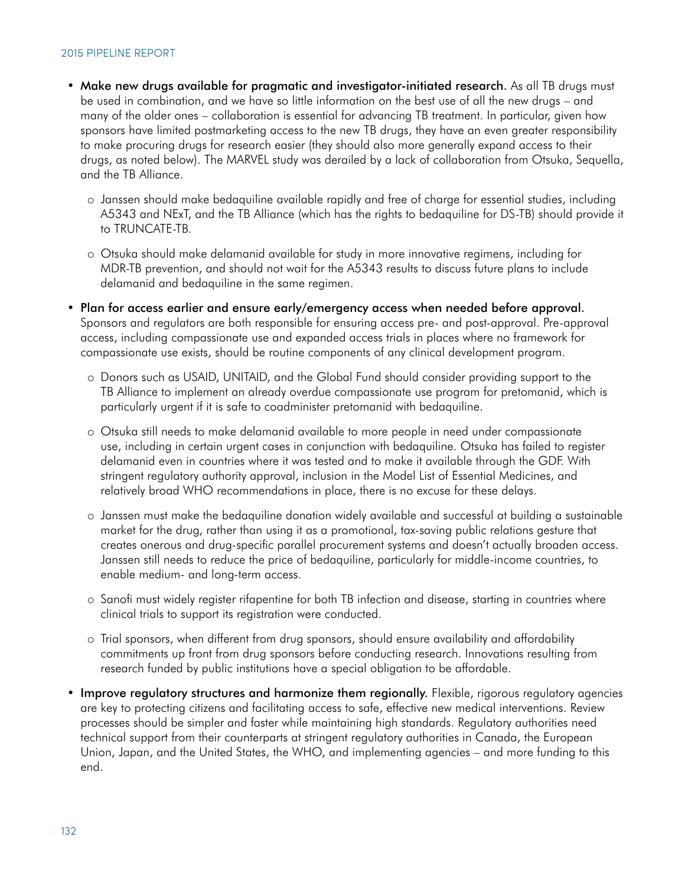- **Make new drugs available for pragmatic and investigator-initiated research.** As all TB drugs must be used in combination, and we have so little information on the best use of all the new drugs – and many of the older ones – collaboration is essential for advancing TB treatment. In particular, given how sponsors have limited postmarketing access to the new TB drugs, they have an even greater responsibility to make procuring drugs for research easier (they should also more generally expand access to their drugs, as noted below). The MARVEL study was derailed by a lack of collaboration from Otsuka, Sequella, and the TB Alliance.
    - Janssen should make bedaquiline available rapidly and free of charge for essential studies, including A5343 and NExT, and the TB Alliance (which has the rights to bedaquiline for DS-TB) should provide it to TRUNCATE-TB.
    - Otsuka should make delamanid available for study in more innovative regimens, including for MDR-TB prevention, and should not wait for the A5343 results to discuss future plans to include delamanid and bedaquiline in the same regimen.
- **Plan for access earlier and ensure early/emergency access when needed before approval.** Sponsors and regulators are both responsible for ensuring access pre- and post-approval. Pre-approval access, including compassionate use and expanded access trials in places where no framework for compassionate use exists, should be routine components of any clinical development program.
    - Donors such as USAID, UNITAID, and the Global Fund should consider providing support to the TB Alliance to implement an already overdue compassionate use program for pretomanid, which is particularly urgent if it is safe to coadminister pretomanid with bedaquiline.
    - Otsuka still needs to make delamanid available to more people in need under compassionate use, including in certain urgent cases in conjunction with bedaquiline. Otsuka has failed to register delamanid even in countries where it was tested and to make it available through the GDF. With stringent regulatory authority approval, inclusion in the Model List of Essential Medicines, and relatively broad WHO recommendations in place, there is no excuse for these delays.
    - Janssen must make the bedaquiline donation widely available and successful at building a sustainable market for the drug, rather than using it as a promotional, tax-saving public relations gesture that creates onerous and drug-specific parallel procurement systems and doesn't actually broaden access. Janssen still needs to reduce the price of bedaquiline, particularly for middle-income countries, to enable medium- and long-term access.
    - Sanofi must widely register rifapentine for both TB infection and disease, starting in countries where clinical trials to support its registration were conducted.
    - Trial sponsors, when different from drug sponsors, should ensure availability and affordability commitments up front from drug sponsors before conducting research. Innovations resulting from research funded by public institutions have a special obligation to be affordable.
- **Improve regulatory structures and harmonize them regionally.** Flexible, rigorous regulatory agencies are key to protecting citizens and facilitating access to safe, effective new medical interventions. Review processes should be simpler and faster while maintaining high standards. Regulatory authorities need technical support from their counterparts at stringent regulatory authorities in Canada, the European Union, Japan, and the United States, the WHO, and implementing agencies – and more funding to this end.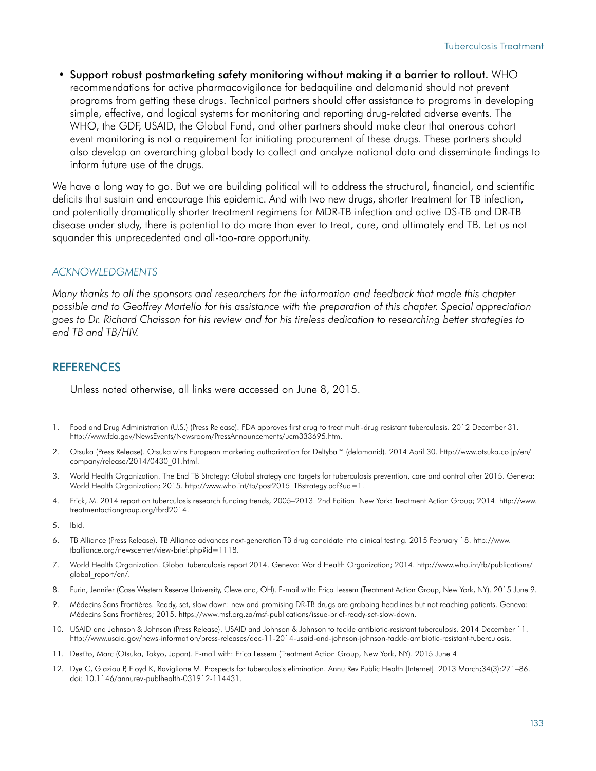- **Support robust postmarketing safety monitoring without making it a barrier to rollout.** WHO recommendations for active pharmacovigilance for bedaquiline and delamanid should not prevent programs from getting these drugs. Technical partners should offer assistance to programs in developing simple, effective, and logical systems for monitoring and reporting drug-related adverse events. The WHO, the GDF, USAID, the Global Fund, and other partners should make clear that onerous cohort event monitoring is not a requirement for initiating procurement of these drugs. These partners should also develop an overarching global body to collect and analyze national data and disseminate findings to inform future use of the drugs.

We have a long way to go. But we are building political will to address the structural, financial, and scientific deficits that sustain and encourage this epidemic. And with two new drugs, shorter treatment for TB infection, and potentially dramatically shorter treatment regimens for MDR-TB infection and active DS-TB and DR-TB disease under study, there is potential to do more than ever to treat, cure, and ultimately end TB. Let us not squander this unprecedented and all-too-rare opportunity.

### *ACKNOWLEDGMENTS*

*Many thanks to all the sponsors and researchers for the information and feedback that made this chapter possible and to Geoffrey Martello for his assistance with the preparation of this chapter. Special appreciation goes to Dr. Richard Chaisson for his review and for his tireless dedication to researching better strategies to end TB and TB/HIV.*

## REFERENCES

Unless noted otherwise, all links were accessed on June 8, 2015.

1. Food and Drug Administration (U.S.) (Press Release). FDA approves first drug to treat multi-drug resistant tuberculosis. 2012 December 31. http://www.fda.gov/NewsEvents/Newsroom/PressAnnouncements/ucm333695.htm.
2. Otsuka (Press Release). Otsuka wins European marketing authorization for Deltyba™ (delamanid). 2014 April 30. http://www.otsuka.co.jp/en/company/release/2014/0430_01.html.
3. World Health Organization. The End TB Strategy: Global strategy and targets for tuberculosis prevention, care and control after 2015. Geneva: World Health Organization; 2015. http://www.who.int/tb/post2015_TBstrategy.pdf?ua=1.
4. Frick, M. 2014 report on tuberculosis research funding trends, 2005–2013. 2nd Edition. New York: Treatment Action Group; 2014. http://www.treatmentactiongroup.org/tbrd2014.
5. Ibid.
6. TB Alliance (Press Release). TB Alliance advances next-generation TB drug candidate into clinical testing. 2015 February 18. http://www.tballiance.org/newscenter/view-brief.php?id=1118.
7. World Health Organization. Global tuberculosis report 2014. Geneva: World Health Organization; 2014. http://www.who.int/tb/publications/global_report/en/.
8. Furin, Jennifer (Case Western Reserve University, Cleveland, OH). E-mail with: Erica Lessem (Treatment Action Group, New York, NY). 2015 June 9.
9. Médecins Sans Frontières. Ready, set, slow down: new and promising DR-TB drugs are grabbing headlines but not reaching patients. Geneva: Médecins Sans Frontières; 2015. https://www.msf.org.za/msf-publications/issue-brief-ready-set-slow-down.
10. USAID and Johnson & Johnson (Press Release). USAID and Johnson & Johnson to tackle antibiotic-resistant tuberculosis. 2014 December 11. http://www.usaid.gov/news-information/press-releases/dec-11-2014-usaid-and-johnson-johnson-tackle-antibiotic-resistant-tuberculosis.
11. Destito, Marc (Otsuka, Tokyo, Japan). E-mail with: Erica Lessem (Treatment Action Group, New York, NY). 2015 June 4.
12. Dye C, Glaziou P, Floyd K, Raviglione M. Prospects for tuberculosis elimination. Annu Rev Public Health [Internet]. 2013 March;34(3):271–86. doi: 10.1146/annurev-publhealth-031912-114431.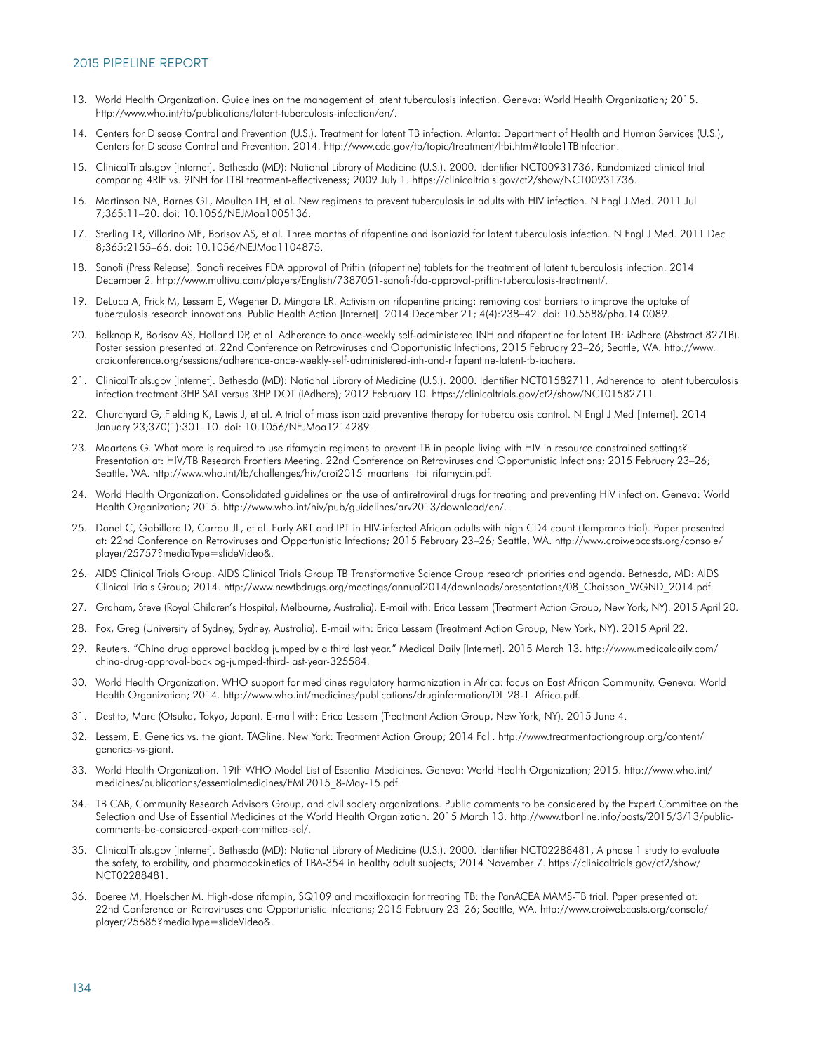13. World Health Organization. Guidelines on the management of latent tuberculosis infection. Geneva: World Health Organization; 2015. http://www.who.int/tb/publications/latent-tuberculosis-infection/en/.

14. Centers for Disease Control and Prevention (U.S.). Treatment for latent TB infection. Atlanta: Department of Health and Human Services (U.S.), Centers for Disease Control and Prevention. 2014. http://www.cdc.gov/tb/topic/treatment/ltbi.htm#table1TBInfection.

15. ClinicalTrials.gov [Internet]. Bethesda (MD): National Library of Medicine (U.S.). 2000. Identifier NCT00931736, Randomized clinical trial comparing 4RIF vs. 9INH for LTBI treatment-effectiveness; 2009 July 1. https://clinicaltrials.gov/ct2/show/NCT00931736.

16. Martinson NA, Barnes GL, Moulton LH, et al. New regimens to prevent tuberculosis in adults with HIV infection. N Engl J Med. 2011 Jul 7;365:11–20. doi: 10.1056/NEJMoa1005136.

17. Sterling TR, Villarino ME, Borisov AS, et al. Three months of rifapentine and isoniazid for latent tuberculosis infection. N Engl J Med. 2011 Dec 8;365:2155–66. doi: 10.1056/NEJMoa1104875.

18. Sanofi (Press Release). Sanofi receives FDA approval of Priftin (rifapentine) tablets for the treatment of latent tuberculosis infection. 2014 December 2. http://www.multivu.com/players/English/7387051-sanofi-fda-approval-priftin-tuberculosis-treatment/.

19. DeLuca A, Frick M, Lessem E, Wegener D, Mingote LR. Activism on rifapentine pricing: removing cost barriers to improve the uptake of tuberculosis research innovations. Public Health Action [Internet]. 2014 December 21; 4(4):238–42. doi: 10.5588/pha.14.0089.

20. Belknap R, Borisov AS, Holland DP, et al. Adherence to once-weekly self-administered INH and rifapentine for latent TB: iAdhere (Abstract 827LB). Poster session presented at: 22nd Conference on Retroviruses and Opportunistic Infections; 2015 February 23–26; Seattle, WA. http://www.croiconference.org/sessions/adherence-once-weekly-self-administered-inh-and-rifapentine-latent-tb-iadhere.

21. ClinicalTrials.gov [Internet]. Bethesda (MD): National Library of Medicine (U.S.). 2000. Identifier NCT01582711, Adherence to latent tuberculosis infection treatment 3HP SAT versus 3HP DOT (iAdhere); 2012 February 10. https://clinicaltrials.gov/ct2/show/NCT01582711.

22. Churchyard G, Fielding K, Lewis J, et al. A trial of mass isoniazid preventive therapy for tuberculosis control. N Engl J Med [Internet]. 2014 January 23;370(1):301–10. doi: 10.1056/NEJMoa1214289.

23. Maartens G. What more is required to use rifamycin regimens to prevent TB in people living with HIV in resource constrained settings? Presentation at: HIV/TB Research Frontiers Meeting. 22nd Conference on Retroviruses and Opportunistic Infections; 2015 February 23–26; Seattle, WA. http://www.who.int/tb/challenges/hiv/croi2015_maartens_ltbi_rifamycin.pdf.

24. World Health Organization. Consolidated guidelines on the use of antiretroviral drugs for treating and preventing HIV infection. Geneva: World Health Organization; 2015. http://www.who.int/hiv/pub/guidelines/arv2013/download/en/.

25. Danel C, Gabillard D, Carrou JL, et al. Early ART and IPT in HIV-infected African adults with high CD4 count (Temprano trial). Paper presented at: 22nd Conference on Retroviruses and Opportunistic Infections; 2015 February 23–26; Seattle, WA. http://www.croiwebcasts.org/console/player/25757?mediaType=slideVideo&.

26. AIDS Clinical Trials Group. AIDS Clinical Trials Group TB Transformative Science Group research priorities and agenda. Bethesda, MD: AIDS Clinical Trials Group; 2014. http://www.newtbdrugs.org/meetings/annual2014/downloads/presentations/08_Chaisson_WGND_2014.pdf.

27. Graham, Steve (Royal Children's Hospital, Melbourne, Australia). E-mail with: Erica Lessem (Treatment Action Group, New York, NY). 2015 April 20.

28. Fox, Greg (University of Sydney, Sydney, Australia). E-mail with: Erica Lessem (Treatment Action Group, New York, NY). 2015 April 22.

29. Reuters. "China drug approval backlog jumped by a third last year." Medical Daily [Internet]. 2015 March 13. http://www.medicaldaily.com/china-drug-approval-backlog-jumped-third-last-year-325584.

30. World Health Organization. WHO support for medicines regulatory harmonization in Africa: focus on East African Community. Geneva: World Health Organization; 2014. http://www.who.int/medicines/publications/druginformation/DI_28-1_Africa.pdf.

31. Destito, Marc (Otsuka, Tokyo, Japan). E-mail with: Erica Lessem (Treatment Action Group, New York, NY). 2015 June 4.

32. Lessem, E. Generics vs. the giant. TAGline. New York: Treatment Action Group; 2014 Fall. http://www.treatmentactiongroup.org/content/generics-vs-giant.

33. World Health Organization. 19th WHO Model List of Essential Medicines. Geneva: World Health Organization; 2015. http://www.who.int/medicines/publications/essentialmedicines/EML2015_8-May-15.pdf.

34. TB CAB, Community Research Advisors Group, and civil society organizations. Public comments to be considered by the Expert Committee on the Selection and Use of Essential Medicines at the World Health Organization. 2015 March 13. http://www.tbonline.info/posts/2015/3/13/public-comments-be-considered-expert-committee-sel/.

35. ClinicalTrials.gov [Internet]. Bethesda (MD): National Library of Medicine (U.S.). 2000. Identifier NCT02288481, A phase 1 study to evaluate the safety, tolerability, and pharmacokinetics of TBA-354 in healthy adult subjects; 2014 November 7. https://clinicaltrials.gov/ct2/show/NCT02288481.

36. Boeree M, Hoelscher M. High-dose rifampin, SQ109 and moxifloxacin for treating TB: the PanACEA MAMS-TB trial. Paper presented at: 22nd Conference on Retroviruses and Opportunistic Infections; 2015 February 23–26; Seattle, WA. http://www.croiwebcasts.org/console/player/25685?mediaType=slideVideo&.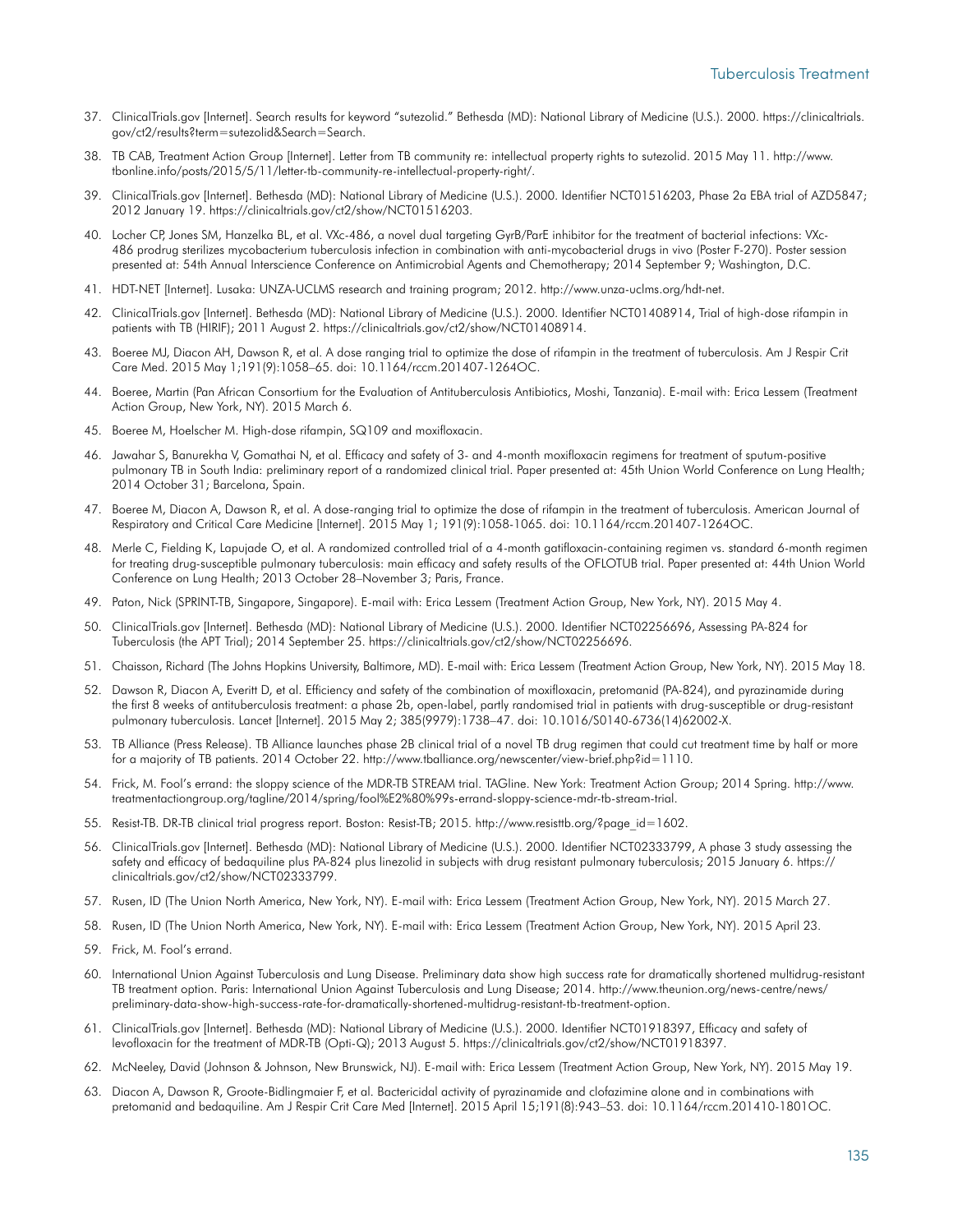37. ClinicalTrials.gov [Internet]. Search results for keyword "sutezolid." Bethesda (MD): National Library of Medicine (U.S.). 2000. https://clinicaltrials.gov/ct2/results?term=sutezolid&Search=Search.

38. TB CAB, Treatment Action Group [Internet]. Letter from TB community re: intellectual property rights to sutezolid. 2015 May 11. http://www.tbonline.info/posts/2015/5/11/letter-tb-community-re-intellectual-property-right/.

39. ClinicalTrials.gov [Internet]. Bethesda (MD): National Library of Medicine (U.S.). 2000. Identifier NCT01516203, Phase 2a EBA trial of AZD5847; 2012 January 19. https://clinicaltrials.gov/ct2/show/NCT01516203.

40. Locher CP, Jones SM, Hanzelka BL, et al. VXc-486, a novel dual targeting GyrB/ParE inhibitor for the treatment of bacterial infections: VXc-486 prodrug sterilizes mycobacterium tuberculosis infection in combination with anti-mycobacterial drugs in vivo (Poster F-270). Poster session presented at: 54th Annual Interscience Conference on Antimicrobial Agents and Chemotherapy; 2014 September 9; Washington, D.C.

41. HDT-NET [Internet]. Lusaka: UNZA-UCLMS research and training program; 2012. http://www.unza-uclms.org/hdt-net.

42. ClinicalTrials.gov [Internet]. Bethesda (MD): National Library of Medicine (U.S.). 2000. Identifier NCT01408914, Trial of high-dose rifampin in patients with TB (HIRIF); 2011 August 2. https://clinicaltrials.gov/ct2/show/NCT01408914.

43. Boeree MJ, Diacon AH, Dawson R, et al. A dose ranging trial to optimize the dose of rifampin in the treatment of tuberculosis. Am J Respir Crit Care Med. 2015 May 1;191(9):1058–65. doi: 10.1164/rccm.201407-1264OC.

44. Boeree, Martin (Pan African Consortium for the Evaluation of Antituberculosis Antibiotics, Moshi, Tanzania). E-mail with: Erica Lessem (Treatment Action Group, New York, NY). 2015 March 6.

45. Boeree M, Hoelscher M. High-dose rifampin, SQ109 and moxifloxacin.

46. Jawahar S, Banurekha V, Gomathai N, et al. Efficacy and safety of 3- and 4-month moxifloxacin regimens for treatment of sputum-positive pulmonary TB in South India: preliminary report of a randomized clinical trial. Paper presented at: 45th Union World Conference on Lung Health; 2014 October 31; Barcelona, Spain.

47. Boeree M, Diacon A, Dawson R, et al. A dose-ranging trial to optimize the dose of rifampin in the treatment of tuberculosis. American Journal of Respiratory and Critical Care Medicine [Internet]. 2015 May 1; 191(9):1058-1065. doi: 10.1164/rccm.201407-1264OC.

48. Merle C, Fielding K, Lapujade O, et al. A randomized controlled trial of a 4-month gatifloxacin-containing regimen vs. standard 6-month regimen for treating drug-susceptible pulmonary tuberculosis: main efficacy and safety results of the OFLOTUB trial. Paper presented at: 44th Union World Conference on Lung Health; 2013 October 28–November 3; Paris, France.

49. Paton, Nick (SPRINT-TB, Singapore, Singapore). E-mail with: Erica Lessem (Treatment Action Group, New York, NY). 2015 May 4.

50. ClinicalTrials.gov [Internet]. Bethesda (MD): National Library of Medicine (U.S.). 2000. Identifier NCT02256696, Assessing PA-824 for Tuberculosis (the APT Trial); 2014 September 25. https://clinicaltrials.gov/ct2/show/NCT02256696.

51. Chaisson, Richard (The Johns Hopkins University, Baltimore, MD). E-mail with: Erica Lessem (Treatment Action Group, New York, NY). 2015 May 18.

52. Dawson R, Diacon A, Everitt D, et al. Efficiency and safety of the combination of moxifloxacin, pretomanid (PA-824), and pyrazinamide during the first 8 weeks of antituberculosis treatment: a phase 2b, open-label, partly randomised trial in patients with drug-susceptible or drug-resistant pulmonary tuberculosis. Lancet [Internet]. 2015 May 2; 385(9979):1738–47. doi: 10.1016/S0140-6736(14)62002-X.

53. TB Alliance (Press Release). TB Alliance launches phase 2B clinical trial of a novel TB drug regimen that could cut treatment time by half or more for a majority of TB patients. 2014 October 22. http://www.tballiance.org/newscenter/view-brief.php?id=1110.

54. Frick, M. Fool's errand: the sloppy science of the MDR-TB STREAM trial. TAGline. New York: Treatment Action Group; 2014 Spring. http://www.treatmentactiongroup.org/tagline/2014/spring/fool%E2%80%99s-errand-sloppy-science-mdr-tb-stream-trial.

55. Resist-TB. DR-TB clinical trial progress report. Boston: Resist-TB; 2015. http://www.resisttb.org/?page_id=1602.

56. ClinicalTrials.gov [Internet]. Bethesda (MD): National Library of Medicine (U.S.). 2000. Identifier NCT02333799, A phase 3 study assessing the safety and efficacy of bedaquiline plus PA-824 plus linezolid in subjects with drug resistant pulmonary tuberculosis; 2015 January 6. https://clinicaltrials.gov/ct2/show/NCT02333799.

57. Rusen, ID (The Union North America, New York, NY). E-mail with: Erica Lessem (Treatment Action Group, New York, NY). 2015 March 27.

58. Rusen, ID (The Union North America, New York, NY). E-mail with: Erica Lessem (Treatment Action Group, New York, NY). 2015 April 23.

59. Frick, M. Fool's errand.

60. International Union Against Tuberculosis and Lung Disease. Preliminary data show high success rate for dramatically shortened multidrug-resistant TB treatment option. Paris: International Union Against Tuberculosis and Lung Disease; 2014. http://www.theunion.org/news-centre/news/preliminary-data-show-high-success-rate-for-dramatically-shortened-multidrug-resistant-tb-treatment-option.

61. ClinicalTrials.gov [Internet]. Bethesda (MD): National Library of Medicine (U.S.). 2000. Identifier NCT01918397, Efficacy and safety of levofloxacin for the treatment of MDR-TB (Opti-Q); 2013 August 5. https://clinicaltrials.gov/ct2/show/NCT01918397.

62. McNeeley, David (Johnson & Johnson, New Brunswick, NJ). E-mail with: Erica Lessem (Treatment Action Group, New York, NY). 2015 May 19.

63. Diacon A, Dawson R, Groote-Bidlingmaier F, et al. Bactericidal activity of pyrazinamide and clofazimine alone and in combinations with pretomanid and bedaquiline. Am J Respir Crit Care Med [Internet]. 2015 April 15;191(8):943–53. doi: 10.1164/rccm.201410-1801OC.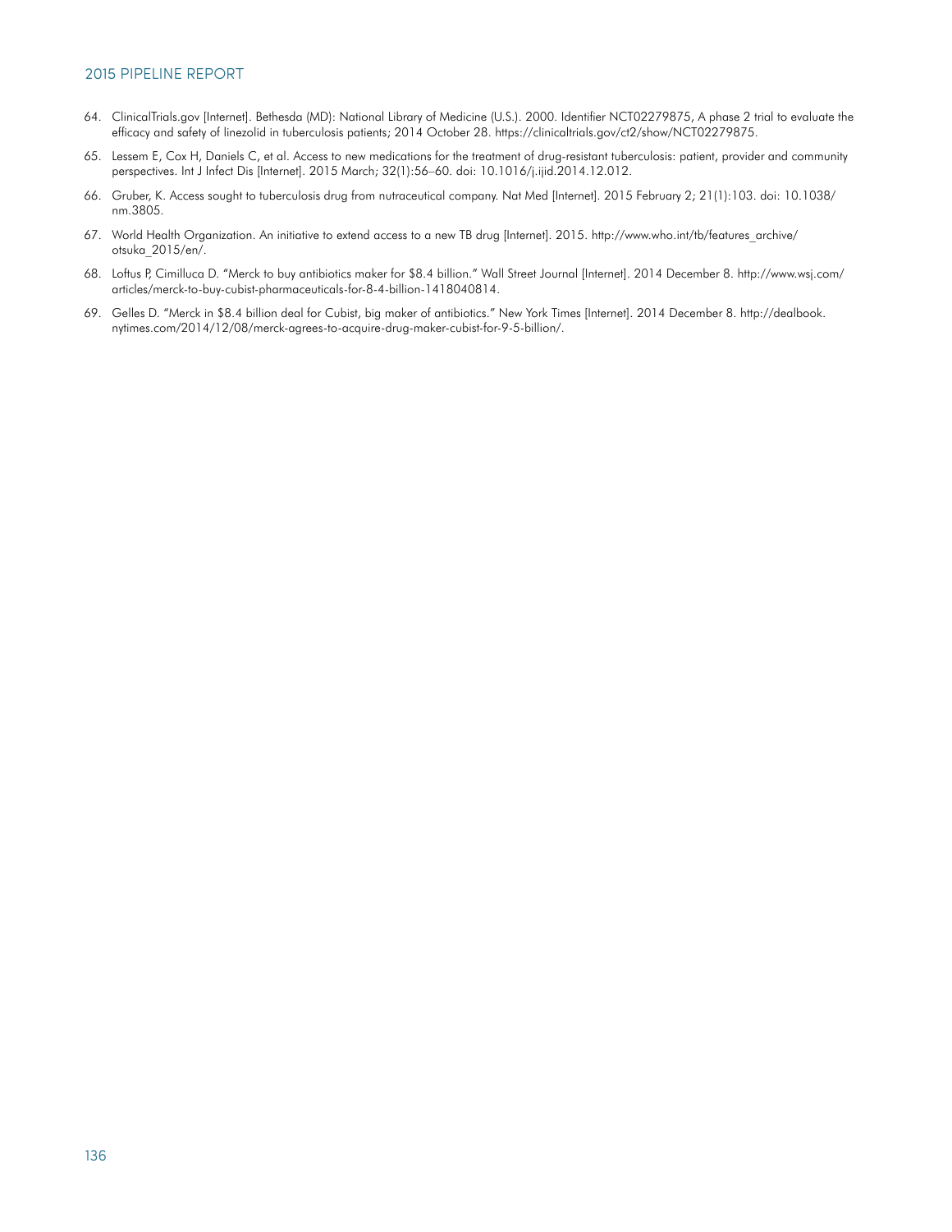64. ClinicalTrials.gov [Internet]. Bethesda (MD): National Library of Medicine (U.S.). 2000. Identifier NCT02279875, A phase 2 trial to evaluate the efficacy and safety of linezolid in tuberculosis patients; 2014 October 28. https://clinicaltrials.gov/ct2/show/NCT02279875.

65. Lessem E, Cox H, Daniels C, et al. Access to new medications for the treatment of drug-resistant tuberculosis: patient, provider and community perspectives. Int J Infect Dis [Internet]. 2015 March; 32(1):56–60. doi: 10.1016/j.ijid.2014.12.012.

66. Gruber, K. Access sought to tuberculosis drug from nutraceutical company. Nat Med [Internet]. 2015 February 2; 21(1):103. doi: 10.1038/nm.3805.

67. World Health Organization. An initiative to extend access to a new TB drug [Internet]. 2015. http://www.who.int/tb/features_archive/otsuka_2015/en/.

68. Loftus P, Cimilluca D. "Merck to buy antibiotics maker for $8.4 billion." Wall Street Journal [Internet]. 2014 December 8. http://www.wsj.com/articles/merck-to-buy-cubist-pharmaceuticals-for-8-4-billion-1418040814.

69. Gelles D. "Merck in $8.4 billion deal for Cubist, big maker of antibiotics." New York Times [Internet]. 2014 December 8. http://dealbook.nytimes.com/2014/12/08/merck-agrees-to-acquire-drug-maker-cubist-for-9-5-billion/.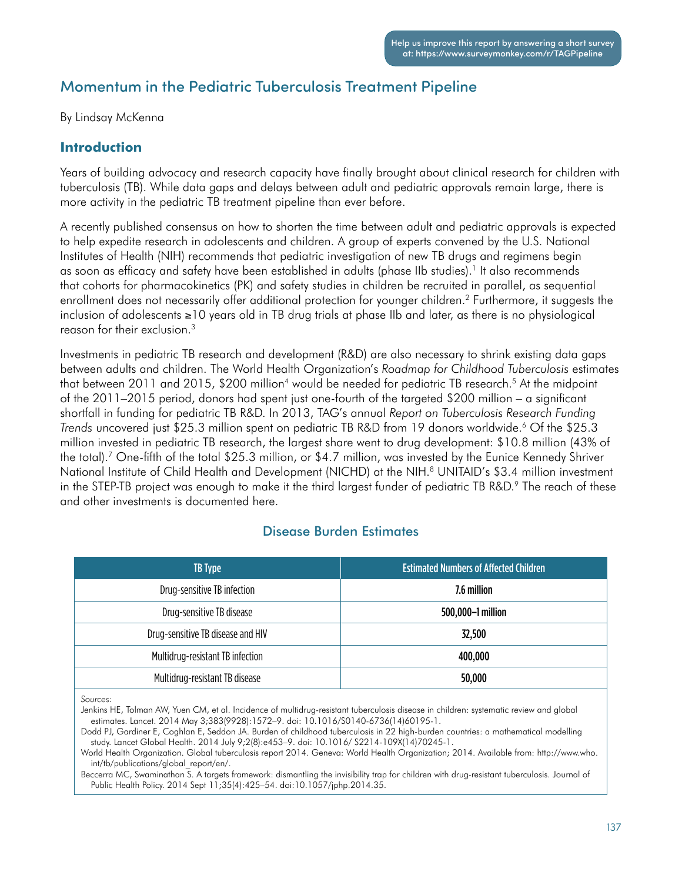Help us improve this report by answering a short survey at: https://www.surveymonkey.com/r/TAGPipeline

# Momentum in the Pediatric Tuberculosis Treatment Pipeline

By Lindsay McKenna

## Introduction

Years of building advocacy and research capacity have finally brought about clinical research for children with tuberculosis (TB). While data gaps and delays between adult and pediatric approvals remain large, there is more activity in the pediatric TB treatment pipeline than ever before.

A recently published consensus on how to shorten the time between adult and pediatric approvals is expected to help expedite research in adolescents and children. A group of experts convened by the U.S. National Institutes of Health (NIH) recommends that pediatric investigation of new TB drugs and regimens begin as soon as efficacy and safety have been established in adults (phase IIb studies).[1] It also recommends that cohorts for pharmacokinetics (PK) and safety studies in children be recruited in parallel, as sequential enrollment does not necessarily offer additional protection for younger children.[2] Furthermore, it suggests the inclusion of adolescents ≥10 years old in TB drug trials at phase IIb and later, as there is no physiological reason for their exclusion.[3]

Investments in pediatric TB research and development (R&D) are also necessary to shrink existing data gaps between adults and children. The World Health Organization's *Roadmap for Childhood Tuberculosis* estimates that between 2011 and 2015, $200 million[4] would be needed for pediatric TB research.[5] At the midpoint of the 2011–2015 period, donors had spent just one-fourth of the targeted $200 million – a significant shortfall in funding for pediatric TB R&D. In 2013, TAG's annual *Report on Tuberculosis Research Funding Trends* uncovered just $25.3 million spent on pediatric TB R&D from 19 donors worldwide.[6] Of the $25.3 million invested in pediatric TB research, the largest share went to drug development: $10.8 million (43% of the total).[7] One-fifth of the total $25.3 million, or $4.7 million, was invested by the Eunice Kennedy Shriver National Institute of Child Health and Development (NICHD) at the NIH.[8] UNITAID's $3.4 million investment in the STEP-TB project was enough to make it the third largest funder of pediatric TB R&D.[9] The reach of these and other investments is documented here.

### Disease Burden Estimates

| TB Type | Estimated Numbers of Affected Children |
|---|---|
| Drug-sensitive TB infection | **7.6 million** |
| Drug-sensitive TB disease | **500,000–1 million** |
| Drug-sensitive TB disease and HIV | **32,500** |
| Multidrug-resistant TB infection | **400,000** |
| Multidrug-resistant TB disease | **50,000** |

*Sources:*

Jenkins HE, Tolman AW, Yuen CM, et al. Incidence of multidrug-resistant tuberculosis disease in children: systematic review and global estimates. Lancet. 2014 May 3;383(9928):1572–9. doi: 10.1016/S0140-6736(14)60195-1.

Dodd PJ, Gardiner E, Coghlan E, Seddon JA. Burden of childhood tuberculosis in 22 high-burden countries: a mathematical modelling study. Lancet Global Health. 2014 July 9;2(8):e453–9. doi: 10.1016/ S2214-109X(14)70245-1.

World Health Organization. Global tuberculosis report 2014. Geneva: World Health Organization; 2014. Available from: http://www.who.int/tb/publications/global_report/en/.

Beccerra MC, Swaminathan S. A targets framework: dismantling the invisibility trap for children with drug-resistant tuberculosis. Journal of Public Health Policy. 2014 Sept 11;35(4):425–54. doi:10.1057/jphp.2014.35.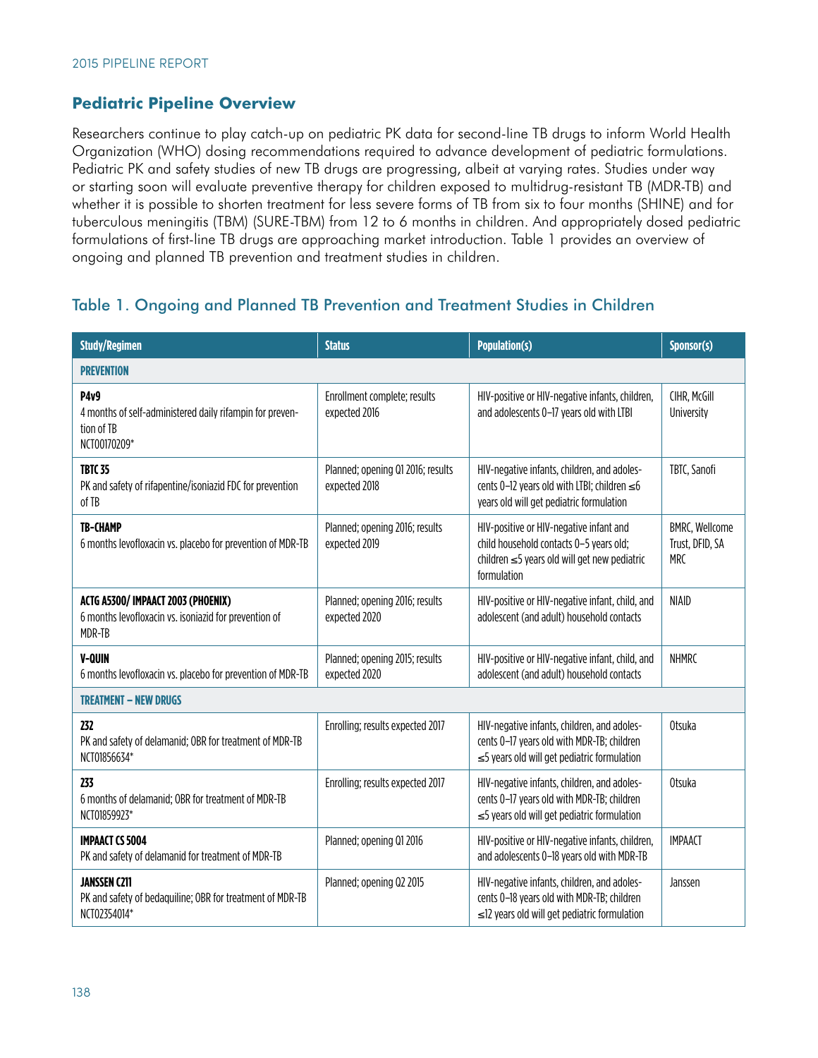## Pediatric Pipeline Overview

Researchers continue to play catch-up on pediatric PK data for second-line TB drugs to inform World Health Organization (WHO) dosing recommendations required to advance development of pediatric formulations. Pediatric PK and safety studies of new TB drugs are progressing, albeit at varying rates. Studies under way or starting soon will evaluate preventive therapy for children exposed to multidrug-resistant TB (MDR-TB) and whether it is possible to shorten treatment for less severe forms of TB from six to four months (SHINE) and for tuberculous meningitis (TBM) (SURE-TBM) from 12 to 6 months in children. And appropriately dosed pediatric formulations of first-line TB drugs are approaching market introduction. Table 1 provides an overview of ongoing and planned TB prevention and treatment studies in children.

### Table 1. Ongoing and Planned TB Prevention and Treatment Studies in Children

| Study/Regimen | Status | Population(s) | Sponsor(s) |
|---|---|---|---|
| **PREVENTION** | | | |
| **P4v9**<br>4 months of self-administered daily rifampin for prevention of TB<br>NCT00170209* | Enrollment complete; results expected 2016 | HIV-positive or HIV-negative infants, children, and adolescents 0–17 years old with LTBI | CIHR, McGill University |
| **TBTC 35**<br>PK and safety of rifapentine/isoniazid FDC for prevention of TB | Planned; opening Q1 2016; results expected 2018 | HIV-negative infants, children, and adolescents 0–12 years old with LTBI; children ≤6 years old will get pediatric formulation | TBTC, Sanofi |
| **TB-CHAMP**<br>6 months levofloxacin vs. placebo for prevention of MDR-TB | Planned; opening 2016; results expected 2019 | HIV-positive or HIV-negative infant and child household contacts 0–5 years old; children ≤5 years old will get new pediatric formulation | BMRC, Wellcome Trust, DFID, SA MRC |
| **ACTG A5300/ IMPAACT 2003 (PHOENIX)**<br>6 months levofloxacin vs. isoniazid for prevention of MDR-TB | Planned; opening 2016; results expected 2020 | HIV-positive or HIV-negative infant, child, and adolescent (and adult) household contacts | NIAID |
| **V-QUIN**<br>6 months levofloxacin vs. placebo for prevention of MDR-TB | Planned; opening 2015; results expected 2020 | HIV-positive or HIV-negative infant, child, and adolescent (and adult) household contacts | NHMRC |
| **TREATMENT – NEW DRUGS** | | | |
| **232**<br>PK and safety of delamanid; OBR for treatment of MDR-TB<br>NCT01856634* | Enrolling; results expected 2017 | HIV-negative infants, children, and adolescents 0–17 years old with MDR-TB; children ≤5 years old will get pediatric formulation | Otsuka |
| **233**<br>6 months of delamanid; OBR for treatment of MDR-TB<br>NCT01859923* | Enrolling; results expected 2017 | HIV-negative infants, children, and adolescents 0–17 years old with MDR-TB; children ≤5 years old will get pediatric formulation | Otsuka |
| **IMPAACT CS 5004**<br>PK and safety of delamanid for treatment of MDR-TB | Planned; opening Q1 2016 | HIV-positive or HIV-negative infants, children, and adolescents 0–18 years old with MDR-TB | IMPAACT |
| **JANSSEN C211**<br>PK and safety of bedaquiline; OBR for treatment of MDR-TB<br>NCT02354014* | Planned; opening Q2 2015 | HIV-negative infants, children, and adolescents 0–18 years old with MDR-TB; children ≤12 years old will get pediatric formulation | Janssen |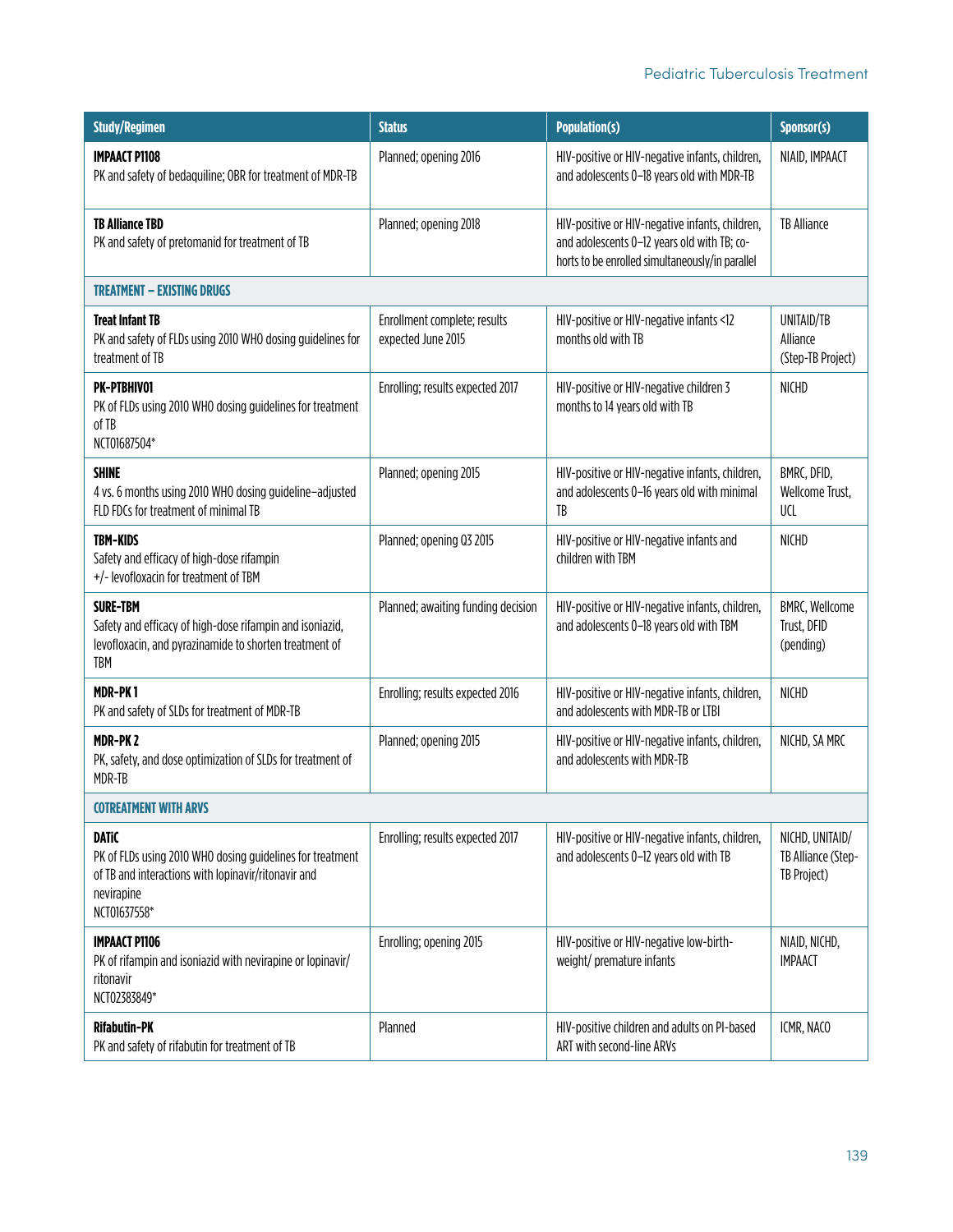| Study/Regimen | Status | Population(s) | Sponsor(s) |
|---|---|---|---|
| **IMPAACT P1108**<br>PK and safety of bedaquiline; OBR for treatment of MDR-TB | Planned; opening 2016 | HIV-positive or HIV-negative infants, children, and adolescents 0–18 years old with MDR-TB | NIAID, IMPAACT |
| **TB Alliance TBD**<br>PK and safety of pretomanid for treatment of TB | Planned; opening 2018 | HIV-positive or HIV-negative infants, children, and adolescents 0–12 years old with TB; cohorts to be enrolled simultaneously/in parallel | TB Alliance |
| **TREATMENT – EXISTING DRUGS** | | | |
| **Treat Infant TB**<br>PK and safety of FLDs using 2010 WHO dosing guidelines for treatment of TB | Enrollment complete; results expected June 2015 | HIV-positive or HIV-negative infants <12 months old with TB | UNITAID/TB Alliance (Step-TB Project) |
| **PK-PTBHIV01**<br>PK of FLDs using 2010 WHO dosing guidelines for treatment of TB<br>NCT01687504* | Enrolling; results expected 2017 | HIV-positive or HIV-negative children 3 months to 14 years old with TB | NICHD |
| **SHINE**<br>4 vs. 6 months using 2010 WHO dosing guideline–adjusted FLD FDCs for treatment of minimal TB | Planned; opening 2015 | HIV-positive or HIV-negative infants, children, and adolescents 0–16 years old with minimal TB | BMRC, DFID, Wellcome Trust, UCL |
| **TBM-KIDS**<br>Safety and efficacy of high-dose rifampin +/- levofloxacin for treatment of TBM | Planned; opening Q3 2015 | HIV-positive or HIV-negative infants and children with TBM | NICHD |
| **SURE-TBM**<br>Safety and efficacy of high-dose rifampin and isoniazid, levofloxacin, and pyrazinamide to shorten treatment of TBM | Planned; awaiting funding decision | HIV-positive or HIV-negative infants, children, and adolescents 0–18 years old with TBM | BMRC, Wellcome Trust, DFID (pending) |
| **MDR-PK 1**<br>PK and safety of SLDs for treatment of MDR-TB | Enrolling; results expected 2016 | HIV-positive or HIV-negative infants, children, and adolescents with MDR-TB or LTBI | NICHD |
| **MDR-PK 2**<br>PK, safety, and dose optimization of SLDs for treatment of MDR-TB | Planned; opening 2015 | HIV-positive or HIV-negative infants, children, and adolescents with MDR-TB | NICHD, SA MRC |
| **COTREATMENT WITH ARVS** | | | |
| **DATiC**<br>PK of FLDs using 2010 WHO dosing guidelines for treatment of TB and interactions with lopinavir/ritonavir and nevirapine<br>NCT01637558* | Enrolling; results expected 2017 | HIV-positive or HIV-negative infants, children, and adolescents 0–12 years old with TB | NICHD, UNITAID/TB Alliance (Step-TB Project) |
| **IMPAACT P1106**<br>PK of rifampin and isoniazid with nevirapine or lopinavir/ritonavir<br>NCT02383849* | Enrolling; opening 2015 | HIV-positive or HIV-negative low-birth-weight/ premature infants | NIAID, NICHD, IMPAACT |
| **Rifabutin-PK**<br>PK and safety of rifabutin for treatment of TB | Planned | HIV-positive children and adults on PI-based ART with second-line ARVs | ICMR, NACO |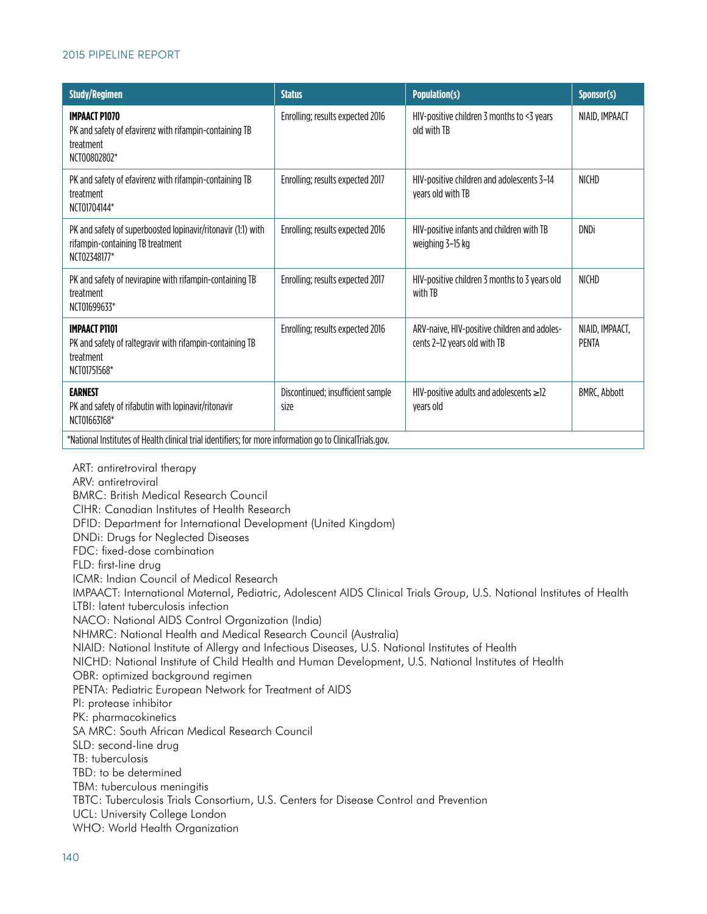| Study/Regimen | Status | Population(s) | Sponsor(s) |
|---|---|---|---|
| **IMPAACT P1070**<br>PK and safety of efavirenz with rifampin-containing TB treatment<br>NCT00802802* | Enrolling; results expected 2016 | HIV-positive children 3 months to <3 years old with TB | NIAID, IMPAACT |
| PK and safety of efavirenz with rifampin-containing TB treatment<br>NCT01704144* | Enrolling; results expected 2017 | HIV-positive children and adolescents 3–14 years old with TB | NICHD |
| PK and safety of superboosted lopinavir/ritonavir (1:1) with rifampin-containing TB treatment<br>NCT02348177* | Enrolling; results expected 2016 | HIV-positive infants and children with TB weighing 3–15 kg | DNDi |
| PK and safety of nevirapine with rifampin-containing TB treatment<br>NCT01699633* | Enrolling; results expected 2017 | HIV-positive children 3 months to 3 years old with TB | NICHD |
| **IMPAACT P1101**<br>PK and safety of raltegravir with rifampin-containing TB treatment<br>NCT01751568* | Enrolling; results expected 2016 | ARV-naive, HIV-positive children and adolescents 2–12 years old with TB | NIAID, IMPAACT, PENTA |
| **EARNEST**<br>PK and safety of rifabutin with lopinavir/ritonavir<br>NCT01663168* | Discontinued; insufficient sample size | HIV-positive adults and adolescents ≥12 years old | BMRC, Abbott |

*National Institutes of Health clinical trial identifiers; for more information go to ClinicalTrials.gov.

ART: antiretroviral therapy
ARV: antiretroviral
BMRC: British Medical Research Council
CIHR: Canadian Institutes of Health Research
DFID: Department for International Development (United Kingdom)
DNDi: Drugs for Neglected Diseases
FDC: fixed-dose combination
FLD: first-line drug
ICMR: Indian Council of Medical Research
IMPAACT: International Maternal, Pediatric, Adolescent AIDS Clinical Trials Group, U.S. National Institutes of Health
LTBI: latent tuberculosis infection
NACO: National AIDS Control Organization (India)
NHMRC: National Health and Medical Research Council (Australia)
NIAID: National Institute of Allergy and Infectious Diseases, U.S. National Institutes of Health
NICHD: National Institute of Child Health and Human Development, U.S. National Institutes of Health
OBR: optimized background regimen
PENTA: Pediatric European Network for Treatment of AIDS
PI: protease inhibitor
PK: pharmacokinetics
SA MRC: South African Medical Research Council
SLD: second-line drug
TB: tuberculosis
TBD: to be determined
TBM: tuberculous meningitis
TBTC: Tuberculosis Trials Consortium, U.S. Centers for Disease Control and Prevention
UCL: University College London
WHO: World Health Organization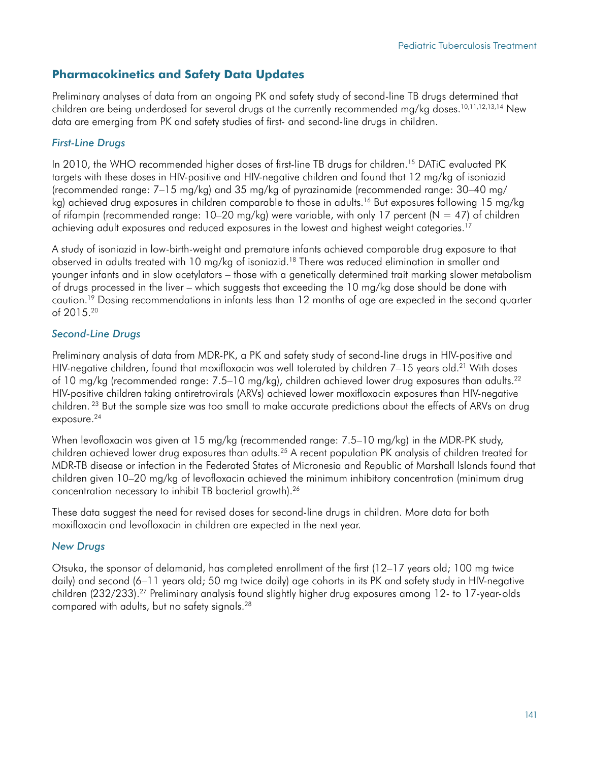## Pharmacokinetics and Safety Data Updates

Preliminary analyses of data from an ongoing PK and safety study of second-line TB drugs determined that children are being underdosed for several drugs at the currently recommended mg/kg doses.[10,11,12,13,14] New data are emerging from PK and safety studies of first- and second-line drugs in children.

### *First-Line Drugs*

In 2010, the WHO recommended higher doses of first-line TB drugs for children.[15] DATiC evaluated PK targets with these doses in HIV-positive and HIV-negative children and found that 12 mg/kg of isoniazid (recommended range: 7–15 mg/kg) and 35 mg/kg of pyrazinamide (recommended range: 30–40 mg/kg) achieved drug exposures in children comparable to those in adults.[16] But exposures following 15 mg/kg of rifampin (recommended range: 10–20 mg/kg) were variable, with only 17 percent (N = 47) of children achieving adult exposures and reduced exposures in the lowest and highest weight categories.[17]

A study of isoniazid in low-birth-weight and premature infants achieved comparable drug exposure to that observed in adults treated with 10 mg/kg of isoniazid.[18] There was reduced elimination in smaller and younger infants and in slow acetylators – those with a genetically determined trait marking slower metabolism of drugs processed in the liver – which suggests that exceeding the 10 mg/kg dose should be done with caution.[19] Dosing recommendations in infants less than 12 months of age are expected in the second quarter of 2015.[20]

### *Second-Line Drugs*

Preliminary analysis of data from MDR-PK, a PK and safety study of second-line drugs in HIV-positive and HIV-negative children, found that moxifloxacin was well tolerated by children 7–15 years old.[21] With doses of 10 mg/kg (recommended range: 7.5–10 mg/kg), children achieved lower drug exposures than adults.[22] HIV-positive children taking antiretrovirals (ARVs) achieved lower moxifloxacin exposures than HIV-negative children.[23] But the sample size was too small to make accurate predictions about the effects of ARVs on drug exposure.[24]

When levofloxacin was given at 15 mg/kg (recommended range: 7.5–10 mg/kg) in the MDR-PK study, children achieved lower drug exposures than adults.[25] A recent population PK analysis of children treated for MDR-TB disease or infection in the Federated States of Micronesia and Republic of Marshall Islands found that children given 10–20 mg/kg of levofloxacin achieved the minimum inhibitory concentration (minimum drug concentration necessary to inhibit TB bacterial growth).[26]

These data suggest the need for revised doses for second-line drugs in children. More data for both moxifloxacin and levofloxacin in children are expected in the next year.

### *New Drugs*

Otsuka, the sponsor of delamanid, has completed enrollment of the first (12–17 years old; 100 mg twice daily) and second (6–11 years old; 50 mg twice daily) age cohorts in its PK and safety study in HIV-negative children (232/233).[27] Preliminary analysis found slightly higher drug exposures among 12- to 17-year-olds compared with adults, but no safety signals.[28]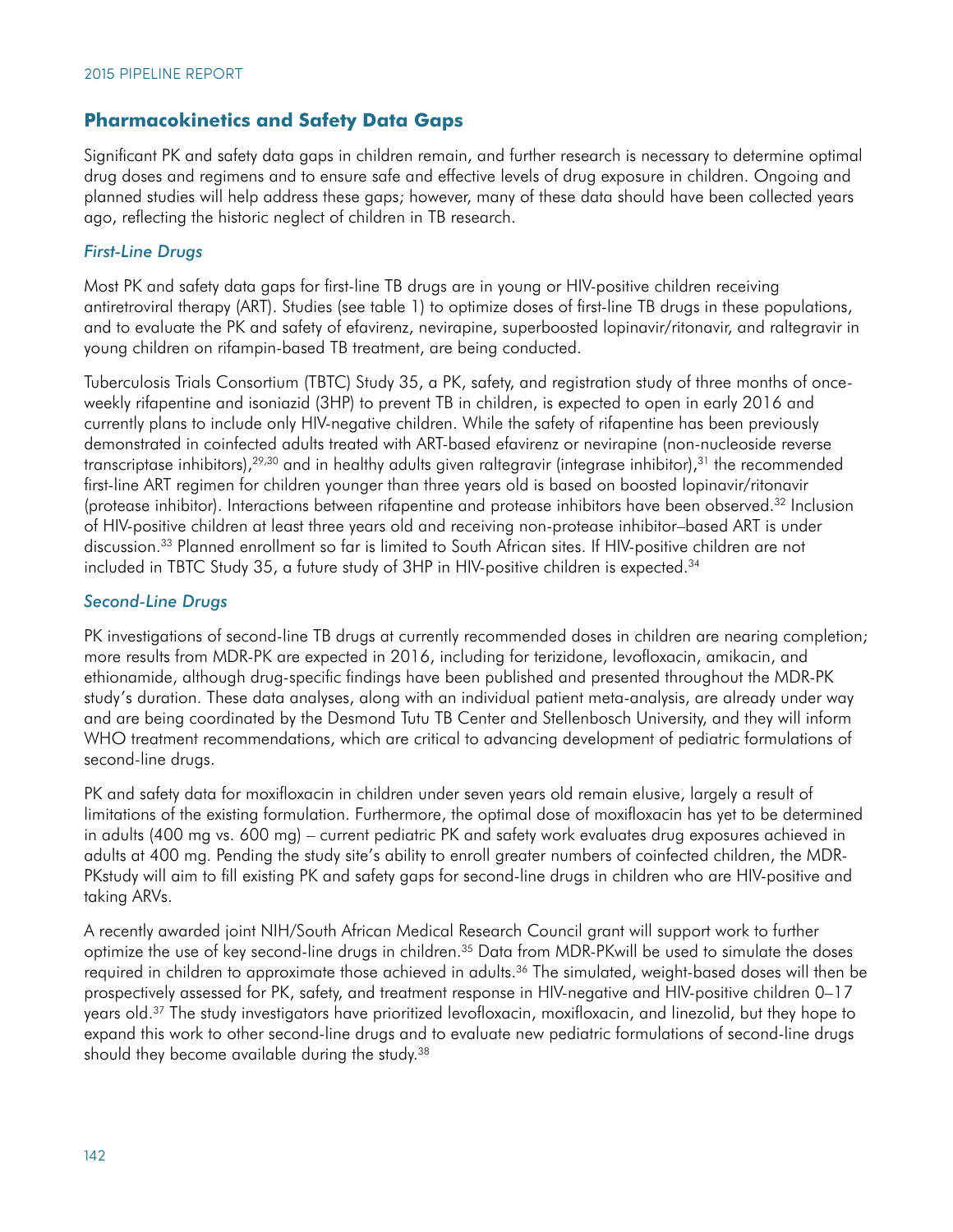## Pharmacokinetics and Safety Data Gaps

Significant PK and safety data gaps in children remain, and further research is necessary to determine optimal drug doses and regimens and to ensure safe and effective levels of drug exposure in children. Ongoing and planned studies will help address these gaps; however, many of these data should have been collected years ago, reflecting the historic neglect of children in TB research.

### *First-Line Drugs*

Most PK and safety data gaps for first-line TB drugs are in young or HIV-positive children receiving antiretroviral therapy (ART). Studies (see table 1) to optimize doses of first-line TB drugs in these populations, and to evaluate the PK and safety of efavirenz, nevirapine, superboosted lopinavir/ritonavir, and raltegravir in young children on rifampin-based TB treatment, are being conducted.

Tuberculosis Trials Consortium (TBTC) Study 35, a PK, safety, and registration study of three months of once-weekly rifapentine and isoniazid (3HP) to prevent TB in children, is expected to open in early 2016 and currently plans to include only HIV-negative children. While the safety of rifapentine has been previously demonstrated in coinfected adults treated with ART-based efavirenz or nevirapine (non-nucleoside reverse transcriptase inhibitors),[29,30] and in healthy adults given raltegravir (integrase inhibitor),[31] the recommended first-line ART regimen for children younger than three years old is based on boosted lopinavir/ritonavir (protease inhibitor). Interactions between rifapentine and protease inhibitors have been observed.[32] Inclusion of HIV-positive children at least three years old and receiving non-protease inhibitor–based ART is under discussion.[33] Planned enrollment so far is limited to South African sites. If HIV-positive children are not included in TBTC Study 35, a future study of 3HP in HIV-positive children is expected.[34]

### *Second-Line Drugs*

PK investigations of second-line TB drugs at currently recommended doses in children are nearing completion; more results from MDR-PK are expected in 2016, including for terizidone, levofloxacin, amikacin, and ethionamide, although drug-specific findings have been published and presented throughout the MDR-PK study's duration. These data analyses, along with an individual patient meta-analysis, are already under way and are being coordinated by the Desmond Tutu TB Center and Stellenbosch University, and they will inform WHO treatment recommendations, which are critical to advancing development of pediatric formulations of second-line drugs.

PK and safety data for moxifloxacin in children under seven years old remain elusive, largely a result of limitations of the existing formulation. Furthermore, the optimal dose of moxifloxacin has yet to be determined in adults (400 mg vs. 600 mg) – current pediatric PK and safety work evaluates drug exposures achieved in adults at 400 mg. Pending the study site's ability to enroll greater numbers of coinfected children, the MDR-PKstudy will aim to fill existing PK and safety gaps for second-line drugs in children who are HIV-positive and taking ARVs.

A recently awarded joint NIH/South African Medical Research Council grant will support work to further optimize the use of key second-line drugs in children.[35] Data from MDR-PKwill be used to simulate the doses required in children to approximate those achieved in adults.[36] The simulated, weight-based doses will then be prospectively assessed for PK, safety, and treatment response in HIV-negative and HIV-positive children 0–17 years old.[37] The study investigators have prioritized levofloxacin, moxifloxacin, and linezolid, but they hope to expand this work to other second-line drugs and to evaluate new pediatric formulations of second-line drugs should they become available during the study.[38]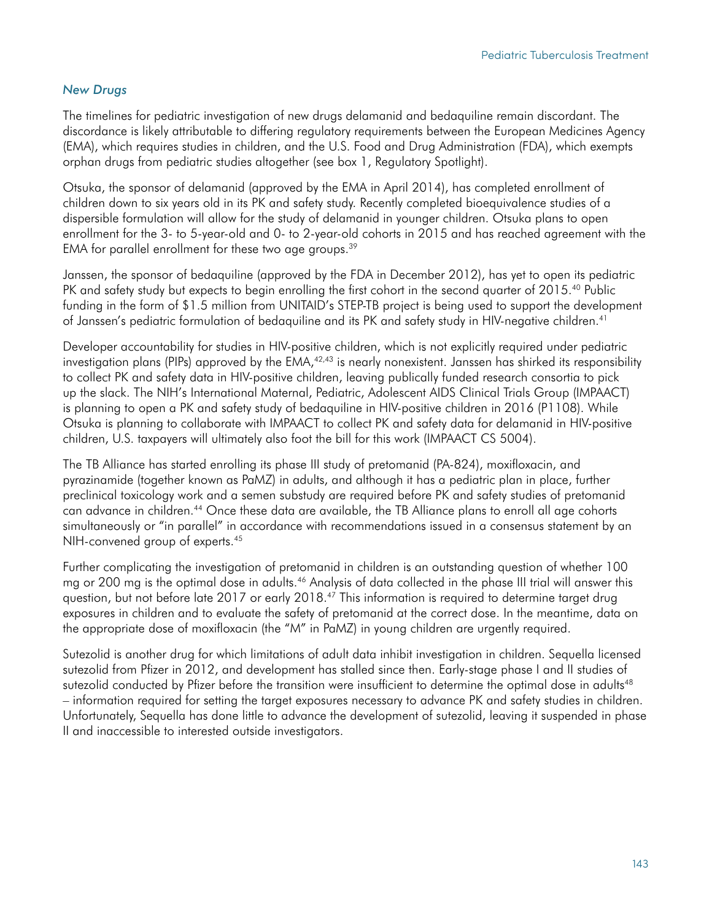### *New Drugs*

The timelines for pediatric investigation of new drugs delamanid and bedaquiline remain discordant. The discordance is likely attributable to differing regulatory requirements between the European Medicines Agency (EMA), which requires studies in children, and the U.S. Food and Drug Administration (FDA), which exempts orphan drugs from pediatric studies altogether (see box 1, Regulatory Spotlight).

Otsuka, the sponsor of delamanid (approved by the EMA in April 2014), has completed enrollment of children down to six years old in its PK and safety study. Recently completed bioequivalence studies of a dispersible formulation will allow for the study of delamanid in younger children. Otsuka plans to open enrollment for the 3- to 5-year-old and 0- to 2-year-old cohorts in 2015 and has reached agreement with the EMA for parallel enrollment for these two age groups.[39]

Janssen, the sponsor of bedaquiline (approved by the FDA in December 2012), has yet to open its pediatric PK and safety study but expects to begin enrolling the first cohort in the second quarter of 2015.[40] Public funding in the form of $1.5 million from UNITAID's STEP-TB project is being used to support the development of Janssen's pediatric formulation of bedaquiline and its PK and safety study in HIV-negative children.[41]

Developer accountability for studies in HIV-positive children, which is not explicitly required under pediatric investigation plans (PIPs) approved by the EMA,[42,43] is nearly nonexistent. Janssen has shirked its responsibility to collect PK and safety data in HIV-positive children, leaving publically funded research consortia to pick up the slack. The NIH's International Maternal, Pediatric, Adolescent AIDS Clinical Trials Group (IMPAACT) is planning to open a PK and safety study of bedaquiline in HIV-positive children in 2016 (P1108). While Otsuka is planning to collaborate with IMPAACT to collect PK and safety data for delamanid in HIV-positive children, U.S. taxpayers will ultimately also foot the bill for this work (IMPAACT CS 5004).

The TB Alliance has started enrolling its phase III study of pretomanid (PA-824), moxifloxacin, and pyrazinamide (together known as PaMZ) in adults, and although it has a pediatric plan in place, further preclinical toxicology work and a semen substudy are required before PK and safety studies of pretomanid can advance in children.[44] Once these data are available, the TB Alliance plans to enroll all age cohorts simultaneously or "in parallel" in accordance with recommendations issued in a consensus statement by an NIH-convened group of experts.[45]

Further complicating the investigation of pretomanid in children is an outstanding question of whether 100 mg or 200 mg is the optimal dose in adults.[46] Analysis of data collected in the phase III trial will answer this question, but not before late 2017 or early 2018.[47] This information is required to determine target drug exposures in children and to evaluate the safety of pretomanid at the correct dose. In the meantime, data on the appropriate dose of moxifloxacin (the "M" in PaMZ) in young children are urgently required.

Sutezolid is another drug for which limitations of adult data inhibit investigation in children. Sequella licensed sutezolid from Pfizer in 2012, and development has stalled since then. Early-stage phase I and II studies of sutezolid conducted by Pfizer before the transition were insufficient to determine the optimal dose in adults[48] – information required for setting the target exposures necessary to advance PK and safety studies in children. Unfortunately, Sequella has done little to advance the development of sutezolid, leaving it suspended in phase II and inaccessible to interested outside investigators.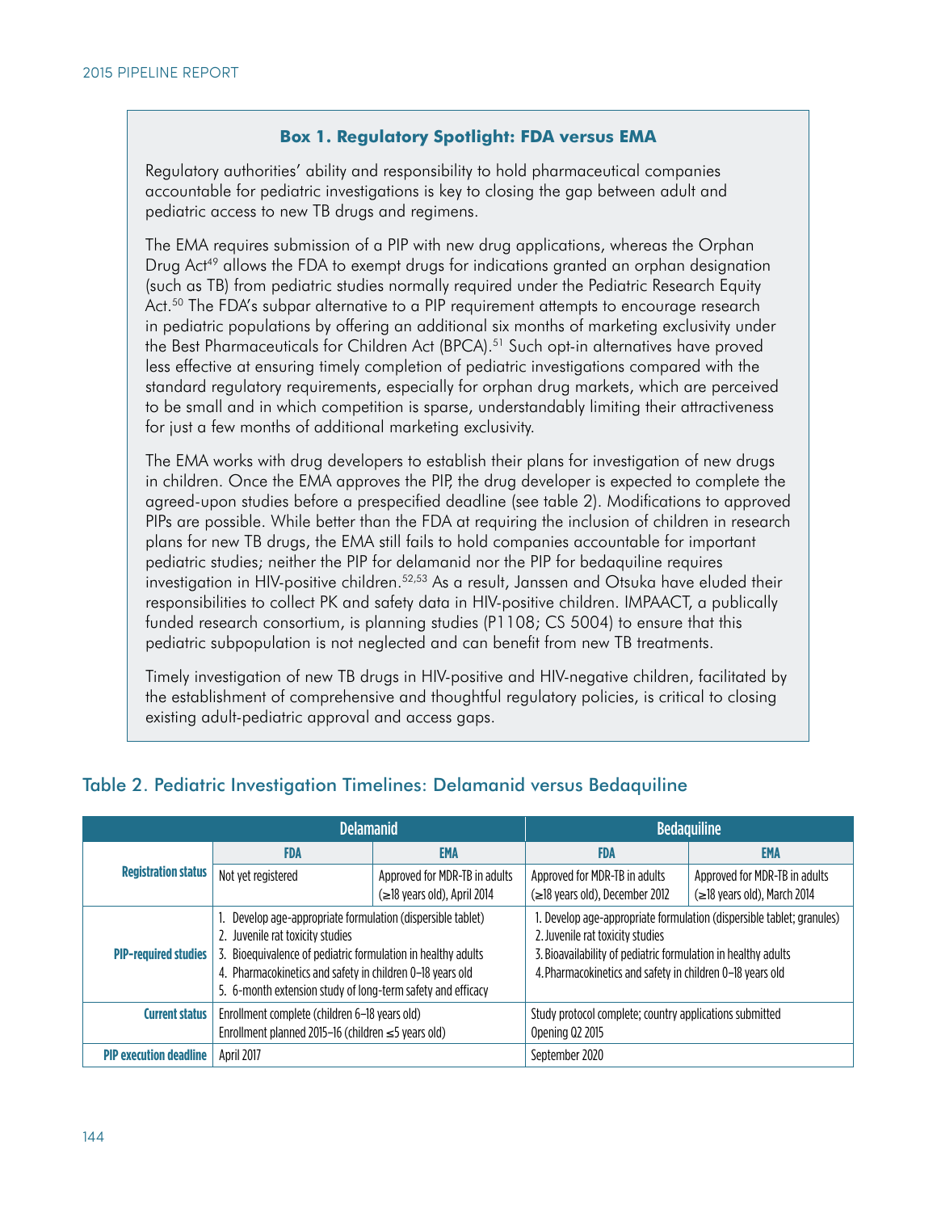### Box 1. Regulatory Spotlight: FDA versus EMA

Regulatory authorities' ability and responsibility to hold pharmaceutical companies accountable for pediatric investigations is key to closing the gap between adult and pediatric access to new TB drugs and regimens.

The EMA requires submission of a PIP with new drug applications, whereas the Orphan Drug Act[49] allows the FDA to exempt drugs for indications granted an orphan designation (such as TB) from pediatric studies normally required under the Pediatric Research Equity Act.[50] The FDA's subpar alternative to a PIP requirement attempts to encourage research in pediatric populations by offering an additional six months of marketing exclusivity under the Best Pharmaceuticals for Children Act (BPCA).[51] Such opt-in alternatives have proved less effective at ensuring timely completion of pediatric investigations compared with the standard regulatory requirements, especially for orphan drug markets, which are perceived to be small and in which competition is sparse, understandably limiting their attractiveness for just a few months of additional marketing exclusivity.

The EMA works with drug developers to establish their plans for investigation of new drugs in children. Once the EMA approves the PIP, the drug developer is expected to complete the agreed-upon studies before a prespecified deadline (see table 2). Modifications to approved PIPs are possible. While better than the FDA at requiring the inclusion of children in research plans for new TB drugs, the EMA still fails to hold companies accountable for important pediatric studies; neither the PIP for delamanid nor the PIP for bedaquiline requires investigation in HIV-positive children.[52,53] As a result, Janssen and Otsuka have eluded their responsibilities to collect PK and safety data in HIV-positive children. IMPAACT, a publically funded research consortium, is planning studies (P1108; CS 5004) to ensure that this pediatric subpopulation is not neglected and can benefit from new TB treatments.

Timely investigation of new TB drugs in HIV-positive and HIV-negative children, facilitated by the establishment of comprehensive and thoughtful regulatory policies, is critical to closing existing adult-pediatric approval and access gaps.

## Table 2. Pediatric Investigation Timelines: Delamanid versus Bedaquiline

| | Delamanid | | Bedaquiline | |
|---|---|---|---|---|
| | **FDA** | **EMA** | **FDA** | **EMA** |
| **Registration status** | Not yet registered | Approved for MDR-TB in adults (≥18 years old), April 2014 | Approved for MDR-TB in adults (≥18 years old), December 2012 | Approved for MDR-TB in adults (≥18 years old), March 2014 |
| **PIP-required studies** | 1. Develop age-appropriate formulation (dispersible tablet)<br>2. Juvenile rat toxicity studies<br>3. Bioequivalence of pediatric formulation in healthy adults<br>4. Pharmacokinetics and safety in children 0–18 years old<br>5. 6-month extension study of long-term safety and efficacy | | 1. Develop age-appropriate formulation (dispersible tablet; granules)<br>2. Juvenile rat toxicity studies<br>3. Bioavailability of pediatric formulation in healthy adults<br>4. Pharmacokinetics and safety in children 0–18 years old | |
| **Current status** | Enrollment complete (children 6–18 years old)<br>Enrollment planned 2015–16 (children ≤5 years old) | | Study protocol complete; country applications submitted<br>Opening Q2 2015 | |
| **PIP execution deadline** | April 2017 | | September 2020 | |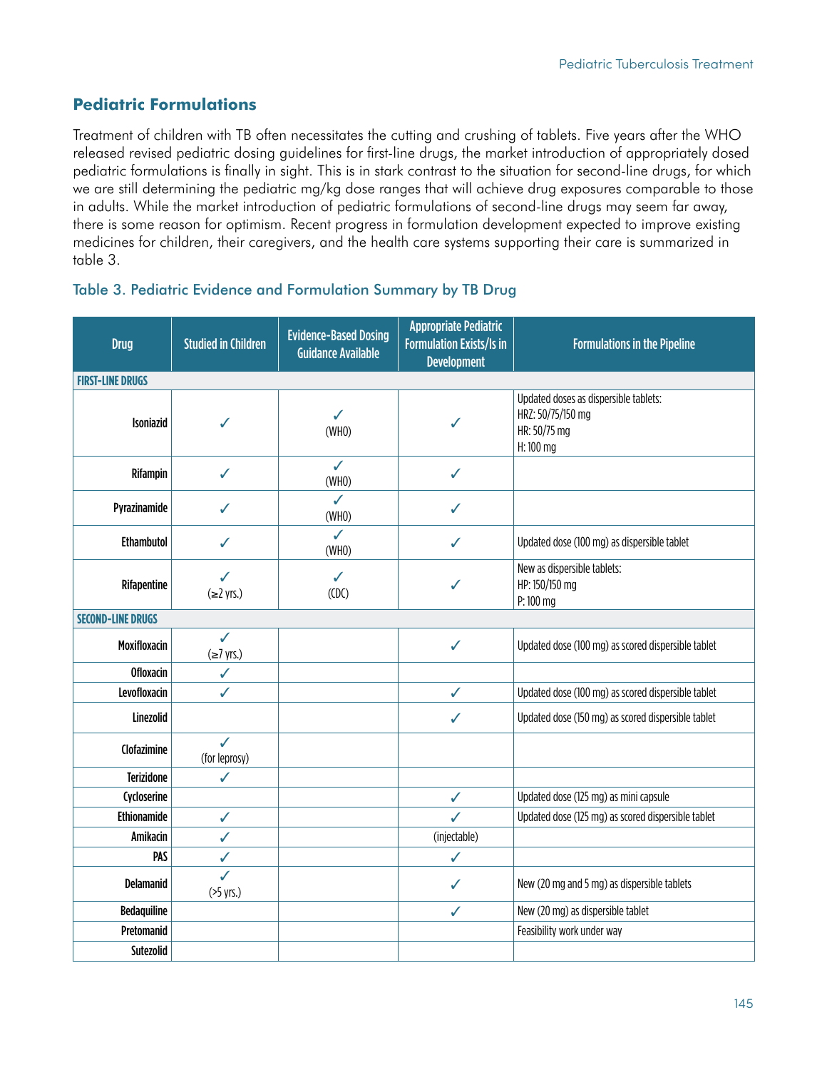## Pediatric Formulations

Treatment of children with TB often necessitates the cutting and crushing of tablets. Five years after the WHO released revised pediatric dosing guidelines for first-line drugs, the market introduction of appropriately dosed pediatric formulations is finally in sight. This is in stark contrast to the situation for second-line drugs, for which we are still determining the pediatric mg/kg dose ranges that will achieve drug exposures comparable to those in adults. While the market introduction of pediatric formulations of second-line drugs may seem far away, there is some reason for optimism. Recent progress in formulation development expected to improve existing medicines for children, their caregivers, and the health care systems supporting their care is summarized in table 3.

Table 3. Pediatric Evidence and Formulation Summary by TB Drug

| Drug | Studied in Children | Evidence-Based Dosing Guidance Available | Appropriate Pediatric Formulation Exists/Is in Development | Formulations in the Pipeline |
|---|---|---|---|---|
| **FIRST-LINE DRUGS** | | | | |
| Isoniazid | ✓ | ✓ (WHO) | ✓ | Updated doses as dispersible tablets: HRZ: 50/75/150 mg HR: 50/75 mg H: 100 mg |
| Rifampin | ✓ | ✓ (WHO) | ✓ | |
| Pyrazinamide | ✓ | ✓ (WHO) | ✓ | |
| Ethambutol | ✓ | ✓ (WHO) | ✓ | Updated dose (100 mg) as dispersible tablet |
| Rifapentine | ✓ (≥2 yrs.) | ✓ (CDC) | ✓ | New as dispersible tablets: HP: 150/150 mg P: 100 mg |
| **SECOND-LINE DRUGS** | | | | |
| Moxifloxacin | ✓ (≥7 yrs.) | | ✓ | Updated dose (100 mg) as scored dispersible tablet |
| Ofloxacin | ✓ | | | |
| Levofloxacin | ✓ | | ✓ | Updated dose (100 mg) as scored dispersible tablet |
| Linezolid | | | ✓ | Updated dose (150 mg) as scored dispersible tablet |
| Clofazimine | ✓ (for leprosy) | | | |
| Terizidone | ✓ | | | |
| Cycloserine | | | ✓ | Updated dose (125 mg) as mini capsule |
| Ethionamide | ✓ | | ✓ | Updated dose (125 mg) as scored dispersible tablet |
| Amikacin | ✓ | | (injectable) | |
| PAS | ✓ | | ✓ | |
| Delamanid | ✓ (>5 yrs.) | | ✓ | New (20 mg and 5 mg) as dispersible tablets |
| Bedaquiline | | | ✓ | New (20 mg) as dispersible tablet |
| Pretomanid | | | | Feasibility work under way |
| Sutezolid | | | | |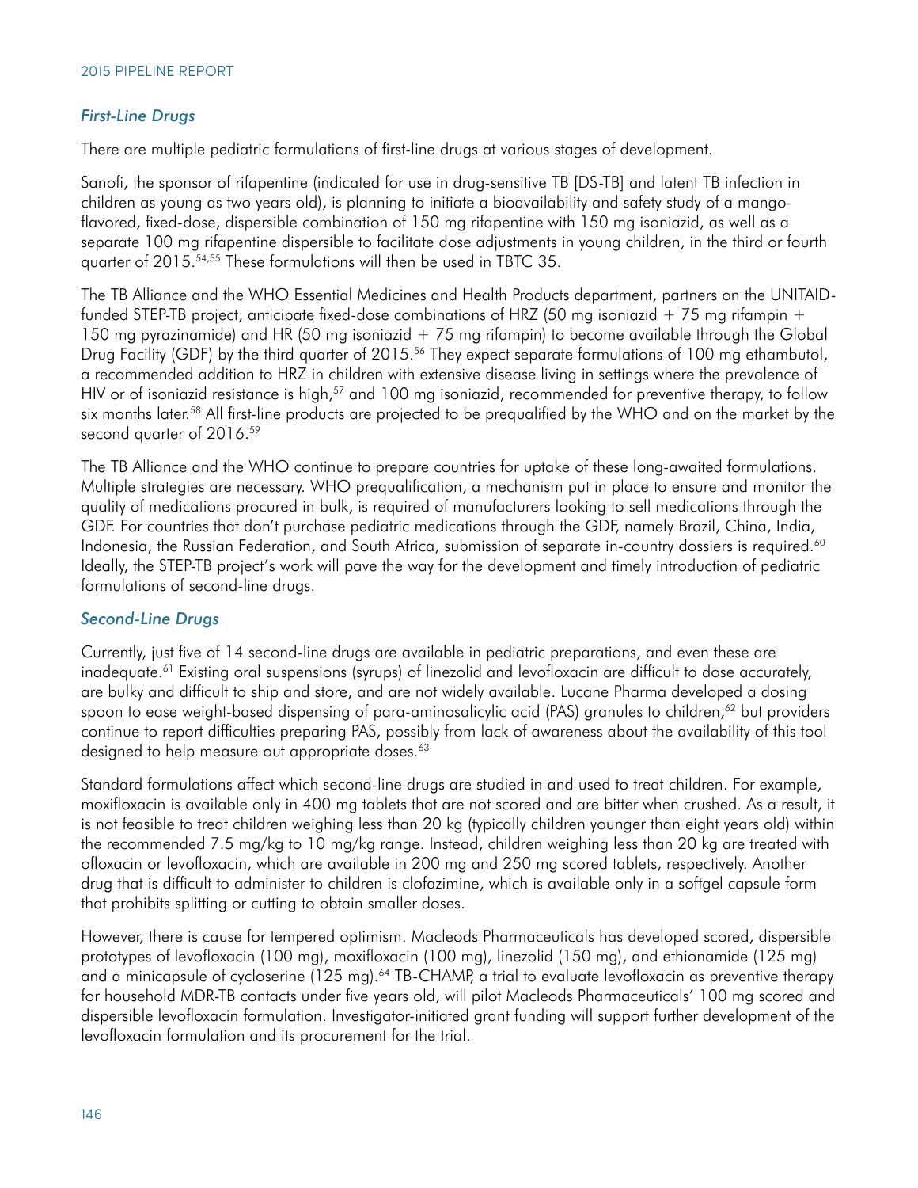### *First-Line Drugs*

There are multiple pediatric formulations of first-line drugs at various stages of development.

Sanofi, the sponsor of rifapentine (indicated for use in drug-sensitive TB [DS-TB] and latent TB infection in children as young as two years old), is planning to initiate a bioavailability and safety study of a mango-flavored, fixed-dose, dispersible combination of 150 mg rifapentine with 150 mg isoniazid, as well as a separate 100 mg rifapentine dispersible to facilitate dose adjustments in young children, in the third or fourth quarter of 2015.[54,55] These formulations will then be used in TBTC 35.

The TB Alliance and the WHO Essential Medicines and Health Products department, partners on the UNITAID-funded STEP-TB project, anticipate fixed-dose combinations of HRZ (50 mg isoniazid + 75 mg rifampin + 150 mg pyrazinamide) and HR (50 mg isoniazid + 75 mg rifampin) to become available through the Global Drug Facility (GDF) by the third quarter of 2015.[56] They expect separate formulations of 100 mg ethambutol, a recommended addition to HRZ in children with extensive disease living in settings where the prevalence of HIV or of isoniazid resistance is high,[57] and 100 mg isoniazid, recommended for preventive therapy, to follow six months later.[58] All first-line products are projected to be prequalified by the WHO and on the market by the second quarter of 2016.[59]

The TB Alliance and the WHO continue to prepare countries for uptake of these long-awaited formulations. Multiple strategies are necessary. WHO prequalification, a mechanism put in place to ensure and monitor the quality of medications procured in bulk, is required of manufacturers looking to sell medications through the GDF. For countries that don't purchase pediatric medications through the GDF, namely Brazil, China, India, Indonesia, the Russian Federation, and South Africa, submission of separate in-country dossiers is required.[60] Ideally, the STEP-TB project's work will pave the way for the development and timely introduction of pediatric formulations of second-line drugs.

### *Second-Line Drugs*

Currently, just five of 14 second-line drugs are available in pediatric preparations, and even these are inadequate.[61] Existing oral suspensions (syrups) of linezolid and levofloxacin are difficult to dose accurately, are bulky and difficult to ship and store, and are not widely available. Lucane Pharma developed a dosing spoon to ease weight-based dispensing of para-aminosalicylic acid (PAS) granules to children,[62] but providers continue to report difficulties preparing PAS, possibly from lack of awareness about the availability of this tool designed to help measure out appropriate doses.[63]

Standard formulations affect which second-line drugs are studied in and used to treat children. For example, moxifloxacin is available only in 400 mg tablets that are not scored and are bitter when crushed. As a result, it is not feasible to treat children weighing less than 20 kg (typically children younger than eight years old) within the recommended 7.5 mg/kg to 10 mg/kg range. Instead, children weighing less than 20 kg are treated with ofloxacin or levofloxacin, which are available in 200 mg and 250 mg scored tablets, respectively. Another drug that is difficult to administer to children is clofazimine, which is available only in a softgel capsule form that prohibits splitting or cutting to obtain smaller doses.

However, there is cause for tempered optimism. Macleods Pharmaceuticals has developed scored, dispersible prototypes of levofloxacin (100 mg), moxifloxacin (100 mg), linezolid (150 mg), and ethionamide (125 mg) and a minicapsule of cycloserine (125 mg).[64] TB-CHAMP, a trial to evaluate levofloxacin as preventive therapy for household MDR-TB contacts under five years old, will pilot Macleods Pharmaceuticals' 100 mg scored and dispersible levofloxacin formulation. Investigator-initiated grant funding will support further development of the levofloxacin formulation and its procurement for the trial.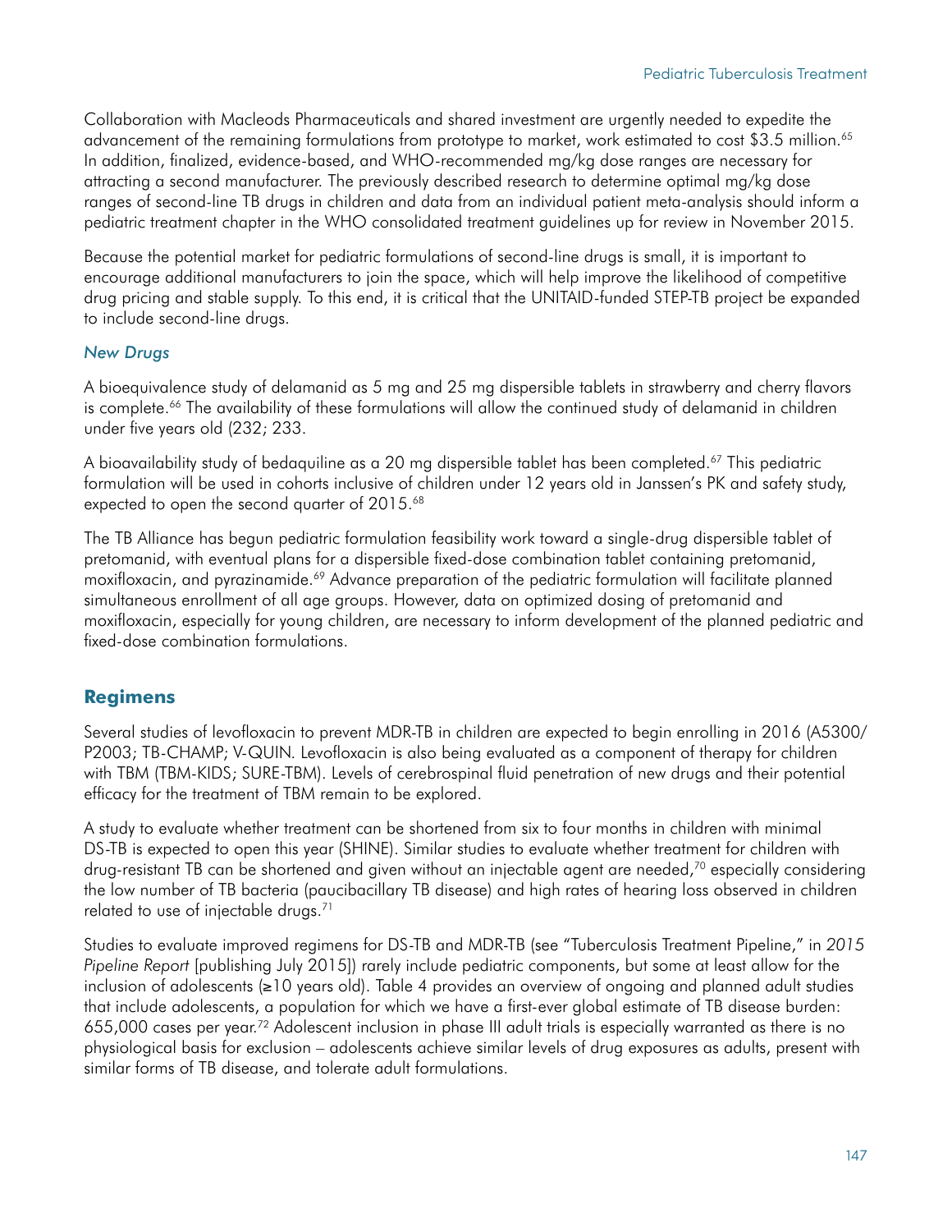Collaboration with Macleods Pharmaceuticals and shared investment are urgently needed to expedite the advancement of the remaining formulations from prototype to market, work estimated to cost $3.5 million.[65] In addition, finalized, evidence-based, and WHO-recommended mg/kg dose ranges are necessary for attracting a second manufacturer. The previously described research to determine optimal mg/kg dose ranges of second-line TB drugs in children and data from an individual patient meta-analysis should inform a pediatric treatment chapter in the WHO consolidated treatment guidelines up for review in November 2015.

Because the potential market for pediatric formulations of second-line drugs is small, it is important to encourage additional manufacturers to join the space, which will help improve the likelihood of competitive drug pricing and stable supply. To this end, it is critical that the UNITAID-funded STEP-TB project be expanded to include second-line drugs.

### *New Drugs*

A bioequivalence study of delamanid as 5 mg and 25 mg dispersible tablets in strawberry and cherry flavors is complete.[66] The availability of these formulations will allow the continued study of delamanid in children under five years old (232; 233.

A bioavailability study of bedaquiline as a 20 mg dispersible tablet has been completed.[67] This pediatric formulation will be used in cohorts inclusive of children under 12 years old in Janssen's PK and safety study, expected to open the second quarter of 2015.[68]

The TB Alliance has begun pediatric formulation feasibility work toward a single-drug dispersible tablet of pretomanid, with eventual plans for a dispersible fixed-dose combination tablet containing pretomanid, moxifloxacin, and pyrazinamide.[69] Advance preparation of the pediatric formulation will facilitate planned simultaneous enrollment of all age groups. However, data on optimized dosing of pretomanid and moxifloxacin, especially for young children, are necessary to inform development of the planned pediatric and fixed-dose combination formulations.

## Regimens

Several studies of levofloxacin to prevent MDR-TB in children are expected to begin enrolling in 2016 (A5300/P2003; TB-CHAMP; V-QUIN. Levofloxacin is also being evaluated as a component of therapy for children with TBM (TBM-KIDS; SURE-TBM). Levels of cerebrospinal fluid penetration of new drugs and their potential efficacy for the treatment of TBM remain to be explored.

A study to evaluate whether treatment can be shortened from six to four months in children with minimal DS-TB is expected to open this year (SHINE). Similar studies to evaluate whether treatment for children with drug-resistant TB can be shortened and given without an injectable agent are needed,[70] especially considering the low number of TB bacteria (paucibacillary TB disease) and high rates of hearing loss observed in children related to use of injectable drugs.[71]

Studies to evaluate improved regimens for DS-TB and MDR-TB (see "Tuberculosis Treatment Pipeline," in *2015 Pipeline Report* [publishing July 2015]) rarely include pediatric components, but some at least allow for the inclusion of adolescents (≥10 years old). Table 4 provides an overview of ongoing and planned adult studies that include adolescents, a population for which we have a first-ever global estimate of TB disease burden: 655,000 cases per year.[72] Adolescent inclusion in phase III adult trials is especially warranted as there is no physiological basis for exclusion – adolescents achieve similar levels of drug exposures as adults, present with similar forms of TB disease, and tolerate adult formulations.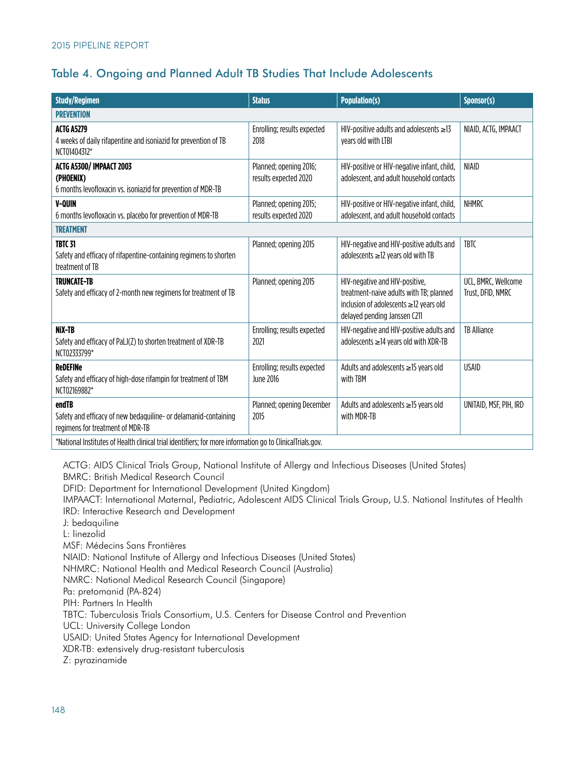## Table 4. Ongoing and Planned Adult TB Studies That Include Adolescents

| Study/Regimen | Status | Population(s) | Sponsor(s) |
|---|---|---|---|
| **PREVENTION** | | | |
| **ACTG A5279**<br>4 weeks of daily rifapentine and isoniazid for prevention of TB<br>NCT01404312* | Enrolling; results expected 2018 | HIV-positive adults and adolescents ≥13 years old with LTBI | NIAID, ACTG, IMPAACT |
| **ACTG A5300/ IMPAACT 2003 (PHOENIX)**<br>6 months levofloxacin vs. isoniazid for prevention of MDR-TB | Planned; opening 2016; results expected 2020 | HIV-positive or HIV-negative infant, child, adolescent, and adult household contacts | NIAID |
| **V-QUIN**<br>6 months levofloxacin vs. placebo for prevention of MDR-TB | Planned; opening 2015; results expected 2020 | HIV-positive or HIV-negative infant, child, adolescent, and adult household contacts | NHMRC |
| **TREATMENT** | | | |
| **TBTC 31**<br>Safety and efficacy of rifapentine-containing regimens to shorten treatment of TB | Planned; opening 2015 | HIV-negative and HIV-positive adults and adolescents ≥12 years old with TB | TBTC |
| **TRUNCATE-TB**<br>Safety and efficacy of 2-month new regimens for treatment of TB | Planned; opening 2015 | HIV-negative and HIV-positive, treatment-naive adults with TB; planned inclusion of adolescents ≥12 years old delayed pending Janssen C211 | UCL, BMRC, Wellcome Trust, DFID, NMRC |
| **NiX-TB**<br>Safety and efficacy of PaLJ(Z) to shorten treatment of XDR-TB<br>NCT02333799* | Enrolling; results expected 2021 | HIV-negative and HIV-positive adults and adolescents ≥14 years old with XDR-TB | TB Alliance |
| **ReDEFINe**<br>Safety and efficacy of high-dose rifampin for treatment of TBM<br>NCT02169882* | Enrolling; results expected June 2016 | Adults and adolescents ≥15 years old with TBM | USAID |
| **endTB**<br>Safety and efficacy of new bedaquiline- or delamanid-containing regimens for treatment of MDR-TB | Planned; opening December 2015 | Adults and adolescents ≥15 years old with MDR-TB | UNITAID, MSF, PIH, IRD |

*National Institutes of Health clinical trial identifiers; for more information go to ClinicalTrials.gov.

ACTG: AIDS Clinical Trials Group, National Institute of Allergy and Infectious Diseases (United States)
BMRC: British Medical Research Council
DFID: Department for International Development (United Kingdom)
IMPAACT: International Maternal, Pediatric, Adolescent AIDS Clinical Trials Group, U.S. National Institutes of Health
IRD: Interactive Research and Development
J: bedaquiline
L: linezolid
MSF: Médecins Sans Frontières
NIAID: National Institute of Allergy and Infectious Diseases (United States)
NHMRC: National Health and Medical Research Council (Australia)
NMRC: National Medical Research Council (Singapore)
Pa: pretomanid (PA-824)
PIH: Partners In Health
TBTC: Tuberculosis Trials Consortium, U.S. Centers for Disease Control and Prevention
UCL: University College London
USAID: United States Agency for International Development
XDR-TB: extensively drug-resistant tuberculosis
Z: pyrazinamide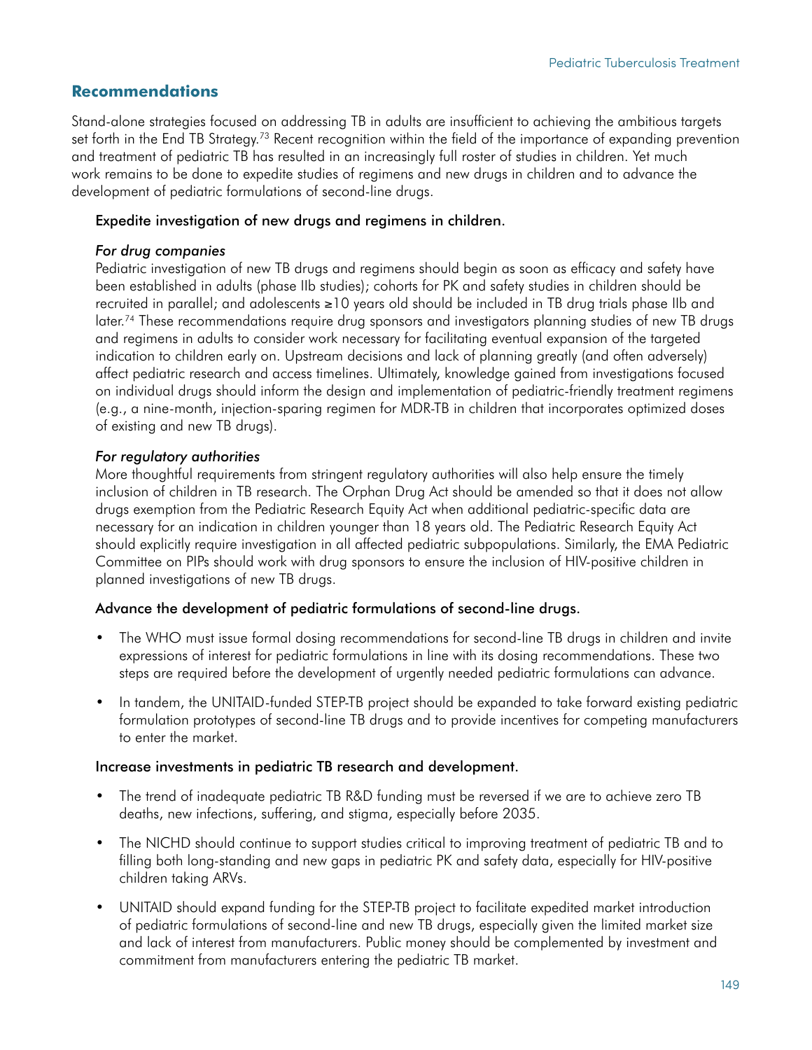## Recommendations

Stand-alone strategies focused on addressing TB in adults are insufficient to achieving the ambitious targets set forth in the End TB Strategy.[73] Recent recognition within the field of the importance of expanding prevention and treatment of pediatric TB has resulted in an increasingly full roster of studies in children. Yet much work remains to be done to expedite studies of regimens and new drugs in children and to advance the development of pediatric formulations of second-line drugs.

### Expedite investigation of new drugs and regimens in children.

*For drug companies*

Pediatric investigation of new TB drugs and regimens should begin as soon as efficacy and safety have been established in adults (phase IIb studies); cohorts for PK and safety studies in children should be recruited in parallel; and adolescents ≥10 years old should be included in TB drug trials phase IIb and later.[74] These recommendations require drug sponsors and investigators planning studies of new TB drugs and regimens in adults to consider work necessary for facilitating eventual expansion of the targeted indication to children early on. Upstream decisions and lack of planning greatly (and often adversely) affect pediatric research and access timelines. Ultimately, knowledge gained from investigations focused on individual drugs should inform the design and implementation of pediatric-friendly treatment regimens (e.g., a nine-month, injection-sparing regimen for MDR-TB in children that incorporates optimized doses of existing and new TB drugs).

*For regulatory authorities*

More thoughtful requirements from stringent regulatory authorities will also help ensure the timely inclusion of children in TB research. The Orphan Drug Act should be amended so that it does not allow drugs exemption from the Pediatric Research Equity Act when additional pediatric-specific data are necessary for an indication in children younger than 18 years old. The Pediatric Research Equity Act should explicitly require investigation in all affected pediatric subpopulations. Similarly, the EMA Pediatric Committee on PIPs should work with drug sponsors to ensure the inclusion of HIV-positive children in planned investigations of new TB drugs.

### Advance the development of pediatric formulations of second-line drugs.

- The WHO must issue formal dosing recommendations for second-line TB drugs in children and invite expressions of interest for pediatric formulations in line with its dosing recommendations. These two steps are required before the development of urgently needed pediatric formulations can advance.
- In tandem, the UNITAID-funded STEP-TB project should be expanded to take forward existing pediatric formulation prototypes of second-line TB drugs and to provide incentives for competing manufacturers to enter the market.

### Increase investments in pediatric TB research and development.

- The trend of inadequate pediatric TB R&D funding must be reversed if we are to achieve zero TB deaths, new infections, suffering, and stigma, especially before 2035.
- The NICHD should continue to support studies critical to improving treatment of pediatric TB and to filling both long-standing and new gaps in pediatric PK and safety data, especially for HIV-positive children taking ARVs.
- UNITAID should expand funding for the STEP-TB project to facilitate expedited market introduction of pediatric formulations of second-line and new TB drugs, especially given the limited market size and lack of interest from manufacturers. Public money should be complemented by investment and commitment from manufacturers entering the pediatric TB market.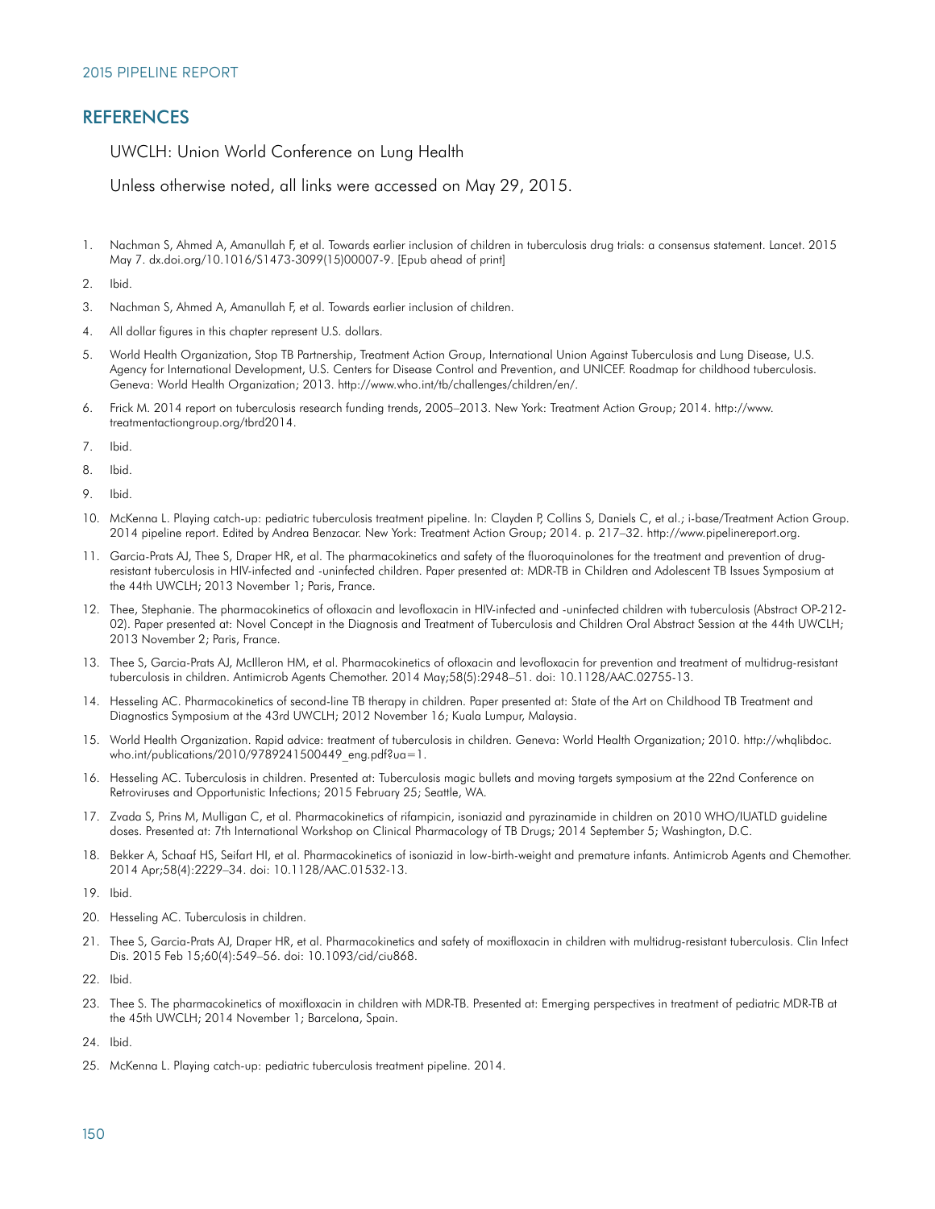## REFERENCES

UWCLH: Union World Conference on Lung Health

Unless otherwise noted, all links were accessed on May 29, 2015.

1. Nachman S, Ahmed A, Amanullah F, et al. Towards earlier inclusion of children in tuberculosis drug trials: a consensus statement. Lancet. 2015 May 7. dx.doi.org/10.1016/S1473-3099(15)00007-9. [Epub ahead of print]
2. Ibid.
3. Nachman S, Ahmed A, Amanullah F, et al. Towards earlier inclusion of children.
4. All dollar figures in this chapter represent U.S. dollars.
5. World Health Organization, Stop TB Partnership, Treatment Action Group, International Union Against Tuberculosis and Lung Disease, U.S. Agency for International Development, U.S. Centers for Disease Control and Prevention, and UNICEF. Roadmap for childhood tuberculosis. Geneva: World Health Organization; 2013. http://www.who.int/tb/challenges/children/en/.
6. Frick M. 2014 report on tuberculosis research funding trends, 2005–2013. New York: Treatment Action Group; 2014. http://www.treatmentactiongroup.org/tbrd2014.
7. Ibid.
8. Ibid.
9. Ibid.
10. McKenna L. Playing catch-up: pediatric tuberculosis treatment pipeline. In: Clayden P, Collins S, Daniels C, et al.; i-base/Treatment Action Group. 2014 pipeline report. Edited by Andrea Benzacar. New York: Treatment Action Group; 2014. p. 217–32. http://www.pipelinereport.org.
11. Garcia-Prats AJ, Thee S, Draper HR, et al. The pharmacokinetics and safety of the fluoroquinolones for the treatment and prevention of drug-resistant tuberculosis in HIV-infected and -uninfected children. Paper presented at: MDR-TB in Children and Adolescent TB Issues Symposium at the 44th UWCLH; 2013 November 1; Paris, France.
12. Thee, Stephanie. The pharmacokinetics of ofloxacin and levofloxacin in HIV-infected and -uninfected children with tuberculosis (Abstract OP-212-02). Paper presented at: Novel Concept in the Diagnosis and Treatment of Tuberculosis and Children Oral Abstract Session at the 44th UWCLH; 2013 November 2; Paris, France.
13. Thee S, Garcia-Prats AJ, McIlleron HM, et al. Pharmacokinetics of ofloxacin and levofloxacin for prevention and treatment of multidrug-resistant tuberculosis in children. Antimicrob Agents Chemother. 2014 May;58(5):2948–51. doi: 10.1128/AAC.02755-13.
14. Hesseling AC. Pharmacokinetics of second-line TB therapy in children. Paper presented at: State of the Art on Childhood TB Treatment and Diagnostics Symposium at the 43rd UWCLH; 2012 November 16; Kuala Lumpur, Malaysia.
15. World Health Organization. Rapid advice: treatment of tuberculosis in children. Geneva: World Health Organization; 2010. http://whqlibdoc.who.int/publications/2010/9789241500449_eng.pdf?ua=1.
16. Hesseling AC. Tuberculosis in children. Presented at: Tuberculosis magic bullets and moving targets symposium at the 22nd Conference on Retroviruses and Opportunistic Infections; 2015 February 25; Seattle, WA.
17. Zvada S, Prins M, Mulligan C, et al. Pharmacokinetics of rifampicin, isoniazid and pyrazinamide in children on 2010 WHO/IUATLD guideline doses. Presented at: 7th International Workshop on Clinical Pharmacology of TB Drugs; 2014 September 5; Washington, D.C.
18. Bekker A, Schaaf HS, Seifart HI, et al. Pharmacokinetics of isoniazid in low-birth-weight and premature infants. Antimicrob Agents and Chemother. 2014 Apr;58(4):2229–34. doi: 10.1128/AAC.01532-13.
19. Ibid.
20. Hesseling AC. Tuberculosis in children.
21. Thee S, Garcia-Prats AJ, Draper HR, et al. Pharmacokinetics and safety of moxifloxacin in children with multidrug-resistant tuberculosis. Clin Infect Dis. 2015 Feb 15;60(4):549–56. doi: 10.1093/cid/ciu868.
22. Ibid.
23. Thee S. The pharmacokinetics of moxifloxacin in children with MDR-TB. Presented at: Emerging perspectives in treatment of pediatric MDR-TB at the 45th UWCLH; 2014 November 1; Barcelona, Spain.
24. Ibid.
25. McKenna L. Playing catch-up: pediatric tuberculosis treatment pipeline. 2014.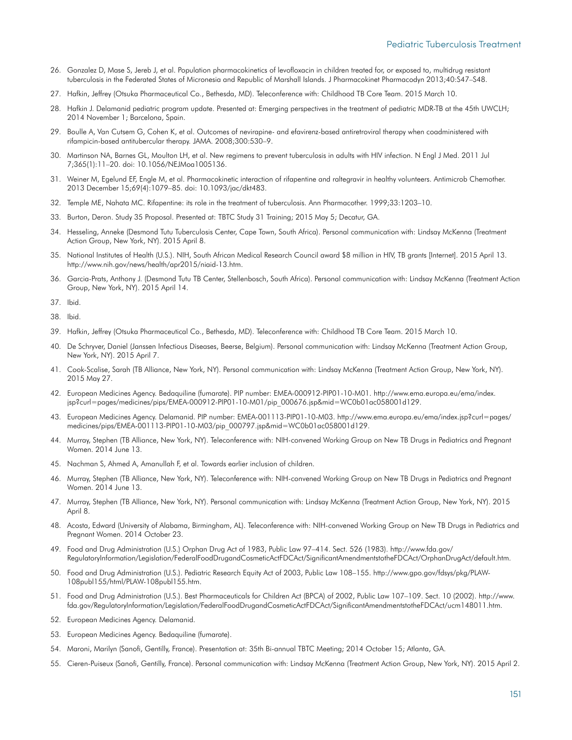26. Gonzalez D, Mase S, Jereb J, et al. Population pharmacokinetics of levofloxacin in children treated for, or exposed to, multidrug resistant tuberculosis in the Federated States of Micronesia and Republic of Marshall Islands. J Pharmacokinet Pharmacodyn 2013;40:S47–S48.
27. Hafkin, Jeffrey (Otsuka Pharmaceutical Co., Bethesda, MD). Teleconference with: Childhood TB Core Team. 2015 March 10.
28. Hafkin J. Delamanid pediatric program update. Presented at: Emerging perspectives in the treatment of pediatric MDR-TB at the 45th UWCLH; 2014 November 1; Barcelona, Spain.
29. Boulle A, Van Cutsem G, Cohen K, et al. Outcomes of nevirapine- and efavirenz-based antiretroviral therapy when coadministered with rifampicin-based antitubercular therapy. JAMA. 2008;300:530–9.
30. Martinson NA, Barnes GL, Moulton LH, et al. New regimens to prevent tuberculosis in adults with HIV infection. N Engl J Med. 2011 Jul 7;365(1):11–20. doi: 10.1056/NEJMoa1005136.
31. Weiner M, Egelund EF, Engle M, et al. Pharmacokinetic interaction of rifapentine and raltegravir in healthy volunteers. Antimicrob Chemother. 2013 December 15;69(4):1079–85. doi: 10.1093/jac/dkt483.
32. Temple ME, Nahata MC. Rifapentine: its role in the treatment of tuberculosis. Ann Pharmacother. 1999;33:1203–10.
33. Burton, Deron. Study 35 Proposal. Presented at: TBTC Study 31 Training; 2015 May 5; Decatur, GA.
34. Hesseling, Anneke (Desmond Tutu Tuberculosis Center, Cape Town, South Africa). Personal communication with: Lindsay McKenna (Treatment Action Group, New York, NY). 2015 April 8.
35. National Institutes of Health (U.S.). NIH, South African Medical Research Council award $8 million in HIV, TB grants [Internet]. 2015 April 13. http://www.nih.gov/news/health/apr2015/niaid-13.htm.
36. Garcia-Prats, Anthony J. (Desmond Tutu TB Center, Stellenbosch, South Africa). Personal communication with: Lindsay McKenna (Treatment Action Group, New York, NY). 2015 April 14.
37. Ibid.
38. Ibid.
39. Hafkin, Jeffrey (Otsuka Pharmaceutical Co., Bethesda, MD). Teleconference with: Childhood TB Core Team. 2015 March 10.
40. De Schryver, Daniel (Janssen Infectious Diseases, Beerse, Belgium). Personal communication with: Lindsay McKenna (Treatment Action Group, New York, NY). 2015 April 7.
41. Cook-Scalise, Sarah (TB Alliance, New York, NY). Personal communication with: Lindsay McKenna (Treatment Action Group, New York, NY). 2015 May 27.
42. European Medicines Agency. Bedaquiline (fumarate). PIP number: EMEA-000912-PIP01-10-M01. http://www.ema.europa.eu/ema/index.jsp?curl=pages/medicines/pips/EMEA-000912-PIP01-10-M01/pip_000676.jsp&mid=WC0b01ac058001d129.
43. European Medicines Agency. Delamanid. PIP number: EMEA-001113-PIP01-10-M03. http://www.ema.europa.eu/ema/index.jsp?curl=pages/medicines/pips/EMEA-001113-PIP01-10-M03/pip_000797.jsp&mid=WC0b01ac058001d129.
44. Murray, Stephen (TB Alliance, New York, NY). Teleconference with: NIH-convened Working Group on New TB Drugs in Pediatrics and Pregnant Women. 2014 June 13.
45. Nachman S, Ahmed A, Amanullah F, et al. Towards earlier inclusion of children.
46. Murray, Stephen (TB Alliance, New York, NY). Teleconference with: NIH-convened Working Group on New TB Drugs in Pediatrics and Pregnant Women. 2014 June 13.
47. Murray, Stephen (TB Alliance, New York, NY). Personal communication with: Lindsay McKenna (Treatment Action Group, New York, NY). 2015 April 8.
48. Acosta, Edward (University of Alabama, Birmingham, AL). Teleconference with: NIH-convened Working Group on New TB Drugs in Pediatrics and Pregnant Women. 2014 October 23.
49. Food and Drug Administration (U.S.) Orphan Drug Act of 1983, Public Law 97–414. Sect. 526 (1983). http://www.fda.gov/RegulatoryInformation/Legislation/FederalFoodDrugandCosmeticActFDCAct/SignificantAmendmentstotheFDCAct/OrphanDrugAct/default.htm.
50. Food and Drug Administration (U.S.). Pediatric Research Equity Act of 2003, Public Law 108–155. http://www.gpo.gov/fdsys/pkg/PLAW-108publ155/html/PLAW-108publ155.htm.
51. Food and Drug Administration (U.S.). Best Pharmaceuticals for Children Act (BPCA) of 2002, Public Law 107–109. Sect. 10 (2002). http://www.fda.gov/RegulatoryInformation/Legislation/FederalFoodDrugandCosmeticActFDCAct/SignificantAmendmentstotheFDCAct/ucm148011.htm.
52. European Medicines Agency. Delamanid.
53. European Medicines Agency. Bedaquiline (fumarate).
54. Maroni, Marilyn (Sanofi, Gentilly, France). Presentation at: 35th Bi-annual TBTC Meeting; 2014 October 15; Atlanta, GA.
55. Cieren-Puiseux (Sanofi, Gentilly, France). Personal communication with: Lindsay McKenna (Treatment Action Group, New York, NY). 2015 April 2.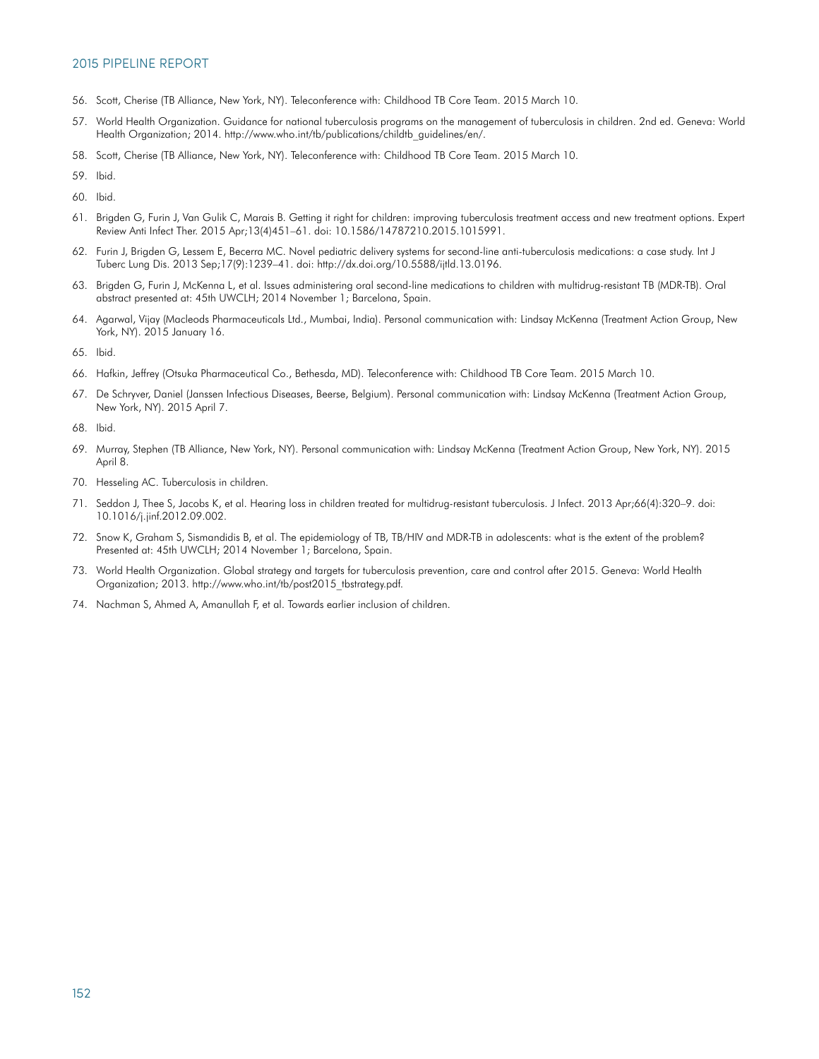56. Scott, Cherise (TB Alliance, New York, NY). Teleconference with: Childhood TB Core Team. 2015 March 10.
57. World Health Organization. Guidance for national tuberculosis programs on the management of tuberculosis in children. 2nd ed. Geneva: World Health Organization; 2014. http://www.who.int/tb/publications/childtb_guidelines/en/.
58. Scott, Cherise (TB Alliance, New York, NY). Teleconference with: Childhood TB Core Team. 2015 March 10.
59. Ibid.
60. Ibid.
61. Brigden G, Furin J, Van Gulik C, Marais B. Getting it right for children: improving tuberculosis treatment access and new treatment options. Expert Review Anti Infect Ther. 2015 Apr;13(4)451–61. doi: 10.1586/14787210.2015.1015991.
62. Furin J, Brigden G, Lessem E, Becerra MC. Novel pediatric delivery systems for second-line anti-tuberculosis medications: a case study. Int J Tuberc Lung Dis. 2013 Sep;17(9):1239–41. doi: http://dx.doi.org/10.5588/ijtld.13.0196.
63. Brigden G, Furin J, McKenna L, et al. Issues administering oral second-line medications to children with multidrug-resistant TB (MDR-TB). Oral abstract presented at: 45th UWCLH; 2014 November 1; Barcelona, Spain.
64. Agarwal, Vijay (Macleods Pharmaceuticals Ltd., Mumbai, India). Personal communication with: Lindsay McKenna (Treatment Action Group, New York, NY). 2015 January 16.
65. Ibid.
66. Hafkin, Jeffrey (Otsuka Pharmaceutical Co., Bethesda, MD). Teleconference with: Childhood TB Core Team. 2015 March 10.
67. De Schryver, Daniel (Janssen Infectious Diseases, Beerse, Belgium). Personal communication with: Lindsay McKenna (Treatment Action Group, New York, NY). 2015 April 7.
68. Ibid.
69. Murray, Stephen (TB Alliance, New York, NY). Personal communication with: Lindsay McKenna (Treatment Action Group, New York, NY). 2015 April 8.
70. Hesseling AC. Tuberculosis in children.
71. Seddon J, Thee S, Jacobs K, et al. Hearing loss in children treated for multidrug-resistant tuberculosis. J Infect. 2013 Apr;66(4):320–9. doi: 10.1016/j.jinf.2012.09.002.
72. Snow K, Graham S, Sismandidis B, et al. The epidemiology of TB, TB/HIV and MDR-TB in adolescents: what is the extent of the problem? Presented at: 45th UWCLH; 2014 November 1; Barcelona, Spain.
73. World Health Organization. Global strategy and targets for tuberculosis prevention, care and control after 2015. Geneva: World Health Organization; 2013. http://www.who.int/tb/post2015_tbstrategy.pdf.
74. Nachman S, Ahmed A, Amanullah F, et al. Towards earlier inclusion of children.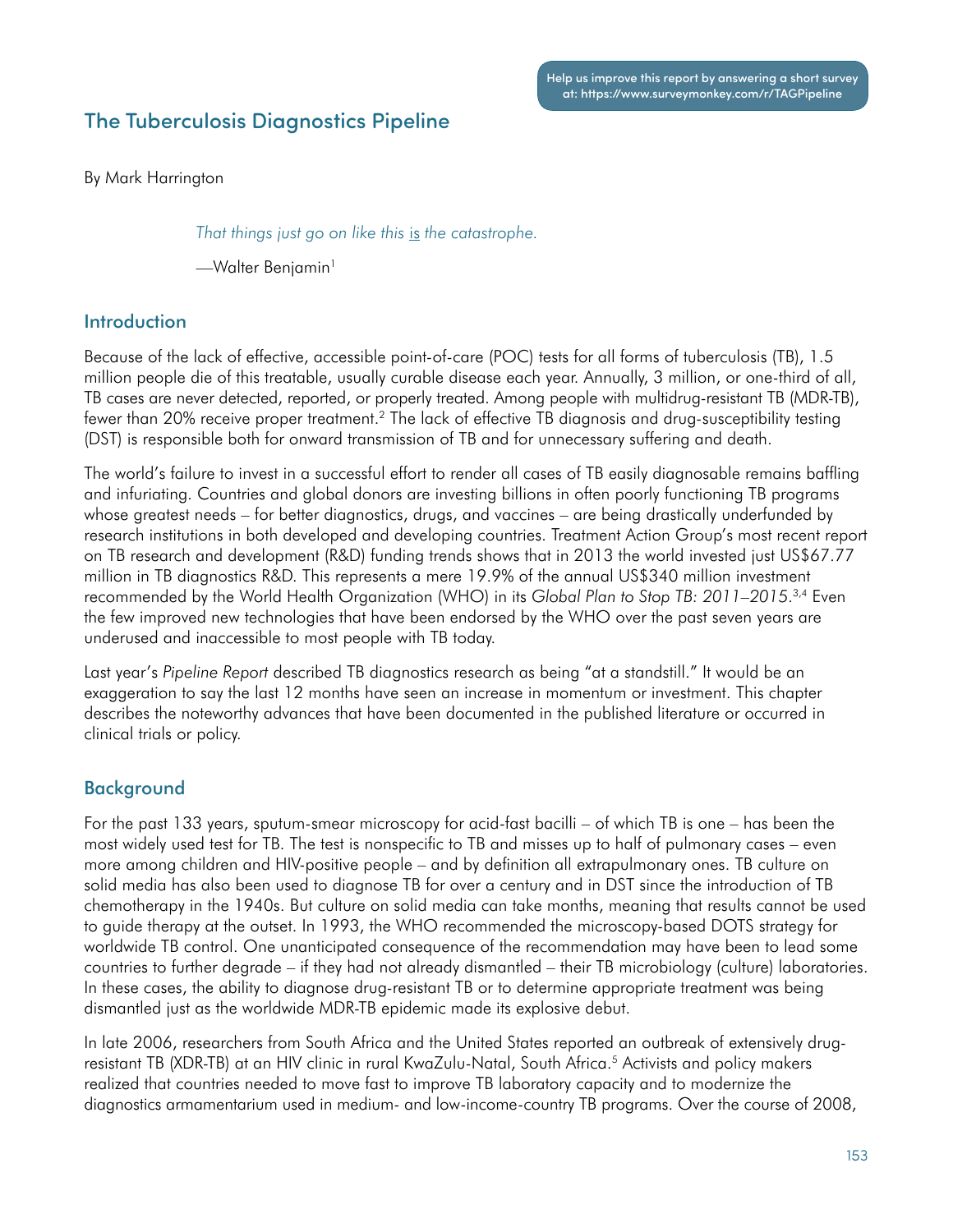Help us improve this report by answering a short survey at: https://www.surveymonkey.com/r/TAGPipeline

# The Tuberculosis Diagnostics Pipeline

By Mark Harrington

> *That things just go on like this is the catastrophe.*
>
> —Walter Benjamin[1]

## Introduction

Because of the lack of effective, accessible point-of-care (POC) tests for all forms of tuberculosis (TB), 1.5 million people die of this treatable, usually curable disease each year. Annually, 3 million, or one-third of all, TB cases are never detected, reported, or properly treated. Among people with multidrug-resistant TB (MDR-TB), fewer than 20% receive proper treatment.[2] The lack of effective TB diagnosis and drug-susceptibility testing (DST) is responsible both for onward transmission of TB and for unnecessary suffering and death.

The world's failure to invest in a successful effort to render all cases of TB easily diagnosable remains baffling and infuriating. Countries and global donors are investing billions in often poorly functioning TB programs whose greatest needs – for better diagnostics, drugs, and vaccines – are being drastically underfunded by research institutions in both developed and developing countries. Treatment Action Group's most recent report on TB research and development (R&D) funding trends shows that in 2013 the world invested just US$67.77 million in TB diagnostics R&D. This represents a mere 19.9% of the annual US$340 million investment recommended by the World Health Organization (WHO) in its *Global Plan to Stop TB: 2011–2015*.[3,4] Even the few improved new technologies that have been endorsed by the WHO over the past seven years are underused and inaccessible to most people with TB today.

Last year's *Pipeline Report* described TB diagnostics research as being "at a standstill." It would be an exaggeration to say the last 12 months have seen an increase in momentum or investment. This chapter describes the noteworthy advances that have been documented in the published literature or occurred in clinical trials or policy.

## Background

For the past 133 years, sputum-smear microscopy for acid-fast bacilli – of which TB is one – has been the most widely used test for TB. The test is nonspecific to TB and misses up to half of pulmonary cases – even more among children and HIV-positive people – and by definition all extrapulmonary ones. TB culture on solid media has also been used to diagnose TB for over a century and in DST since the introduction of TB chemotherapy in the 1940s. But culture on solid media can take months, meaning that results cannot be used to guide therapy at the outset. In 1993, the WHO recommended the microscopy-based DOTS strategy for worldwide TB control. One unanticipated consequence of the recommendation may have been to lead some countries to further degrade – if they had not already dismantled – their TB microbiology (culture) laboratories. In these cases, the ability to diagnose drug-resistant TB or to determine appropriate treatment was being dismantled just as the worldwide MDR-TB epidemic made its explosive debut.

In late 2006, researchers from South Africa and the United States reported an outbreak of extensively drug-resistant TB (XDR-TB) at an HIV clinic in rural KwaZulu-Natal, South Africa.[5] Activists and policy makers realized that countries needed to move fast to improve TB laboratory capacity and to modernize the diagnostics armamentarium used in medium- and low-income-country TB programs. Over the course of 2008,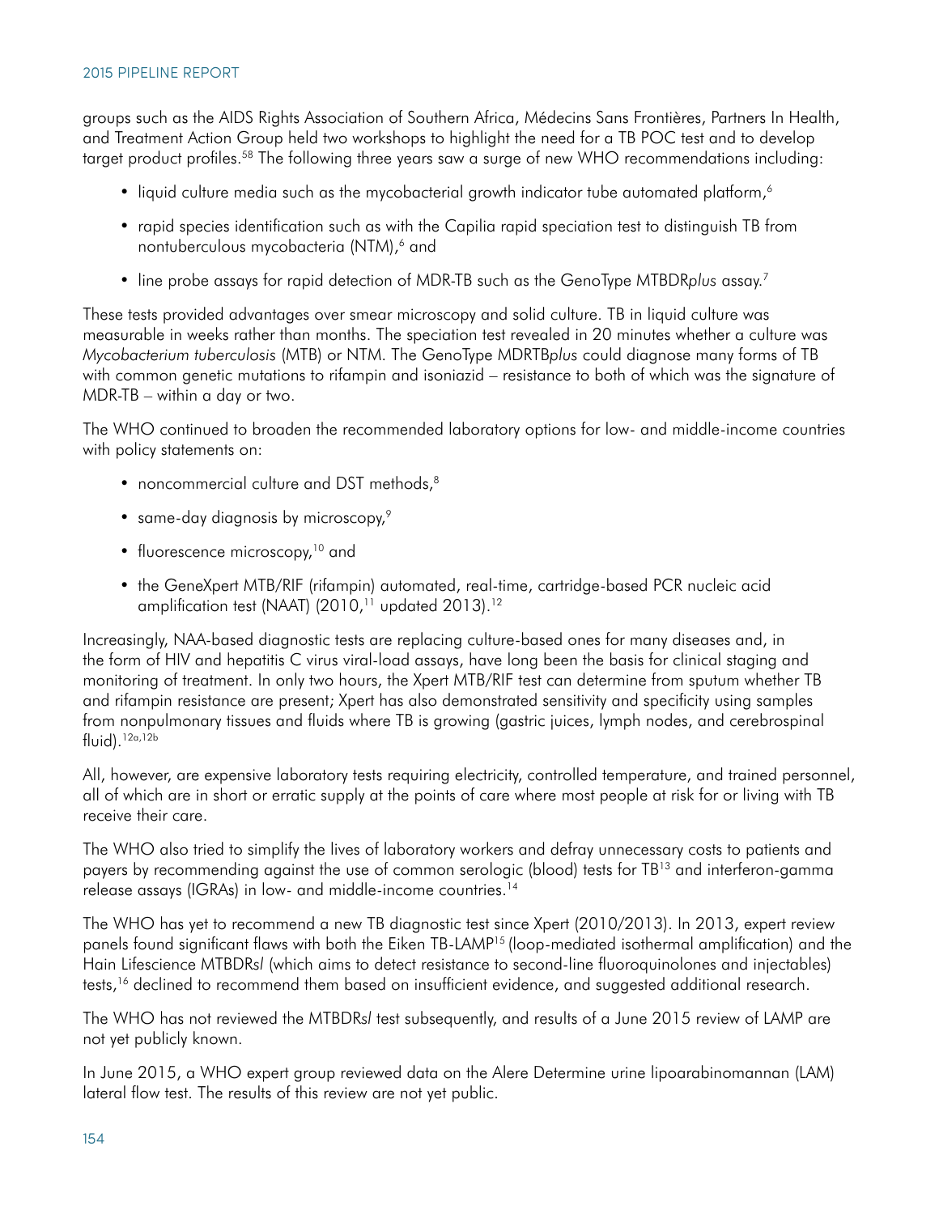groups such as the AIDS Rights Association of Southern Africa, Médecins Sans Frontières, Partners In Health, and Treatment Action Group held two workshops to highlight the need for a TB POC test and to develop target product profiles.[58] The following three years saw a surge of new WHO recommendations including:

- liquid culture media such as the mycobacterial growth indicator tube automated platform,[6]
- rapid species identification such as with the Capilia rapid speciation test to distinguish TB from nontuberculous mycobacteria (NTM),[6] and
- line probe assays for rapid detection of MDR-TB such as the GenoType MTBDR*plus* assay.[7]

These tests provided advantages over smear microscopy and solid culture. TB in liquid culture was measurable in weeks rather than months. The speciation test revealed in 20 minutes whether a culture was *Mycobacterium tuberculosis* (MTB) or NTM. The GenoType MDRTB*plus* could diagnose many forms of TB with common genetic mutations to rifampin and isoniazid – resistance to both of which was the signature of MDR-TB – within a day or two.

The WHO continued to broaden the recommended laboratory options for low- and middle-income countries with policy statements on:

- noncommercial culture and DST methods,[8]
- same-day diagnosis by microscopy,[9]
- fluorescence microscopy,[10] and
- the GeneXpert MTB/RIF (rifampin) automated, real-time, cartridge-based PCR nucleic acid amplification test (NAAT) (2010,[11] updated 2013).[12]

Increasingly, NAA-based diagnostic tests are replacing culture-based ones for many diseases and, in the form of HIV and hepatitis C virus viral-load assays, have long been the basis for clinical staging and monitoring of treatment. In only two hours, the Xpert MTB/RIF test can determine from sputum whether TB and rifampin resistance are present; Xpert has also demonstrated sensitivity and specificity using samples from nonpulmonary tissues and fluids where TB is growing (gastric juices, lymph nodes, and cerebrospinal fluid).[12a,12b]

All, however, are expensive laboratory tests requiring electricity, controlled temperature, and trained personnel, all of which are in short or erratic supply at the points of care where most people at risk for or living with TB receive their care.

The WHO also tried to simplify the lives of laboratory workers and defray unnecessary costs to patients and payers by recommending against the use of common serologic (blood) tests for TB[13] and interferon-gamma release assays (IGRAs) in low- and middle-income countries.[14]

The WHO has yet to recommend a new TB diagnostic test since Xpert (2010/2013). In 2013, expert review panels found significant flaws with both the Eiken TB-LAMP[15] (loop-mediated isothermal amplification) and the Hain Lifescience MTBDR*sl* (which aims to detect resistance to second-line fluoroquinolones and injectables) tests,[16] declined to recommend them based on insufficient evidence, and suggested additional research.

The WHO has not reviewed the MTBDR*sl* test subsequently, and results of a June 2015 review of LAMP are not yet publicly known.

In June 2015, a WHO expert group reviewed data on the Alere Determine urine lipoarabinomannan (LAM) lateral flow test. The results of this review are not yet public.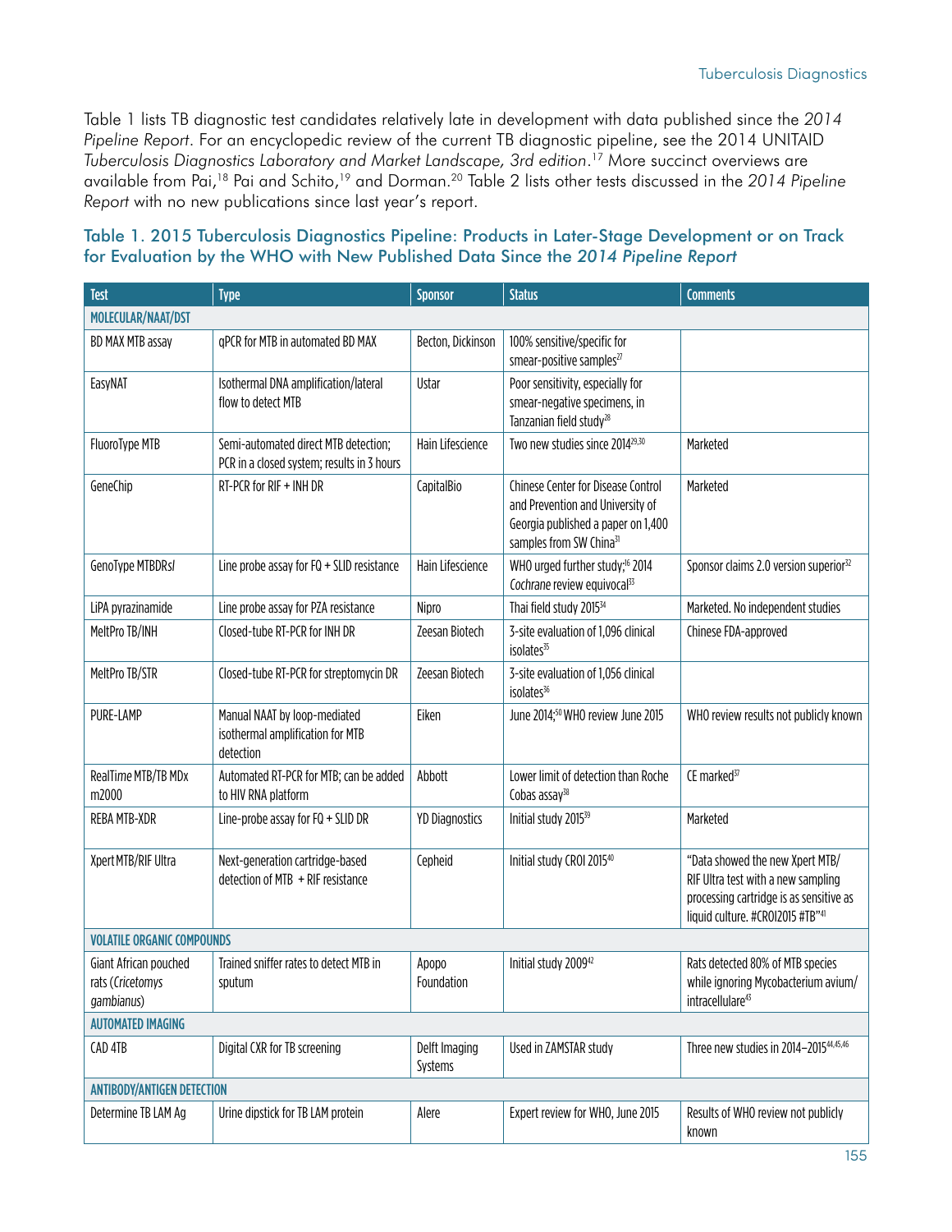Table 1 lists TB diagnostic test candidates relatively late in development with data published since the *2014 Pipeline Report*. For an encyclopedic review of the current TB diagnostic pipeline, see the 2014 UNITAID *Tuberculosis Diagnostics Laboratory and Market Landscape, 3rd edition*.[17] More succinct overviews are available from Pai,[18] Pai and Schito,[19] and Dorman.[20] Table 2 lists other tests discussed in the *2014 Pipeline Report* with no new publications since last year's report.

## Table 1. 2015 Tuberculosis Diagnostics Pipeline: Products in Later-Stage Development or on Track for Evaluation by the WHO with New Published Data Since the *2014 Pipeline Report*

| Test | Type | Sponsor | Status | Comments |
|---|---|---|---|---|
| **MOLECULAR/NAAT/DST** | | | | |
| BD MAX MTB assay | qPCR for MTB in automated BD MAX | Becton, Dickinson | 100% sensitive/specific for smear-positive samples[27] | |
| EasyNAT | Isothermal DNA amplification/lateral flow to detect MTB | Ustar | Poor sensitivity, especially for smear-negative specimens, in Tanzanian field study[28] | |
| FluoroType MTB | Semi-automated direct MTB detection; PCR in a closed system; results in 3 hours | Hain Lifescience | Two new studies since 2014[29,30] | Marketed |
| GeneChip | RT-PCR for RIF + INH DR | CapitalBio | Chinese Center for Disease Control and Prevention and University of Georgia published a paper on 1,400 samples from SW China[31] | Marketed |
| GenoType MTBDR*sl* | Line probe assay for FQ + SLID resistance | Hain Lifescience | WHO urged further study;[16] 2014 *Cochrane* review equivocal[33] | Sponsor claims 2.0 version superior[32] |
| LiPA pyrazinamide | Line probe assay for PZA resistance | Nipro | Thai field study 2015[34] | Marketed. No independent studies |
| MeltPro TB/INH | Closed-tube RT-PCR for INH DR | Zeesan Biotech | 3-site evaluation of 1,096 clinical isolates[35] | Chinese FDA-approved |
| MeltPro TB/STR | Closed-tube RT-PCR for streptomycin DR | Zeesan Biotech | 3-site evaluation of 1,056 clinical isolates[36] | |
| PURE-LAMP | Manual NAAT by loop-mediated isothermal amplification for MTB detection | Eiken | June 2014;[50] WHO review June 2015 | WHO review results not publicly known |
| Real*Time* MTB/TB MDx m2000 | Automated RT-PCR for MTB; can be added to HIV RNA platform | Abbott | Lower limit of detection than Roche Cobas assay[38] | CE marked[37] |
| REBA MTB-XDR | Line-probe assay for FQ + SLID DR | YD Diagnostics | Initial study 2015[39] | Marketed |
| Xpert MTB/RIF Ultra | Next-generation cartridge-based detection of MTB + RIF resistance | Cepheid | Initial study CROI 2015[40] | "Data showed the new Xpert MTB/RIF Ultra test with a new sampling processing cartridge is as sensitive as liquid culture. #CROI2015 #TB"[41] |
| **VOLATILE ORGANIC COMPOUNDS** | | | | |
| Giant African pouched rats (*Cricetomys gambianus*) | Trained sniffer rates to detect MTB in sputum | Apopo Foundation | Initial study 2009[42] | Rats detected 80% of MTB species while ignoring Mycobacterium avium/intracellulare[43] |
| **AUTOMATED IMAGING** | | | | |
| CAD 4TB | Digital CXR for TB screening | Delft Imaging Systems | Used in ZAMSTAR study | Three new studies in 2014–2015[44,45,46] |
| **ANTIBODY/ANTIGEN DETECTION** | | | | |
| Determine TB LAM Ag | Urine dipstick for TB LAM protein | Alere | Expert review for WHO, June 2015 | Results of WHO review not publicly known |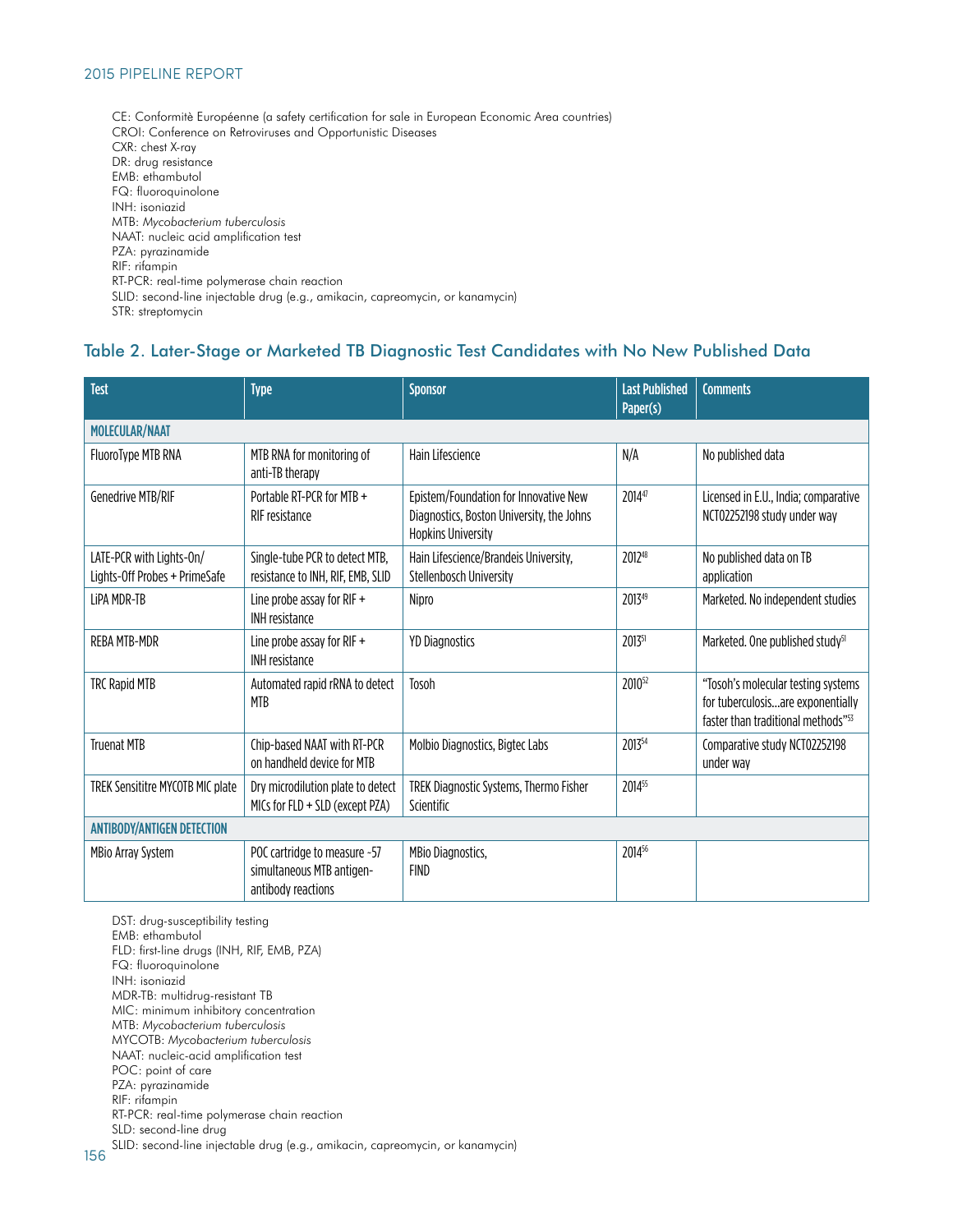CE: Conformitè Européenne (a safety certification for sale in European Economic Area countries)
CROI: Conference on Retroviruses and Opportunistic Diseases
CXR: chest X-ray
DR: drug resistance
EMB: ethambutol
FQ: fluoroquinolone
INH: isoniazid
MTB: *Mycobacterium tuberculosis*
NAAT: nucleic acid amplification test
PZA: pyrazinamide
RIF: rifampin
RT-PCR: real-time polymerase chain reaction
SLID: second-line injectable drug (e.g., amikacin, capreomycin, or kanamycin)
STR: streptomycin

## Table 2. Later-Stage or Marketed TB Diagnostic Test Candidates with No New Published Data

| Test | Type | Sponsor | Last Published Paper(s) | Comments |
|---|---|---|---|---|
| **MOLECULAR/NAAT** | | | | |
| FluoroType MTB RNA | MTB RNA for monitoring of anti-TB therapy | Hain Lifescience | N/A | No published data |
| Genedrive MTB/RIF | Portable RT-PCR for MTB + RIF resistance | Epistem/Foundation for Innovative New Diagnostics, Boston University, the Johns Hopkins University | 2014[47] | Licensed in E.U., India; comparative NCT02252198 study under way |
| LATE-PCR with Lights-On/ Lights-Off Probes + PrimeSafe | Single-tube PCR to detect MTB, resistance to INH, RIF, EMB, SLID | Hain Lifescience/Brandeis University, Stellenbosch University | 2012[48] | No published data on TB application |
| LiPA MDR-TB | Line probe assay for RIF + INH resistance | Nipro | 2013[49] | Marketed. No independent studies |
| REBA MTB-MDR | Line probe assay for RIF + INH resistance | YD Diagnostics | 2013[51] | Marketed. One published study[51] |
| TRC Rapid MTB | Automated rapid rRNA to detect MTB | Tosoh | 2010[52] | "Tosoh's molecular testing systems for tuberculosis…are exponentially faster than traditional methods"[53] |
| Truenat MTB | Chip-based NAAT with RT-PCR on handheld device for MTB | Molbio Diagnostics, Bigtec Labs | 2013[54] | Comparative study NCT02252198 under way |
| TREK Sensititre MYCOTB MIC plate | Dry microdilution plate to detect MICs for FLD + SLD (except PZA) | TREK Diagnostic Systems, Thermo Fisher Scientific | 2014[55] | |
| **ANTIBODY/ANTIGEN DETECTION** | | | | |
| MBio Array System | POC cartridge to measure ~57 simultaneous MTB antigen-antibody reactions | MBio Diagnostics, FIND | 2014[56] | |

DST: drug-susceptibility testing
EMB: ethambutol
FLD: first-line drugs (INH, RIF, EMB, PZA)
FQ: fluoroquinolone
INH: isoniazid
MDR-TB: multidrug-resistant TB
MIC: minimum inhibitory concentration
MTB: *Mycobacterium tuberculosis*
MYCOTB: *Mycobacterium tuberculosis*
NAAT: nucleic-acid amplification test
POC: point of care
PZA: pyrazinamide
RIF: rifampin
RT-PCR: real-time polymerase chain reaction
SLD: second-line drug
SLID: second-line injectable drug (e.g., amikacin, capreomycin, or kanamycin)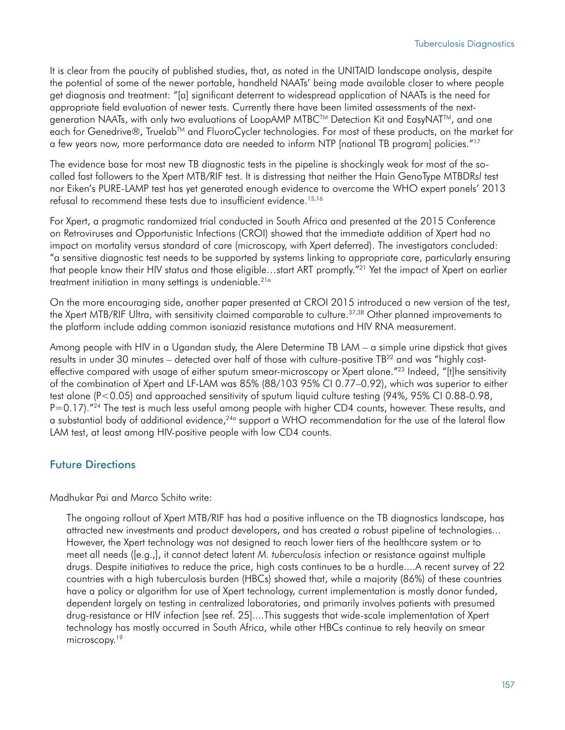It is clear from the paucity of published studies, that, as noted in the UNITAID landscape analysis, despite the potential of some of the newer portable, handheld NAATs' being made available closer to where people get diagnosis and treatment: "[a] significant deterrent to widespread application of NAATs is the need for appropriate field evaluation of newer tests. Currently there have been limited assessments of the next-generation NAATs, with only two evaluations of LoopAMP MTBC™ Detection Kit and EasyNAT™, and one each for Genedrive®, Truelab™ and FluoroCycler technologies. For most of these products, on the market for a few years now, more performance data are needed to inform NTP [national TB program] policies."[17]

The evidence base for most new TB diagnostic tests in the pipeline is shockingly weak for most of the so-called fast followers to the Xpert MTB/RIF test. It is distressing that neither the Hain GenoType MTBDR*sl* test nor Eiken's PURE-LAMP test has yet generated enough evidence to overcome the WHO expert panels' 2013 refusal to recommend these tests due to insufficient evidence.[15,16]

For Xpert, a pragmatic randomized trial conducted in South Africa and presented at the 2015 Conference on Retroviruses and Opportunistic Infections (CROI) showed that the immediate addition of Xpert had no impact on mortality versus standard of care (microscopy, with Xpert deferred). The investigators concluded: "a sensitive diagnostic test needs to be supported by systems linking to appropriate care, particularly ensuring that people know their HIV status and those eligible…start ART promptly."[21] Yet the impact of Xpert on earlier treatment initiation in many settings is undeniable.[21a]

On the more encouraging side, another paper presented at CROI 2015 introduced a new version of the test, the Xpert MTB/RIF Ultra, with sensitivity claimed comparable to culture.[37,38] Other planned improvements to the platform include adding common isoniazid resistance mutations and HIV RNA measurement.

Among people with HIV in a Ugandan study, the Alere Determine TB LAM – a simple urine dipstick that gives results in under 30 minutes – detected over half of those with culture-positive TB[22] and was "highly cost-effective compared with usage of either sputum smear-microscopy or Xpert alone."[23] Indeed, "[t]he sensitivity of the combination of Xpert and LF-LAM was 85% (88/103 95% CI 0.77–0.92), which was superior to either test alone ($P<0.05$) and approached sensitivity of sputum liquid culture testing (94%, 95% CI 0.88-0.98, $P=0.17$)."[24] The test is much less useful among people with higher CD4 counts, however. These results, and a substantial body of additional evidence,[24a] support a WHO recommendation for the use of the lateral flow LAM test, at least among HIV-positive people with low CD4 counts.

## Future Directions

Madhukar Pai and Marco Schito write:

> The ongoing rollout of Xpert MTB/RIF has had a positive influence on the TB diagnostics landscape, has attracted new investments and product developers, and has created a robust pipeline of technologies... However, the Xpert technology was not designed to reach lower tiers of the healthcare system or to meet all needs ([e.g.,], it cannot detect latent *M. tuberculosis* infection or resistance against multiple drugs. Despite initiatives to reduce the price, high costs continues to be a hurdle....A recent survey of 22 countries with a high tuberculosis burden (HBCs) showed that, while a majority (86%) of these countries have a policy or algorithm for use of Xpert technology, current implementation is mostly donor funded, dependent largely on testing in centralized laboratories, and primarily involves patients with presumed drug-resistance or HIV infection [see ref. 25]....This suggests that wide-scale implementation of Xpert technology has mostly occurred in South Africa, while other HBCs continue to rely heavily on smear microscopy.[19]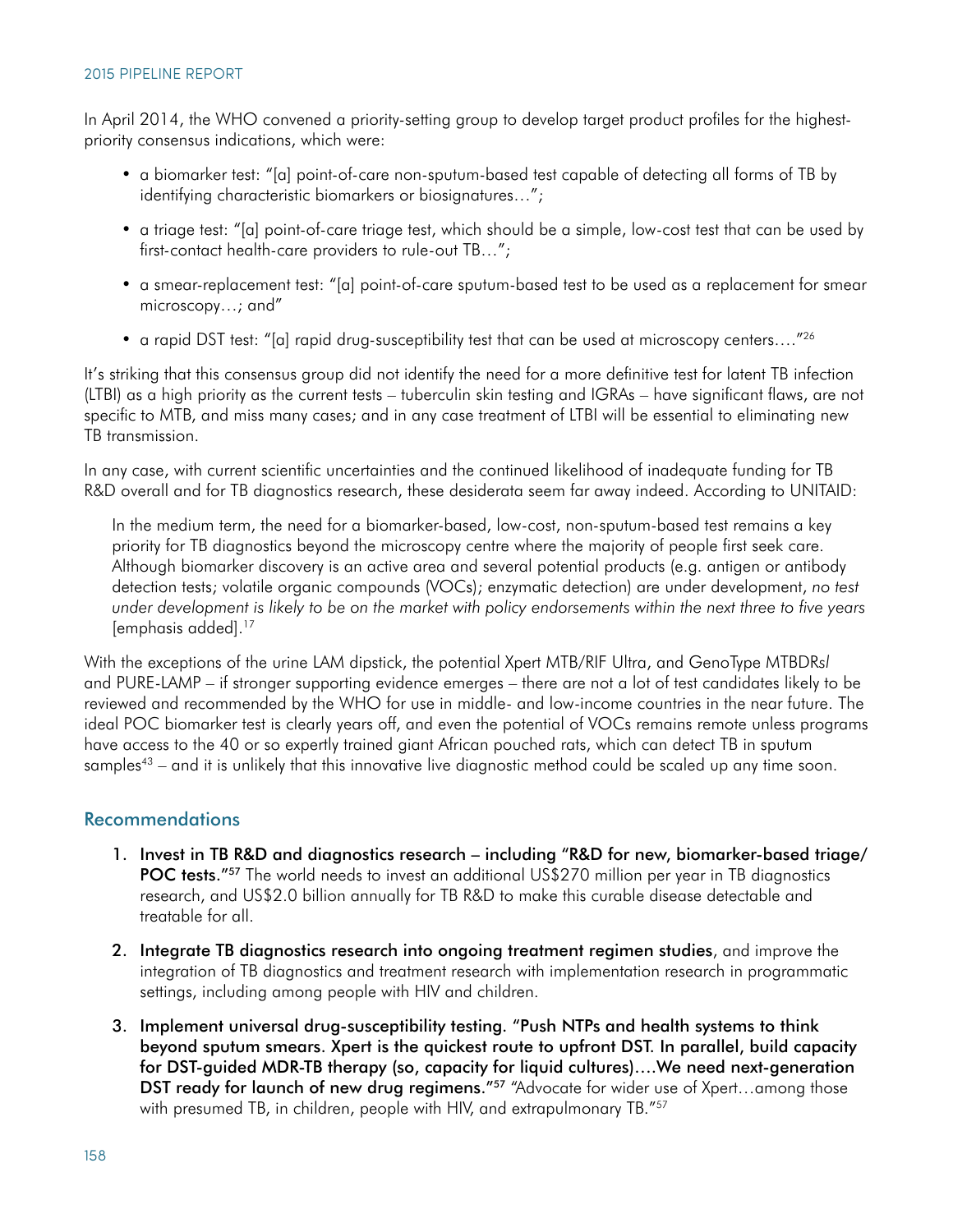In April 2014, the WHO convened a priority-setting group to develop target product profiles for the highest-priority consensus indications, which were:

- a biomarker test: "[a] point-of-care non-sputum-based test capable of detecting all forms of TB by identifying characteristic biomarkers or biosignatures…";
- a triage test: "[a] point-of-care triage test, which should be a simple, low-cost test that can be used by first-contact health-care providers to rule-out TB…";
- a smear-replacement test: "[a] point-of-care sputum-based test to be used as a replacement for smear microscopy…; and"
- a rapid DST test: "[a] rapid drug-susceptibility test that can be used at microscopy centers…."[26]

It's striking that this consensus group did not identify the need for a more definitive test for latent TB infection (LTBI) as a high priority as the current tests – tuberculin skin testing and IGRAs – have significant flaws, are not specific to MTB, and miss many cases; and in any case treatment of LTBI will be essential to eliminating new TB transmission.

In any case, with current scientific uncertainties and the continued likelihood of inadequate funding for TB R&D overall and for TB diagnostics research, these desiderata seem far away indeed. According to UNITAID:

> In the medium term, the need for a biomarker-based, low-cost, non-sputum-based test remains a key priority for TB diagnostics beyond the microscopy centre where the majority of people first seek care. Although biomarker discovery is an active area and several potential products (e.g. antigen or antibody detection tests; volatile organic compounds (VOCs); enzymatic detection) are under development, *no test under development is likely to be on the market with policy endorsements within the next three to five years* [emphasis added].[17]

With the exceptions of the urine LAM dipstick, the potential Xpert MTB/RIF Ultra, and GenoType MTBDR*sl* and PURE-LAMP – if stronger supporting evidence emerges – there are not a lot of test candidates likely to be reviewed and recommended by the WHO for use in middle- and low-income countries in the near future. The ideal POC biomarker test is clearly years off, and even the potential of VOCs remains remote unless programs have access to the 40 or so expertly trained giant African pouched rats, which can detect TB in sputum samples[43] – and it is unlikely that this innovative live diagnostic method could be scaled up any time soon.

## Recommendations

1. **Invest in TB R&D and diagnostics research – including "R&D for new, biomarker-based triage/ POC tests."[57]** The world needs to invest an additional US$270 million per year in TB diagnostics research, and US$2.0 billion annually for TB R&D to make this curable disease detectable and treatable for all.
2. **Integrate TB diagnostics research into ongoing treatment regimen studies**, and improve the integration of TB diagnostics and treatment research with implementation research in programmatic settings, including among people with HIV and children.
3. **Implement universal drug-susceptibility testing. "Push NTPs and health systems to think beyond sputum smears. Xpert is the quickest route to upfront DST. In parallel, build capacity for DST-guided MDR-TB therapy (so, capacity for liquid cultures)….We need next-generation DST ready for launch of new drug regimens."[57]** "Advocate for wider use of Xpert…among those with presumed TB, in children, people with HIV, and extrapulmonary TB."[57]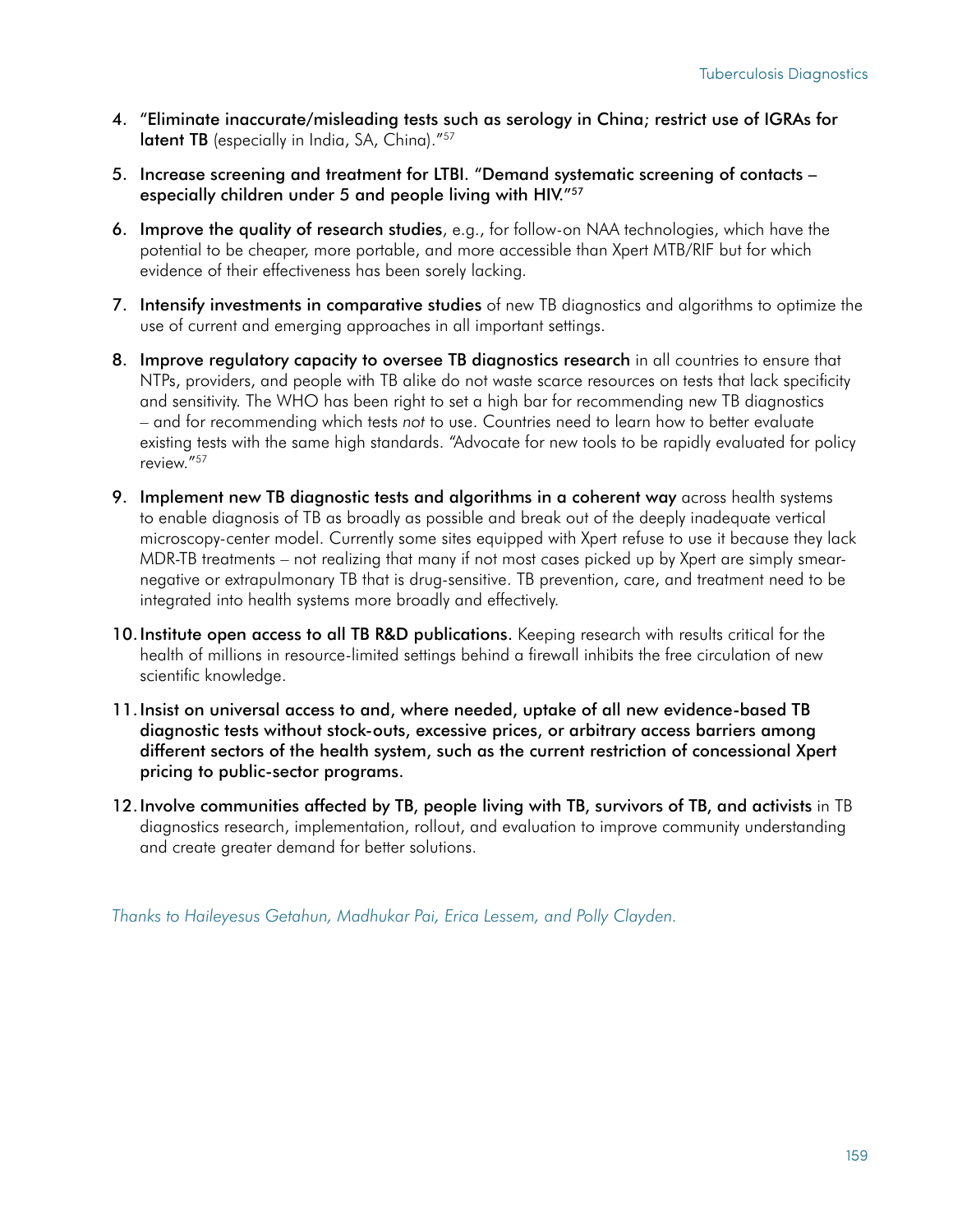4. **"Eliminate inaccurate/misleading tests such as serology in China; restrict use of IGRAs for latent TB** (especially in India, SA, China)."[57]

5. **Increase screening and treatment for LTBI. "Demand systematic screening of contacts – especially children under 5 and people living with HIV."**[57]

6. **Improve the quality of research studies**, e.g., for follow-on NAA technologies, which have the potential to be cheaper, more portable, and more accessible than Xpert MTB/RIF but for which evidence of their effectiveness has been sorely lacking.

7. **Intensify investments in comparative studies** of new TB diagnostics and algorithms to optimize the use of current and emerging approaches in all important settings.

8. **Improve regulatory capacity to oversee TB diagnostics research** in all countries to ensure that NTPs, providers, and people with TB alike do not waste scarce resources on tests that lack specificity and sensitivity. The WHO has been right to set a high bar for recommending new TB diagnostics – and for recommending which tests *not* to use. Countries need to learn how to better evaluate existing tests with the same high standards. "Advocate for new tools to be rapidly evaluated for policy review."[57]

9. **Implement new TB diagnostic tests and algorithms in a coherent way** across health systems to enable diagnosis of TB as broadly as possible and break out of the deeply inadequate vertical microscopy-center model. Currently some sites equipped with Xpert refuse to use it because they lack MDR-TB treatments – not realizing that many if not most cases picked up by Xpert are simply smear-negative or extrapulmonary TB that is drug-sensitive. TB prevention, care, and treatment need to be integrated into health systems more broadly and effectively.

10. **Institute open access to all TB R&D publications.** Keeping research with results critical for the health of millions in resource-limited settings behind a firewall inhibits the free circulation of new scientific knowledge.

11. **Insist on universal access to and, where needed, uptake of all new evidence-based TB diagnostic tests without stock-outs, excessive prices, or arbitrary access barriers among different sectors of the health system, such as the current restriction of concessional Xpert pricing to public-sector programs.**

12. **Involve communities affected by TB, people living with TB, survivors of TB, and activists** in TB diagnostics research, implementation, rollout, and evaluation to improve community understanding and create greater demand for better solutions.

*Thanks to Haileyesus Getahun, Madhukar Pai, Erica Lessem, and Polly Clayden.*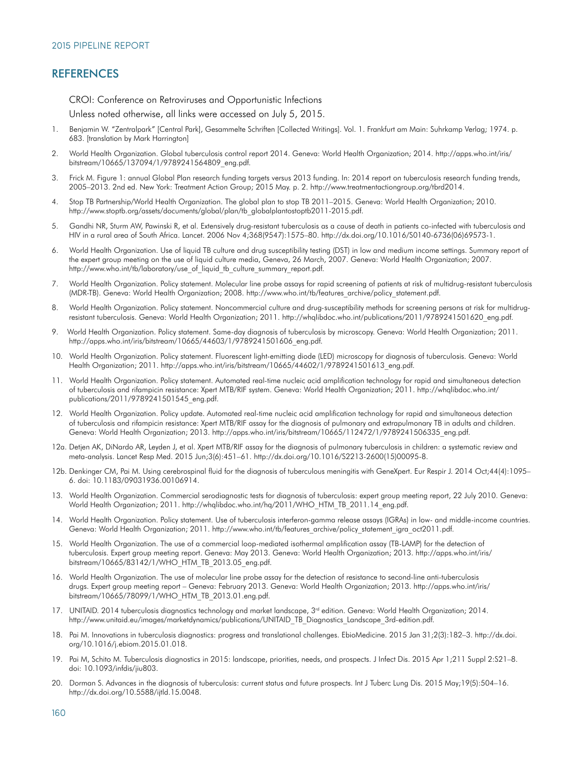## REFERENCES

CROI: Conference on Retroviruses and Opportunistic Infections

Unless noted otherwise, all links were accessed on July 5, 2015.

1. Benjamin W. "Zentralpark" [Central Park], Gesammelte Schriften [Collected Writings]. Vol. 1. Frankfurt am Main: Suhrkamp Verlag; 1974. p. 683. [translation by Mark Harrington]
2. World Health Organization. Global tuberculosis control report 2014. Geneva: World Health Organization; 2014. http://apps.who.int/iris/bitstream/10665/137094/1/9789241564809_eng.pdf.
3. Frick M. Figure 1: annual Global Plan research funding targets versus 2013 funding. In: 2014 report on tuberculosis research funding trends, 2005–2013. 2nd ed. New York: Treatment Action Group; 2015 May. p. 2. http://www.treatmentactiongroup.org/tbrd2014.
4. Stop TB Partnership/World Health Organization. The global plan to stop TB 2011–2015. Geneva: World Health Organization; 2010. http://www.stoptb.org/assets/documents/global/plan/tb_globalplantostoptb2011-2015.pdf.
5. Gandhi NR, Sturm AW, Pawinski R, et al. Extensively drug-resistant tuberculosis as a cause of death in patients co-infected with tuberculosis and HIV in a rural area of South Africa. Lancet. 2006 Nov 4;368(9547):1575–80. http://dx.doi.org/10.1016/S0140-6736(06)69573-1.
6. World Health Organization. Use of liquid TB culture and drug susceptibility testing (DST) in low and medium income settings. Summary report of the expert group meeting on the use of liquid culture media, Geneva, 26 March, 2007. Geneva: World Health Organization; 2007. http://www.who.int/tb/laboratory/use_of_liquid_tb_culture_summary_report.pdf.
7. World Health Organization. Policy statement. Molecular line probe assays for rapid screening of patients at risk of multidrug-resistant tuberculosis (MDR-TB). Geneva: World Health Organization; 2008. http://www.who.int/tb/features_archive/policy_statement.pdf.
8. World Health Organization. Policy statement. Noncommercial culture and drug-susceptibility methods for screening persons at risk for multidrug-resistant tuberculosis. Geneva: World Health Organization; 2011. http://whqlibdoc.who.int/publications/2011/9789241501620_eng.pdf.
9. World Health Organization. Policy statement. Same-day diagnosis of tuberculosis by microscopy. Geneva: World Health Organization; 2011. http://apps.who.int/iris/bitstream/10665/44603/1/9789241501606_eng.pdf.
10. World Health Organization. Policy statement. Fluorescent light-emitting diode (LED) microscopy for diagnosis of tuberculosis. Geneva: World Health Organization; 2011. http://apps.who.int/iris/bitstream/10665/44602/1/9789241501613_eng.pdf.
11. World Health Organization. Policy statement. Automated real-time nucleic acid amplification technology for rapid and simultaneous detection of tuberculosis and rifampicin resistance: Xpert MTB/RIF system. Geneva: World Health Organization; 2011. http://whqlibdoc.who.int/publications/2011/9789241501545_eng.pdf.
12. World Health Organization. Policy update. Automated real-time nucleic acid amplification technology for rapid and simultaneous detection of tuberculosis and rifampicin resistance: Xpert MTB/RIF assay for the diagnosis of pulmonary and extrapulmonary TB in adults and children. Geneva: World Health Organization; 2013. http://apps.who.int/iris/bitstream/10665/112472/1/9789241506335_eng.pdf.

12a. Detjen AK, DiNardo AR, Leyden J, et al. Xpert MTB/RIF assay for the diagnosis of pulmonary tuberculosis in children: a systematic review and meta-analysis. Lancet Resp Med. 2015 Jun;3(6):451–61. http://dx.doi.org/10.1016/S2213-2600(15)00095-8.

12b. Denkinger CM, Pai M. Using cerebrospinal fluid for the diagnosis of tuberculous meningitis with GeneXpert. Eur Respir J. 2014 Oct;44(4):1095–6. doi: 10.1183/09031936.00106914.

13. World Health Organization. Commercial serodiagnostic tests for diagnosis of tuberculosis: expert group meeting report, 22 July 2010. Geneva: World Health Organization; 2011. http://whqlibdoc.who.int/hq/2011/WHO_HTM_TB_2011.14_eng.pdf.
14. World Health Organization. Policy statement. Use of tuberculosis interferon-gamma release assays (IGRAs) in low- and middle-income countries. Geneva: World Health Organization; 2011. http://www.who.int/tb/features_archive/policy_statement_igra_oct2011.pdf.
15. World Health Organization. The use of a commercial loop-mediated isothermal amplification assay (TB-LAMP) for the detection of tuberculosis. Expert group meeting report. Geneva: May 2013. Geneva: World Health Organization; 2013. http://apps.who.int/iris/bitstream/10665/83142/1/WHO_HTM_TB_2013.05_eng.pdf.
16. World Health Organization. The use of molecular line probe assay for the detection of resistance to second-line anti-tuberculosis drugs. Expert group meeting report – Geneva: February 2013. Geneva: World Health Organization; 2013. http://apps.who.int/iris/bitstream/10665/78099/1/WHO_HTM_TB_2013.01.eng.pdf.
17. UNITAID. 2014 tuberculosis diagnostics technology and market landscape, 3rd edition. Geneva: World Health Organization; 2014. http://www.unitaid.eu/images/marketdynamics/publications/UNITAID_TB_Diagnostics_Landscape_3rd-edition.pdf.
18. Pai M. Innovations in tuberculosis diagnostics: progress and translational challenges. EbioMedicine. 2015 Jan 31;2(3):182–3. http://dx.doi.org/10.1016/j.ebiom.2015.01.018.
19. Pai M, Schito M. Tuberculosis diagnostics in 2015: landscape, priorities, needs, and prospects. J Infect Dis. 2015 Apr 1;211 Suppl 2:S21–8. doi: 10.1093/infdis/jiu803.
20. Dorman S. Advances in the diagnosis of tuberculosis: current status and future prospects. Int J Tuberc Lung Dis. 2015 May;19(5):504–16. http://dx.doi.org/10.5588/ijtld.15.0048.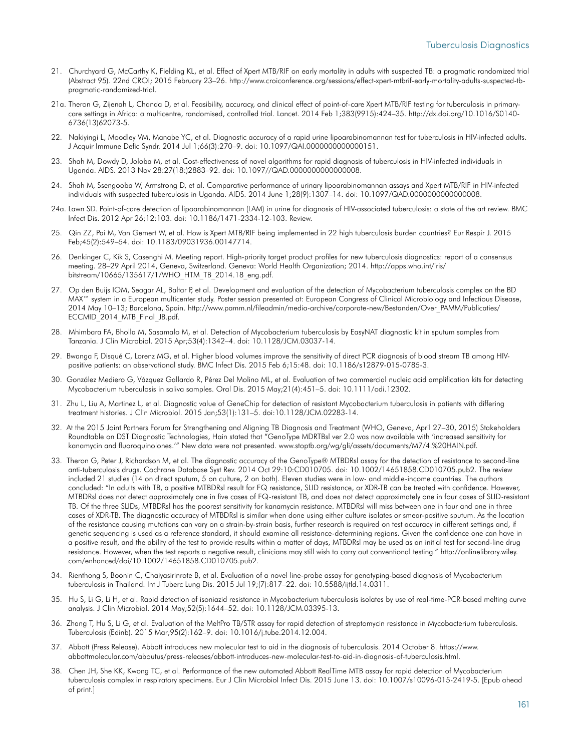21. Churchyard G, McCarthy K, Fielding KL, et al. Effect of Xpert MTB/RIF on early mortality in adults with suspected TB: a pragmatic randomized trial (Abstract 95). 22nd CROI; 2015 February 23–26. http://www.croiconference.org/sessions/effect-xpert-mtbrif-early-mortality-adults-suspected-tb-pragmatic-randomized-trial.

21a. Theron G, Zijenah L, Chanda D, et al. Feasibility, accuracy, and clinical effect of point-of-care Xpert MTB/RIF testing for tuberculosis in primary-care settings in Africa: a multicentre, randomised, controlled trial. Lancet. 2014 Feb 1;383(9915):424–35. http://dx.doi.org/10.1016/S0140-6736(13)62073-5.

22. Nakiyingi L, Moodley VM, Manabe YC, et al. Diagnostic accuracy of a rapid urine lipoarabinomannan test for tuberculosis in HIV-infected adults. J Acquir Immune Defic Syndr. 2014 Jul 1;66(3):270–9. doi: 10.1097/QAI.0000000000000151.

23. Shah M, Dowdy D, Joloba M, et al. Cost-effectiveness of novel algorithms for rapid diagnosis of tuberculosis in HIV-infected individuals in Uganda. AIDS. 2013 Nov 28:27(18:)2883–92. doi: 10.1097//QAD.0000000000000008.

24. Shah M, Ssengooba W, Armstrong D, et al. Comparative performance of urinary lipoarabinomannan assays and Xpert MTB/RIF in HIV-infected individuals with suspected tuberculosis in Uganda. AIDS. 2014 June 1;28(9):1307–14. doi: 10.1097/QAD.0000000000000008.

24a. Lawn SD. Point-of-care detection of lipoarabinomannan (LAM) in urine for diagnosis of HIV-associated tuberculosis: a state of the art review. BMC Infect Dis. 2012 Apr 26;12:103. doi: 10.1186/1471-2334-12-103. Review.

25. Qin ZZ, Pai M, Van Gemert W, et al. How is Xpert MTB/RIF being implemented in 22 high tuberculosis burden countries? Eur Respir J. 2015 Feb;45(2):549–54. doi: 10.1183/09031936.00147714.

26. Denkinger C, Kik S, Casenghi M. Meeting report. High-priority target product profiles for new tuberculosis diagnostics: report of a consensus meeting. 28–29 April 2014, Geneva, Switzerland. Geneva: World Health Organization; 2014. http://apps.who.int/iris/bitstream/10665/135617/1/WHO_HTM_TB_2014.18_eng.pdf.

27. Op den Buijs IOM, Seagar AL, Baltar P, et al. Development and evaluation of the detection of Mycobacterium tuberculosis complex on the BD MAX™ system in a European multicenter study. Poster session presented at: European Congress of Clinical Microbiology and Infectious Disease, 2014 May 10–13; Barcelona, Spain. http://www.pamm.nl/fileadmin/media-archive/corporate-new/Bestanden/Over_PAMM/Publicaties/ECCMID_2014_MTB_Final_JB.pdf.

28. Mhimbara FA, Bholla M, Sasamalo M, et al. Detection of Mycobacterium tuberculosis by EasyNAT diagnostic kit in sputum samples from Tanzania. J Clin Microbiol. 2015 Apr;53(4):1342–4. doi: 10.1128/JCM.03037-14.

29. Bwanga F, Disqué C, Lorenz MG, et al. Higher blood volumes improve the sensitivity of direct PCR diagnosis of blood stream TB among HIV-positive patients: an observational study. BMC Infect Dis. 2015 Feb 6;15:48. doi: 10.1186/s12879-015-0785-3.

30. González Mediero G, Vázquez Gallardo R, Pérez Del Molino ML, et al. Evaluation of two commercial nucleic acid amplification kits for detecting Mycobacterium tuberculosis in saliva samples. Oral Dis. 2015 May;21(4):451–5. doi: 10.1111/odi.12302.

31. Zhu L, Liu A, Martinez L, et al. Diagnostic value of GeneChip for detection of resistant Mycobacterium tuberculosis in patients with differing treatment histories. J Clin Microbiol. 2015 Jan;53(1):131–5. doi:10.1128/JCM.02283-14.

32. At the 2015 Joint Partners Forum for Strengthening and Aligning TB Diagnosis and Treatment (WHO, Geneva, April 27–30, 2015) Stakeholders Roundtable on DST Diagnostic Technologies, Hain stated that "GenoType MDRTBsl ver 2.0 was now available with 'increased sensitivity for kanamycin and fluoroquinolones.'" New data were not presented. www.stoptb.org/wg/gli/assets/documents/M7/4.%20HAIN.pdf.

33. Theron G, Peter J, Richardson M, et al. The diagnostic accuracy of the GenoType® MTBDRsl assay for the detection of resistance to second-line anti-tuberculosis drugs. Cochrane Database Syst Rev. 2014 Oct 29:10:CD010705. doi: 10.1002/14651858.CD010705.pub2. The review included 21 studies (14 on direct sputum, 5 on culture, 2 on both). Eleven studies were in low- and middle-income countries. The authors concluded: "In adults with TB, a positive MTBDRsl result for FQ resistance, SLID resistance, or XDR-TB can be treated with confidence. However, MTBDRsl does not detect approximately one in five cases of FQ-resistant TB, and does not detect approximately one in four cases of SLID-resistant TB. Of the three SLIDs, MTBDRsl has the poorest sensitivity for kanamycin resistance. MTBDRsl will miss between one in four and one in three cases of XDR-TB. The diagnostic accuracy of MTBDRsl is similar when done using either culture isolates or smear-positive sputum. As the location of the resistance causing mutations can vary on a strain-by-strain basis, further research is required on test accuracy in different settings and, if genetic sequencing is used as a reference standard, it should examine all resistance-determining regions. Given the confidence one can have in a positive result, and the ability of the test to provide results within a matter of days, MTBDRsl may be used as an initial test for second-line drug resistance. However, when the test reports a negative result, clinicians may still wish to carry out conventional testing." http://onlinelibrary.wiley.com/enhanced/doi/10.1002/14651858.CD010705.pub2.

34. Rienthong S, Boonin C, Chaiyasirinrote B, et al. Evaluation of a novel line-probe assay for genotyping-based diagnosis of Mycobacterium tuberculosis in Thailand. Int J Tuberc Lung Dis. 2015 Jul 19;(7):817–22. doi: 10.5588/ijtld.14.0311.

35. Hu S, Li G, Li H, et al. Rapid detection of isoniazid resistance in Mycobacterium tuberculosis isolates by use of real-time-PCR-based melting curve analysis. J Clin Microbiol. 2014 May;52(5):1644–52. doi: 10.1128/JCM.03395-13.

36. Zhang T, Hu S, Li G, et al. Evaluation of the MeltPro TB/STR assay for rapid detection of streptomycin resistance in Mycobacterium tuberculosis. Tuberculosis (Edinb). 2015 Mar;95(2):162–9. doi: 10.1016/j.tube.2014.12.004.

37. Abbott (Press Release). Abbott introduces new molecular test to aid in the diagnosis of tuberculosis. 2014 October 8. https://www.abbottmolecular.com/aboutus/press-releases/abbott-introduces-new-molecular-test-to-aid-in-the-diagnosis-of-tuberculosis.html.

38. Chen JH, She KK, Kwong TC, et al. Performance of the new automated Abbott RealTime MTB assay for rapid detection of Mycobacterium tuberculosis complex in respiratory specimens. Eur J Clin Microbiol Infect Dis. 2015 June 13. doi: 10.1007/s10096-015-2419-5. [Epub ahead of print.]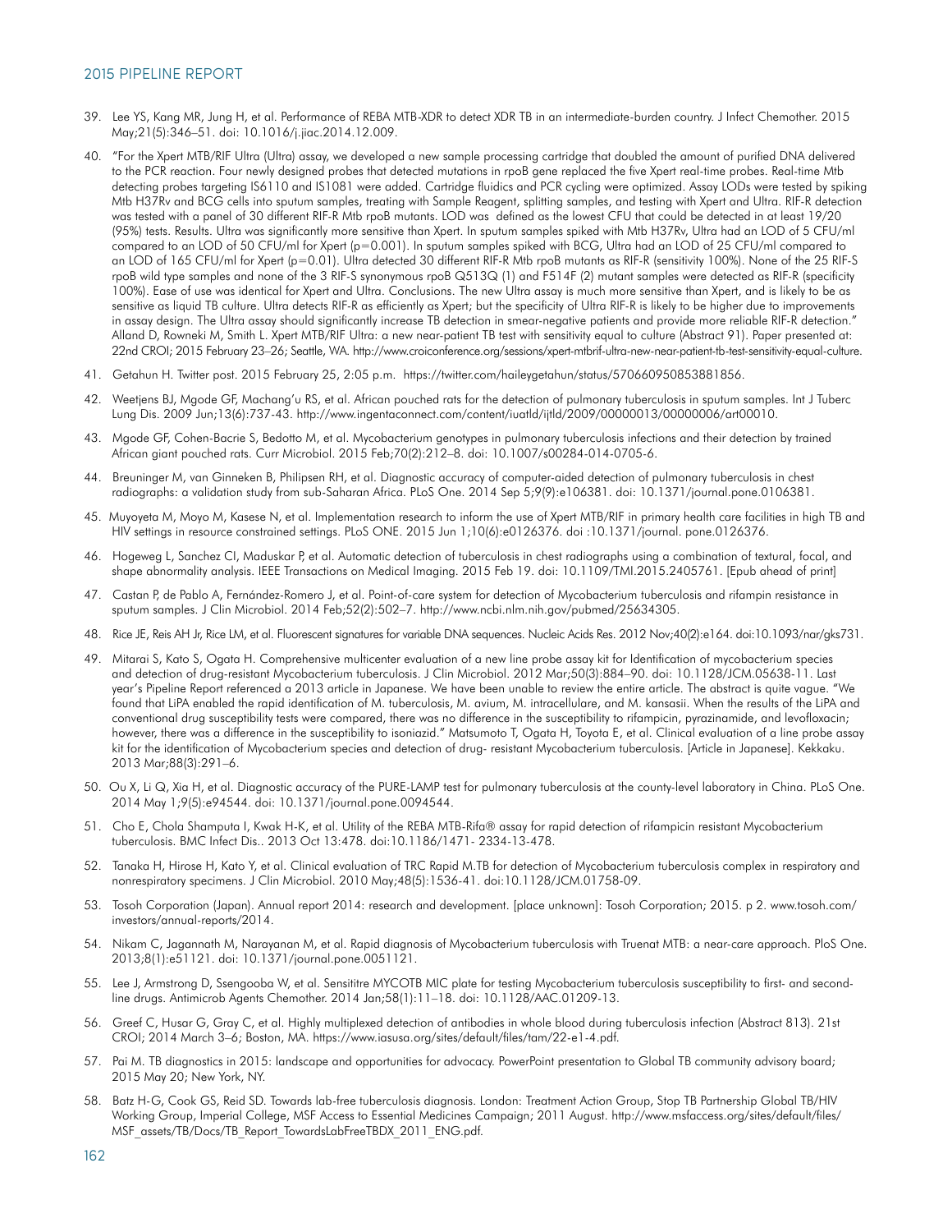39. Lee YS, Kang MR, Jung H, et al. Performance of REBA MTB-XDR to detect XDR TB in an intermediate-burden country. J Infect Chemother. 2015 May;21(5):346–51. doi: 10.1016/j.jiac.2014.12.009.

40. "For the Xpert MTB/RIF Ultra (Ultra) assay, we developed a new sample processing cartridge that doubled the amount of purified DNA delivered to the PCR reaction. Four newly designed probes that detected mutations in rpoB gene replaced the five Xpert real-time probes. Real-time Mtb detecting probes targeting IS6110 and IS1081 were added. Cartridge fluidics and PCR cycling were optimized. Assay LODs were tested by spiking Mtb H37Rv and BCG cells into sputum samples, treating with Sample Reagent, splitting samples, and testing with Xpert and Ultra. RIF-R detection was tested with a panel of 30 different RIF-R Mtb rpoB mutants. LOD was defined as the lowest CFU that could be detected in at least 19/20 (95%) tests. Results. Ultra was significantly more sensitive than Xpert. In sputum samples spiked with Mtb H37Rv, Ultra had an LOD of 5 CFU/ml compared to an LOD of 50 CFU/ml for Xpert (p=0.001). In sputum samples spiked with BCG, Ultra had an LOD of 25 CFU/ml compared to an LOD of 165 CFU/ml for Xpert (p=0.01). Ultra detected 30 different RIF-R Mtb rpoB mutants as RIF-R (sensitivity 100%). None of the 25 RIF-S rpoB wild type samples and none of the 3 RIF-S synonymous rpoB Q513Q (1) and F514F (2) mutant samples were detected as RIF-R (specificity 100%). Ease of use was identical for Xpert and Ultra. Conclusions. The new Ultra assay is much more sensitive than Xpert, and is likely to be as sensitive as liquid TB culture. Ultra detects RIF-R as efficiently as Xpert; but the specificity of Ultra RIF-R is likely to be higher due to improvements in assay design. The Ultra assay should significantly increase TB detection in smear-negative patients and provide more reliable RIF-R detection." Alland D, Rowneki M, Smith L. Xpert MTB/RIF Ultra: a new near-patient TB test with sensitivity equal to culture (Abstract 91). Paper presented at: 22nd CROI; 2015 February 23–26; Seattle, WA. http://www.croiconference.org/sessions/xpert-mtbrif-ultra-new-near-patient-tb-test-sensitivity-equal-culture.

41. Getahun H. Twitter post. 2015 February 25, 2:05 p.m. https://twitter.com/haileygetahun/status/570660950853881856.

42. Weetjens BJ, Mgode GF, Machang'u RS, et al. African pouched rats for the detection of pulmonary tuberculosis in sputum samples. Int J Tuberc Lung Dis. 2009 Jun;13(6):737-43. http://www.ingentaconnect.com/content/iuatld/ijtld/2009/00000013/00000006/art00010.

43. Mgode GF, Cohen-Bacrie S, Bedotto M, et al. Mycobacterium genotypes in pulmonary tuberculosis infections and their detection by trained African giant pouched rats. Curr Microbiol. 2015 Feb;70(2):212–8. doi: 10.1007/s00284-014-0705-6.

44. Breuninger M, van Ginneken B, Philipsen RH, et al. Diagnostic accuracy of computer-aided detection of pulmonary tuberculosis in chest radiographs: a validation study from sub-Saharan Africa. PLoS One. 2014 Sep 5;9(9):e106381. doi: 10.1371/journal.pone.0106381.

45. Muyoyeta M, Moyo M, Kasese N, et al. Implementation research to inform the use of Xpert MTB/RIF in primary health care facilities in high TB and HIV settings in resource constrained settings. PLoS ONE. 2015 Jun 1;10(6):e0126376. doi :10.1371/journal. pone.0126376.

46. Hogeweg L, Sanchez CI, Maduskar P, et al. Automatic detection of tuberculosis in chest radiographs using a combination of textural, focal, and shape abnormality analysis. IEEE Transactions on Medical Imaging. 2015 Feb 19. doi: 10.1109/TMI.2015.2405761. [Epub ahead of print]

47. Castan P, de Pablo A, Fernández-Romero J, et al. Point-of-care system for detection of Mycobacterium tuberculosis and rifampin resistance in sputum samples. J Clin Microbiol. 2014 Feb;52(2):502–7. http://www.ncbi.nlm.nih.gov/pubmed/25634305.

48. Rice JE, Reis AH Jr, Rice LM, et al. Fluorescent signatures for variable DNA sequences. Nucleic Acids Res. 2012 Nov;40(2):e164. doi:10.1093/nar/gks731.

49. Mitarai S, Kato S, Ogata H. Comprehensive multicenter evaluation of a new line probe assay kit for Identification of mycobacterium species and detection of drug-resistant Mycobacterium tuberculosis. J Clin Microbiol. 2012 Mar;50(3):884–90. doi: 10.1128/JCM.05638-11. Last year's Pipeline Report referenced a 2013 article in Japanese. We have been unable to review the entire article. The abstract is quite vague. "We found that LiPA enabled the rapid identification of M. tuberculosis, M. avium, M. intracellulare, and M. kansasii. When the results of the LiPA and conventional drug susceptibility tests were compared, there was no difference in the susceptibility to rifampicin, pyrazinamide, and levofloxacin; however, there was a difference in the susceptibility to isoniazid." Matsumoto T, Ogata H, Toyota E, et al. Clinical evaluation of a line probe assay kit for the identification of Mycobacterium species and detection of drug- resistant Mycobacterium tuberculosis. [Article in Japanese]. Kekkaku. 2013 Mar;88(3):291–6.

50. Ou X, Li Q, Xia H, et al. Diagnostic accuracy of the PURE-LAMP test for pulmonary tuberculosis at the county-level laboratory in China. PLoS One. 2014 May 1;9(5):e94544. doi: 10.1371/journal.pone.0094544.

51. Cho E, Chola Shamputa I, Kwak H-K, et al. Utility of the REBA MTB-Rifa® assay for rapid detection of rifampicin resistant Mycobacterium tuberculosis. BMC Infect Dis.. 2013 Oct 13:478. doi:10.1186/1471- 2334-13-478.

52. Tanaka H, Hirose H, Kato Y, et al. Clinical evaluation of TRC Rapid M.TB for detection of Mycobacterium tuberculosis complex in respiratory and nonrespiratory specimens. J Clin Microbiol. 2010 May;48(5):1536-41. doi:10.1128/JCM.01758-09.

53. Tosoh Corporation (Japan). Annual report 2014: research and development. [place unknown]: Tosoh Corporation; 2015. p 2. www.tosoh.com/investors/annual-reports/2014.

54. Nikam C, Jagannath M, Narayanan M, et al. Rapid diagnosis of Mycobacterium tuberculosis with Truenat MTB: a near-care approach. PloS One. 2013;8(1):e51121. doi: 10.1371/journal.pone.0051121.

55. Lee J, Armstrong D, Ssengooba W, et al. Sensititre MYCOTB MIC plate for testing Mycobacterium tuberculosis susceptibility to first- and second-line drugs. Antimicrob Agents Chemother. 2014 Jan;58(1):11–18. doi: 10.1128/AAC.01209-13.

56. Greef C, Husar G, Gray C, et al. Highly multiplexed detection of antibodies in whole blood during tuberculosis infection (Abstract 813). 21st CROI; 2014 March 3–6; Boston, MA. https://www.iasusa.org/sites/default/files/tam/22-e1-4.pdf.

57. Pai M. TB diagnostics in 2015: landscape and opportunities for advocacy. PowerPoint presentation to Global TB community advisory board; 2015 May 20; New York, NY.

58. Batz H-G, Cook GS, Reid SD. Towards lab-free tuberculosis diagnosis. London: Treatment Action Group, Stop TB Partnership Global TB/HIV Working Group, Imperial College, MSF Access to Essential Medicines Campaign; 2011 August. http://www.msfaccess.org/sites/default/files/MSF_assets/TB/Docs/TB_Report_TowardsLabFreeTBDX_2011_ENG.pdf.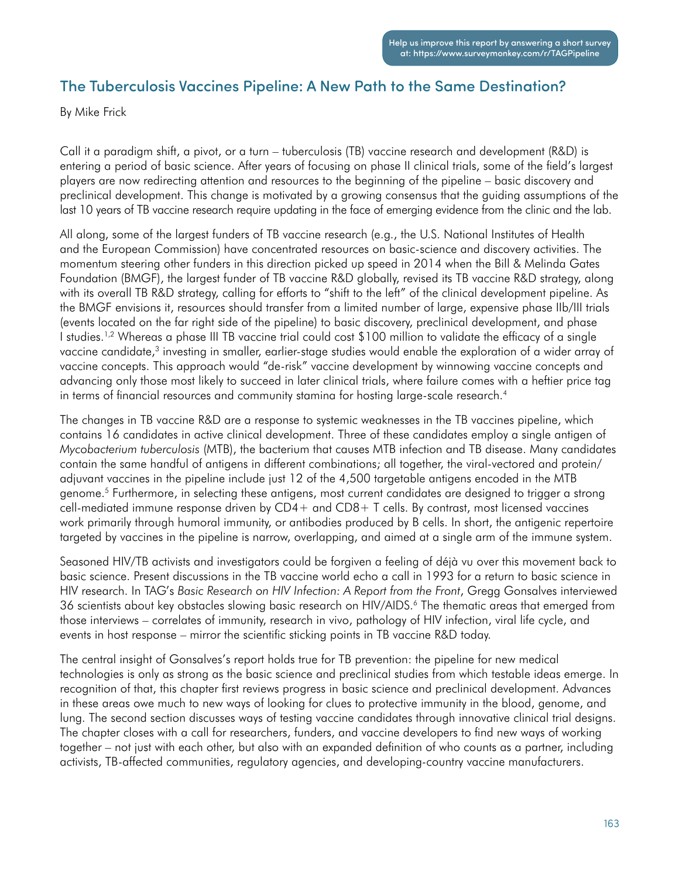Help us improve this report by answering a short survey at: https://www.surveymonkey.com/r/TAGPipeline

## The Tuberculosis Vaccines Pipeline: A New Path to the Same Destination?

By Mike Frick

Call it a paradigm shift, a pivot, or a turn – tuberculosis (TB) vaccine research and development (R&D) is entering a period of basic science. After years of focusing on phase II clinical trials, some of the field's largest players are now redirecting attention and resources to the beginning of the pipeline – basic discovery and preclinical development. This change is motivated by a growing consensus that the guiding assumptions of the last 10 years of TB vaccine research require updating in the face of emerging evidence from the clinic and the lab.

All along, some of the largest funders of TB vaccine research (e.g., the U.S. National Institutes of Health and the European Commission) have concentrated resources on basic-science and discovery activities. The momentum steering other funders in this direction picked up speed in 2014 when the Bill & Melinda Gates Foundation (BMGF), the largest funder of TB vaccine R&D globally, revised its TB vaccine R&D strategy, along with its overall TB R&D strategy, calling for efforts to "shift to the left" of the clinical development pipeline. As the BMGF envisions it, resources should transfer from a limited number of large, expensive phase IIb/III trials (events located on the far right side of the pipeline) to basic discovery, preclinical development, and phase I studies.[1,2] Whereas a phase III TB vaccine trial could cost $100 million to validate the efficacy of a single vaccine candidate,[3] investing in smaller, earlier-stage studies would enable the exploration of a wider array of vaccine concepts. This approach would "de-risk" vaccine development by winnowing vaccine concepts and advancing only those most likely to succeed in later clinical trials, where failure comes with a heftier price tag in terms of financial resources and community stamina for hosting large-scale research.[4]

The changes in TB vaccine R&D are a response to systemic weaknesses in the TB vaccines pipeline, which contains 16 candidates in active clinical development. Three of these candidates employ a single antigen of *Mycobacterium tuberculosis* (MTB), the bacterium that causes MTB infection and TB disease. Many candidates contain the same handful of antigens in different combinations; all together, the viral-vectored and protein/adjuvant vaccines in the pipeline include just 12 of the 4,500 targetable antigens encoded in the MTB genome.[5] Furthermore, in selecting these antigens, most current candidates are designed to trigger a strong cell-mediated immune response driven by CD4+ and CD8+ T cells. By contrast, most licensed vaccines work primarily through humoral immunity, or antibodies produced by B cells. In short, the antigenic repertoire targeted by vaccines in the pipeline is narrow, overlapping, and aimed at a single arm of the immune system.

Seasoned HIV/TB activists and investigators could be forgiven a feeling of déjà vu over this movement back to basic science. Present discussions in the TB vaccine world echo a call in 1993 for a return to basic science in HIV research. In TAG's *Basic Research on HIV Infection: A Report from the Front*, Gregg Gonsalves interviewed 36 scientists about key obstacles slowing basic research on HIV/AIDS.[6] The thematic areas that emerged from those interviews – correlates of immunity, research in vivo, pathology of HIV infection, viral life cycle, and events in host response – mirror the scientific sticking points in TB vaccine R&D today.

The central insight of Gonsalves's report holds true for TB prevention: the pipeline for new medical technologies is only as strong as the basic science and preclinical studies from which testable ideas emerge. In recognition of that, this chapter first reviews progress in basic science and preclinical development. Advances in these areas owe much to new ways of looking for clues to protective immunity in the blood, genome, and lung. The second section discusses ways of testing vaccine candidates through innovative clinical trial designs. The chapter closes with a call for researchers, funders, and vaccine developers to find new ways of working together – not just with each other, but also with an expanded definition of who counts as a partner, including activists, TB-affected communities, regulatory agencies, and developing-country vaccine manufacturers.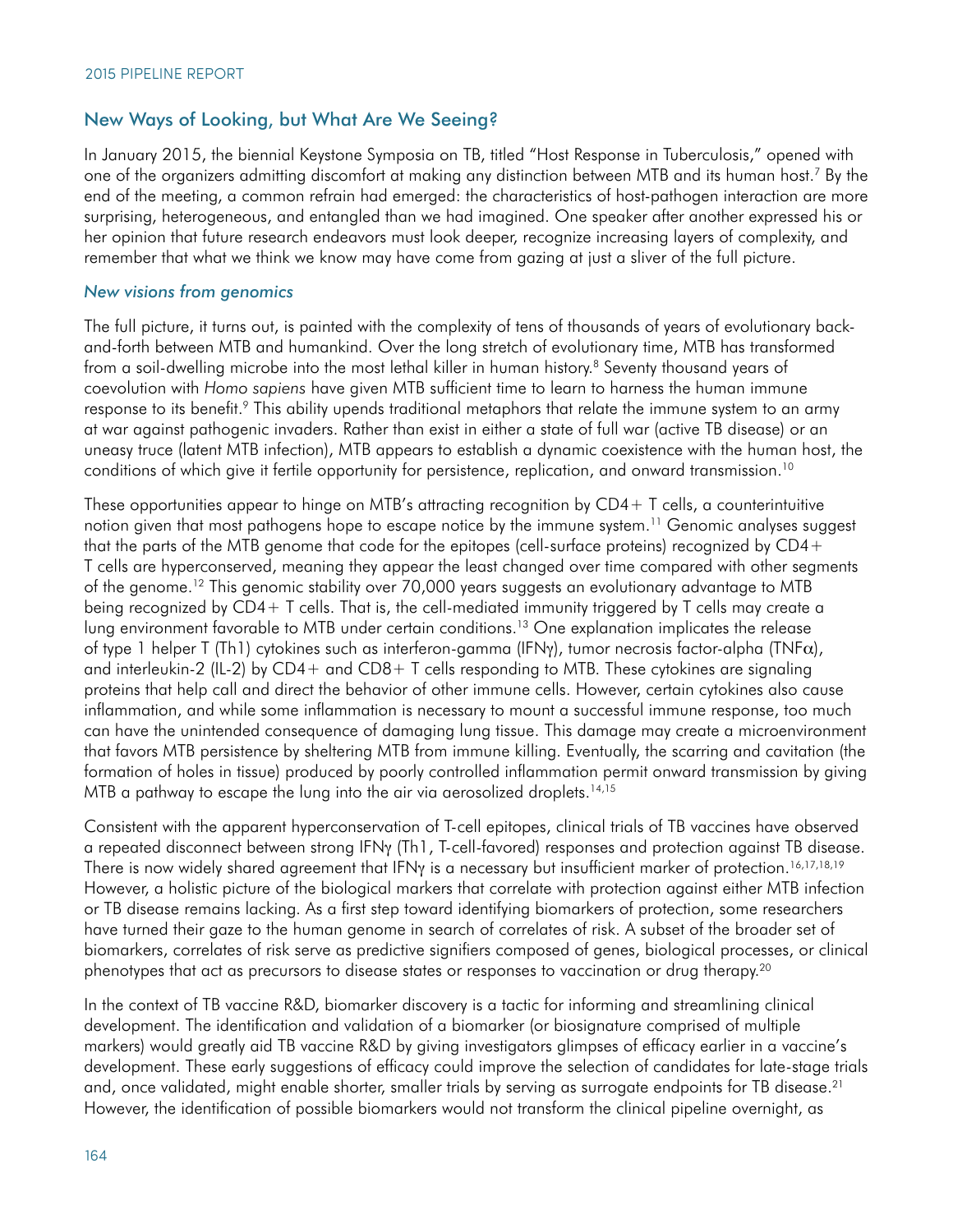## New Ways of Looking, but What Are We Seeing?

In January 2015, the biennial Keystone Symposia on TB, titled "Host Response in Tuberculosis," opened with one of the organizers admitting discomfort at making any distinction between MTB and its human host.[7] By the end of the meeting, a common refrain had emerged: the characteristics of host-pathogen interaction are more surprising, heterogeneous, and entangled than we had imagined. One speaker after another expressed his or her opinion that future research endeavors must look deeper, recognize increasing layers of complexity, and remember that what we think we know may have come from gazing at just a sliver of the full picture.

### *New visions from genomics*

The full picture, it turns out, is painted with the complexity of tens of thousands of years of evolutionary back-and-forth between MTB and humankind. Over the long stretch of evolutionary time, MTB has transformed from a soil-dwelling microbe into the most lethal killer in human history.[8] Seventy thousand years of coevolution with *Homo sapiens* have given MTB sufficient time to learn to harness the human immune response to its benefit.[9] This ability upends traditional metaphors that relate the immune system to an army at war against pathogenic invaders. Rather than exist in either a state of full war (active TB disease) or an uneasy truce (latent MTB infection), MTB appears to establish a dynamic coexistence with the human host, the conditions of which give it fertile opportunity for persistence, replication, and onward transmission.[10]

These opportunities appear to hinge on MTB's attracting recognition by CD4+ T cells, a counterintuitive notion given that most pathogens hope to escape notice by the immune system.[11] Genomic analyses suggest that the parts of the MTB genome that code for the epitopes (cell-surface proteins) recognized by CD4+ T cells are hyperconserved, meaning they appear the least changed over time compared with other segments of the genome.[12] This genomic stability over 70,000 years suggests an evolutionary advantage to MTB being recognized by CD4+ T cells. That is, the cell-mediated immunity triggered by T cells may create a lung environment favorable to MTB under certain conditions.[13] One explanation implicates the release of type 1 helper T (Th1) cytokines such as interferon-gamma (IFNγ), tumor necrosis factor-alpha (TNFα), and interleukin-2 (IL-2) by CD4+ and CD8+ T cells responding to MTB. These cytokines are signaling proteins that help call and direct the behavior of other immune cells. However, certain cytokines also cause inflammation, and while some inflammation is necessary to mount a successful immune response, too much can have the unintended consequence of damaging lung tissue. This damage may create a microenvironment that favors MTB persistence by sheltering MTB from immune killing. Eventually, the scarring and cavitation (the formation of holes in tissue) produced by poorly controlled inflammation permit onward transmission by giving MTB a pathway to escape the lung into the air via aerosolized droplets.[14,15]

Consistent with the apparent hyperconservation of T-cell epitopes, clinical trials of TB vaccines have observed a repeated disconnect between strong IFNγ (Th1, T-cell-favored) responses and protection against TB disease. There is now widely shared agreement that IFNγ is a necessary but insufficient marker of protection.[16,17,18,19] However, a holistic picture of the biological markers that correlate with protection against either MTB infection or TB disease remains lacking. As a first step toward identifying biomarkers of protection, some researchers have turned their gaze to the human genome in search of correlates of risk. A subset of the broader set of biomarkers, correlates of risk serve as predictive signifiers composed of genes, biological processes, or clinical phenotypes that act as precursors to disease states or responses to vaccination or drug therapy.[20]

In the context of TB vaccine R&D, biomarker discovery is a tactic for informing and streamlining clinical development. The identification and validation of a biomarker (or biosignature comprised of multiple markers) would greatly aid TB vaccine R&D by giving investigators glimpses of efficacy earlier in a vaccine's development. These early suggestions of efficacy could improve the selection of candidates for late-stage trials and, once validated, might enable shorter, smaller trials by serving as surrogate endpoints for TB disease.[21] However, the identification of possible biomarkers would not transform the clinical pipeline overnight, as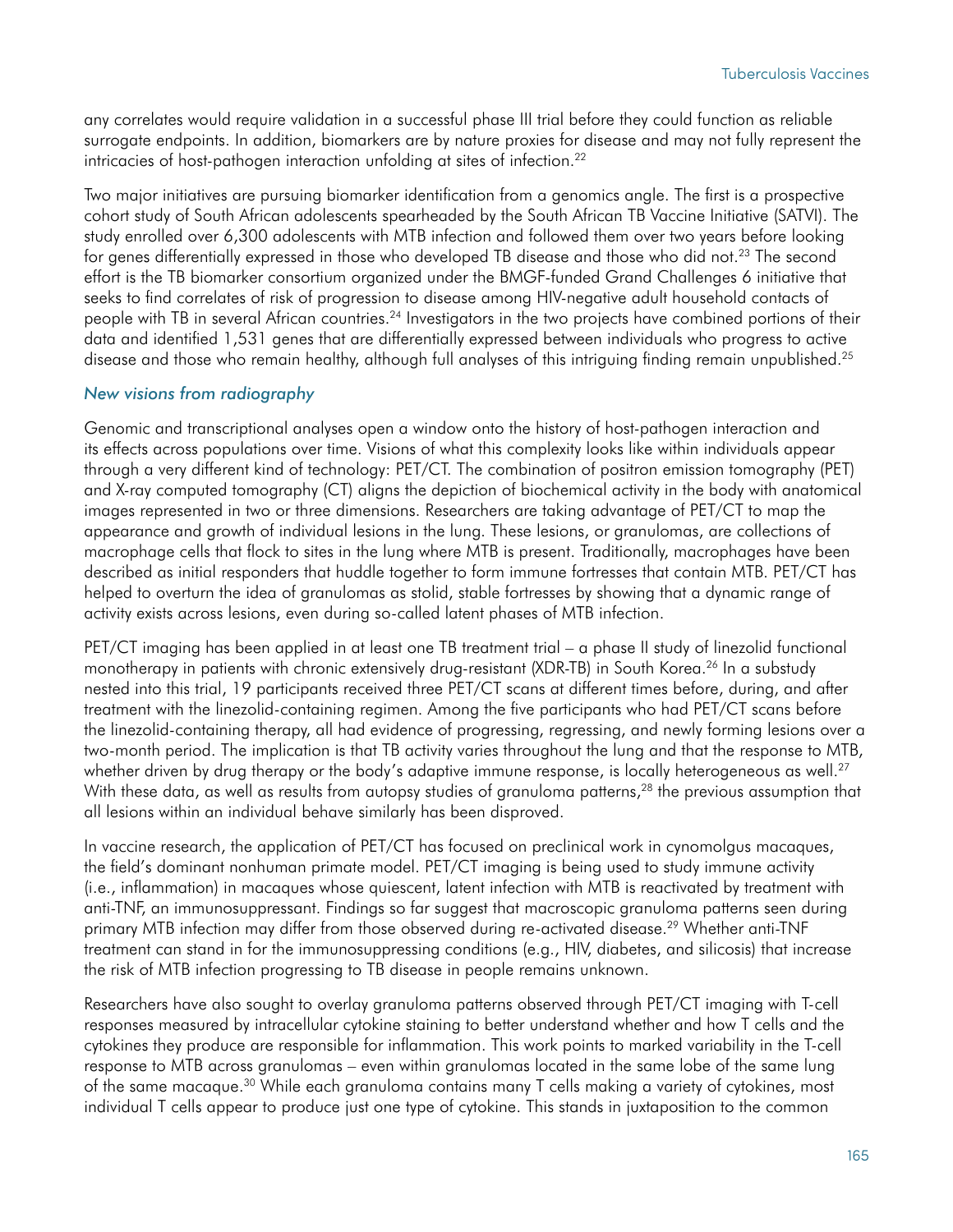any correlates would require validation in a successful phase III trial before they could function as reliable surrogate endpoints. In addition, biomarkers are by nature proxies for disease and may not fully represent the intricacies of host-pathogen interaction unfolding at sites of infection.[22]

Two major initiatives are pursuing biomarker identification from a genomics angle. The first is a prospective cohort study of South African adolescents spearheaded by the South African TB Vaccine Initiative (SATVI). The study enrolled over 6,300 adolescents with MTB infection and followed them over two years before looking for genes differentially expressed in those who developed TB disease and those who did not.[23] The second effort is the TB biomarker consortium organized under the BMGF-funded Grand Challenges 6 initiative that seeks to find correlates of risk of progression to disease among HIV-negative adult household contacts of people with TB in several African countries.[24] Investigators in the two projects have combined portions of their data and identified 1,531 genes that are differentially expressed between individuals who progress to active disease and those who remain healthy, although full analyses of this intriguing finding remain unpublished.[25]

### *New visions from radiography*

Genomic and transcriptional analyses open a window onto the history of host-pathogen interaction and its effects across populations over time. Visions of what this complexity looks like within individuals appear through a very different kind of technology: PET/CT. The combination of positron emission tomography (PET) and X-ray computed tomography (CT) aligns the depiction of biochemical activity in the body with anatomical images represented in two or three dimensions. Researchers are taking advantage of PET/CT to map the appearance and growth of individual lesions in the lung. These lesions, or granulomas, are collections of macrophage cells that flock to sites in the lung where MTB is present. Traditionally, macrophages have been described as initial responders that huddle together to form immune fortresses that contain MTB. PET/CT has helped to overturn the idea of granulomas as stolid, stable fortresses by showing that a dynamic range of activity exists across lesions, even during so-called latent phases of MTB infection.

PET/CT imaging has been applied in at least one TB treatment trial – a phase II study of linezolid functional monotherapy in patients with chronic extensively drug-resistant (XDR-TB) in South Korea.[26] In a substudy nested into this trial, 19 participants received three PET/CT scans at different times before, during, and after treatment with the linezolid-containing regimen. Among the five participants who had PET/CT scans before the linezolid-containing therapy, all had evidence of progressing, regressing, and newly forming lesions over a two-month period. The implication is that TB activity varies throughout the lung and that the response to MTB, whether driven by drug therapy or the body's adaptive immune response, is locally heterogeneous as well.[27] With these data, as well as results from autopsy studies of granuloma patterns,[28] the previous assumption that all lesions within an individual behave similarly has been disproved.

In vaccine research, the application of PET/CT has focused on preclinical work in cynomolgus macaques, the field's dominant nonhuman primate model. PET/CT imaging is being used to study immune activity (i.e., inflammation) in macaques whose quiescent, latent infection with MTB is reactivated by treatment with anti-TNF, an immunosuppressant. Findings so far suggest that macroscopic granuloma patterns seen during primary MTB infection may differ from those observed during re-activated disease.[29] Whether anti-TNF treatment can stand in for the immunosuppressing conditions (e.g., HIV, diabetes, and silicosis) that increase the risk of MTB infection progressing to TB disease in people remains unknown.

Researchers have also sought to overlay granuloma patterns observed through PET/CT imaging with T-cell responses measured by intracellular cytokine staining to better understand whether and how T cells and the cytokines they produce are responsible for inflammation. This work points to marked variability in the T-cell response to MTB across granulomas – even within granulomas located in the same lobe of the same lung of the same macaque.[30] While each granuloma contains many T cells making a variety of cytokines, most individual T cells appear to produce just one type of cytokine. This stands in juxtaposition to the common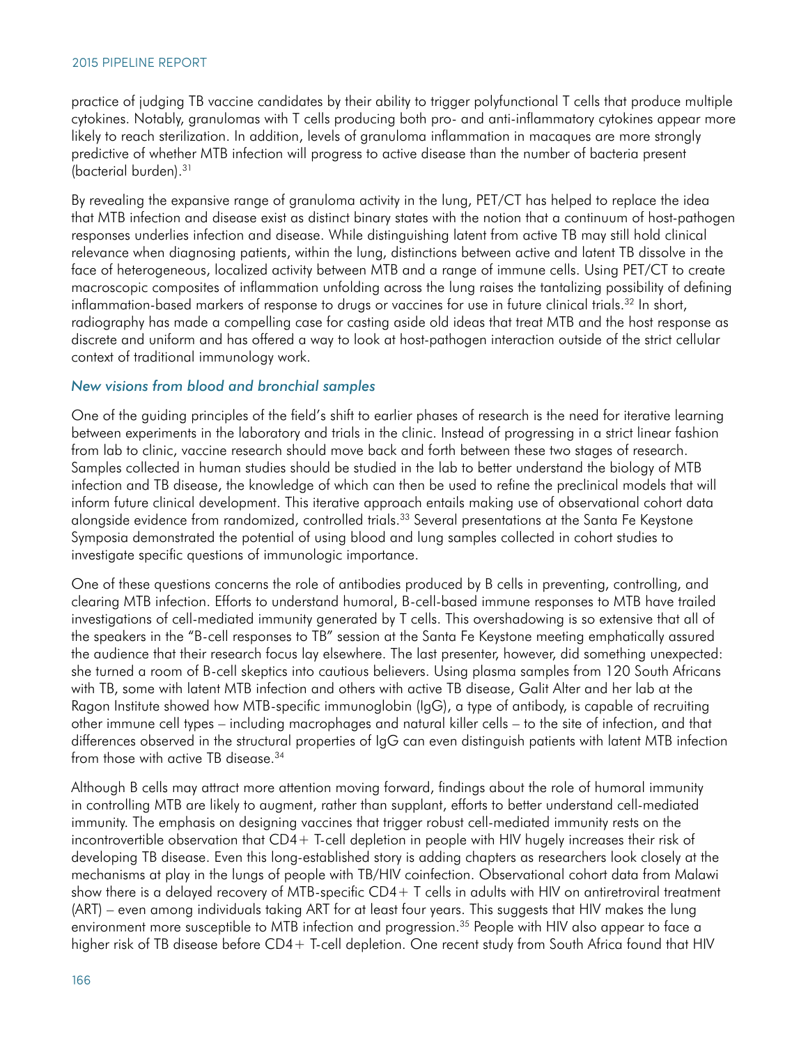practice of judging TB vaccine candidates by their ability to trigger polyfunctional T cells that produce multiple cytokines. Notably, granulomas with T cells producing both pro- and anti-inflammatory cytokines appear more likely to reach sterilization. In addition, levels of granuloma inflammation in macaques are more strongly predictive of whether MTB infection will progress to active disease than the number of bacteria present (bacterial burden).[31]

By revealing the expansive range of granuloma activity in the lung, PET/CT has helped to replace the idea that MTB infection and disease exist as distinct binary states with the notion that a continuum of host-pathogen responses underlies infection and disease. While distinguishing latent from active TB may still hold clinical relevance when diagnosing patients, within the lung, distinctions between active and latent TB dissolve in the face of heterogeneous, localized activity between MTB and a range of immune cells. Using PET/CT to create macroscopic composites of inflammation unfolding across the lung raises the tantalizing possibility of defining inflammation-based markers of response to drugs or vaccines for use in future clinical trials.[32] In short, radiography has made a compelling case for casting aside old ideas that treat MTB and the host response as discrete and uniform and has offered a way to look at host-pathogen interaction outside of the strict cellular context of traditional immunology work.

### *New visions from blood and bronchial samples*

One of the guiding principles of the field's shift to earlier phases of research is the need for iterative learning between experiments in the laboratory and trials in the clinic. Instead of progressing in a strict linear fashion from lab to clinic, vaccine research should move back and forth between these two stages of research. Samples collected in human studies should be studied in the lab to better understand the biology of MTB infection and TB disease, the knowledge of which can then be used to refine the preclinical models that will inform future clinical development. This iterative approach entails making use of observational cohort data alongside evidence from randomized, controlled trials.[33] Several presentations at the Santa Fe Keystone Symposia demonstrated the potential of using blood and lung samples collected in cohort studies to investigate specific questions of immunologic importance.

One of these questions concerns the role of antibodies produced by B cells in preventing, controlling, and clearing MTB infection. Efforts to understand humoral, B-cell-based immune responses to MTB have trailed investigations of cell-mediated immunity generated by T cells. This overshadowing is so extensive that all of the speakers in the "B-cell responses to TB" session at the Santa Fe Keystone meeting emphatically assured the audience that their research focus lay elsewhere. The last presenter, however, did something unexpected: she turned a room of B-cell skeptics into cautious believers. Using plasma samples from 120 South Africans with TB, some with latent MTB infection and others with active TB disease, Galit Alter and her lab at the Ragon Institute showed how MTB-specific immunoglobin (IgG), a type of antibody, is capable of recruiting other immune cell types – including macrophages and natural killer cells – to the site of infection, and that differences observed in the structural properties of IgG can even distinguish patients with latent MTB infection from those with active TB disease.[34]

Although B cells may attract more attention moving forward, findings about the role of humoral immunity in controlling MTB are likely to augment, rather than supplant, efforts to better understand cell-mediated immunity. The emphasis on designing vaccines that trigger robust cell-mediated immunity rests on the incontrovertible observation that CD4+ T-cell depletion in people with HIV hugely increases their risk of developing TB disease. Even this long-established story is adding chapters as researchers look closely at the mechanisms at play in the lungs of people with TB/HIV coinfection. Observational cohort data from Malawi show there is a delayed recovery of MTB-specific CD4+ T cells in adults with HIV on antiretroviral treatment (ART) – even among individuals taking ART for at least four years. This suggests that HIV makes the lung environment more susceptible to MTB infection and progression.[35] People with HIV also appear to face a higher risk of TB disease before CD4+ T-cell depletion. One recent study from South Africa found that HIV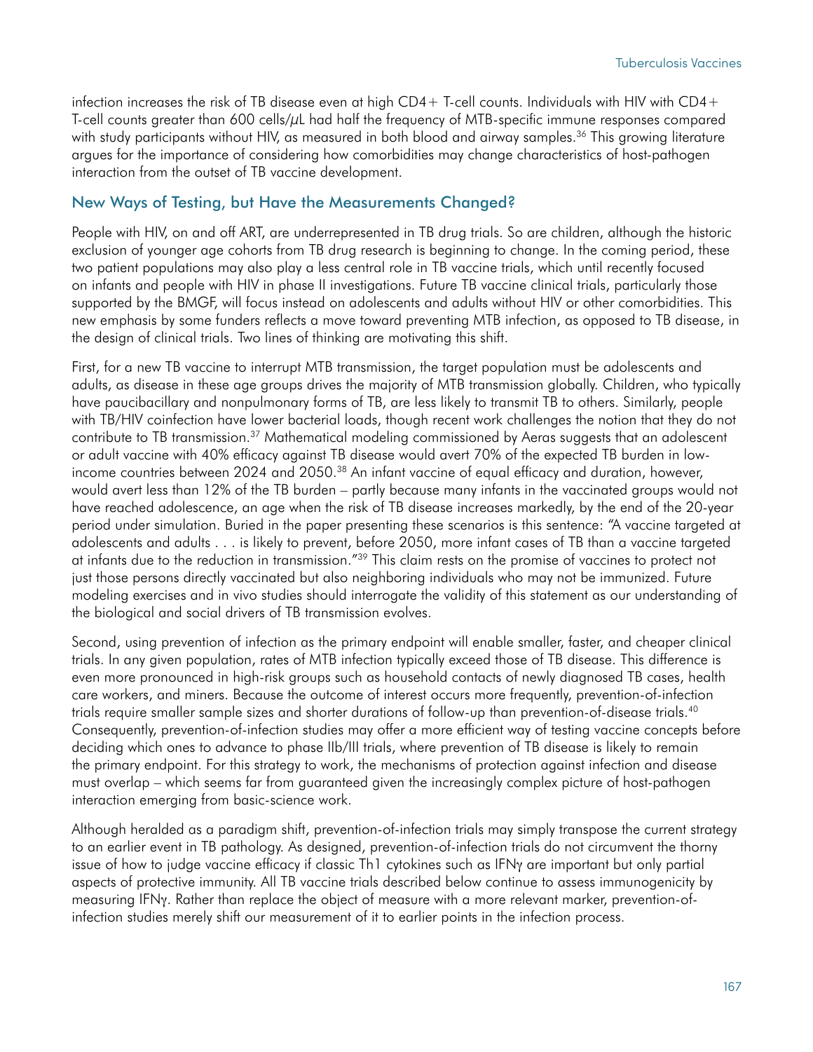infection increases the risk of TB disease even at high CD4+ T-cell counts. Individuals with HIV with CD4+ T-cell counts greater than 600 cells/μL had half the frequency of MTB-specific immune responses compared with study participants without HIV, as measured in both blood and airway samples.[36] This growing literature argues for the importance of considering how comorbidities may change characteristics of host-pathogen interaction from the outset of TB vaccine development.

## New Ways of Testing, but Have the Measurements Changed?

People with HIV, on and off ART, are underrepresented in TB drug trials. So are children, although the historic exclusion of younger age cohorts from TB drug research is beginning to change. In the coming period, these two patient populations may also play a less central role in TB vaccine trials, which until recently focused on infants and people with HIV in phase II investigations. Future TB vaccine clinical trials, particularly those supported by the BMGF, will focus instead on adolescents and adults without HIV or other comorbidities. This new emphasis by some funders reflects a move toward preventing MTB infection, as opposed to TB disease, in the design of clinical trials. Two lines of thinking are motivating this shift.

First, for a new TB vaccine to interrupt MTB transmission, the target population must be adolescents and adults, as disease in these age groups drives the majority of MTB transmission globally. Children, who typically have paucibacillary and nonpulmonary forms of TB, are less likely to transmit TB to others. Similarly, people with TB/HIV coinfection have lower bacterial loads, though recent work challenges the notion that they do not contribute to TB transmission.[37] Mathematical modeling commissioned by Aeras suggests that an adolescent or adult vaccine with 40% efficacy against TB disease would avert 70% of the expected TB burden in low-income countries between 2024 and 2050.[38] An infant vaccine of equal efficacy and duration, however, would avert less than 12% of the TB burden – partly because many infants in the vaccinated groups would not have reached adolescence, an age when the risk of TB disease increases markedly, by the end of the 20-year period under simulation. Buried in the paper presenting these scenarios is this sentence: "A vaccine targeted at adolescents and adults . . . is likely to prevent, before 2050, more infant cases of TB than a vaccine targeted at infants due to the reduction in transmission."[39] This claim rests on the promise of vaccines to protect not just those persons directly vaccinated but also neighboring individuals who may not be immunized. Future modeling exercises and in vivo studies should interrogate the validity of this statement as our understanding of the biological and social drivers of TB transmission evolves.

Second, using prevention of infection as the primary endpoint will enable smaller, faster, and cheaper clinical trials. In any given population, rates of MTB infection typically exceed those of TB disease. This difference is even more pronounced in high-risk groups such as household contacts of newly diagnosed TB cases, health care workers, and miners. Because the outcome of interest occurs more frequently, prevention-of-infection trials require smaller sample sizes and shorter durations of follow-up than prevention-of-disease trials.[40] Consequently, prevention-of-infection studies may offer a more efficient way of testing vaccine concepts before deciding which ones to advance to phase IIb/III trials, where prevention of TB disease is likely to remain the primary endpoint. For this strategy to work, the mechanisms of protection against infection and disease must overlap – which seems far from guaranteed given the increasingly complex picture of host-pathogen interaction emerging from basic-science work.

Although heralded as a paradigm shift, prevention-of-infection trials may simply transpose the current strategy to an earlier event in TB pathology. As designed, prevention-of-infection trials do not circumvent the thorny issue of how to judge vaccine efficacy if classic Th1 cytokines such as IFNγ are important but only partial aspects of protective immunity. All TB vaccine trials described below continue to assess immunogenicity by measuring IFNγ. Rather than replace the object of measure with a more relevant marker, prevention-of-infection studies merely shift our measurement of it to earlier points in the infection process.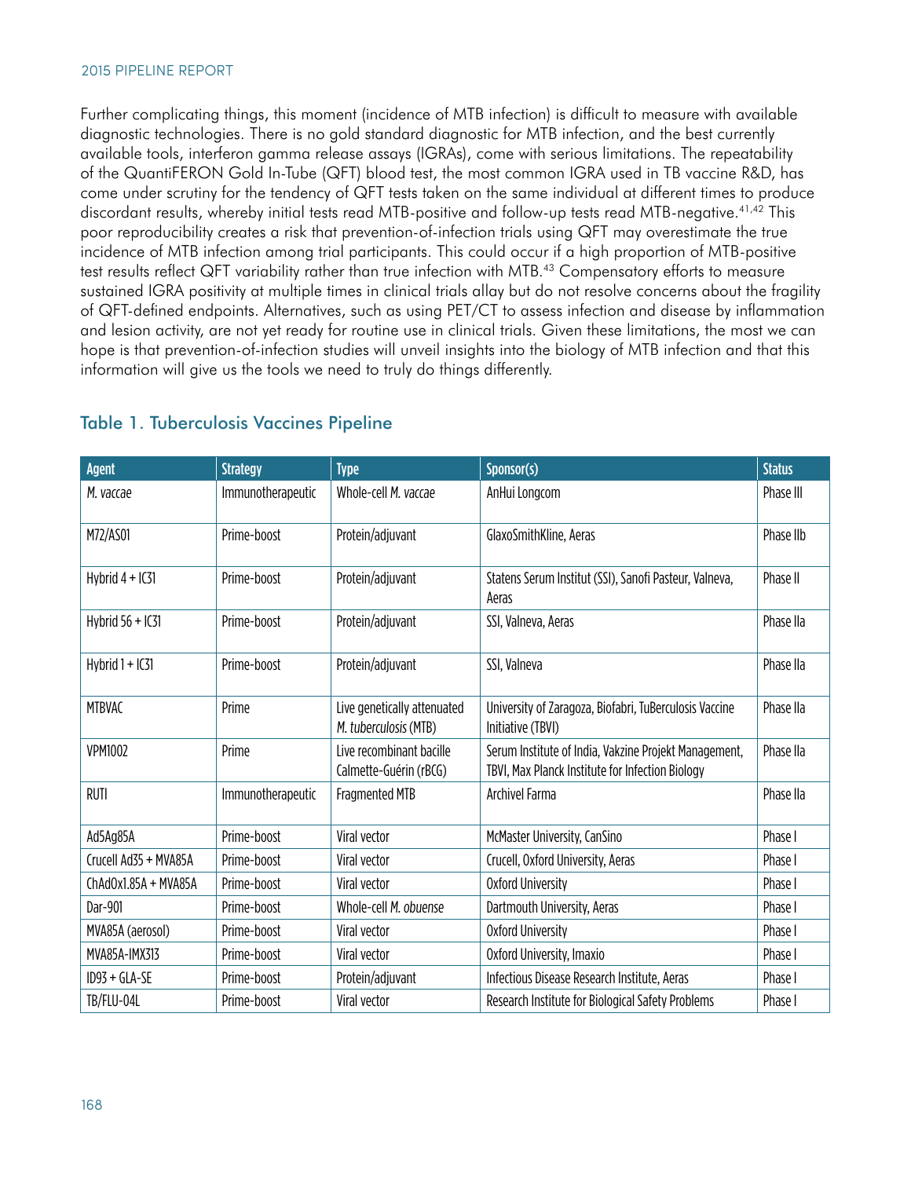Further complicating things, this moment (incidence of MTB infection) is difficult to measure with available diagnostic technologies. There is no gold standard diagnostic for MTB infection, and the best currently available tools, interferon gamma release assays (IGRAs), come with serious limitations. The repeatability of the QuantiFERON Gold In-Tube (QFT) blood test, the most common IGRA used in TB vaccine R&D, has come under scrutiny for the tendency of QFT tests taken on the same individual at different times to produce discordant results, whereby initial tests read MTB-positive and follow-up tests read MTB-negative.[41,42] This poor reproducibility creates a risk that prevention-of-infection trials using QFT may overestimate the true incidence of MTB infection among trial participants. This could occur if a high proportion of MTB-positive test results reflect QFT variability rather than true infection with MTB.[43] Compensatory efforts to measure sustained IGRA positivity at multiple times in clinical trials allay but do not resolve concerns about the fragility of QFT-defined endpoints. Alternatives, such as using PET/CT to assess infection and disease by inflammation and lesion activity, are not yet ready for routine use in clinical trials. Given these limitations, the most we can hope is that prevention-of-infection studies will unveil insights into the biology of MTB infection and that this information will give us the tools we need to truly do things differently.

## Table 1. Tuberculosis Vaccines Pipeline

| Agent | Strategy | Type | Sponsor(s) | Status |
|---|---|---|---|---|
| *M. vaccae* | Immunotherapeutic | Whole-cell *M. vaccae* | AnHui Longcom | Phase III |
| M72/AS01 | Prime-boost | Protein/adjuvant | GlaxoSmithKline, Aeras | Phase IIb |
| Hybrid 4 + IC31 | Prime-boost | Protein/adjuvant | Statens Serum Institut (SSI), Sanofi Pasteur, Valneva, Aeras | Phase II |
| Hybrid 56 + IC31 | Prime-boost | Protein/adjuvant | SSI, Valneva, Aeras | Phase IIa |
| Hybrid 1 + IC31 | Prime-boost | Protein/adjuvant | SSI, Valneva | Phase IIa |
| MTBVAC | Prime | Live genetically attenuated *M. tuberculosis* (MTB) | University of Zaragoza, Biofabri, TuBerculosis Vaccine Initiative (TBVI) | Phase IIa |
| VPM1002 | Prime | Live recombinant bacille Calmette-Guérin (rBCG) | Serum Institute of India, Vakzine Projekt Management, TBVI, Max Planck Institute for Infection Biology | Phase IIa |
| RUTI | Immunotherapeutic | Fragmented MTB | Archivel Farma | Phase IIa |
| Ad5Ag85A | Prime-boost | Viral vector | McMaster University, CanSino | Phase I |
| Crucell Ad35 + MVA85A | Prime-boost | Viral vector | Crucell, Oxford University, Aeras | Phase I |
| ChAdOx1.85A + MVA85A | Prime-boost | Viral vector | Oxford University | Phase I |
| Dar-901 | Prime-boost | Whole-cell *M. obuense* | Dartmouth University, Aeras | Phase I |
| MVA85A (aerosol) | Prime-boost | Viral vector | Oxford University | Phase I |
| MVA85A-IMX313 | Prime-boost | Viral vector | Oxford University, Imaxio | Phase I |
| ID93 + GLA-SE | Prime-boost | Protein/adjuvant | Infectious Disease Research Institute, Aeras | Phase I |
| TB/FLU-04L | Prime-boost | Viral vector | Research Institute for Biological Safety Problems | Phase I |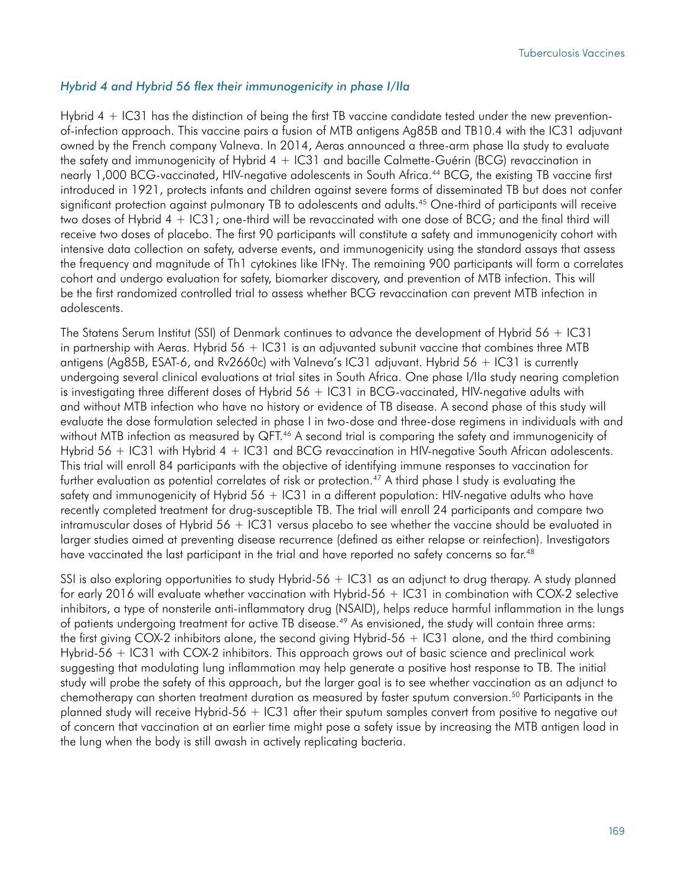### *Hybrid 4 and Hybrid 56 flex their immunogenicity in phase I/IIa*

Hybrid 4 + IC31 has the distinction of being the first TB vaccine candidate tested under the new prevention-of-infection approach. This vaccine pairs a fusion of MTB antigens Ag85B and TB10.4 with the IC31 adjuvant owned by the French company Valneva. In 2014, Aeras announced a three-arm phase IIa study to evaluate the safety and immunogenicity of Hybrid 4 + IC31 and bacille Calmette-Guérin (BCG) revaccination in nearly 1,000 BCG-vaccinated, HIV-negative adolescents in South Africa.[44] BCG, the existing TB vaccine first introduced in 1921, protects infants and children against severe forms of disseminated TB but does not confer significant protection against pulmonary TB to adolescents and adults.[45] One-third of participants will receive two doses of Hybrid 4 + IC31; one-third will be revaccinated with one dose of BCG; and the final third will receive two doses of placebo. The first 90 participants will constitute a safety and immunogenicity cohort with intensive data collection on safety, adverse events, and immunogenicity using the standard assays that assess the frequency and magnitude of Th1 cytokines like IFNγ. The remaining 900 participants will form a correlates cohort and undergo evaluation for safety, biomarker discovery, and prevention of MTB infection. This will be the first randomized controlled trial to assess whether BCG revaccination can prevent MTB infection in adolescents.

The Statens Serum Institut (SSI) of Denmark continues to advance the development of Hybrid 56 + IC31 in partnership with Aeras. Hybrid 56 + IC31 is an adjuvanted subunit vaccine that combines three MTB antigens (Ag85B, ESAT-6, and Rv2660c) with Valneva's IC31 adjuvant. Hybrid 56 + IC31 is currently undergoing several clinical evaluations at trial sites in South Africa. One phase I/IIa study nearing completion is investigating three different doses of Hybrid 56 + IC31 in BCG-vaccinated, HIV-negative adults with and without MTB infection who have no history or evidence of TB disease. A second phase of this study will evaluate the dose formulation selected in phase I in two-dose and three-dose regimens in individuals with and without MTB infection as measured by QFT.[46] A second trial is comparing the safety and immunogenicity of Hybrid 56 + IC31 with Hybrid 4 + IC31 and BCG revaccination in HIV-negative South African adolescents. This trial will enroll 84 participants with the objective of identifying immune responses to vaccination for further evaluation as potential correlates of risk or protection.[47] A third phase I study is evaluating the safety and immunogenicity of Hybrid 56 + IC31 in a different population: HIV-negative adults who have recently completed treatment for drug-susceptible TB. The trial will enroll 24 participants and compare two intramuscular doses of Hybrid 56 + IC31 versus placebo to see whether the vaccine should be evaluated in larger studies aimed at preventing disease recurrence (defined as either relapse or reinfection). Investigators have vaccinated the last participant in the trial and have reported no safety concerns so far.[48]

SSI is also exploring opportunities to study Hybrid-56 + IC31 as an adjunct to drug therapy. A study planned for early 2016 will evaluate whether vaccination with Hybrid-56 + IC31 in combination with COX-2 selective inhibitors, a type of nonsterile anti-inflammatory drug (NSAID), helps reduce harmful inflammation in the lungs of patients undergoing treatment for active TB disease.[49] As envisioned, the study will contain three arms: the first giving COX-2 inhibitors alone, the second giving Hybrid-56 + IC31 alone, and the third combining Hybrid-56 + IC31 with COX-2 inhibitors. This approach grows out of basic science and preclinical work suggesting that modulating lung inflammation may help generate a positive host response to TB. The initial study will probe the safety of this approach, but the larger goal is to see whether vaccination as an adjunct to chemotherapy can shorten treatment duration as measured by faster sputum conversion.[50] Participants in the planned study will receive Hybrid-56 + IC31 after their sputum samples convert from positive to negative out of concern that vaccination at an earlier time might pose a safety issue by increasing the MTB antigen load in the lung when the body is still awash in actively replicating bacteria.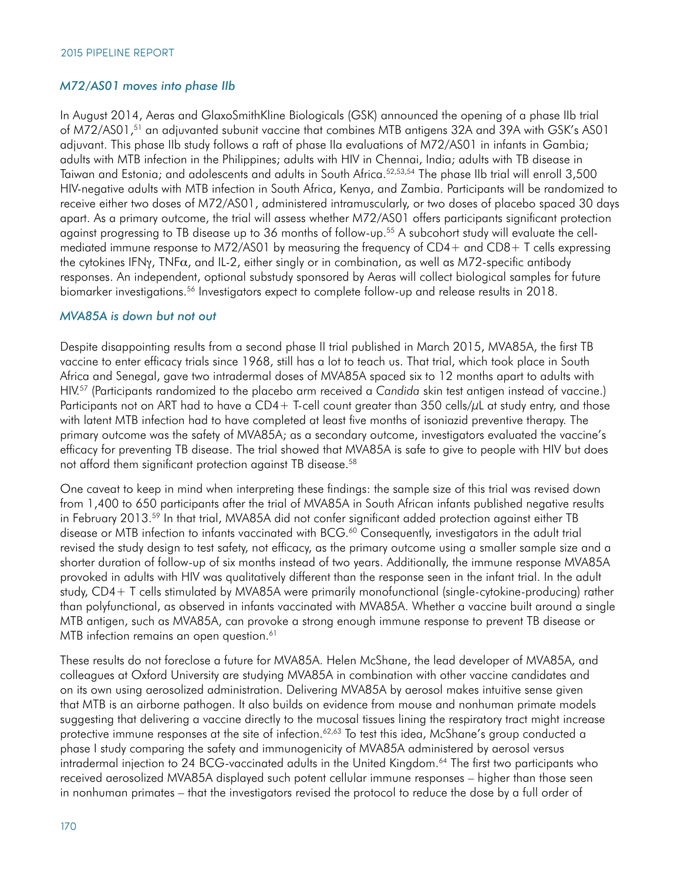### *M72/AS01 moves into phase IIb*

In August 2014, Aeras and GlaxoSmithKline Biologicals (GSK) announced the opening of a phase IIb trial of M72/AS01,[51] an adjuvanted subunit vaccine that combines MTB antigens 32A and 39A with GSK's AS01 adjuvant. This phase IIb study follows a raft of phase IIa evaluations of M72/AS01 in infants in Gambia; adults with MTB infection in the Philippines; adults with HIV in Chennai, India; adults with TB disease in Taiwan and Estonia; and adolescents and adults in South Africa.[52,53,54] The phase IIb trial will enroll 3,500 HIV-negative adults with MTB infection in South Africa, Kenya, and Zambia. Participants will be randomized to receive either two doses of M72/AS01, administered intramuscularly, or two doses of placebo spaced 30 days apart. As a primary outcome, the trial will assess whether M72/AS01 offers participants significant protection against progressing to TB disease up to 36 months of follow-up.[55] A subcohort study will evaluate the cell-mediated immune response to M72/AS01 by measuring the frequency of CD4+ and CD8+ T cells expressing the cytokines IFNγ, TNFα, and IL-2, either singly or in combination, as well as M72-specific antibody responses. An independent, optional substudy sponsored by Aeras will collect biological samples for future biomarker investigations.[56] Investigators expect to complete follow-up and release results in 2018.

### *MVA85A is down but not out*

Despite disappointing results from a second phase II trial published in March 2015, MVA85A, the first TB vaccine to enter efficacy trials since 1968, still has a lot to teach us. That trial, which took place in South Africa and Senegal, gave two intradermal doses of MVA85A spaced six to 12 months apart to adults with HIV.[57] (Participants randomized to the placebo arm received a *Candida* skin test antigen instead of vaccine.) Participants not on ART had to have a CD4+ T-cell count greater than 350 cells/μL at study entry, and those with latent MTB infection had to have completed at least five months of isoniazid preventive therapy. The primary outcome was the safety of MVA85A; as a secondary outcome, investigators evaluated the vaccine's efficacy for preventing TB disease. The trial showed that MVA85A is safe to give to people with HIV but does not afford them significant protection against TB disease.[58]

One caveat to keep in mind when interpreting these findings: the sample size of this trial was revised down from 1,400 to 650 participants after the trial of MVA85A in South African infants published negative results in February 2013.[59] In that trial, MVA85A did not confer significant added protection against either TB disease or MTB infection to infants vaccinated with BCG.[60] Consequently, investigators in the adult trial revised the study design to test safety, not efficacy, as the primary outcome using a smaller sample size and a shorter duration of follow-up of six months instead of two years. Additionally, the immune response MVA85A provoked in adults with HIV was qualitatively different than the response seen in the infant trial. In the adult study, CD4+ T cells stimulated by MVA85A were primarily monofunctional (single-cytokine-producing) rather than polyfunctional, as observed in infants vaccinated with MVA85A. Whether a vaccine built around a single MTB antigen, such as MVA85A, can provoke a strong enough immune response to prevent TB disease or MTB infection remains an open question.[61]

These results do not foreclose a future for MVA85A. Helen McShane, the lead developer of MVA85A, and colleagues at Oxford University are studying MVA85A in combination with other vaccine candidates and on its own using aerosolized administration. Delivering MVA85A by aerosol makes intuitive sense given that MTB is an airborne pathogen. It also builds on evidence from mouse and nonhuman primate models suggesting that delivering a vaccine directly to the mucosal tissues lining the respiratory tract might increase protective immune responses at the site of infection.[62,63] To test this idea, McShane's group conducted a phase I study comparing the safety and immunogenicity of MVA85A administered by aerosol versus intradermal injection to 24 BCG-vaccinated adults in the United Kingdom.[64] The first two participants who received aerosolized MVA85A displayed such potent cellular immune responses – higher than those seen in nonhuman primates – that the investigators revised the protocol to reduce the dose by a full order of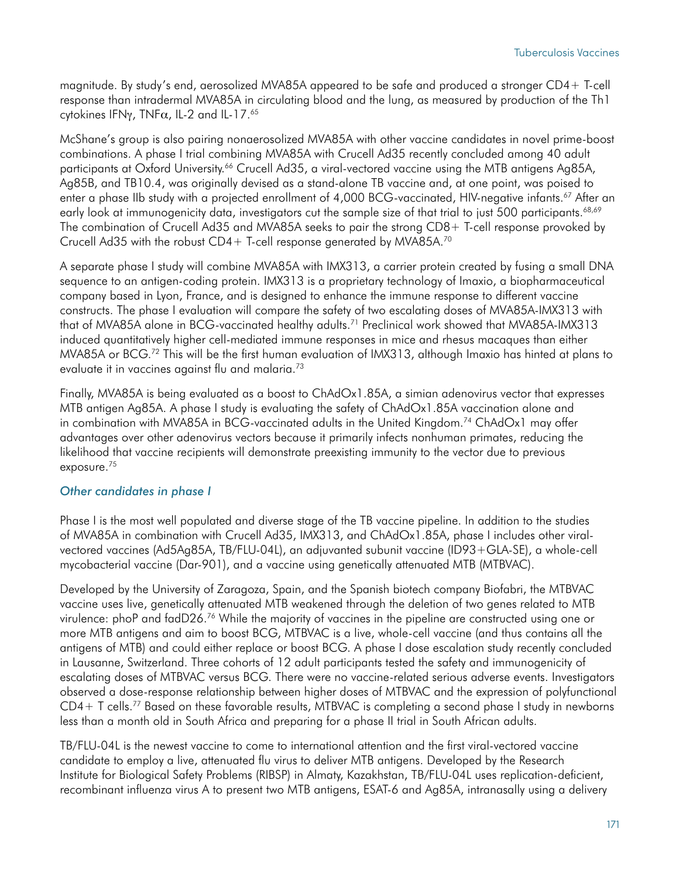magnitude. By study's end, aerosolized MVA85A appeared to be safe and produced a stronger CD4+ T-cell response than intradermal MVA85A in circulating blood and the lung, as measured by production of the Th1 cytokines IFNγ, TNFα, IL-2 and IL-17.[65]

McShane's group is also pairing nonaerosolized MVA85A with other vaccine candidates in novel prime-boost combinations. A phase I trial combining MVA85A with Crucell Ad35 recently concluded among 40 adult participants at Oxford University.[66] Crucell Ad35, a viral-vectored vaccine using the MTB antigens Ag85A, Ag85B, and TB10.4, was originally devised as a stand-alone TB vaccine and, at one point, was poised to enter a phase IIb study with a projected enrollment of 4,000 BCG-vaccinated, HIV-negative infants.[67] After an early look at immunogenicity data, investigators cut the sample size of that trial to just 500 participants.[68,69] The combination of Crucell Ad35 and MVA85A seeks to pair the strong CD8+ T-cell response provoked by Crucell Ad35 with the robust CD4+ T-cell response generated by MVA85A.[70]

A separate phase I study will combine MVA85A with IMX313, a carrier protein created by fusing a small DNA sequence to an antigen-coding protein. IMX313 is a proprietary technology of Imaxio, a biopharmaceutical company based in Lyon, France, and is designed to enhance the immune response to different vaccine constructs. The phase I evaluation will compare the safety of two escalating doses of MVA85A-IMX313 with that of MVA85A alone in BCG-vaccinated healthy adults.[71] Preclinical work showed that MVA85A-IMX313 induced quantitatively higher cell-mediated immune responses in mice and rhesus macaques than either MVA85A or BCG.[72] This will be the first human evaluation of IMX313, although Imaxio has hinted at plans to evaluate it in vaccines against flu and malaria.[73]

Finally, MVA85A is being evaluated as a boost to ChAdOx1.85A, a simian adenovirus vector that expresses MTB antigen Ag85A. A phase I study is evaluating the safety of ChAdOx1.85A vaccination alone and in combination with MVA85A in BCG-vaccinated adults in the United Kingdom.[74] ChAdOx1 may offer advantages over other adenovirus vectors because it primarily infects nonhuman primates, reducing the likelihood that vaccine recipients will demonstrate preexisting immunity to the vector due to previous exposure.[75]

### *Other candidates in phase I*

Phase I is the most well populated and diverse stage of the TB vaccine pipeline. In addition to the studies of MVA85A in combination with Crucell Ad35, IMX313, and ChAdOx1.85A, phase I includes other viral-vectored vaccines (Ad5Ag85A, TB/FLU-04L), an adjuvanted subunit vaccine (ID93+GLA-SE), a whole-cell mycobacterial vaccine (Dar-901), and a vaccine using genetically attenuated MTB (MTBVAC).

Developed by the University of Zaragoza, Spain, and the Spanish biotech company Biofabri, the MTBVAC vaccine uses live, genetically attenuated MTB weakened through the deletion of two genes related to MTB virulence: phoP and fadD26.[76] While the majority of vaccines in the pipeline are constructed using one or more MTB antigens and aim to boost BCG, MTBVAC is a live, whole-cell vaccine (and thus contains all the antigens of MTB) and could either replace or boost BCG. A phase I dose escalation study recently concluded in Lausanne, Switzerland. Three cohorts of 12 adult participants tested the safety and immunogenicity of escalating doses of MTBVAC versus BCG. There were no vaccine-related serious adverse events. Investigators observed a dose-response relationship between higher doses of MTBVAC and the expression of polyfunctional CD4+ T cells.[77] Based on these favorable results, MTBVAC is completing a second phase I study in newborns less than a month old in South Africa and preparing for a phase II trial in South African adults.

TB/FLU-04L is the newest vaccine to come to international attention and the first viral-vectored vaccine candidate to employ a live, attenuated flu virus to deliver MTB antigens. Developed by the Research Institute for Biological Safety Problems (RIBSP) in Almaty, Kazakhstan, TB/FLU-04L uses replication-deficient, recombinant influenza virus A to present two MTB antigens, ESAT-6 and Ag85A, intranasally using a delivery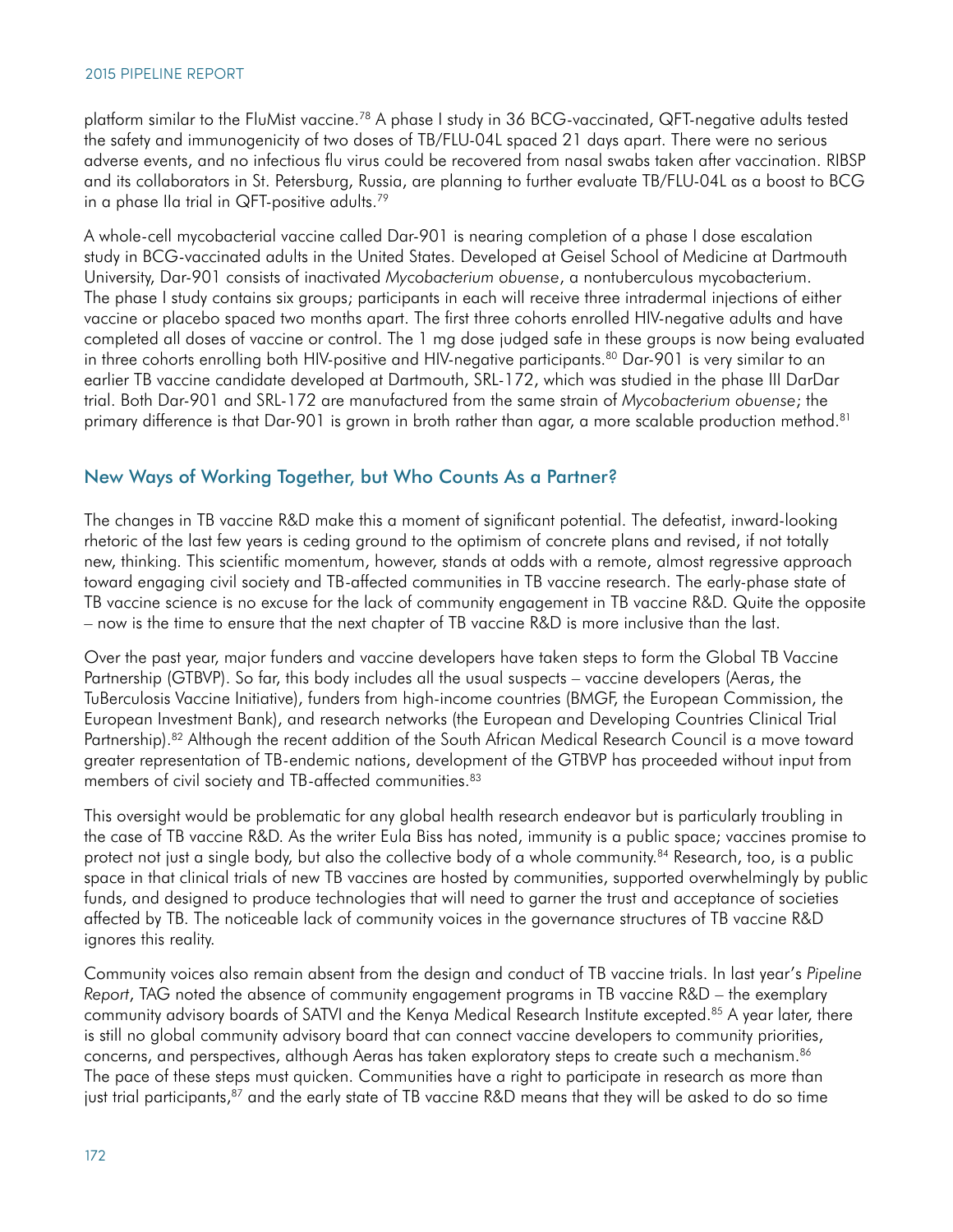platform similar to the FluMist vaccine.[78] A phase I study in 36 BCG-vaccinated, QFT-negative adults tested the safety and immunogenicity of two doses of TB/FLU-04L spaced 21 days apart. There were no serious adverse events, and no infectious flu virus could be recovered from nasal swabs taken after vaccination. RIBSP and its collaborators in St. Petersburg, Russia, are planning to further evaluate TB/FLU-04L as a boost to BCG in a phase IIa trial in QFT-positive adults.[79]

A whole-cell mycobacterial vaccine called Dar-901 is nearing completion of a phase I dose escalation study in BCG-vaccinated adults in the United States. Developed at Geisel School of Medicine at Dartmouth University, Dar-901 consists of inactivated *Mycobacterium obuense*, a nontuberculous mycobacterium. The phase I study contains six groups; participants in each will receive three intradermal injections of either vaccine or placebo spaced two months apart. The first three cohorts enrolled HIV-negative adults and have completed all doses of vaccine or control. The 1 mg dose judged safe in these groups is now being evaluated in three cohorts enrolling both HIV-positive and HIV-negative participants.[80] Dar-901 is very similar to an earlier TB vaccine candidate developed at Dartmouth, SRL-172, which was studied in the phase III DarDar trial. Both Dar-901 and SRL-172 are manufactured from the same strain of *Mycobacterium obuense*; the primary difference is that Dar-901 is grown in broth rather than agar, a more scalable production method.[81]

## New Ways of Working Together, but Who Counts As a Partner?

The changes in TB vaccine R&D make this a moment of significant potential. The defeatist, inward-looking rhetoric of the last few years is ceding ground to the optimism of concrete plans and revised, if not totally new, thinking. This scientific momentum, however, stands at odds with a remote, almost regressive approach toward engaging civil society and TB-affected communities in TB vaccine research. The early-phase state of TB vaccine science is no excuse for the lack of community engagement in TB vaccine R&D. Quite the opposite – now is the time to ensure that the next chapter of TB vaccine R&D is more inclusive than the last.

Over the past year, major funders and vaccine developers have taken steps to form the Global TB Vaccine Partnership (GTBVP). So far, this body includes all the usual suspects – vaccine developers (Aeras, the TuBerculosis Vaccine Initiative), funders from high-income countries (BMGF, the European Commission, the European Investment Bank), and research networks (the European and Developing Countries Clinical Trial Partnership).[82] Although the recent addition of the South African Medical Research Council is a move toward greater representation of TB-endemic nations, development of the GTBVP has proceeded without input from members of civil society and TB-affected communities.[83]

This oversight would be problematic for any global health research endeavor but is particularly troubling in the case of TB vaccine R&D. As the writer Eula Biss has noted, immunity is a public space; vaccines promise to protect not just a single body, but also the collective body of a whole community.[84] Research, too, is a public space in that clinical trials of new TB vaccines are hosted by communities, supported overwhelmingly by public funds, and designed to produce technologies that will need to garner the trust and acceptance of societies affected by TB. The noticeable lack of community voices in the governance structures of TB vaccine R&D ignores this reality.

Community voices also remain absent from the design and conduct of TB vaccine trials. In last year's *Pipeline Report*, TAG noted the absence of community engagement programs in TB vaccine R&D – the exemplary community advisory boards of SATVI and the Kenya Medical Research Institute excepted.[85] A year later, there is still no global community advisory board that can connect vaccine developers to community priorities, concerns, and perspectives, although Aeras has taken exploratory steps to create such a mechanism.[86] The pace of these steps must quicken. Communities have a right to participate in research as more than just trial participants,[87] and the early state of TB vaccine R&D means that they will be asked to do so time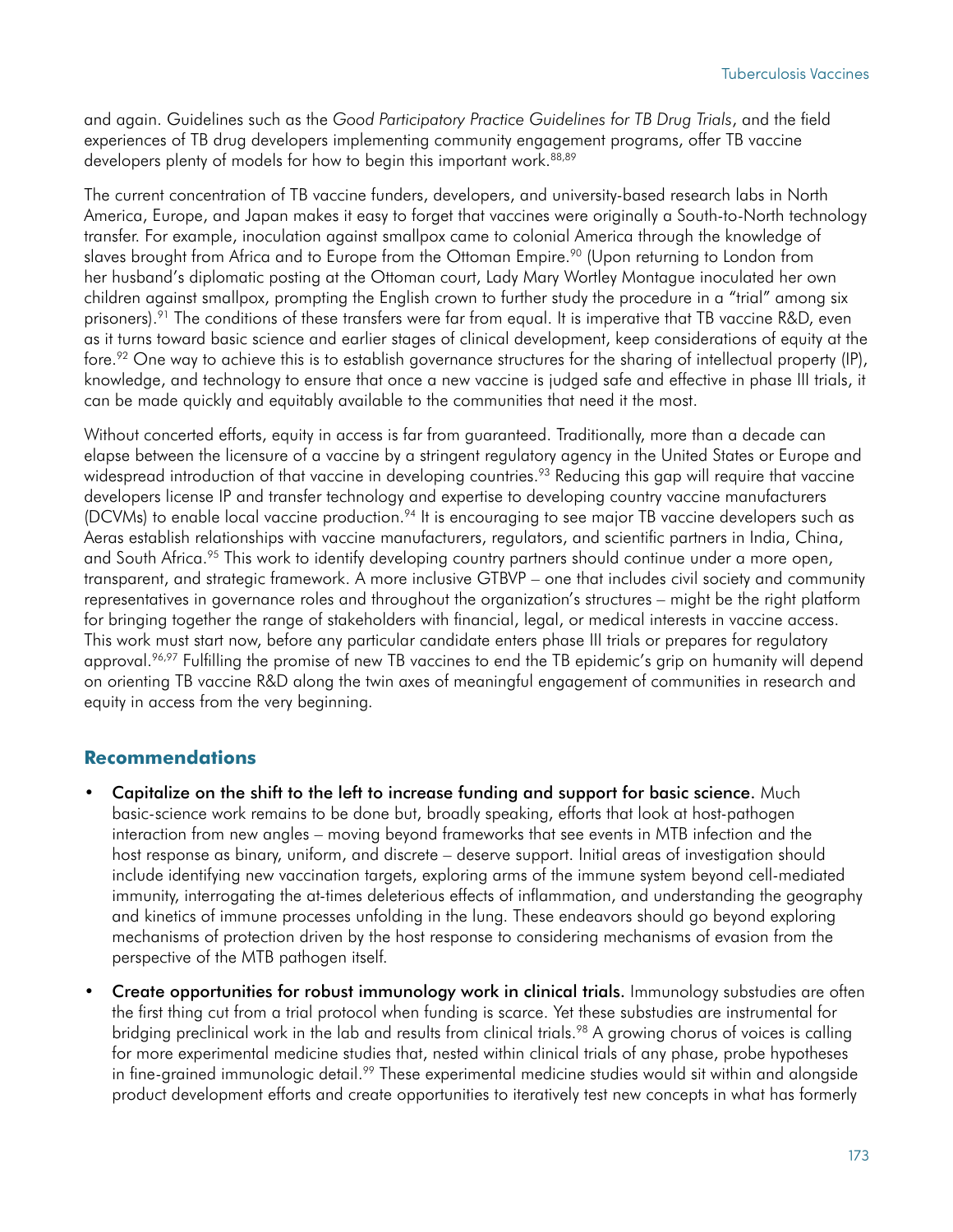and again. Guidelines such as the *Good Participatory Practice Guidelines for TB Drug Trials*, and the field experiences of TB drug developers implementing community engagement programs, offer TB vaccine developers plenty of models for how to begin this important work.[88,89]

The current concentration of TB vaccine funders, developers, and university-based research labs in North America, Europe, and Japan makes it easy to forget that vaccines were originally a South-to-North technology transfer. For example, inoculation against smallpox came to colonial America through the knowledge of slaves brought from Africa and to Europe from the Ottoman Empire.[90] (Upon returning to London from her husband's diplomatic posting at the Ottoman court, Lady Mary Wortley Montague inoculated her own children against smallpox, prompting the English crown to further study the procedure in a "trial" among six prisoners).[91] The conditions of these transfers were far from equal. It is imperative that TB vaccine R&D, even as it turns toward basic science and earlier stages of clinical development, keep considerations of equity at the fore.[92] One way to achieve this is to establish governance structures for the sharing of intellectual property (IP), knowledge, and technology to ensure that once a new vaccine is judged safe and effective in phase III trials, it can be made quickly and equitably available to the communities that need it the most.

Without concerted efforts, equity in access is far from guaranteed. Traditionally, more than a decade can elapse between the licensure of a vaccine by a stringent regulatory agency in the United States or Europe and widespread introduction of that vaccine in developing countries.[93] Reducing this gap will require that vaccine developers license IP and transfer technology and expertise to developing country vaccine manufacturers (DCVMs) to enable local vaccine production.[94] It is encouraging to see major TB vaccine developers such as Aeras establish relationships with vaccine manufacturers, regulators, and scientific partners in India, China, and South Africa.[95] This work to identify developing country partners should continue under a more open, transparent, and strategic framework. A more inclusive GTBVP – one that includes civil society and community representatives in governance roles and throughout the organization's structures – might be the right platform for bringing together the range of stakeholders with financial, legal, or medical interests in vaccine access. This work must start now, before any particular candidate enters phase III trials or prepares for regulatory approval.[96,97] Fulfilling the promise of new TB vaccines to end the TB epidemic's grip on humanity will depend on orienting TB vaccine R&D along the twin axes of meaningful engagement of communities in research and equity in access from the very beginning.

## Recommendations

- **Capitalize on the shift to the left to increase funding and support for basic science.** Much basic-science work remains to be done but, broadly speaking, efforts that look at host-pathogen interaction from new angles – moving beyond frameworks that see events in MTB infection and the host response as binary, uniform, and discrete – deserve support. Initial areas of investigation should include identifying new vaccination targets, exploring arms of the immune system beyond cell-mediated immunity, interrogating the at-times deleterious effects of inflammation, and understanding the geography and kinetics of immune processes unfolding in the lung. These endeavors should go beyond exploring mechanisms of protection driven by the host response to considering mechanisms of evasion from the perspective of the MTB pathogen itself.
- **Create opportunities for robust immunology work in clinical trials.** Immunology substudies are often the first thing cut from a trial protocol when funding is scarce. Yet these substudies are instrumental for bridging preclinical work in the lab and results from clinical trials.[98] A growing chorus of voices is calling for more experimental medicine studies that, nested within clinical trials of any phase, probe hypotheses in fine-grained immunologic detail.[99] These experimental medicine studies would sit within and alongside product development efforts and create opportunities to iteratively test new concepts in what has formerly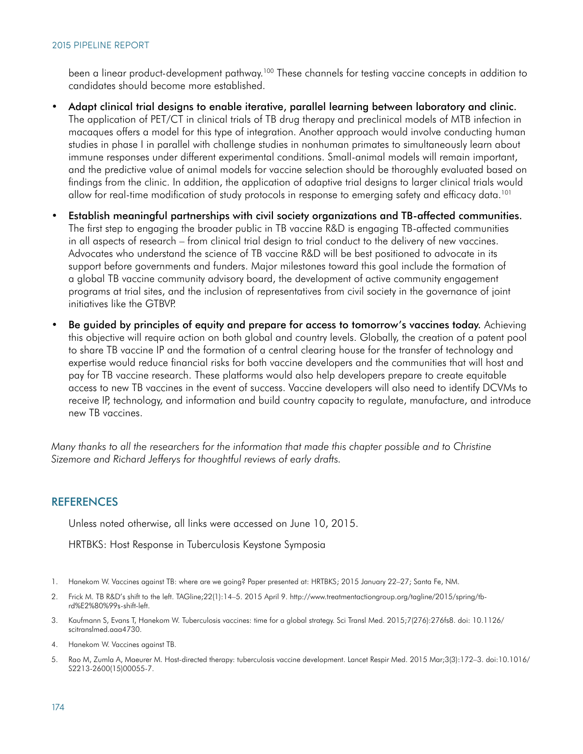been a linear product-development pathway.[100] These channels for testing vaccine concepts in addition to candidates should become more established.

- **Adapt clinical trial designs to enable iterative, parallel learning between laboratory and clinic.** The application of PET/CT in clinical trials of TB drug therapy and preclinical models of MTB infection in macaques offers a model for this type of integration. Another approach would involve conducting human studies in phase I in parallel with challenge studies in nonhuman primates to simultaneously learn about immune responses under different experimental conditions. Small-animal models will remain important, and the predictive value of animal models for vaccine selection should be thoroughly evaluated based on findings from the clinic. In addition, the application of adaptive trial designs to larger clinical trials would allow for real-time modification of study protocols in response to emerging safety and efficacy data.[101]

- **Establish meaningful partnerships with civil society organizations and TB-affected communities.** The first step to engaging the broader public in TB vaccine R&D is engaging TB-affected communities in all aspects of research – from clinical trial design to trial conduct to the delivery of new vaccines. Advocates who understand the science of TB vaccine R&D will be best positioned to advocate in its support before governments and funders. Major milestones toward this goal include the formation of a global TB vaccine community advisory board, the development of active community engagement programs at trial sites, and the inclusion of representatives from civil society in the governance of joint initiatives like the GTBVP.

- **Be guided by principles of equity and prepare for access to tomorrow's vaccines today.** Achieving this objective will require action on both global and country levels. Globally, the creation of a patent pool to share TB vaccine IP and the formation of a central clearing house for the transfer of technology and expertise would reduce financial risks for both vaccine developers and the communities that will host and pay for TB vaccine research. These platforms would also help developers prepare to create equitable access to new TB vaccines in the event of success. Vaccine developers will also need to identify DCVMs to receive IP, technology, and information and build country capacity to regulate, manufacture, and introduce new TB vaccines.

*Many thanks to all the researchers for the information that made this chapter possible and to Christine Sizemore and Richard Jefferys for thoughtful reviews of early drafts.*

## REFERENCES

Unless noted otherwise, all links were accessed on June 10, 2015.

HRTBKS: Host Response in Tuberculosis Keystone Symposia

1. Hanekom W. Vaccines against TB: where are we going? Paper presented at: HRTBKS; 2015 January 22–27; Santa Fe, NM.
2. Frick M. TB R&D's shift to the left. TAGline;22(1):14–5. 2015 April 9. http://www.treatmentactiongroup.org/tagline/2015/spring/tb-rd%E2%80%99s-shift-left.
3. Kaufmann S, Evans T, Hanekom W. Tuberculosis vaccines: time for a global strategy. Sci Transl Med. 2015;7(276):276fs8. doi: 10.1126/scitranslmed.aaa4730.
4. Hanekom W. Vaccines against TB.
5. Rao M, Zumla A, Maeurer M. Host-directed therapy: tuberculosis vaccine development. Lancet Respir Med. 2015 Mar;3(3):172–3. doi:10.1016/S2213-2600(15)00055-7.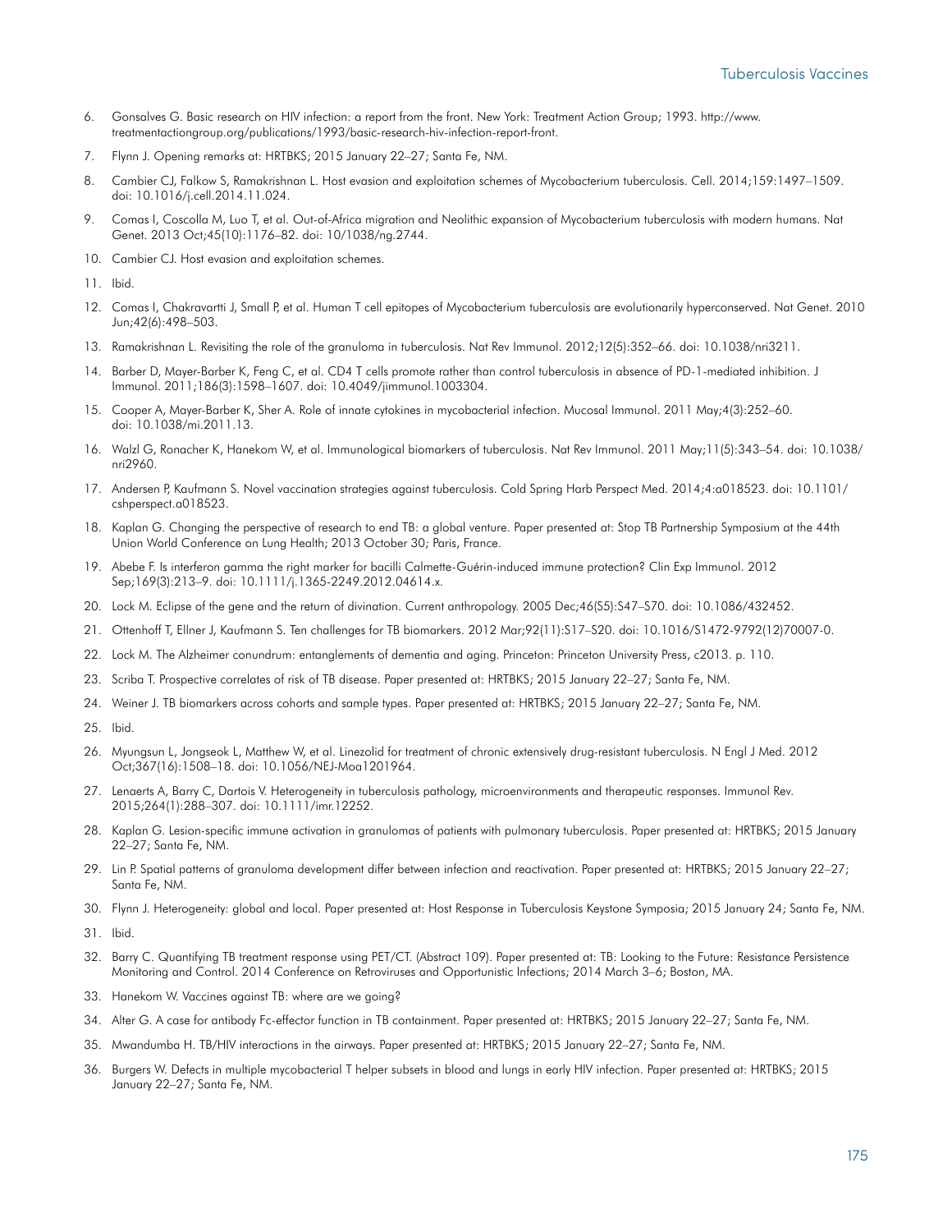6. Gonsalves G. Basic research on HIV infection: a report from the front. New York: Treatment Action Group; 1993. http://www.treatmentactiongroup.org/publications/1993/basic-research-hiv-infection-report-front.

7. Flynn J. Opening remarks at: HRTBKS; 2015 January 22–27; Santa Fe, NM.

8. Cambier CJ, Falkow S, Ramakrishnan L. Host evasion and exploitation schemes of Mycobacterium tuberculosis. Cell. 2014;159:1497–1509. doi: 10.1016/j.cell.2014.11.024.

9. Comas I, Coscolla M, Luo T, et al. Out-of-Africa migration and Neolithic expansion of Mycobacterium tuberculosis with modern humans. Nat Genet. 2013 Oct;45(10):1176–82. doi: 10/1038/ng.2744.

10. Cambier CJ. Host evasion and exploitation schemes.

11. Ibid.

12. Comas I, Chakravartti J, Small P, et al. Human T cell epitopes of Mycobacterium tuberculosis are evolutionarily hyperconserved. Nat Genet. 2010 Jun;42(6):498–503.

13. Ramakrishnan L. Revisiting the role of the granuloma in tuberculosis. Nat Rev Immunol. 2012;12(5):352–66. doi: 10.1038/nri3211.

14. Barber D, Mayer-Barber K, Feng C, et al. CD4 T cells promote rather than control tuberculosis in absence of PD-1-mediated inhibition. J Immunol. 2011;186(3):1598–1607. doi: 10.4049/jimmunol.1003304.

15. Cooper A, Mayer-Barber K, Sher A. Role of innate cytokines in mycobacterial infection. Mucosal Immunol. 2011 May;4(3):252–60. doi: 10.1038/mi.2011.13.

16. Walzl G, Ronacher K, Hanekom W, et al. Immunological biomarkers of tuberculosis. Nat Rev Immunol. 2011 May;11(5):343–54. doi: 10.1038/nri2960.

17. Andersen P, Kaufmann S. Novel vaccination strategies against tuberculosis. Cold Spring Harb Perspect Med. 2014;4:a018523. doi: 10.1101/cshperspect.a018523.

18. Kaplan G. Changing the perspective of research to end TB: a global venture. Paper presented at: Stop TB Partnership Symposium at the 44th Union World Conference on Lung Health; 2013 October 30; Paris, France.

19. Abebe F. Is interferon gamma the right marker for bacilli Calmette-Guérin-induced immune protection? Clin Exp Immunol. 2012 Sep;169(3):213–9. doi: 10.1111/j.1365-2249.2012.04614.x.

20. Lock M. Eclipse of the gene and the return of divination. Current anthropology. 2005 Dec;46(S5):S47–S70. doi: 10.1086/432452.

21. Ottenhoff T, Ellner J, Kaufmann S. Ten challenges for TB biomarkers. 2012 Mar;92(11):S17–S20. doi: 10.1016/S1472-9792(12)70007-0.

22. Lock M. The Alzheimer conundrum: entanglements of dementia and aging. Princeton: Princeton University Press, c2013. p. 110.

23. Scriba T. Prospective correlates of risk of TB disease. Paper presented at: HRTBKS; 2015 January 22–27; Santa Fe, NM.

24. Weiner J. TB biomarkers across cohorts and sample types. Paper presented at: HRTBKS; 2015 January 22–27; Santa Fe, NM.

25. Ibid.

26. Myungsun L, Jongseok L, Matthew W, et al. Linezolid for treatment of chronic extensively drug-resistant tuberculosis. N Engl J Med. 2012 Oct;367(16):1508–18. doi: 10.1056/NEJ-Moa1201964.

27. Lenaerts A, Barry C, Dartois V. Heterogeneity in tuberculosis pathology, microenvironments and therapeutic responses. Immunol Rev. 2015;264(1):288–307. doi: 10.1111/imr.12252.

28. Kaplan G. Lesion-specific immune activation in granulomas of patients with pulmonary tuberculosis. Paper presented at: HRTBKS; 2015 January 22–27; Santa Fe, NM.

29. Lin P. Spatial patterns of granuloma development differ between infection and reactivation. Paper presented at: HRTBKS; 2015 January 22–27; Santa Fe, NM.

30. Flynn J. Heterogeneity: global and local. Paper presented at: Host Response in Tuberculosis Keystone Symposia; 2015 January 24; Santa Fe, NM.

31. Ibid.

32. Barry C. Quantifying TB treatment response using PET/CT. (Abstract 109). Paper presented at: TB: Looking to the Future: Resistance Persistence Monitoring and Control. 2014 Conference on Retroviruses and Opportunistic Infections; 2014 March 3–6; Boston, MA.

33. Hanekom W. Vaccines against TB: where are we going?

34. Alter G. A case for antibody Fc-effector function in TB containment. Paper presented at: HRTBKS; 2015 January 22–27; Santa Fe, NM.

35. Mwandumba H. TB/HIV interactions in the airways. Paper presented at: HRTBKS; 2015 January 22–27; Santa Fe, NM.

36. Burgers W. Defects in multiple mycobacterial T helper subsets in blood and lungs in early HIV infection. Paper presented at: HRTBKS; 2015 January 22–27; Santa Fe, NM.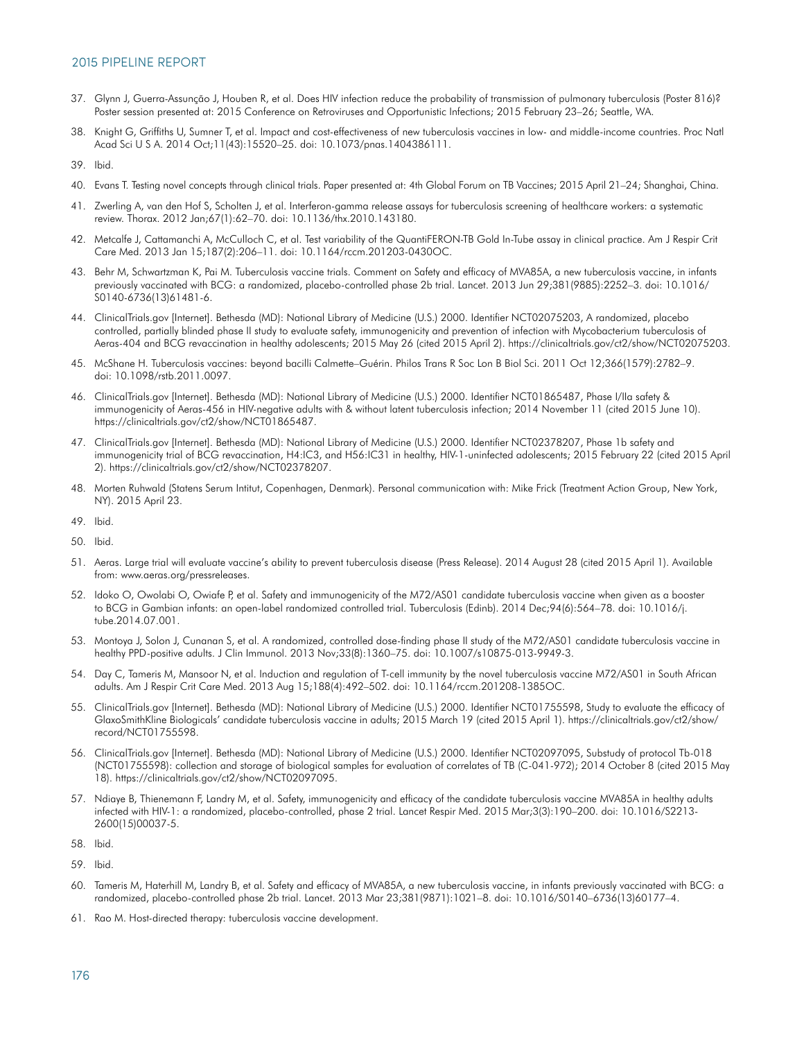37. Glynn J, Guerra-Assunção J, Houben R, et al. Does HIV infection reduce the probability of transmission of pulmonary tuberculosis (Poster 816)? Poster session presented at: 2015 Conference on Retroviruses and Opportunistic Infections; 2015 February 23–26; Seattle, WA.

38. Knight G, Griffiths U, Sumner T, et al. Impact and cost-effectiveness of new tuberculosis vaccines in low- and middle-income countries. Proc Natl Acad Sci U S A. 2014 Oct;11(43):15520–25. doi: 10.1073/pnas.1404386111.

39. Ibid.

40. Evans T. Testing novel concepts through clinical trials. Paper presented at: 4th Global Forum on TB Vaccines; 2015 April 21–24; Shanghai, China.

41. Zwerling A, van den Hof S, Scholten J, et al. Interferon-gamma release assays for tuberculosis screening of healthcare workers: a systematic review. Thorax. 2012 Jan;67(1):62–70. doi: 10.1136/thx.2010.143180.

42. Metcalfe J, Cattamanchi A, McCulloch C, et al. Test variability of the QuantiFERON-TB Gold In-Tube assay in clinical practice. Am J Respir Crit Care Med. 2013 Jan 15;187(2):206–11. doi: 10.1164/rccm.201203-0430OC.

43. Behr M, Schwartzman K, Pai M. Tuberculosis vaccine trials. Comment on Safety and efficacy of MVA85A, a new tuberculosis vaccine, in infants previously vaccinated with BCG: a randomized, placebo-controlled phase 2b trial. Lancet. 2013 Jun 29;381(9885):2252–3. doi: 10.1016/S0140-6736(13)61481-6.

44. ClinicalTrials.gov [Internet]. Bethesda (MD): National Library of Medicine (U.S.) 2000. Identifier NCT02075203, A randomized, placebo controlled, partially blinded phase II study to evaluate safety, immunogenicity and prevention of infection with Mycobacterium tuberculosis of Aeras-404 and BCG revaccination in healthy adolescents; 2015 May 26 (cited 2015 April 2). https://clinicaltrials.gov/ct2/show/NCT02075203.

45. McShane H. Tuberculosis vaccines: beyond bacilli Calmette–Guérin. Philos Trans R Soc Lon B Biol Sci. 2011 Oct 12;366(1579):2782–9. doi: 10.1098/rstb.2011.0097.

46. ClinicalTrials.gov [Internet]. Bethesda (MD): National Library of Medicine (U.S.) 2000. Identifier NCT01865487, Phase I/IIa safety & immunogenicity of Aeras-456 in HIV-negative adults with & without latent tuberculosis infection; 2014 November 11 (cited 2015 June 10). https://clinicaltrials.gov/ct2/show/NCT01865487.

47. ClinicalTrials.gov [Internet]. Bethesda (MD): National Library of Medicine (U.S.) 2000. Identifier NCT02378207, Phase 1b safety and immunogenicity trial of BCG revaccination, H4:IC3, and H56:IC31 in healthy, HIV-1-uninfected adolescents; 2015 February 22 (cited 2015 April 2). https://clinicaltrials.gov/ct2/show/NCT02378207.

48. Morten Ruhwald (Statens Serum Intitut, Copenhagen, Denmark). Personal communication with: Mike Frick (Treatment Action Group, New York, NY). 2015 April 23.

49. Ibid.

50. Ibid.

51. Aeras. Large trial will evaluate vaccine's ability to prevent tuberculosis disease (Press Release). 2014 August 28 (cited 2015 April 1). Available from: www.aeras.org/pressreleases.

52. Idoko O, Owolabi O, Owiafe P, et al. Safety and immunogenicity of the M72/AS01 candidate tuberculosis vaccine when given as a booster to BCG in Gambian infants: an open-label randomized controlled trial. Tuberculosis (Edinb). 2014 Dec;94(6):564–78. doi: 10.1016/j.tube.2014.07.001.

53. Montoya J, Solon J, Cunanan S, et al. A randomized, controlled dose-finding phase II study of the M72/AS01 candidate tuberculosis vaccine in healthy PPD-positive adults. J Clin Immunol. 2013 Nov;33(8):1360–75. doi: 10.1007/s10875-013-9949-3.

54. Day C, Tameris M, Mansoor N, et al. Induction and regulation of T-cell immunity by the novel tuberculosis vaccine M72/AS01 in South African adults. Am J Respir Crit Care Med. 2013 Aug 15;188(4):492–502. doi: 10.1164/rccm.201208-1385OC.

55. ClinicalTrials.gov [Internet]. Bethesda (MD): National Library of Medicine (U.S.) 2000. Identifier NCT01755598, Study to evaluate the efficacy of GlaxoSmithKline Biologicals' candidate tuberculosis vaccine in adults; 2015 March 19 (cited 2015 April 1). https://clinicaltrials.gov/ct2/show/record/NCT01755598.

56. ClinicalTrials.gov [Internet]. Bethesda (MD): National Library of Medicine (U.S.) 2000. Identifier NCT02097095, Substudy of protocol Tb-018 (NCT01755598): collection and storage of biological samples for evaluation of correlates of TB (C-041-972); 2014 October 8 (cited 2015 May 18). https://clinicaltrials.gov/ct2/show/NCT02097095.

57. Ndiaye B, Thienemann F, Landry M, et al. Safety, immunogenicity and efficacy of the candidate tuberculosis vaccine MVA85A in healthy adults infected with HIV-1: a randomized, placebo-controlled, phase 2 trial. Lancet Respir Med. 2015 Mar;3(3):190–200. doi: 10.1016/S2213-2600(15)00037-5.

58. Ibid.

59. Ibid.

60. Tameris M, Haterhill M, Landry B, et al. Safety and efficacy of MVA85A, a new tuberculosis vaccine, in infants previously vaccinated with BCG: a randomized, placebo-controlled phase 2b trial. Lancet. 2013 Mar 23;381(9871):1021–8. doi: 10.1016/S0140–6736(13)60177–4.

61. Rao M. Host-directed therapy: tuberculosis vaccine development.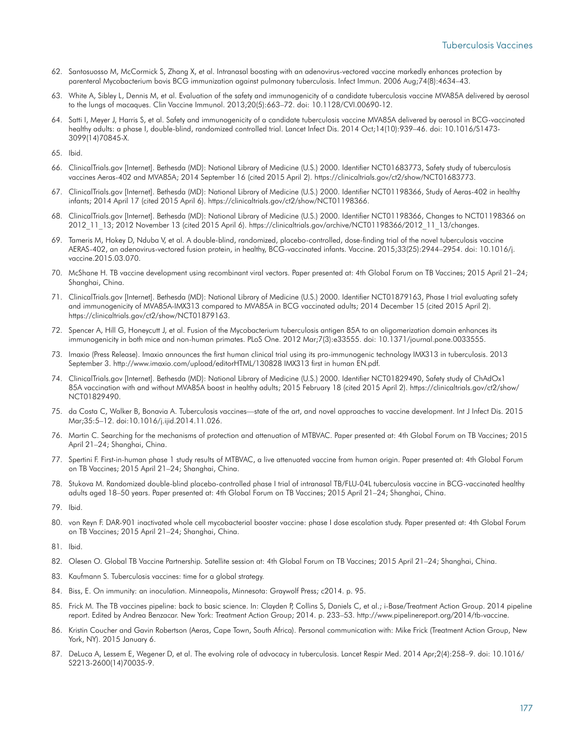62. Santosuosso M, McCormick S, Zhang X, et al. Intranasal boosting with an adenovirus-vectored vaccine markedly enhances protection by parenteral Mycobacterium bovis BCG immunization against pulmonary tuberculosis. Infect Immun. 2006 Aug;74(8):4634–43.

63. White A, Sibley L, Dennis M, et al. Evaluation of the safety and immunogenicity of a candidate tuberculosis vaccine MVA85A delivered by aerosol to the lungs of macaques. Clin Vaccine Immunol. 2013;20(5):663–72. doi: 10.1128/CVI.00690-12.

64. Satti I, Meyer J, Harris S, et al. Safety and immunogenicity of a candidate tuberculosis vaccine MVA85A delivered by aerosol in BCG-vaccinated healthy adults: a phase I, double-blind, randomized controlled trial. Lancet Infect Dis. 2014 Oct;14(10):939–46. doi: 10.1016/S1473-3099(14)70845-X.

65. Ibid.

66. ClinicalTrials.gov [Internet]. Bethesda (MD): National Library of Medicine (U.S.) 2000. Identifier NCT01683773, Safety study of tuberculosis vaccines Aeras-402 and MVA85A; 2014 September 16 (cited 2015 April 2). https://clinicaltrials.gov/ct2/show/NCT01683773.

67. ClinicalTrials.gov [Internet]. Bethesda (MD): National Library of Medicine (U.S.) 2000. Identifier NCT01198366, Study of Aeras-402 in healthy infants; 2014 April 17 (cited 2015 April 6). https://clinicaltrials.gov/ct2/show/NCT01198366.

68. ClinicalTrials.gov [Internet]. Bethesda (MD): National Library of Medicine (U.S.) 2000. Identifier NCT01198366, Changes to NCT01198366 on 2012_11_13; 2012 November 13 (cited 2015 April 6). https://clinicaltrials.gov/archive/NCT01198366/2012_11_13/changes.

69. Tameris M, Hokey D, Nduba V, et al. A double-blind, randomized, placebo-controlled, dose-finding trial of the novel tuberculosis vaccine AERAS-402, an adenovirus-vectored fusion protein, in healthy, BCG-vaccinated infants. Vaccine. 2015;33(25):2944–2954. doi: 10.1016/j.vaccine.2015.03.070.

70. McShane H. TB vaccine development using recombinant viral vectors. Paper presented at: 4th Global Forum on TB Vaccines; 2015 April 21–24; Shanghai, China.

71. ClinicalTrials.gov [Internet]. Bethesda (MD): National Library of Medicine (U.S.) 2000. Identifier NCT01879163, Phase I trial evaluating safety and immunogenicity of MVA85A-IMX313 compared to MVA85A in BCG vaccinated adults; 2014 December 15 (cited 2015 April 2). https://clinicaltrials.gov/ct2/show/NCT01879163.

72. Spencer A, Hill G, Honeycutt J, et al. Fusion of the Mycobacterium tuberculosis antigen 85A to an oligomerization domain enhances its immunogenicity in both mice and non-human primates. PLoS One. 2012 Mar;7(3):e33555. doi: 10.1371/journal.pone.0033555.

73. Imaxio (Press Release). Imaxio announces the first human clinical trial using its pro-immunogenic technology IMX313 in tuberculosis. 2013 September 3. http://www.imaxio.com/upload/editorHTML/130828 IMX313 first in human EN.pdf.

74. ClinicalTrials.gov [Internet]. Bethesda (MD): National Library of Medicine (U.S.) 2000. Identifier NCT01829490, Safety study of ChAdOx1 85A vaccination with and without MVA85A boost in healthy adults; 2015 February 18 (cited 2015 April 2). https://clinicaltrials.gov/ct2/show/NCT01829490.

75. da Costa C, Walker B, Bonavia A. Tuberculosis vaccines—state of the art, and novel approaches to vaccine development. Int J Infect Dis. 2015 Mar;35:5–12. doi:10.1016/j.ijid.2014.11.026.

76. Martin C. Searching for the mechanisms of protection and attenuation of MTBVAC. Paper presented at: 4th Global Forum on TB Vaccines; 2015 April 21–24; Shanghai, China.

77. Spertini F. First-in-human phase 1 study results of MTBVAC, a live attenuated vaccine from human origin. Paper presented at: 4th Global Forum on TB Vaccines; 2015 April 21–24; Shanghai, China.

78. Stukova M. Randomized double-blind placebo-controlled phase I trial of intranasal TB/FLU-04L tuberculosis vaccine in BCG-vaccinated healthy adults aged 18–50 years. Paper presented at: 4th Global Forum on TB Vaccines; 2015 April 21–24; Shanghai, China.

79. Ibid.

80. von Reyn F. DAR-901 inactivated whole cell mycobacterial booster vaccine: phase I dose escalation study. Paper presented at: 4th Global Forum on TB Vaccines; 2015 April 21–24; Shanghai, China.

81. Ibid.

82. Olesen O. Global TB Vaccine Partnership. Satellite session at: 4th Global Forum on TB Vaccines; 2015 April 21–24; Shanghai, China.

83. Kaufmann S. Tuberculosis vaccines: time for a global strategy.

84. Biss, E. On immunity: an inoculation. Minneapolis, Minnesota: Graywolf Press; c2014. p. 95.

85. Frick M. The TB vaccines pipeline: back to basic science. In: Clayden P, Collins S, Daniels C, et al.; i-Base/Treatment Action Group. 2014 pipeline report. Edited by Andrea Benzacar. New York: Treatment Action Group; 2014. p. 233–53. http://www.pipelinereport.org/2014/tb-vaccine.

86. Kristin Coucher and Gavin Robertson (Aeras, Cape Town, South Africa). Personal communication with: Mike Frick (Treatment Action Group, New York, NY). 2015 January 6.

87. DeLuca A, Lessem E, Wegener D, et al. The evolving role of advocacy in tuberculosis. Lancet Respir Med. 2014 Apr;2(4):258–9. doi: 10.1016/S2213-2600(14)70035-9.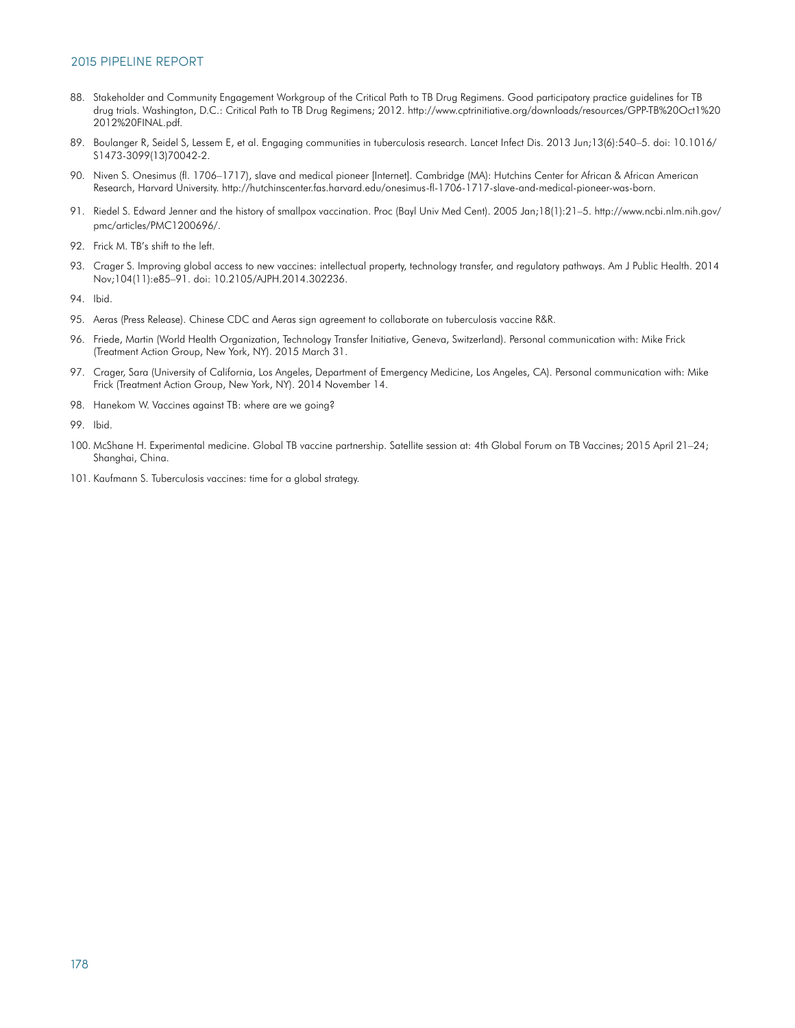88. Stakeholder and Community Engagement Workgroup of the Critical Path to TB Drug Regimens. Good participatory practice guidelines for TB drug trials. Washington, D.C.: Critical Path to TB Drug Regimens; 2012. http://www.cptrinitiative.org/downloads/resources/GPP-TB%20Oct1%20 2012%20FINAL.pdf.

89. Boulanger R, Seidel S, Lessem E, et al. Engaging communities in tuberculosis research. Lancet Infect Dis. 2013 Jun;13(6):540–5. doi: 10.1016/ S1473-3099(13)70042-2.

90. Niven S. Onesimus (fl. 1706–1717), slave and medical pioneer [Internet]. Cambridge (MA): Hutchins Center for African & African American Research, Harvard University. http://hutchinscenter.fas.harvard.edu/onesimus-fl-1706-1717-slave-and-medical-pioneer-was-born.

91. Riedel S. Edward Jenner and the history of smallpox vaccination. Proc (Bayl Univ Med Cent). 2005 Jan;18(1):21–5. http://www.ncbi.nlm.nih.gov/ pmc/articles/PMC1200696/.

92. Frick M. TB's shift to the left.

93. Crager S. Improving global access to new vaccines: intellectual property, technology transfer, and regulatory pathways. Am J Public Health. 2014 Nov;104(11):e85–91. doi: 10.2105/AJPH.2014.302236.

94. Ibid.

95. Aeras (Press Release). Chinese CDC and Aeras sign agreement to collaborate on tuberculosis vaccine R&R.

96. Friede, Martin (World Health Organization, Technology Transfer Initiative, Geneva, Switzerland). Personal communication with: Mike Frick (Treatment Action Group, New York, NY). 2015 March 31.

97. Crager, Sara (University of California, Los Angeles, Department of Emergency Medicine, Los Angeles, CA). Personal communication with: Mike Frick (Treatment Action Group, New York, NY). 2014 November 14.

98. Hanekom W. Vaccines against TB: where are we going?

99. Ibid.

100. McShane H. Experimental medicine. Global TB vaccine partnership. Satellite session at: 4th Global Forum on TB Vaccines; 2015 April 21–24; Shanghai, China.

101. Kaufmann S. Tuberculosis vaccines: time for a global strategy.